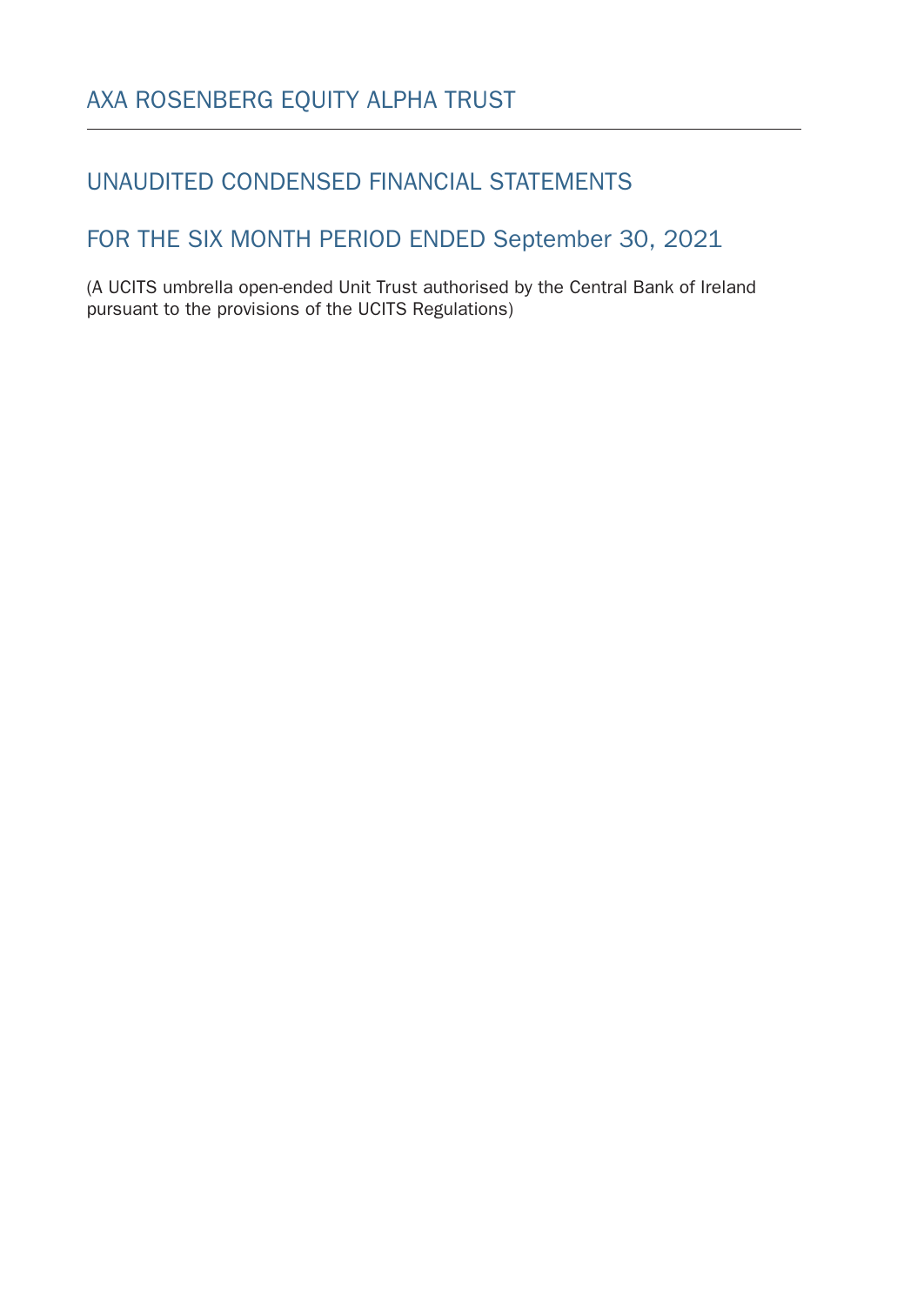# AXA ROSENBERG EQUITY ALPHA TRUST

## UNAUDITED CONDENSED FINANCIAL STATEMENTS

## FOR THE SIX MONTH PERIOD ENDED September 30, 2021

(A UCITS umbrella open-ended Unit Trust authorised by the Central Bank of Ireland pursuant to the provisions of the UCITS Regulations)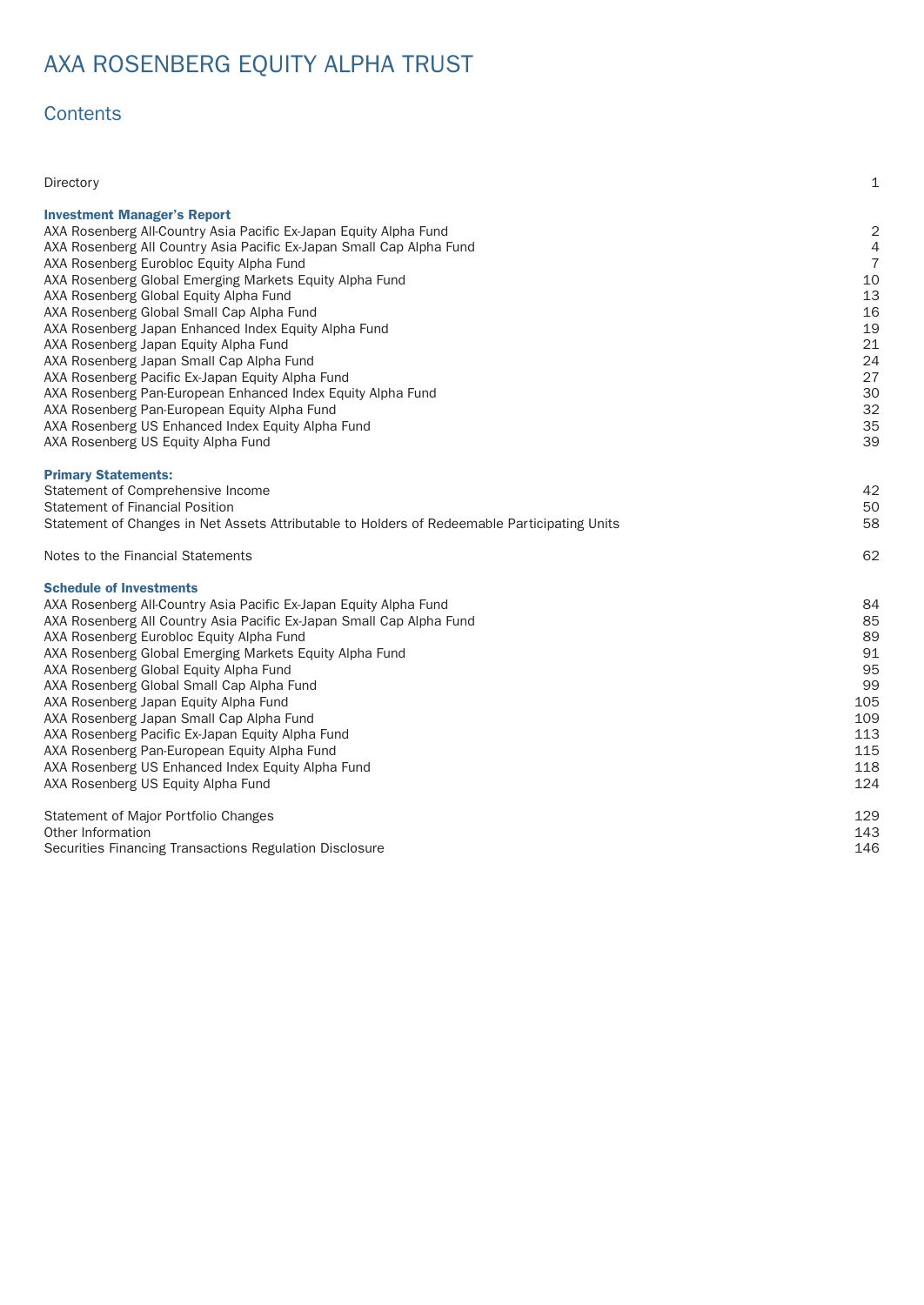# AXA ROSENBERG EQUITY ALPHA TRUST

## Contents

| | |
|---|---|
| Directory | 1 |
| **Investment Manager's Report** | |
| AXA Rosenberg All-Country Asia Pacific Ex-Japan Equity Alpha Fund | 2 |
| AXA Rosenberg All Country Asia Pacific Ex-Japan Small Cap Alpha Fund | 4 |
| AXA Rosenberg Eurobloc Equity Alpha Fund | 7 |
| AXA Rosenberg Global Emerging Markets Equity Alpha Fund | 10 |
| AXA Rosenberg Global Equity Alpha Fund | 13 |
| AXA Rosenberg Global Small Cap Alpha Fund | 16 |
| AXA Rosenberg Japan Enhanced Index Equity Alpha Fund | 19 |
| AXA Rosenberg Japan Equity Alpha Fund | 21 |
| AXA Rosenberg Japan Small Cap Alpha Fund | 24 |
| AXA Rosenberg Pacific Ex-Japan Equity Alpha Fund | 27 |
| AXA Rosenberg Pan-European Enhanced Index Equity Alpha Fund | 30 |
| AXA Rosenberg Pan-European Equity Alpha Fund | 32 |
| AXA Rosenberg US Enhanced Index Equity Alpha Fund | 35 |
| AXA Rosenberg US Equity Alpha Fund | 39 |
| **Primary Statements:** | |
| Statement of Comprehensive Income | 42 |
| Statement of Financial Position | 50 |
| Statement of Changes in Net Assets Attributable to Holders of Redeemable Participating Units | 58 |
| Notes to the Financial Statements | 62 |
| **Schedule of Investments** | |
| AXA Rosenberg All-Country Asia Pacific Ex-Japan Equity Alpha Fund | 84 |
| AXA Rosenberg All Country Asia Pacific Ex-Japan Small Cap Alpha Fund | 85 |
| AXA Rosenberg Eurobloc Equity Alpha Fund | 89 |
| AXA Rosenberg Global Emerging Markets Equity Alpha Fund | 91 |
| AXA Rosenberg Global Equity Alpha Fund | 95 |
| AXA Rosenberg Global Small Cap Alpha Fund | 99 |
| AXA Rosenberg Japan Equity Alpha Fund | 105 |
| AXA Rosenberg Japan Small Cap Alpha Fund | 109 |
| AXA Rosenberg Pacific Ex-Japan Equity Alpha Fund | 113 |
| AXA Rosenberg Pan-European Equity Alpha Fund | 115 |
| AXA Rosenberg US Enhanced Index Equity Alpha Fund | 118 |
| AXA Rosenberg US Equity Alpha Fund | 124 |
| Statement of Major Portfolio Changes | 129 |
| Other Information | 143 |
| Securities Financing Transactions Regulation Disclosure | 146 |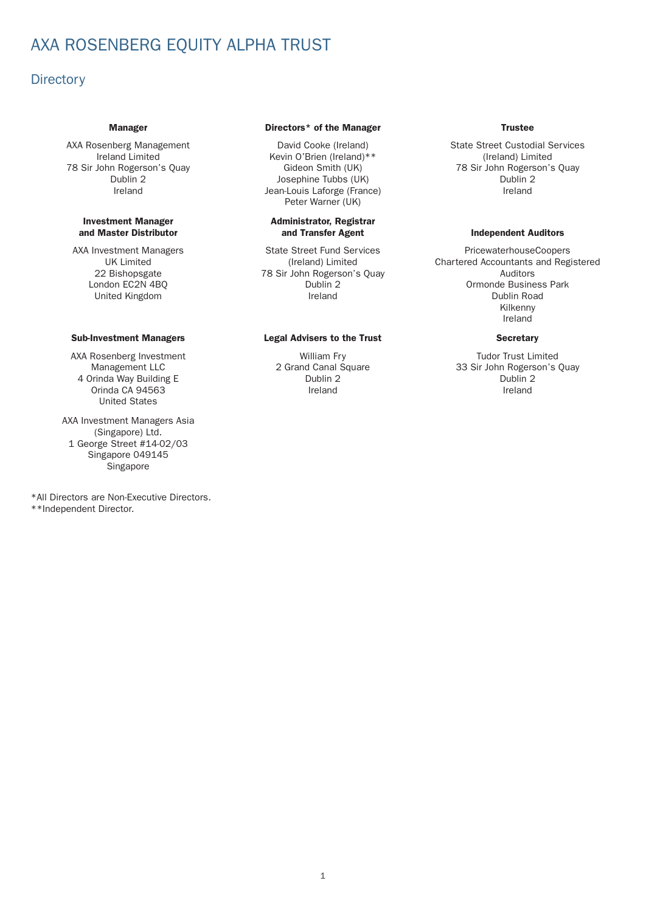# AXA ROSENBERG EQUITY ALPHA TRUST

## Directory

**Manager**

AXA Rosenberg Management
Ireland Limited
78 Sir John Rogerson's Quay
Dublin 2
Ireland

**Directors* of the Manager**

David Cooke (Ireland)
Kevin O'Brien (Ireland)**
Gideon Smith (UK)
Josephine Tubbs (UK)
Jean-Louis Laforge (France)
Peter Warner (UK)

**Trustee**

State Street Custodial Services
(Ireland) Limited
78 Sir John Rogerson's Quay
Dublin 2
Ireland

**Investment Manager and Master Distributor**

AXA Investment Managers
UK Limited
22 Bishopsgate
London EC2N 4BQ
United Kingdom

**Administrator, Registrar and Transfer Agent**

State Street Fund Services
(Ireland) Limited
78 Sir John Rogerson's Quay
Dublin 2
Ireland

**Independent Auditors**

PricewaterhouseCoopers
Chartered Accountants and Registered Auditors
Ormonde Business Park
Dublin Road
Kilkenny
Ireland

**Sub-Investment Managers**

AXA Rosenberg Investment
Management LLC
4 Orinda Way Building E
Orinda CA 94563
United States

AXA Investment Managers Asia
(Singapore) Ltd.
1 George Street #14-02/03
Singapore 049145
Singapore

**Legal Advisers to the Trust**

William Fry
2 Grand Canal Square
Dublin 2
Ireland

**Secretary**

Tudor Trust Limited
33 Sir John Rogerson's Quay
Dublin 2
Ireland

*All Directors are Non-Executive Directors.
**Independent Director.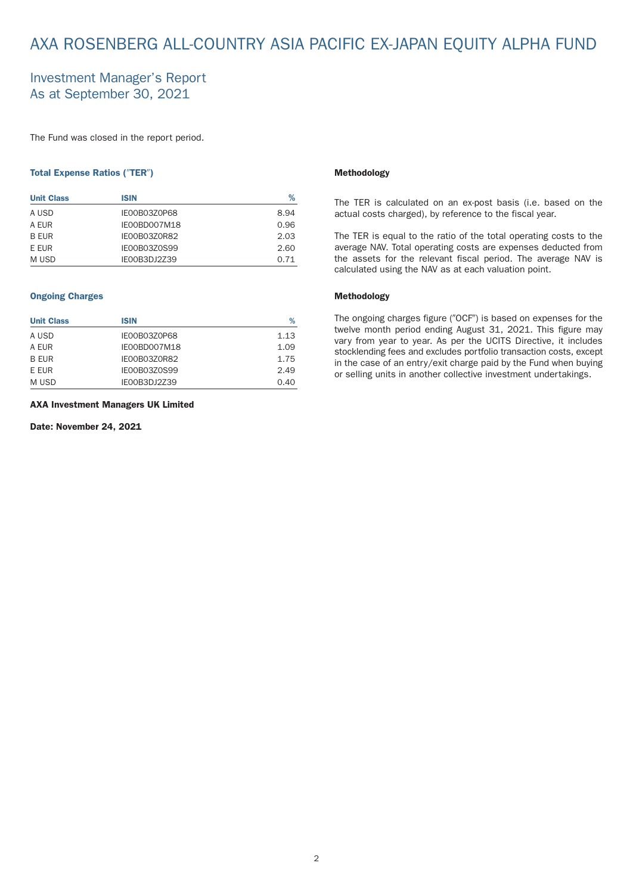# AXA ROSENBERG ALL-COUNTRY ASIA PACIFIC EX-JAPAN EQUITY ALPHA FUND

## Investment Manager's Report
## As at September 30, 2021

The Fund was closed in the report period.

### Total Expense Ratios ("TER")

| Unit Class | ISIN | % |
|---|---|---|
| A USD | IE00B03Z0P68 | 8.94 |
| A EUR | IE00BD007M18 | 0.96 |
| B EUR | IE00B03Z0R82 | 2.03 |
| E EUR | IE00B03Z0S99 | 2.60 |
| M USD | IE00B3DJ2Z39 | 0.71 |

### Ongoing Charges

| Unit Class | ISIN | % |
|---|---|---|
| A USD | IE00B03Z0P68 | 1.13 |
| A EUR | IE00BD007M18 | 1.09 |
| B EUR | IE00B03Z0R82 | 1.75 |
| E EUR | IE00B03Z0S99 | 2.49 |
| M USD | IE00B3DJ2Z39 | 0.40 |

**AXA Investment Managers UK Limited**

**Date: November 24, 2021**

**Methodology**

The TER is calculated on an ex-post basis (i.e. based on the actual costs charged), by reference to the fiscal year.

The TER is equal to the ratio of the total operating costs to the average NAV. Total operating costs are expenses deducted from the assets for the relevant fiscal period. The average NAV is calculated using the NAV as at each valuation point.

**Methodology**

The ongoing charges figure ("OCF") is based on expenses for the twelve month period ending August 31, 2021. This figure may vary from year to year. As per the UCITS Directive, it includes stocklending fees and excludes portfolio transaction costs, except in the case of an entry/exit charge paid by the Fund when buying or selling units in another collective investment undertakings.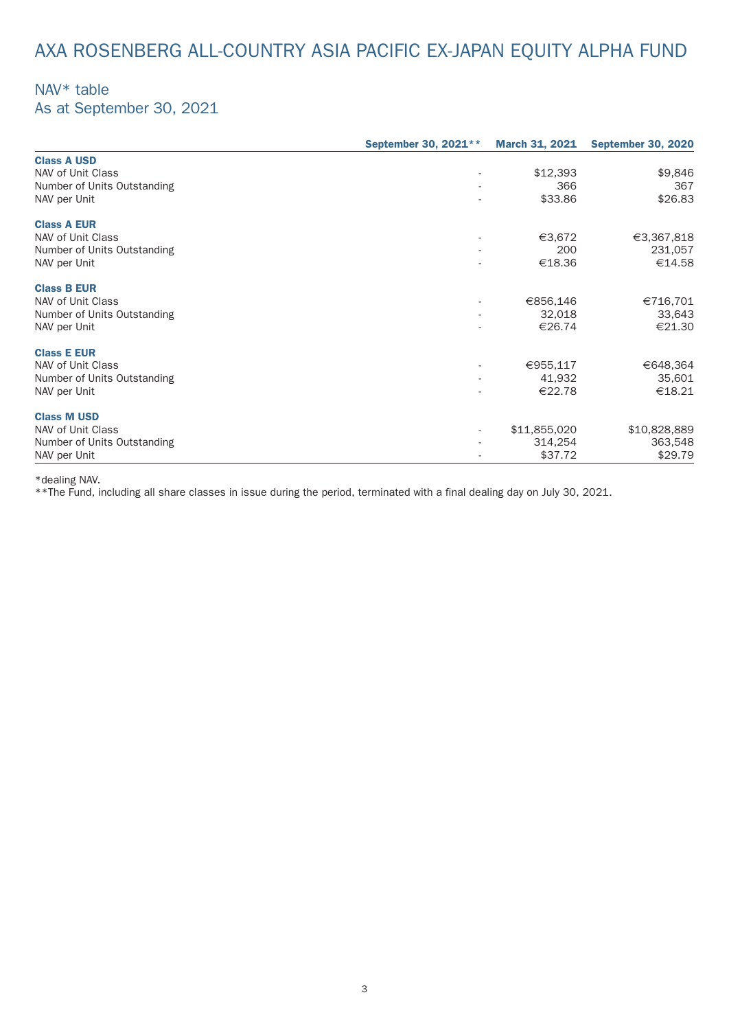# AXA ROSENBERG ALL-COUNTRY ASIA PACIFIC EX-JAPAN EQUITY ALPHA FUND

## NAV* table
## As at September 30, 2021

| | September 30, 2021** | March 31, 2021 | September 30, 2020 |
|---|---|---|---|
| **Class A USD** | | | |
| NAV of Unit Class | - | $12,393 | $9,846 |
| Number of Units Outstanding | - | 366 | 367 |
| NAV per Unit | - | $33.86 | $26.83 |
| **Class A EUR** | | | |
| NAV of Unit Class | - | €3,672 | €3,367,818 |
| Number of Units Outstanding | - | 200 | 231,057 |
| NAV per Unit | - | €18.36 | €14.58 |
| **Class B EUR** | | | |
| NAV of Unit Class | - | €856,146 | €716,701 |
| Number of Units Outstanding | - | 32,018 | 33,643 |
| NAV per Unit | - | €26.74 | €21.30 |
| **Class E EUR** | | | |
| NAV of Unit Class | - | €955,117 | €648,364 |
| Number of Units Outstanding | - | 41,932 | 35,601 |
| NAV per Unit | - | €22.78 | €18.21 |
| **Class M USD** | | | |
| NAV of Unit Class | - | $11,855,020 | $10,828,889 |
| Number of Units Outstanding | - | 314,254 | 363,548 |
| NAV per Unit | - | $37.72 | $29.79 |

*dealing NAV.
**The Fund, including all share classes in issue during the period, terminated with a final dealing day on July 30, 2021.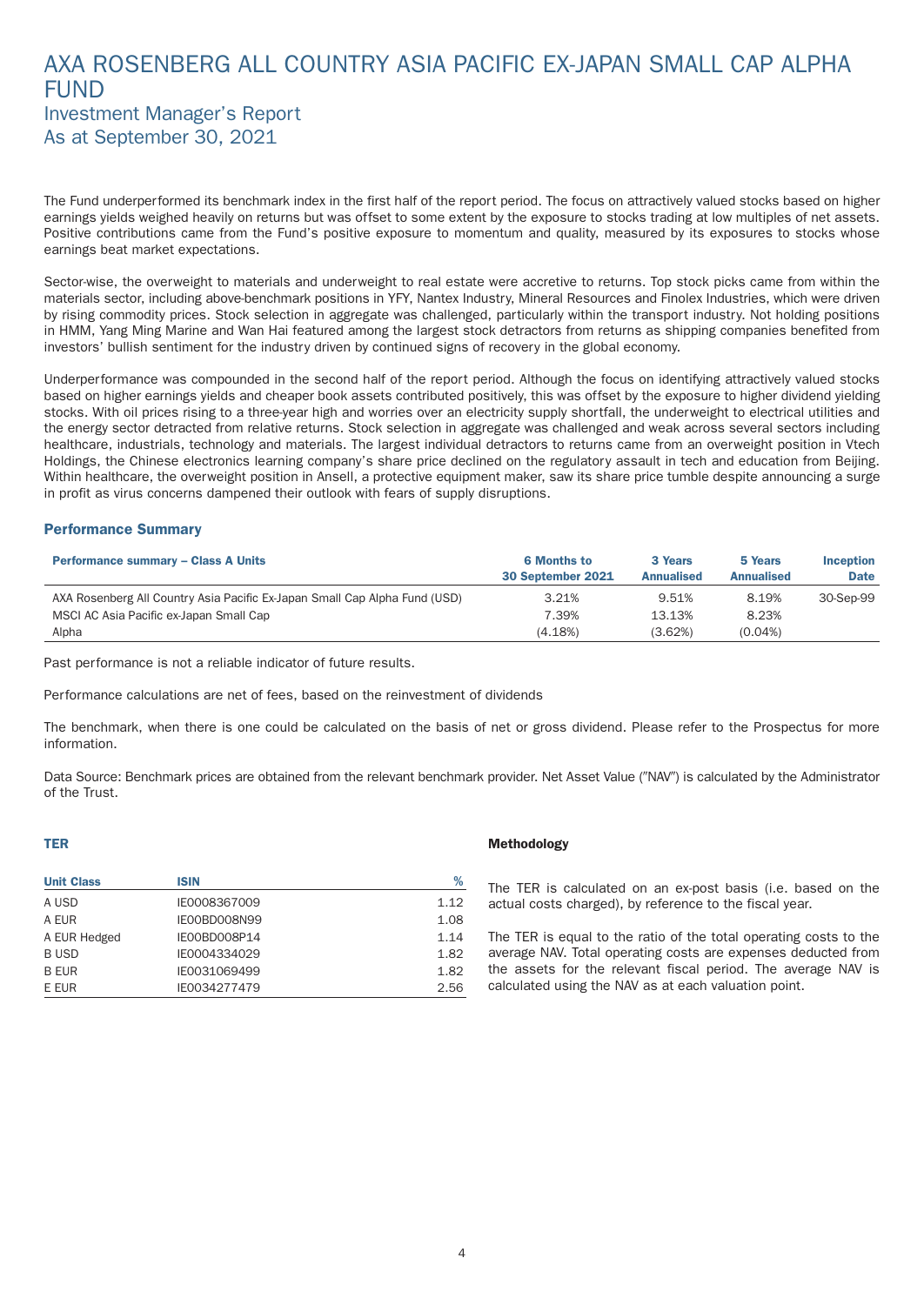# AXA ROSENBERG ALL COUNTRY ASIA PACIFIC EX-JAPAN SMALL CAP ALPHA FUND

## Investment Manager's Report
## As at September 30, 2021

The Fund underperformed its benchmark index in the first half of the report period. The focus on attractively valued stocks based on higher earnings yields weighed heavily on returns but was offset to some extent by the exposure to stocks trading at low multiples of net assets. Positive contributions came from the Fund's positive exposure to momentum and quality, measured by its exposures to stocks whose earnings beat market expectations.

Sector-wise, the overweight to materials and underweight to real estate were accretive to returns. Top stock picks came from within the materials sector, including above-benchmark positions in YFY, Nantex Industry, Mineral Resources and Finolex Industries, which were driven by rising commodity prices. Stock selection in aggregate was challenged, particularly within the transport industry. Not holding positions in HMM, Yang Ming Marine and Wan Hai featured among the largest stock detractors from returns as shipping companies benefited from investors' bullish sentiment for the industry driven by continued signs of recovery in the global economy.

Underperformance was compounded in the second half of the report period. Although the focus on identifying attractively valued stocks based on higher earnings yields and cheaper book assets contributed positively, this was offset by the exposure to higher dividend yielding stocks. With oil prices rising to a three-year high and worries over an electricity supply shortfall, the underweight to electrical utilities and the energy sector detracted from relative returns. Stock selection in aggregate was challenged and weak across several sectors including healthcare, industrials, technology and materials. The largest individual detractors to returns came from an overweight position in Vtech Holdings, the Chinese electronics learning company's share price declined on the regulatory assault in tech and education from Beijing. Within healthcare, the overweight position in Ansell, a protective equipment maker, saw its share price tumble despite announcing a surge in profit as virus concerns dampened their outlook with fears of supply disruptions.

### Performance Summary

| Performance summary – Class A Units | 6 Months to 30 September 2021 | 3 Years Annualised | 5 Years Annualised | Inception Date |
|---|---|---|---|---|
| AXA Rosenberg All Country Asia Pacific Ex-Japan Small Cap Alpha Fund (USD) | 3.21% | 9.51% | 8.19% | 30-Sep-99 |
| MSCI AC Asia Pacific ex-Japan Small Cap | 7.39% | 13.13% | 8.23% | |
| Alpha | (4.18%) | (3.62%) | (0.04%) | |

Past performance is not a reliable indicator of future results.

Performance calculations are net of fees, based on the reinvestment of dividends

The benchmark, when there is one could be calculated on the basis of net or gross dividend. Please refer to the Prospectus for more information.

Data Source: Benchmark prices are obtained from the relevant benchmark provider. Net Asset Value ("NAV") is calculated by the Administrator of the Trust.

### TER

| Unit Class | ISIN | % |
|---|---|---|
| A USD | IE0008367009 | 1.12 |
| A EUR | IE00BD008N99 | 1.08 |
| A EUR Hedged | IE00BD008P14 | 1.14 |
| B USD | IE0004334029 | 1.82 |
| B EUR | IE0031069499 | 1.82 |
| E EUR | IE0034277479 | 2.56 |

### Methodology

The TER is calculated on an ex-post basis (i.e. based on the actual costs charged), by reference to the fiscal year.

The TER is equal to the ratio of the total operating costs to the average NAV. Total operating costs are expenses deducted from the assets for the relevant fiscal period. The average NAV is calculated using the NAV as at each valuation point.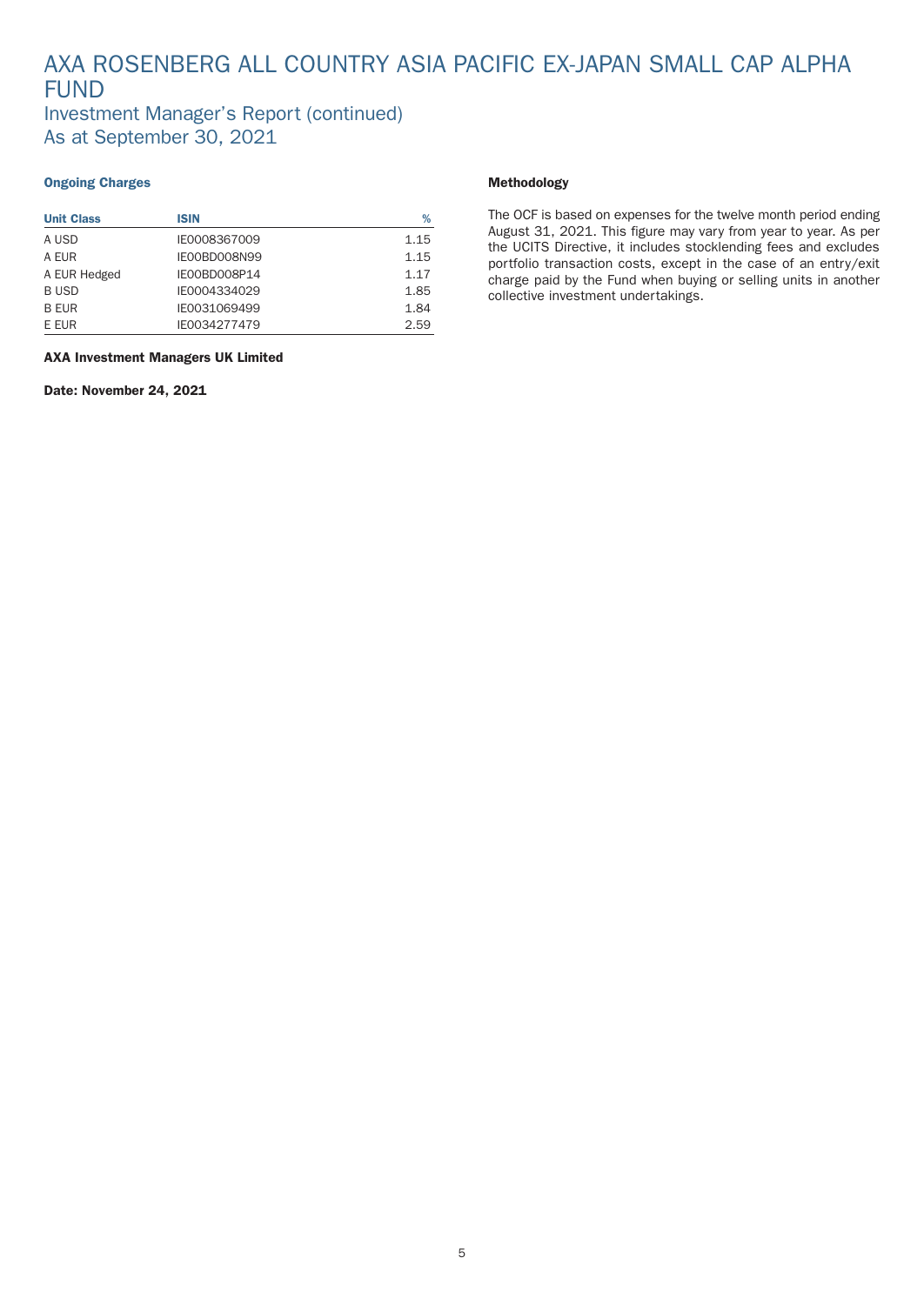# AXA ROSENBERG ALL COUNTRY ASIA PACIFIC EX-JAPAN SMALL CAP ALPHA FUND

## Investment Manager's Report (continued)
## As at September 30, 2021

### Ongoing Charges

| Unit Class | ISIN | % |
|---|---|---|
| A USD | IE0008367009 | 1.15 |
| A EUR | IE00BD008N99 | 1.15 |
| A EUR Hedged | IE00BD008P14 | 1.17 |
| B USD | IE0004334029 | 1.85 |
| B EUR | IE0031069499 | 1.84 |
| E EUR | IE0034277479 | 2.59 |

**AXA Investment Managers UK Limited**

**Date: November 24, 2021**

### Methodology

The OCF is based on expenses for the twelve month period ending August 31, 2021. This figure may vary from year to year. As per the UCITS Directive, it includes stocklending fees and excludes portfolio transaction costs, except in the case of an entry/exit charge paid by the Fund when buying or selling units in another collective investment undertakings.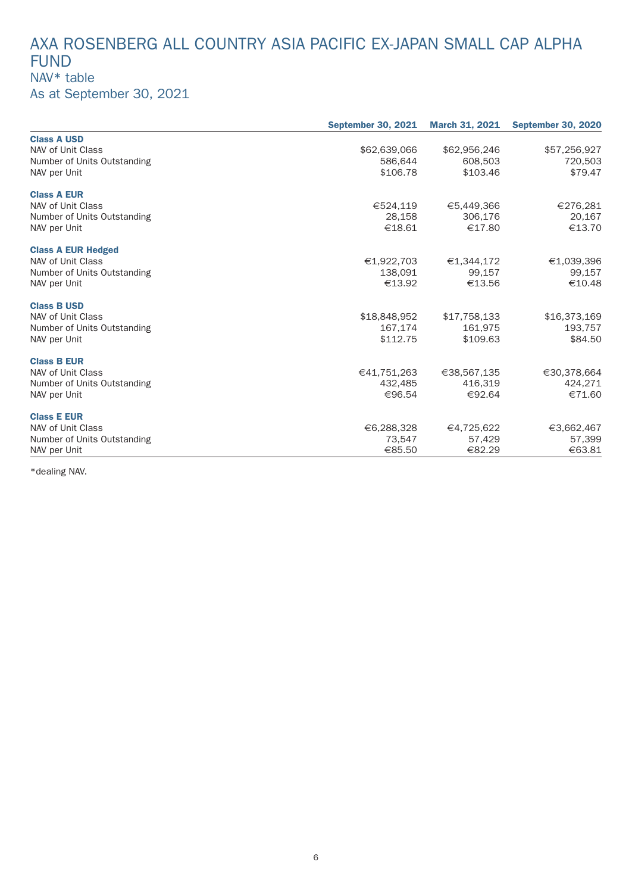# AXA ROSENBERG ALL COUNTRY ASIA PACIFIC EX-JAPAN SMALL CAP ALPHA FUND

## NAV* table

## As at September 30, 2021

| | September 30, 2021 | March 31, 2021 | September 30, 2020 |
|---|---|---|---|
| **Class A USD** | | | |
| NAV of Unit Class | $62,639,066 | $62,956,246 | $57,256,927 |
| Number of Units Outstanding | 586,644 | 608,503 | 720,503 |
| NAV per Unit | $106.78 | $103.46 | $79.47 |
| **Class A EUR** | | | |
| NAV of Unit Class | €524,119 | €5,449,366 | €276,281 |
| Number of Units Outstanding | 28,158 | 306,176 | 20,167 |
| NAV per Unit | €18.61 | €17.80 | €13.70 |
| **Class A EUR Hedged** | | | |
| NAV of Unit Class | €1,922,703 | €1,344,172 | €1,039,396 |
| Number of Units Outstanding | 138,091 | 99,157 | 99,157 |
| NAV per Unit | €13.92 | €13.56 | €10.48 |
| **Class B USD** | | | |
| NAV of Unit Class | $18,848,952 | $17,758,133 | $16,373,169 |
| Number of Units Outstanding | 167,174 | 161,975 | 193,757 |
| NAV per Unit | $112.75 | $109.63 | $84.50 |
| **Class B EUR** | | | |
| NAV of Unit Class | €41,751,263 | €38,567,135 | €30,378,664 |
| Number of Units Outstanding | 432,485 | 416,319 | 424,271 |
| NAV per Unit | €96.54 | €92.64 | €71.60 |
| **Class E EUR** | | | |
| NAV of Unit Class | €6,288,328 | €4,725,622 | €3,662,467 |
| Number of Units Outstanding | 73,547 | 57,429 | 57,399 |
| NAV per Unit | €85.50 | €82.29 | €63.81 |

*dealing NAV.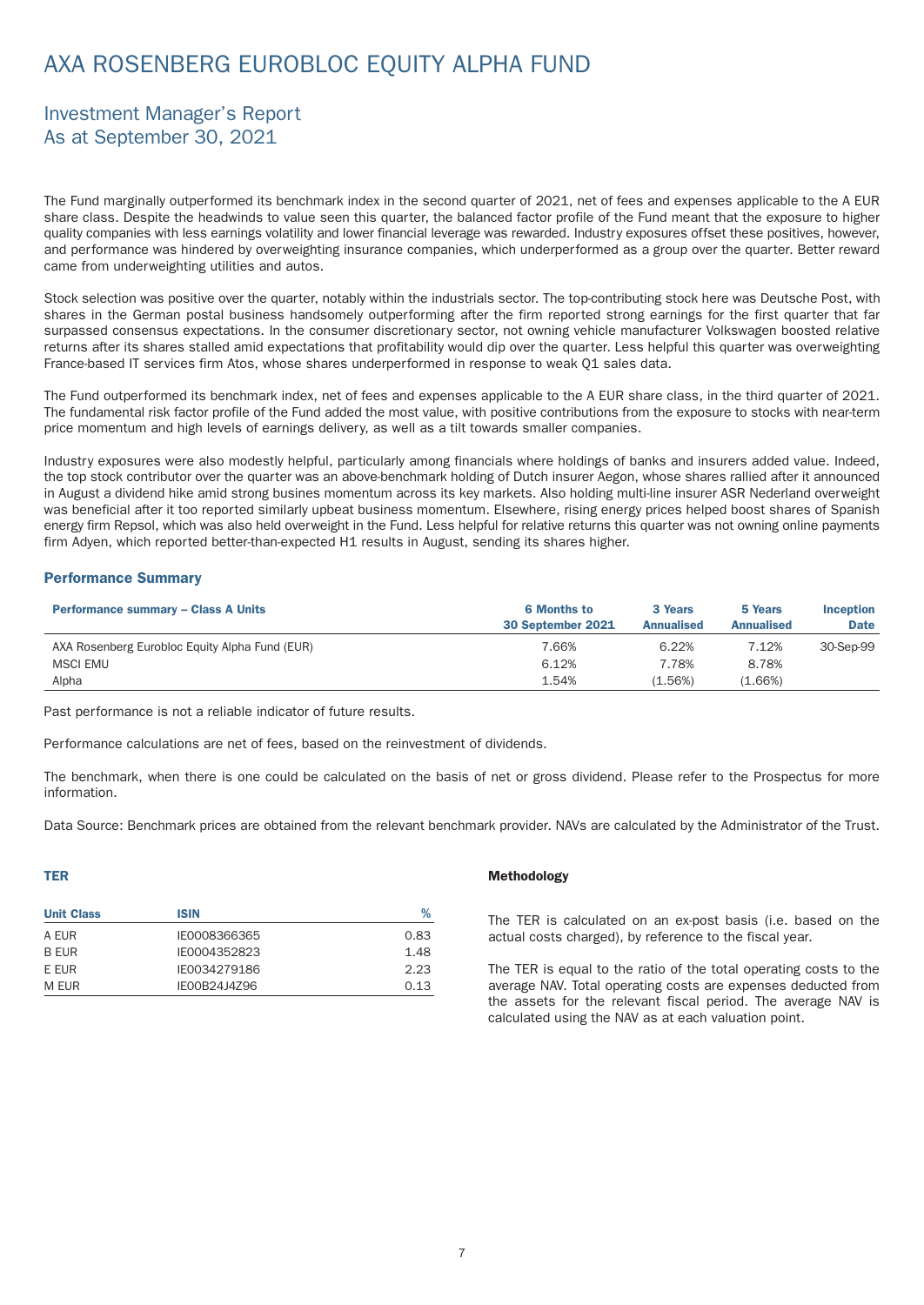# AXA ROSENBERG EUROBLOC EQUITY ALPHA FUND

## Investment Manager's Report
## As at September 30, 2021

The Fund marginally outperformed its benchmark index in the second quarter of 2021, net of fees and expenses applicable to the A EUR share class. Despite the headwinds to value seen this quarter, the balanced factor profile of the Fund meant that the exposure to higher quality companies with less earnings volatility and lower financial leverage was rewarded. Industry exposures offset these positives, however, and performance was hindered by overweighting insurance companies, which underperformed as a group over the quarter. Better reward came from underweighting utilities and autos.

Stock selection was positive over the quarter, notably within the industrials sector. The top-contributing stock here was Deutsche Post, with shares in the German postal business handsomely outperforming after the firm reported strong earnings for the first quarter that far surpassed consensus expectations. In the consumer discretionary sector, not owning vehicle manufacturer Volkswagen boosted relative returns after its shares stalled amid expectations that profitability would dip over the quarter. Less helpful this quarter was overweighting France-based IT services firm Atos, whose shares underperformed in response to weak Q1 sales data.

The Fund outperformed its benchmark index, net of fees and expenses applicable to the A EUR share class, in the third quarter of 2021. The fundamental risk factor profile of the Fund added the most value, with positive contributions from the exposure to stocks with near-term price momentum and high levels of earnings delivery, as well as a tilt towards smaller companies.

Industry exposures were also modestly helpful, particularly among financials where holdings of banks and insurers added value. Indeed, the top stock contributor over the quarter was an above-benchmark holding of Dutch insurer Aegon, whose shares rallied after it announced in August a dividend hike amid strong busines momentum across its key markets. Also holding multi-line insurer ASR Nederland overweight was beneficial after it too reported similarly upbeat business momentum. Elsewhere, rising energy prices helped boost shares of Spanish energy firm Repsol, which was also held overweight in the Fund. Less helpful for relative returns this quarter was not owning online payments firm Adyen, which reported better-than-expected H1 results in August, sending its shares higher.

### Performance Summary

| Performance summary – Class A Units | 6 Months to 30 September 2021 | 3 Years Annualised | 5 Years Annualised | Inception Date |
|---|---|---|---|---|
| AXA Rosenberg Eurobloc Equity Alpha Fund (EUR) | 7.66% | 6.22% | 7.12% | 30-Sep-99 |
| MSCI EMU | 6.12% | 7.78% | 8.78% | |
| Alpha | 1.54% | (1.56%) | (1.66%) | |

Past performance is not a reliable indicator of future results.

Performance calculations are net of fees, based on the reinvestment of dividends.

The benchmark, when there is one could be calculated on the basis of net or gross dividend. Please refer to the Prospectus for more information.

Data Source: Benchmark prices are obtained from the relevant benchmark provider. NAVs are calculated by the Administrator of the Trust.

### TER

| Unit Class | ISIN | % |
|---|---|---|
| A EUR | IE0008366365 | 0.83 |
| B EUR | IE0004352823 | 1.48 |
| E EUR | IE0034279186 | 2.23 |
| M EUR | IE00B24J4Z96 | 0.13 |

### Methodology

The TER is calculated on an ex-post basis (i.e. based on the actual costs charged), by reference to the fiscal year.

The TER is equal to the ratio of the total operating costs to the average NAV. Total operating costs are expenses deducted from the assets for the relevant fiscal period. The average NAV is calculated using the NAV as at each valuation point.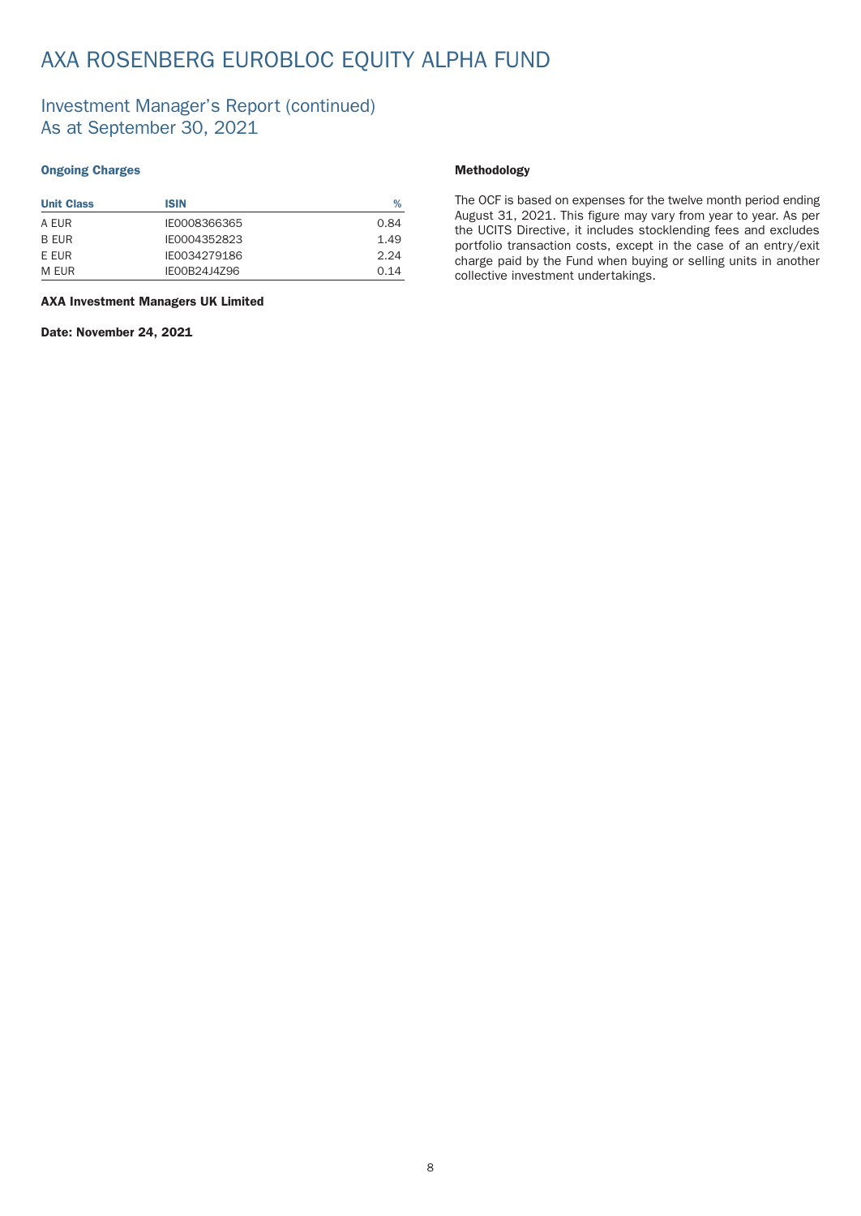# AXA ROSENBERG EUROBLOC EQUITY ALPHA FUND

## Investment Manager's Report (continued)
## As at September 30, 2021

### Ongoing Charges

| Unit Class | ISIN | % |
|---|---|---|
| A EUR | IE0008366365 | 0.84 |
| B EUR | IE0004352823 | 1.49 |
| E EUR | IE0034279186 | 2.24 |
| M EUR | IE00B24J4Z96 | 0.14 |

**AXA Investment Managers UK Limited**

**Date: November 24, 2021**

### Methodology

The OCF is based on expenses for the twelve month period ending August 31, 2021. This figure may vary from year to year. As per the UCITS Directive, it includes stocklending fees and excludes portfolio transaction costs, except in the case of an entry/exit charge paid by the Fund when buying or selling units in another collective investment undertakings.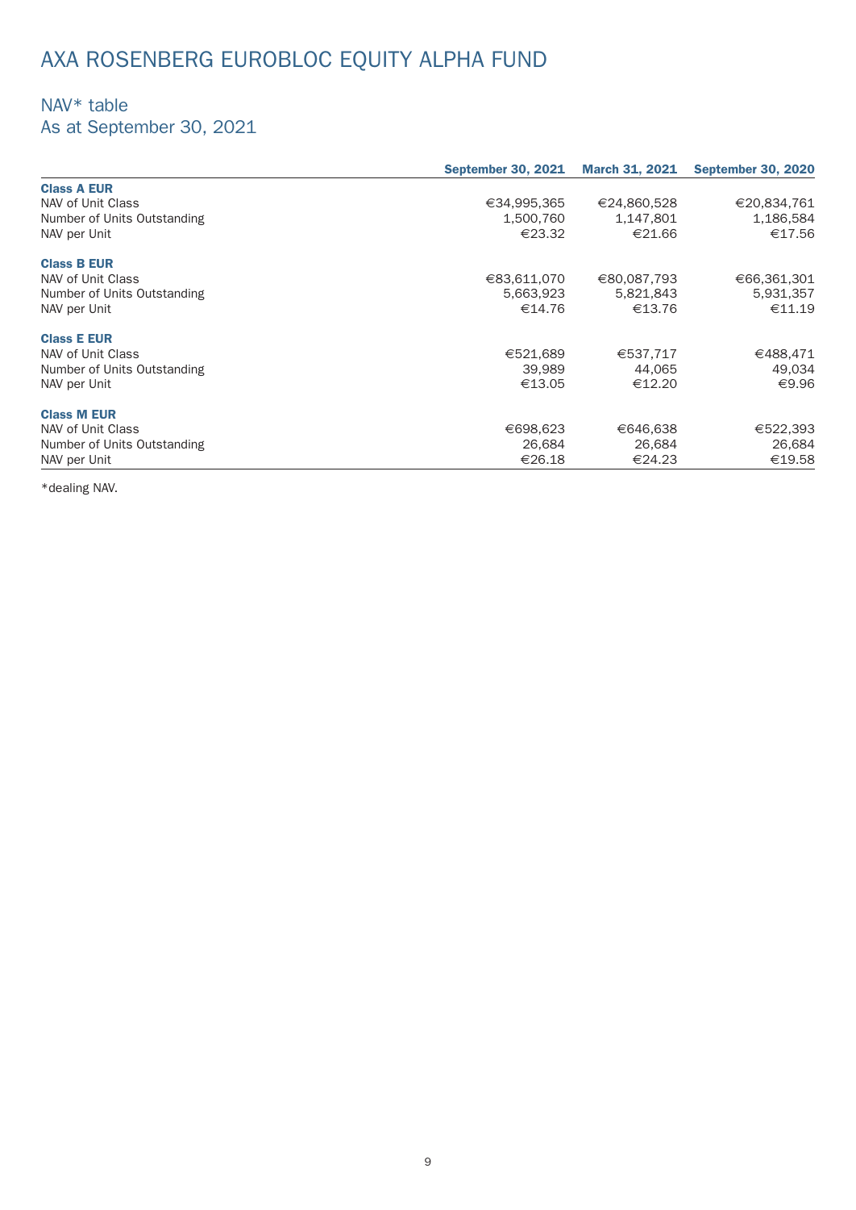# AXA ROSENBERG EUROBLOC EQUITY ALPHA FUND

## NAV* table
## As at September 30, 2021

| | September 30, 2021 | March 31, 2021 | September 30, 2020 |
|---|---|---|---|
| **Class A EUR** | | | |
| NAV of Unit Class | €34,995,365 | €24,860,528 | €20,834,761 |
| Number of Units Outstanding | 1,500,760 | 1,147,801 | 1,186,584 |
| NAV per Unit | €23.32 | €21.66 | €17.56 |
| **Class B EUR** | | | |
| NAV of Unit Class | €83,611,070 | €80,087,793 | €66,361,301 |
| Number of Units Outstanding | 5,663,923 | 5,821,843 | 5,931,357 |
| NAV per Unit | €14.76 | €13.76 | €11.19 |
| **Class E EUR** | | | |
| NAV of Unit Class | €521,689 | €537,717 | €488,471 |
| Number of Units Outstanding | 39,989 | 44,065 | 49,034 |
| NAV per Unit | €13.05 | €12.20 | €9.96 |
| **Class M EUR** | | | |
| NAV of Unit Class | €698,623 | €646,638 | €522,393 |
| Number of Units Outstanding | 26,684 | 26,684 | 26,684 |
| NAV per Unit | €26.18 | €24.23 | €19.58 |

*dealing NAV.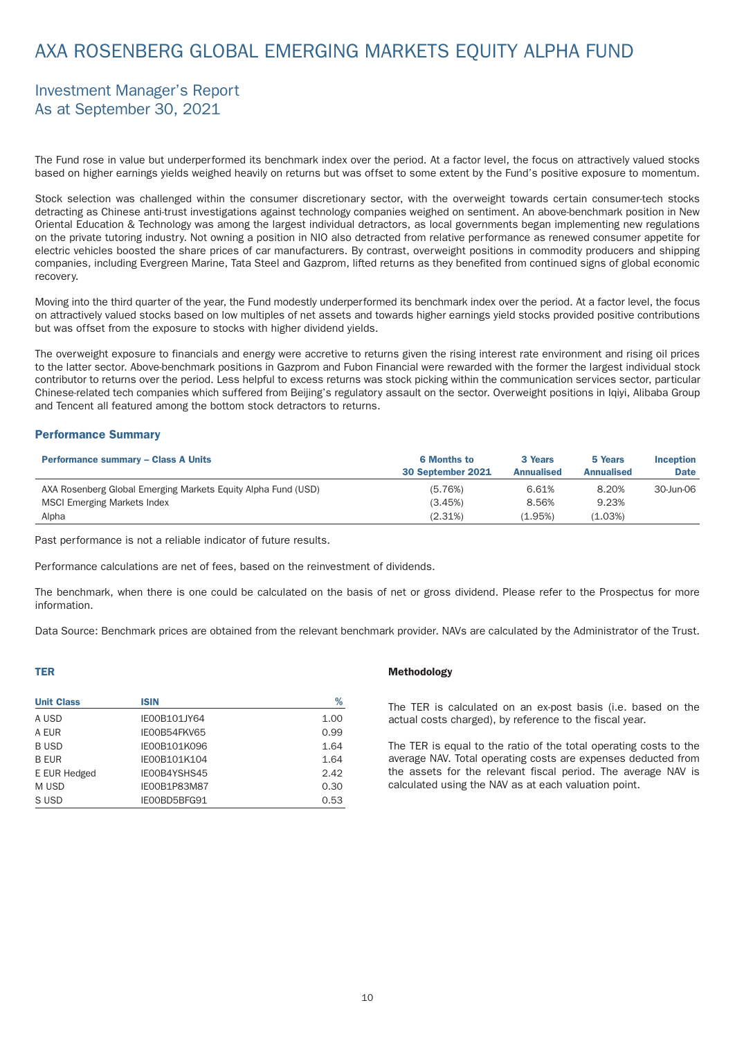# AXA ROSENBERG GLOBAL EMERGING MARKETS EQUITY ALPHA FUND

## Investment Manager's Report
## As at September 30, 2021

The Fund rose in value but underperformed its benchmark index over the period. At a factor level, the focus on attractively valued stocks based on higher earnings yields weighed heavily on returns but was offset to some extent by the Fund's positive exposure to momentum.

Stock selection was challenged within the consumer discretionary sector, with the overweight towards certain consumer-tech stocks detracting as Chinese anti-trust investigations against technology companies weighed on sentiment. An above-benchmark position in New Oriental Education & Technology was among the largest individual detractors, as local governments began implementing new regulations on the private tutoring industry. Not owning a position in NIO also detracted from relative performance as renewed consumer appetite for electric vehicles boosted the share prices of car manufacturers. By contrast, overweight positions in commodity producers and shipping companies, including Evergreen Marine, Tata Steel and Gazprom, lifted returns as they benefited from continued signs of global economic recovery.

Moving into the third quarter of the year, the Fund modestly underperformed its benchmark index over the period. At a factor level, the focus on attractively valued stocks based on low multiples of net assets and towards higher earnings yield stocks provided positive contributions but was offset from the exposure to stocks with higher dividend yields.

The overweight exposure to financials and energy were accretive to returns given the rising interest rate environment and rising oil prices to the latter sector. Above-benchmark positions in Gazprom and Fubon Financial were rewarded with the former the largest individual stock contributor to returns over the period. Less helpful to excess returns was stock picking within the communication services sector, particular Chinese-related tech companies which suffered from Beijing's regulatory assault on the sector. Overweight positions in Iqiyi, Alibaba Group and Tencent all featured among the bottom stock detractors to returns.

### Performance Summary

| Performance summary – Class A Units | 6 Months to 30 September 2021 | 3 Years Annualised | 5 Years Annualised | Inception Date |
|---|---|---|---|---|
| AXA Rosenberg Global Emerging Markets Equity Alpha Fund (USD) | (5.76%) | 6.61% | 8.20% | 30-Jun-06 |
| MSCI Emerging Markets Index | (3.45%) | 8.56% | 9.23% | |
| Alpha | (2.31%) | (1.95%) | (1.03%) | |

Past performance is not a reliable indicator of future results.

Performance calculations are net of fees, based on the reinvestment of dividends.

The benchmark, when there is one could be calculated on the basis of net or gross dividend. Please refer to the Prospectus for more information.

Data Source: Benchmark prices are obtained from the relevant benchmark provider. NAVs are calculated by the Administrator of the Trust.

### TER

| Unit Class | ISIN | % |
|---|---|---|
| A USD | IE00B101JY64 | 1.00 |
| A EUR | IE00B54FKV65 | 0.99 |
| B USD | IE00B101K096 | 1.64 |
| B EUR | IE00B101K104 | 1.64 |
| E EUR Hedged | IE00B4YSHS45 | 2.42 |
| M USD | IE00B1P83M87 | 0.30 |
| S USD | IE00BD5BFG91 | 0.53 |

**Methodology**

The TER is calculated on an ex-post basis (i.e. based on the actual costs charged), by reference to the fiscal year.

The TER is equal to the ratio of the total operating costs to the average NAV. Total operating costs are expenses deducted from the assets for the relevant fiscal period. The average NAV is calculated using the NAV as at each valuation point.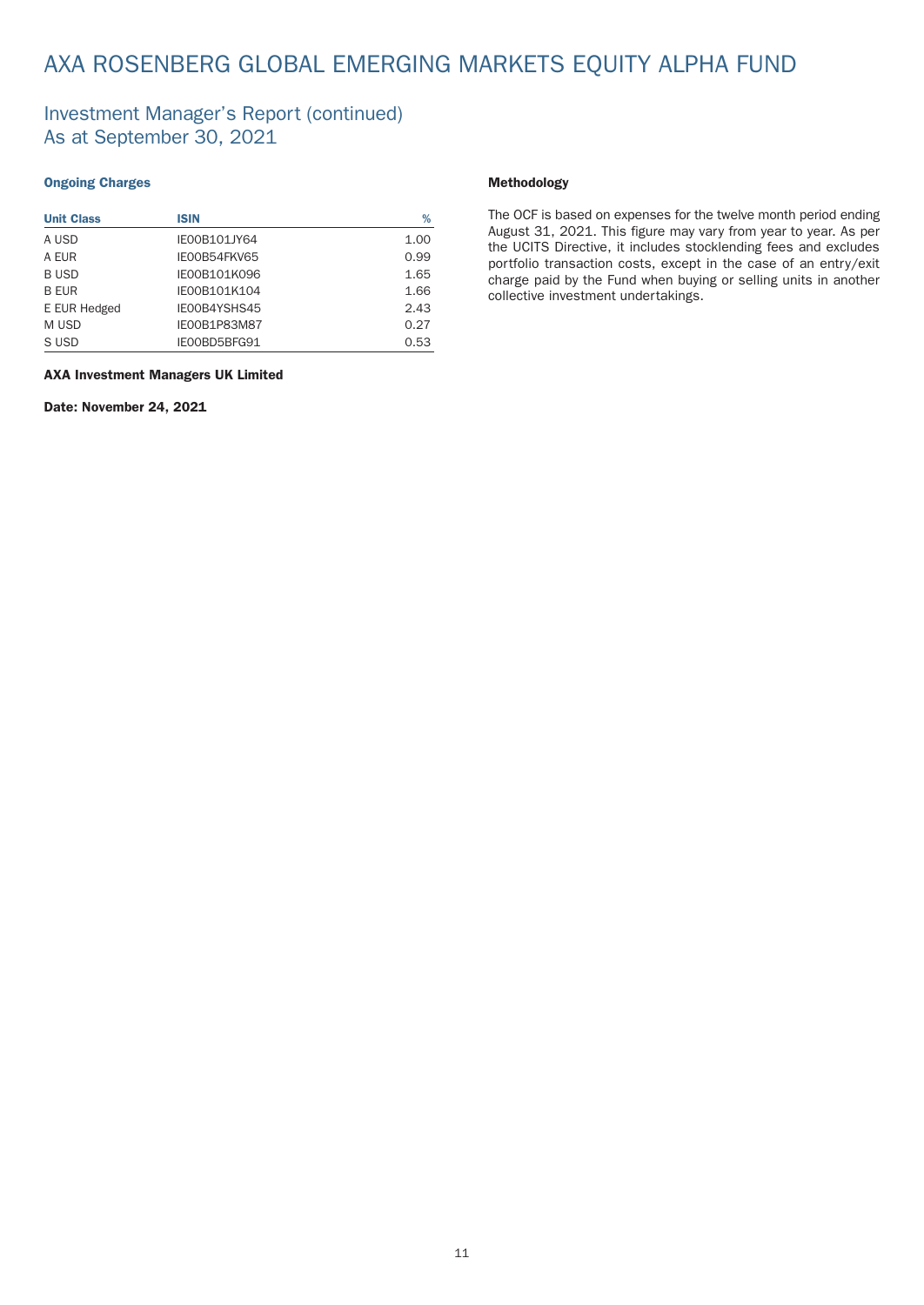# AXA ROSENBERG GLOBAL EMERGING MARKETS EQUITY ALPHA FUND

## Investment Manager's Report (continued)
## As at September 30, 2021

### Ongoing Charges

| Unit Class | ISIN | % |
|---|---|---|
| A USD | IE00B101JY64 | 1.00 |
| A EUR | IE00B54FKV65 | 0.99 |
| B USD | IE00B101K096 | 1.65 |
| B EUR | IE00B101K104 | 1.66 |
| E EUR Hedged | IE00B4YSHS45 | 2.43 |
| M USD | IE00B1P83M87 | 0.27 |
| S USD | IE00BD5BFG91 | 0.53 |

**AXA Investment Managers UK Limited**

**Date: November 24, 2021**

### Methodology

The OCF is based on expenses for the twelve month period ending August 31, 2021. This figure may vary from year to year. As per the UCITS Directive, it includes stocklending fees and excludes portfolio transaction costs, except in the case of an entry/exit charge paid by the Fund when buying or selling units in another collective investment undertakings.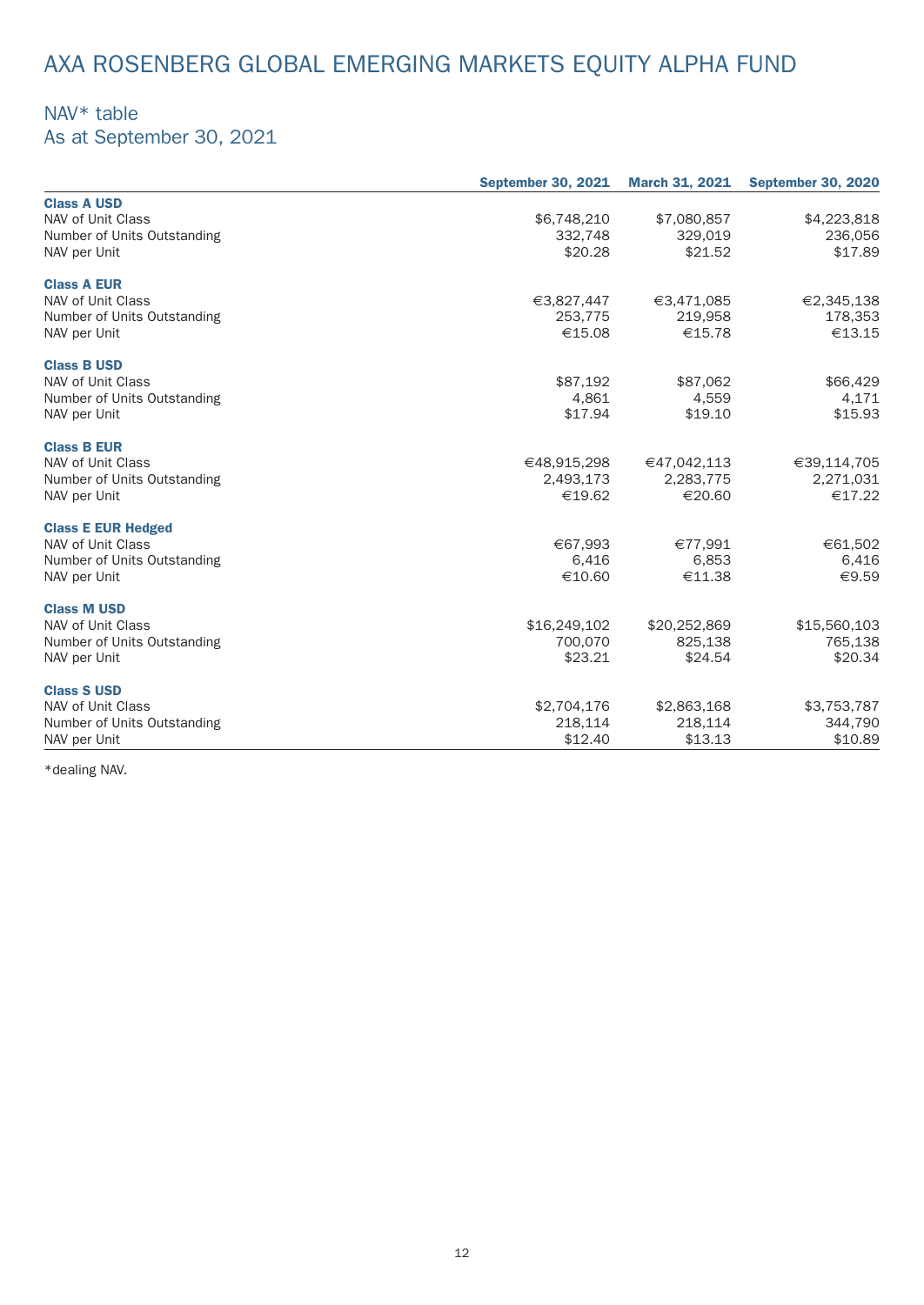# AXA ROSENBERG GLOBAL EMERGING MARKETS EQUITY ALPHA FUND

## NAV* table
## As at September 30, 2021

| | September 30, 2021 | March 31, 2021 | September 30, 2020 |
|---|---|---|---|
| **Class A USD** | | | |
| NAV of Unit Class | $6,748,210 | $7,080,857 | $4,223,818 |
| Number of Units Outstanding | 332,748 | 329,019 | 236,056 |
| NAV per Unit | $20.28 | $21.52 | $17.89 |
| **Class A EUR** | | | |
| NAV of Unit Class | €3,827,447 | €3,471,085 | €2,345,138 |
| Number of Units Outstanding | 253,775 | 219,958 | 178,353 |
| NAV per Unit | €15.08 | €15.78 | €13.15 |
| **Class B USD** | | | |
| NAV of Unit Class | $87,192 | $87,062 | $66,429 |
| Number of Units Outstanding | 4,861 | 4,559 | 4,171 |
| NAV per Unit | $17.94 | $19.10 | $15.93 |
| **Class B EUR** | | | |
| NAV of Unit Class | €48,915,298 | €47,042,113 | €39,114,705 |
| Number of Units Outstanding | 2,493,173 | 2,283,775 | 2,271,031 |
| NAV per Unit | €19.62 | €20.60 | €17.22 |
| **Class E EUR Hedged** | | | |
| NAV of Unit Class | €67,993 | €77,991 | €61,502 |
| Number of Units Outstanding | 6,416 | 6,853 | 6,416 |
| NAV per Unit | €10.60 | €11.38 | €9.59 |
| **Class M USD** | | | |
| NAV of Unit Class | $16,249,102 | $20,252,869 | $15,560,103 |
| Number of Units Outstanding | 700,070 | 825,138 | 765,138 |
| NAV per Unit | $23.21 | $24.54 | $20.34 |
| **Class S USD** | | | |
| NAV of Unit Class | $2,704,176 | $2,863,168 | $3,753,787 |
| Number of Units Outstanding | 218,114 | 218,114 | 344,790 |
| NAV per Unit | $12.40 | $13.13 | $10.89 |

*dealing NAV.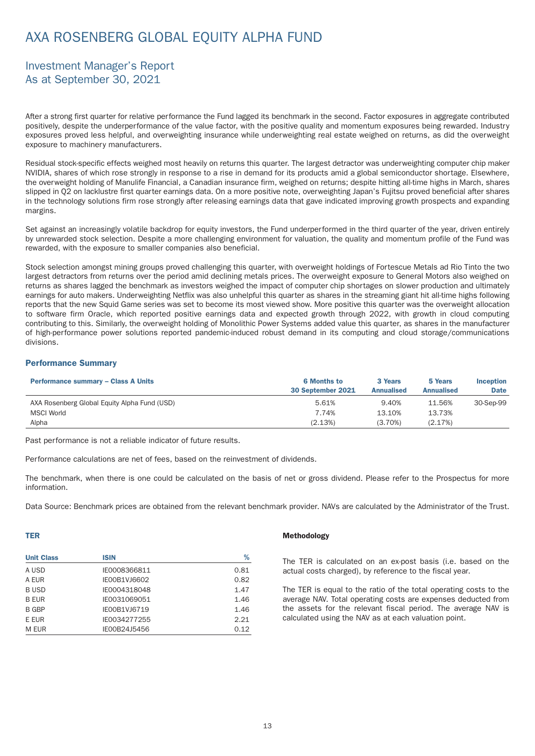# AXA ROSENBERG GLOBAL EQUITY ALPHA FUND

## Investment Manager's Report
## As at September 30, 2021

After a strong first quarter for relative performance the Fund lagged its benchmark in the second. Factor exposures in aggregate contributed positively, despite the underperformance of the value factor, with the positive quality and momentum exposures being rewarded. Industry exposures proved less helpful, and overweighting insurance while underweighting real estate weighed on returns, as did the overweight exposure to machinery manufacturers.

Residual stock-specific effects weighed most heavily on returns this quarter. The largest detractor was underweighting computer chip maker NVIDIA, shares of which rose strongly in response to a rise in demand for its products amid a global semiconductor shortage. Elsewhere, the overweight holding of Manulife Financial, a Canadian insurance firm, weighed on returns; despite hitting all-time highs in March, shares slipped in Q2 on lacklustre first quarter earnings data. On a more positive note, overweighting Japan's Fujitsu proved beneficial after shares in the technology solutions firm rose strongly after releasing earnings data that gave indicated improving growth prospects and expanding margins.

Set against an increasingly volatile backdrop for equity investors, the Fund underperformed in the third quarter of the year, driven entirely by unrewarded stock selection. Despite a more challenging environment for valuation, the quality and momentum profile of the Fund was rewarded, with the exposure to smaller companies also beneficial.

Stock selection amongst mining groups proved challenging this quarter, with overweight holdings of Fortescue Metals ad Rio Tinto the two largest detractors from returns over the period amid declining metals prices. The overweight exposure to General Motors also weighed on returns as shares lagged the benchmark as investors weighed the impact of computer chip shortages on slower production and ultimately earnings for auto makers. Underweighting Netflix was also unhelpful this quarter as shares in the streaming giant hit all-time highs following reports that the new Squid Game series was set to become its most viewed show. More positive this quarter was the overweight allocation to software firm Oracle, which reported positive earnings data and expected growth through 2022, with growth in cloud computing contributing to this. Similarly, the overweight holding of Monolithic Power Systems added value this quarter, as shares in the manufacturer of high-performance power solutions reported pandemic-induced robust demand in its computing and cloud storage/communications divisions.

### Performance Summary

| Performance summary – Class A Units | 6 Months to 30 September 2021 | 3 Years Annualised | 5 Years Annualised | Inception Date |
|---|---|---|---|---|
| AXA Rosenberg Global Equity Alpha Fund (USD) | 5.61% | 9.40% | 11.56% | 30-Sep-99 |
| MSCI World | 7.74% | 13.10% | 13.73% | |
| Alpha | (2.13%) | (3.70%) | (2.17%) | |

Past performance is not a reliable indicator of future results.

Performance calculations are net of fees, based on the reinvestment of dividends.

The benchmark, when there is one could be calculated on the basis of net or gross dividend. Please refer to the Prospectus for more information.

Data Source: Benchmark prices are obtained from the relevant benchmark provider. NAVs are calculated by the Administrator of the Trust.

### TER

| Unit Class | ISIN | % |
|---|---|---|
| A USD | IE0008366811 | 0.81 |
| A EUR | IE00B1VJ6602 | 0.82 |
| B USD | IE0004318048 | 1.47 |
| B EUR | IE0031069051 | 1.46 |
| B GBP | IE00B1VJ6719 | 1.46 |
| E EUR | IE0034277255 | 2.21 |
| M EUR | IE00B24J5456 | 0.12 |

### Methodology

The TER is calculated on an ex-post basis (i.e. based on the actual costs charged), by reference to the fiscal year.

The TER is equal to the ratio of the total operating costs to the average NAV. Total operating costs are expenses deducted from the assets for the relevant fiscal period. The average NAV is calculated using the NAV as at each valuation point.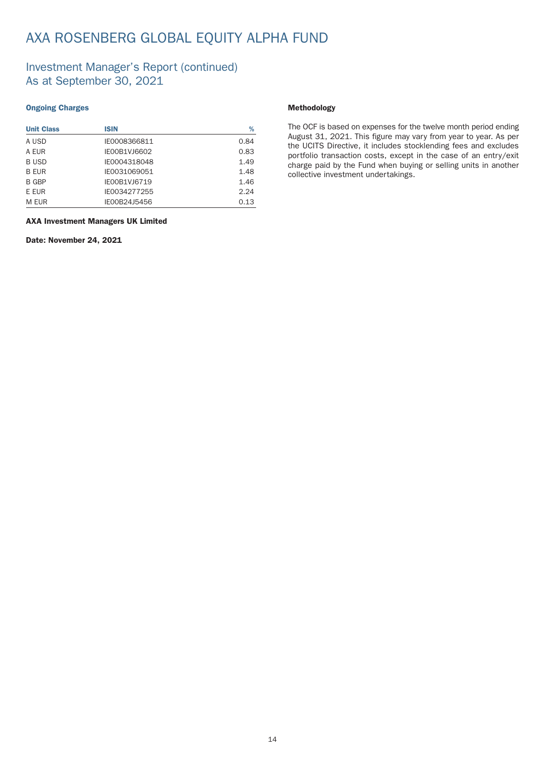# AXA ROSENBERG GLOBAL EQUITY ALPHA FUND

## Investment Manager's Report (continued)
## As at September 30, 2021

### Ongoing Charges

| Unit Class | ISIN | % |
|---|---|---|
| A USD | IE0008366811 | 0.84 |
| A EUR | IE00B1VJ6602 | 0.83 |
| B USD | IE0004318048 | 1.49 |
| B EUR | IE0031069051 | 1.48 |
| B GBP | IE00B1VJ6719 | 1.46 |
| E EUR | IE0034277255 | 2.24 |
| M EUR | IE00B24J5456 | 0.13 |

**AXA Investment Managers UK Limited**

**Date: November 24, 2021**

### Methodology

The OCF is based on expenses for the twelve month period ending August 31, 2021. This figure may vary from year to year. As per the UCITS Directive, it includes stocklending fees and excludes portfolio transaction costs, except in the case of an entry/exit charge paid by the Fund when buying or selling units in another collective investment undertakings.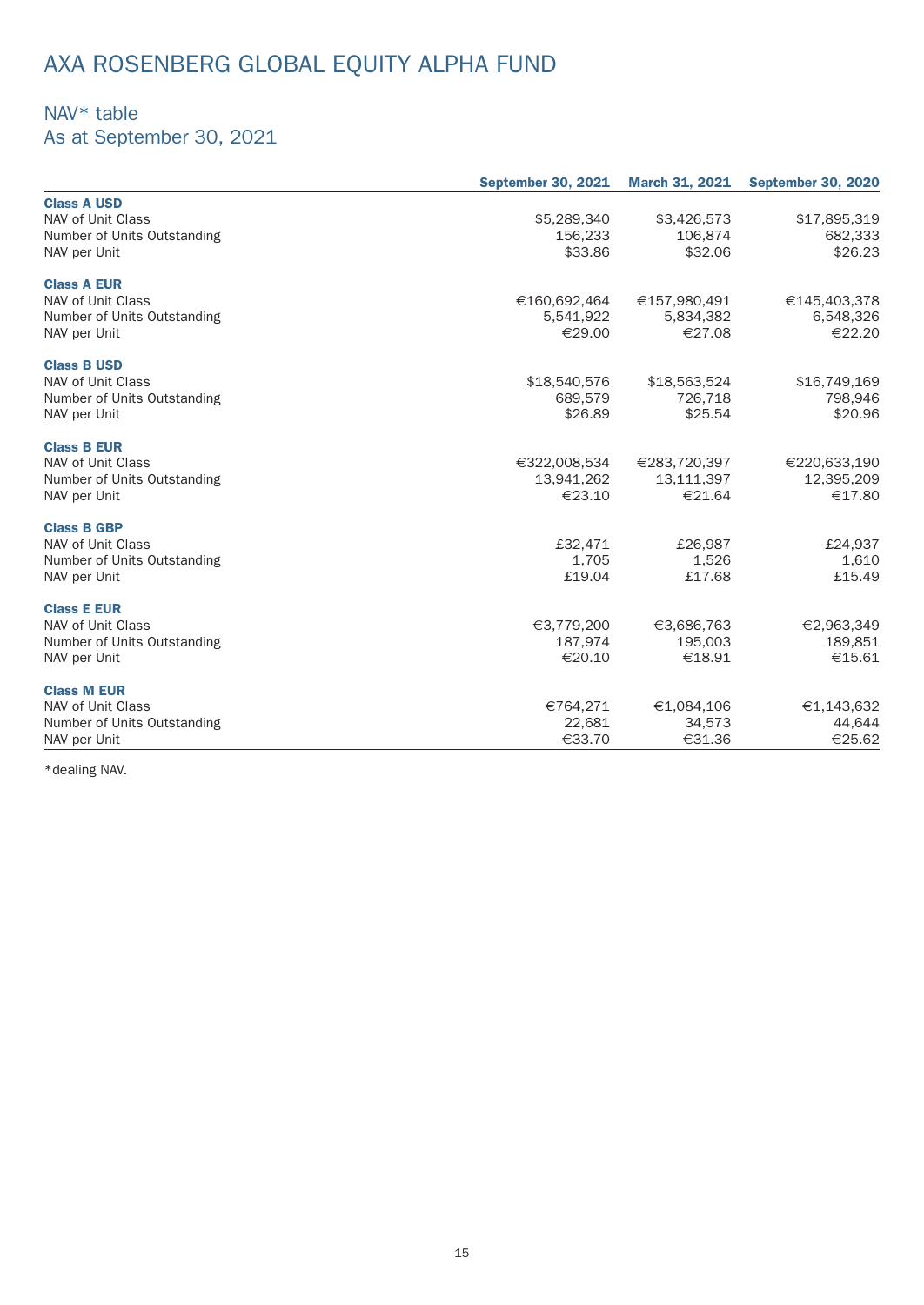# AXA ROSENBERG GLOBAL EQUITY ALPHA FUND

## NAV* table
## As at September 30, 2021

| | September 30, 2021 | March 31, 2021 | September 30, 2020 |
|---|---|---|---|
| **Class A USD** | | | |
| NAV of Unit Class | $5,289,340 | $3,426,573 | $17,895,319 |
| Number of Units Outstanding | 156,233 | 106,874 | 682,333 |
| NAV per Unit | $33.86 | $32.06 | $26.23 |
| **Class A EUR** | | | |
| NAV of Unit Class | €160,692,464 | €157,980,491 | €145,403,378 |
| Number of Units Outstanding | 5,541,922 | 5,834,382 | 6,548,326 |
| NAV per Unit | €29.00 | €27.08 | €22.20 |
| **Class B USD** | | | |
| NAV of Unit Class | $18,540,576 | $18,563,524 | $16,749,169 |
| Number of Units Outstanding | 689,579 | 726,718 | 798,946 |
| NAV per Unit | $26.89 | $25.54 | $20.96 |
| **Class B EUR** | | | |
| NAV of Unit Class | €322,008,534 | €283,720,397 | €220,633,190 |
| Number of Units Outstanding | 13,941,262 | 13,111,397 | 12,395,209 |
| NAV per Unit | €23.10 | €21.64 | €17.80 |
| **Class B GBP** | | | |
| NAV of Unit Class | £32,471 | £26,987 | £24,937 |
| Number of Units Outstanding | 1,705 | 1,526 | 1,610 |
| NAV per Unit | £19.04 | £17.68 | £15.49 |
| **Class E EUR** | | | |
| NAV of Unit Class | €3,779,200 | €3,686,763 | €2,963,349 |
| Number of Units Outstanding | 187,974 | 195,003 | 189,851 |
| NAV per Unit | €20.10 | €18.91 | €15.61 |
| **Class M EUR** | | | |
| NAV of Unit Class | €764,271 | €1,084,106 | €1,143,632 |
| Number of Units Outstanding | 22,681 | 34,573 | 44,644 |
| NAV per Unit | €33.70 | €31.36 | €25.62 |

*dealing NAV.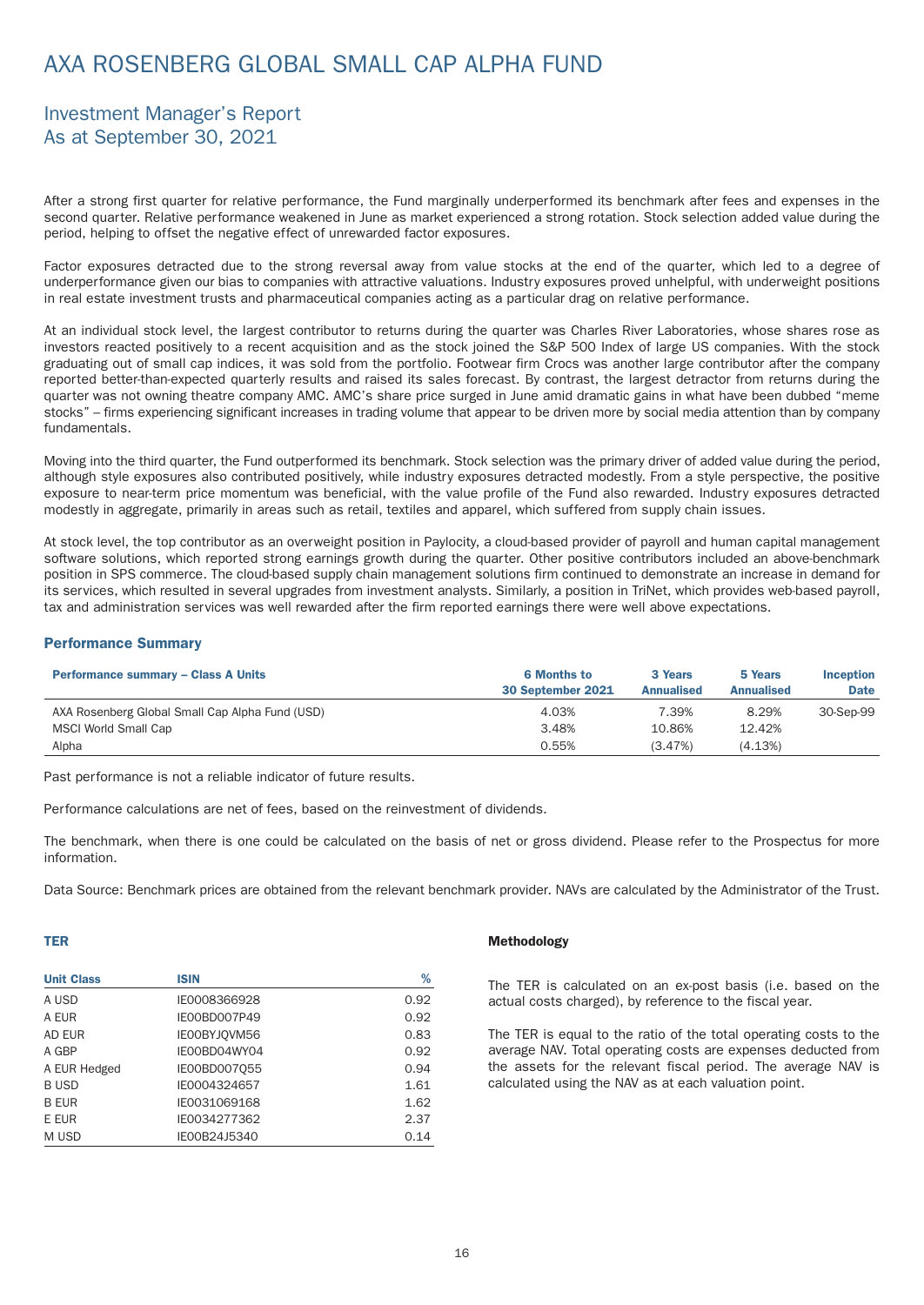# AXA ROSENBERG GLOBAL SMALL CAP ALPHA FUND

## Investment Manager's Report
## As at September 30, 2021

After a strong first quarter for relative performance, the Fund marginally underperformed its benchmark after fees and expenses in the second quarter. Relative performance weakened in June as market experienced a strong rotation. Stock selection added value during the period, helping to offset the negative effect of unrewarded factor exposures.

Factor exposures detracted due to the strong reversal away from value stocks at the end of the quarter, which led to a degree of underperformance given our bias to companies with attractive valuations. Industry exposures proved unhelpful, with underweight positions in real estate investment trusts and pharmaceutical companies acting as a particular drag on relative performance.

At an individual stock level, the largest contributor to returns during the quarter was Charles River Laboratories, whose shares rose as investors reacted positively to a recent acquisition and as the stock joined the S&P 500 Index of large US companies. With the stock graduating out of small cap indices, it was sold from the portfolio. Footwear firm Crocs was another large contributor after the company reported better-than-expected quarterly results and raised its sales forecast. By contrast, the largest detractor from returns during the quarter was not owning theatre company AMC. AMC's share price surged in June amid dramatic gains in what have been dubbed "meme stocks" – firms experiencing significant increases in trading volume that appear to be driven more by social media attention than by company fundamentals.

Moving into the third quarter, the Fund outperformed its benchmark. Stock selection was the primary driver of added value during the period, although style exposures also contributed positively, while industry exposures detracted modestly. From a style perspective, the positive exposure to near-term price momentum was beneficial, with the value profile of the Fund also rewarded. Industry exposures detracted modestly in aggregate, primarily in areas such as retail, textiles and apparel, which suffered from supply chain issues.

At stock level, the top contributor as an overweight position in Paylocity, a cloud-based provider of payroll and human capital management software solutions, which reported strong earnings growth during the quarter. Other positive contributors included an above-benchmark position in SPS commerce. The cloud-based supply chain management solutions firm continued to demonstrate an increase in demand for its services, which resulted in several upgrades from investment analysts. Similarly, a position in TriNet, which provides web-based payroll, tax and administration services was well rewarded after the firm reported earnings there were well above expectations.

### Performance Summary

| Performance summary – Class A Units | 6 Months to 30 September 2021 | 3 Years Annualised | 5 Years Annualised | Inception Date |
|---|---|---|---|---|
| AXA Rosenberg Global Small Cap Alpha Fund (USD) | 4.03% | 7.39% | 8.29% | 30-Sep-99 |
| MSCI World Small Cap | 3.48% | 10.86% | 12.42% | |
| Alpha | 0.55% | (3.47%) | (4.13%) | |

Past performance is not a reliable indicator of future results.

Performance calculations are net of fees, based on the reinvestment of dividends.

The benchmark, when there is one could be calculated on the basis of net or gross dividend. Please refer to the Prospectus for more information.

Data Source: Benchmark prices are obtained from the relevant benchmark provider. NAVs are calculated by the Administrator of the Trust.

### TER

| Unit Class | ISIN | % |
|---|---|---|
| A USD | IE0008366928 | 0.92 |
| A EUR | IE00BD007P49 | 0.92 |
| AD EUR | IE00BYJQVM56 | 0.83 |
| A GBP | IE00BD04WY04 | 0.92 |
| A EUR Hedged | IE00BD007Q55 | 0.94 |
| B USD | IE0004324657 | 1.61 |
| B EUR | IE0031069168 | 1.62 |
| E EUR | IE0034277362 | 2.37 |
| M USD | IE00B24J5340 | 0.14 |

**Methodology**

The TER is calculated on an ex-post basis (i.e. based on the actual costs charged), by reference to the fiscal year.

The TER is equal to the ratio of the total operating costs to the average NAV. Total operating costs are expenses deducted from the assets for the relevant fiscal period. The average NAV is calculated using the NAV as at each valuation point.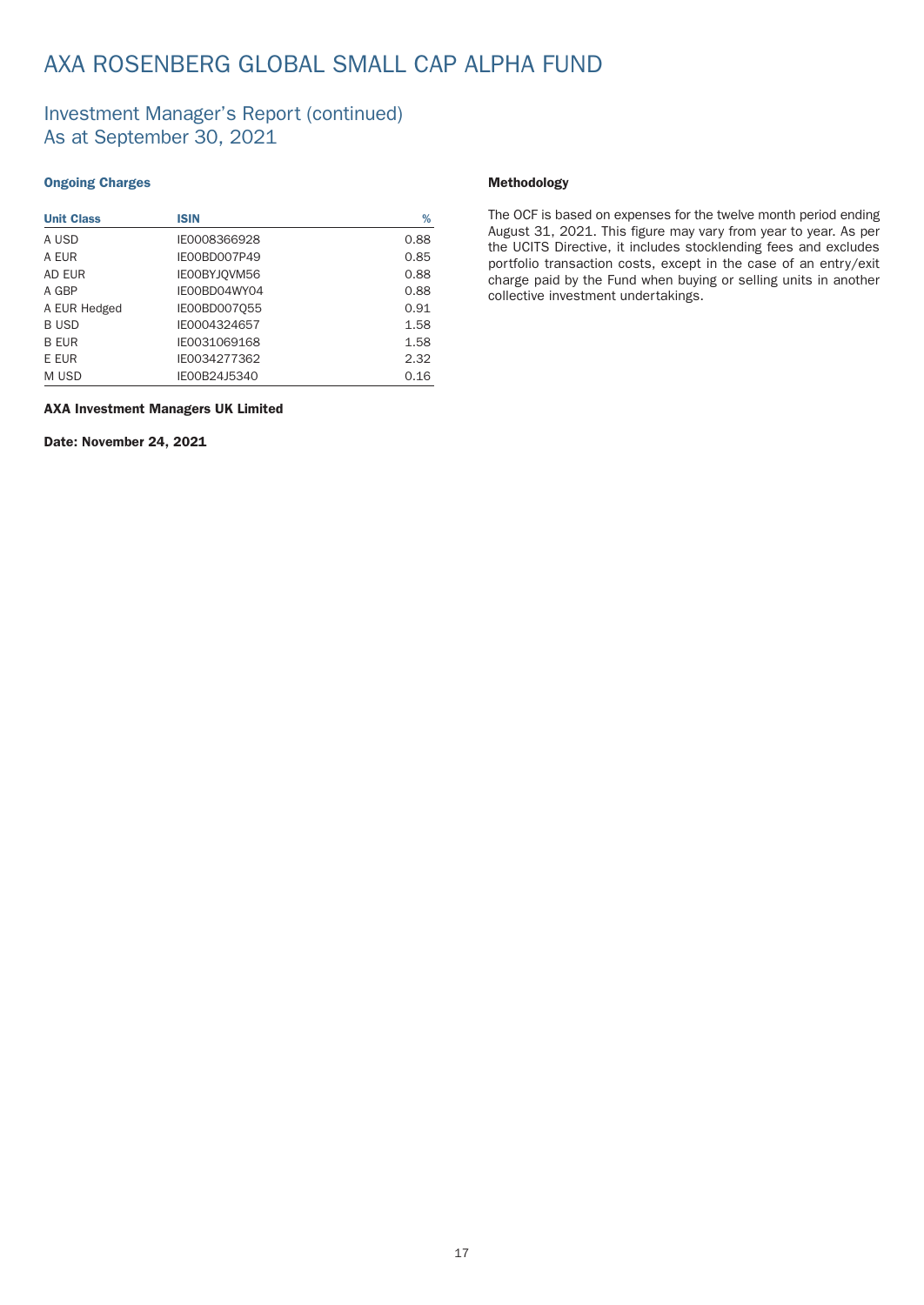# AXA ROSENBERG GLOBAL SMALL CAP ALPHA FUND

## Investment Manager's Report (continued)
## As at September 30, 2021

### Ongoing Charges

| Unit Class | ISIN | % |
|---|---|---|
| A USD | IE0008366928 | 0.88 |
| A EUR | IE00BD007P49 | 0.85 |
| AD EUR | IE00BYJQVM56 | 0.88 |
| A GBP | IE00BD04WY04 | 0.88 |
| A EUR Hedged | IE00BD007Q55 | 0.91 |
| B USD | IE0004324657 | 1.58 |
| B EUR | IE0031069168 | 1.58 |
| E EUR | IE0034277362 | 2.32 |
| M USD | IE00B24J5340 | 0.16 |

**AXA Investment Managers UK Limited**

**Date: November 24, 2021**

### Methodology

The OCF is based on expenses for the twelve month period ending August 31, 2021. This figure may vary from year to year. As per the UCITS Directive, it includes stocklending fees and excludes portfolio transaction costs, except in the case of an entry/exit charge paid by the Fund when buying or selling units in another collective investment undertakings.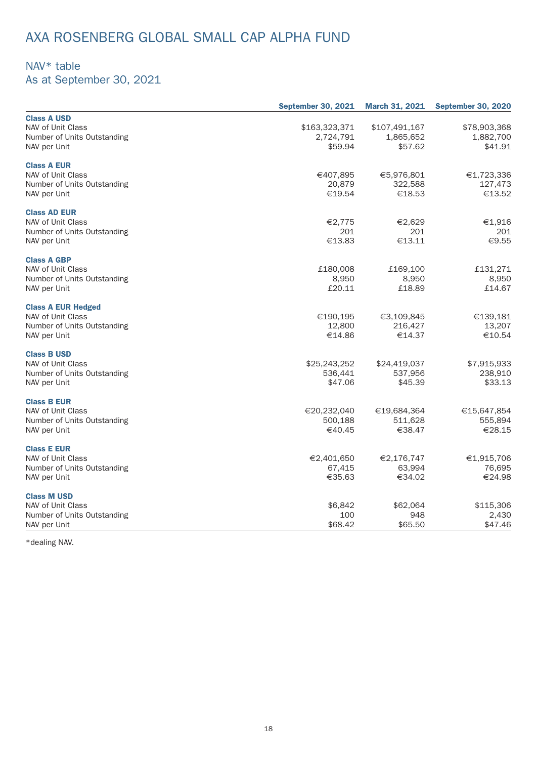# AXA ROSENBERG GLOBAL SMALL CAP ALPHA FUND

## NAV* table
## As at September 30, 2021

| | September 30, 2021 | March 31, 2021 | September 30, 2020 |
|---|---|---|---|
| **Class A USD** | | | |
| NAV of Unit Class | $163,323,371 | $107,491,167 | $78,903,368 |
| Number of Units Outstanding | 2,724,791 | 1,865,652 | 1,882,700 |
| NAV per Unit | $59.94 | $57.62 | $41.91 |
| **Class A EUR** | | | |
| NAV of Unit Class | €407,895 | €5,976,801 | €1,723,336 |
| Number of Units Outstanding | 20,879 | 322,588 | 127,473 |
| NAV per Unit | €19.54 | €18.53 | €13.52 |
| **Class AD EUR** | | | |
| NAV of Unit Class | €2,775 | €2,629 | €1,916 |
| Number of Units Outstanding | 201 | 201 | 201 |
| NAV per Unit | €13.83 | €13.11 | €9.55 |
| **Class A GBP** | | | |
| NAV of Unit Class | £180,008 | £169,100 | £131,271 |
| Number of Units Outstanding | 8,950 | 8,950 | 8,950 |
| NAV per Unit | £20.11 | £18.89 | £14.67 |
| **Class A EUR Hedged** | | | |
| NAV of Unit Class | €190,195 | €3,109,845 | €139,181 |
| Number of Units Outstanding | 12,800 | 216,427 | 13,207 |
| NAV per Unit | €14.86 | €14.37 | €10.54 |
| **Class B USD** | | | |
| NAV of Unit Class | $25,243,252 | $24,419,037 | $7,915,933 |
| Number of Units Outstanding | 536,441 | 537,956 | 238,910 |
| NAV per Unit | $47.06 | $45.39 | $33.13 |
| **Class B EUR** | | | |
| NAV of Unit Class | €20,232,040 | €19,684,364 | €15,647,854 |
| Number of Units Outstanding | 500,188 | 511,628 | 555,894 |
| NAV per Unit | €40.45 | €38.47 | €28.15 |
| **Class E EUR** | | | |
| NAV of Unit Class | €2,401,650 | €2,176,747 | €1,915,706 |
| Number of Units Outstanding | 67,415 | 63,994 | 76,695 |
| NAV per Unit | €35.63 | €34.02 | €24.98 |
| **Class M USD** | | | |
| NAV of Unit Class | $6,842 | $62,064 | $115,306 |
| Number of Units Outstanding | 100 | 948 | 2,430 |
| NAV per Unit | $68.42 | $65.50 | $47.46 |

*dealing NAV.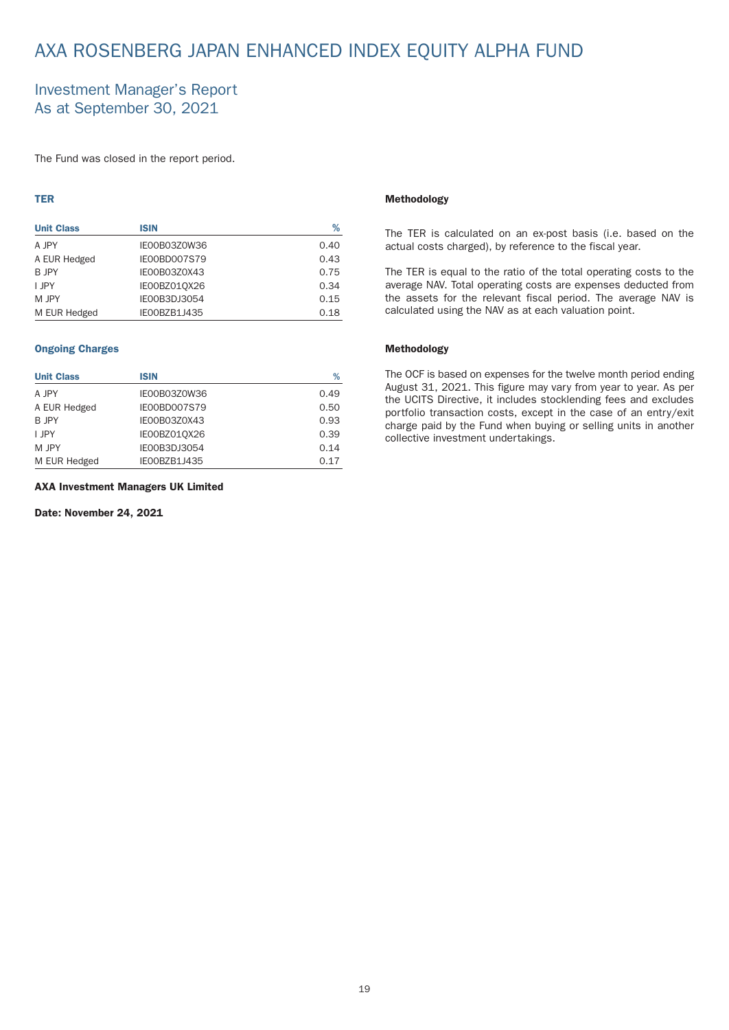# AXA ROSENBERG JAPAN ENHANCED INDEX EQUITY ALPHA FUND

## Investment Manager's Report
## As at September 30, 2021

The Fund was closed in the report period.

### TER

| Unit Class | ISIN | % |
|---|---|---|
| A JPY | IE00B03Z0W36 | 0.40 |
| A EUR Hedged | IE00BD007S79 | 0.43 |
| B JPY | IE00B03Z0X43 | 0.75 |
| I JPY | IE00BZ01QX26 | 0.34 |
| M JPY | IE00B3DJ3054 | 0.15 |
| M EUR Hedged | IE00BZB1J435 | 0.18 |

### Methodology

The TER is calculated on an ex-post basis (i.e. based on the actual costs charged), by reference to the fiscal year.

The TER is equal to the ratio of the total operating costs to the average NAV. Total operating costs are expenses deducted from the assets for the relevant fiscal period. The average NAV is calculated using the NAV as at each valuation point.

### Ongoing Charges

| Unit Class | ISIN | % |
|---|---|---|
| A JPY | IE00B03Z0W36 | 0.49 |
| A EUR Hedged | IE00BD007S79 | 0.50 |
| B JPY | IE00B03Z0X43 | 0.93 |
| I JPY | IE00BZ01QX26 | 0.39 |
| M JPY | IE00B3DJ3054 | 0.14 |
| M EUR Hedged | IE00BZB1J435 | 0.17 |

### Methodology

The OCF is based on expenses for the twelve month period ending August 31, 2021. This figure may vary from year to year. As per the UCITS Directive, it includes stocklending fees and excludes portfolio transaction costs, except in the case of an entry/exit charge paid by the Fund when buying or selling units in another collective investment undertakings.

**AXA Investment Managers UK Limited**

**Date: November 24, 2021**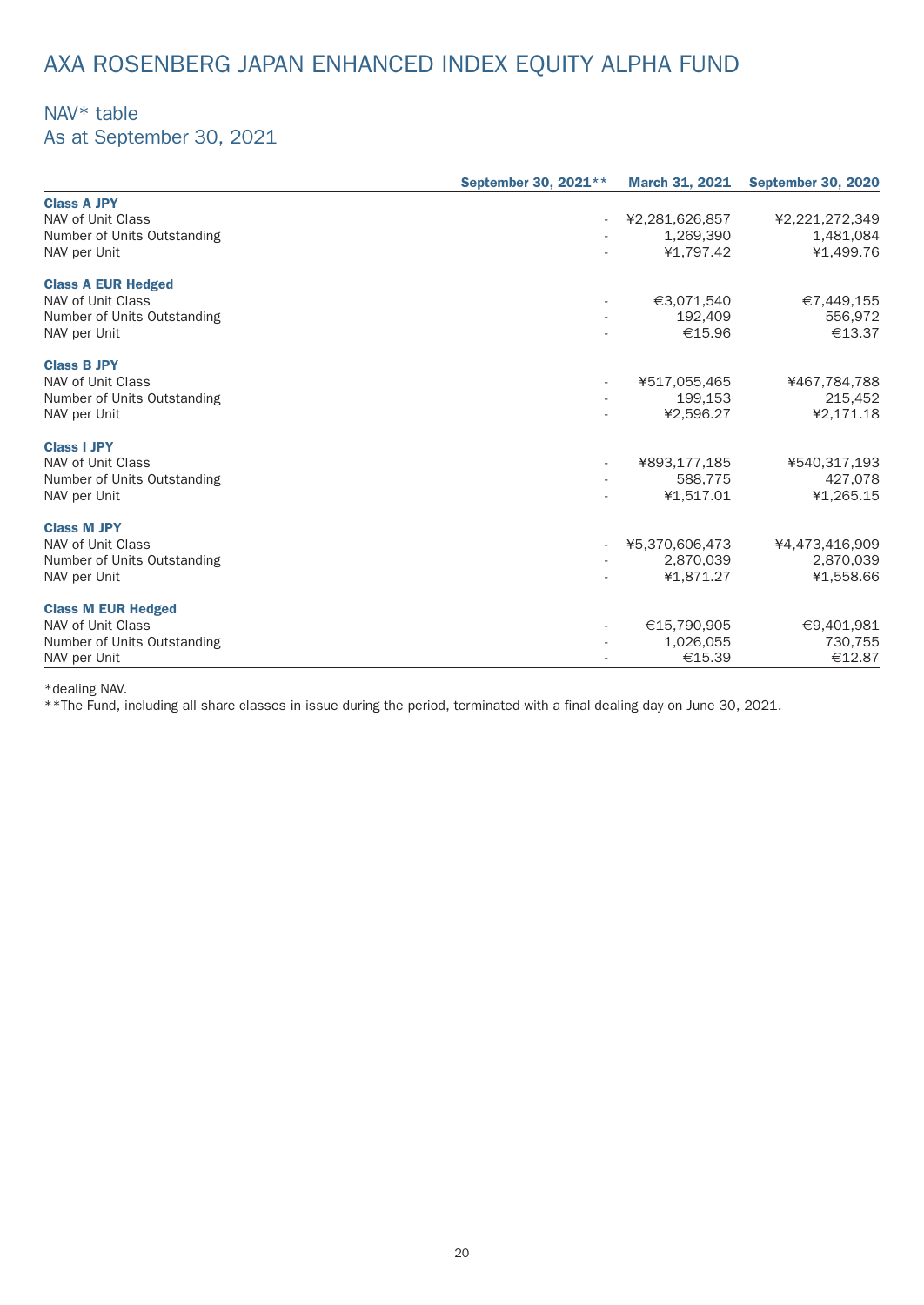# AXA ROSENBERG JAPAN ENHANCED INDEX EQUITY ALPHA FUND

## NAV* table
## As at September 30, 2021

| | September 30, 2021** | March 31, 2021 | September 30, 2020 |
|---|---|---|---|
| **Class A JPY** | | | |
| NAV of Unit Class | - | ¥2,281,626,857 | ¥2,221,272,349 |
| Number of Units Outstanding | - | 1,269,390 | 1,481,084 |
| NAV per Unit | - | ¥1,797.42 | ¥1,499.76 |
| **Class A EUR Hedged** | | | |
| NAV of Unit Class | - | €3,071,540 | €7,449,155 |
| Number of Units Outstanding | - | 192,409 | 556,972 |
| NAV per Unit | - | €15.96 | €13.37 |
| **Class B JPY** | | | |
| NAV of Unit Class | - | ¥517,055,465 | ¥467,784,788 |
| Number of Units Outstanding | - | 199,153 | 215,452 |
| NAV per Unit | - | ¥2,596.27 | ¥2,171.18 |
| **Class I JPY** | | | |
| NAV of Unit Class | - | ¥893,177,185 | ¥540,317,193 |
| Number of Units Outstanding | - | 588,775 | 427,078 |
| NAV per Unit | - | ¥1,517.01 | ¥1,265.15 |
| **Class M JPY** | | | |
| NAV of Unit Class | - | ¥5,370,606,473 | ¥4,473,416,909 |
| Number of Units Outstanding | - | 2,870,039 | 2,870,039 |
| NAV per Unit | - | ¥1,871.27 | ¥1,558.66 |
| **Class M EUR Hedged** | | | |
| NAV of Unit Class | - | €15,790,905 | €9,401,981 |
| Number of Units Outstanding | - | 1,026,055 | 730,755 |
| NAV per Unit | - | €15.39 | €12.87 |

*dealing NAV.

**The Fund, including all share classes in issue during the period, terminated with a final dealing day on June 30, 2021.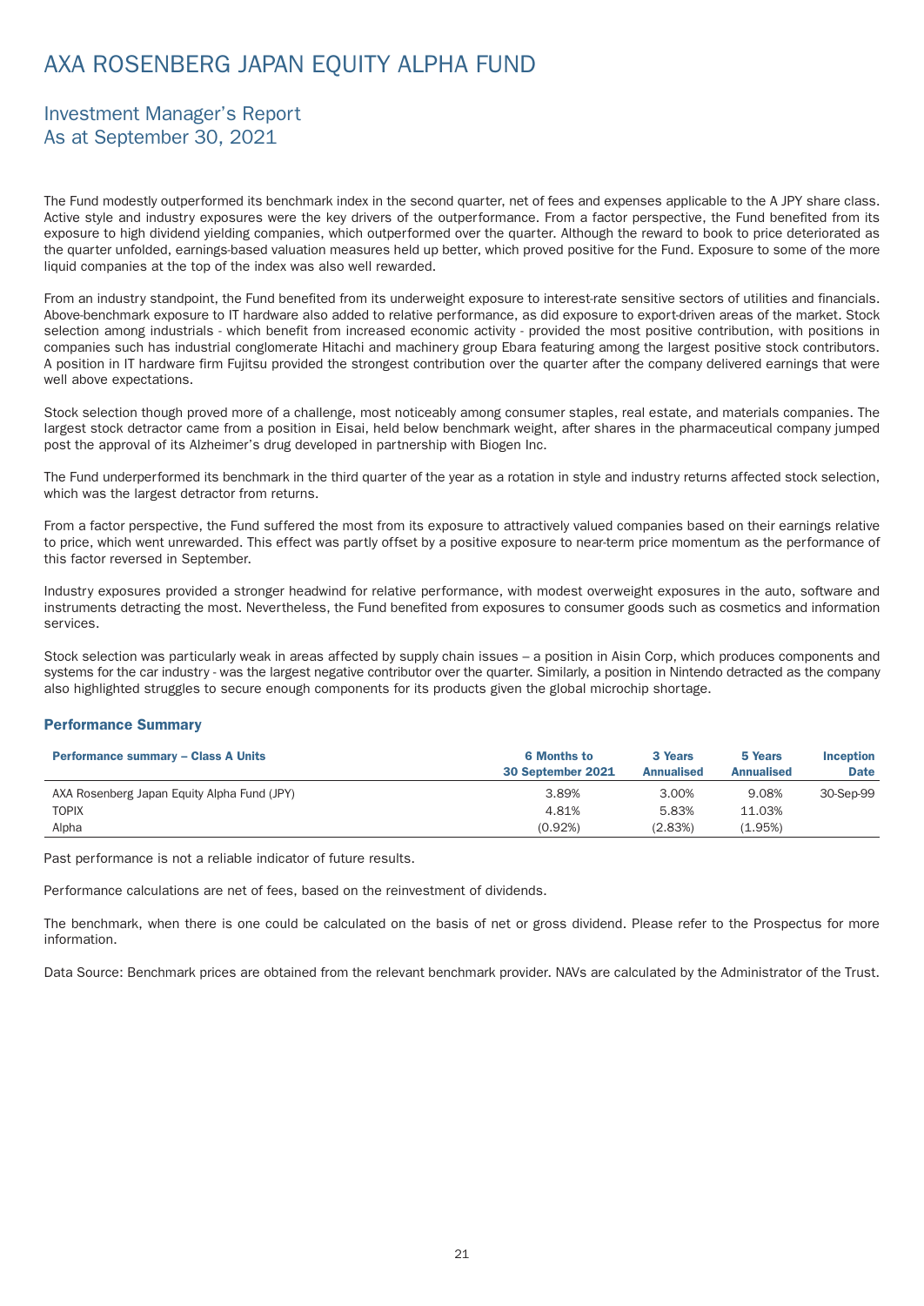# AXA ROSENBERG JAPAN EQUITY ALPHA FUND

## Investment Manager's Report
## As at September 30, 2021

The Fund modestly outperformed its benchmark index in the second quarter, net of fees and expenses applicable to the A JPY share class. Active style and industry exposures were the key drivers of the outperformance. From a factor perspective, the Fund benefited from its exposure to high dividend yielding companies, which outperformed over the quarter. Although the reward to book to price deteriorated as the quarter unfolded, earnings-based valuation measures held up better, which proved positive for the Fund. Exposure to some of the more liquid companies at the top of the index was also well rewarded.

From an industry standpoint, the Fund benefited from its underweight exposure to interest-rate sensitive sectors of utilities and financials. Above-benchmark exposure to IT hardware also added to relative performance, as did exposure to export-driven areas of the market. Stock selection among industrials - which benefit from increased economic activity - provided the most positive contribution, with positions in companies such has industrial conglomerate Hitachi and machinery group Ebara featuring among the largest positive stock contributors. A position in IT hardware firm Fujitsu provided the strongest contribution over the quarter after the company delivered earnings that were well above expectations.

Stock selection though proved more of a challenge, most noticeably among consumer staples, real estate, and materials companies. The largest stock detractor came from a position in Eisai, held below benchmark weight, after shares in the pharmaceutical company jumped post the approval of its Alzheimer's drug developed in partnership with Biogen Inc.

The Fund underperformed its benchmark in the third quarter of the year as a rotation in style and industry returns affected stock selection, which was the largest detractor from returns.

From a factor perspective, the Fund suffered the most from its exposure to attractively valued companies based on their earnings relative to price, which went unrewarded. This effect was partly offset by a positive exposure to near-term price momentum as the performance of this factor reversed in September.

Industry exposures provided a stronger headwind for relative performance, with modest overweight exposures in the auto, software and instruments detracting the most. Nevertheless, the Fund benefited from exposures to consumer goods such as cosmetics and information services.

Stock selection was particularly weak in areas affected by supply chain issues – a position in Aisin Corp, which produces components and systems for the car industry - was the largest negative contributor over the quarter. Similarly, a position in Nintendo detracted as the company also highlighted struggles to secure enough components for its products given the global microchip shortage.

### Performance Summary

| Performance summary – Class A Units | 6 Months to 30 September 2021 | 3 Years Annualised | 5 Years Annualised | Inception Date |
|---|---|---|---|---|
| AXA Rosenberg Japan Equity Alpha Fund (JPY) | 3.89% | 3.00% | 9.08% | 30-Sep-99 |
| TOPIX | 4.81% | 5.83% | 11.03% | |
| Alpha | (0.92%) | (2.83%) | (1.95%) | |

Past performance is not a reliable indicator of future results.

Performance calculations are net of fees, based on the reinvestment of dividends.

The benchmark, when there is one could be calculated on the basis of net or gross dividend. Please refer to the Prospectus for more information.

Data Source: Benchmark prices are obtained from the relevant benchmark provider. NAVs are calculated by the Administrator of the Trust.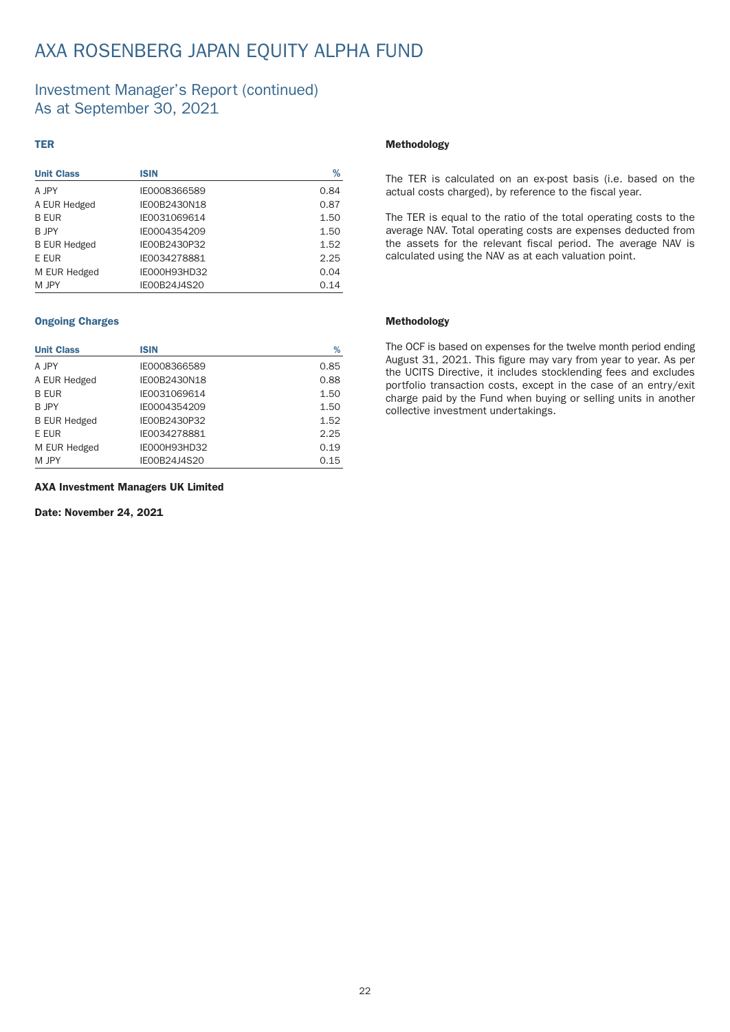# AXA ROSENBERG JAPAN EQUITY ALPHA FUND

## Investment Manager's Report (continued)
## As at September 30, 2021

### TER

| Unit Class | ISIN | % |
|---|---|---|
| A JPY | IE0008366589 | 0.84 |
| A EUR Hedged | IE00B2430N18 | 0.87 |
| B EUR | IE0031069614 | 1.50 |
| B JPY | IE0004354209 | 1.50 |
| B EUR Hedged | IE00B2430P32 | 1.52 |
| E EUR | IE0034278881 | 2.25 |
| M EUR Hedged | IE000H93HD32 | 0.04 |
| M JPY | IE00B24J4S20 | 0.14 |

**Methodology**

The TER is calculated on an ex-post basis (i.e. based on the actual costs charged), by reference to the fiscal year.

The TER is equal to the ratio of the total operating costs to the average NAV. Total operating costs are expenses deducted from the assets for the relevant fiscal period. The average NAV is calculated using the NAV as at each valuation point.

### Ongoing Charges

| Unit Class | ISIN | % |
|---|---|---|
| A JPY | IE0008366589 | 0.85 |
| A EUR Hedged | IE00B2430N18 | 0.88 |
| B EUR | IE0031069614 | 1.50 |
| B JPY | IE0004354209 | 1.50 |
| B EUR Hedged | IE00B2430P32 | 1.52 |
| E EUR | IE0034278881 | 2.25 |
| M EUR Hedged | IE000H93HD32 | 0.19 |
| M JPY | IE00B24J4S20 | 0.15 |

**Methodology**

The OCF is based on expenses for the twelve month period ending August 31, 2021. This figure may vary from year to year. As per the UCITS Directive, it includes stocklending fees and excludes portfolio transaction costs, except in the case of an entry/exit charge paid by the Fund when buying or selling units in another collective investment undertakings.

**AXA Investment Managers UK Limited**

**Date: November 24, 2021**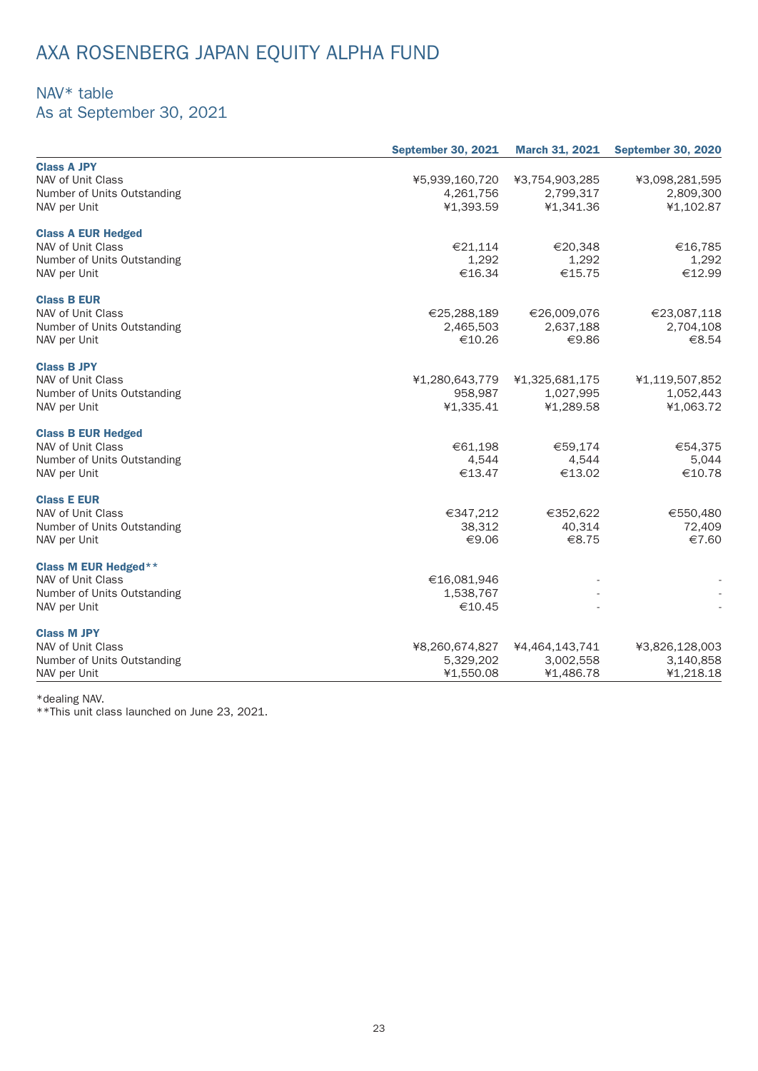# AXA ROSENBERG JAPAN EQUITY ALPHA FUND

## NAV* table
## As at September 30, 2021

| | September 30, 2021 | March 31, 2021 | September 30, 2020 |
|---|---|---|---|
| **Class A JPY** | | | |
| NAV of Unit Class | ¥5,939,160,720 | ¥3,754,903,285 | ¥3,098,281,595 |
| Number of Units Outstanding | 4,261,756 | 2,799,317 | 2,809,300 |
| NAV per Unit | ¥1,393.59 | ¥1,341.36 | ¥1,102.87 |
| **Class A EUR Hedged** | | | |
| NAV of Unit Class | €21,114 | €20,348 | €16,785 |
| Number of Units Outstanding | 1,292 | 1,292 | 1,292 |
| NAV per Unit | €16.34 | €15.75 | €12.99 |
| **Class B EUR** | | | |
| NAV of Unit Class | €25,288,189 | €26,009,076 | €23,087,118 |
| Number of Units Outstanding | 2,465,503 | 2,637,188 | 2,704,108 |
| NAV per Unit | €10.26 | €9.86 | €8.54 |
| **Class B JPY** | | | |
| NAV of Unit Class | ¥1,280,643,779 | ¥1,325,681,175 | ¥1,119,507,852 |
| Number of Units Outstanding | 958,987 | 1,027,995 | 1,052,443 |
| NAV per Unit | ¥1,335.41 | ¥1,289.58 | ¥1,063.72 |
| **Class B EUR Hedged** | | | |
| NAV of Unit Class | €61,198 | €59,174 | €54,375 |
| Number of Units Outstanding | 4,544 | 4,544 | 5,044 |
| NAV per Unit | €13.47 | €13.02 | €10.78 |
| **Class E EUR** | | | |
| NAV of Unit Class | €347,212 | €352,622 | €550,480 |
| Number of Units Outstanding | 38,312 | 40,314 | 72,409 |
| NAV per Unit | €9.06 | €8.75 | €7.60 |
| **Class M EUR Hedged**** | | | |
| NAV of Unit Class | €16,081,946 | - | - |
| Number of Units Outstanding | 1,538,767 | - | - |
| NAV per Unit | €10.45 | - | - |
| **Class M JPY** | | | |
| NAV of Unit Class | ¥8,260,674,827 | ¥4,464,143,741 | ¥3,826,128,003 |
| Number of Units Outstanding | 5,329,202 | 3,002,558 | 3,140,858 |
| NAV per Unit | ¥1,550.08 | ¥1,486.78 | ¥1,218.18 |

*dealing NAV.
**This unit class launched on June 23, 2021.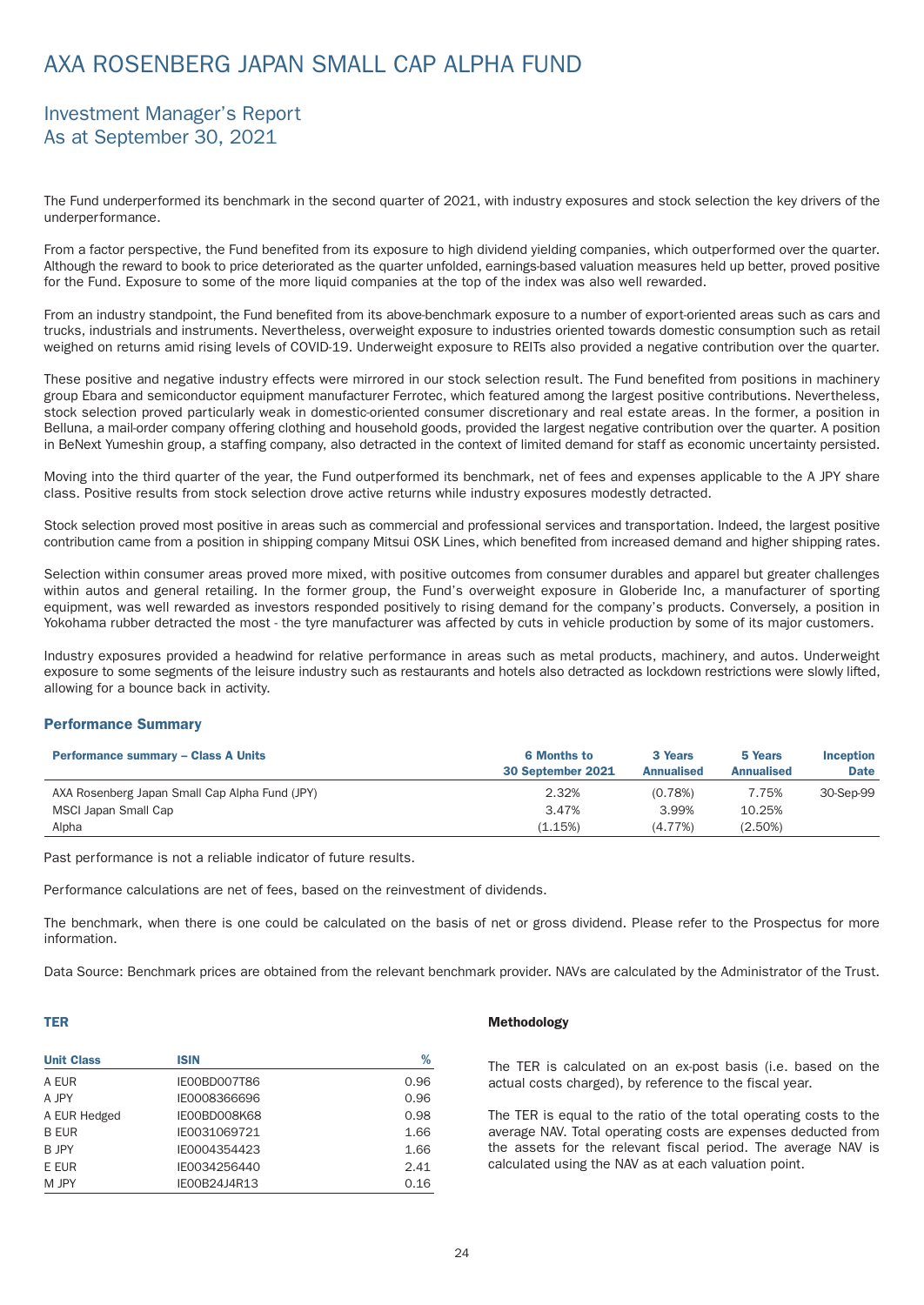# AXA ROSENBERG JAPAN SMALL CAP ALPHA FUND

## Investment Manager's Report
## As at September 30, 2021

The Fund underperformed its benchmark in the second quarter of 2021, with industry exposures and stock selection the key drivers of the underperformance.

From a factor perspective, the Fund benefited from its exposure to high dividend yielding companies, which outperformed over the quarter. Although the reward to book to price deteriorated as the quarter unfolded, earnings-based valuation measures held up better, proved positive for the Fund. Exposure to some of the more liquid companies at the top of the index was also well rewarded.

From an industry standpoint, the Fund benefited from its above-benchmark exposure to a number of export-oriented areas such as cars and trucks, industrials and instruments. Nevertheless, overweight exposure to industries oriented towards domestic consumption such as retail weighed on returns amid rising levels of COVID-19. Underweight exposure to REITs also provided a negative contribution over the quarter.

These positive and negative industry effects were mirrored in our stock selection result. The Fund benefited from positions in machinery group Ebara and semiconductor equipment manufacturer Ferrotec, which featured among the largest positive contributions. Nevertheless, stock selection proved particularly weak in domestic-oriented consumer discretionary and real estate areas. In the former, a position in Belluna, a mail-order company offering clothing and household goods, provided the largest negative contribution over the quarter. A position in BeNext Yumeshin group, a staffing company, also detracted in the context of limited demand for staff as economic uncertainty persisted.

Moving into the third quarter of the year, the Fund outperformed its benchmark, net of fees and expenses applicable to the A JPY share class. Positive results from stock selection drove active returns while industry exposures modestly detracted.

Stock selection proved most positive in areas such as commercial and professional services and transportation. Indeed, the largest positive contribution came from a position in shipping company Mitsui OSK Lines, which benefited from increased demand and higher shipping rates.

Selection within consumer areas proved more mixed, with positive outcomes from consumer durables and apparel but greater challenges within autos and general retailing. In the former group, the Fund's overweight exposure in Globeride Inc, a manufacturer of sporting equipment, was well rewarded as investors responded positively to rising demand for the company's products. Conversely, a position in Yokohama rubber detracted the most - the tyre manufacturer was affected by cuts in vehicle production by some of its major customers.

Industry exposures provided a headwind for relative performance in areas such as metal products, machinery, and autos. Underweight exposure to some segments of the leisure industry such as restaurants and hotels also detracted as lockdown restrictions were slowly lifted, allowing for a bounce back in activity.

### Performance Summary

| Performance summary – Class A Units | 6 Months to 30 September 2021 | 3 Years Annualised | 5 Years Annualised | Inception Date |
|---|---|---|---|---|
| AXA Rosenberg Japan Small Cap Alpha Fund (JPY) | 2.32% | (0.78%) | 7.75% | 30-Sep-99 |
| MSCI Japan Small Cap | 3.47% | 3.99% | 10.25% | |
| Alpha | (1.15%) | (4.77%) | (2.50%) | |

Past performance is not a reliable indicator of future results.

Performance calculations are net of fees, based on the reinvestment of dividends.

The benchmark, when there is one could be calculated on the basis of net or gross dividend. Please refer to the Prospectus for more information.

Data Source: Benchmark prices are obtained from the relevant benchmark provider. NAVs are calculated by the Administrator of the Trust.

### TER

| Unit Class | ISIN | % |
|---|---|---|
| A EUR | IE00BD007T86 | 0.96 |
| A JPY | IE0008366696 | 0.96 |
| A EUR Hedged | IE00BD008K68 | 0.98 |
| B EUR | IE0031069721 | 1.66 |
| B JPY | IE0004354423 | 1.66 |
| E EUR | IE0034256440 | 2.41 |
| M JPY | IE00B24J4R13 | 0.16 |

### Methodology

The TER is calculated on an ex-post basis (i.e. based on the actual costs charged), by reference to the fiscal year.

The TER is equal to the ratio of the total operating costs to the average NAV. Total operating costs are expenses deducted from the assets for the relevant fiscal period. The average NAV is calculated using the NAV as at each valuation point.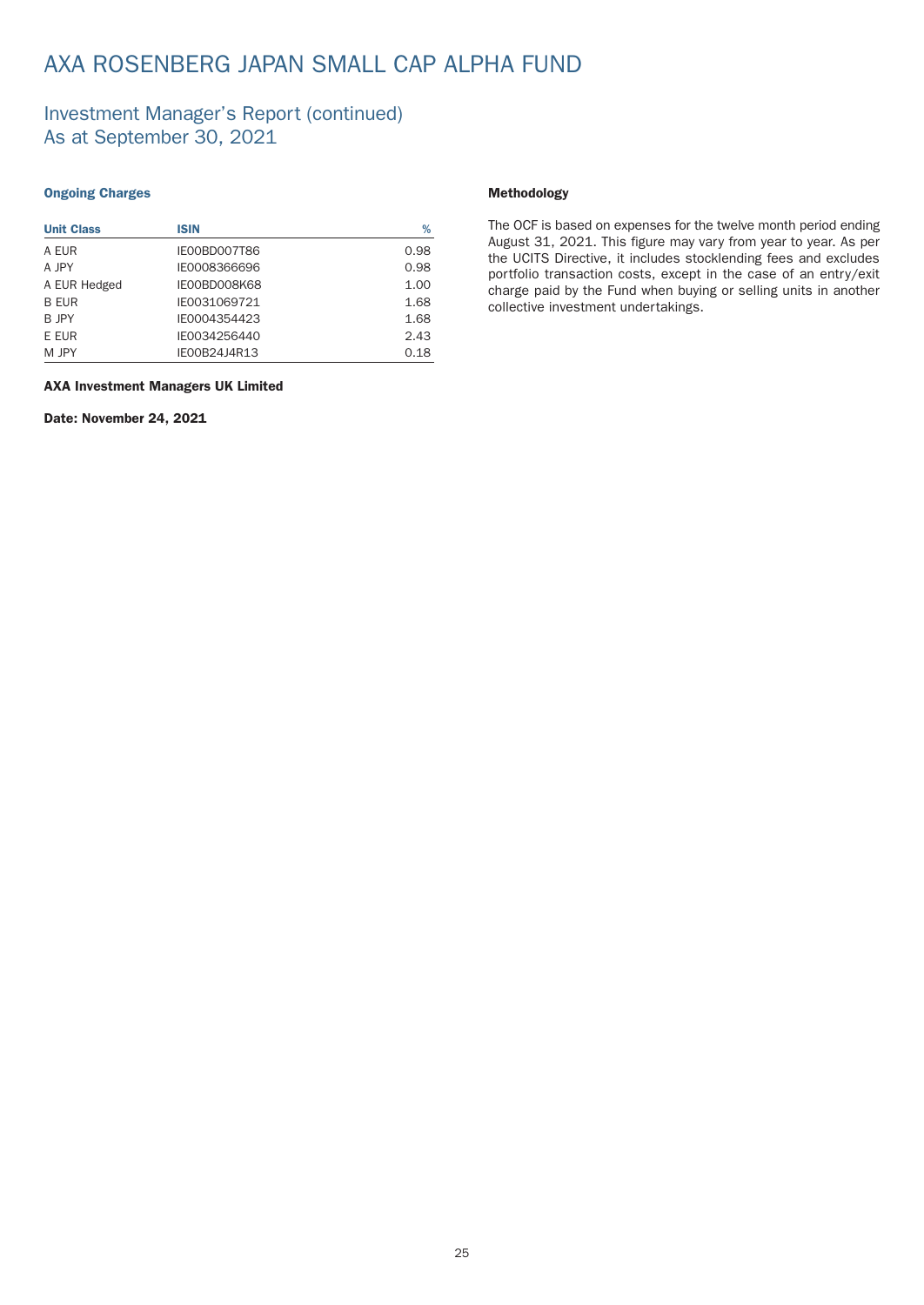# AXA ROSENBERG JAPAN SMALL CAP ALPHA FUND

## Investment Manager's Report (continued)
## As at September 30, 2021

### Ongoing Charges

| Unit Class | ISIN | % |
|---|---|---|
| A EUR | IE00BD007T86 | 0.98 |
| A JPY | IE0008366696 | 0.98 |
| A EUR Hedged | IE00BD008K68 | 1.00 |
| B EUR | IE0031069721 | 1.68 |
| B JPY | IE0004354423 | 1.68 |
| E EUR | IE0034256440 | 2.43 |
| M JPY | IE00B24J4R13 | 0.18 |

**AXA Investment Managers UK Limited**

**Date: November 24, 2021**

### Methodology

The OCF is based on expenses for the twelve month period ending August 31, 2021. This figure may vary from year to year. As per the UCITS Directive, it includes stocklending fees and excludes portfolio transaction costs, except in the case of an entry/exit charge paid by the Fund when buying or selling units in another collective investment undertakings.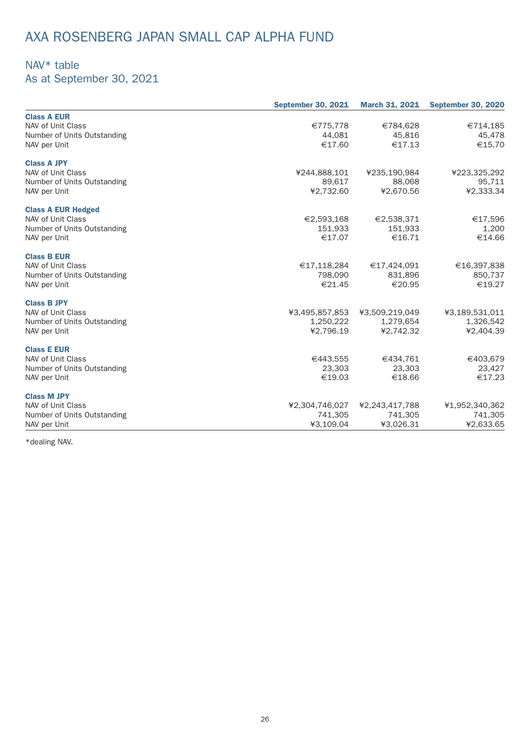# AXA ROSENBERG JAPAN SMALL CAP ALPHA FUND

## NAV* table
## As at September 30, 2021

| | September 30, 2021 | March 31, 2021 | September 30, 2020 |
|---|---|---|---|
| **Class A EUR** | | | |
| NAV of Unit Class | €775,778 | €784,628 | €714,185 |
| Number of Units Outstanding | 44,081 | 45,816 | 45,478 |
| NAV per Unit | €17.60 | €17.13 | €15.70 |
| **Class A JPY** | | | |
| NAV of Unit Class | ¥244,888,101 | ¥235,190,984 | ¥223,325,292 |
| Number of Units Outstanding | 89,617 | 88,068 | 95,711 |
| NAV per Unit | ¥2,732.60 | ¥2,670.56 | ¥2,333.34 |
| **Class A EUR Hedged** | | | |
| NAV of Unit Class | €2,593,168 | €2,538,371 | €17,596 |
| Number of Units Outstanding | 151,933 | 151,933 | 1,200 |
| NAV per Unit | €17.07 | €16.71 | €14.66 |
| **Class B EUR** | | | |
| NAV of Unit Class | €17,118,284 | €17,424,091 | €16,397,838 |
| Number of Units Outstanding | 798,090 | 831,896 | 850,737 |
| NAV per Unit | €21.45 | €20.95 | €19.27 |
| **Class B JPY** | | | |
| NAV of Unit Class | ¥3,495,857,853 | ¥3,509,219,049 | ¥3,189,531,011 |
| Number of Units Outstanding | 1,250,222 | 1,279,654 | 1,326,542 |
| NAV per Unit | ¥2,796.19 | ¥2,742.32 | ¥2,404.39 |
| **Class E EUR** | | | |
| NAV of Unit Class | €443,555 | €434,761 | €403,679 |
| Number of Units Outstanding | 23,303 | 23,303 | 23,427 |
| NAV per Unit | €19.03 | €18.66 | €17.23 |
| **Class M JPY** | | | |
| NAV of Unit Class | ¥2,304,746,027 | ¥2,243,417,788 | ¥1,952,340,362 |
| Number of Units Outstanding | 741,305 | 741,305 | 741,305 |
| NAV per Unit | ¥3,109.04 | ¥3,026.31 | ¥2,633.65 |

*dealing NAV.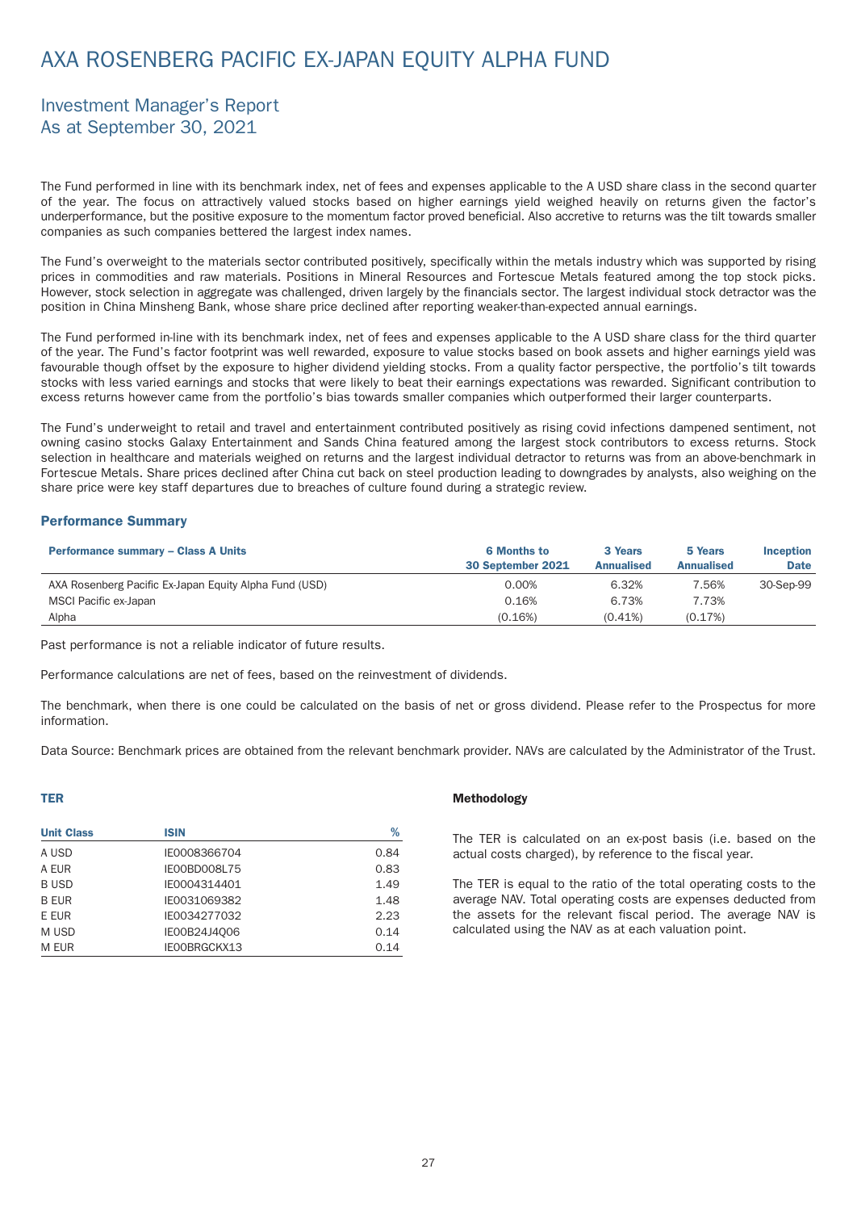# AXA ROSENBERG PACIFIC EX-JAPAN EQUITY ALPHA FUND

## Investment Manager's Report
## As at September 30, 2021

The Fund performed in line with its benchmark index, net of fees and expenses applicable to the A USD share class in the second quarter of the year. The focus on attractively valued stocks based on higher earnings yield weighed heavily on returns given the factor's underperformance, but the positive exposure to the momentum factor proved beneficial. Also accretive to returns was the tilt towards smaller companies as such companies bettered the largest index names.

The Fund's overweight to the materials sector contributed positively, specifically within the metals industry which was supported by rising prices in commodities and raw materials. Positions in Mineral Resources and Fortescue Metals featured among the top stock picks. However, stock selection in aggregate was challenged, driven largely by the financials sector. The largest individual stock detractor was the position in China Minsheng Bank, whose share price declined after reporting weaker-than-expected annual earnings.

The Fund performed in-line with its benchmark index, net of fees and expenses applicable to the A USD share class for the third quarter of the year. The Fund's factor footprint was well rewarded, exposure to value stocks based on book assets and higher earnings yield was favourable though offset by the exposure to higher dividend yielding stocks. From a quality factor perspective, the portfolio's tilt towards stocks with less varied earnings and stocks that were likely to beat their earnings expectations was rewarded. Significant contribution to excess returns however came from the portfolio's bias towards smaller companies which outperformed their larger counterparts.

The Fund's underweight to retail and travel and entertainment contributed positively as rising covid infections dampened sentiment, not owning casino stocks Galaxy Entertainment and Sands China featured among the largest stock contributors to excess returns. Stock selection in healthcare and materials weighed on returns and the largest individual detractor to returns was from an above-benchmark in Fortescue Metals. Share prices declined after China cut back on steel production leading to downgrades by analysts, also weighing on the share price were key staff departures due to breaches of culture found during a strategic review.

### Performance Summary

| Performance summary – Class A Units | 6 Months to 30 September 2021 | 3 Years Annualised | 5 Years Annualised | Inception Date |
|---|---|---|---|---|
| AXA Rosenberg Pacific Ex-Japan Equity Alpha Fund (USD) | 0.00% | 6.32% | 7.56% | 30-Sep-99 |
| MSCI Pacific ex-Japan | 0.16% | 6.73% | 7.73% | |
| Alpha | (0.16%) | (0.41%) | (0.17%) | |

Past performance is not a reliable indicator of future results.

Performance calculations are net of fees, based on the reinvestment of dividends.

The benchmark, when there is one could be calculated on the basis of net or gross dividend. Please refer to the Prospectus for more information.

Data Source: Benchmark prices are obtained from the relevant benchmark provider. NAVs are calculated by the Administrator of the Trust.

### TER

| Unit Class | ISIN | % |
|---|---|---|
| A USD | IE0008366704 | 0.84 |
| A EUR | IE00BD008L75 | 0.83 |
| B USD | IE0004314401 | 1.49 |
| B EUR | IE0031069382 | 1.48 |
| E EUR | IE0034277032 | 2.23 |
| M USD | IE00B24J4Q06 | 0.14 |
| M EUR | IE00BRGCKX13 | 0.14 |

**Methodology**

The TER is calculated on an ex-post basis (i.e. based on the actual costs charged), by reference to the fiscal year.

The TER is equal to the ratio of the total operating costs to the average NAV. Total operating costs are expenses deducted from the assets for the relevant fiscal period. The average NAV is calculated using the NAV as at each valuation point.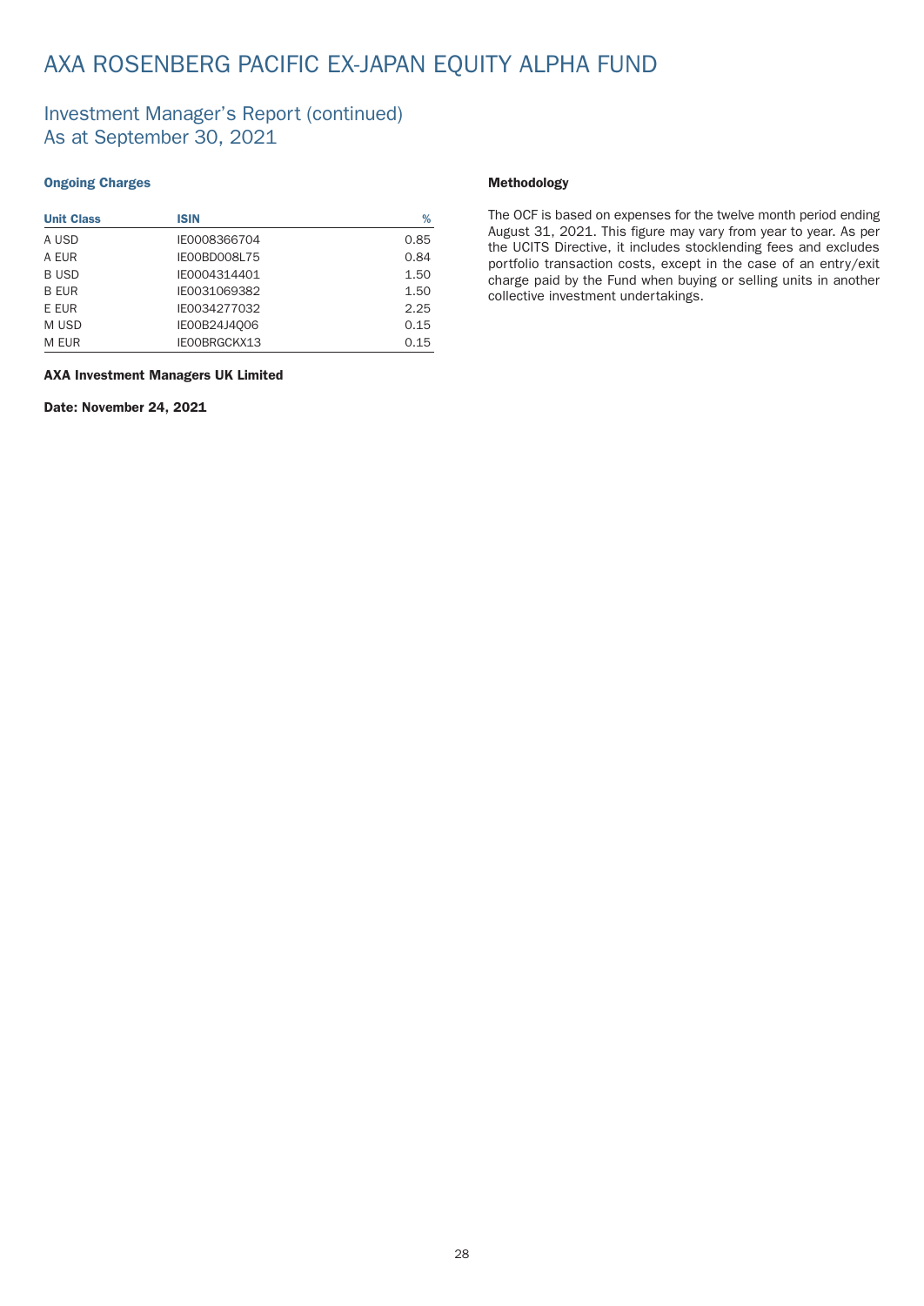# AXA ROSENBERG PACIFIC EX-JAPAN EQUITY ALPHA FUND

## Investment Manager's Report (continued)
## As at September 30, 2021

### Ongoing Charges

| Unit Class | ISIN | % |
|---|---|---|
| A USD | IE0008366704 | 0.85 |
| A EUR | IE00BD008L75 | 0.84 |
| B USD | IE0004314401 | 1.50 |
| B EUR | IE0031069382 | 1.50 |
| E EUR | IE0034277032 | 2.25 |
| M USD | IE00B24J4Q06 | 0.15 |
| M EUR | IE00BRGCKX13 | 0.15 |

**AXA Investment Managers UK Limited**

**Date: November 24, 2021**

### Methodology

The OCF is based on expenses for the twelve month period ending August 31, 2021. This figure may vary from year to year. As per the UCITS Directive, it includes stocklending fees and excludes portfolio transaction costs, except in the case of an entry/exit charge paid by the Fund when buying or selling units in another collective investment undertakings.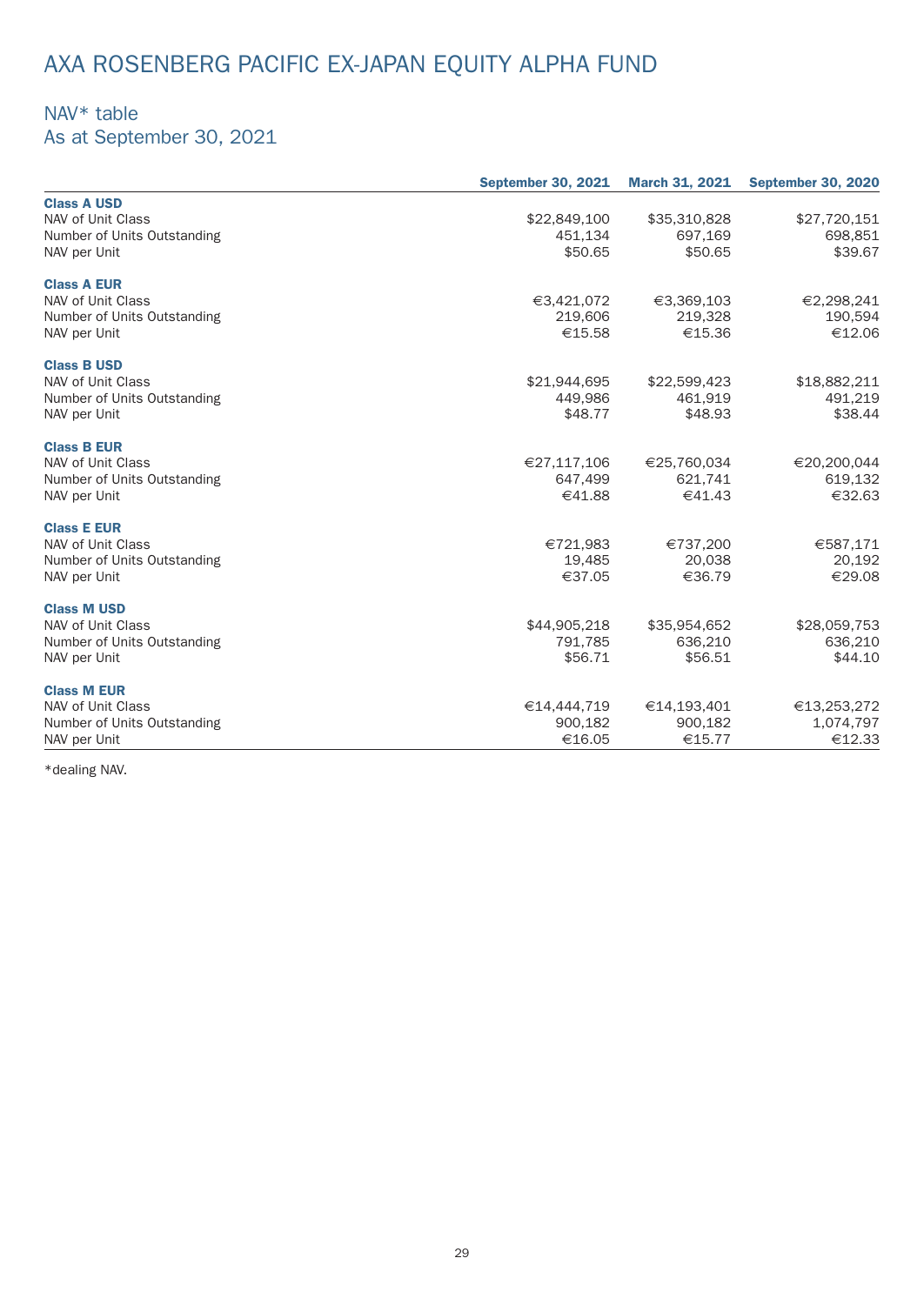# AXA ROSENBERG PACIFIC EX-JAPAN EQUITY ALPHA FUND

## NAV* table
## As at September 30, 2021

| | September 30, 2021 | March 31, 2021 | September 30, 2020 |
|---|---|---|---|
| **Class A USD** | | | |
| NAV of Unit Class | $22,849,100 | $35,310,828 | $27,720,151 |
| Number of Units Outstanding | 451,134 | 697,169 | 698,851 |
| NAV per Unit | $50.65 | $50.65 | $39.67 |
| **Class A EUR** | | | |
| NAV of Unit Class | €3,421,072 | €3,369,103 | €2,298,241 |
| Number of Units Outstanding | 219,606 | 219,328 | 190,594 |
| NAV per Unit | €15.58 | €15.36 | €12.06 |
| **Class B USD** | | | |
| NAV of Unit Class | $21,944,695 | $22,599,423 | $18,882,211 |
| Number of Units Outstanding | 449,986 | 461,919 | 491,219 |
| NAV per Unit | $48.77 | $48.93 | $38.44 |
| **Class B EUR** | | | |
| NAV of Unit Class | €27,117,106 | €25,760,034 | €20,200,044 |
| Number of Units Outstanding | 647,499 | 621,741 | 619,132 |
| NAV per Unit | €41.88 | €41.43 | €32.63 |
| **Class E EUR** | | | |
| NAV of Unit Class | €721,983 | €737,200 | €587,171 |
| Number of Units Outstanding | 19,485 | 20,038 | 20,192 |
| NAV per Unit | €37.05 | €36.79 | €29.08 |
| **Class M USD** | | | |
| NAV of Unit Class | $44,905,218 | $35,954,652 | $28,059,753 |
| Number of Units Outstanding | 791,785 | 636,210 | 636,210 |
| NAV per Unit | $56.71 | $56.51 | $44.10 |
| **Class M EUR** | | | |
| NAV of Unit Class | €14,444,719 | €14,193,401 | €13,253,272 |
| Number of Units Outstanding | 900,182 | 900,182 | 1,074,797 |
| NAV per Unit | €16.05 | €15.77 | €12.33 |

*dealing NAV.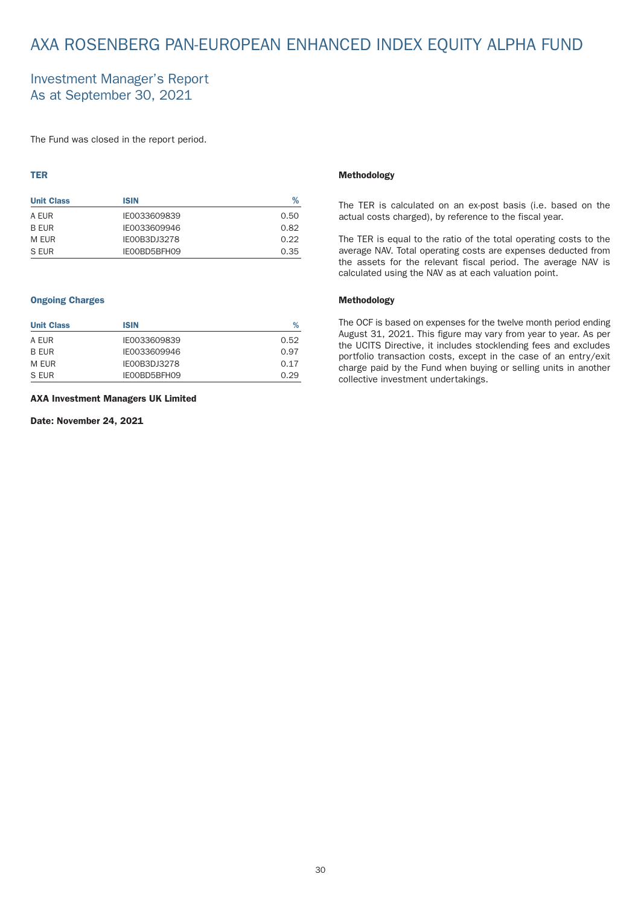# AXA ROSENBERG PAN-EUROPEAN ENHANCED INDEX EQUITY ALPHA FUND

## Investment Manager's Report
## As at September 30, 2021

The Fund was closed in the report period.

### TER

| Unit Class | ISIN | % |
|---|---|---|
| A EUR | IE0033609839 | 0.50 |
| B EUR | IE0033609946 | 0.82 |
| M EUR | IE00B3DJ3278 | 0.22 |
| S EUR | IE00BD5BFH09 | 0.35 |

### Methodology

The TER is calculated on an ex-post basis (i.e. based on the actual costs charged), by reference to the fiscal year.

The TER is equal to the ratio of the total operating costs to the average NAV. Total operating costs are expenses deducted from the assets for the relevant fiscal period. The average NAV is calculated using the NAV as at each valuation point.

### Ongoing Charges

| Unit Class | ISIN | % |
|---|---|---|
| A EUR | IE0033609839 | 0.52 |
| B EUR | IE0033609946 | 0.97 |
| M EUR | IE00B3DJ3278 | 0.17 |
| S EUR | IE00BD5BFH09 | 0.29 |

### Methodology

The OCF is based on expenses for the twelve month period ending August 31, 2021. This figure may vary from year to year. As per the UCITS Directive, it includes stocklending fees and excludes portfolio transaction costs, except in the case of an entry/exit charge paid by the Fund when buying or selling units in another collective investment undertakings.

**AXA Investment Managers UK Limited**

**Date: November 24, 2021**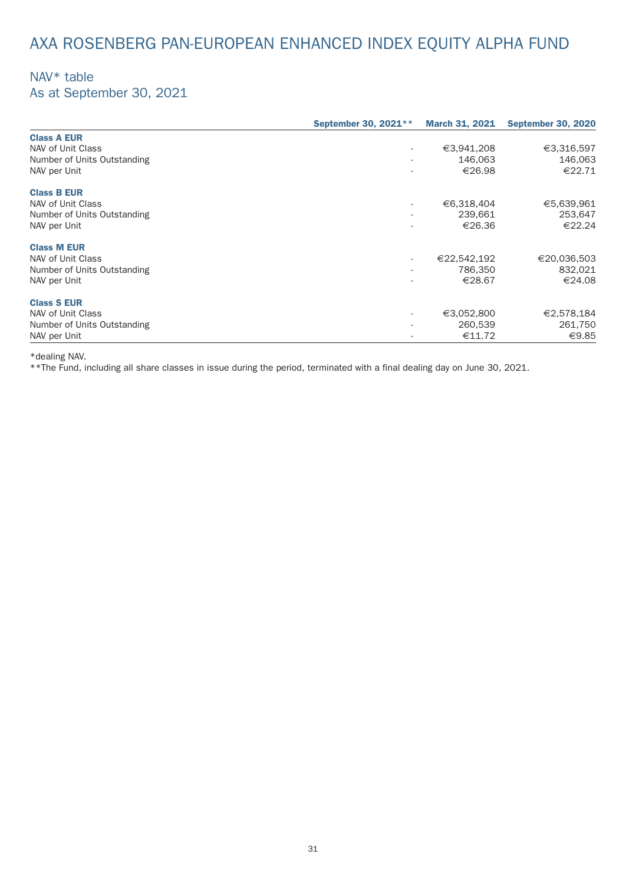# AXA ROSENBERG PAN-EUROPEAN ENHANCED INDEX EQUITY ALPHA FUND

## NAV* table
## As at September 30, 2021

| | September 30, 2021** | March 31, 2021 | September 30, 2020 |
|---|---|---|---|
| **Class A EUR** | | | |
| NAV of Unit Class | - | €3,941,208 | €3,316,597 |
| Number of Units Outstanding | - | 146,063 | 146,063 |
| NAV per Unit | - | €26.98 | €22.71 |
| **Class B EUR** | | | |
| NAV of Unit Class | - | €6,318,404 | €5,639,961 |
| Number of Units Outstanding | - | 239,661 | 253,647 |
| NAV per Unit | - | €26.36 | €22.24 |
| **Class M EUR** | | | |
| NAV of Unit Class | - | €22,542,192 | €20,036,503 |
| Number of Units Outstanding | - | 786,350 | 832,021 |
| NAV per Unit | - | €28.67 | €24.08 |
| **Class S EUR** | | | |
| NAV of Unit Class | - | €3,052,800 | €2,578,184 |
| Number of Units Outstanding | - | 260,539 | 261,750 |
| NAV per Unit | - | €11.72 | €9.85 |

*dealing NAV.
**The Fund, including all share classes in issue during the period, terminated with a final dealing day on June 30, 2021.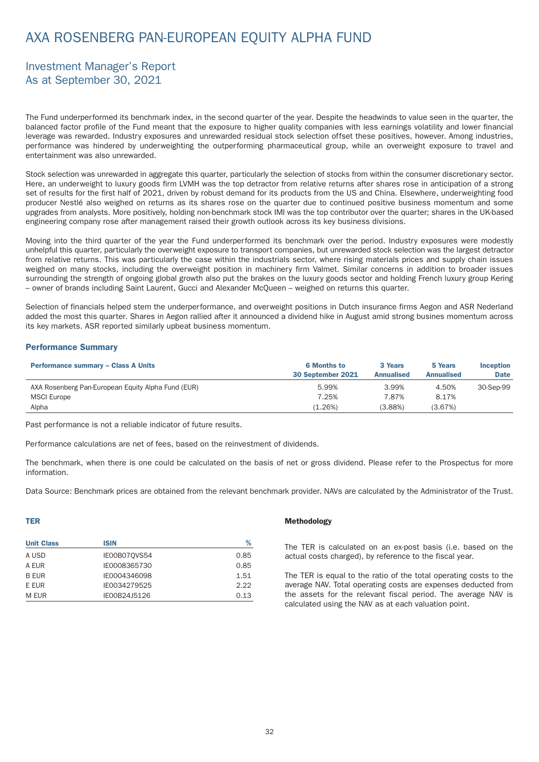# AXA ROSENBERG PAN-EUROPEAN EQUITY ALPHA FUND

## Investment Manager's Report
## As at September 30, 2021

The Fund underperformed its benchmark index, in the second quarter of the year. Despite the headwinds to value seen in the quarter, the balanced factor profile of the Fund meant that the exposure to higher quality companies with less earnings volatility and lower financial leverage was rewarded. Industry exposures and unrewarded residual stock selection offset these positives, however. Among industries, performance was hindered by underweighting the outperforming pharmaceutical group, while an overweight exposure to travel and entertainment was also unrewarded.

Stock selection was unrewarded in aggregate this quarter, particularly the selection of stocks from within the consumer discretionary sector. Here, an underweight to luxury goods firm LVMH was the top detractor from relative returns after shares rose in anticipation of a strong set of results for the first half of 2021, driven by robust demand for its products from the US and China. Elsewhere, underweighting food producer Nestlé also weighed on returns as its shares rose on the quarter due to continued positive business momentum and some upgrades from analysts. More positively, holding non-benchmark stock IMI was the top contributor over the quarter; shares in the UK-based engineering company rose after management raised their growth outlook across its key business divisions.

Moving into the third quarter of the year the Fund underperformed its benchmark over the period. Industry exposures were modestly unhelpful this quarter, particularly the overweight exposure to transport companies, but unrewarded stock selection was the largest detractor from relative returns. This was particularly the case within the industrials sector, where rising materials prices and supply chain issues weighed on many stocks, including the overweight position in machinery firm Valmet. Similar concerns in addition to broader issues surrounding the strength of ongoing global growth also put the brakes on the luxury goods sector and holding French luxury group Kering – owner of brands including Saint Laurent, Gucci and Alexander McQueen – weighed on returns this quarter.

Selection of financials helped stem the underperformance, and overweight positions in Dutch insurance firms Aegon and ASR Nederland added the most this quarter. Shares in Aegon rallied after it announced a dividend hike in August amid strong busines momentum across its key markets. ASR reported similarly upbeat business momentum.

### Performance Summary

| Performance summary – Class A Units | 6 Months to 30 September 2021 | 3 Years Annualised | 5 Years Annualised | Inception Date |
|---|---|---|---|---|
| AXA Rosenberg Pan-European Equity Alpha Fund (EUR) | 5.99% | 3.99% | 4.50% | 30-Sep-99 |
| MSCI Europe | 7.25% | 7.87% | 8.17% | |
| Alpha | (1.26%) | (3.88%) | (3.67%) | |

Past performance is not a reliable indicator of future results.

Performance calculations are net of fees, based on the reinvestment of dividends.

The benchmark, when there is one could be calculated on the basis of net or gross dividend. Please refer to the Prospectus for more information.

Data Source: Benchmark prices are obtained from the relevant benchmark provider. NAVs are calculated by the Administrator of the Trust.

### TER

| Unit Class | ISIN | % |
|---|---|---|
| A USD | IE00B07QVS54 | 0.85 |
| A EUR | IE0008365730 | 0.85 |
| B EUR | IE0004346098 | 1.51 |
| E EUR | IE0034279525 | 2.22 |
| M EUR | IE00B24J5126 | 0.13 |

### Methodology

The TER is calculated on an ex-post basis (i.e. based on the actual costs charged), by reference to the fiscal year.

The TER is equal to the ratio of the total operating costs to the average NAV. Total operating costs are expenses deducted from the assets for the relevant fiscal period. The average NAV is calculated using the NAV as at each valuation point.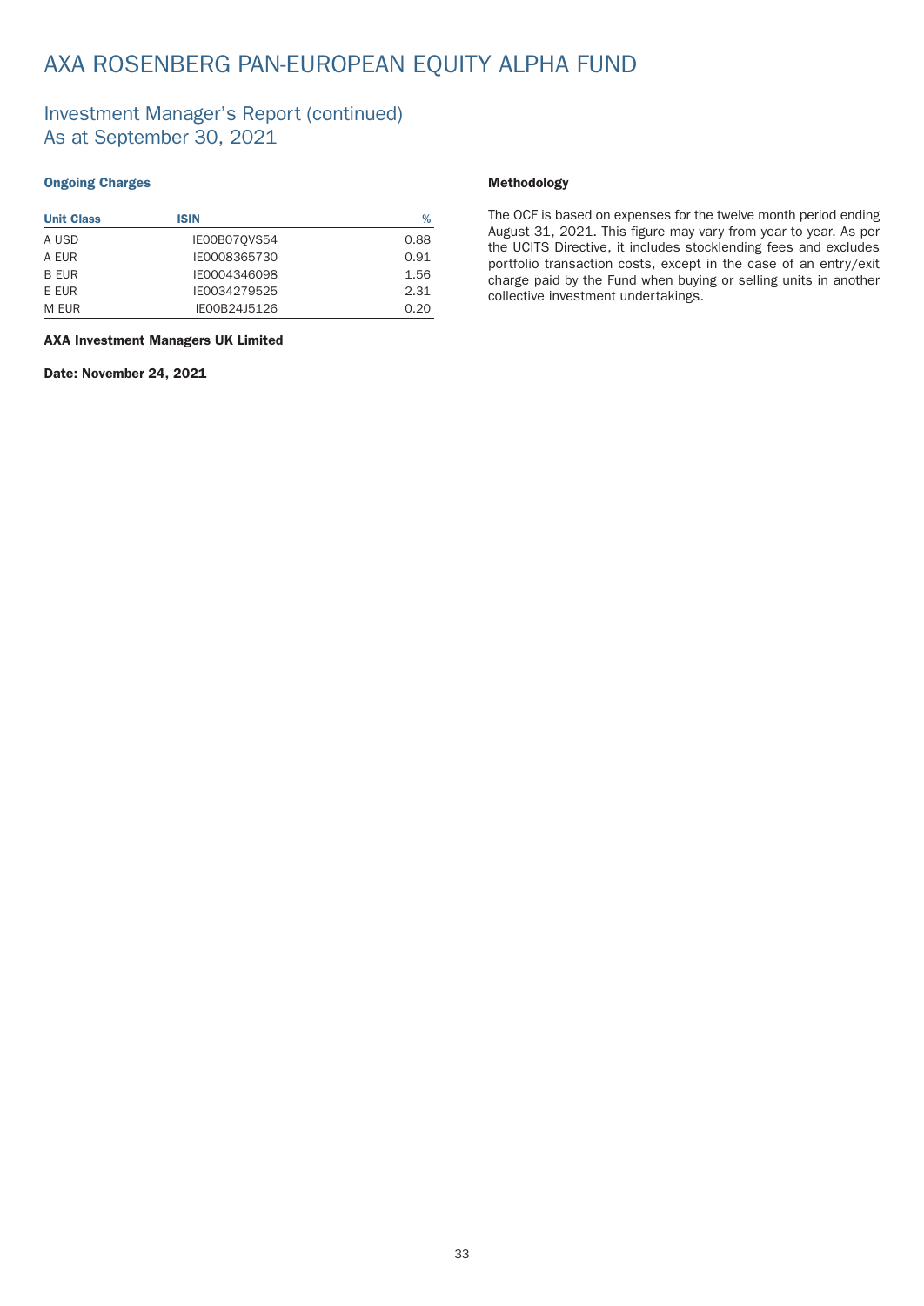# AXA ROSENBERG PAN-EUROPEAN EQUITY ALPHA FUND

## Investment Manager's Report (continued)
## As at September 30, 2021

### Ongoing Charges

| Unit Class | ISIN | % |
|---|---|---|
| A USD | IE00B07QVS54 | 0.88 |
| A EUR | IE0008365730 | 0.91 |
| B EUR | IE0004346098 | 1.56 |
| E EUR | IE0034279525 | 2.31 |
| M EUR | IE00B24J5126 | 0.20 |

**AXA Investment Managers UK Limited**

**Date: November 24, 2021**

### Methodology

The OCF is based on expenses for the twelve month period ending August 31, 2021. This figure may vary from year to year. As per the UCITS Directive, it includes stocklending fees and excludes portfolio transaction costs, except in the case of an entry/exit charge paid by the Fund when buying or selling units in another collective investment undertakings.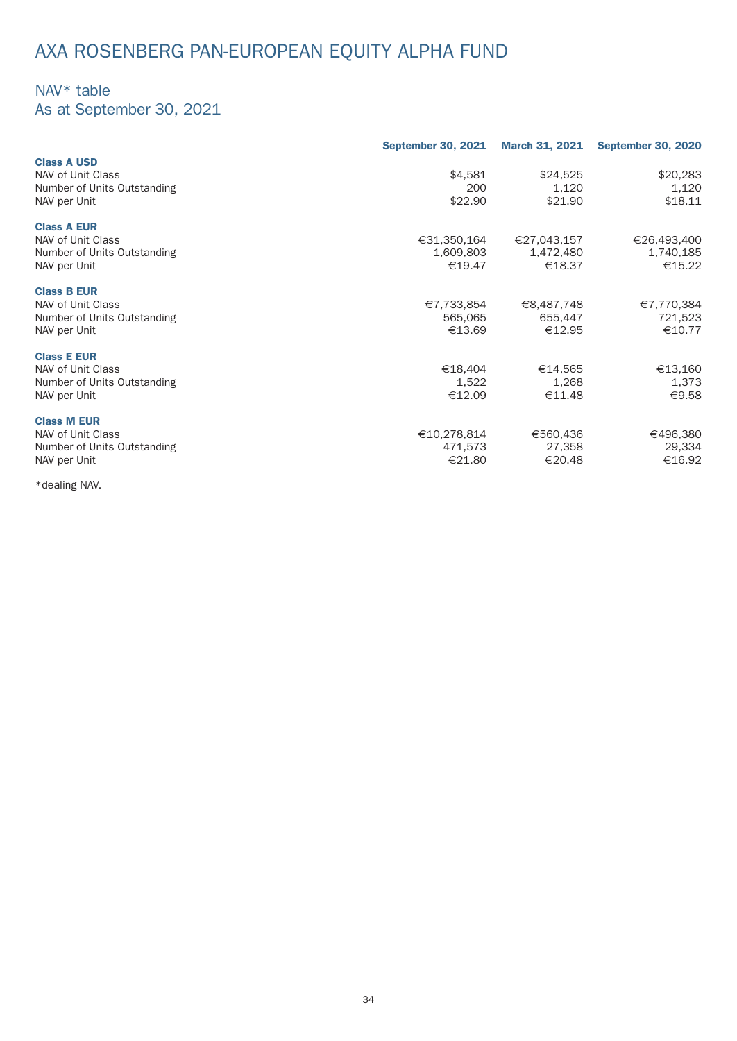# AXA ROSENBERG PAN-EUROPEAN EQUITY ALPHA FUND

## NAV* table
## As at September 30, 2021

| | September 30, 2021 | March 31, 2021 | September 30, 2020 |
|---|---|---|---|
| **Class A USD** | | | |
| NAV of Unit Class | $4,581 | $24,525 | $20,283 |
| Number of Units Outstanding | 200 | 1,120 | 1,120 |
| NAV per Unit | $22.90 | $21.90 | $18.11 |
| **Class A EUR** | | | |
| NAV of Unit Class | €31,350,164 | €27,043,157 | €26,493,400 |
| Number of Units Outstanding | 1,609,803 | 1,472,480 | 1,740,185 |
| NAV per Unit | €19.47 | €18.37 | €15.22 |
| **Class B EUR** | | | |
| NAV of Unit Class | €7,733,854 | €8,487,748 | €7,770,384 |
| Number of Units Outstanding | 565,065 | 655,447 | 721,523 |
| NAV per Unit | €13.69 | €12.95 | €10.77 |
| **Class E EUR** | | | |
| NAV of Unit Class | €18,404 | €14,565 | €13,160 |
| Number of Units Outstanding | 1,522 | 1,268 | 1,373 |
| NAV per Unit | €12.09 | €11.48 | €9.58 |
| **Class M EUR** | | | |
| NAV of Unit Class | €10,278,814 | €560,436 | €496,380 |
| Number of Units Outstanding | 471,573 | 27,358 | 29,334 |
| NAV per Unit | €21.80 | €20.48 | €16.92 |

*dealing NAV.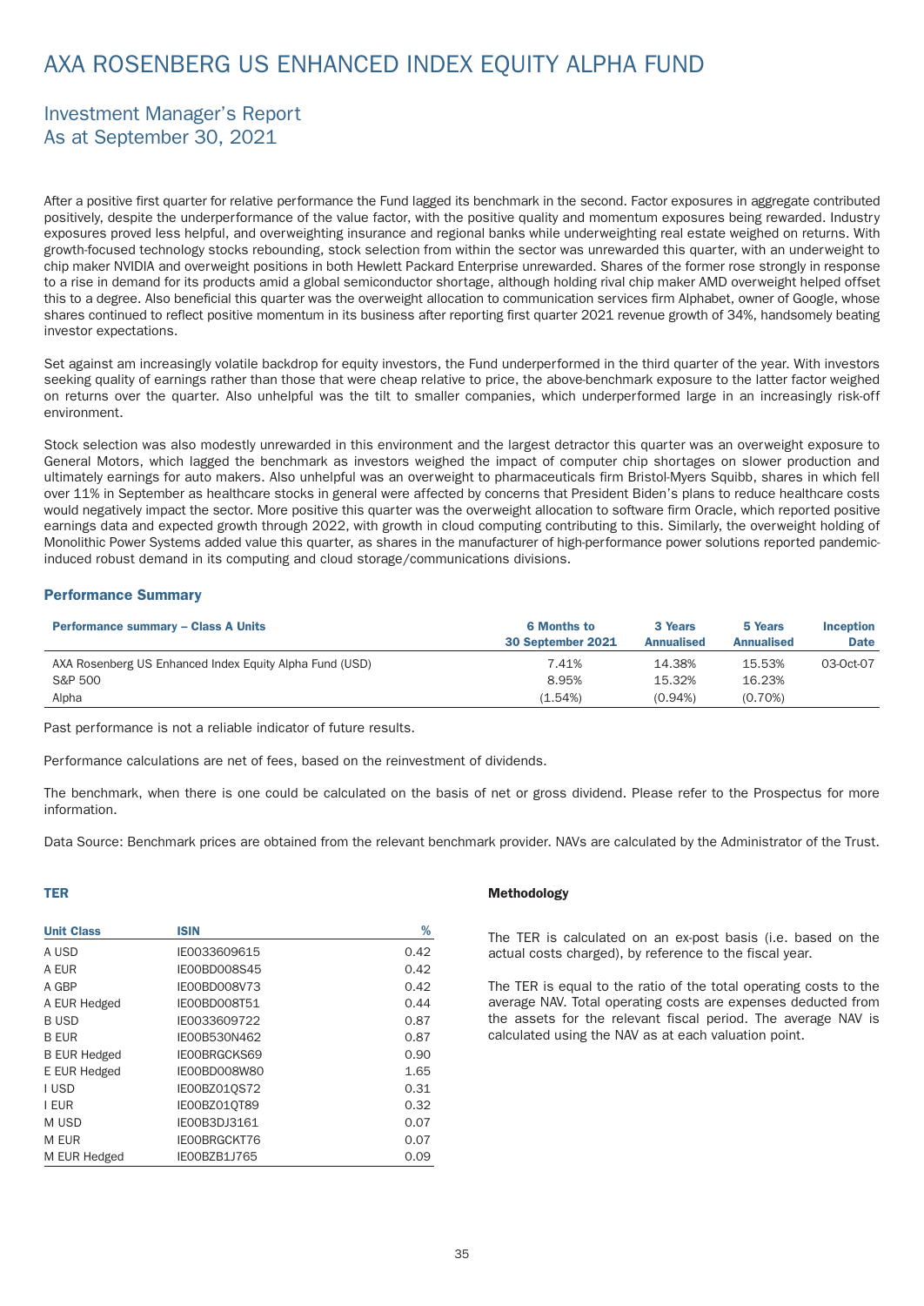# AXA ROSENBERG US ENHANCED INDEX EQUITY ALPHA FUND

## Investment Manager's Report
## As at September 30, 2021

After a positive first quarter for relative performance the Fund lagged its benchmark in the second. Factor exposures in aggregate contributed positively, despite the underperformance of the value factor, with the positive quality and momentum exposures being rewarded. Industry exposures proved less helpful, and overweighting insurance and regional banks while underweighting real estate weighed on returns. With growth-focused technology stocks rebounding, stock selection from within the sector was unrewarded this quarter, with an underweight to chip maker NVIDIA and overweight positions in both Hewlett Packard Enterprise unrewarded. Shares of the former rose strongly in response to a rise in demand for its products amid a global semiconductor shortage, although holding rival chip maker AMD overweight helped offset this to a degree. Also beneficial this quarter was the overweight allocation to communication services firm Alphabet, owner of Google, whose shares continued to reflect positive momentum in its business after reporting first quarter 2021 revenue growth of 34%, handsomely beating investor expectations.

Set against am increasingly volatile backdrop for equity investors, the Fund underperformed in the third quarter of the year. With investors seeking quality of earnings rather than those that were cheap relative to price, the above-benchmark exposure to the latter factor weighed on returns over the quarter. Also unhelpful was the tilt to smaller companies, which underperformed large in an increasingly risk-off environment.

Stock selection was also modestly unrewarded in this environment and the largest detractor this quarter was an overweight exposure to General Motors, which lagged the benchmark as investors weighed the impact of computer chip shortages on slower production and ultimately earnings for auto makers. Also unhelpful was an overweight to pharmaceuticals firm Bristol-Myers Squibb, shares in which fell over 11% in September as healthcare stocks in general were affected by concerns that President Biden's plans to reduce healthcare costs would negatively impact the sector. More positive this quarter was the overweight allocation to software firm Oracle, which reported positive earnings data and expected growth through 2022, with growth in cloud computing contributing to this. Similarly, the overweight holding of Monolithic Power Systems added value this quarter, as shares in the manufacturer of high-performance power solutions reported pandemic-induced robust demand in its computing and cloud storage/communications divisions.

### Performance Summary

| Performance summary – Class A Units | 6 Months to 30 September 2021 | 3 Years Annualised | 5 Years Annualised | Inception Date |
|---|---|---|---|---|
| AXA Rosenberg US Enhanced Index Equity Alpha Fund (USD) | 7.41% | 14.38% | 15.53% | 03-Oct-07 |
| S&P 500 | 8.95% | 15.32% | 16.23% | |
| Alpha | (1.54%) | (0.94%) | (0.70%) | |

Past performance is not a reliable indicator of future results.

Performance calculations are net of fees, based on the reinvestment of dividends.

The benchmark, when there is one could be calculated on the basis of net or gross dividend. Please refer to the Prospectus for more information.

Data Source: Benchmark prices are obtained from the relevant benchmark provider. NAVs are calculated by the Administrator of the Trust.

### TER

| Unit Class | ISIN | % |
|---|---|---|
| A USD | IE0033609615 | 0.42 |
| A EUR | IE00BD008S45 | 0.42 |
| A GBP | IE00BD008V73 | 0.42 |
| A EUR Hedged | IE00BD008T51 | 0.44 |
| B USD | IE0033609722 | 0.87 |
| B EUR | IE00B530N462 | 0.87 |
| B EUR Hedged | IE00BRGCKS69 | 0.90 |
| E EUR Hedged | IE00BD008W80 | 1.65 |
| I USD | IE00BZ01QS72 | 0.31 |
| I EUR | IE00BZ01QT89 | 0.32 |
| M USD | IE00B3DJ3161 | 0.07 |
| M EUR | IE00BRGCKT76 | 0.07 |
| M EUR Hedged | IE00BZB1J765 | 0.09 |

**Methodology**

The TER is calculated on an ex-post basis (i.e. based on the actual costs charged), by reference to the fiscal year.

The TER is equal to the ratio of the total operating costs to the average NAV. Total operating costs are expenses deducted from the assets for the relevant fiscal period. The average NAV is calculated using the NAV as at each valuation point.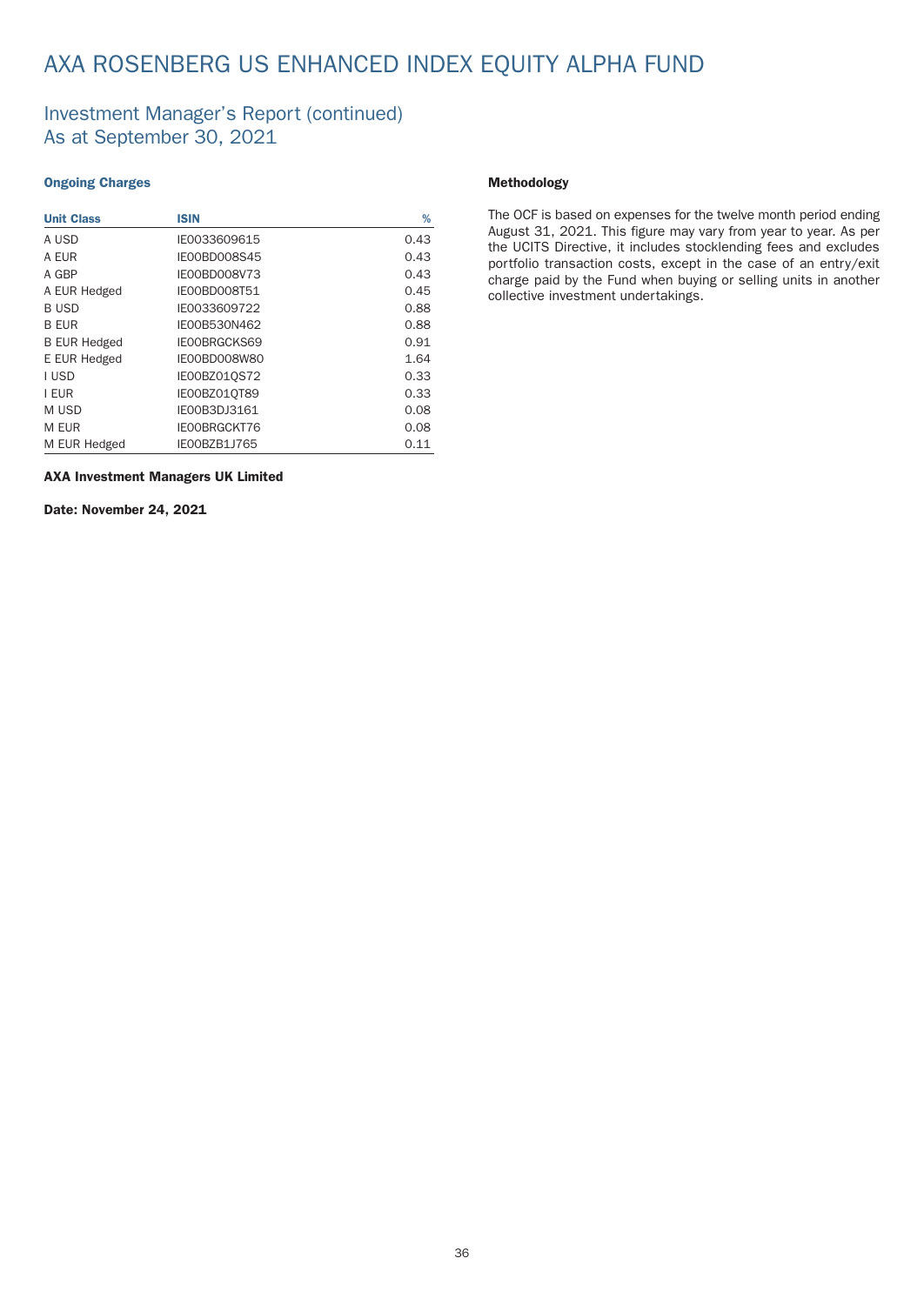# AXA ROSENBERG US ENHANCED INDEX EQUITY ALPHA FUND

## Investment Manager's Report (continued)
## As at September 30, 2021

### Ongoing Charges

| Unit Class | ISIN | % |
|---|---|---|
| A USD | IE0033609615 | 0.43 |
| A EUR | IE00BD008S45 | 0.43 |
| A GBP | IE00BD008V73 | 0.43 |
| A EUR Hedged | IE00BD008T51 | 0.45 |
| B USD | IE0033609722 | 0.88 |
| B EUR | IE00B530N462 | 0.88 |
| B EUR Hedged | IE00BRGCKS69 | 0.91 |
| E EUR Hedged | IE00BD008W80 | 1.64 |
| I USD | IE00BZ01QS72 | 0.33 |
| I EUR | IE00BZ01QT89 | 0.33 |
| M USD | IE00B3DJ3161 | 0.08 |
| M EUR | IE00BRGCKT76 | 0.08 |
| M EUR Hedged | IE00BZB1J765 | 0.11 |

**AXA Investment Managers UK Limited**

**Date: November 24, 2021**

### Methodology

The OCF is based on expenses for the twelve month period ending August 31, 2021. This figure may vary from year to year. As per the UCITS Directive, it includes stocklending fees and excludes portfolio transaction costs, except in the case of an entry/exit charge paid by the Fund when buying or selling units in another collective investment undertakings.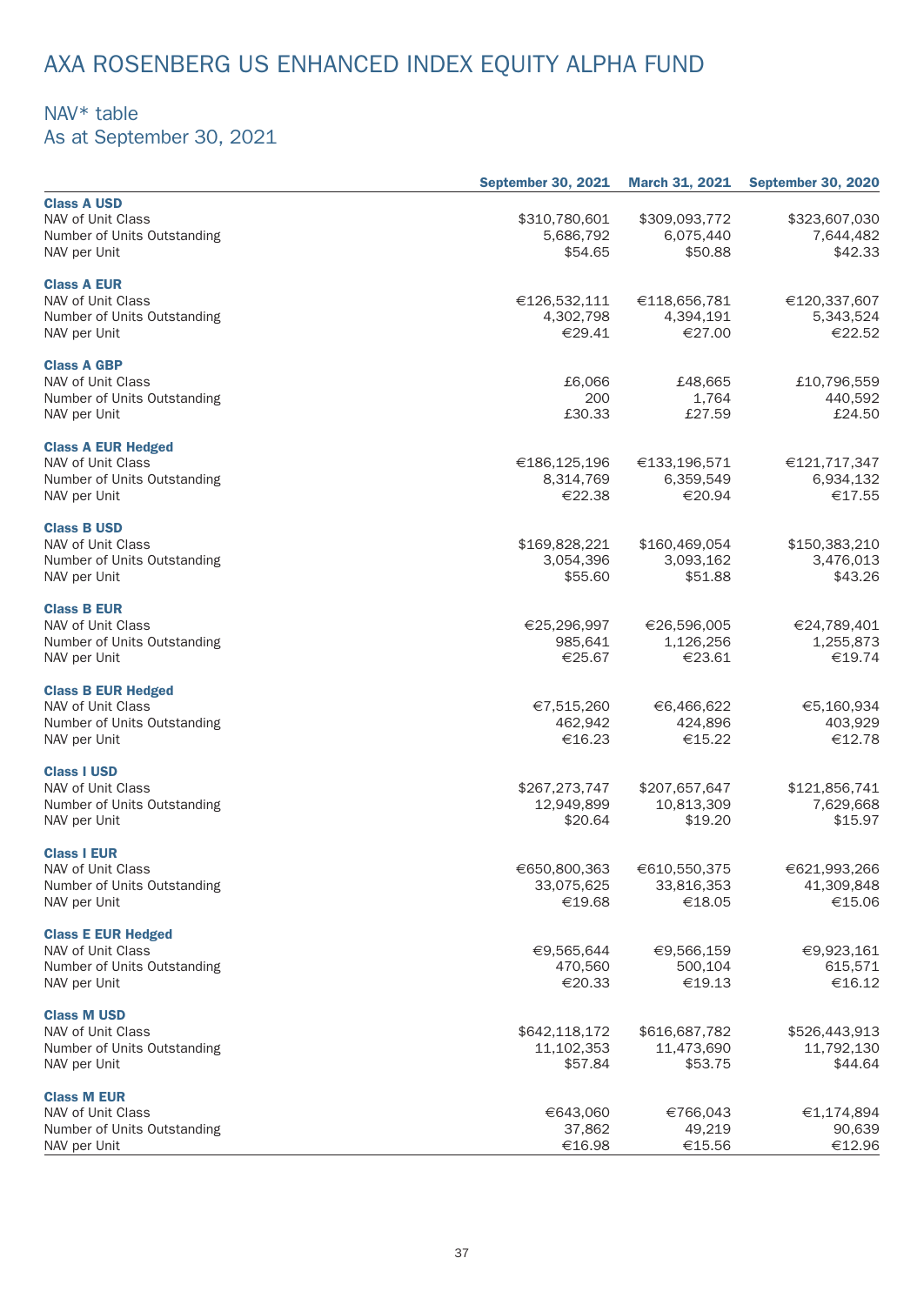# AXA ROSENBERG US ENHANCED INDEX EQUITY ALPHA FUND

## NAV* table
## As at September 30, 2021

| | September 30, 2021 | March 31, 2021 | September 30, 2020 |
|---|---|---|---|
| **Class A USD** | | | |
| NAV of Unit Class | $310,780,601 | $309,093,772 | $323,607,030 |
| Number of Units Outstanding | 5,686,792 | 6,075,440 | 7,644,482 |
| NAV per Unit | $54.65 | $50.88 | $42.33 |
| **Class A EUR** | | | |
| NAV of Unit Class | €126,532,111 | €118,656,781 | €120,337,607 |
| Number of Units Outstanding | 4,302,798 | 4,394,191 | 5,343,524 |
| NAV per Unit | €29.41 | €27.00 | €22.52 |
| **Class A GBP** | | | |
| NAV of Unit Class | £6,066 | £48,665 | £10,796,559 |
| Number of Units Outstanding | 200 | 1,764 | 440,592 |
| NAV per Unit | £30.33 | £27.59 | £24.50 |
| **Class A EUR Hedged** | | | |
| NAV of Unit Class | €186,125,196 | €133,196,571 | €121,717,347 |
| Number of Units Outstanding | 8,314,769 | 6,359,549 | 6,934,132 |
| NAV per Unit | €22.38 | €20.94 | €17.55 |
| **Class B USD** | | | |
| NAV of Unit Class | $169,828,221 | $160,469,054 | $150,383,210 |
| Number of Units Outstanding | 3,054,396 | 3,093,162 | 3,476,013 |
| NAV per Unit | $55.60 | $51.88 | $43.26 |
| **Class B EUR** | | | |
| NAV of Unit Class | €25,296,997 | €26,596,005 | €24,789,401 |
| Number of Units Outstanding | 985,641 | 1,126,256 | 1,255,873 |
| NAV per Unit | €25.67 | €23.61 | €19.74 |
| **Class B EUR Hedged** | | | |
| NAV of Unit Class | €7,515,260 | €6,466,622 | €5,160,934 |
| Number of Units Outstanding | 462,942 | 424,896 | 403,929 |
| NAV per Unit | €16.23 | €15.22 | €12.78 |
| **Class I USD** | | | |
| NAV of Unit Class | $267,273,747 | $207,657,647 | $121,856,741 |
| Number of Units Outstanding | 12,949,899 | 10,813,309 | 7,629,668 |
| NAV per Unit | $20.64 | $19.20 | $15.97 |
| **Class I EUR** | | | |
| NAV of Unit Class | €650,800,363 | €610,550,375 | €621,993,266 |
| Number of Units Outstanding | 33,075,625 | 33,816,353 | 41,309,848 |
| NAV per Unit | €19.68 | €18.05 | €15.06 |
| **Class E EUR Hedged** | | | |
| NAV of Unit Class | €9,565,644 | €9,566,159 | €9,923,161 |
| Number of Units Outstanding | 470,560 | 500,104 | 615,571 |
| NAV per Unit | €20.33 | €19.13 | €16.12 |
| **Class M USD** | | | |
| NAV of Unit Class | $642,118,172 | $616,687,782 | $526,443,913 |
| Number of Units Outstanding | 11,102,353 | 11,473,690 | 11,792,130 |
| NAV per Unit | $57.84 | $53.75 | $44.64 |
| **Class M EUR** | | | |
| NAV of Unit Class | €643,060 | €766,043 | €1,174,894 |
| Number of Units Outstanding | 37,862 | 49,219 | 90,639 |
| NAV per Unit | €16.98 | €15.56 | €12.96 |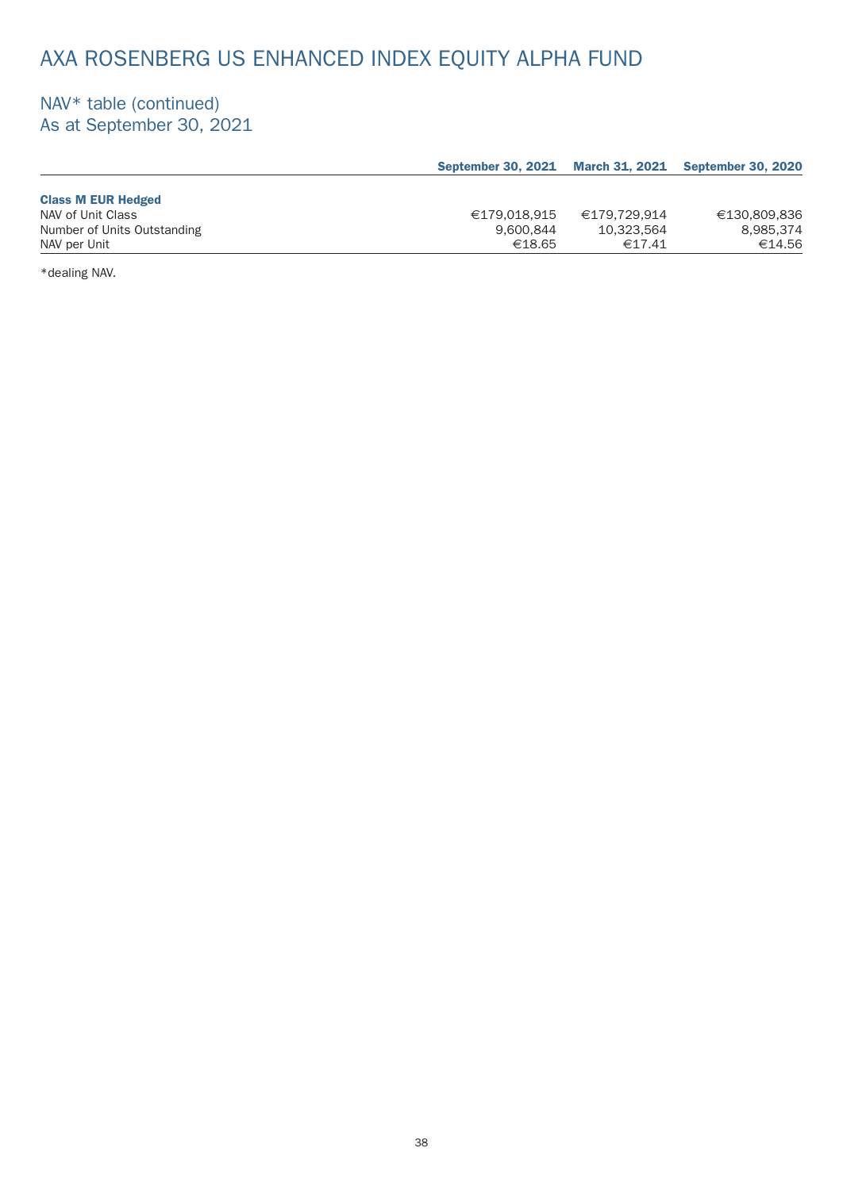# AXA ROSENBERG US ENHANCED INDEX EQUITY ALPHA FUND

## NAV* table (continued)
As at September 30, 2021

| | September 30, 2021 | March 31, 2021 | September 30, 2020 |
|---|---|---|---|
| **Class M EUR Hedged** | | | |
| NAV of Unit Class | €179,018,915 | €179,729,914 | €130,809,836 |
| Number of Units Outstanding | 9,600,844 | 10,323,564 | 8,985,374 |
| NAV per Unit | €18.65 | €17.41 | €14.56 |

*dealing NAV.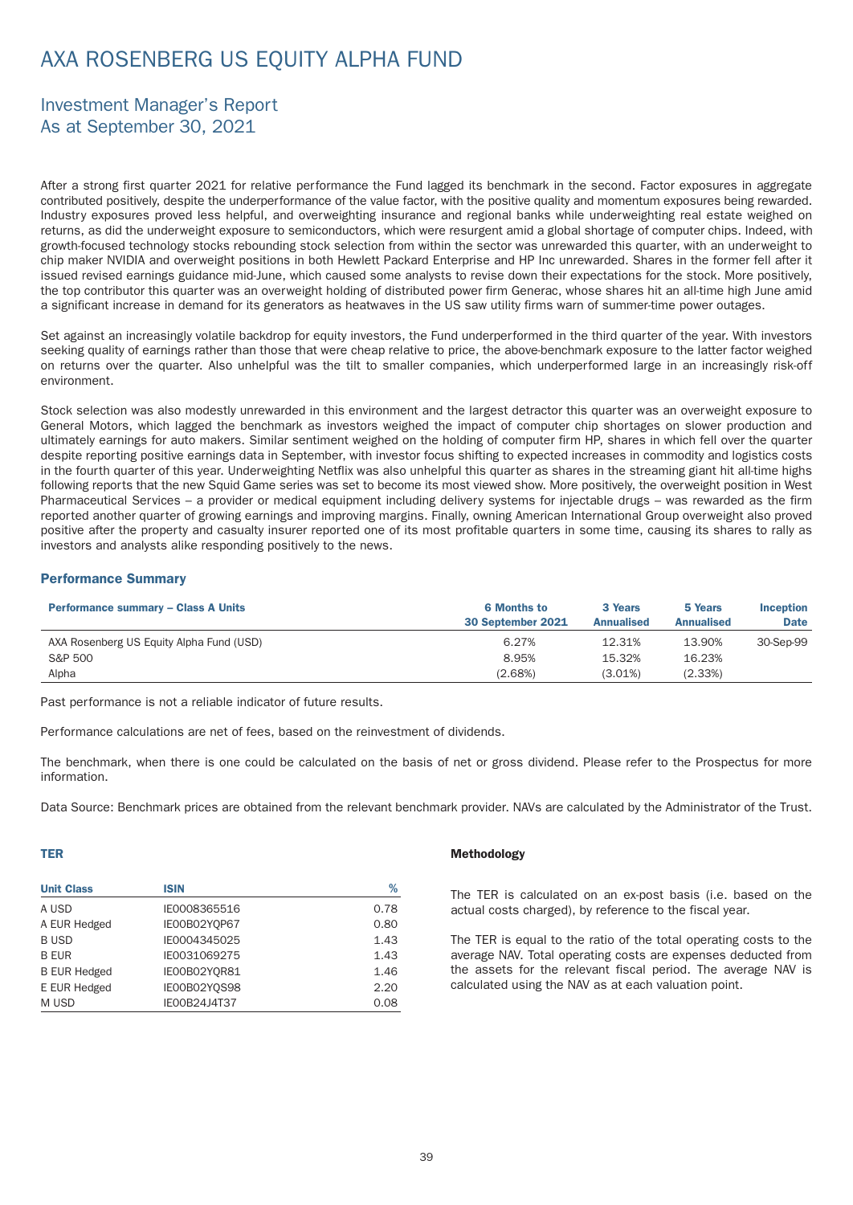# AXA ROSENBERG US EQUITY ALPHA FUND

## Investment Manager's Report
## As at September 30, 2021

After a strong first quarter 2021 for relative performance the Fund lagged its benchmark in the second. Factor exposures in aggregate contributed positively, despite the underperformance of the value factor, with the positive quality and momentum exposures being rewarded. Industry exposures proved less helpful, and overweighting insurance and regional banks while underweighting real estate weighed on returns, as did the underweight exposure to semiconductors, which were resurgent amid a global shortage of computer chips. Indeed, with growth-focused technology stocks rebounding stock selection from within the sector was unrewarded this quarter, with an underweight to chip maker NVIDIA and overweight positions in both Hewlett Packard Enterprise and HP Inc unrewarded. Shares in the former fell after it issued revised earnings guidance mid-June, which caused some analysts to revise down their expectations for the stock. More positively, the top contributor this quarter was an overweight holding of distributed power firm Generac, whose shares hit an all-time high June amid a significant increase in demand for its generators as heatwaves in the US saw utility firms warn of summer-time power outages.

Set against an increasingly volatile backdrop for equity investors, the Fund underperformed in the third quarter of the year. With investors seeking quality of earnings rather than those that were cheap relative to price, the above-benchmark exposure to the latter factor weighed on returns over the quarter. Also unhelpful was the tilt to smaller companies, which underperformed large in an increasingly risk-off environment.

Stock selection was also modestly unrewarded in this environment and the largest detractor this quarter was an overweight exposure to General Motors, which lagged the benchmark as investors weighed the impact of computer chip shortages on slower production and ultimately earnings for auto makers. Similar sentiment weighed on the holding of computer firm HP, shares in which fell over the quarter despite reporting positive earnings data in September, with investor focus shifting to expected increases in commodity and logistics costs in the fourth quarter of this year. Underweighting Netflix was also unhelpful this quarter as shares in the streaming giant hit all-time highs following reports that the new Squid Game series was set to become its most viewed show. More positively, the overweight position in West Pharmaceutical Services – a provider or medical equipment including delivery systems for injectable drugs – was rewarded as the firm reported another quarter of growing earnings and improving margins. Finally, owning American International Group overweight also proved positive after the property and casualty insurer reported one of its most profitable quarters in some time, causing its shares to rally as investors and analysts alike responding positively to the news.

### Performance Summary

| Performance summary – Class A Units | 6 Months to 30 September 2021 | 3 Years Annualised | 5 Years Annualised | Inception Date |
|---|---|---|---|---|
| AXA Rosenberg US Equity Alpha Fund (USD) | 6.27% | 12.31% | 13.90% | 30-Sep-99 |
| S&P 500 | 8.95% | 15.32% | 16.23% | |
| Alpha | (2.68%) | (3.01%) | (2.33%) | |

Past performance is not a reliable indicator of future results.

Performance calculations are net of fees, based on the reinvestment of dividends.

The benchmark, when there is one could be calculated on the basis of net or gross dividend. Please refer to the Prospectus for more information.

Data Source: Benchmark prices are obtained from the relevant benchmark provider. NAVs are calculated by the Administrator of the Trust.

### TER

| Unit Class | ISIN | % |
|---|---|---|
| A USD | IE0008365516 | 0.78 |
| A EUR Hedged | IE00B02YQP67 | 0.80 |
| B USD | IE0004345025 | 1.43 |
| B EUR | IE0031069275 | 1.43 |
| B EUR Hedged | IE00B02YQR81 | 1.46 |
| E EUR Hedged | IE00B02YQS98 | 2.20 |
| M USD | IE00B24J4T37 | 0.08 |

### Methodology

The TER is calculated on an ex-post basis (i.e. based on the actual costs charged), by reference to the fiscal year.

The TER is equal to the ratio of the total operating costs to the average NAV. Total operating costs are expenses deducted from the assets for the relevant fiscal period. The average NAV is calculated using the NAV as at each valuation point.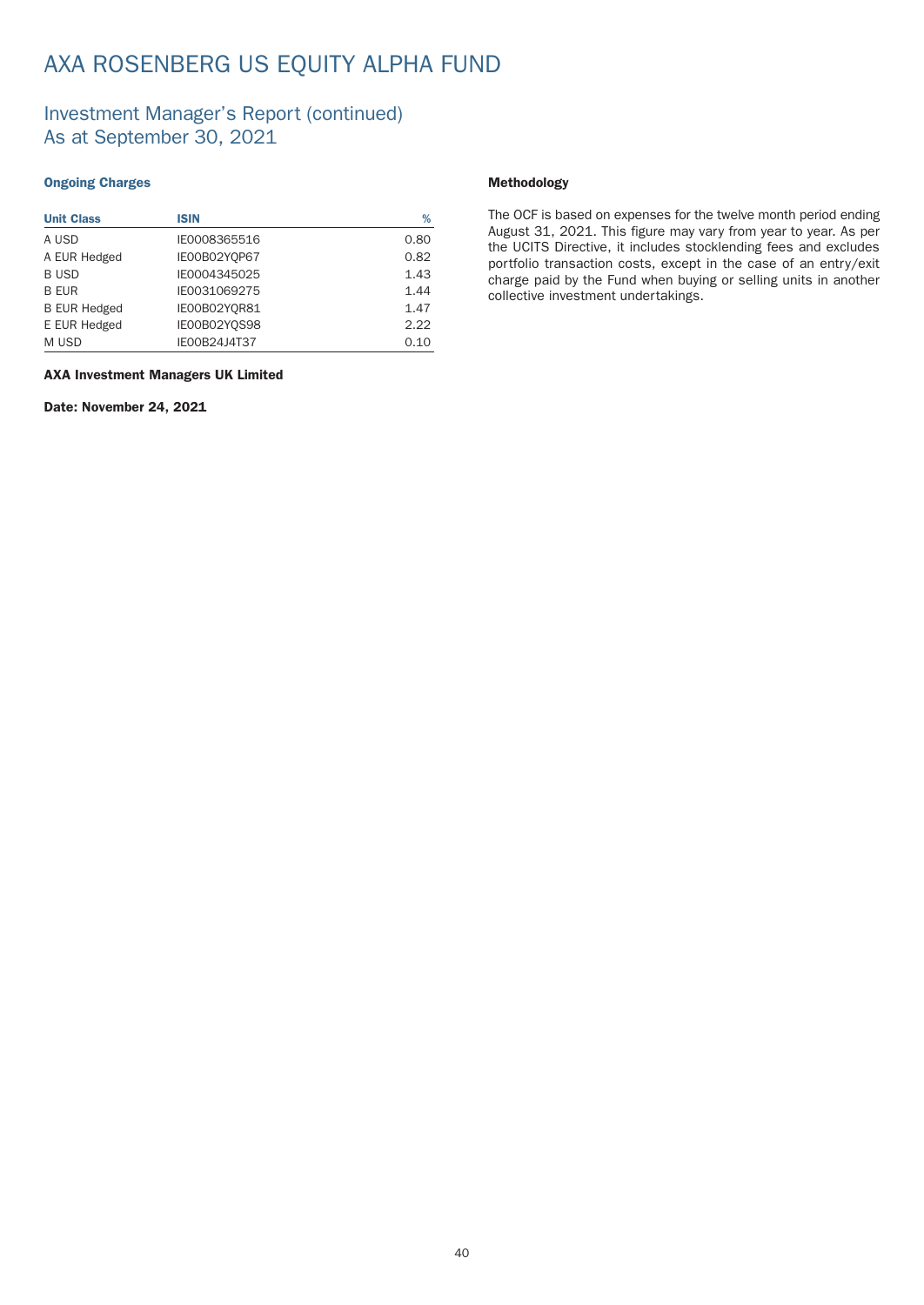# AXA ROSENBERG US EQUITY ALPHA FUND

## Investment Manager's Report (continued)
## As at September 30, 2021

### Ongoing Charges

| Unit Class | ISIN | % |
|---|---|---|
| A USD | IE0008365516 | 0.80 |
| A EUR Hedged | IE00B02YQP67 | 0.82 |
| B USD | IE0004345025 | 1.43 |
| B EUR | IE0031069275 | 1.44 |
| B EUR Hedged | IE00B02YQR81 | 1.47 |
| E EUR Hedged | IE00B02YQS98 | 2.22 |
| M USD | IE00B24J4T37 | 0.10 |

**AXA Investment Managers UK Limited**

**Date: November 24, 2021**

### Methodology

The OCF is based on expenses for the twelve month period ending August 31, 2021. This figure may vary from year to year. As per the UCITS Directive, it includes stocklending fees and excludes portfolio transaction costs, except in the case of an entry/exit charge paid by the Fund when buying or selling units in another collective investment undertakings.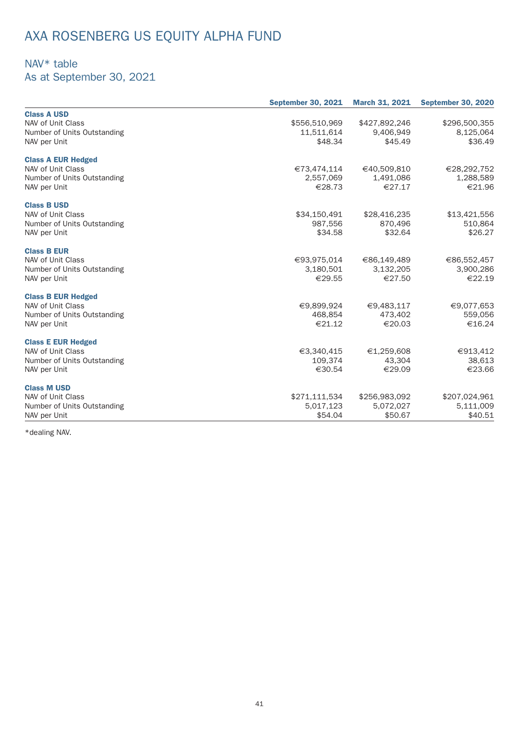# AXA ROSENBERG US EQUITY ALPHA FUND

## NAV* table
## As at September 30, 2021

| | September 30, 2021 | March 31, 2021 | September 30, 2020 |
|---|---|---|---|
| **Class A USD** | | | |
| NAV of Unit Class | $556,510,969 | $427,892,246 | $296,500,355 |
| Number of Units Outstanding | 11,511,614 | 9,406,949 | 8,125,064 |
| NAV per Unit | $48.34 | $45.49 | $36.49 |
| **Class A EUR Hedged** | | | |
| NAV of Unit Class | €73,474,114 | €40,509,810 | €28,292,752 |
| Number of Units Outstanding | 2,557,069 | 1,491,086 | 1,288,589 |
| NAV per Unit | €28.73 | €27.17 | €21.96 |
| **Class B USD** | | | |
| NAV of Unit Class | $34,150,491 | $28,416,235 | $13,421,556 |
| Number of Units Outstanding | 987,556 | 870,496 | 510,864 |
| NAV per Unit | $34.58 | $32.64 | $26.27 |
| **Class B EUR** | | | |
| NAV of Unit Class | €93,975,014 | €86,149,489 | €86,552,457 |
| Number of Units Outstanding | 3,180,501 | 3,132,205 | 3,900,286 |
| NAV per Unit | €29.55 | €27.50 | €22.19 |
| **Class B EUR Hedged** | | | |
| NAV of Unit Class | €9,899,924 | €9,483,117 | €9,077,653 |
| Number of Units Outstanding | 468,854 | 473,402 | 559,056 |
| NAV per Unit | €21.12 | €20.03 | €16.24 |
| **Class E EUR Hedged** | | | |
| NAV of Unit Class | €3,340,415 | €1,259,608 | €913,412 |
| Number of Units Outstanding | 109,374 | 43,304 | 38,613 |
| NAV per Unit | €30.54 | €29.09 | €23.66 |
| **Class M USD** | | | |
| NAV of Unit Class | $271,111,534 | $256,983,092 | $207,024,961 |
| Number of Units Outstanding | 5,017,123 | 5,072,027 | 5,111,009 |
| NAV per Unit | $54.04 | $50.67 | $40.51 |

*dealing NAV.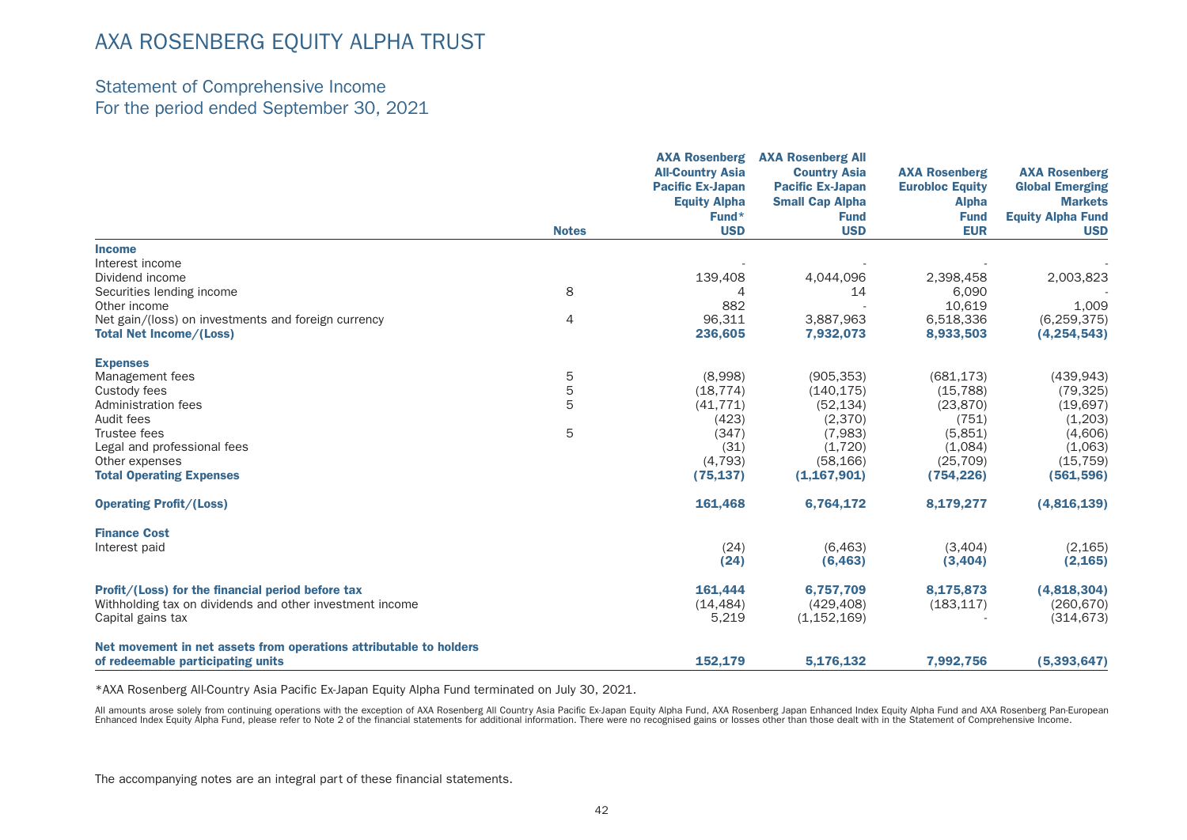# AXA ROSENBERG EQUITY ALPHA TRUST

## Statement of Comprehensive Income
For the period ended September 30, 2021

| | Notes | AXA Rosenberg All-Country Asia Pacific Ex-Japan Equity Alpha Fund* USD | AXA Rosenberg All Country Asia Pacific Ex-Japan Small Cap Alpha Fund USD | AXA Rosenberg Eurobloc Equity Alpha Fund EUR | AXA Rosenberg Global Emerging Markets Equity Alpha Fund USD |
|---|---|---|---|---|---|
| **Income** | | | | | |
| Interest income | | - | - | - | - |
| Dividend income | | 139,408 | 4,044,096 | 2,398,458 | 2,003,823 |
| Securities lending income | 8 | 4 | 14 | 6,090 | - |
| Other income | | 882 | - | 10,619 | 1,009 |
| Net gain/(loss) on investments and foreign currency | 4 | 96,311 | 3,887,963 | 6,518,336 | (6,259,375) |
| **Total Net Income/(Loss)** | | **236,605** | **7,932,073** | **8,933,503** | **(4,254,543)** |
| **Expenses** | | | | | |
| Management fees | 5 | (8,998) | (905,353) | (681,173) | (439,943) |
| Custody fees | 5 | (18,774) | (140,175) | (15,788) | (79,325) |
| Administration fees | 5 | (41,771) | (52,134) | (23,870) | (19,697) |
| Audit fees | | (423) | (2,370) | (751) | (1,203) |
| Trustee fees | 5 | (347) | (7,983) | (5,851) | (4,606) |
| Legal and professional fees | | (31) | (1,720) | (1,084) | (1,063) |
| Other expenses | | (4,793) | (58,166) | (25,709) | (15,759) |
| **Total Operating Expenses** | | **(75,137)** | **(1,167,901)** | **(754,226)** | **(561,596)** |
| **Operating Profit/(Loss)** | | **161,468** | **6,764,172** | **8,179,277** | **(4,816,139)** |
| **Finance Cost** | | | | | |
| Interest paid | | (24) | (6,463) | (3,404) | (2,165) |
| | | **(24)** | **(6,463)** | **(3,404)** | **(2,165)** |
| **Profit/(Loss) for the financial period before tax** | | **161,444** | **6,757,709** | **8,175,873** | **(4,818,304)** |
| Withholding tax on dividends and other investment income | | (14,484) | (429,408) | (183,117) | (260,670) |
| Capital gains tax | | 5,219 | (1,152,169) | - | (314,673) |
| **Net movement in net assets from operations attributable to holders of redeemable participating units** | | **152,179** | **5,176,132** | **7,992,756** | **(5,393,647)** |

*AXA Rosenberg All-Country Asia Pacific Ex-Japan Equity Alpha Fund terminated on July 30, 2021.

All amounts arose solely from continuing operations with the exception of AXA Rosenberg All Country Asia Pacific Ex-Japan Equity Alpha Fund, AXA Rosenberg Japan Enhanced Index Equity Alpha Fund and AXA Rosenberg Pan-European Enhanced Index Equity Alpha Fund, please refer to Note 2 of the financial statements for additional information. There were no recognised gains or losses other than those dealt with in the Statement of Comprehensive Income.

The accompanying notes are an integral part of these financial statements.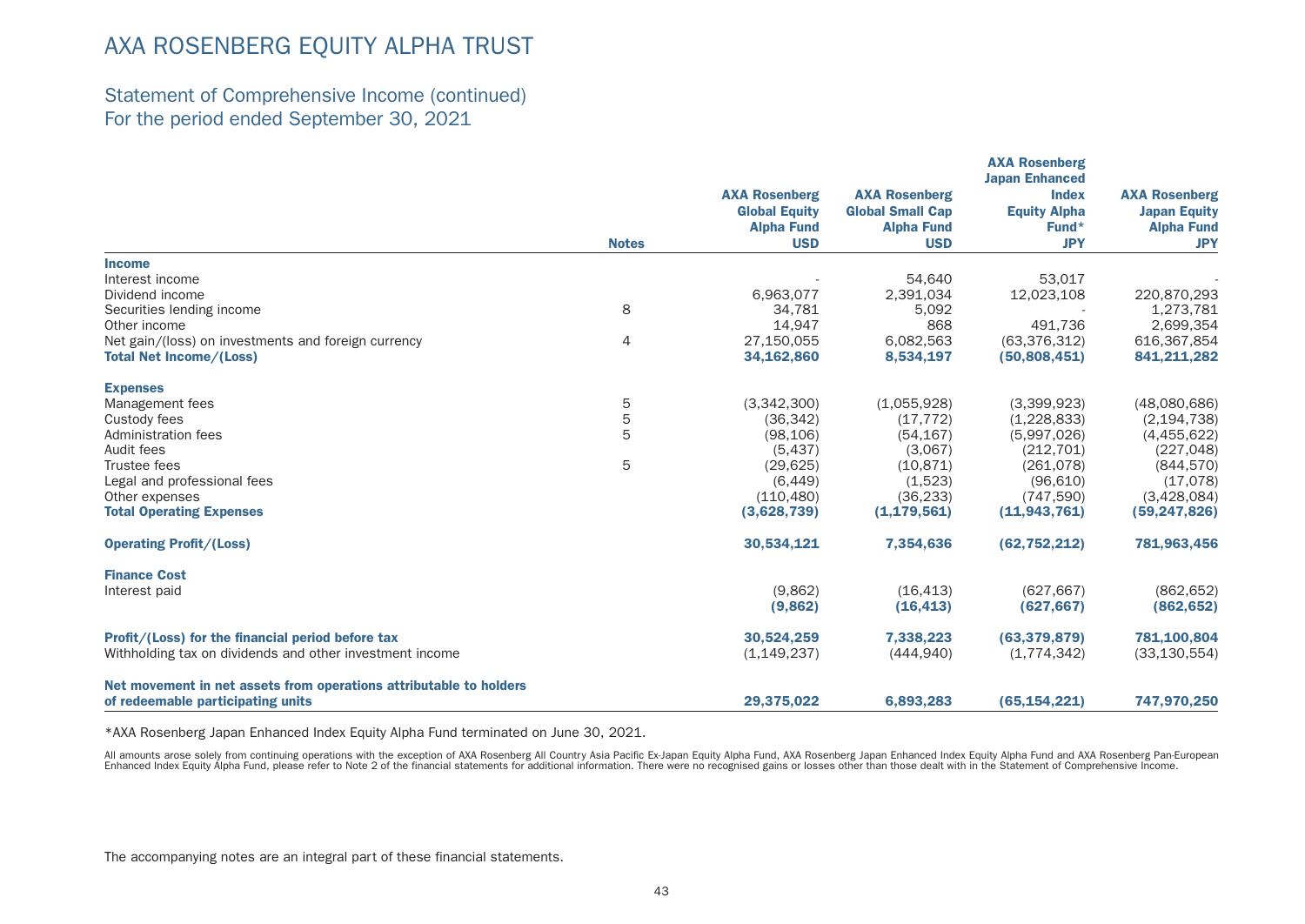# AXA ROSENBERG EQUITY ALPHA TRUST

## Statement of Comprehensive Income (continued)
## For the period ended September 30, 2021

| | Notes | AXA Rosenberg Global Equity Alpha Fund USD | AXA Rosenberg Global Small Cap Alpha Fund USD | AXA Rosenberg Japan Enhanced Index Equity Alpha Fund* JPY | AXA Rosenberg Japan Equity Alpha Fund JPY |
|---|---|---|---|---|---|
| **Income** | | | | | |
| Interest income | | - | 54,640 | 53,017 | - |
| Dividend income | | 6,963,077 | 2,391,034 | 12,023,108 | 220,870,293 |
| Securities lending income | 8 | 34,781 | 5,092 | - | 1,273,781 |
| Other income | | 14,947 | 868 | 491,736 | 2,699,354 |
| Net gain/(loss) on investments and foreign currency | 4 | 27,150,055 | 6,082,563 | (63,376,312) | 616,367,854 |
| **Total Net Income/(Loss)** | | **34,162,860** | **8,534,197** | **(50,808,451)** | **841,211,282** |
| **Expenses** | | | | | |
| Management fees | 5 | (3,342,300) | (1,055,928) | (3,399,923) | (48,080,686) |
| Custody fees | 5 | (36,342) | (17,772) | (1,228,833) | (2,194,738) |
| Administration fees | 5 | (98,106) | (54,167) | (5,997,026) | (4,455,622) |
| Audit fees | | (5,437) | (3,067) | (212,701) | (227,048) |
| Trustee fees | 5 | (29,625) | (10,871) | (261,078) | (844,570) |
| Legal and professional fees | | (6,449) | (1,523) | (96,610) | (17,078) |
| Other expenses | | (110,480) | (36,233) | (747,590) | (3,428,084) |
| **Total Operating Expenses** | | **(3,628,739)** | **(1,179,561)** | **(11,943,761)** | **(59,247,826)** |
| **Operating Profit/(Loss)** | | **30,534,121** | **7,354,636** | **(62,752,212)** | **781,963,456** |
| **Finance Cost** | | | | | |
| Interest paid | | (9,862) | (16,413) | (627,667) | (862,652) |
| | | **(9,862)** | **(16,413)** | **(627,667)** | **(862,652)** |
| **Profit/(Loss) for the financial period before tax** | | **30,524,259** | **7,338,223** | **(63,379,879)** | **781,100,804** |
| Withholding tax on dividends and other investment income | | (1,149,237) | (444,940) | (1,774,342) | (33,130,554) |
| **Net movement in net assets from operations attributable to holders of redeemable participating units** | | **29,375,022** | **6,893,283** | **(65,154,221)** | **747,970,250** |

*AXA Rosenberg Japan Enhanced Index Equity Alpha Fund terminated on June 30, 2021.

All amounts arose solely from continuing operations with the exception of AXA Rosenberg All Country Asia Pacific Ex-Japan Equity Alpha Fund, AXA Rosenberg Japan Enhanced Index Equity Alpha Fund and AXA Rosenberg Pan-European Enhanced Index Equity Alpha Fund, please refer to Note 2 of the financial statements for additional information. There were no recognised gains or losses other than those dealt with in the Statement of Comprehensive Income.

The accompanying notes are an integral part of these financial statements.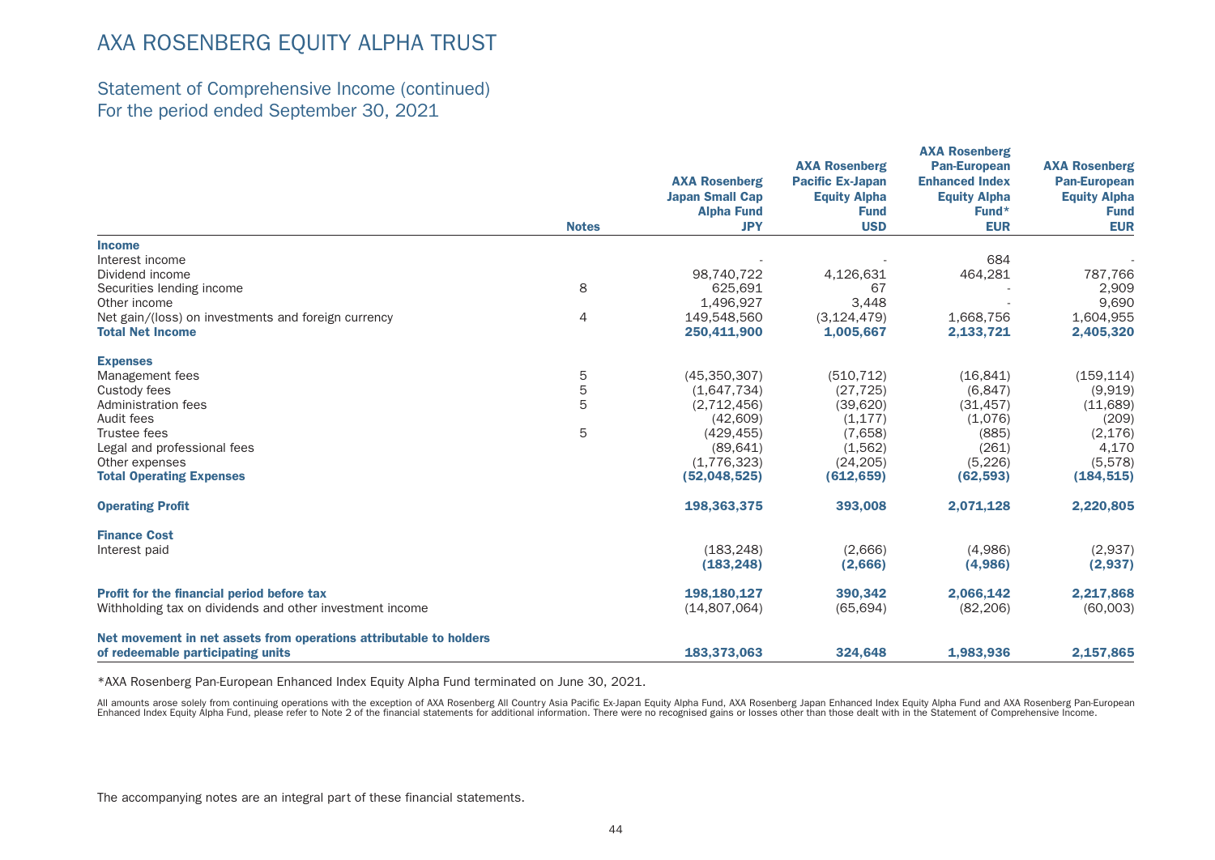# AXA ROSENBERG EQUITY ALPHA TRUST

## Statement of Comprehensive Income (continued)
## For the period ended September 30, 2021

| | Notes | AXA Rosenberg Japan Small Cap Alpha Fund JPY | AXA Rosenberg Pacific Ex-Japan Equity Alpha Fund USD | AXA Rosenberg Pan-European Enhanced Index Equity Alpha Fund* EUR | AXA Rosenberg Pan-European Equity Alpha Fund EUR |
|---|---|---|---|---|---|
| **Income** | | | | | |
| Interest income | | - | - | 684 | - |
| Dividend income | | 98,740,722 | 4,126,631 | 464,281 | 787,766 |
| Securities lending income | 8 | 625,691 | 67 | - | 2,909 |
| Other income | | 1,496,927 | 3,448 | - | 9,690 |
| Net gain/(loss) on investments and foreign currency | 4 | 149,548,560 | (3,124,479) | 1,668,756 | 1,604,955 |
| **Total Net Income** | | **250,411,900** | **1,005,667** | **2,133,721** | **2,405,320** |
| **Expenses** | | | | | |
| Management fees | 5 | (45,350,307) | (510,712) | (16,841) | (159,114) |
| Custody fees | 5 | (1,647,734) | (27,725) | (6,847) | (9,919) |
| Administration fees | 5 | (2,712,456) | (39,620) | (31,457) | (11,689) |
| Audit fees | | (42,609) | (1,177) | (1,076) | (209) |
| Trustee fees | 5 | (429,455) | (7,658) | (885) | (2,176) |
| Legal and professional fees | | (89,641) | (1,562) | (261) | 4,170 |
| Other expenses | | (1,776,323) | (24,205) | (5,226) | (5,578) |
| **Total Operating Expenses** | | **(52,048,525)** | **(612,659)** | **(62,593)** | **(184,515)** |
| **Operating Profit** | | **198,363,375** | **393,008** | **2,071,128** | **2,220,805** |
| **Finance Cost** | | | | | |
| Interest paid | | (183,248) | (2,666) | (4,986) | (2,937) |
| | | **(183,248)** | **(2,666)** | **(4,986)** | **(2,937)** |
| **Profit for the financial period before tax** | | **198,180,127** | **390,342** | **2,066,142** | **2,217,868** |
| Withholding tax on dividends and other investment income | | (14,807,064) | (65,694) | (82,206) | (60,003) |
| **Net movement in net assets from operations attributable to holders of redeemable participating units** | | **183,373,063** | **324,648** | **1,983,936** | **2,157,865** |

*AXA Rosenberg Pan-European Enhanced Index Equity Alpha Fund terminated on June 30, 2021.

All amounts arose solely from continuing operations with the exception of AXA Rosenberg All Country Asia Pacific Ex-Japan Equity Alpha Fund, AXA Rosenberg Japan Enhanced Index Equity Alpha Fund and AXA Rosenberg Pan-European Enhanced Index Equity Alpha Fund, please refer to Note 2 of the financial statements for additional information. There were no recognised gains or losses other than those dealt with in the Statement of Comprehensive Income.

The accompanying notes are an integral part of these financial statements.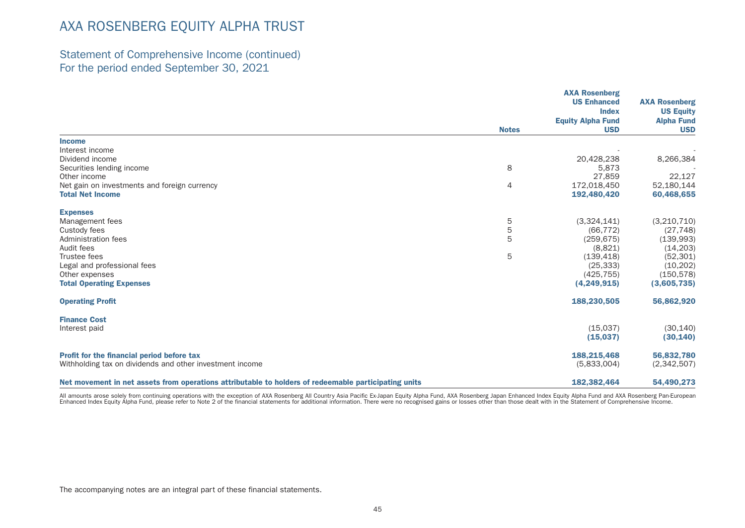# AXA ROSENBERG EQUITY ALPHA TRUST

## Statement of Comprehensive Income (continued)
## For the period ended September 30, 2021

| | Notes | AXA Rosenberg US Enhanced Index Equity Alpha Fund USD | AXA Rosenberg US Equity Alpha Fund USD |
|---|---|---|---|
| **Income** | | | |
| Interest income | | - | - |
| Dividend income | | 20,428,238 | 8,266,384 |
| Securities lending income | 8 | 5,873 | - |
| Other income | | 27,859 | 22,127 |
| Net gain on investments and foreign currency | 4 | 172,018,450 | 52,180,144 |
| **Total Net Income** | | **192,480,420** | **60,468,655** |
| **Expenses** | | | |
| Management fees | 5 | (3,324,141) | (3,210,710) |
| Custody fees | 5 | (66,772) | (27,748) |
| Administration fees | 5 | (259,675) | (139,993) |
| Audit fees | | (8,821) | (14,203) |
| Trustee fees | 5 | (139,418) | (52,301) |
| Legal and professional fees | | (25,333) | (10,202) |
| Other expenses | | (425,755) | (150,578) |
| **Total Operating Expenses** | | **(4,249,915)** | **(3,605,735)** |
| **Operating Profit** | | **188,230,505** | **56,862,920** |
| **Finance Cost** | | | |
| Interest paid | | (15,037) | (30,140) |
| | | **(15,037)** | **(30,140)** |
| **Profit for the financial period before tax** | | **188,215,468** | **56,832,780** |
| Withholding tax on dividends and other investment income | | (5,833,004) | (2,342,507) |
| **Net movement in net assets from operations attributable to holders of redeemable participating units** | | **182,382,464** | **54,490,273** |

All amounts arose solely from continuing operations with the exception of AXA Rosenberg All Country Asia Pacific Ex-Japan Equity Alpha Fund, AXA Rosenberg Japan Enhanced Index Equity Alpha Fund and AXA Rosenberg Pan-European Enhanced Index Equity Alpha Fund, please refer to Note 2 of the financial statements for additional information. There were no recognised gains or losses other than those dealt with in the Statement of Comprehensive Income.

The accompanying notes are an integral part of these financial statements.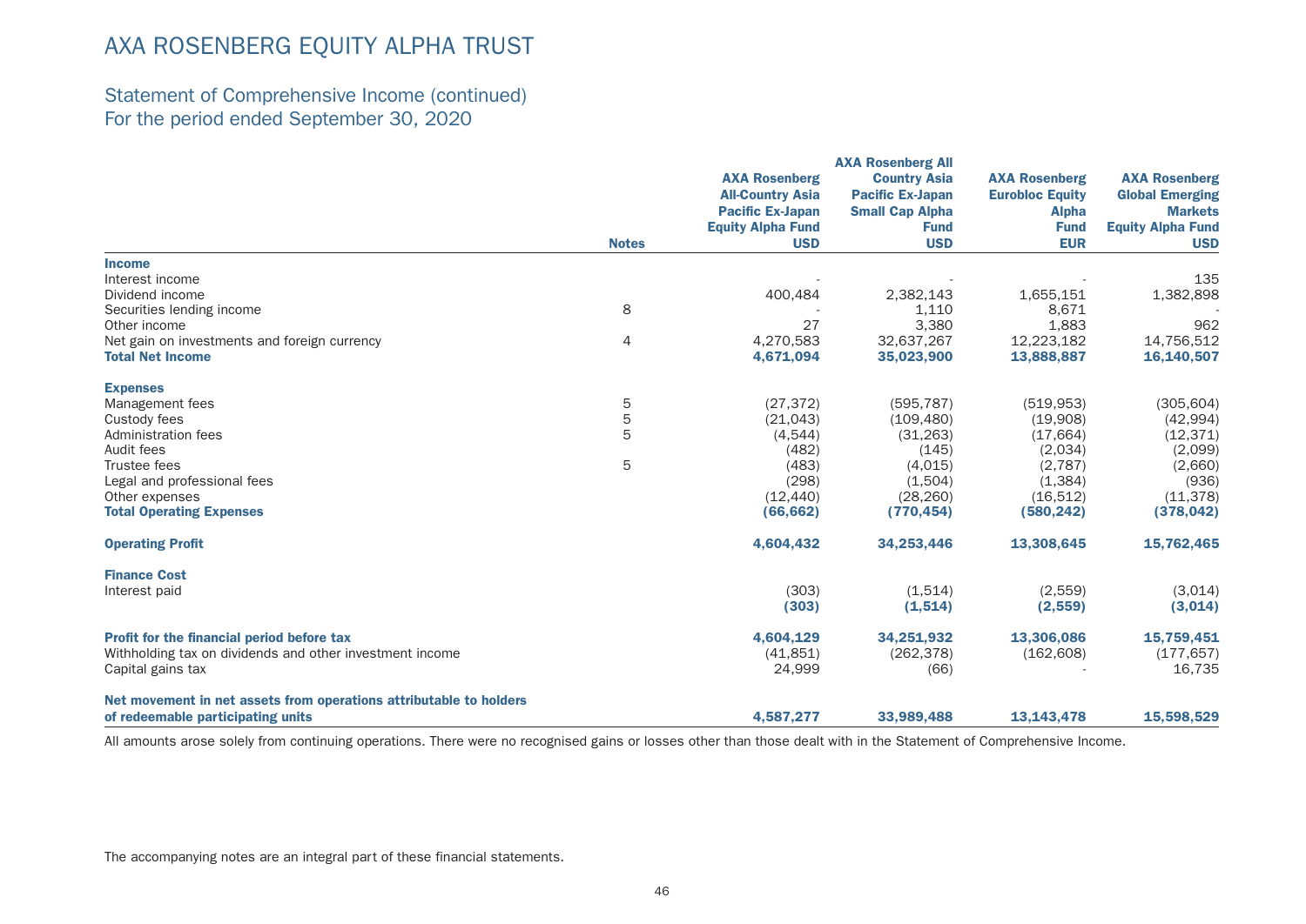# AXA ROSENBERG EQUITY ALPHA TRUST

## Statement of Comprehensive Income (continued)
## For the period ended September 30, 2020

| | Notes | AXA Rosenberg All-Country Asia Pacific Ex-Japan Equity Alpha Fund USD | AXA Rosenberg All Country Asia Pacific Ex-Japan Small Cap Alpha Fund USD | AXA Rosenberg Eurobloc Equity Alpha Fund EUR | AXA Rosenberg Global Emerging Markets Equity Alpha Fund USD |
|---|---|---|---|---|---|
| **Income** | | | | | |
| Interest income | | - | - | - | 135 |
| Dividend income | | 400,484 | 2,382,143 | 1,655,151 | 1,382,898 |
| Securities lending income | 8 | - | 1,110 | 8,671 | - |
| Other income | | 27 | 3,380 | 1,883 | 962 |
| Net gain on investments and foreign currency | 4 | 4,270,583 | 32,637,267 | 12,223,182 | 14,756,512 |
| **Total Net Income** | | **4,671,094** | **35,023,900** | **13,888,887** | **16,140,507** |
| **Expenses** | | | | | |
| Management fees | 5 | (27,372) | (595,787) | (519,953) | (305,604) |
| Custody fees | 5 | (21,043) | (109,480) | (19,908) | (42,994) |
| Administration fees | 5 | (4,544) | (31,263) | (17,664) | (12,371) |
| Audit fees | | (482) | (145) | (2,034) | (2,099) |
| Trustee fees | 5 | (483) | (4,015) | (2,787) | (2,660) |
| Legal and professional fees | | (298) | (1,504) | (1,384) | (936) |
| Other expenses | | (12,440) | (28,260) | (16,512) | (11,378) |
| **Total Operating Expenses** | | **(66,662)** | **(770,454)** | **(580,242)** | **(378,042)** |
| **Operating Profit** | | **4,604,432** | **34,253,446** | **13,308,645** | **15,762,465** |
| **Finance Cost** | | | | | |
| Interest paid | | (303) | (1,514) | (2,559) | (3,014) |
| | | **(303)** | **(1,514)** | **(2,559)** | **(3,014)** |
| **Profit for the financial period before tax** | | **4,604,129** | **34,251,932** | **13,306,086** | **15,759,451** |
| Withholding tax on dividends and other investment income | | (41,851) | (262,378) | (162,608) | (177,657) |
| Capital gains tax | | 24,999 | (66) | - | 16,735 |
| **Net movement in net assets from operations attributable to holders of redeemable participating units** | | **4,587,277** | **33,989,488** | **13,143,478** | **15,598,529** |

All amounts arose solely from continuing operations. There were no recognised gains or losses other than those dealt with in the Statement of Comprehensive Income.

The accompanying notes are an integral part of these financial statements.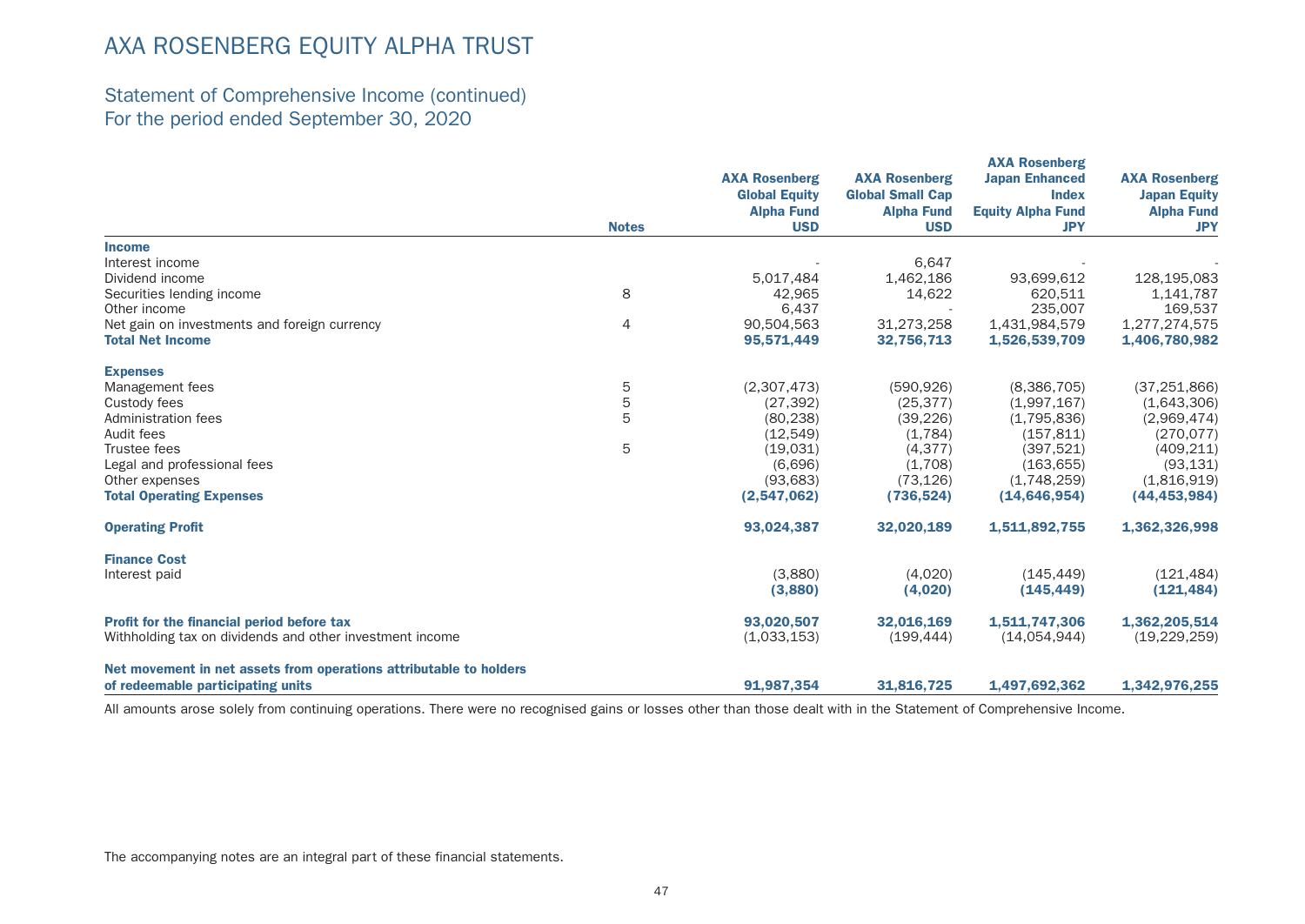# AXA ROSENBERG EQUITY ALPHA TRUST

## Statement of Comprehensive Income (continued)
## For the period ended September 30, 2020

| | Notes | AXA Rosenberg Global Equity Alpha Fund USD | AXA Rosenberg Global Small Cap Alpha Fund USD | AXA Rosenberg Japan Enhanced Index Equity Alpha Fund JPY | AXA Rosenberg Japan Equity Alpha Fund JPY |
|---|---|---|---|---|---|
| **Income** | | | | | |
| Interest income | | - | 6,647 | - | - |
| Dividend income | | 5,017,484 | 1,462,186 | 93,699,612 | 128,195,083 |
| Securities lending income | 8 | 42,965 | 14,622 | 620,511 | 1,141,787 |
| Other income | | 6,437 | - | 235,007 | 169,537 |
| Net gain on investments and foreign currency | 4 | 90,504,563 | 31,273,258 | 1,431,984,579 | 1,277,274,575 |
| **Total Net Income** | | **95,571,449** | **32,756,713** | **1,526,539,709** | **1,406,780,982** |
| **Expenses** | | | | | |
| Management fees | 5 | (2,307,473) | (590,926) | (8,386,705) | (37,251,866) |
| Custody fees | 5 | (27,392) | (25,377) | (1,997,167) | (1,643,306) |
| Administration fees | 5 | (80,238) | (39,226) | (1,795,836) | (2,969,474) |
| Audit fees | | (12,549) | (1,784) | (157,811) | (270,077) |
| Trustee fees | 5 | (19,031) | (4,377) | (397,521) | (409,211) |
| Legal and professional fees | | (6,696) | (1,708) | (163,655) | (93,131) |
| Other expenses | | (93,683) | (73,126) | (1,748,259) | (1,816,919) |
| **Total Operating Expenses** | | **(2,547,062)** | **(736,524)** | **(14,646,954)** | **(44,453,984)** |
| **Operating Profit** | | **93,024,387** | **32,020,189** | **1,511,892,755** | **1,362,326,998** |
| **Finance Cost** | | | | | |
| Interest paid | | (3,880) | (4,020) | (145,449) | (121,484) |
| | | **(3,880)** | **(4,020)** | **(145,449)** | **(121,484)** |
| **Profit for the financial period before tax** | | **93,020,507** | **32,016,169** | **1,511,747,306** | **1,362,205,514** |
| Withholding tax on dividends and other investment income | | (1,033,153) | (199,444) | (14,054,944) | (19,229,259) |
| **Net movement in net assets from operations attributable to holders of redeemable participating units** | | **91,987,354** | **31,816,725** | **1,497,692,362** | **1,342,976,255** |

All amounts arose solely from continuing operations. There were no recognised gains or losses other than those dealt with in the Statement of Comprehensive Income.

The accompanying notes are an integral part of these financial statements.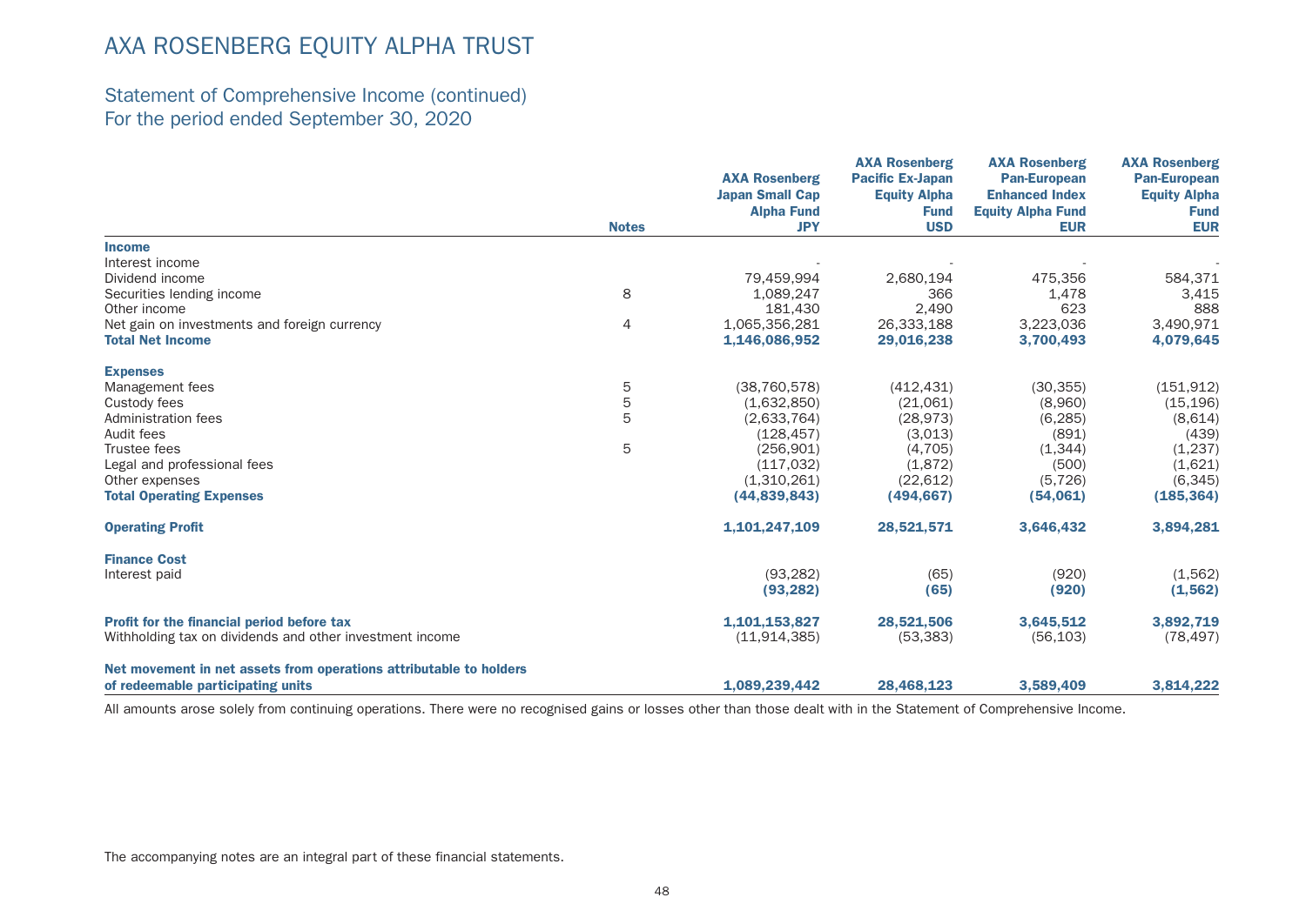# AXA ROSENBERG EQUITY ALPHA TRUST

## Statement of Comprehensive Income (continued)
## For the period ended September 30, 2020

| | Notes | AXA Rosenberg Japan Small Cap Alpha Fund JPY | AXA Rosenberg Pacific Ex-Japan Equity Alpha Fund USD | AXA Rosenberg Pan-European Enhanced Index Equity Alpha Fund EUR | AXA Rosenberg Pan-European Equity Alpha Fund EUR |
|---|---|---|---|---|---|
| **Income** | | | | | |
| Interest income | | - | - | - | - |
| Dividend income | | 79,459,994 | 2,680,194 | 475,356 | 584,371 |
| Securities lending income | 8 | 1,089,247 | 366 | 1,478 | 3,415 |
| Other income | | 181,430 | 2,490 | 623 | 888 |
| Net gain on investments and foreign currency | 4 | 1,065,356,281 | 26,333,188 | 3,223,036 | 3,490,971 |
| **Total Net Income** | | **1,146,086,952** | **29,016,238** | **3,700,493** | **4,079,645** |
| **Expenses** | | | | | |
| Management fees | 5 | (38,760,578) | (412,431) | (30,355) | (151,912) |
| Custody fees | 5 | (1,632,850) | (21,061) | (8,960) | (15,196) |
| Administration fees | 5 | (2,633,764) | (28,973) | (6,285) | (8,614) |
| Audit fees | | (128,457) | (3,013) | (891) | (439) |
| Trustee fees | 5 | (256,901) | (4,705) | (1,344) | (1,237) |
| Legal and professional fees | | (117,032) | (1,872) | (500) | (1,621) |
| Other expenses | | (1,310,261) | (22,612) | (5,726) | (6,345) |
| **Total Operating Expenses** | | **(44,839,843)** | **(494,667)** | **(54,061)** | **(185,364)** |
| **Operating Profit** | | **1,101,247,109** | **28,521,571** | **3,646,432** | **3,894,281** |
| **Finance Cost** | | | | | |
| Interest paid | | (93,282) | (65) | (920) | (1,562) |
| | | **(93,282)** | **(65)** | **(920)** | **(1,562)** |
| **Profit for the financial period before tax** | | **1,101,153,827** | **28,521,506** | **3,645,512** | **3,892,719** |
| Withholding tax on dividends and other investment income | | (11,914,385) | (53,383) | (56,103) | (78,497) |
| **Net movement in net assets from operations attributable to holders of redeemable participating units** | | **1,089,239,442** | **28,468,123** | **3,589,409** | **3,814,222** |

All amounts arose solely from continuing operations. There were no recognised gains or losses other than those dealt with in the Statement of Comprehensive Income.

The accompanying notes are an integral part of these financial statements.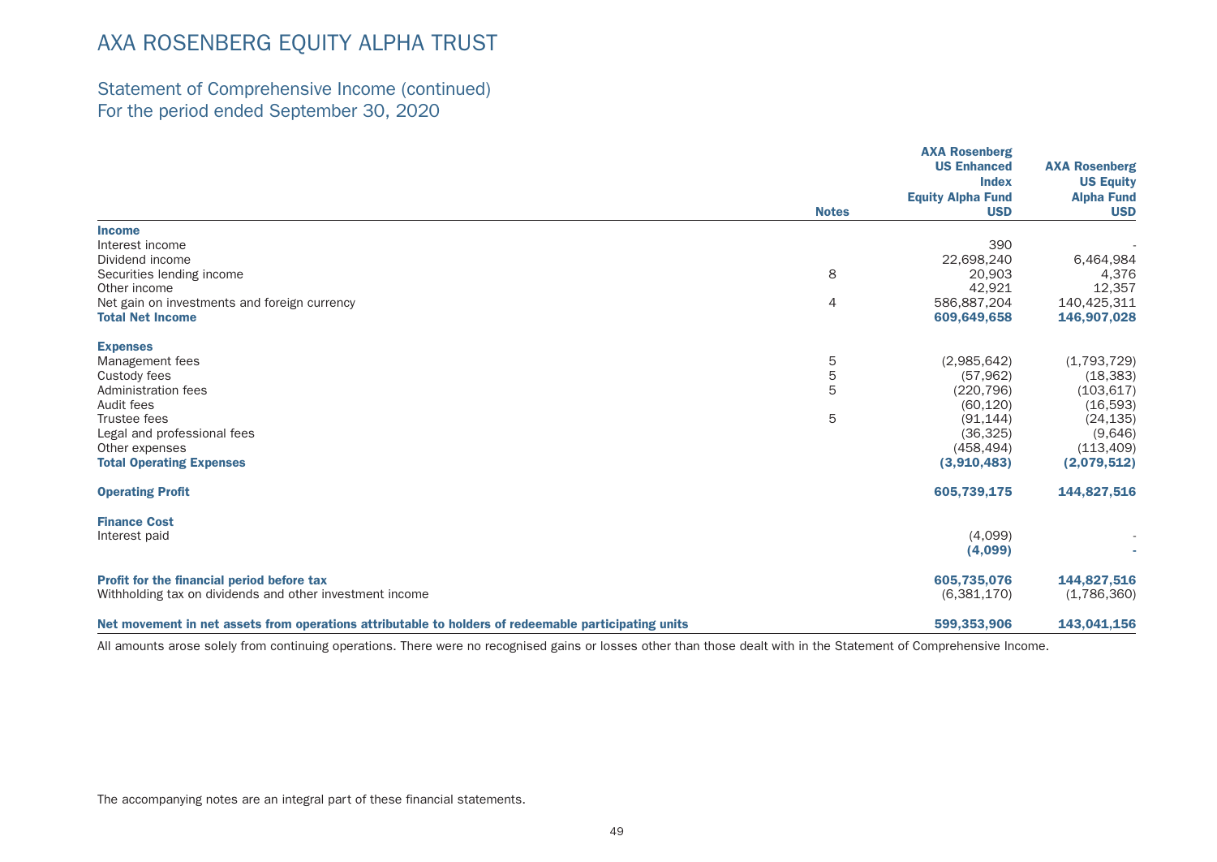# AXA ROSENBERG EQUITY ALPHA TRUST

## Statement of Comprehensive Income (continued)
## For the period ended September 30, 2020

| | Notes | AXA Rosenberg US Enhanced Index Equity Alpha Fund USD | AXA Rosenberg US Equity Alpha Fund USD |
|---|---|---|---|
| **Income** | | | |
| Interest income | | 390 | - |
| Dividend income | | 22,698,240 | 6,464,984 |
| Securities lending income | 8 | 20,903 | 4,376 |
| Other income | | 42,921 | 12,357 |
| Net gain on investments and foreign currency | 4 | 586,887,204 | 140,425,311 |
| **Total Net Income** | | **609,649,658** | **146,907,028** |
| | | | |
| **Expenses** | | | |
| Management fees | 5 | (2,985,642) | (1,793,729) |
| Custody fees | 5 | (57,962) | (18,383) |
| Administration fees | 5 | (220,796) | (103,617) |
| Audit fees | | (60,120) | (16,593) |
| Trustee fees | 5 | (91,144) | (24,135) |
| Legal and professional fees | | (36,325) | (9,646) |
| Other expenses | | (458,494) | (113,409) |
| **Total Operating Expenses** | | **(3,910,483)** | **(2,079,512)** |
| | | | |
| **Operating Profit** | | **605,739,175** | **144,827,516** |
| | | | |
| **Finance Cost** | | | |
| Interest paid | | (4,099) | - |
| | | **(4,099)** | **-** |
| | | | |
| **Profit for the financial period before tax** | | **605,735,076** | **144,827,516** |
| Withholding tax on dividends and other investment income | | (6,381,170) | (1,786,360) |
| | | | |
| **Net movement in net assets from operations attributable to holders of redeemable participating units** | | **599,353,906** | **143,041,156** |

All amounts arose solely from continuing operations. There were no recognised gains or losses other than those dealt with in the Statement of Comprehensive Income.

The accompanying notes are an integral part of these financial statements.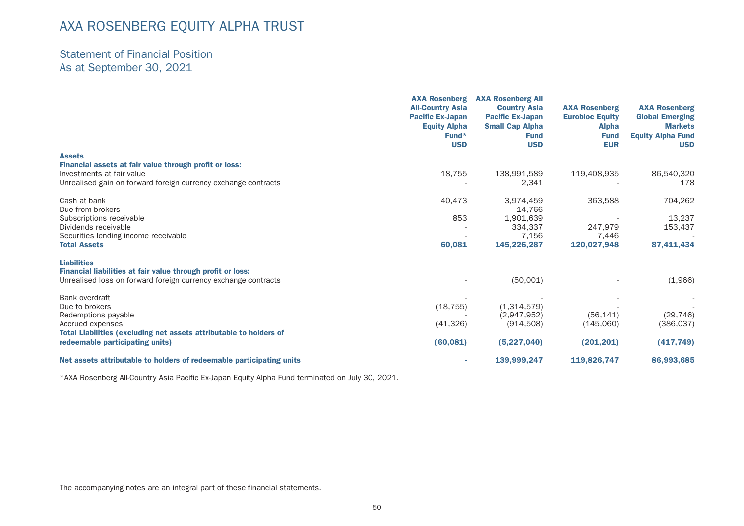# AXA ROSENBERG EQUITY ALPHA TRUST

## Statement of Financial Position
## As at September 30, 2021

| | AXA Rosenberg All-Country Asia Pacific Ex-Japan Equity Alpha Fund* USD | AXA Rosenberg All Country Asia Pacific Ex-Japan Small Cap Alpha Fund USD | AXA Rosenberg Eurobloc Equity Alpha Fund EUR | AXA Rosenberg Global Emerging Markets Equity Alpha Fund USD |
|---|---|---|---|---|
| **Assets** | | | | |
| **Financial assets at fair value through profit or loss:** | | | | |
| Investments at fair value | 18,755 | 138,991,589 | 119,408,935 | 86,540,320 |
| Unrealised gain on forward foreign currency exchange contracts | - | 2,341 | - | 178 |
| Cash at bank | 40,473 | 3,974,459 | 363,588 | 704,262 |
| Due from brokers | - | 14,766 | - | - |
| Subscriptions receivable | 853 | 1,901,639 | - | 13,237 |
| Dividends receivable | - | 334,337 | 247,979 | 153,437 |
| Securities lending income receivable | - | 7,156 | 7,446 | - |
| **Total Assets** | **60,081** | **145,226,287** | **120,027,948** | **87,411,434** |
| **Liabilities** | | | | |
| **Financial liabilities at fair value through profit or loss:** | | | | |
| Unrealised loss on forward foreign currency exchange contracts | - | (50,001) | - | (1,966) |
| Bank overdraft | - | - | - | - |
| Due to brokers | (18,755) | (1,314,579) | - | - |
| Redemptions payable | - | (2,947,952) | (56,141) | (29,746) |
| Accrued expenses | (41,326) | (914,508) | (145,060) | (386,037) |
| **Total Liabilities (excluding net assets attributable to holders of redeemable participating units)** | **(60,081)** | **(5,227,040)** | **(201,201)** | **(417,749)** |
| **Net assets attributable to holders of redeemable participating units** | **-** | **139,999,247** | **119,826,747** | **86,993,685** |

*AXA Rosenberg All-Country Asia Pacific Ex-Japan Equity Alpha Fund terminated on July 30, 2021.

The accompanying notes are an integral part of these financial statements.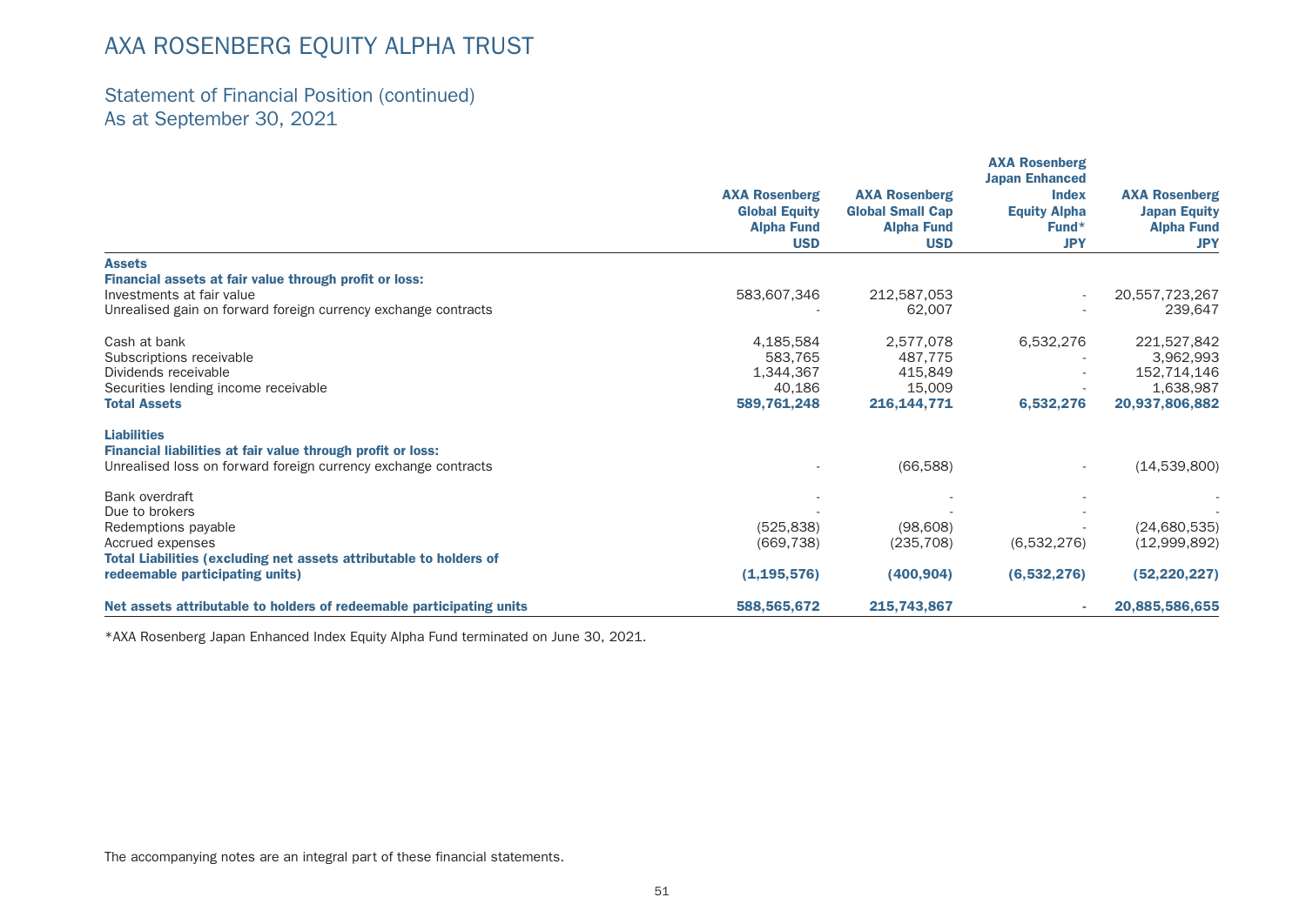# AXA ROSENBERG EQUITY ALPHA TRUST

## Statement of Financial Position (continued)
## As at September 30, 2021

| | AXA Rosenberg Global Equity Alpha Fund USD | AXA Rosenberg Global Small Cap Alpha Fund USD | AXA Rosenberg Japan Enhanced Index Equity Alpha Fund* JPY | AXA Rosenberg Japan Equity Alpha Fund JPY |
|---|---|---|---|---|
| **Assets** | | | | |
| **Financial assets at fair value through profit or loss:** | | | | |
| Investments at fair value | 583,607,346 | 212,587,053 | - | 20,557,723,267 |
| Unrealised gain on forward foreign currency exchange contracts | - | 62,007 | - | 239,647 |
| Cash at bank | 4,185,584 | 2,577,078 | 6,532,276 | 221,527,842 |
| Subscriptions receivable | 583,765 | 487,775 | - | 3,962,993 |
| Dividends receivable | 1,344,367 | 415,849 | - | 152,714,146 |
| Securities lending income receivable | 40,186 | 15,009 | - | 1,638,987 |
| **Total Assets** | **589,761,248** | **216,144,771** | **6,532,276** | **20,937,806,882** |
| **Liabilities** | | | | |
| **Financial liabilities at fair value through profit or loss:** | | | | |
| Unrealised loss on forward foreign currency exchange contracts | - | (66,588) | - | (14,539,800) |
| Bank overdraft | - | - | - | - |
| Due to brokers | - | - | - | - |
| Redemptions payable | (525,838) | (98,608) | - | (24,680,535) |
| Accrued expenses | (669,738) | (235,708) | (6,532,276) | (12,999,892) |
| **Total Liabilities (excluding net assets attributable to holders of redeemable participating units)** | **(1,195,576)** | **(400,904)** | **(6,532,276)** | **(52,220,227)** |
| **Net assets attributable to holders of redeemable participating units** | **588,565,672** | **215,743,867** | **-** | **20,885,586,655** |

*AXA Rosenberg Japan Enhanced Index Equity Alpha Fund terminated on June 30, 2021.

The accompanying notes are an integral part of these financial statements.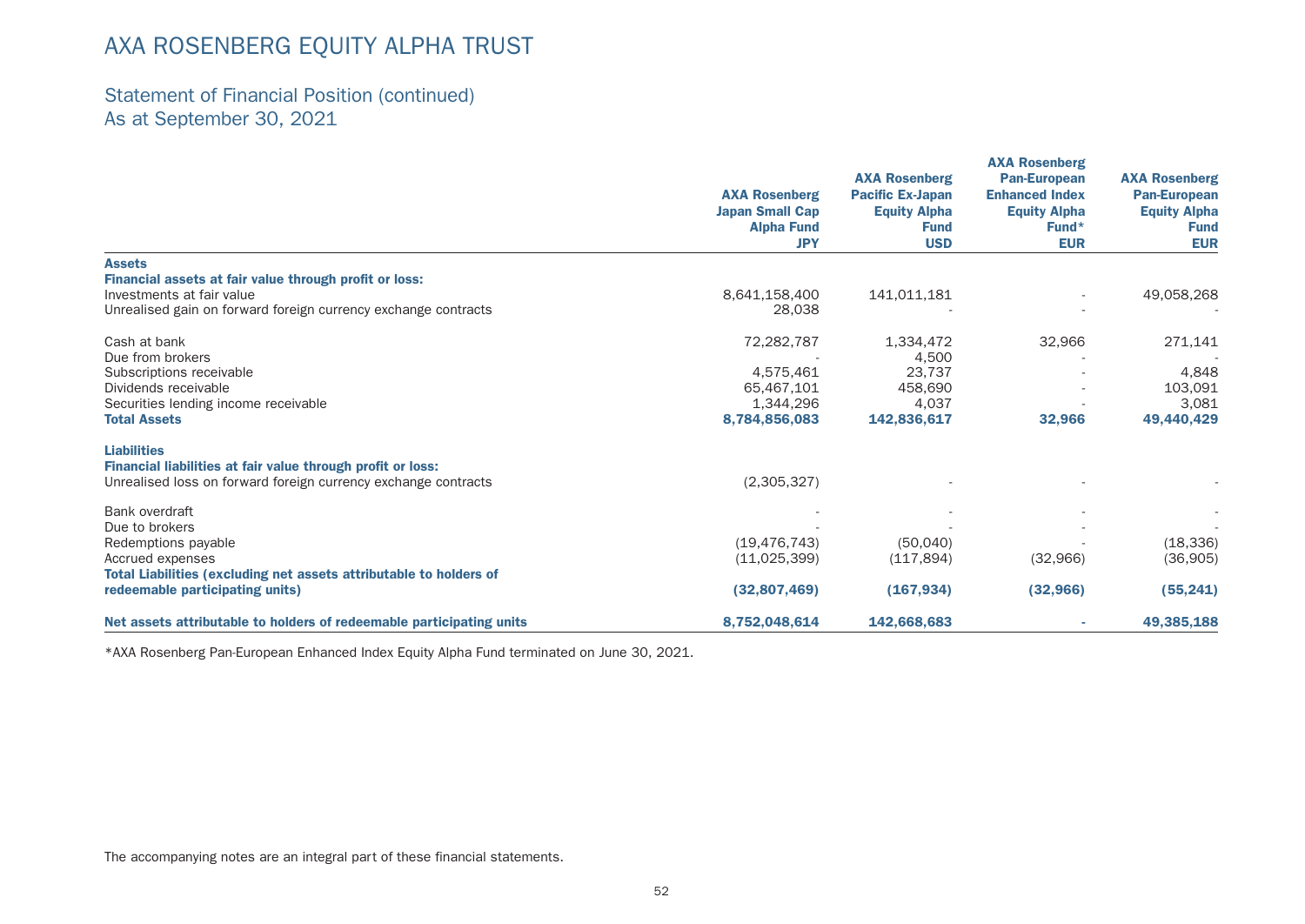# AXA ROSENBERG EQUITY ALPHA TRUST

## Statement of Financial Position (continued)
## As at September 30, 2021

| | AXA Rosenberg Japan Small Cap Alpha Fund JPY | AXA Rosenberg Pacific Ex-Japan Equity Alpha Fund USD | AXA Rosenberg Pan-European Enhanced Index Equity Alpha Fund* EUR | AXA Rosenberg Pan-European Equity Alpha Fund EUR |
|---|---|---|---|---|
| **Assets** | | | | |
| **Financial assets at fair value through profit or loss:** | | | | |
| Investments at fair value | 8,641,158,400 | 141,011,181 | - | 49,058,268 |
| Unrealised gain on forward foreign currency exchange contracts | 28,038 | - | - | - |
| Cash at bank | 72,282,787 | 1,334,472 | 32,966 | 271,141 |
| Due from brokers | - | 4,500 | - | - |
| Subscriptions receivable | 4,575,461 | 23,737 | - | 4,848 |
| Dividends receivable | 65,467,101 | 458,690 | - | 103,091 |
| Securities lending income receivable | 1,344,296 | 4,037 | - | 3,081 |
| **Total Assets** | **8,784,856,083** | **142,836,617** | **32,966** | **49,440,429** |
| **Liabilities** | | | | |
| **Financial liabilities at fair value through profit or loss:** | | | | |
| Unrealised loss on forward foreign currency exchange contracts | (2,305,327) | - | - | - |
| Bank overdraft | - | - | - | - |
| Due to brokers | - | - | - | - |
| Redemptions payable | (19,476,743) | (50,040) | - | (18,336) |
| Accrued expenses | (11,025,399) | (117,894) | (32,966) | (36,905) |
| **Total Liabilities (excluding net assets attributable to holders of redeemable participating units)** | **(32,807,469)** | **(167,934)** | **(32,966)** | **(55,241)** |
| **Net assets attributable to holders of redeemable participating units** | **8,752,048,614** | **142,668,683** | **-** | **49,385,188** |

*AXA Rosenberg Pan-European Enhanced Index Equity Alpha Fund terminated on June 30, 2021.

The accompanying notes are an integral part of these financial statements.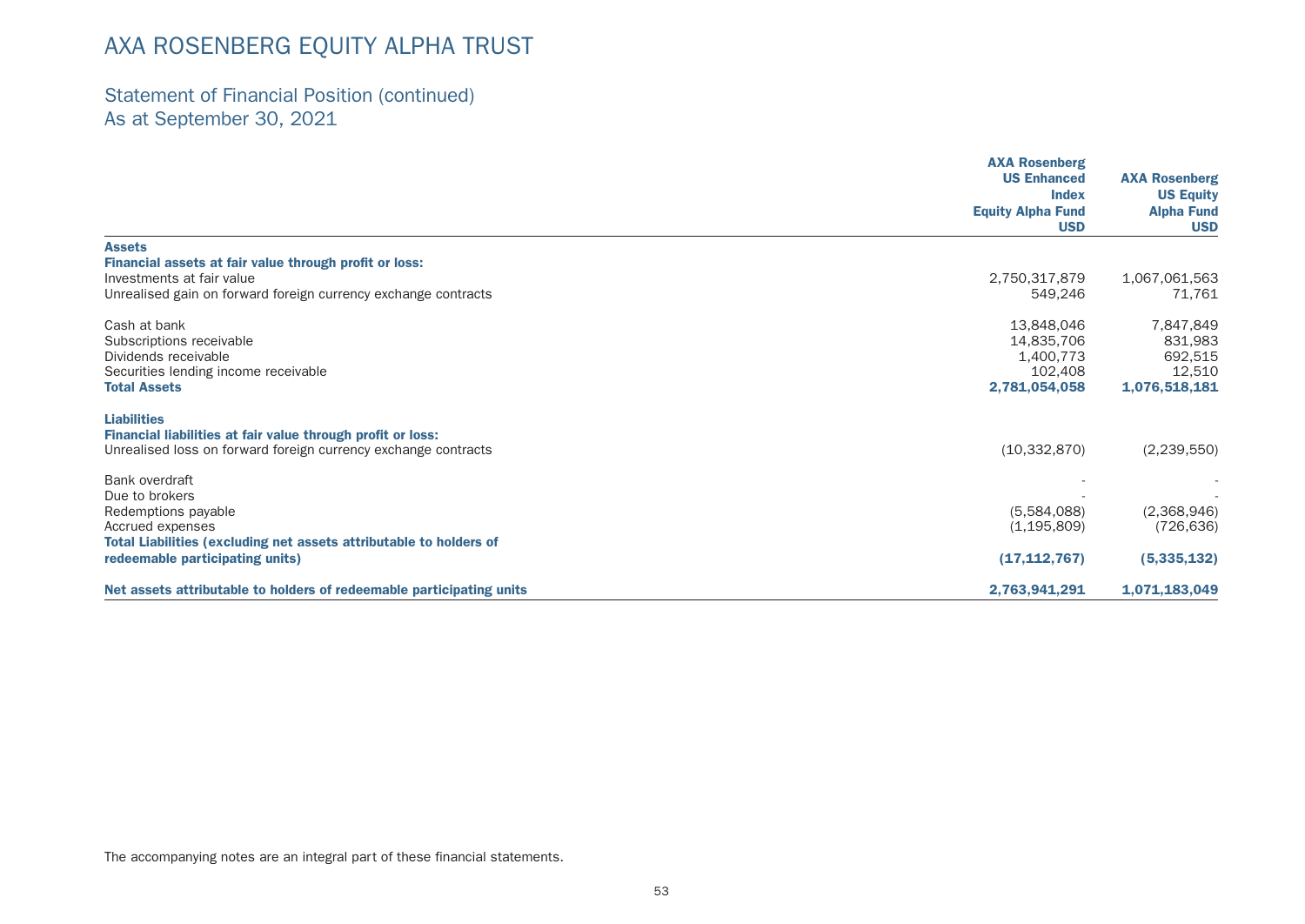# AXA ROSENBERG EQUITY ALPHA TRUST

## Statement of Financial Position (continued)
## As at September 30, 2021

| | AXA Rosenberg US Enhanced Index Equity Alpha Fund USD | AXA Rosenberg US Equity Alpha Fund USD |
|---|---|---|
| **Assets** | | |
| **Financial assets at fair value through profit or loss:** | | |
| Investments at fair value | 2,750,317,879 | 1,067,061,563 |
| Unrealised gain on forward foreign currency exchange contracts | 549,246 | 71,761 |
| | | |
| Cash at bank | 13,848,046 | 7,847,849 |
| Subscriptions receivable | 14,835,706 | 831,983 |
| Dividends receivable | 1,400,773 | 692,515 |
| Securities lending income receivable | 102,408 | 12,510 |
| **Total Assets** | **2,781,054,058** | **1,076,518,181** |
| | | |
| **Liabilities** | | |
| **Financial liabilities at fair value through profit or loss:** | | |
| Unrealised loss on forward foreign currency exchange contracts | (10,332,870) | (2,239,550) |
| | | |
| Bank overdraft | - | - |
| Due to brokers | - | - |
| Redemptions payable | (5,584,088) | (2,368,946) |
| Accrued expenses | (1,195,809) | (726,636) |
| **Total Liabilities (excluding net assets attributable to holders of redeemable participating units)** | **(17,112,767)** | **(5,335,132)** |
| | | |
| **Net assets attributable to holders of redeemable participating units** | **2,763,941,291** | **1,071,183,049** |

The accompanying notes are an integral part of these financial statements.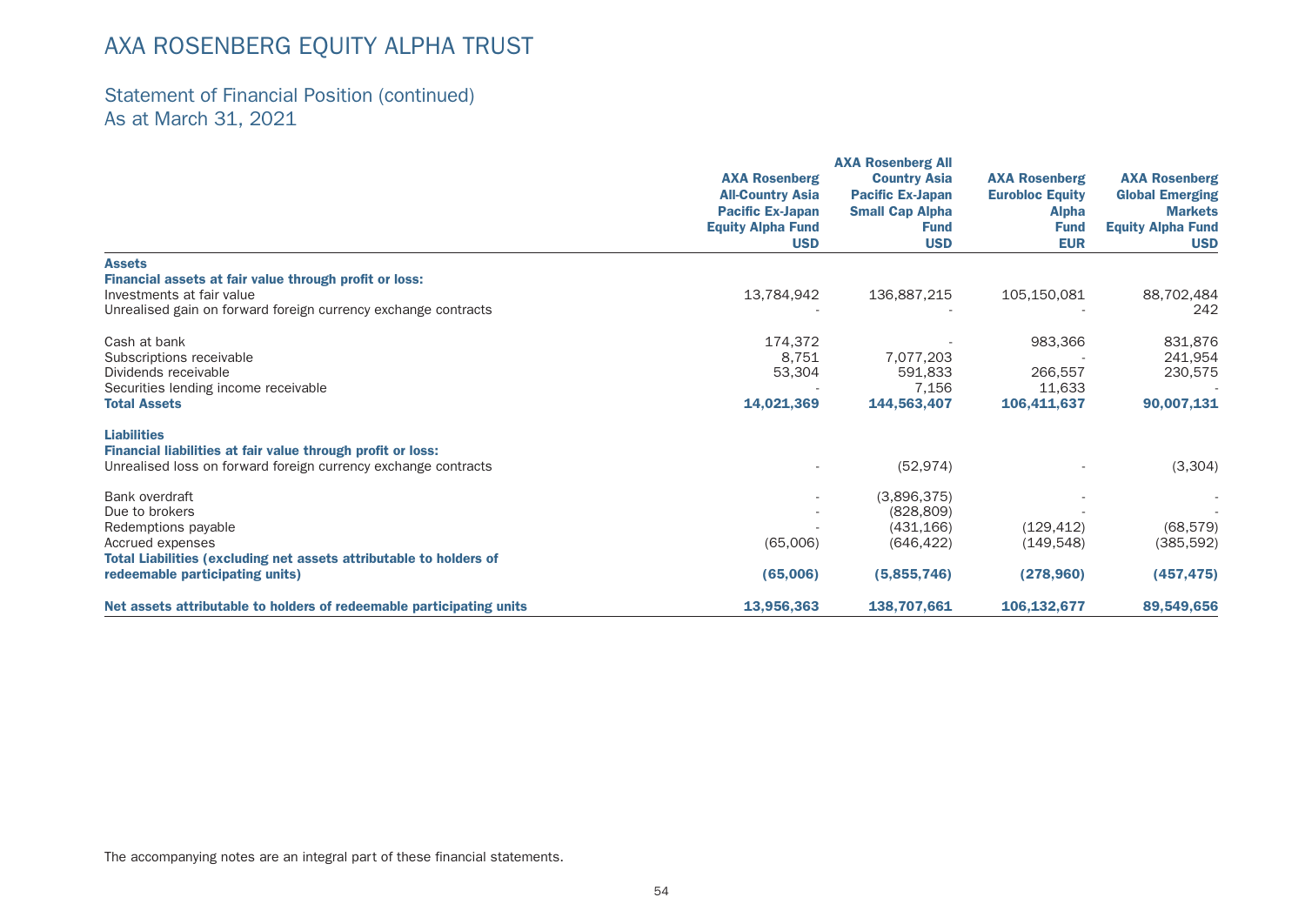# AXA ROSENBERG EQUITY ALPHA TRUST

## Statement of Financial Position (continued)
## As at March 31, 2021

| | AXA Rosenberg All-Country Asia Pacific Ex-Japan Equity Alpha Fund USD | AXA Rosenberg All Country Asia Pacific Ex-Japan Small Cap Alpha Fund USD | AXA Rosenberg Eurobloc Equity Alpha Fund EUR | AXA Rosenberg Global Emerging Markets Equity Alpha Fund USD |
|---|---|---|---|---|
| **Assets** | | | | |
| **Financial assets at fair value through profit or loss:** | | | | |
| Investments at fair value | 13,784,942 | 136,887,215 | 105,150,081 | 88,702,484 |
| Unrealised gain on forward foreign currency exchange contracts | - | - | - | 242 |
| Cash at bank | 174,372 | - | 983,366 | 831,876 |
| Subscriptions receivable | 8,751 | 7,077,203 | - | 241,954 |
| Dividends receivable | 53,304 | 591,833 | 266,557 | 230,575 |
| Securities lending income receivable | - | 7,156 | 11,633 | - |
| **Total Assets** | **14,021,369** | **144,563,407** | **106,411,637** | **90,007,131** |
| **Liabilities** | | | | |
| **Financial liabilities at fair value through profit or loss:** | | | | |
| Unrealised loss on forward foreign currency exchange contracts | - | (52,974) | - | (3,304) |
| Bank overdraft | - | (3,896,375) | - | - |
| Due to brokers | - | (828,809) | - | - |
| Redemptions payable | - | (431,166) | (129,412) | (68,579) |
| Accrued expenses | (65,006) | (646,422) | (149,548) | (385,592) |
| **Total Liabilities (excluding net assets attributable to holders of redeemable participating units)** | **(65,006)** | **(5,855,746)** | **(278,960)** | **(457,475)** |
| **Net assets attributable to holders of redeemable participating units** | **13,956,363** | **138,707,661** | **106,132,677** | **89,549,656** |

The accompanying notes are an integral part of these financial statements.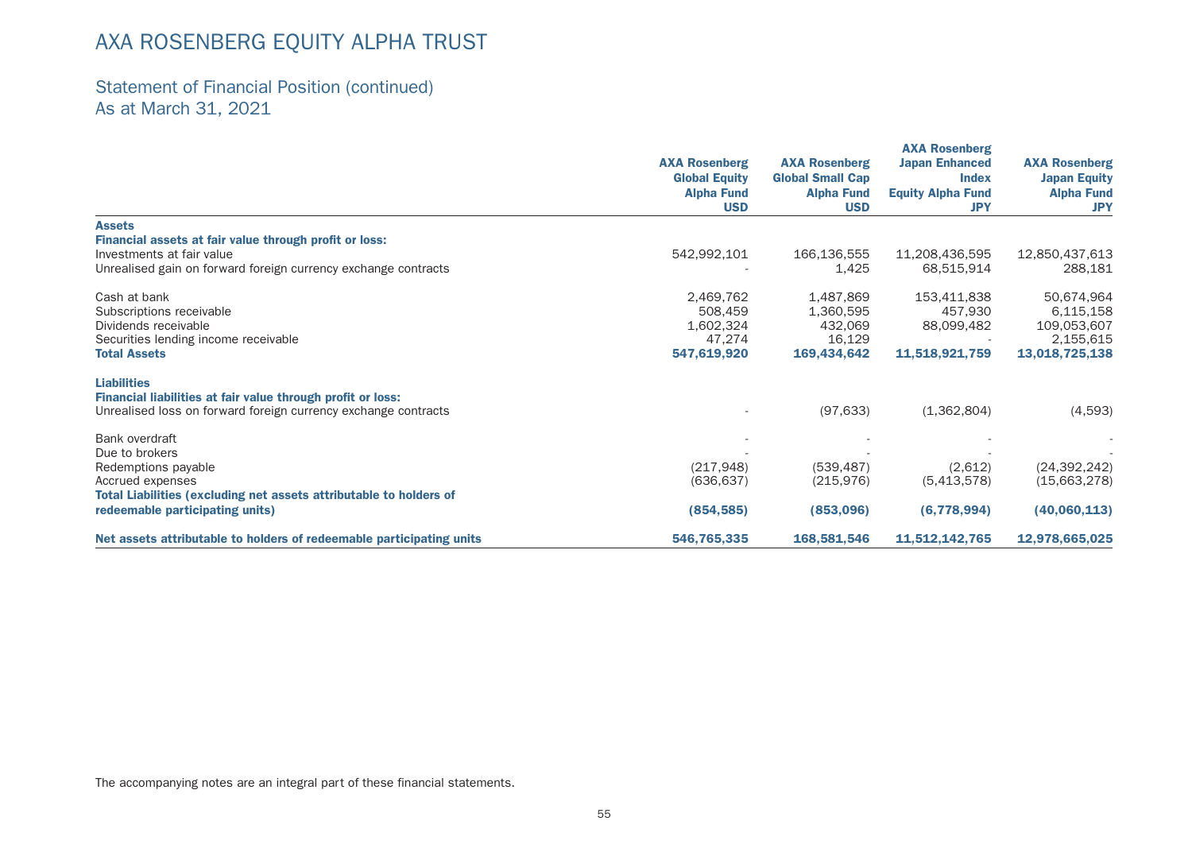# AXA ROSENBERG EQUITY ALPHA TRUST

## Statement of Financial Position (continued)
## As at March 31, 2021

| | AXA Rosenberg Global Equity Alpha Fund USD | AXA Rosenberg Global Small Cap Alpha Fund USD | AXA Rosenberg Japan Enhanced Index Equity Alpha Fund JPY | AXA Rosenberg Japan Equity Alpha Fund JPY |
|---|---|---|---|---|
| **Assets** | | | | |
| **Financial assets at fair value through profit or loss:** | | | | |
| Investments at fair value | 542,992,101 | 166,136,555 | 11,208,436,595 | 12,850,437,613 |
| Unrealised gain on forward foreign currency exchange contracts | - | 1,425 | 68,515,914 | 288,181 |
| Cash at bank | 2,469,762 | 1,487,869 | 153,411,838 | 50,674,964 |
| Subscriptions receivable | 508,459 | 1,360,595 | 457,930 | 6,115,158 |
| Dividends receivable | 1,602,324 | 432,069 | 88,099,482 | 109,053,607 |
| Securities lending income receivable | 47,274 | 16,129 | - | 2,155,615 |
| **Total Assets** | **547,619,920** | **169,434,642** | **11,518,921,759** | **13,018,725,138** |
| **Liabilities** | | | | |
| **Financial liabilities at fair value through profit or loss:** | | | | |
| Unrealised loss on forward foreign currency exchange contracts | - | (97,633) | (1,362,804) | (4,593) |
| Bank overdraft | - | - | - | - |
| Due to brokers | - | - | - | - |
| Redemptions payable | (217,948) | (539,487) | (2,612) | (24,392,242) |
| Accrued expenses | (636,637) | (215,976) | (5,413,578) | (15,663,278) |
| **Total Liabilities (excluding net assets attributable to holders of redeemable participating units)** | **(854,585)** | **(853,096)** | **(6,778,994)** | **(40,060,113)** |
| **Net assets attributable to holders of redeemable participating units** | **546,765,335** | **168,581,546** | **11,512,142,765** | **12,978,665,025** |

The accompanying notes are an integral part of these financial statements.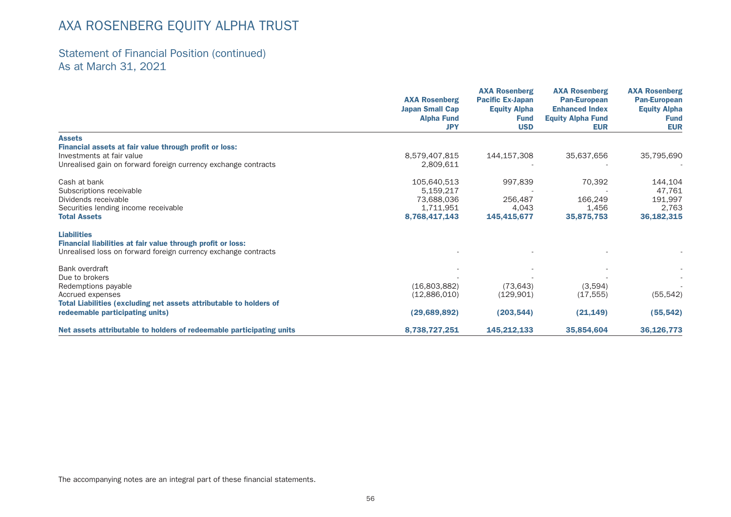# AXA ROSENBERG EQUITY ALPHA TRUST

## Statement of Financial Position (continued)
## As at March 31, 2021

| | AXA Rosenberg Japan Small Cap Alpha Fund JPY | AXA Rosenberg Pacific Ex-Japan Equity Alpha Fund USD | AXA Rosenberg Pan-European Enhanced Index Equity Alpha Fund EUR | AXA Rosenberg Pan-European Equity Alpha Fund EUR |
|---|---|---|---|---|
| **Assets** | | | | |
| **Financial assets at fair value through profit or loss:** | | | | |
| Investments at fair value | 8,579,407,815 | 144,157,308 | 35,637,656 | 35,795,690 |
| Unrealised gain on forward foreign currency exchange contracts | 2,809,611 | - | - | - |
| Cash at bank | 105,640,513 | 997,839 | 70,392 | 144,104 |
| Subscriptions receivable | 5,159,217 | - | - | 47,761 |
| Dividends receivable | 73,688,036 | 256,487 | 166,249 | 191,997 |
| Securities lending income receivable | 1,711,951 | 4,043 | 1,456 | 2,763 |
| **Total Assets** | **8,768,417,143** | **145,415,677** | **35,875,753** | **36,182,315** |
| **Liabilities** | | | | |
| **Financial liabilities at fair value through profit or loss:** | | | | |
| Unrealised loss on forward foreign currency exchange contracts | - | - | - | - |
| Bank overdraft | - | - | - | - |
| Due to brokers | - | - | - | - |
| Redemptions payable | (16,803,882) | (73,643) | (3,594) | - |
| Accrued expenses | (12,886,010) | (129,901) | (17,555) | (55,542) |
| **Total Liabilities (excluding net assets attributable to holders of redeemable participating units)** | **(29,689,892)** | **(203,544)** | **(21,149)** | **(55,542)** |
| **Net assets attributable to holders of redeemable participating units** | **8,738,727,251** | **145,212,133** | **35,854,604** | **36,126,773** |

The accompanying notes are an integral part of these financial statements.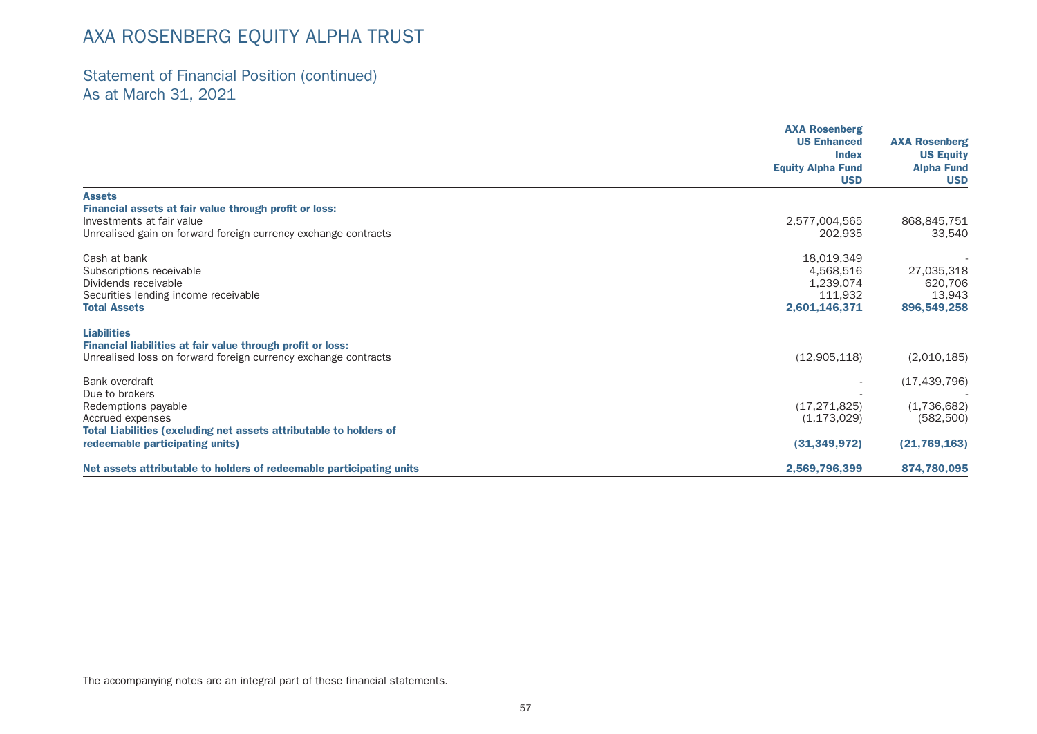# AXA ROSENBERG EQUITY ALPHA TRUST

## Statement of Financial Position (continued)
## As at March 31, 2021

| | AXA Rosenberg US Enhanced Index Equity Alpha Fund USD | AXA Rosenberg US Equity Alpha Fund USD |
|---|---|---|
| **Assets** | | |
| **Financial assets at fair value through profit or loss:** | | |
| Investments at fair value | 2,577,004,565 | 868,845,751 |
| Unrealised gain on forward foreign currency exchange contracts | 202,935 | 33,540 |
| | | |
| Cash at bank | 18,019,349 | - |
| Subscriptions receivable | 4,568,516 | 27,035,318 |
| Dividends receivable | 1,239,074 | 620,706 |
| Securities lending income receivable | 111,932 | 13,943 |
| **Total Assets** | **2,601,146,371** | **896,549,258** |
| | | |
| **Liabilities** | | |
| **Financial liabilities at fair value through profit or loss:** | | |
| Unrealised loss on forward foreign currency exchange contracts | (12,905,118) | (2,010,185) |
| | | |
| Bank overdraft | - | (17,439,796) |
| Due to brokers | - | - |
| Redemptions payable | (17,271,825) | (1,736,682) |
| Accrued expenses | (1,173,029) | (582,500) |
| **Total Liabilities (excluding net assets attributable to holders of redeemable participating units)** | **(31,349,972)** | **(21,769,163)** |
| | | |
| **Net assets attributable to holders of redeemable participating units** | **2,569,796,399** | **874,780,095** |

The accompanying notes are an integral part of these financial statements.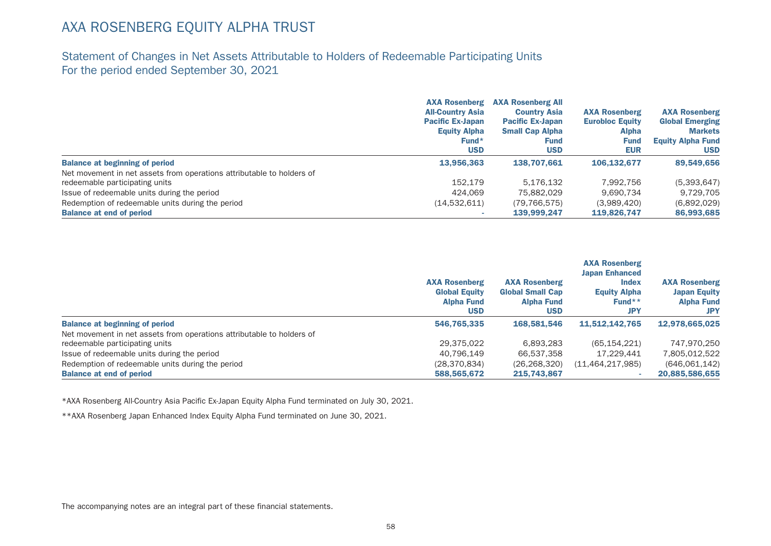# AXA ROSENBERG EQUITY ALPHA TRUST

## Statement of Changes in Net Assets Attributable to Holders of Redeemable Participating Units
## For the period ended September 30, 2021

| | AXA Rosenberg All-Country Asia Pacific Ex-Japan Equity Alpha Fund* USD | AXA Rosenberg All Country Asia Pacific Ex-Japan Small Cap Alpha Fund USD | AXA Rosenberg Eurobloc Equity Alpha Fund EUR | AXA Rosenberg Global Emerging Markets Equity Alpha Fund USD |
|---|---|---|---|---|
| **Balance at beginning of period** | **13,956,363** | **138,707,661** | **106,132,677** | **89,549,656** |
| Net movement in net assets from operations attributable to holders of redeemable participating units | 152,179 | 5,176,132 | 7,992,756 | (5,393,647) |
| Issue of redeemable units during the period | 424,069 | 75,882,029 | 9,690,734 | 9,729,705 |
| Redemption of redeemable units during the period | (14,532,611) | (79,766,575) | (3,989,420) | (6,892,029) |
| **Balance at end of period** | **-** | **139,999,247** | **119,826,747** | **86,993,685** |

| | AXA Rosenberg Global Equity Alpha Fund USD | AXA Rosenberg Global Small Cap Alpha Fund USD | AXA Rosenberg Japan Enhanced Index Equity Alpha Fund** JPY | AXA Rosenberg Japan Equity Alpha Fund JPY |
|---|---|---|---|---|
| **Balance at beginning of period** | **546,765,335** | **168,581,546** | **11,512,142,765** | **12,978,665,025** |
| Net movement in net assets from operations attributable to holders of redeemable participating units | 29,375,022 | 6,893,283 | (65,154,221) | 747,970,250 |
| Issue of redeemable units during the period | 40,796,149 | 66,537,358 | 17,229,441 | 7,805,012,522 |
| Redemption of redeemable units during the period | (28,370,834) | (26,268,320) | (11,464,217,985) | (646,061,142) |
| **Balance at end of period** | **588,565,672** | **215,743,867** | **-** | **20,885,586,655** |

*AXA Rosenberg All-Country Asia Pacific Ex-Japan Equity Alpha Fund terminated on July 30, 2021.

**AXA Rosenberg Japan Enhanced Index Equity Alpha Fund terminated on June 30, 2021.

The accompanying notes are an integral part of these financial statements.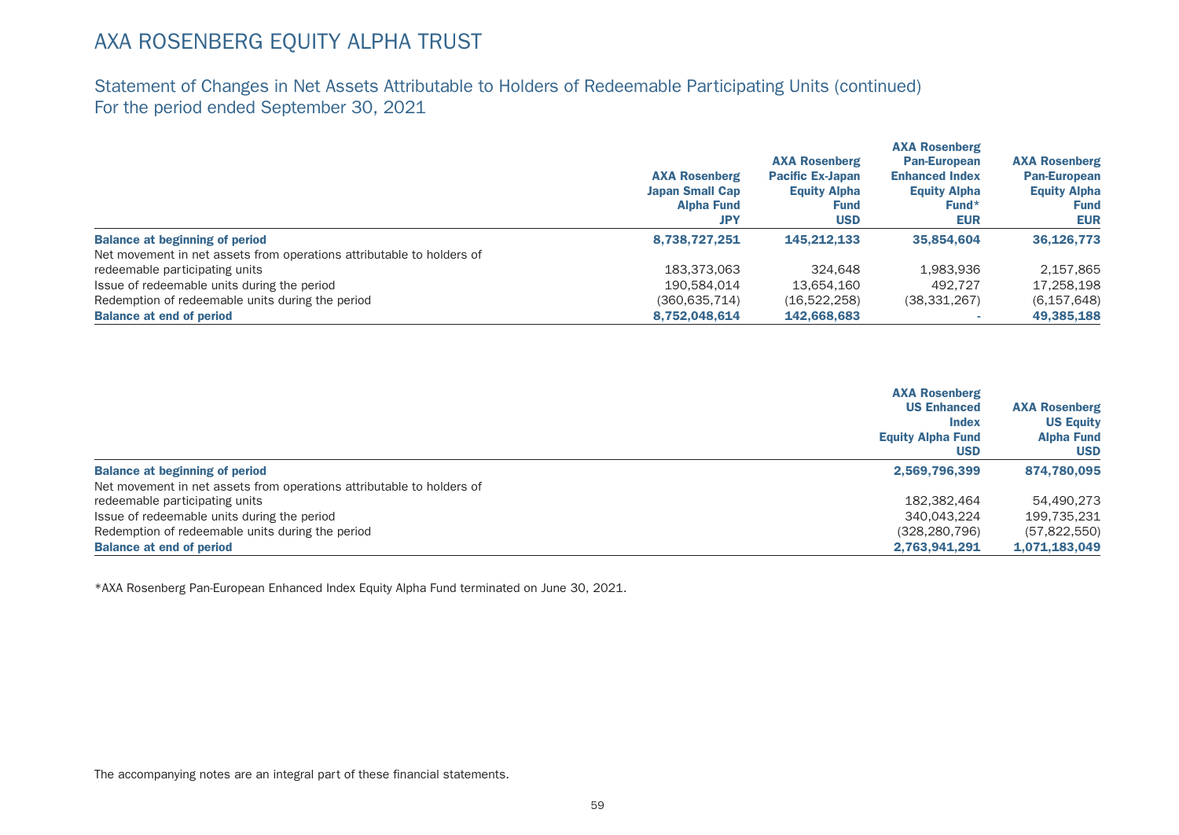# AXA ROSENBERG EQUITY ALPHA TRUST

## Statement of Changes in Net Assets Attributable to Holders of Redeemable Participating Units (continued)
## For the period ended September 30, 2021

| | AXA Rosenberg Japan Small Cap Alpha Fund JPY | AXA Rosenberg Pacific Ex-Japan Equity Alpha Fund USD | AXA Rosenberg Pan-European Enhanced Index Equity Alpha Fund* EUR | AXA Rosenberg Pan-European Equity Alpha Fund EUR |
|---|---|---|---|---|
| **Balance at beginning of period** | **8,738,727,251** | **145,212,133** | **35,854,604** | **36,126,773** |
| Net movement in net assets from operations attributable to holders of redeemable participating units | 183,373,063 | 324,648 | 1,983,936 | 2,157,865 |
| Issue of redeemable units during the period | 190,584,014 | 13,654,160 | 492,727 | 17,258,198 |
| Redemption of redeemable units during the period | (360,635,714) | (16,522,258) | (38,331,267) | (6,157,648) |
| **Balance at end of period** | **8,752,048,614** | **142,668,683** | **-** | **49,385,188** |

| | AXA Rosenberg US Enhanced Index Equity Alpha Fund USD | AXA Rosenberg US Equity Alpha Fund USD |
|---|---|---|
| **Balance at beginning of period** | **2,569,796,399** | **874,780,095** |
| Net movement in net assets from operations attributable to holders of redeemable participating units | 182,382,464 | 54,490,273 |
| Issue of redeemable units during the period | 340,043,224 | 199,735,231 |
| Redemption of redeemable units during the period | (328,280,796) | (57,822,550) |
| **Balance at end of period** | **2,763,941,291** | **1,071,183,049** |

*AXA Rosenberg Pan-European Enhanced Index Equity Alpha Fund terminated on June 30, 2021.

The accompanying notes are an integral part of these financial statements.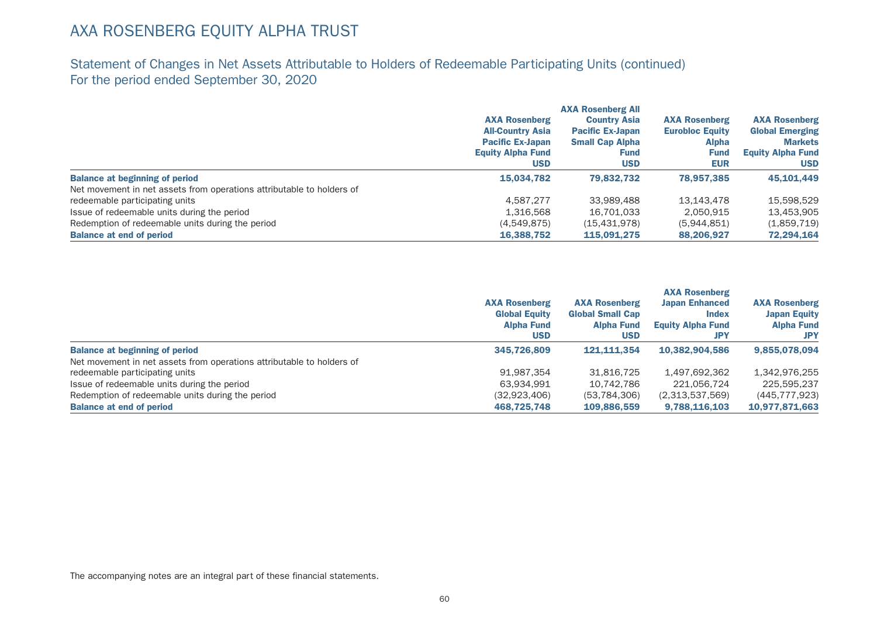# AXA ROSENBERG EQUITY ALPHA TRUST

## Statement of Changes in Net Assets Attributable to Holders of Redeemable Participating Units (continued)
## For the period ended September 30, 2020

| | AXA Rosenberg All-Country Asia Pacific Ex-Japan Equity Alpha Fund USD | AXA Rosenberg All Country Asia Pacific Ex-Japan Small Cap Alpha Fund USD | AXA Rosenberg Eurobloc Equity Alpha Fund EUR | AXA Rosenberg Global Emerging Markets Equity Alpha Fund USD |
|---|---|---|---|---|
| **Balance at beginning of period** | **15,034,782** | **79,832,732** | **78,957,385** | **45,101,449** |
| Net movement in net assets from operations attributable to holders of redeemable participating units | 4,587,277 | 33,989,488 | 13,143,478 | 15,598,529 |
| Issue of redeemable units during the period | 1,316,568 | 16,701,033 | 2,050,915 | 13,453,905 |
| Redemption of redeemable units during the period | (4,549,875) | (15,431,978) | (5,944,851) | (1,859,719) |
| **Balance at end of period** | **16,388,752** | **115,091,275** | **88,206,927** | **72,294,164** |

| | AXA Rosenberg Global Equity Alpha Fund USD | AXA Rosenberg Global Small Cap Alpha Fund USD | AXA Rosenberg Japan Enhanced Index Equity Alpha Fund JPY | AXA Rosenberg Japan Equity Alpha Fund JPY |
|---|---|---|---|---|
| **Balance at beginning of period** | **345,726,809** | **121,111,354** | **10,382,904,586** | **9,855,078,094** |
| Net movement in net assets from operations attributable to holders of redeemable participating units | 91,987,354 | 31,816,725 | 1,497,692,362 | 1,342,976,255 |
| Issue of redeemable units during the period | 63,934,991 | 10,742,786 | 221,056,724 | 225,595,237 |
| Redemption of redeemable units during the period | (32,923,406) | (53,784,306) | (2,313,537,569) | (445,777,923) |
| **Balance at end of period** | **468,725,748** | **109,886,559** | **9,788,116,103** | **10,977,871,663** |

The accompanying notes are an integral part of these financial statements.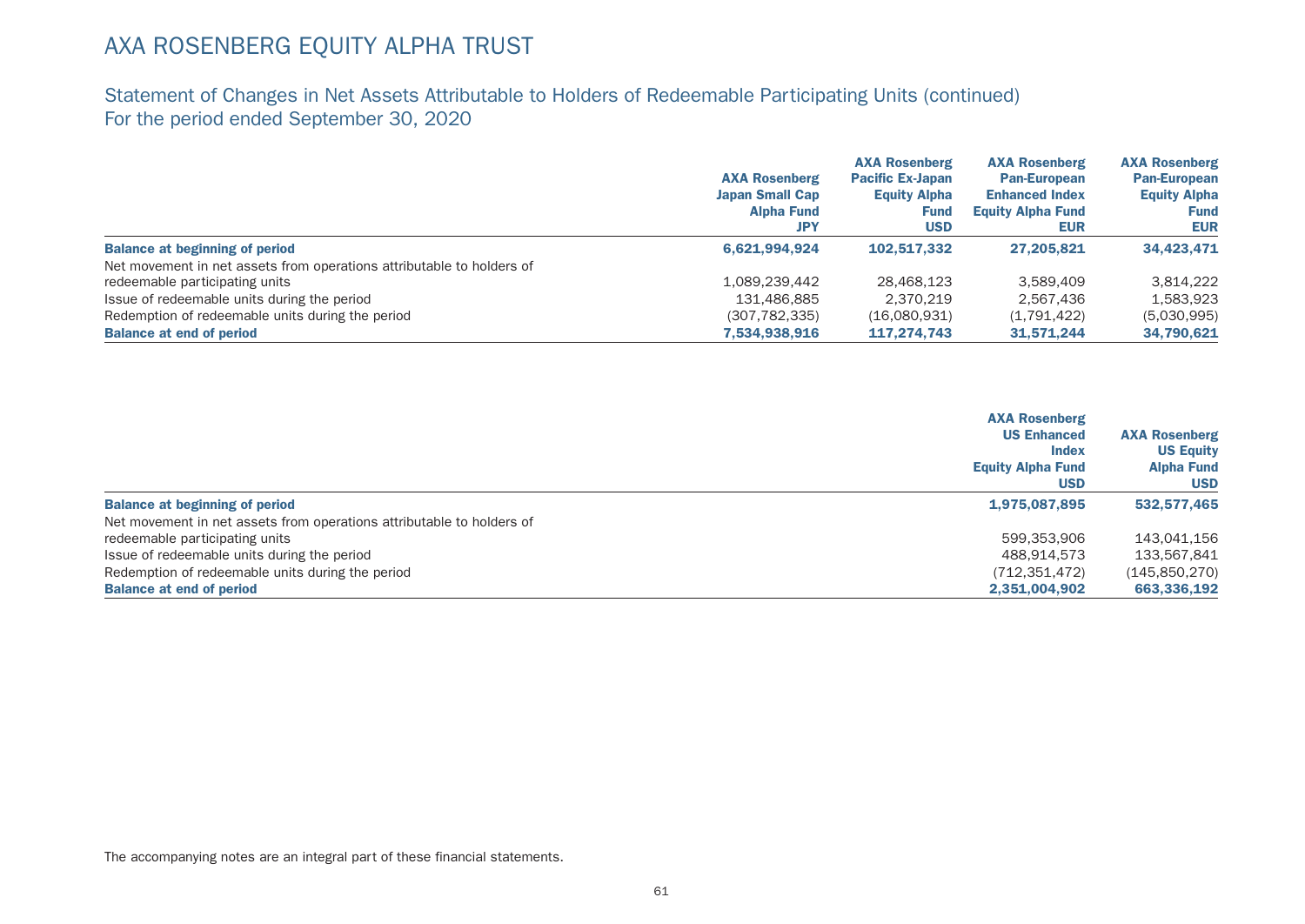# AXA ROSENBERG EQUITY ALPHA TRUST

## Statement of Changes in Net Assets Attributable to Holders of Redeemable Participating Units (continued)
## For the period ended September 30, 2020

| | AXA Rosenberg Japan Small Cap Alpha Fund JPY | AXA Rosenberg Pacific Ex-Japan Equity Alpha Fund USD | AXA Rosenberg Pan-European Enhanced Index Equity Alpha Fund EUR | AXA Rosenberg Pan-European Equity Alpha Fund EUR |
|---|---|---|---|---|
| **Balance at beginning of period** | **6,621,994,924** | **102,517,332** | **27,205,821** | **34,423,471** |
| Net movement in net assets from operations attributable to holders of redeemable participating units | 1,089,239,442 | 28,468,123 | 3,589,409 | 3,814,222 |
| Issue of redeemable units during the period | 131,486,885 | 2,370,219 | 2,567,436 | 1,583,923 |
| Redemption of redeemable units during the period | (307,782,335) | (16,080,931) | (1,791,422) | (5,030,995) |
| **Balance at end of period** | **7,534,938,916** | **117,274,743** | **31,571,244** | **34,790,621** |

| | AXA Rosenberg US Enhanced Index Equity Alpha Fund USD | AXA Rosenberg US Equity Alpha Fund USD |
|---|---|---|
| **Balance at beginning of period** | **1,975,087,895** | **532,577,465** |
| Net movement in net assets from operations attributable to holders of redeemable participating units | 599,353,906 | 143,041,156 |
| Issue of redeemable units during the period | 488,914,573 | 133,567,841 |
| Redemption of redeemable units during the period | (712,351,472) | (145,850,270) |
| **Balance at end of period** | **2,351,004,902** | **663,336,192** |

The accompanying notes are an integral part of these financial statements.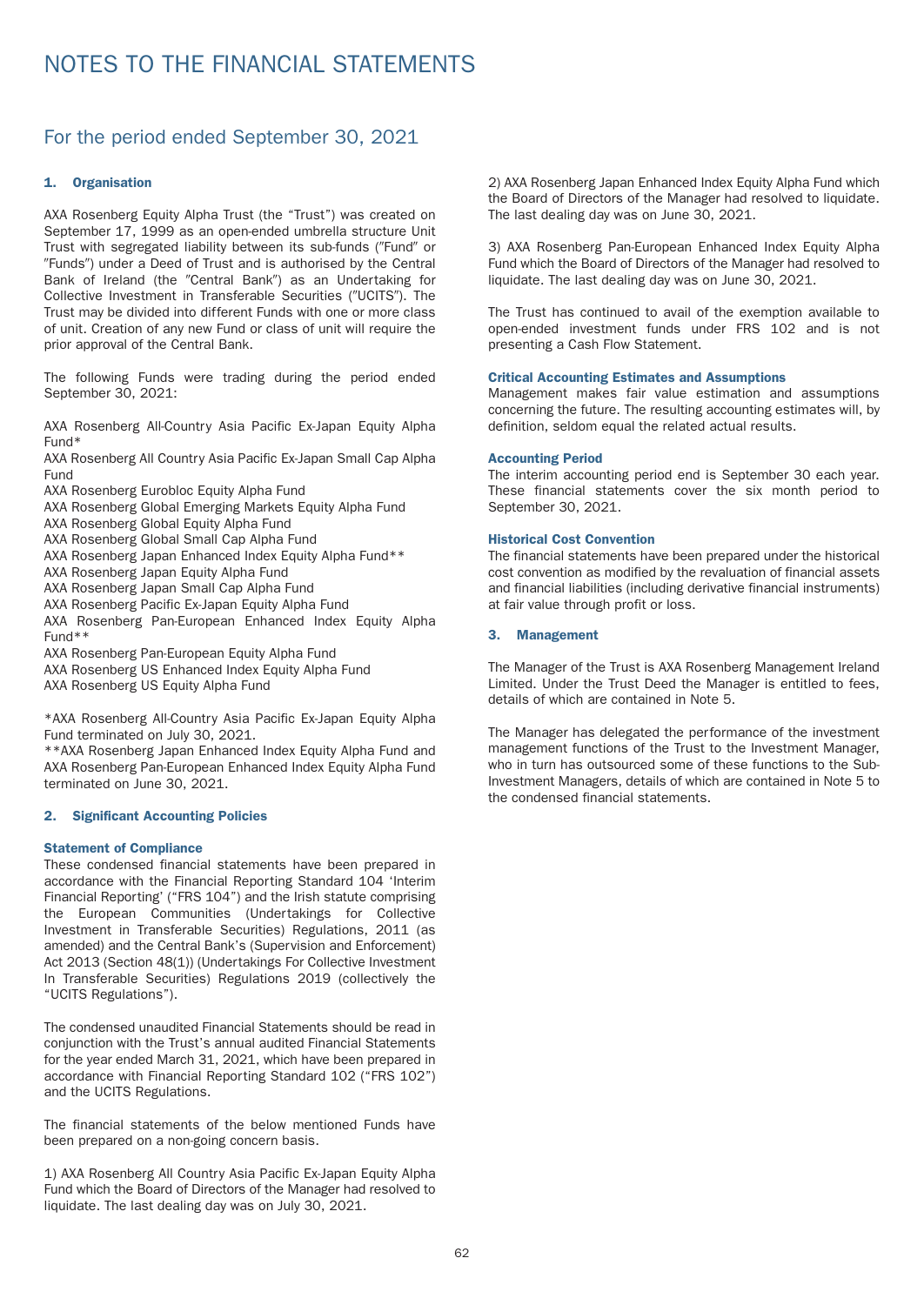# NOTES TO THE FINANCIAL STATEMENTS

## For the period ended September 30, 2021

### 1. Organisation

AXA Rosenberg Equity Alpha Trust (the "Trust") was created on September 17, 1999 as an open-ended umbrella structure Unit Trust with segregated liability between its sub-funds ("Fund" or "Funds") under a Deed of Trust and is authorised by the Central Bank of Ireland (the "Central Bank") as an Undertaking for Collective Investment in Transferable Securities ("UCITS"). The Trust may be divided into different Funds with one or more class of unit. Creation of any new Fund or class of unit will require the prior approval of the Central Bank.

The following Funds were trading during the period ended September 30, 2021:

AXA Rosenberg All-Country Asia Pacific Ex-Japan Equity Alpha Fund*
AXA Rosenberg All Country Asia Pacific Ex-Japan Small Cap Alpha Fund
AXA Rosenberg Eurobloc Equity Alpha Fund
AXA Rosenberg Global Emerging Markets Equity Alpha Fund
AXA Rosenberg Global Equity Alpha Fund
AXA Rosenberg Global Small Cap Alpha Fund
AXA Rosenberg Japan Enhanced Index Equity Alpha Fund**
AXA Rosenberg Japan Equity Alpha Fund
AXA Rosenberg Japan Small Cap Alpha Fund
AXA Rosenberg Pacific Ex-Japan Equity Alpha Fund
AXA Rosenberg Pan-European Enhanced Index Equity Alpha Fund**
AXA Rosenberg Pan-European Equity Alpha Fund
AXA Rosenberg US Enhanced Index Equity Alpha Fund
AXA Rosenberg US Equity Alpha Fund

*AXA Rosenberg All-Country Asia Pacific Ex-Japan Equity Alpha Fund terminated on July 30, 2021.
**AXA Rosenberg Japan Enhanced Index Equity Alpha Fund and AXA Rosenberg Pan-European Enhanced Index Equity Alpha Fund terminated on June 30, 2021.

### 2. Significant Accounting Policies

**Statement of Compliance**
These condensed financial statements have been prepared in accordance with the Financial Reporting Standard 104 'Interim Financial Reporting' ("FRS 104") and the Irish statute comprising the European Communities (Undertakings for Collective Investment in Transferable Securities) Regulations, 2011 (as amended) and the Central Bank's (Supervision and Enforcement) Act 2013 (Section 48(1)) (Undertakings For Collective Investment In Transferable Securities) Regulations 2019 (collectively the "UCITS Regulations").

The condensed unaudited Financial Statements should be read in conjunction with the Trust's annual audited Financial Statements for the year ended March 31, 2021, which have been prepared in accordance with Financial Reporting Standard 102 ("FRS 102") and the UCITS Regulations.

The financial statements of the below mentioned Funds have been prepared on a non-going concern basis.

1) AXA Rosenberg All Country Asia Pacific Ex-Japan Equity Alpha Fund which the Board of Directors of the Manager had resolved to liquidate. The last dealing day was on July 30, 2021.

2) AXA Rosenberg Japan Enhanced Index Equity Alpha Fund which the Board of Directors of the Manager had resolved to liquidate. The last dealing day was on June 30, 2021.

3) AXA Rosenberg Pan-European Enhanced Index Equity Alpha Fund which the Board of Directors of the Manager had resolved to liquidate. The last dealing day was on June 30, 2021.

The Trust has continued to avail of the exemption available to open-ended investment funds under FRS 102 and is not presenting a Cash Flow Statement.

**Critical Accounting Estimates and Assumptions**
Management makes fair value estimation and assumptions concerning the future. The resulting accounting estimates will, by definition, seldom equal the related actual results.

**Accounting Period**
The interim accounting period end is September 30 each year. These financial statements cover the six month period to September 30, 2021.

**Historical Cost Convention**
The financial statements have been prepared under the historical cost convention as modified by the revaluation of financial assets and financial liabilities (including derivative financial instruments) at fair value through profit or loss.

### 3. Management

The Manager of the Trust is AXA Rosenberg Management Ireland Limited. Under the Trust Deed the Manager is entitled to fees, details of which are contained in Note 5.

The Manager has delegated the performance of the investment management functions of the Trust to the Investment Manager, who in turn has outsourced some of these functions to the Sub-Investment Managers, details of which are contained in Note 5 to the condensed financial statements.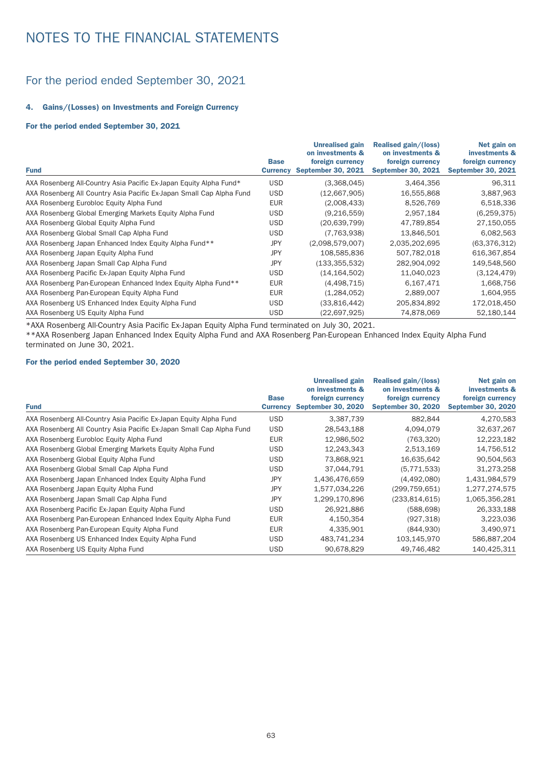# NOTES TO THE FINANCIAL STATEMENTS

## For the period ended September 30, 2021

### 4. Gains/(Losses) on Investments and Foreign Currency

#### For the period ended September 30, 2021

| Fund | Base Currency | Unrealised gain on investments & foreign currency September 30, 2021 | Realised gain/(loss) on investments & foreign currency September 30, 2021 | Net gain on investments & foreign currency September 30, 2021 |
|---|---|---|---|---|
| AXA Rosenberg All-Country Asia Pacific Ex-Japan Equity Alpha Fund* | USD | (3,368,045) | 3,464,356 | 96,311 |
| AXA Rosenberg All Country Asia Pacific Ex-Japan Small Cap Alpha Fund | USD | (12,667,905) | 16,555,868 | 3,887,963 |
| AXA Rosenberg Eurobloc Equity Alpha Fund | EUR | (2,008,433) | 8,526,769 | 6,518,336 |
| AXA Rosenberg Global Emerging Markets Equity Alpha Fund | USD | (9,216,559) | 2,957,184 | (6,259,375) |
| AXA Rosenberg Global Equity Alpha Fund | USD | (20,639,799) | 47,789,854 | 27,150,055 |
| AXA Rosenberg Global Small Cap Alpha Fund | USD | (7,763,938) | 13,846,501 | 6,082,563 |
| AXA Rosenberg Japan Enhanced Index Equity Alpha Fund** | JPY | (2,098,579,007) | 2,035,202,695 | (63,376,312) |
| AXA Rosenberg Japan Equity Alpha Fund | JPY | 108,585,836 | 507,782,018 | 616,367,854 |
| AXA Rosenberg Japan Small Cap Alpha Fund | JPY | (133,355,532) | 282,904,092 | 149,548,560 |
| AXA Rosenberg Pacific Ex-Japan Equity Alpha Fund | USD | (14,164,502) | 11,040,023 | (3,124,479) |
| AXA Rosenberg Pan-European Enhanced Index Equity Alpha Fund** | EUR | (4,498,715) | 6,167,471 | 1,668,756 |
| AXA Rosenberg Pan-European Equity Alpha Fund | EUR | (1,284,052) | 2,889,007 | 1,604,955 |
| AXA Rosenberg US Enhanced Index Equity Alpha Fund | USD | (33,816,442) | 205,834,892 | 172,018,450 |
| AXA Rosenberg US Equity Alpha Fund | USD | (22,697,925) | 74,878,069 | 52,180,144 |

*AXA Rosenberg All-Country Asia Pacific Ex-Japan Equity Alpha Fund terminated on July 30, 2021.
**AXA Rosenberg Japan Enhanced Index Equity Alpha Fund and AXA Rosenberg Pan-European Enhanced Index Equity Alpha Fund terminated on June 30, 2021.

#### For the period ended September 30, 2020

| Fund | Base Currency | Unrealised gain on investments & foreign currency September 30, 2020 | Realised gain/(loss) on investments & foreign currency September 30, 2020 | Net gain on investments & foreign currency September 30, 2020 |
|---|---|---|---|---|
| AXA Rosenberg All-Country Asia Pacific Ex-Japan Equity Alpha Fund | USD | 3,387,739 | 882,844 | 4,270,583 |
| AXA Rosenberg All Country Asia Pacific Ex-Japan Small Cap Alpha Fund | USD | 28,543,188 | 4,094,079 | 32,637,267 |
| AXA Rosenberg Eurobloc Equity Alpha Fund | EUR | 12,986,502 | (763,320) | 12,223,182 |
| AXA Rosenberg Global Emerging Markets Equity Alpha Fund | USD | 12,243,343 | 2,513,169 | 14,756,512 |
| AXA Rosenberg Global Equity Alpha Fund | USD | 73,868,921 | 16,635,642 | 90,504,563 |
| AXA Rosenberg Global Small Cap Alpha Fund | USD | 37,044,791 | (5,771,533) | 31,273,258 |
| AXA Rosenberg Japan Enhanced Index Equity Alpha Fund | JPY | 1,436,476,659 | (4,492,080) | 1,431,984,579 |
| AXA Rosenberg Japan Equity Alpha Fund | JPY | 1,577,034,226 | (299,759,651) | 1,277,274,575 |
| AXA Rosenberg Japan Small Cap Alpha Fund | JPY | 1,299,170,896 | (233,814,615) | 1,065,356,281 |
| AXA Rosenberg Pacific Ex-Japan Equity Alpha Fund | USD | 26,921,886 | (588,698) | 26,333,188 |
| AXA Rosenberg Pan-European Enhanced Index Equity Alpha Fund | EUR | 4,150,354 | (927,318) | 3,223,036 |
| AXA Rosenberg Pan-European Equity Alpha Fund | EUR | 4,335,901 | (844,930) | 3,490,971 |
| AXA Rosenberg US Enhanced Index Equity Alpha Fund | USD | 483,741,234 | 103,145,970 | 586,887,204 |
| AXA Rosenberg US Equity Alpha Fund | USD | 90,678,829 | 49,746,482 | 140,425,311 |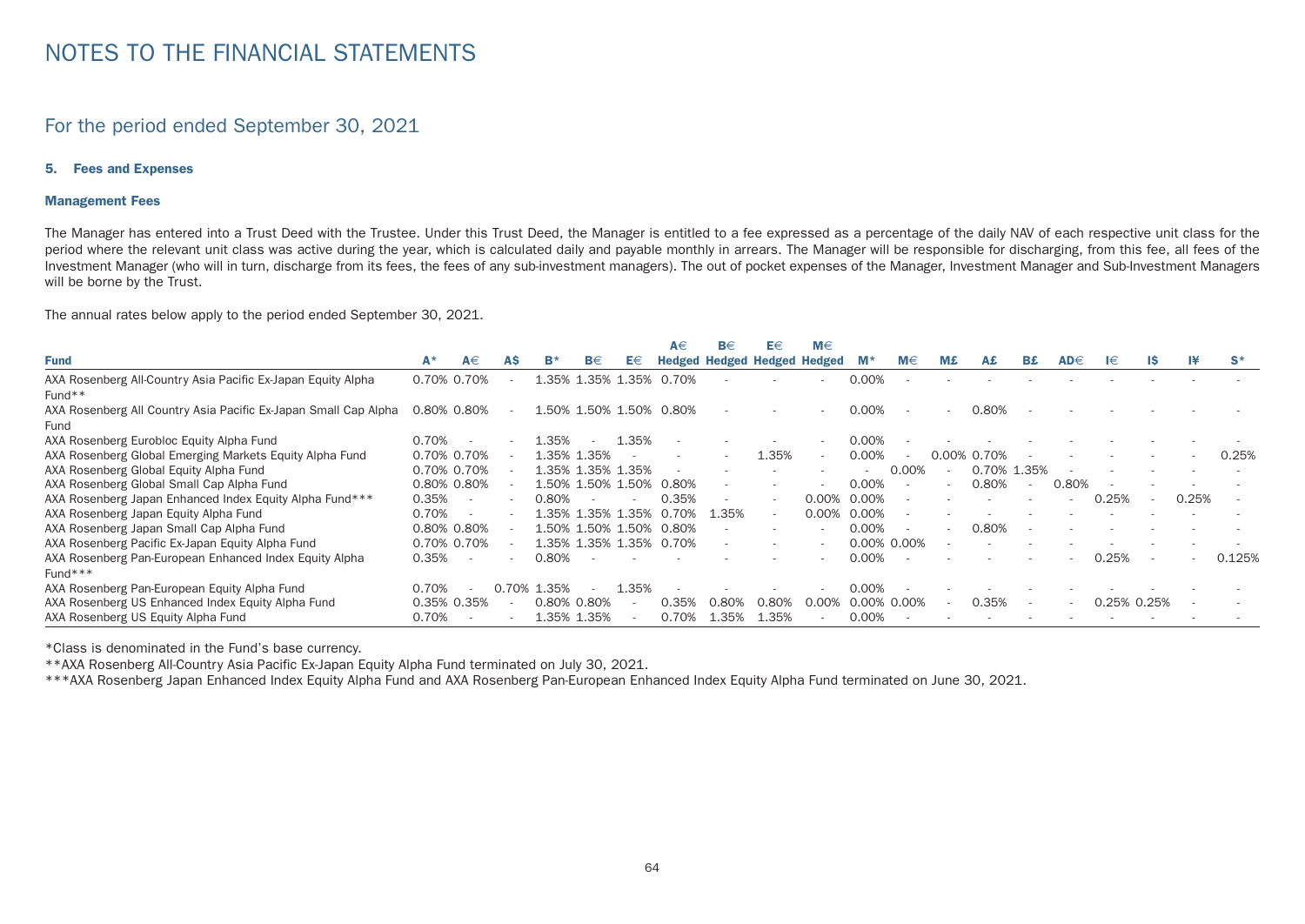# NOTES TO THE FINANCIAL STATEMENTS

## For the period ended September 30, 2021

### 5. Fees and Expenses

#### Management Fees

The Manager has entered into a Trust Deed with the Trustee. Under this Trust Deed, the Manager is entitled to a fee expressed as a percentage of the daily NAV of each respective unit class for the period where the relevant unit class was active during the year, which is calculated daily and payable monthly in arrears. The Manager will be responsible for discharging, from this fee, all fees of the Investment Manager (who will in turn, discharge from its fees, the fees of any sub-investment managers). The out of pocket expenses of the Manager, Investment Manager and Sub-Investment Managers will be borne by the Trust.

The annual rates below apply to the period ended September 30, 2021.

| Fund | A* | A€ | A$ | B* | B€ | E€ | A€ Hedged | B€ Hedged | E€ Hedged | M€ Hedged | M* | M€ | M£ | A£ | B£ | AD€ | I€ | I$ | I¥ | S* |
|---|---|---|---|---|---|---|---|---|---|---|---|---|---|---|---|---|---|---|---|---|
| AXA Rosenberg All-Country Asia Pacific Ex-Japan Equity Alpha Fund** | 0.70% | 0.70% | - | 1.35% | 1.35% | 1.35% | 0.70% | - | - | - | 0.00% | - | - | - | - | - | - | - | - | - |
| AXA Rosenberg All Country Asia Pacific Ex-Japan Small Cap Alpha Fund | 0.80% | 0.80% | - | 1.50% | 1.50% | 1.50% | 0.80% | - | - | - | 0.00% | - | - | 0.80% | - | - | - | - | - | - |
| AXA Rosenberg Eurobloc Equity Alpha Fund | 0.70% | - | - | 1.35% | - | 1.35% | - | - | - | - | 0.00% | - | - | - | - | - | - | - | - | - |
| AXA Rosenberg Global Emerging Markets Equity Alpha Fund | 0.70% | 0.70% | - | 1.35% | 1.35% | - | - | - | 1.35% | - | 0.00% | - | 0.00% | 0.70% | - | - | - | - | - | 0.25% |
| AXA Rosenberg Global Equity Alpha Fund | 0.70% | 0.70% | - | 1.35% | 1.35% | 1.35% | - | - | - | - | - | 0.00% | - | 0.70% | 1.35% | - | - | - | - | - |
| AXA Rosenberg Global Small Cap Alpha Fund | 0.80% | 0.80% | - | 1.50% | 1.50% | 1.50% | 0.80% | - | - | - | 0.00% | - | - | 0.80% | - | 0.80% | - | - | - | - |
| AXA Rosenberg Japan Enhanced Index Equity Alpha Fund*** | 0.35% | - | - | 0.80% | - | - | 0.35% | - | - | 0.00% | 0.00% | - | - | - | - | - | 0.25% | - | 0.25% | - |
| AXA Rosenberg Japan Equity Alpha Fund | 0.70% | - | - | 1.35% | 1.35% | 1.35% | 0.70% | 1.35% | - | 0.00% | 0.00% | - | - | - | - | - | - | - | - | - |
| AXA Rosenberg Japan Small Cap Alpha Fund | 0.80% | 0.80% | - | 1.50% | 1.50% | 1.50% | 0.80% | - | - | - | 0.00% | - | - | 0.80% | - | - | - | - | - | - |
| AXA Rosenberg Pacific Ex-Japan Equity Alpha Fund | 0.70% | 0.70% | - | 1.35% | 1.35% | 1.35% | 0.70% | - | - | - | 0.00% | 0.00% | - | - | - | - | - | - | - | - |
| AXA Rosenberg Pan-European Enhanced Index Equity Alpha Fund*** | 0.35% | - | - | 0.80% | - | - | - | - | - | - | 0.00% | - | - | - | - | - | 0.25% | - | - | 0.125% |
| AXA Rosenberg Pan-European Equity Alpha Fund | 0.70% | - | 0.70% | 1.35% | - | 1.35% | - | - | - | - | 0.00% | - | - | - | - | - | - | - | - | - |
| AXA Rosenberg US Enhanced Index Equity Alpha Fund | 0.35% | 0.35% | - | 0.80% | 0.80% | - | 0.35% | 0.80% | 0.80% | 0.00% | 0.00% | 0.00% | - | 0.35% | - | - | 0.25% | 0.25% | - | - |
| AXA Rosenberg US Equity Alpha Fund | 0.70% | - | - | 1.35% | 1.35% | - | 0.70% | 1.35% | 1.35% | - | 0.00% | - | - | - | - | - | - | - | - | - |

*Class is denominated in the Fund's base currency.

**AXA Rosenberg All-Country Asia Pacific Ex-Japan Equity Alpha Fund terminated on July 30, 2021.

***AXA Rosenberg Japan Enhanced Index Equity Alpha Fund and AXA Rosenberg Pan-European Enhanced Index Equity Alpha Fund terminated on June 30, 2021.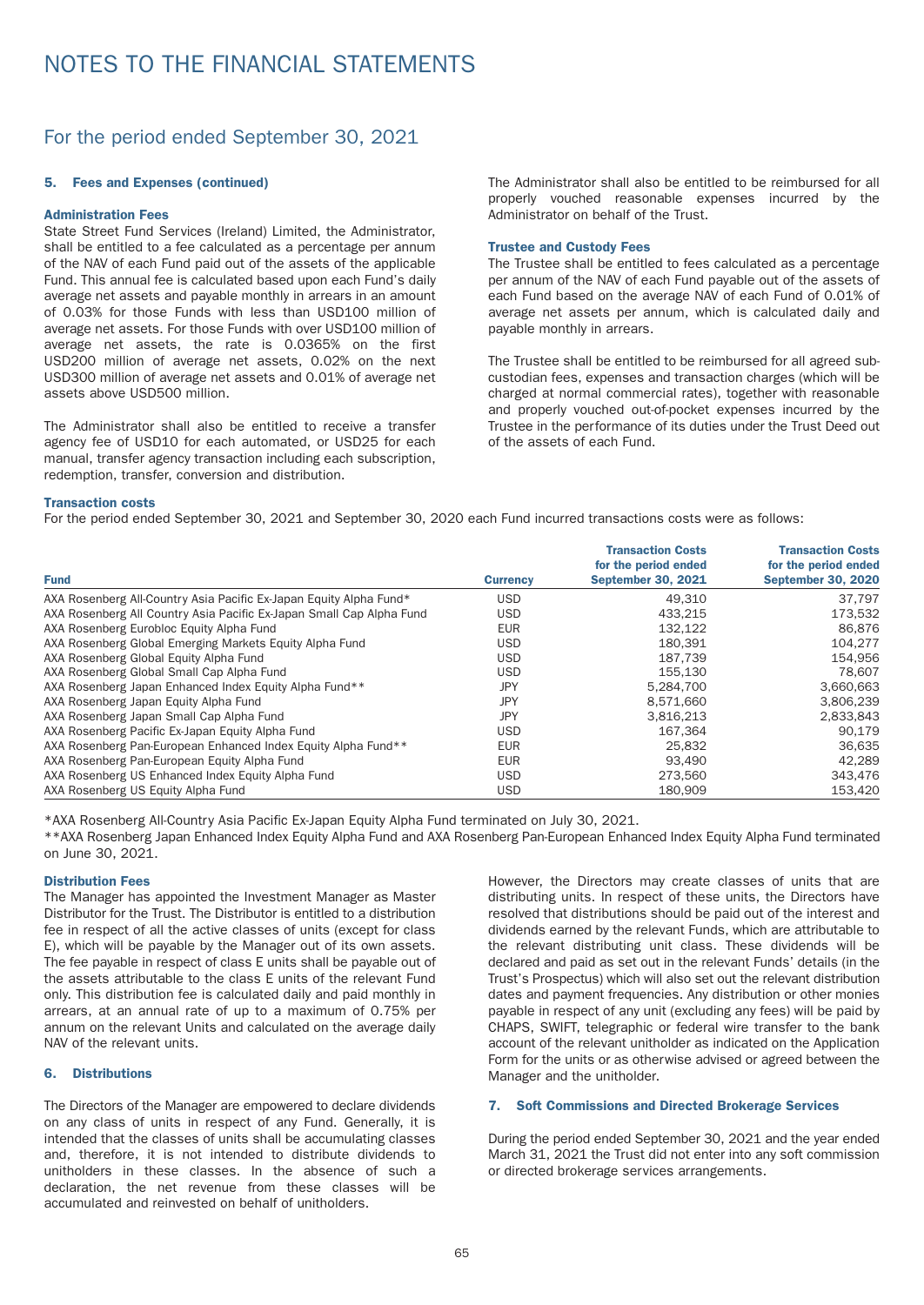# NOTES TO THE FINANCIAL STATEMENTS

## For the period ended September 30, 2021

### 5. Fees and Expenses (continued)

#### Administration Fees

State Street Fund Services (Ireland) Limited, the Administrator, shall be entitled to a fee calculated as a percentage per annum of the NAV of each Fund paid out of the assets of the applicable Fund. This annual fee is calculated based upon each Fund's daily average net assets and payable monthly in arrears in an amount of 0.03% for those Funds with less than USD100 million of average net assets. For those Funds with over USD100 million of average net assets, the rate is 0.0365% on the first USD200 million of average net assets, 0.02% on the next USD300 million of average net assets and 0.01% of average net assets above USD500 million.

The Administrator shall also be entitled to receive a transfer agency fee of USD10 for each automated, or USD25 for each manual, transfer agency transaction including each subscription, redemption, transfer, conversion and distribution.

The Administrator shall also be entitled to be reimbursed for all properly vouched reasonable expenses incurred by the Administrator on behalf of the Trust.

#### Trustee and Custody Fees

The Trustee shall be entitled to fees calculated as a percentage per annum of the NAV of each Fund payable out of the assets of each Fund based on the average NAV of each Fund of 0.01% of average net assets per annum, which is calculated daily and payable monthly in arrears.

The Trustee shall be entitled to be reimbursed for all agreed sub-custodian fees, expenses and transaction charges (which will be charged at normal commercial rates), together with reasonable and properly vouched out-of-pocket expenses incurred by the Trustee in the performance of its duties under the Trust Deed out of the assets of each Fund.

#### Transaction costs

For the period ended September 30, 2021 and September 30, 2020 each Fund incurred transactions costs were as follows:

| Fund | Currency | Transaction Costs for the period ended September 30, 2021 | Transaction Costs for the period ended September 30, 2020 |
|---|---|---|---|
| AXA Rosenberg All-Country Asia Pacific Ex-Japan Equity Alpha Fund* | USD | 49,310 | 37,797 |
| AXA Rosenberg All Country Asia Pacific Ex-Japan Small Cap Alpha Fund | USD | 433,215 | 173,532 |
| AXA Rosenberg Eurobloc Equity Alpha Fund | EUR | 132,122 | 86,876 |
| AXA Rosenberg Global Emerging Markets Equity Alpha Fund | USD | 180,391 | 104,277 |
| AXA Rosenberg Global Equity Alpha Fund | USD | 187,739 | 154,956 |
| AXA Rosenberg Global Small Cap Alpha Fund | USD | 155,130 | 78,607 |
| AXA Rosenberg Japan Enhanced Index Equity Alpha Fund** | JPY | 5,284,700 | 3,660,663 |
| AXA Rosenberg Japan Equity Alpha Fund | JPY | 8,571,660 | 3,806,239 |
| AXA Rosenberg Japan Small Cap Alpha Fund | JPY | 3,816,213 | 2,833,843 |
| AXA Rosenberg Pacific Ex-Japan Equity Alpha Fund | USD | 167,364 | 90,179 |
| AXA Rosenberg Pan-European Enhanced Index Equity Alpha Fund** | EUR | 25,832 | 36,635 |
| AXA Rosenberg Pan-European Equity Alpha Fund | EUR | 93,490 | 42,289 |
| AXA Rosenberg US Enhanced Index Equity Alpha Fund | USD | 273,560 | 343,476 |
| AXA Rosenberg US Equity Alpha Fund | USD | 180,909 | 153,420 |

*AXA Rosenberg All-Country Asia Pacific Ex-Japan Equity Alpha Fund terminated on July 30, 2021.

**AXA Rosenberg Japan Enhanced Index Equity Alpha Fund and AXA Rosenberg Pan-European Enhanced Index Equity Alpha Fund terminated on June 30, 2021.

#### Distribution Fees

The Manager has appointed the Investment Manager as Master Distributor for the Trust. The Distributor is entitled to a distribution fee in respect of all the active classes of units (except for class E), which will be payable by the Manager out of its own assets. The fee payable in respect of class E units shall be payable out of the assets attributable to the class E units of the relevant Fund only. This distribution fee is calculated daily and paid monthly in arrears, at an annual rate of up to a maximum of 0.75% per annum on the relevant Units and calculated on the average daily NAV of the relevant units.

### 6. Distributions

The Directors of the Manager are empowered to declare dividends on any class of units in respect of any Fund. Generally, it is intended that the classes of units shall be accumulating classes and, therefore, it is not intended to distribute dividends to unitholders in these classes. In the absence of such a declaration, the net revenue from these classes will be accumulated and reinvested on behalf of unitholders.

However, the Directors may create classes of units that are distributing units. In respect of these units, the Directors have resolved that distributions should be paid out of the interest and dividends earned by the relevant Funds, which are attributable to the relevant distributing unit class. These dividends will be declared and paid as set out in the relevant Funds' details (in the Trust's Prospectus) which will also set out the relevant distribution dates and payment frequencies. Any distribution or other monies payable in respect of any unit (excluding any fees) will be paid by CHAPS, SWIFT, telegraphic or federal wire transfer to the bank account of the relevant unitholder as indicated on the Application Form for the units or as otherwise advised or agreed between the Manager and the unitholder.

### 7. Soft Commissions and Directed Brokerage Services

During the period ended September 30, 2021 and the year ended March 31, 2021 the Trust did not enter into any soft commission or directed brokerage services arrangements.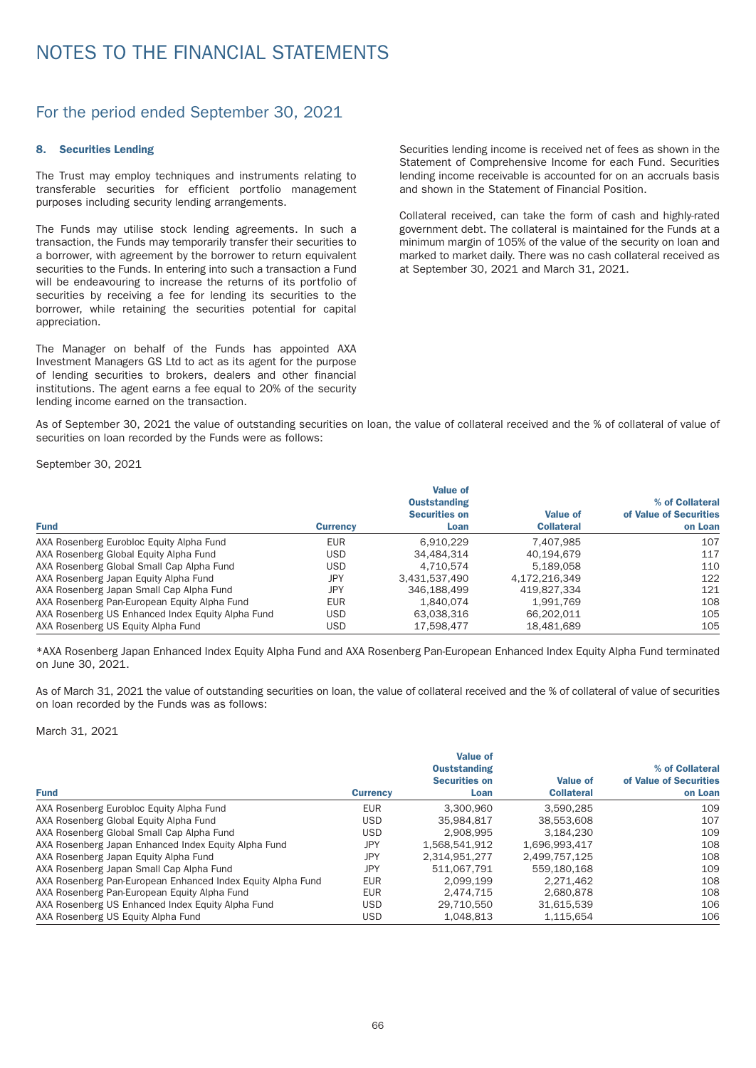# NOTES TO THE FINANCIAL STATEMENTS

## For the period ended September 30, 2021

### 8. Securities Lending

The Trust may employ techniques and instruments relating to transferable securities for efficient portfolio management purposes including security lending arrangements.

The Funds may utilise stock lending agreements. In such a transaction, the Funds may temporarily transfer their securities to a borrower, with agreement by the borrower to return equivalent securities to the Funds. In entering into such a transaction a Fund will be endeavouring to increase the returns of its portfolio of securities by receiving a fee for lending its securities to the borrower, while retaining the securities potential for capital appreciation.

The Manager on behalf of the Funds has appointed AXA Investment Managers GS Ltd to act as its agent for the purpose of lending securities to brokers, dealers and other financial institutions. The agent earns a fee equal to 20% of the security lending income earned on the transaction.

Securities lending income is received net of fees as shown in the Statement of Comprehensive Income for each Fund. Securities lending income receivable is accounted for on an accruals basis and shown in the Statement of Financial Position.

Collateral received, can take the form of cash and highly-rated government debt. The collateral is maintained for the Funds at a minimum margin of 105% of the value of the security on loan and marked to market daily. There was no cash collateral received as at September 30, 2021 and March 31, 2021.

As of September 30, 2021 the value of outstanding securities on loan, the value of collateral received and the % of collateral of value of securities on loan recorded by the Funds were as follows:

September 30, 2021

| Fund | Currency | Value of Ouststanding Securities on Loan | Value of Collateral | % of Collateral of Value of Securities on Loan |
|---|---|---|---|---|
| AXA Rosenberg Eurobloc Equity Alpha Fund | EUR | 6,910,229 | 7,407,985 | 107 |
| AXA Rosenberg Global Equity Alpha Fund | USD | 34,484,314 | 40,194,679 | 117 |
| AXA Rosenberg Global Small Cap Alpha Fund | USD | 4,710,574 | 5,189,058 | 110 |
| AXA Rosenberg Japan Equity Alpha Fund | JPY | 3,431,537,490 | 4,172,216,349 | 122 |
| AXA Rosenberg Japan Small Cap Alpha Fund | JPY | 346,188,499 | 419,827,334 | 121 |
| AXA Rosenberg Pan-European Equity Alpha Fund | EUR | 1,840,074 | 1,991,769 | 108 |
| AXA Rosenberg US Enhanced Index Equity Alpha Fund | USD | 63,038,316 | 66,202,011 | 105 |
| AXA Rosenberg US Equity Alpha Fund | USD | 17,598,477 | 18,481,689 | 105 |

*AXA Rosenberg Japan Enhanced Index Equity Alpha Fund and AXA Rosenberg Pan-European Enhanced Index Equity Alpha Fund terminated on June 30, 2021.

As of March 31, 2021 the value of outstanding securities on loan, the value of collateral received and the % of collateral of value of securities on loan recorded by the Funds was as follows:

March 31, 2021

| Fund | Currency | Value of Ouststanding Securities on Loan | Value of Collateral | % of Collateral of Value of Securities on Loan |
|---|---|---|---|---|
| AXA Rosenberg Eurobloc Equity Alpha Fund | EUR | 3,300,960 | 3,590,285 | 109 |
| AXA Rosenberg Global Equity Alpha Fund | USD | 35,984,817 | 38,553,608 | 107 |
| AXA Rosenberg Global Small Cap Alpha Fund | USD | 2,908,995 | 3,184,230 | 109 |
| AXA Rosenberg Japan Enhanced Index Equity Alpha Fund | JPY | 1,568,541,912 | 1,696,993,417 | 108 |
| AXA Rosenberg Japan Equity Alpha Fund | JPY | 2,314,951,277 | 2,499,757,125 | 108 |
| AXA Rosenberg Japan Small Cap Alpha Fund | JPY | 511,067,791 | 559,180,168 | 109 |
| AXA Rosenberg Pan-European Enhanced Index Equity Alpha Fund | EUR | 2,099,199 | 2,271,462 | 108 |
| AXA Rosenberg Pan-European Equity Alpha Fund | EUR | 2,474,715 | 2,680,878 | 108 |
| AXA Rosenberg US Enhanced Index Equity Alpha Fund | USD | 29,710,550 | 31,615,539 | 106 |
| AXA Rosenberg US Equity Alpha Fund | USD | 1,048,813 | 1,115,654 | 106 |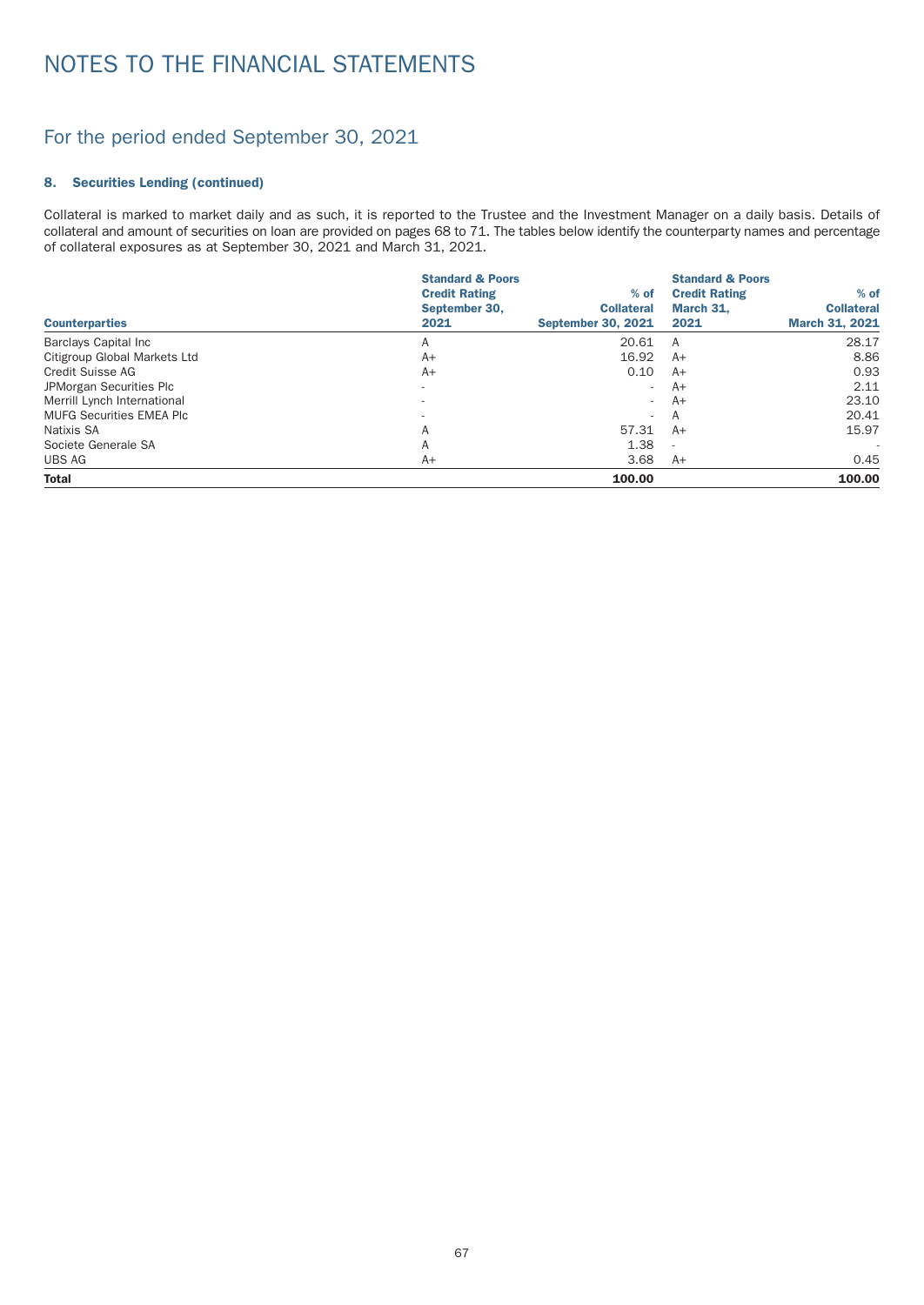# NOTES TO THE FINANCIAL STATEMENTS

## For the period ended September 30, 2021

### 8. Securities Lending (continued)

Collateral is marked to market daily and as such, it is reported to the Trustee and the Investment Manager on a daily basis. Details of collateral and amount of securities on loan are provided on pages 68 to 71. The tables below identify the counterparty names and percentage of collateral exposures as at September 30, 2021 and March 31, 2021.

| Counterparties | Standard & Poors Credit Rating September 30, 2021 | % of Collateral September 30, 2021 | Standard & Poors Credit Rating March 31, 2021 | % of Collateral March 31, 2021 |
|---|---|---|---|---|
| Barclays Capital Inc | A | 20.61 | A | 28.17 |
| Citigroup Global Markets Ltd | A+ | 16.92 | A+ | 8.86 |
| Credit Suisse AG | A+ | 0.10 | A+ | 0.93 |
| JPMorgan Securities Plc | - | - | A+ | 2.11 |
| Merrill Lynch International | - | - | A+ | 23.10 |
| MUFG Securities EMEA Plc | - | - | A | 20.41 |
| Natixis SA | A | 57.31 | A+ | 15.97 |
| Societe Generale SA | A | 1.38 | - | - |
| UBS AG | A+ | 3.68 | A+ | 0.45 |
| **Total** | | **100.00** | | **100.00** |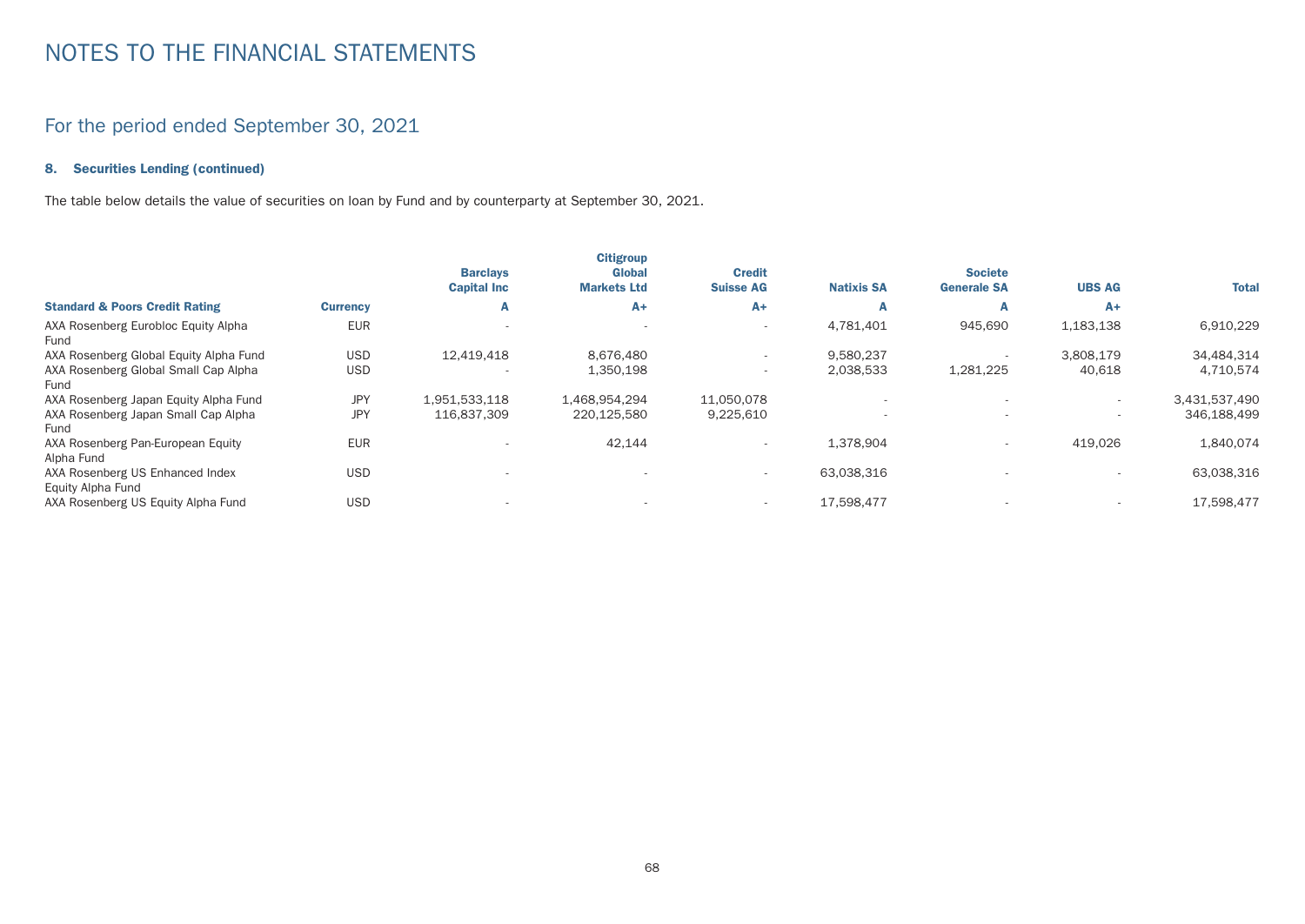# NOTES TO THE FINANCIAL STATEMENTS

## For the period ended September 30, 2021

### 8. Securities Lending (continued)

The table below details the value of securities on loan by Fund and by counterparty at September 30, 2021.

| | | Barclays Capital Inc | Citigroup Global Markets Ltd | Credit Suisse AG | Natixis SA | Societe Generale SA | UBS AG | Total |
|---|---|---|---|---|---|---|---|---|
| **Standard & Poors Credit Rating** | **Currency** | **A** | **A+** | **A+** | **A** | **A** | **A+** | |
| AXA Rosenberg Eurobloc Equity Alpha Fund | EUR | - | - | - | 4,781,401 | 945,690 | 1,183,138 | 6,910,229 |
| AXA Rosenberg Global Equity Alpha Fund | USD | 12,419,418 | 8,676,480 | - | 9,580,237 | - | 3,808,179 | 34,484,314 |
| AXA Rosenberg Global Small Cap Alpha Fund | USD | - | 1,350,198 | - | 2,038,533 | 1,281,225 | 40,618 | 4,710,574 |
| AXA Rosenberg Japan Equity Alpha Fund | JPY | 1,951,533,118 | 1,468,954,294 | 11,050,078 | - | - | - | 3,431,537,490 |
| AXA Rosenberg Japan Small Cap Alpha Fund | JPY | 116,837,309 | 220,125,580 | 9,225,610 | - | - | - | 346,188,499 |
| AXA Rosenberg Pan-European Equity Alpha Fund | EUR | - | 42,144 | - | 1,378,904 | - | 419,026 | 1,840,074 |
| AXA Rosenberg US Enhanced Index Equity Alpha Fund | USD | - | - | - | 63,038,316 | - | - | 63,038,316 |
| AXA Rosenberg US Equity Alpha Fund | USD | - | - | - | 17,598,477 | - | - | 17,598,477 |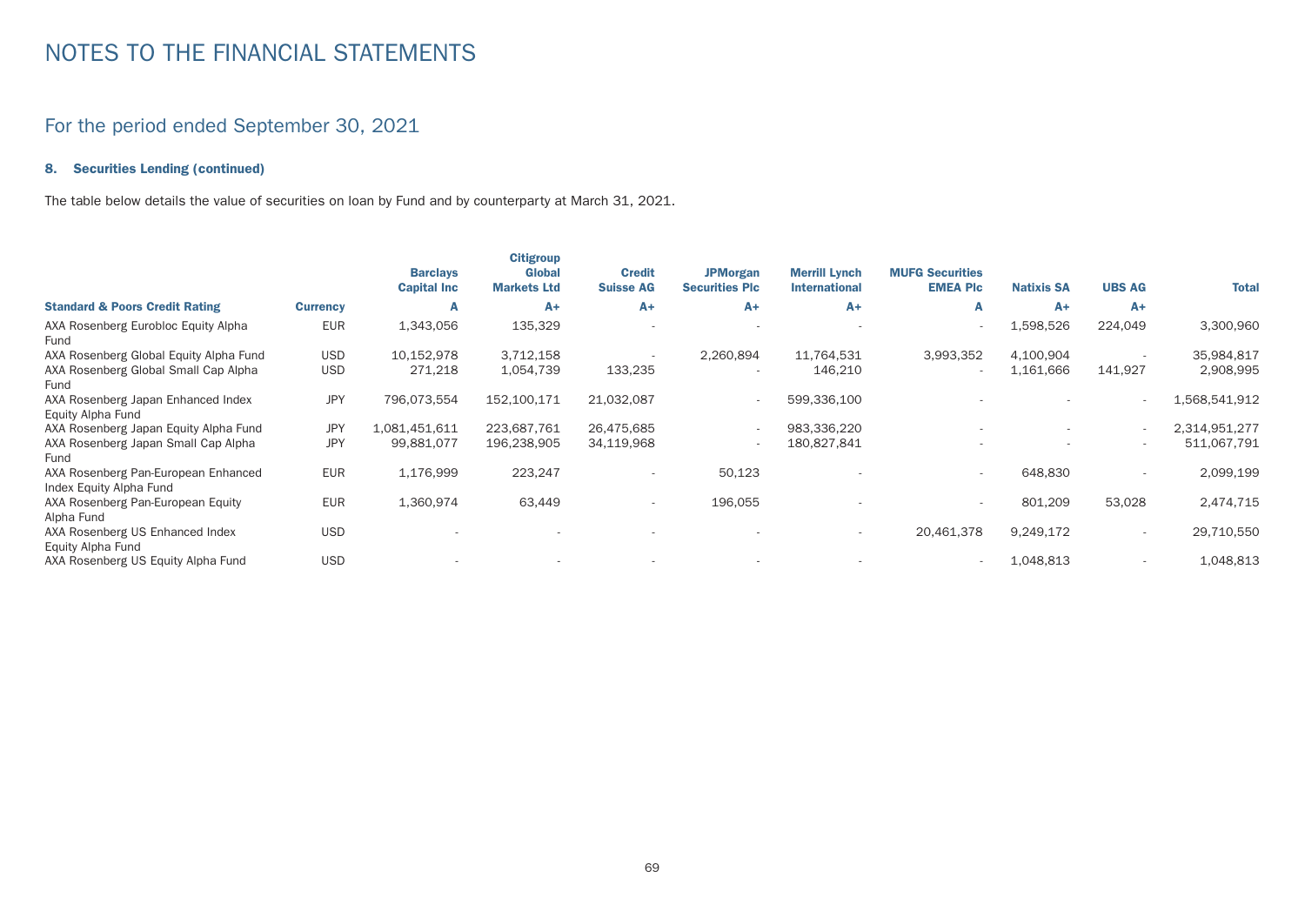# NOTES TO THE FINANCIAL STATEMENTS

## For the period ended September 30, 2021

### 8. Securities Lending (continued)

The table below details the value of securities on loan by Fund and by counterparty at March 31, 2021.

| | | Barclays Capital Inc | Citigroup Global Markets Ltd | Credit Suisse AG | JPMorgan Securities Plc | Merrill Lynch International | MUFG Securities EMEA Plc | Natixis SA | UBS AG | Total |
|---|---|---|---|---|---|---|---|---|---|---|
| **Standard & Poors Credit Rating** | **Currency** | **A** | **A+** | **A+** | **A+** | **A+** | **A** | **A+** | **A+** | |
| AXA Rosenberg Eurobloc Equity Alpha Fund | EUR | 1,343,056 | 135,329 | - | - | - | - | 1,598,526 | 224,049 | 3,300,960 |
| AXA Rosenberg Global Equity Alpha Fund | USD | 10,152,978 | 3,712,158 | - | 2,260,894 | 11,764,531 | 3,993,352 | 4,100,904 | - | 35,984,817 |
| AXA Rosenberg Global Small Cap Alpha Fund | USD | 271,218 | 1,054,739 | 133,235 | - | 146,210 | - | 1,161,666 | 141,927 | 2,908,995 |
| AXA Rosenberg Japan Enhanced Index Equity Alpha Fund | JPY | 796,073,554 | 152,100,171 | 21,032,087 | - | 599,336,100 | - | - | - | 1,568,541,912 |
| AXA Rosenberg Japan Equity Alpha Fund | JPY | 1,081,451,611 | 223,687,761 | 26,475,685 | - | 983,336,220 | - | - | - | 2,314,951,277 |
| AXA Rosenberg Japan Small Cap Alpha Fund | JPY | 99,881,077 | 196,238,905 | 34,119,968 | - | 180,827,841 | - | - | - | 511,067,791 |
| AXA Rosenberg Pan-European Enhanced Index Equity Alpha Fund | EUR | 1,176,999 | 223,247 | - | 50,123 | - | - | 648,830 | - | 2,099,199 |
| AXA Rosenberg Pan-European Equity Alpha Fund | EUR | 1,360,974 | 63,449 | - | 196,055 | - | - | 801,209 | 53,028 | 2,474,715 |
| AXA Rosenberg US Enhanced Index Equity Alpha Fund | USD | - | - | - | - | - | 20,461,378 | 9,249,172 | - | 29,710,550 |
| AXA Rosenberg US Equity Alpha Fund | USD | - | - | - | - | - | - | 1,048,813 | - | 1,048,813 |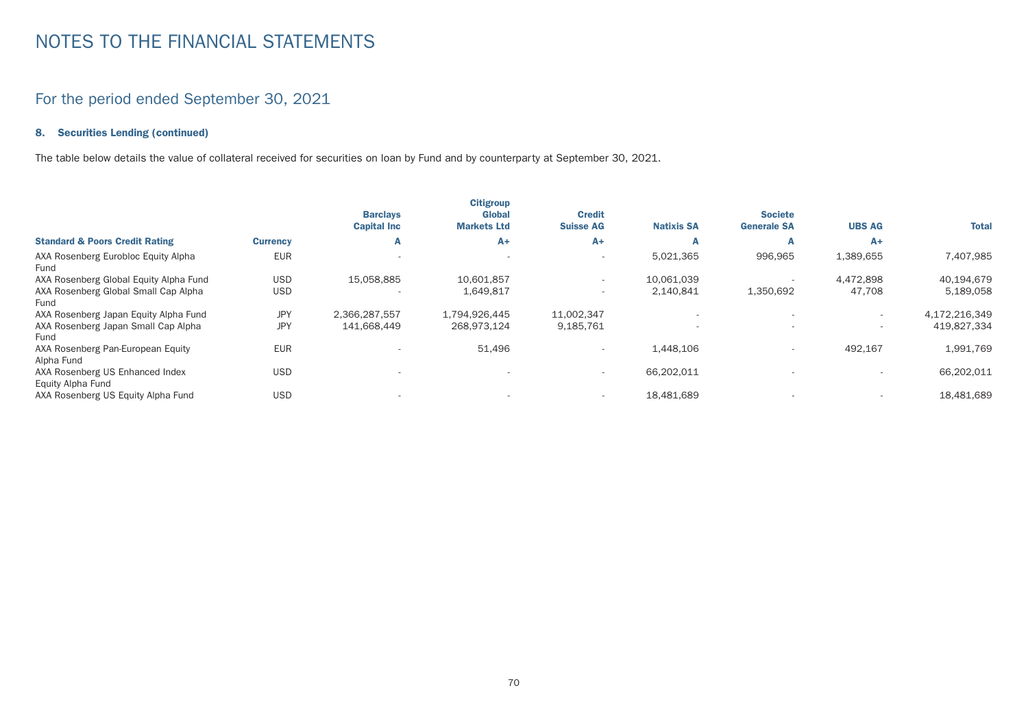# NOTES TO THE FINANCIAL STATEMENTS

## For the period ended September 30, 2021

### 8. Securities Lending (continued)

The table below details the value of collateral received for securities on loan by Fund and by counterparty at September 30, 2021.

| Standard & Poors Credit Rating | Currency | Barclays Capital Inc<br>A | Citigroup Global Markets Ltd<br>A+ | Credit Suisse AG<br>A+ | Natixis SA<br>A | Societe Generale SA<br>A | UBS AG<br>A+ | Total |
|---|---|---|---|---|---|---|---|---|
| AXA Rosenberg Eurobloc Equity Alpha Fund | EUR | - | - | - | 5,021,365 | 996,965 | 1,389,655 | 7,407,985 |
| AXA Rosenberg Global Equity Alpha Fund | USD | 15,058,885 | 10,601,857 | - | 10,061,039 | - | 4,472,898 | 40,194,679 |
| AXA Rosenberg Global Small Cap Alpha Fund | USD | - | 1,649,817 | - | 2,140,841 | 1,350,692 | 47,708 | 5,189,058 |
| AXA Rosenberg Japan Equity Alpha Fund | JPY | 2,366,287,557 | 1,794,926,445 | 11,002,347 | - | - | - | 4,172,216,349 |
| AXA Rosenberg Japan Small Cap Alpha Fund | JPY | 141,668,449 | 268,973,124 | 9,185,761 | - | - | - | 419,827,334 |
| AXA Rosenberg Pan-European Equity Alpha Fund | EUR | - | 51,496 | - | 1,448,106 | - | 492,167 | 1,991,769 |
| AXA Rosenberg US Enhanced Index Equity Alpha Fund | USD | - | - | - | 66,202,011 | - | - | 66,202,011 |
| AXA Rosenberg US Equity Alpha Fund | USD | - | - | - | 18,481,689 | - | - | 18,481,689 |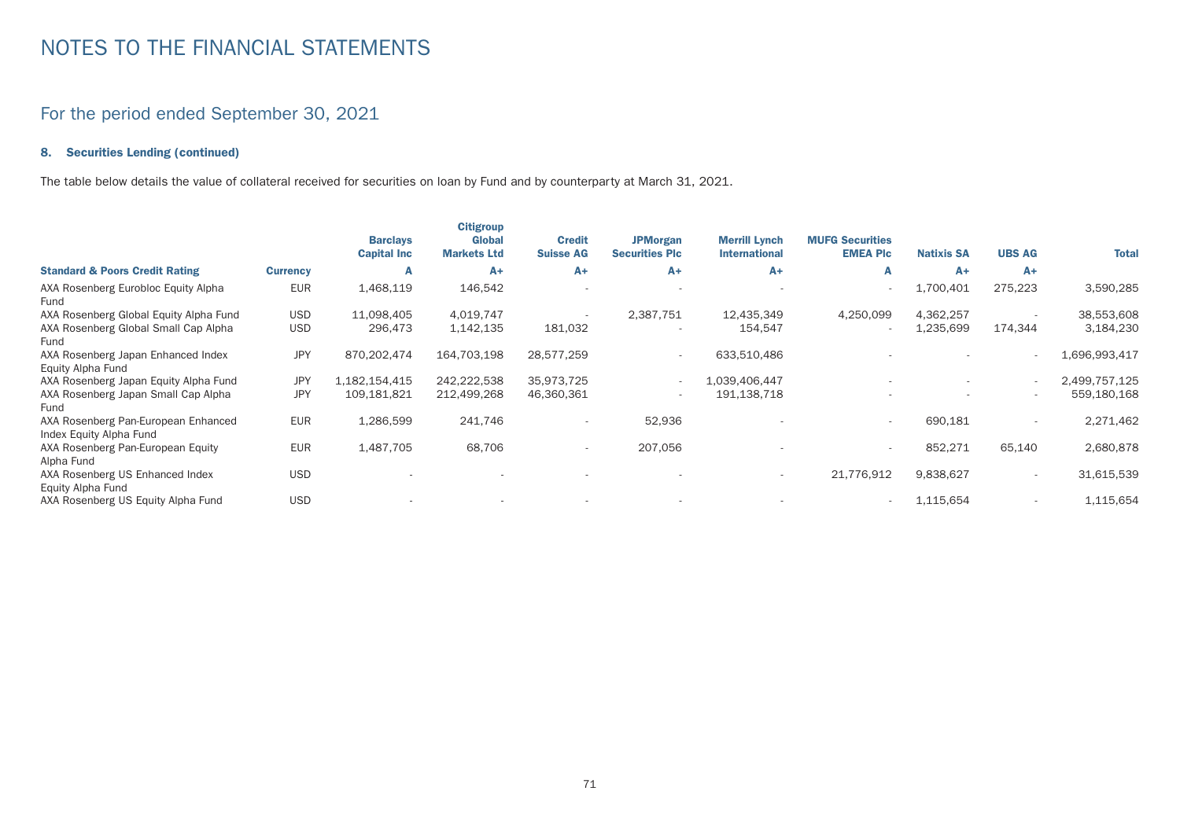# NOTES TO THE FINANCIAL STATEMENTS

## For the period ended September 30, 2021

### 8. Securities Lending (continued)

The table below details the value of collateral received for securities on loan by Fund and by counterparty at March 31, 2021.

| | | Barclays Capital Inc | Citigroup Global Markets Ltd | Credit Suisse AG | JPMorgan Securities Plc | Merrill Lynch International | MUFG Securities EMEA Plc | Natixis SA | UBS AG | Total |
|---|---|---|---|---|---|---|---|---|---|---|
| **Standard & Poors Credit Rating** | **Currency** | **A** | **A+** | **A+** | **A+** | **A+** | **A** | **A+** | **A+** | |
| AXA Rosenberg Eurobloc Equity Alpha Fund | EUR | 1,468,119 | 146,542 | - | - | - | - | 1,700,401 | 275,223 | 3,590,285 |
| AXA Rosenberg Global Equity Alpha Fund | USD | 11,098,405 | 4,019,747 | - | 2,387,751 | 12,435,349 | 4,250,099 | 4,362,257 | - | 38,553,608 |
| AXA Rosenberg Global Small Cap Alpha Fund | USD | 296,473 | 1,142,135 | 181,032 | - | 154,547 | - | 1,235,699 | 174,344 | 3,184,230 |
| AXA Rosenberg Japan Enhanced Index Equity Alpha Fund | JPY | 870,202,474 | 164,703,198 | 28,577,259 | - | 633,510,486 | - | - | - | 1,696,993,417 |
| AXA Rosenberg Japan Equity Alpha Fund | JPY | 1,182,154,415 | 242,222,538 | 35,973,725 | - | 1,039,406,447 | - | - | - | 2,499,757,125 |
| AXA Rosenberg Japan Small Cap Alpha Fund | JPY | 109,181,821 | 212,499,268 | 46,360,361 | - | 191,138,718 | - | - | - | 559,180,168 |
| AXA Rosenberg Pan-European Enhanced Index Equity Alpha Fund | EUR | 1,286,599 | 241,746 | - | 52,936 | - | - | 690,181 | - | 2,271,462 |
| AXA Rosenberg Pan-European Equity Alpha Fund | EUR | 1,487,705 | 68,706 | - | 207,056 | - | - | 852,271 | 65,140 | 2,680,878 |
| AXA Rosenberg US Enhanced Index Equity Alpha Fund | USD | - | - | - | - | - | 21,776,912 | 9,838,627 | - | 31,615,539 |
| AXA Rosenberg US Equity Alpha Fund | USD | - | - | - | - | - | - | 1,115,654 | - | 1,115,654 |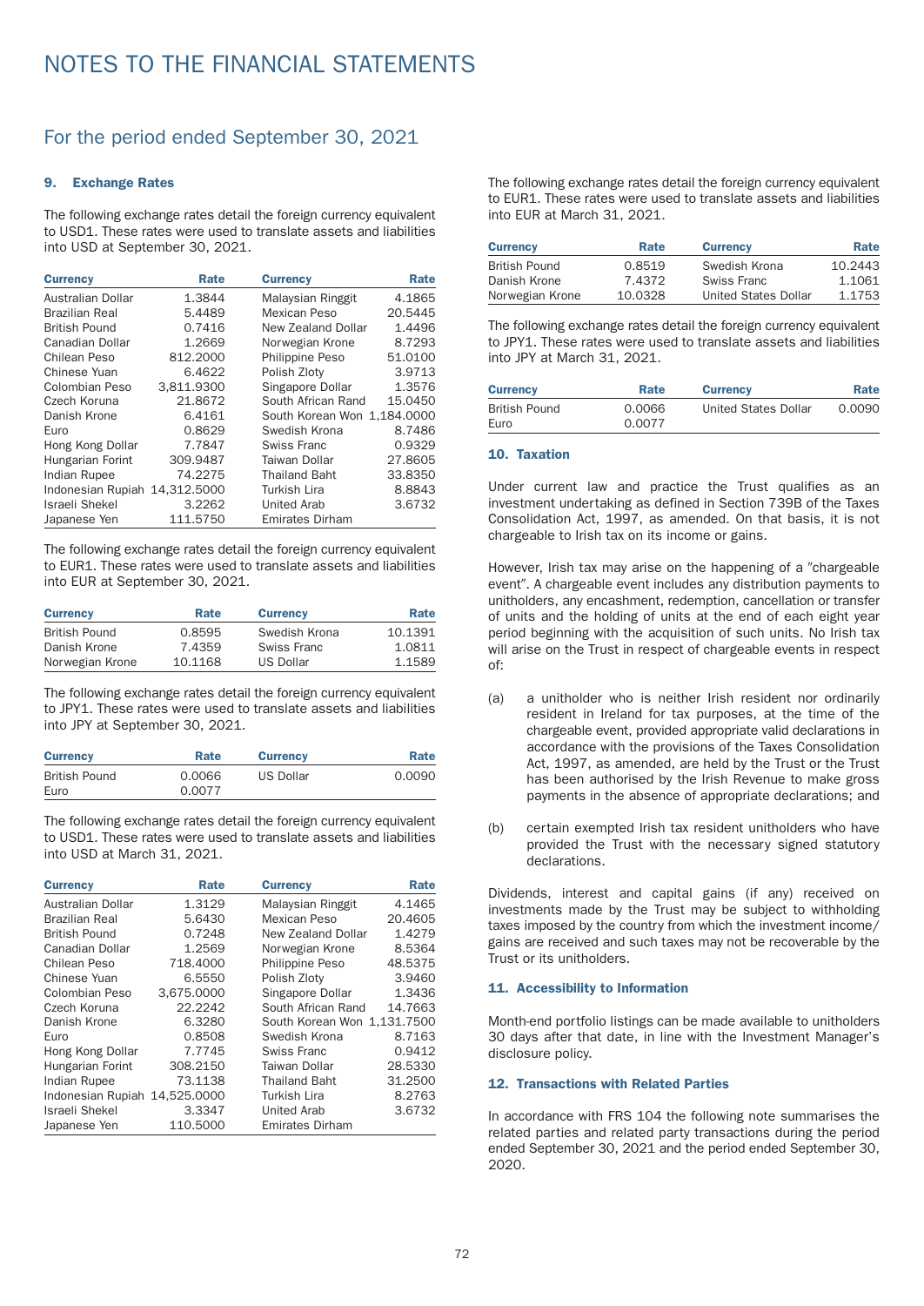# NOTES TO THE FINANCIAL STATEMENTS

## For the period ended September 30, 2021

### 9. Exchange Rates

The following exchange rates detail the foreign currency equivalent to USD1. These rates were used to translate assets and liabilities into USD at September 30, 2021.

| Currency | Rate | Currency | Rate |
|---|---|---|---|
| Australian Dollar | 1.3844 | Malaysian Ringgit | 4.1865 |
| Brazilian Real | 5.4489 | Mexican Peso | 20.5445 |
| British Pound | 0.7416 | New Zealand Dollar | 1.4496 |
| Canadian Dollar | 1.2669 | Norwegian Krone | 8.7293 |
| Chilean Peso | 812.2000 | Philippine Peso | 51.0100 |
| Chinese Yuan | 6.4622 | Polish Zloty | 3.9713 |
| Colombian Peso | 3,811.9300 | Singapore Dollar | 1.3576 |
| Czech Koruna | 21.8672 | South African Rand | 15.0450 |
| Danish Krone | 6.4161 | South Korean Won | 1,184.0000 |
| Euro | 0.8629 | Swedish Krona | 8.7486 |
| Hong Kong Dollar | 7.7847 | Swiss Franc | 0.9329 |
| Hungarian Forint | 309.9487 | Taiwan Dollar | 27.8605 |
| Indian Rupee | 74.2275 | Thailand Baht | 33.8350 |
| Indonesian Rupiah | 14,312.5000 | Turkish Lira | 8.8843 |
| Israeli Shekel | 3.2262 | United Arab Emirates Dirham | 3.6732 |
| Japanese Yen | 111.5750 | | |

The following exchange rates detail the foreign currency equivalent to EUR1. These rates were used to translate assets and liabilities into EUR at September 30, 2021.

| Currency | Rate | Currency | Rate |
|---|---|---|---|
| British Pound | 0.8595 | Swedish Krona | 10.1391 |
| Danish Krone | 7.4359 | Swiss Franc | 1.0811 |
| Norwegian Krone | 10.1168 | US Dollar | 1.1589 |

The following exchange rates detail the foreign currency equivalent to JPY1. These rates were used to translate assets and liabilities into JPY at September 30, 2021.

| Currency | Rate | Currency | Rate |
|---|---|---|---|
| British Pound | 0.0066 | US Dollar | 0.0090 |
| Euro | 0.0077 | | |

The following exchange rates detail the foreign currency equivalent to USD1. These rates were used to translate assets and liabilities into USD at March 31, 2021.

| Currency | Rate | Currency | Rate |
|---|---|---|---|
| Australian Dollar | 1.3129 | Malaysian Ringgit | 4.1465 |
| Brazilian Real | 5.6430 | Mexican Peso | 20.4605 |
| British Pound | 0.7248 | New Zealand Dollar | 1.4279 |
| Canadian Dollar | 1.2569 | Norwegian Krone | 8.5364 |
| Chilean Peso | 718.4000 | Philippine Peso | 48.5375 |
| Chinese Yuan | 6.5550 | Polish Zloty | 3.9460 |
| Colombian Peso | 3,675.0000 | Singapore Dollar | 1.3436 |
| Czech Koruna | 22.2242 | South African Rand | 14.7663 |
| Danish Krone | 6.3280 | South Korean Won | 1,131.7500 |
| Euro | 0.8508 | Swedish Krona | 8.7163 |
| Hong Kong Dollar | 7.7745 | Swiss Franc | 0.9412 |
| Hungarian Forint | 308.2150 | Taiwan Dollar | 28.5330 |
| Indian Rupee | 73.1138 | Thailand Baht | 31.2500 |
| Indonesian Rupiah | 14,525.0000 | Turkish Lira | 8.2763 |
| Israeli Shekel | 3.3347 | United Arab Emirates Dirham | 3.6732 |
| Japanese Yen | 110.5000 | | |

The following exchange rates detail the foreign currency equivalent to EUR1. These rates were used to translate assets and liabilities into EUR at March 31, 2021.

| Currency | Rate | Currency | Rate |
|---|---|---|---|
| British Pound | 0.8519 | Swedish Krona | 10.2443 |
| Danish Krone | 7.4372 | Swiss Franc | 1.1061 |
| Norwegian Krone | 10.0328 | United States Dollar | 1.1753 |

The following exchange rates detail the foreign currency equivalent to JPY1. These rates were used to translate assets and liabilities into JPY at March 31, 2021.

| Currency | Rate | Currency | Rate |
|---|---|---|---|
| British Pound | 0.0066 | United States Dollar | 0.0090 |
| Euro | 0.0077 | | |

### 10. Taxation

Under current law and practice the Trust qualifies as an investment undertaking as defined in Section 739B of the Taxes Consolidation Act, 1997, as amended. On that basis, it is not chargeable to Irish tax on its income or gains.

However, Irish tax may arise on the happening of a "chargeable event". A chargeable event includes any distribution payments to unitholders, any encashment, redemption, cancellation or transfer of units and the holding of units at the end of each eight year period beginning with the acquisition of such units. No Irish tax will arise on the Trust in respect of chargeable events in respect of:

(a) a unitholder who is neither Irish resident nor ordinarily resident in Ireland for tax purposes, at the time of the chargeable event, provided appropriate valid declarations in accordance with the provisions of the Taxes Consolidation Act, 1997, as amended, are held by the Trust or the Trust has been authorised by the Irish Revenue to make gross payments in the absence of appropriate declarations; and

(b) certain exempted Irish tax resident unitholders who have provided the Trust with the necessary signed statutory declarations.

Dividends, interest and capital gains (if any) received on investments made by the Trust may be subject to withholding taxes imposed by the country from which the investment income/gains are received and such taxes may not be recoverable by the Trust or its unitholders.

### 11. Accessibility to Information

Month-end portfolio listings can be made available to unitholders 30 days after that date, in line with the Investment Manager's disclosure policy.

### 12. Transactions with Related Parties

In accordance with FRS 104 the following note summarises the related parties and related party transactions during the period ended September 30, 2021 and the period ended September 30, 2020.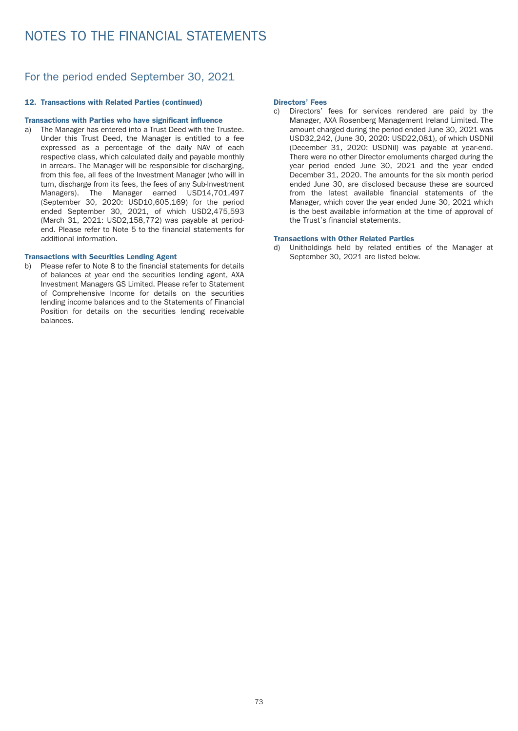# NOTES TO THE FINANCIAL STATEMENTS

## For the period ended September 30, 2021

### 12. Transactions with Related Parties (continued)

**Transactions with Parties who have significant influence**

a) The Manager has entered into a Trust Deed with the Trustee. Under this Trust Deed, the Manager is entitled to a fee expressed as a percentage of the daily NAV of each respective class, which calculated daily and payable monthly in arrears. The Manager will be responsible for discharging, from this fee, all fees of the Investment Manager (who will in turn, discharge from its fees, the fees of any Sub-Investment Managers). The Manager earned USD14,701,497 (September 30, 2020: USD10,605,169) for the period ended September 30, 2021, of which USD2,475,593 (March 31, 2021: USD2,158,772) was payable at period-end. Please refer to Note 5 to the financial statements for additional information.

**Transactions with Securities Lending Agent**

b) Please refer to Note 8 to the financial statements for details of balances at year end the securities lending agent, AXA Investment Managers GS Limited. Please refer to Statement of Comprehensive Income for details on the securities lending income balances and to the Statements of Financial Position for details on the securities lending receivable balances.

**Directors' Fees**

c) Directors' fees for services rendered are paid by the Manager, AXA Rosenberg Management Ireland Limited. The amount charged during the period ended June 30, 2021 was USD32,242, (June 30, 2020: USD22,081), of which USDNil (December 31, 2020: USDNil) was payable at year-end. There were no other Director emoluments charged during the year period ended June 30, 2021 and the year ended December 31, 2020. The amounts for the six month period ended June 30, are disclosed because these are sourced from the latest available financial statements of the Manager, which cover the year ended June 30, 2021 which is the best available information at the time of approval of the Trust's financial statements.

**Transactions with Other Related Parties**

d) Unitholdings held by related entities of the Manager at September 30, 2021 are listed below.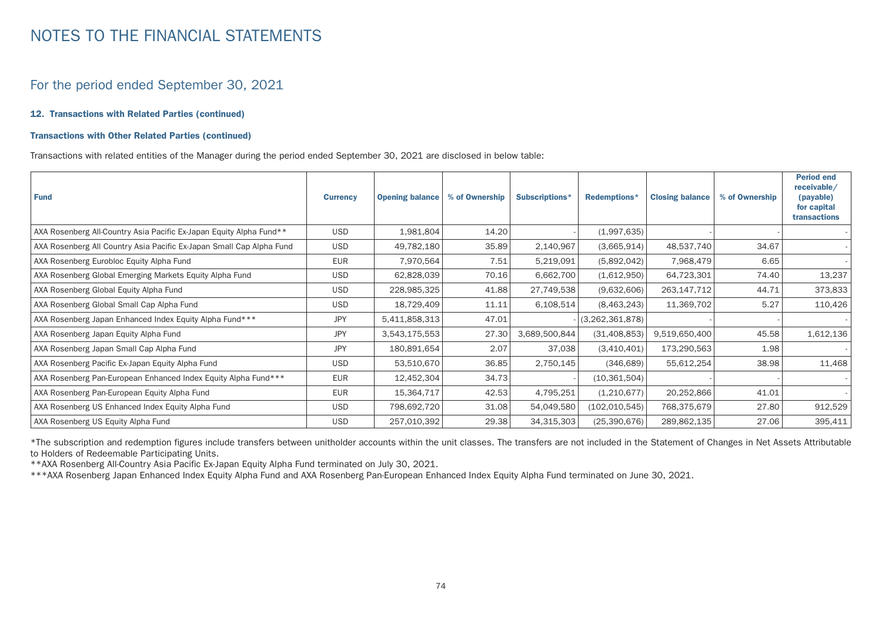# NOTES TO THE FINANCIAL STATEMENTS

## For the period ended September 30, 2021

### 12. Transactions with Related Parties (continued)

#### Transactions with Other Related Parties (continued)

Transactions with related entities of the Manager during the period ended September 30, 2021 are disclosed in below table:

| Fund | Currency | Opening balance | % of Ownership | Subscriptions* | Redemptions* | Closing balance | % of Ownership | Period end receivable/ (payable) for capital transactions |
|---|---|---|---|---|---|---|---|---|
| AXA Rosenberg All-Country Asia Pacific Ex-Japan Equity Alpha Fund** | USD | 1,981,804 | 14.20 | - | (1,997,635) | - | - | - |
| AXA Rosenberg All Country Asia Pacific Ex-Japan Small Cap Alpha Fund | USD | 49,782,180 | 35.89 | 2,140,967 | (3,665,914) | 48,537,740 | 34.67 | - |
| AXA Rosenberg Eurobloc Equity Alpha Fund | EUR | 7,970,564 | 7.51 | 5,219,091 | (5,892,042) | 7,968,479 | 6.65 | - |
| AXA Rosenberg Global Emerging Markets Equity Alpha Fund | USD | 62,828,039 | 70.16 | 6,662,700 | (1,612,950) | 64,723,301 | 74.40 | 13,237 |
| AXA Rosenberg Global Equity Alpha Fund | USD | 228,985,325 | 41.88 | 27,749,538 | (9,632,606) | 263,147,712 | 44.71 | 373,833 |
| AXA Rosenberg Global Small Cap Alpha Fund | USD | 18,729,409 | 11.11 | 6,108,514 | (8,463,243) | 11,369,702 | 5.27 | 110,426 |
| AXA Rosenberg Japan Enhanced Index Equity Alpha Fund*** | JPY | 5,411,858,313 | 47.01 | - | (3,262,361,878) | - | - | - |
| AXA Rosenberg Japan Equity Alpha Fund | JPY | 3,543,175,553 | 27.30 | 3,689,500,844 | (31,408,853) | 9,519,650,400 | 45.58 | 1,612,136 |
| AXA Rosenberg Japan Small Cap Alpha Fund | JPY | 180,891,654 | 2.07 | 37,038 | (3,410,401) | 173,290,563 | 1.98 | - |
| AXA Rosenberg Pacific Ex-Japan Equity Alpha Fund | USD | 53,510,670 | 36.85 | 2,750,145 | (346,689) | 55,612,254 | 38.98 | 11,468 |
| AXA Rosenberg Pan-European Enhanced Index Equity Alpha Fund*** | EUR | 12,452,304 | 34.73 | - | (10,361,504) | - | - | - |
| AXA Rosenberg Pan-European Equity Alpha Fund | EUR | 15,364,717 | 42.53 | 4,795,251 | (1,210,677) | 20,252,866 | 41.01 | - |
| AXA Rosenberg US Enhanced Index Equity Alpha Fund | USD | 798,692,720 | 31.08 | 54,049,580 | (102,010,545) | 768,375,679 | 27.80 | 912,529 |
| AXA Rosenberg US Equity Alpha Fund | USD | 257,010,392 | 29.38 | 34,315,303 | (25,390,676) | 289,862,135 | 27.06 | 395,411 |

*The subscription and redemption figures include transfers between unitholder accounts within the unit classes. The transfers are not included in the Statement of Changes in Net Assets Attributable to Holders of Redeemable Participating Units.

**AXA Rosenberg All-Country Asia Pacific Ex-Japan Equity Alpha Fund terminated on July 30, 2021.

***AXA Rosenberg Japan Enhanced Index Equity Alpha Fund and AXA Rosenberg Pan-European Enhanced Index Equity Alpha Fund terminated on June 30, 2021.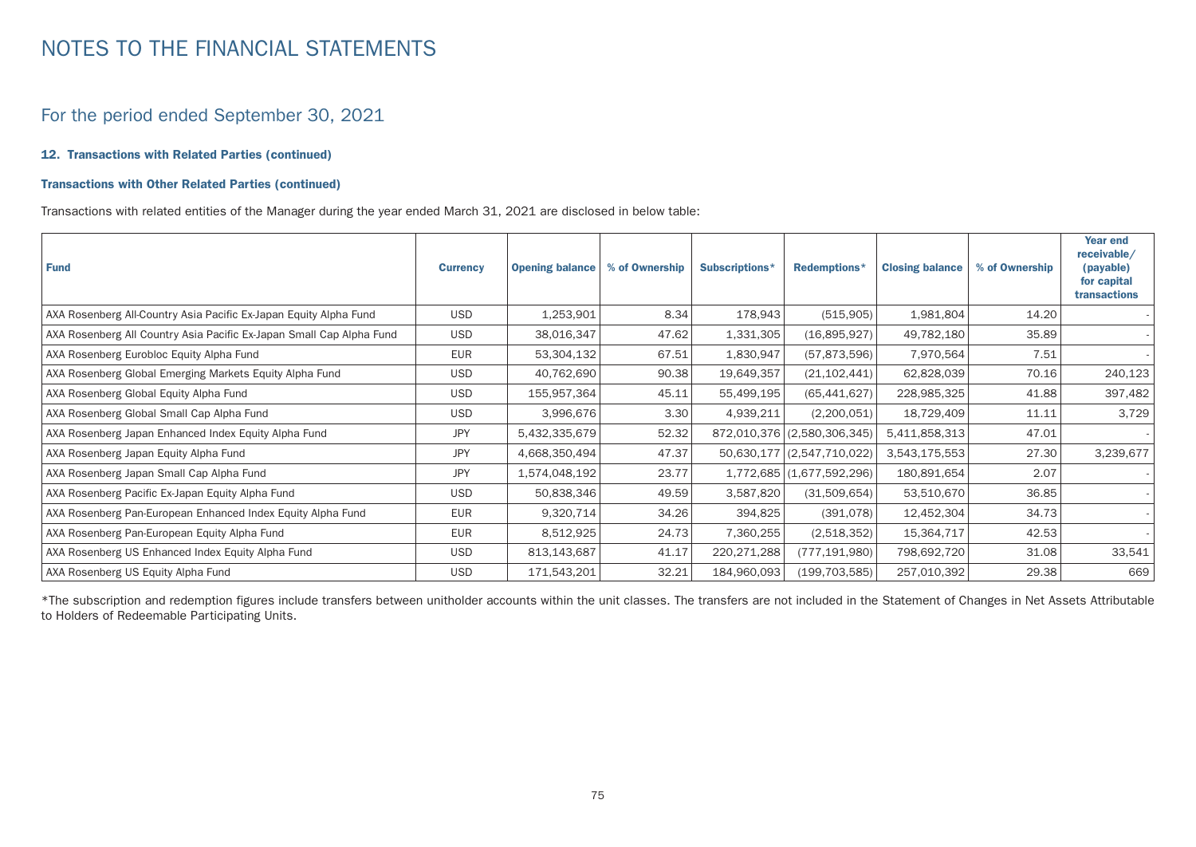# NOTES TO THE FINANCIAL STATEMENTS

## For the period ended September 30, 2021

### 12. Transactions with Related Parties (continued)

#### Transactions with Other Related Parties (continued)

Transactions with related entities of the Manager during the year ended March 31, 2021 are disclosed in below table:

| Fund | Currency | Opening balance | % of Ownership | Subscriptions* | Redemptions* | Closing balance | % of Ownership | Year end receivable/ (payable) for capital transactions |
|---|---|---|---|---|---|---|---|---|
| AXA Rosenberg All-Country Asia Pacific Ex-Japan Equity Alpha Fund | USD | 1,253,901 | 8.34 | 178,943 | (515,905) | 1,981,804 | 14.20 | - |
| AXA Rosenberg All Country Asia Pacific Ex-Japan Small Cap Alpha Fund | USD | 38,016,347 | 47.62 | 1,331,305 | (16,895,927) | 49,782,180 | 35.89 | - |
| AXA Rosenberg Eurobloc Equity Alpha Fund | EUR | 53,304,132 | 67.51 | 1,830,947 | (57,873,596) | 7,970,564 | 7.51 | - |
| AXA Rosenberg Global Emerging Markets Equity Alpha Fund | USD | 40,762,690 | 90.38 | 19,649,357 | (21,102,441) | 62,828,039 | 70.16 | 240,123 |
| AXA Rosenberg Global Equity Alpha Fund | USD | 155,957,364 | 45.11 | 55,499,195 | (65,441,627) | 228,985,325 | 41.88 | 397,482 |
| AXA Rosenberg Global Small Cap Alpha Fund | USD | 3,996,676 | 3.30 | 4,939,211 | (2,200,051) | 18,729,409 | 11.11 | 3,729 |
| AXA Rosenberg Japan Enhanced Index Equity Alpha Fund | JPY | 5,432,335,679 | 52.32 | 872,010,376 | (2,580,306,345) | 5,411,858,313 | 47.01 | - |
| AXA Rosenberg Japan Equity Alpha Fund | JPY | 4,668,350,494 | 47.37 | 50,630,177 | (2,547,710,022) | 3,543,175,553 | 27.30 | 3,239,677 |
| AXA Rosenberg Japan Small Cap Alpha Fund | JPY | 1,574,048,192 | 23.77 | 1,772,685 | (1,677,592,296) | 180,891,654 | 2.07 | - |
| AXA Rosenberg Pacific Ex-Japan Equity Alpha Fund | USD | 50,838,346 | 49.59 | 3,587,820 | (31,509,654) | 53,510,670 | 36.85 | - |
| AXA Rosenberg Pan-European Enhanced Index Equity Alpha Fund | EUR | 9,320,714 | 34.26 | 394,825 | (391,078) | 12,452,304 | 34.73 | - |
| AXA Rosenberg Pan-European Equity Alpha Fund | EUR | 8,512,925 | 24.73 | 7,360,255 | (2,518,352) | 15,364,717 | 42.53 | - |
| AXA Rosenberg US Enhanced Index Equity Alpha Fund | USD | 813,143,687 | 41.17 | 220,271,288 | (777,191,980) | 798,692,720 | 31.08 | 33,541 |
| AXA Rosenberg US Equity Alpha Fund | USD | 171,543,201 | 32.21 | 184,960,093 | (199,703,585) | 257,010,392 | 29.38 | 669 |

*The subscription and redemption figures include transfers between unitholder accounts within the unit classes. The transfers are not included in the Statement of Changes in Net Assets Attributable to Holders of Redeemable Participating Units.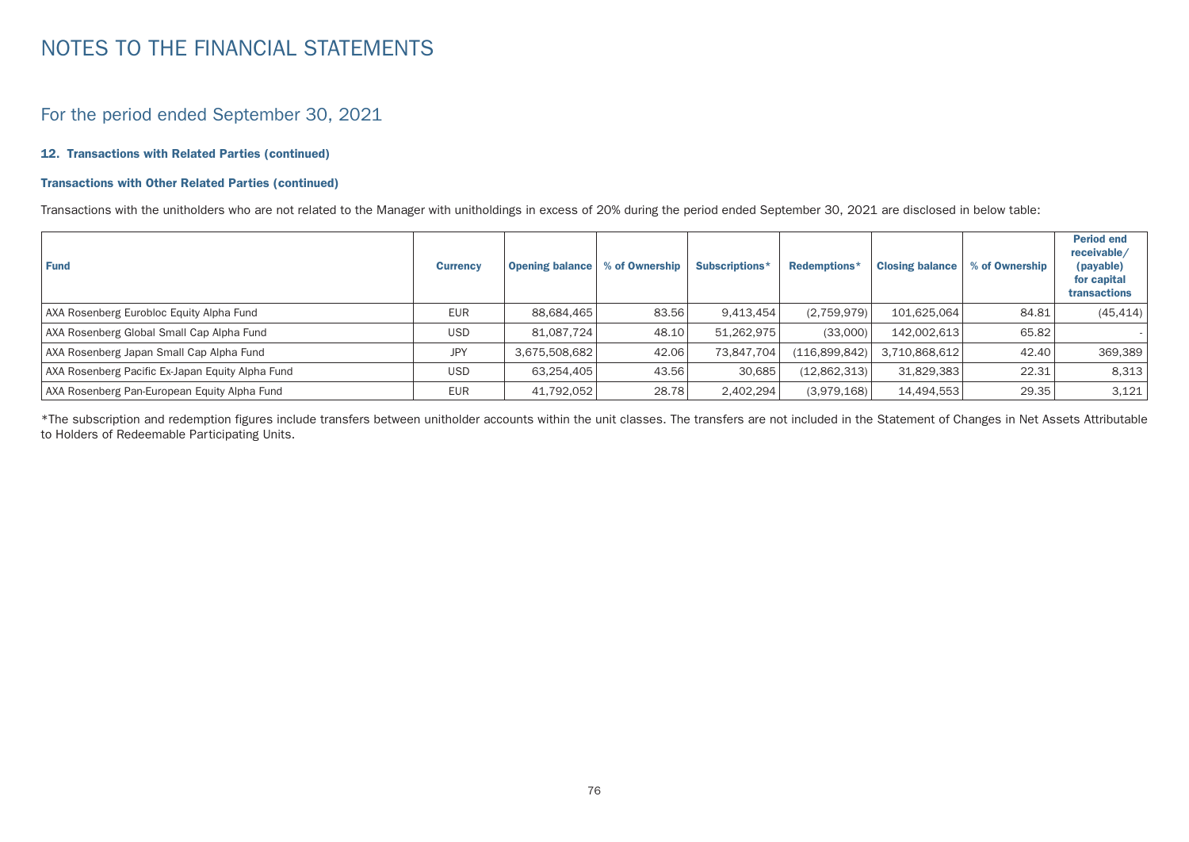# NOTES TO THE FINANCIAL STATEMENTS

## For the period ended September 30, 2021

### 12. Transactions with Related Parties (continued)

#### Transactions with Other Related Parties (continued)

Transactions with the unitholders who are not related to the Manager with unitholdings in excess of 20% during the period ended September 30, 2021 are disclosed in below table:

| Fund | Currency | Opening balance | % of Ownership | Subscriptions* | Redemptions* | Closing balance | % of Ownership | Period end receivable/ (payable) for capital transactions |
|---|---|---|---|---|---|---|---|---|
| AXA Rosenberg Eurobloc Equity Alpha Fund | EUR | 88,684,465 | 83.56 | 9,413,454 | (2,759,979) | 101,625,064 | 84.81 | (45,414) |
| AXA Rosenberg Global Small Cap Alpha Fund | USD | 81,087,724 | 48.10 | 51,262,975 | (33,000) | 142,002,613 | 65.82 | - |
| AXA Rosenberg Japan Small Cap Alpha Fund | JPY | 3,675,508,682 | 42.06 | 73,847,704 | (116,899,842) | 3,710,868,612 | 42.40 | 369,389 |
| AXA Rosenberg Pacific Ex-Japan Equity Alpha Fund | USD | 63,254,405 | 43.56 | 30,685 | (12,862,313) | 31,829,383 | 22.31 | 8,313 |
| AXA Rosenberg Pan-European Equity Alpha Fund | EUR | 41,792,052 | 28.78 | 2,402,294 | (3,979,168) | 14,494,553 | 29.35 | 3,121 |

*The subscription and redemption figures include transfers between unitholder accounts within the unit classes. The transfers are not included in the Statement of Changes in Net Assets Attributable to Holders of Redeemable Participating Units.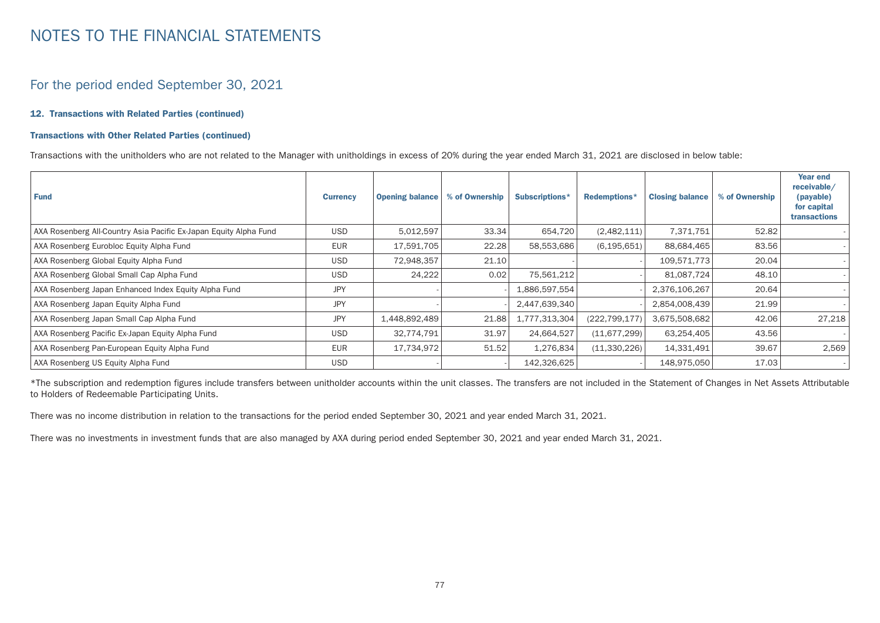# NOTES TO THE FINANCIAL STATEMENTS

## For the period ended September 30, 2021

### 12. Transactions with Related Parties (continued)

#### Transactions with Other Related Parties (continued)

Transactions with the unitholders who are not related to the Manager with unitholdings in excess of 20% during the year ended March 31, 2021 are disclosed in below table:

| Fund | Currency | Opening balance | % of Ownership | Subscriptions* | Redemptions* | Closing balance | % of Ownership | Year end receivable/ (payable) for capital transactions |
|---|---|---|---|---|---|---|---|---|
| AXA Rosenberg All-Country Asia Pacific Ex-Japan Equity Alpha Fund | USD | 5,012,597 | 33.34 | 654,720 | (2,482,111) | 7,371,751 | 52.82 | - |
| AXA Rosenberg Eurobloc Equity Alpha Fund | EUR | 17,591,705 | 22.28 | 58,553,686 | (6,195,651) | 88,684,465 | 83.56 | - |
| AXA Rosenberg Global Equity Alpha Fund | USD | 72,948,357 | 21.10 | - | - | 109,571,773 | 20.04 | - |
| AXA Rosenberg Global Small Cap Alpha Fund | USD | 24,222 | 0.02 | 75,561,212 | - | 81,087,724 | 48.10 | - |
| AXA Rosenberg Japan Enhanced Index Equity Alpha Fund | JPY | - | - | 1,886,597,554 | - | 2,376,106,267 | 20.64 | - |
| AXA Rosenberg Japan Equity Alpha Fund | JPY | - | - | 2,447,639,340 | - | 2,854,008,439 | 21.99 | - |
| AXA Rosenberg Japan Small Cap Alpha Fund | JPY | 1,448,892,489 | 21.88 | 1,777,313,304 | (222,799,177) | 3,675,508,682 | 42.06 | 27,218 |
| AXA Rosenberg Pacific Ex-Japan Equity Alpha Fund | USD | 32,774,791 | 31.97 | 24,664,527 | (11,677,299) | 63,254,405 | 43.56 | - |
| AXA Rosenberg Pan-European Equity Alpha Fund | EUR | 17,734,972 | 51.52 | 1,276,834 | (11,330,226) | 14,331,491 | 39.67 | 2,569 |
| AXA Rosenberg US Equity Alpha Fund | USD | - | - | 142,326,625 | - | 148,975,050 | 17.03 | - |

*The subscription and redemption figures include transfers between unitholder accounts within the unit classes. The transfers are not included in the Statement of Changes in Net Assets Attributable to Holders of Redeemable Participating Units.

There was no income distribution in relation to the transactions for the period ended September 30, 2021 and year ended March 31, 2021.

There was no investments in investment funds that are also managed by AXA during period ended September 30, 2021 and year ended March 31, 2021.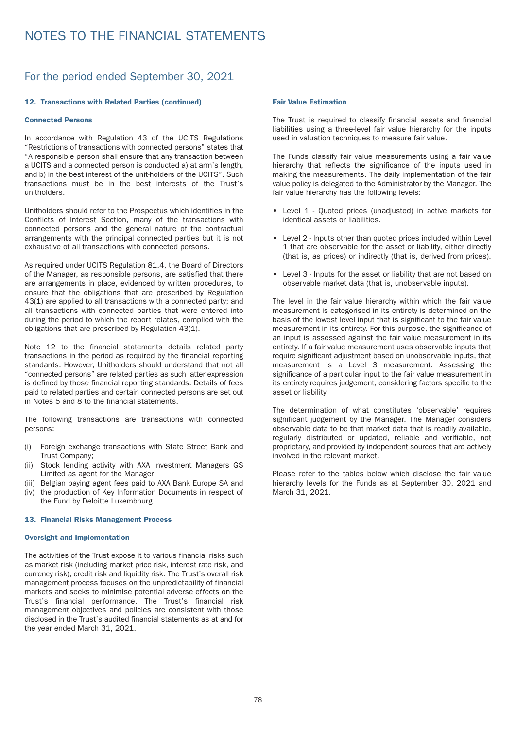# NOTES TO THE FINANCIAL STATEMENTS

## For the period ended September 30, 2021

### 12. Transactions with Related Parties (continued)

#### Connected Persons

In accordance with Regulation 43 of the UCITS Regulations "Restrictions of transactions with connected persons" states that "A responsible person shall ensure that any transaction between a UCITS and a connected person is conducted a) at arm's length, and b) in the best interest of the unit-holders of the UCITS". Such transactions must be in the best interests of the Trust's unitholders.

Unitholders should refer to the Prospectus which identifies in the Conflicts of Interest Section, many of the transactions with connected persons and the general nature of the contractual arrangements with the principal connected parties but it is not exhaustive of all transactions with connected persons.

As required under UCITS Regulation 81.4, the Board of Directors of the Manager, as responsible persons, are satisfied that there are arrangements in place, evidenced by written procedures, to ensure that the obligations that are prescribed by Regulation 43(1) are applied to all transactions with a connected party; and all transactions with connected parties that were entered into during the period to which the report relates, complied with the obligations that are prescribed by Regulation 43(1).

Note 12 to the financial statements details related party transactions in the period as required by the financial reporting standards. However, Unitholders should understand that not all "connected persons" are related parties as such latter expression is defined by those financial reporting standards. Details of fees paid to related parties and certain connected persons are set out in Notes 5 and 8 to the financial statements.

The following transactions are transactions with connected persons:

(i) Foreign exchange transactions with State Street Bank and Trust Company;
(ii) Stock lending activity with AXA Investment Managers GS Limited as agent for the Manager;
(iii) Belgian paying agent fees paid to AXA Bank Europe SA and
(iv) the production of Key Information Documents in respect of the Fund by Deloitte Luxembourg.

### 13. Financial Risks Management Process

#### Oversight and Implementation

The activities of the Trust expose it to various financial risks such as market risk (including market price risk, interest rate risk, and currency risk), credit risk and liquidity risk. The Trust's overall risk management process focuses on the unpredictability of financial markets and seeks to minimise potential adverse effects on the Trust's financial performance. The Trust's financial risk management objectives and policies are consistent with those disclosed in the Trust's audited financial statements as at and for the year ended March 31, 2021.

#### Fair Value Estimation

The Trust is required to classify financial assets and financial liabilities using a three-level fair value hierarchy for the inputs used in valuation techniques to measure fair value.

The Funds classify fair value measurements using a fair value hierarchy that reflects the significance of the inputs used in making the measurements. The daily implementation of the fair value policy is delegated to the Administrator by the Manager. The fair value hierarchy has the following levels:

- Level 1 - Quoted prices (unadjusted) in active markets for identical assets or liabilities.
- Level 2 - Inputs other than quoted prices included within Level 1 that are observable for the asset or liability, either directly (that is, as prices) or indirectly (that is, derived from prices).
- Level 3 - Inputs for the asset or liability that are not based on observable market data (that is, unobservable inputs).

The level in the fair value hierarchy within which the fair value measurement is categorised in its entirety is determined on the basis of the lowest level input that is significant to the fair value measurement in its entirety. For this purpose, the significance of an input is assessed against the fair value measurement in its entirety. If a fair value measurement uses observable inputs that require significant adjustment based on unobservable inputs, that measurement is a Level 3 measurement. Assessing the significance of a particular input to the fair value measurement in its entirety requires judgement, considering factors specific to the asset or liability.

The determination of what constitutes 'observable' requires significant judgement by the Manager. The Manager considers observable data to be that market data that is readily available, regularly distributed or updated, reliable and verifiable, not proprietary, and provided by independent sources that are actively involved in the relevant market.

Please refer to the tables below which disclose the fair value hierarchy levels for the Funds as at September 30, 2021 and March 31, 2021.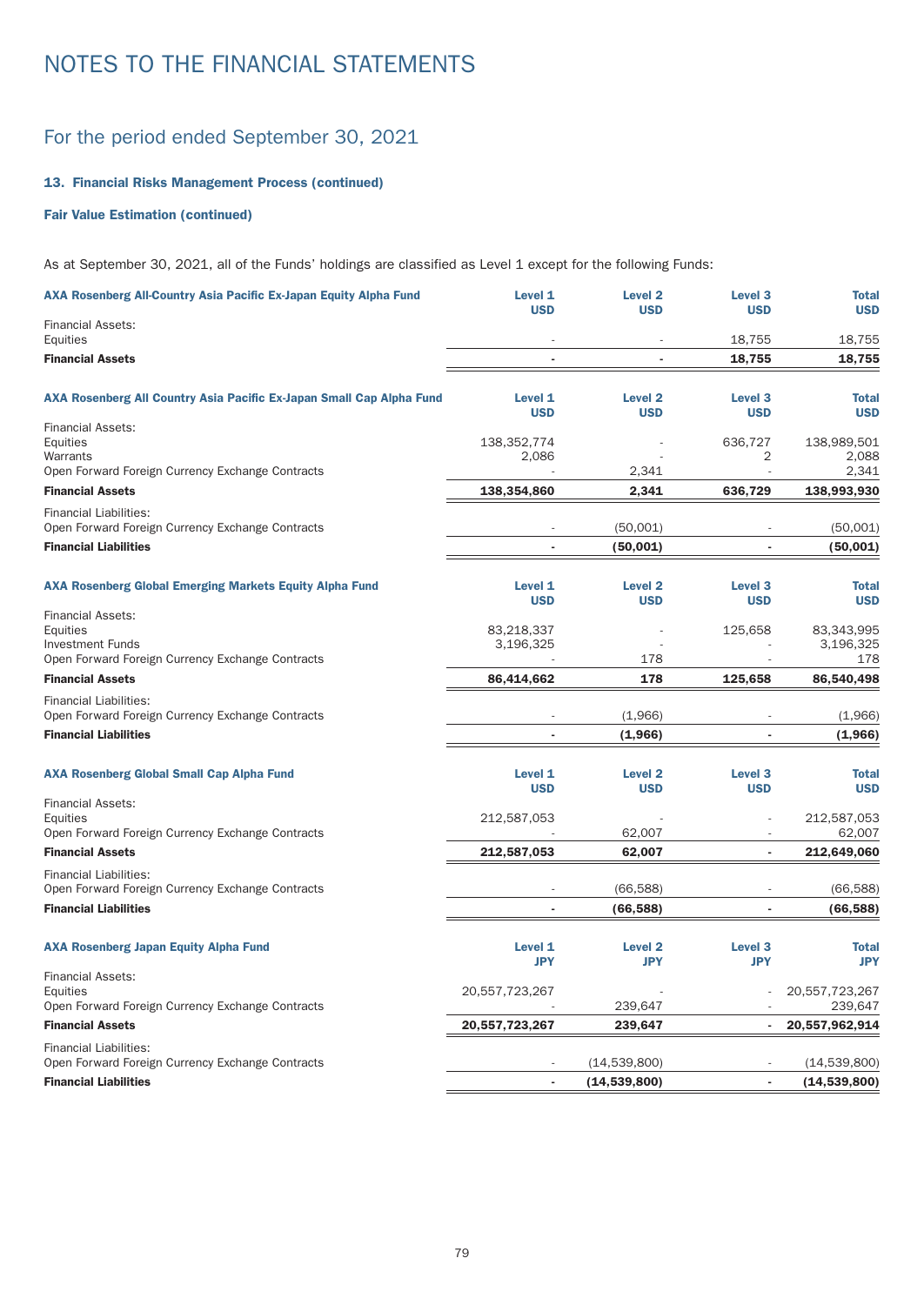# NOTES TO THE FINANCIAL STATEMENTS

## For the period ended September 30, 2021

### 13. Financial Risks Management Process (continued)

#### Fair Value Estimation (continued)

As at September 30, 2021, all of the Funds' holdings are classified as Level 1 except for the following Funds:

| **AXA Rosenberg All-Country Asia Pacific Ex-Japan Equity Alpha Fund** | **Level 1 USD** | **Level 2 USD** | **Level 3 USD** | **Total USD** |
|---|---|---|---|---|
| Financial Assets: | | | | |
| Equities | - | - | 18,755 | 18,755 |
| **Financial Assets** | **-** | **-** | **18,755** | **18,755** |

| **AXA Rosenberg All Country Asia Pacific Ex-Japan Small Cap Alpha Fund** | **Level 1 USD** | **Level 2 USD** | **Level 3 USD** | **Total USD** |
|---|---|---|---|---|
| Financial Assets: | | | | |
| Equities | 138,352,774 | - | 636,727 | 138,989,501 |
| Warrants | 2,086 | - | 2 | 2,088 |
| Open Forward Foreign Currency Exchange Contracts | - | 2,341 | - | 2,341 |
| **Financial Assets** | **138,354,860** | **2,341** | **636,729** | **138,993,930** |
| Financial Liabilities: | | | | |
| Open Forward Foreign Currency Exchange Contracts | - | (50,001) | - | (50,001) |
| **Financial Liabilities** | **-** | **(50,001)** | **-** | **(50,001)** |

| **AXA Rosenberg Global Emerging Markets Equity Alpha Fund** | **Level 1 USD** | **Level 2 USD** | **Level 3 USD** | **Total USD** |
|---|---|---|---|---|
| Financial Assets: | | | | |
| Equities | 83,218,337 | - | 125,658 | 83,343,995 |
| Investment Funds | 3,196,325 | - | - | 3,196,325 |
| Open Forward Foreign Currency Exchange Contracts | - | 178 | - | 178 |
| **Financial Assets** | **86,414,662** | **178** | **125,658** | **86,540,498** |
| Financial Liabilities: | | | | |
| Open Forward Foreign Currency Exchange Contracts | - | (1,966) | - | (1,966) |
| **Financial Liabilities** | **-** | **(1,966)** | **-** | **(1,966)** |

| **AXA Rosenberg Global Small Cap Alpha Fund** | **Level 1 USD** | **Level 2 USD** | **Level 3 USD** | **Total USD** |
|---|---|---|---|---|
| Financial Assets: | | | | |
| Equities | 212,587,053 | - | - | 212,587,053 |
| Open Forward Foreign Currency Exchange Contracts | - | 62,007 | - | 62,007 |
| **Financial Assets** | **212,587,053** | **62,007** | **-** | **212,649,060** |
| Financial Liabilities: | | | | |
| Open Forward Foreign Currency Exchange Contracts | - | (66,588) | - | (66,588) |
| **Financial Liabilities** | **-** | **(66,588)** | **-** | **(66,588)** |

| **AXA Rosenberg Japan Equity Alpha Fund** | **Level 1 JPY** | **Level 2 JPY** | **Level 3 JPY** | **Total JPY** |
|---|---|---|---|---|
| Financial Assets: | | | | |
| Equities | 20,557,723,267 | - | - | 20,557,723,267 |
| Open Forward Foreign Currency Exchange Contracts | - | 239,647 | - | 239,647 |
| **Financial Assets** | **20,557,723,267** | **239,647** | **-** | **20,557,962,914** |
| Financial Liabilities: | | | | |
| Open Forward Foreign Currency Exchange Contracts | - | (14,539,800) | - | (14,539,800) |
| **Financial Liabilities** | **-** | **(14,539,800)** | **-** | **(14,539,800)** |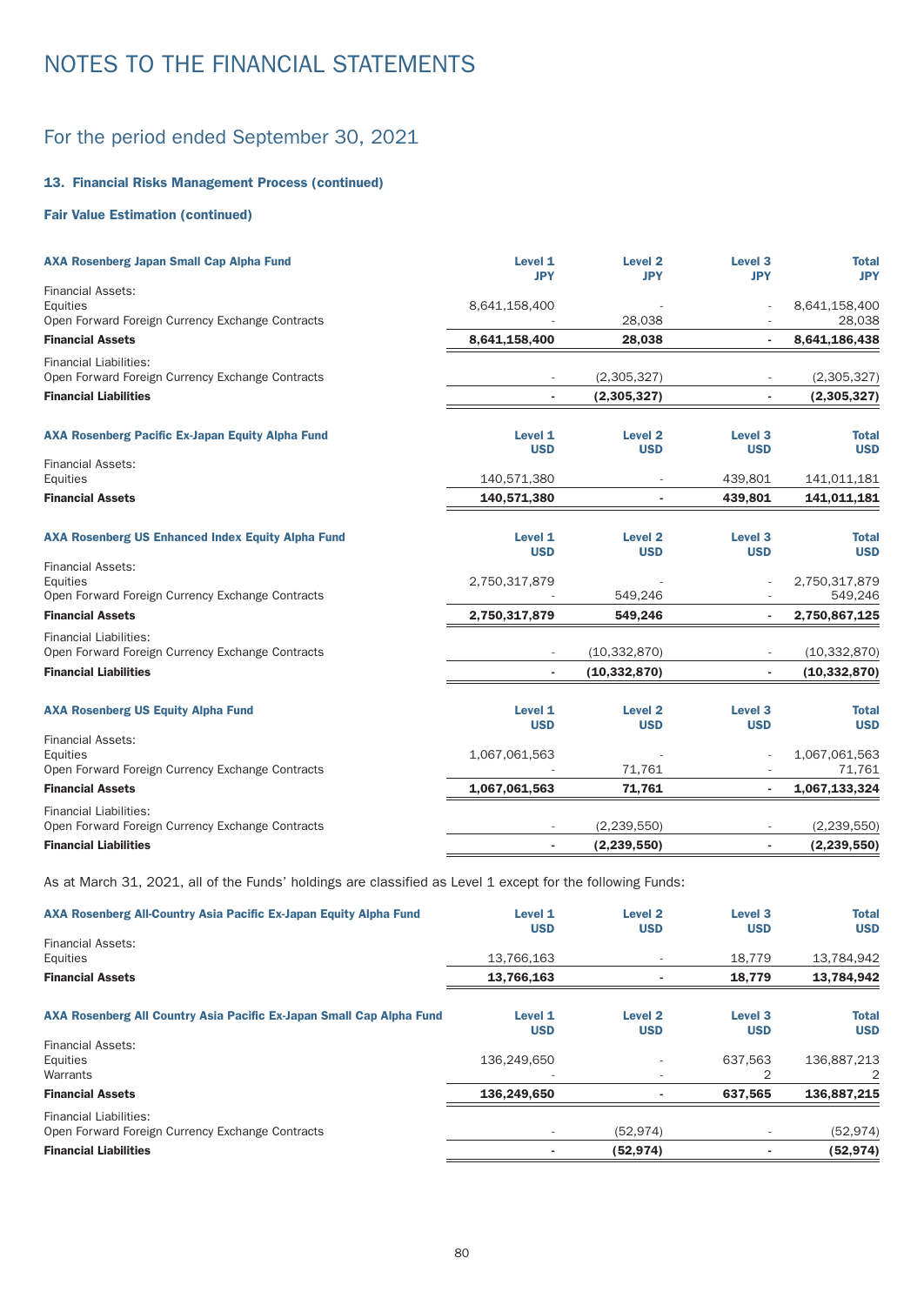# NOTES TO THE FINANCIAL STATEMENTS

## For the period ended September 30, 2021

### 13. Financial Risks Management Process (continued)

#### Fair Value Estimation (continued)

| AXA Rosenberg Japan Small Cap Alpha Fund | Level 1 JPY | Level 2 JPY | Level 3 JPY | Total JPY |
|---|---|---|---|---|
| Financial Assets: | | | | |
| Equities | 8,641,158,400 | - | - | 8,641,158,400 |
| Open Forward Foreign Currency Exchange Contracts | - | 28,038 | - | 28,038 |
| **Financial Assets** | **8,641,158,400** | **28,038** | **-** | **8,641,186,438** |
| Financial Liabilities: | | | | |
| Open Forward Foreign Currency Exchange Contracts | - | (2,305,327) | - | (2,305,327) |
| **Financial Liabilities** | **-** | **(2,305,327)** | **-** | **(2,305,327)** |

| AXA Rosenberg Pacific Ex-Japan Equity Alpha Fund | Level 1 USD | Level 2 USD | Level 3 USD | Total USD |
|---|---|---|---|---|
| Financial Assets: | | | | |
| Equities | 140,571,380 | - | 439,801 | 141,011,181 |
| **Financial Assets** | **140,571,380** | **-** | **439,801** | **141,011,181** |

| AXA Rosenberg US Enhanced Index Equity Alpha Fund | Level 1 USD | Level 2 USD | Level 3 USD | Total USD |
|---|---|---|---|---|
| Financial Assets: | | | | |
| Equities | 2,750,317,879 | - | - | 2,750,317,879 |
| Open Forward Foreign Currency Exchange Contracts | - | 549,246 | - | 549,246 |
| **Financial Assets** | **2,750,317,879** | **549,246** | **-** | **2,750,867,125** |
| Financial Liabilities: | | | | |
| Open Forward Foreign Currency Exchange Contracts | - | (10,332,870) | - | (10,332,870) |
| **Financial Liabilities** | **-** | **(10,332,870)** | **-** | **(10,332,870)** |

| AXA Rosenberg US Equity Alpha Fund | Level 1 USD | Level 2 USD | Level 3 USD | Total USD |
|---|---|---|---|---|
| Financial Assets: | | | | |
| Equities | 1,067,061,563 | - | - | 1,067,061,563 |
| Open Forward Foreign Currency Exchange Contracts | - | 71,761 | - | 71,761 |
| **Financial Assets** | **1,067,061,563** | **71,761** | **-** | **1,067,133,324** |
| Financial Liabilities: | | | | |
| Open Forward Foreign Currency Exchange Contracts | - | (2,239,550) | - | (2,239,550) |
| **Financial Liabilities** | **-** | **(2,239,550)** | **-** | **(2,239,550)** |

As at March 31, 2021, all of the Funds' holdings are classified as Level 1 except for the following Funds:

| AXA Rosenberg All-Country Asia Pacific Ex-Japan Equity Alpha Fund | Level 1 USD | Level 2 USD | Level 3 USD | Total USD |
|---|---|---|---|---|
| Financial Assets: | | | | |
| Equities | 13,766,163 | - | 18,779 | 13,784,942 |
| **Financial Assets** | **13,766,163** | **-** | **18,779** | **13,784,942** |

| AXA Rosenberg All Country Asia Pacific Ex-Japan Small Cap Alpha Fund | Level 1 USD | Level 2 USD | Level 3 USD | Total USD |
|---|---|---|---|---|
| Financial Assets: | | | | |
| Equities | 136,249,650 | - | 637,563 | 136,887,213 |
| Warrants | - | - | 2 | 2 |
| **Financial Assets** | **136,249,650** | **-** | **637,565** | **136,887,215** |
| Financial Liabilities: | | | | |
| Open Forward Foreign Currency Exchange Contracts | - | (52,974) | - | (52,974) |
| **Financial Liabilities** | **-** | **(52,974)** | **-** | **(52,974)** |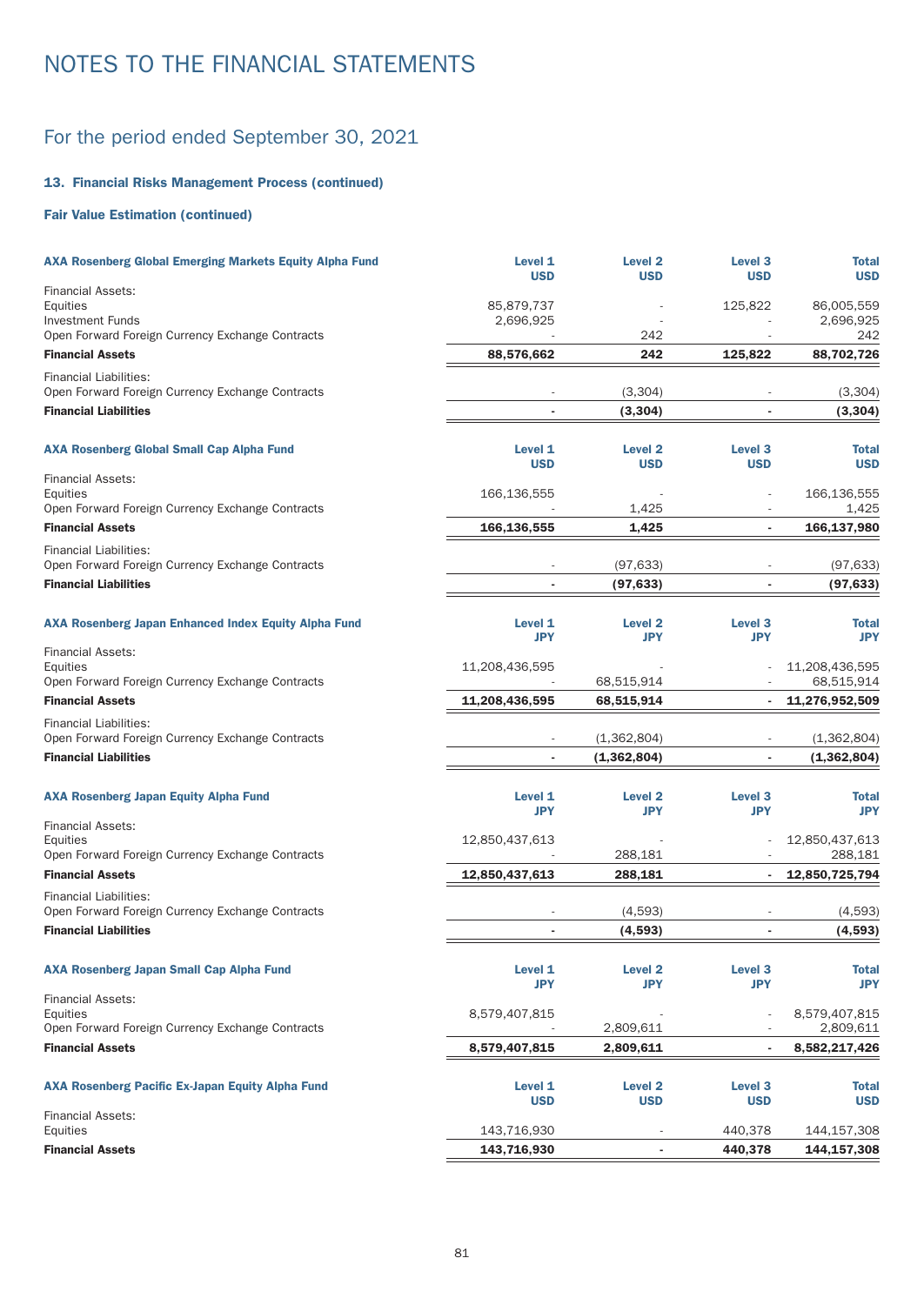# NOTES TO THE FINANCIAL STATEMENTS

## For the period ended September 30, 2021

### 13. Financial Risks Management Process (continued)

### Fair Value Estimation (continued)

| AXA Rosenberg Global Emerging Markets Equity Alpha Fund | Level 1 USD | Level 2 USD | Level 3 USD | Total USD |
|---|---|---|---|---|
| Financial Assets: | | | | |
| Equities | 85,879,737 | - | 125,822 | 86,005,559 |
| Investment Funds | 2,696,925 | - | - | 2,696,925 |
| Open Forward Foreign Currency Exchange Contracts | - | 242 | - | 242 |
| **Financial Assets** | **88,576,662** | **242** | **125,822** | **88,702,726** |
| Financial Liabilities: | | | | |
| Open Forward Foreign Currency Exchange Contracts | - | (3,304) | - | (3,304) |
| **Financial Liabilities** | **-** | **(3,304)** | **-** | **(3,304)** |

| AXA Rosenberg Global Small Cap Alpha Fund | Level 1 USD | Level 2 USD | Level 3 USD | Total USD |
|---|---|---|---|---|
| Financial Assets: | | | | |
| Equities | 166,136,555 | - | - | 166,136,555 |
| Open Forward Foreign Currency Exchange Contracts | - | 1,425 | - | 1,425 |
| **Financial Assets** | **166,136,555** | **1,425** | **-** | **166,137,980** |
| Financial Liabilities: | | | | |
| Open Forward Foreign Currency Exchange Contracts | - | (97,633) | - | (97,633) |
| **Financial Liabilities** | **-** | **(97,633)** | **-** | **(97,633)** |

| AXA Rosenberg Japan Enhanced Index Equity Alpha Fund | Level 1 JPY | Level 2 JPY | Level 3 JPY | Total JPY |
|---|---|---|---|---|
| Financial Assets: | | | | |
| Equities | 11,208,436,595 | - | - | 11,208,436,595 |
| Open Forward Foreign Currency Exchange Contracts | - | 68,515,914 | - | 68,515,914 |
| **Financial Assets** | **11,208,436,595** | **68,515,914** | **-** | **11,276,952,509** |
| Financial Liabilities: | | | | |
| Open Forward Foreign Currency Exchange Contracts | - | (1,362,804) | - | (1,362,804) |
| **Financial Liabilities** | **-** | **(1,362,804)** | **-** | **(1,362,804)** |

| AXA Rosenberg Japan Equity Alpha Fund | Level 1 JPY | Level 2 JPY | Level 3 JPY | Total JPY |
|---|---|---|---|---|
| Financial Assets: | | | | |
| Equities | 12,850,437,613 | - | - | 12,850,437,613 |
| Open Forward Foreign Currency Exchange Contracts | - | 288,181 | - | 288,181 |
| **Financial Assets** | **12,850,437,613** | **288,181** | **-** | **12,850,725,794** |
| Financial Liabilities: | | | | |
| Open Forward Foreign Currency Exchange Contracts | - | (4,593) | - | (4,593) |
| **Financial Liabilities** | **-** | **(4,593)** | **-** | **(4,593)** |

| AXA Rosenberg Japan Small Cap Alpha Fund | Level 1 JPY | Level 2 JPY | Level 3 JPY | Total JPY |
|---|---|---|---|---|
| Financial Assets: | | | | |
| Equities | 8,579,407,815 | - | - | 8,579,407,815 |
| Open Forward Foreign Currency Exchange Contracts | - | 2,809,611 | - | 2,809,611 |
| **Financial Assets** | **8,579,407,815** | **2,809,611** | **-** | **8,582,217,426** |

| AXA Rosenberg Pacific Ex-Japan Equity Alpha Fund | Level 1 USD | Level 2 USD | Level 3 USD | Total USD |
|---|---|---|---|---|
| Financial Assets: | | | | |
| Equities | 143,716,930 | - | 440,378 | 144,157,308 |
| **Financial Assets** | **143,716,930** | **-** | **440,378** | **144,157,308** |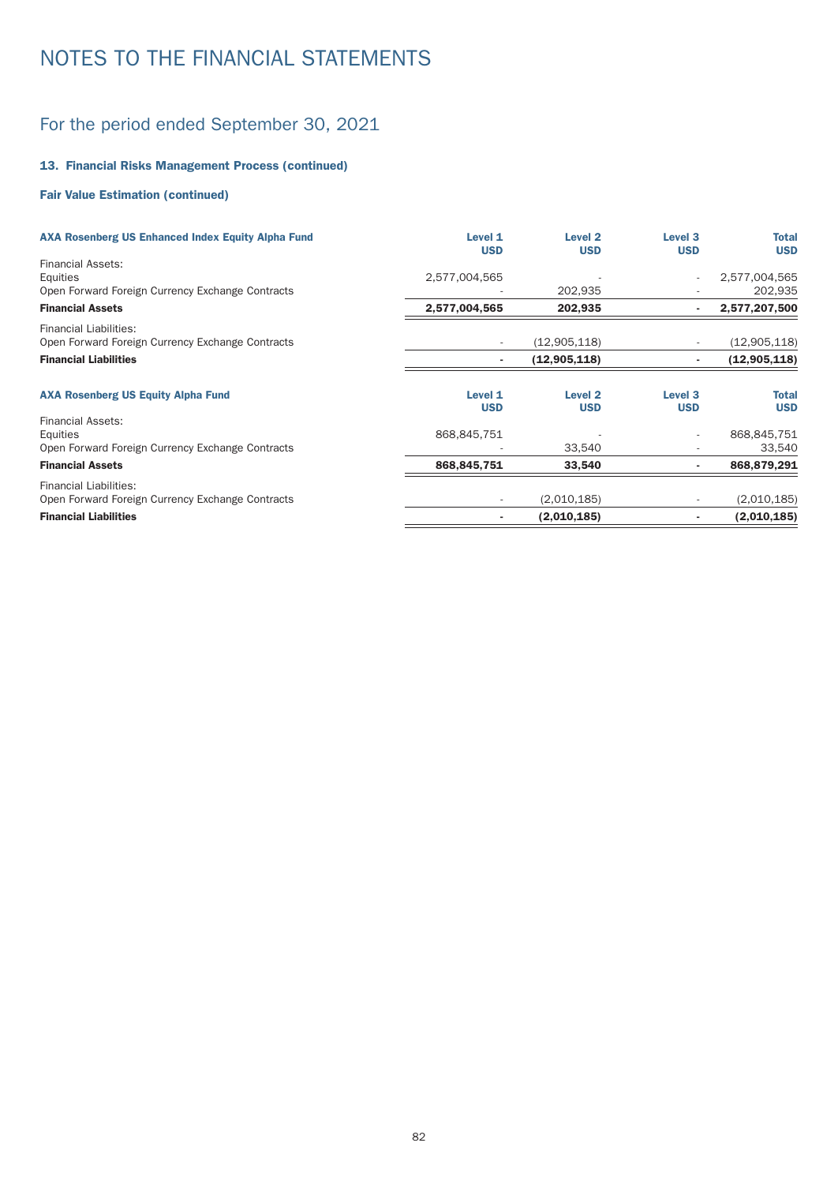# NOTES TO THE FINANCIAL STATEMENTS

## For the period ended September 30, 2021

### 13. Financial Risks Management Process (continued)

#### Fair Value Estimation (continued)

| AXA Rosenberg US Enhanced Index Equity Alpha Fund | Level 1 USD | Level 2 USD | Level 3 USD | Total USD |
|---|---|---|---|---|
| Financial Assets: | | | | |
| Equities | 2,577,004,565 | - | - | 2,577,004,565 |
| Open Forward Foreign Currency Exchange Contracts | - | 202,935 | - | 202,935 |
| **Financial Assets** | **2,577,004,565** | **202,935** | **-** | **2,577,207,500** |
| Financial Liabilities: | | | | |
| Open Forward Foreign Currency Exchange Contracts | - | (12,905,118) | - | (12,905,118) |
| **Financial Liabilities** | **-** | **(12,905,118)** | **-** | **(12,905,118)** |

| AXA Rosenberg US Equity Alpha Fund | Level 1 USD | Level 2 USD | Level 3 USD | Total USD |
|---|---|---|---|---|
| Financial Assets: | | | | |
| Equities | 868,845,751 | - | - | 868,845,751 |
| Open Forward Foreign Currency Exchange Contracts | - | 33,540 | - | 33,540 |
| **Financial Assets** | **868,845,751** | **33,540** | **-** | **868,879,291** |
| Financial Liabilities: | | | | |
| Open Forward Foreign Currency Exchange Contracts | - | (2,010,185) | - | (2,010,185) |
| **Financial Liabilities** | **-** | **(2,010,185)** | **-** | **(2,010,185)** |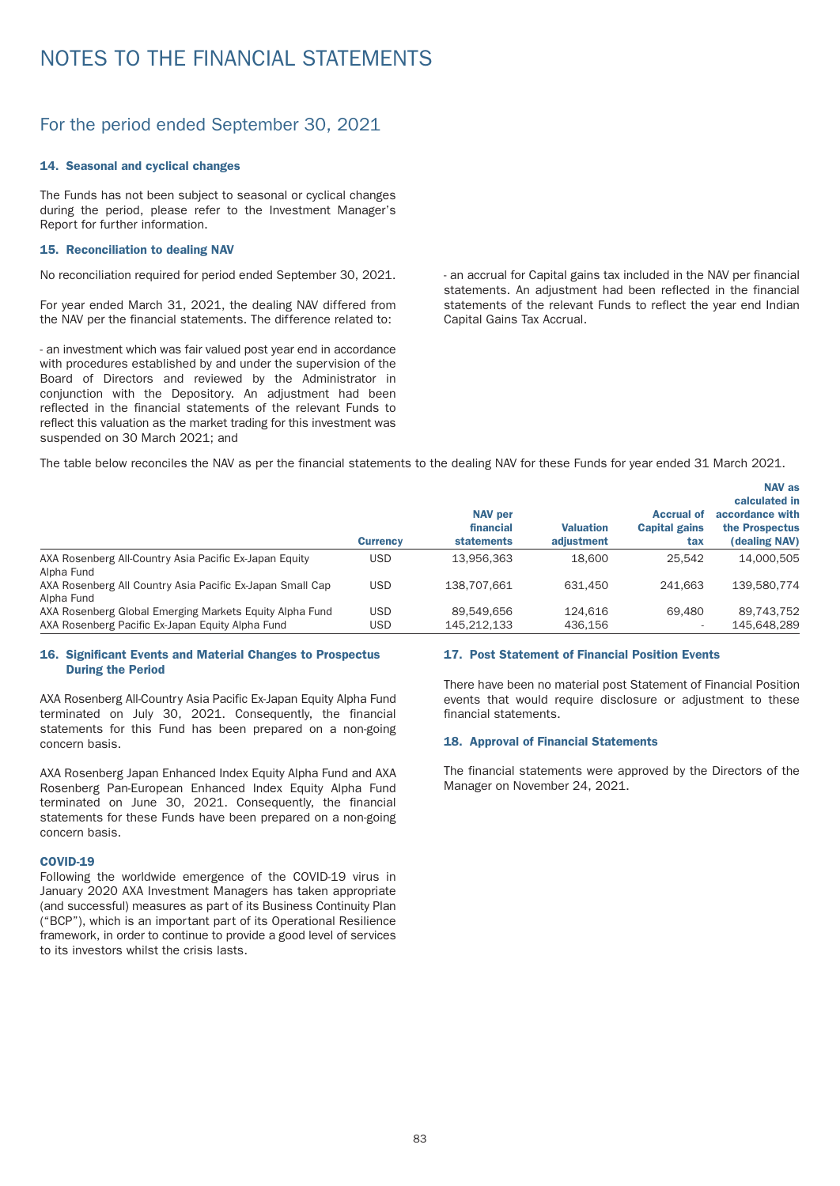# NOTES TO THE FINANCIAL STATEMENTS

## For the period ended September 30, 2021

### 14. Seasonal and cyclical changes

The Funds has not been subject to seasonal or cyclical changes during the period, please refer to the Investment Manager's Report for further information.

### 15. Reconciliation to dealing NAV

No reconciliation required for period ended September 30, 2021.

For year ended March 31, 2021, the dealing NAV differed from the NAV per the financial statements. The difference related to:

- an investment which was fair valued post year end in accordance with procedures established by and under the supervision of the Board of Directors and reviewed by the Administrator in conjunction with the Depository. An adjustment had been reflected in the financial statements of the relevant Funds to reflect this valuation as the market trading for this investment was suspended on 30 March 2021; and

- an accrual for Capital gains tax included in the NAV per financial statements. An adjustment had been reflected in the financial statements of the relevant Funds to reflect the year end Indian Capital Gains Tax Accrual.

The table below reconciles the NAV as per the financial statements to the dealing NAV for these Funds for year ended 31 March 2021.

| | Currency | NAV per financial statements | Valuation adjustment | Accrual of Capital gains tax | NAV as calculated in accordance with the Prospectus (dealing NAV) |
|---|---|---|---|---|---|
| AXA Rosenberg All-Country Asia Pacific Ex-Japan Equity Alpha Fund | USD | 13,956,363 | 18,600 | 25,542 | 14,000,505 |
| AXA Rosenberg All Country Asia Pacific Ex-Japan Small Cap Alpha Fund | USD | 138,707,661 | 631,450 | 241,663 | 139,580,774 |
| AXA Rosenberg Global Emerging Markets Equity Alpha Fund | USD | 89,549,656 | 124,616 | 69,480 | 89,743,752 |
| AXA Rosenberg Pacific Ex-Japan Equity Alpha Fund | USD | 145,212,133 | 436,156 | - | 145,648,289 |

### 16. Significant Events and Material Changes to Prospectus During the Period

AXA Rosenberg All-Country Asia Pacific Ex-Japan Equity Alpha Fund terminated on July 30, 2021. Consequently, the financial statements for this Fund has been prepared on a non-going concern basis.

AXA Rosenberg Japan Enhanced Index Equity Alpha Fund and AXA Rosenberg Pan-European Enhanced Index Equity Alpha Fund terminated on June 30, 2021. Consequently, the financial statements for these Funds have been prepared on a non-going concern basis.

#### COVID-19

Following the worldwide emergence of the COVID-19 virus in January 2020 AXA Investment Managers has taken appropriate (and successful) measures as part of its Business Continuity Plan ("BCP"), which is an important part of its Operational Resilience framework, in order to continue to provide a good level of services to its investors whilst the crisis lasts.

### 17. Post Statement of Financial Position Events

There have been no material post Statement of Financial Position events that would require disclosure or adjustment to these financial statements.

### 18. Approval of Financial Statements

The financial statements were approved by the Directors of the Manager on November 24, 2021.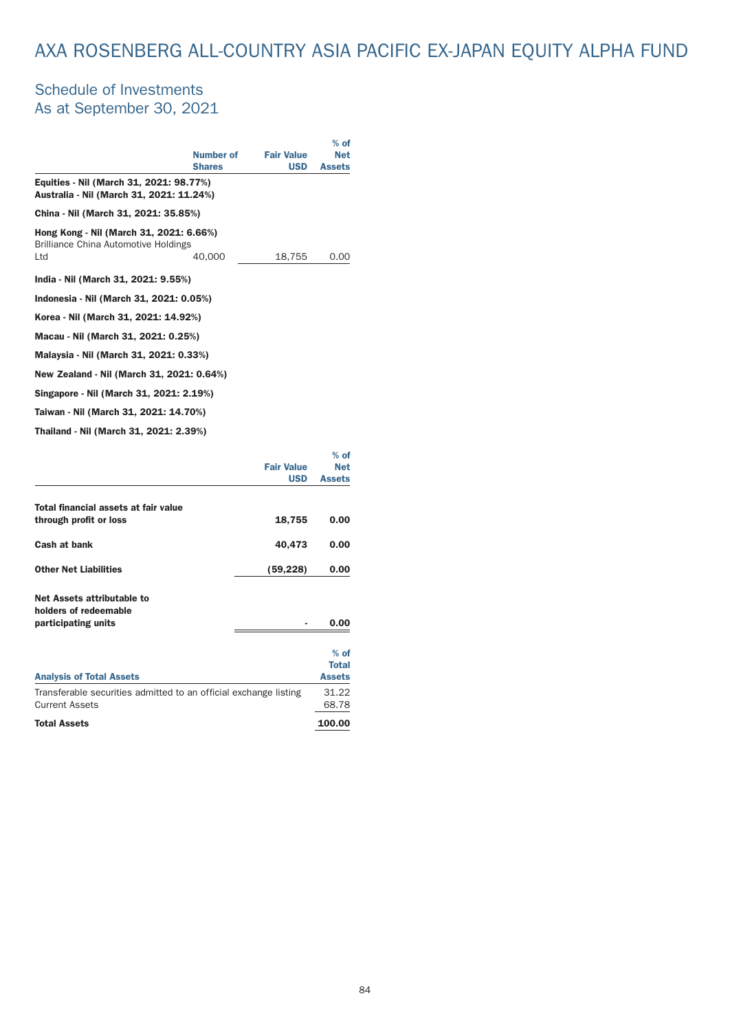# AXA ROSENBERG ALL-COUNTRY ASIA PACIFIC EX-JAPAN EQUITY ALPHA FUND

## Schedule of Investments
## As at September 30, 2021

| | Number of Shares | Fair Value USD | % of Net Assets |
|---|---|---|---|
| **Equities - Nil (March 31, 2021: 98.77%)** | | | |
| **Australia - Nil (March 31, 2021: 11.24%)** | | | |
| **China - Nil (March 31, 2021: 35.85%)** | | | |
| **Hong Kong - Nil (March 31, 2021: 6.66%)** | | | |
| Brilliance China Automotive Holdings Ltd | 40,000 | 18,755 | 0.00 |
| **India - Nil (March 31, 2021: 9.55%)** | | | |
| **Indonesia - Nil (March 31, 2021: 0.05%)** | | | |
| **Korea - Nil (March 31, 2021: 14.92%)** | | | |
| **Macau - Nil (March 31, 2021: 0.25%)** | | | |
| **Malaysia - Nil (March 31, 2021: 0.33%)** | | | |
| **New Zealand - Nil (March 31, 2021: 0.64%)** | | | |
| **Singapore - Nil (March 31, 2021: 2.19%)** | | | |
| **Taiwan - Nil (March 31, 2021: 14.70%)** | | | |
| **Thailand - Nil (March 31, 2021: 2.39%)** | | | |

| | Fair Value USD | % of Net Assets |
|---|---|---|
| **Total financial assets at fair value through profit or loss** | **18,755** | **0.00** |
| **Cash at bank** | **40,473** | **0.00** |
| **Other Net Liabilities** | **(59,228)** | **0.00** |
| **Net Assets attributable to holders of redeemable participating units** | **-** | **0.00** |

| Analysis of Total Assets | % of Total Assets |
|---|---|
| Transferable securities admitted to an official exchange listing | 31.22 |
| Current Assets | 68.78 |
| **Total Assets** | **100.00** |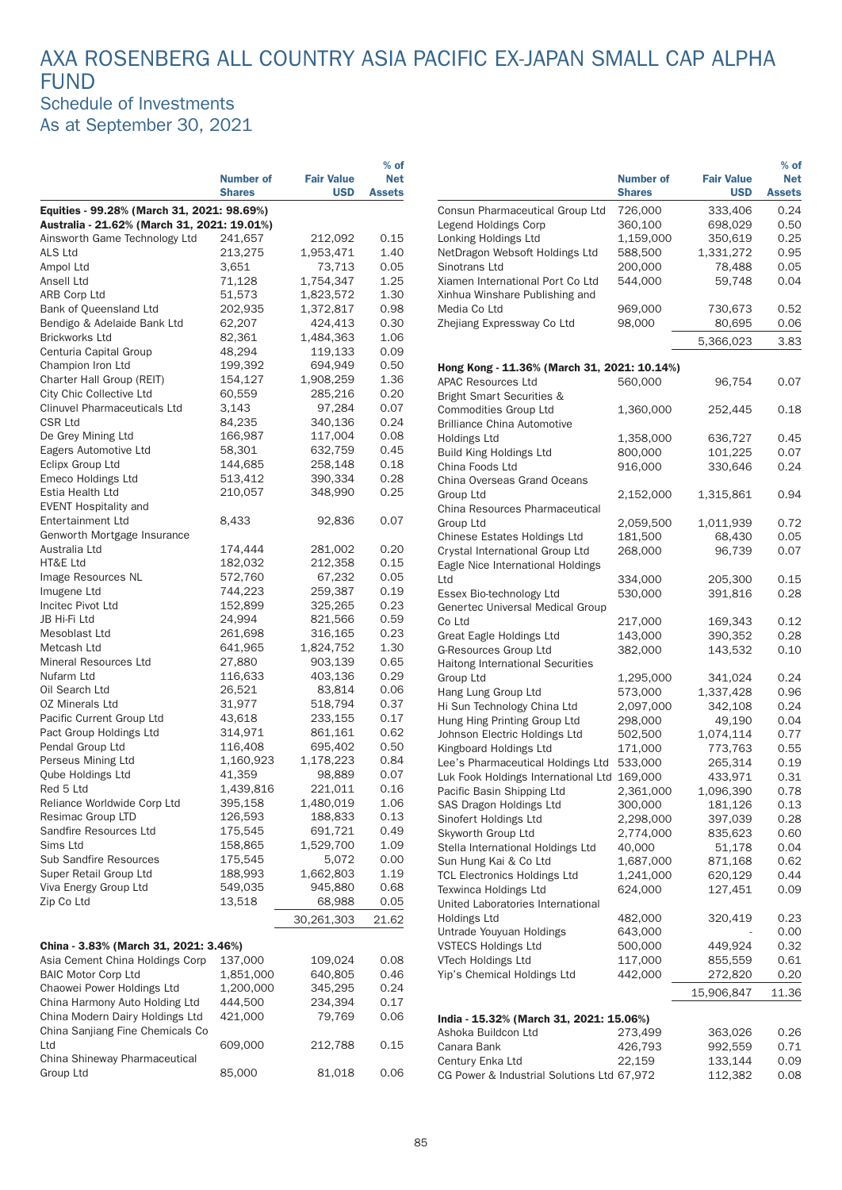# AXA ROSENBERG ALL COUNTRY ASIA PACIFIC EX-JAPAN SMALL CAP ALPHA FUND

## Schedule of Investments

## As at September 30, 2021

| | Number of Shares | Fair Value USD | % of Net Assets |
|---|---|---|---|
| **Equities - 99.28% (March 31, 2021: 98.69%)** | | | |
| **Australia - 21.62% (March 31, 2021: 19.01%)** | | | |
| Ainsworth Game Technology Ltd | 241,657 | 212,092 | 0.15 |
| ALS Ltd | 213,275 | 1,953,471 | 1.40 |
| Ampol Ltd | 3,651 | 73,713 | 0.05 |
| Ansell Ltd | 71,128 | 1,754,347 | 1.25 |
| ARB Corp Ltd | 51,573 | 1,823,572 | 1.30 |
| Bank of Queensland Ltd | 202,935 | 1,372,817 | 0.98 |
| Bendigo & Adelaide Bank Ltd | 62,207 | 424,413 | 0.30 |
| Brickworks Ltd | 82,361 | 1,484,363 | 1.06 |
| Centuria Capital Group | 48,294 | 119,133 | 0.09 |
| Champion Iron Ltd | 199,392 | 694,949 | 0.50 |
| Charter Hall Group (REIT) | 154,127 | 1,908,259 | 1.36 |
| City Chic Collective Ltd | 60,559 | 285,216 | 0.20 |
| Clinuvel Pharmaceuticals Ltd | 3,143 | 97,284 | 0.07 |
| CSR Ltd | 84,235 | 340,136 | 0.24 |
| De Grey Mining Ltd | 166,987 | 117,004 | 0.08 |
| Eagers Automotive Ltd | 58,301 | 632,759 | 0.45 |
| Eclipx Group Ltd | 144,685 | 258,148 | 0.18 |
| Emeco Holdings Ltd | 513,412 | 390,334 | 0.28 |
| Estia Health Ltd | 210,057 | 348,990 | 0.25 |
| EVENT Hospitality and Entertainment Ltd | 8,433 | 92,836 | 0.07 |
| Genworth Mortgage Insurance Australia Ltd | 174,444 | 281,002 | 0.20 |
| HT&E Ltd | 182,032 | 212,358 | 0.15 |
| Image Resources NL | 572,760 | 67,232 | 0.05 |
| Imugene Ltd | 744,223 | 259,387 | 0.19 |
| Incitec Pivot Ltd | 152,899 | 325,265 | 0.23 |
| JB Hi-Fi Ltd | 24,994 | 821,566 | 0.59 |
| Mesoblast Ltd | 261,698 | 316,165 | 0.23 |
| Metcash Ltd | 641,965 | 1,824,752 | 1.30 |
| Mineral Resources Ltd | 27,880 | 903,139 | 0.65 |
| Nufarm Ltd | 116,633 | 403,136 | 0.29 |
| Oil Search Ltd | 26,521 | 83,814 | 0.06 |
| OZ Minerals Ltd | 31,977 | 518,794 | 0.37 |
| Pacific Current Group Ltd | 43,618 | 233,155 | 0.17 |
| Pact Group Holdings Ltd | 314,971 | 861,161 | 0.62 |
| Pendal Group Ltd | 116,408 | 695,402 | 0.50 |
| Perseus Mining Ltd | 1,160,923 | 1,178,223 | 0.84 |
| Qube Holdings Ltd | 41,359 | 98,889 | 0.07 |
| Red 5 Ltd | 1,439,816 | 221,011 | 0.16 |
| Reliance Worldwide Corp Ltd | 395,158 | 1,480,019 | 1.06 |
| Resimac Group LTD | 126,593 | 188,833 | 0.13 |
| Sandfire Resources Ltd | 175,545 | 691,721 | 0.49 |
| Sims Ltd | 158,865 | 1,529,700 | 1.09 |
| Sub Sandfire Resources | 175,545 | 5,072 | 0.00 |
| Super Retail Group Ltd | 188,993 | 1,662,803 | 1.19 |
| Viva Energy Group Ltd | 549,035 | 945,880 | 0.68 |
| Zip Co Ltd | 13,518 | 68,988 | 0.05 |
| | | 30,261,303 | 21.62 |
| **China - 3.83% (March 31, 2021: 3.46%)** | | | |
| Asia Cement China Holdings Corp | 137,000 | 109,024 | 0.08 |
| BAIC Motor Corp Ltd | 1,851,000 | 640,805 | 0.46 |
| Chaowei Power Holdings Ltd | 1,200,000 | 345,295 | 0.24 |
| China Harmony Auto Holding Ltd | 444,500 | 234,394 | 0.17 |
| China Modern Dairy Holdings Ltd | 421,000 | 79,769 | 0.06 |
| China Sanjiang Fine Chemicals Co Ltd | 609,000 | 212,788 | 0.15 |
| China Shineway Pharmaceutical Group Ltd | 85,000 | 81,018 | 0.06 |
| Consun Pharmaceutical Group Ltd | 726,000 | 333,406 | 0.24 |
| Legend Holdings Corp | 360,100 | 698,029 | 0.50 |
| Lonking Holdings Ltd | 1,159,000 | 350,619 | 0.25 |
| NetDragon Websoft Holdings Ltd | 588,500 | 1,331,272 | 0.95 |
| Sinotrans Ltd | 200,000 | 78,488 | 0.05 |
| Xiamen International Port Co Ltd | 544,000 | 59,748 | 0.04 |
| Xinhua Winshare Publishing and Media Co Ltd | 969,000 | 730,673 | 0.52 |
| Zhejiang Expressway Co Ltd | 98,000 | 80,695 | 0.06 |
| | | 5,366,023 | 3.83 |
| **Hong Kong - 11.36% (March 31, 2021: 10.14%)** | | | |
| APAC Resources Ltd | 560,000 | 96,754 | 0.07 |
| Bright Smart Securities & Commodities Group Ltd | 1,360,000 | 252,445 | 0.18 |
| Brilliance China Automotive Holdings Ltd | 1,358,000 | 636,727 | 0.45 |
| Build King Holdings Ltd | 800,000 | 101,225 | 0.07 |
| China Foods Ltd | 916,000 | 330,646 | 0.24 |
| China Overseas Grand Oceans Group Ltd | 2,152,000 | 1,315,861 | 0.94 |
| China Resources Pharmaceutical Group Ltd | 2,059,500 | 1,011,939 | 0.72 |
| Chinese Estates Holdings Ltd | 181,500 | 68,430 | 0.05 |
| Crystal International Group Ltd | 268,000 | 96,739 | 0.07 |
| Eagle Nice International Holdings Ltd | 334,000 | 205,300 | 0.15 |
| Essex Bio-technology Ltd | 530,000 | 391,816 | 0.28 |
| Genertec Universal Medical Group Co Ltd | 217,000 | 169,343 | 0.12 |
| Great Eagle Holdings Ltd | 143,000 | 390,352 | 0.28 |
| G-Resources Group Ltd | 382,000 | 143,532 | 0.10 |
| Haitong International Securities Group Ltd | 1,295,000 | 341,024 | 0.24 |
| Hang Lung Group Ltd | 573,000 | 1,337,428 | 0.96 |
| Hi Sun Technology China Ltd | 2,097,000 | 342,108 | 0.24 |
| Hung Hing Printing Group Ltd | 298,000 | 49,190 | 0.04 |
| Johnson Electric Holdings Ltd | 502,500 | 1,074,114 | 0.77 |
| Kingboard Holdings Ltd | 171,000 | 773,763 | 0.55 |
| Lee's Pharmaceutical Holdings Ltd | 533,000 | 265,314 | 0.19 |
| Luk Fook Holdings International Ltd | 169,000 | 433,971 | 0.31 |
| Pacific Basin Shipping Ltd | 2,361,000 | 1,096,390 | 0.78 |
| SAS Dragon Holdings Ltd | 300,000 | 181,126 | 0.13 |
| Sinofert Holdings Ltd | 2,298,000 | 397,039 | 0.28 |
| Skyworth Group Ltd | 2,774,000 | 835,623 | 0.60 |
| Stella International Holdings Ltd | 40,000 | 51,178 | 0.04 |
| Sun Hung Kai & Co Ltd | 1,687,000 | 871,168 | 0.62 |
| TCL Electronics Holdings Ltd | 1,241,000 | 620,129 | 0.44 |
| Texwinca Holdings Ltd | 624,000 | 127,451 | 0.09 |
| United Laboratories International Holdings Ltd | 482,000 | 320,419 | 0.23 |
| Untrade Youyuan Holdings | 643,000 | - | 0.00 |
| VSTECS Holdings Ltd | 500,000 | 449,924 | 0.32 |
| VTech Holdings Ltd | 117,000 | 855,559 | 0.61 |
| Yip's Chemical Holdings Ltd | 442,000 | 272,820 | 0.20 |
| | | 15,906,847 | 11.36 |
| **India - 15.32% (March 31, 2021: 15.06%)** | | | |
| Ashoka Buildcon Ltd | 273,499 | 363,026 | 0.26 |
| Canara Bank | 426,793 | 992,559 | 0.71 |
| Century Enka Ltd | 22,159 | 133,144 | 0.09 |
| CG Power & Industrial Solutions Ltd | 67,972 | 112,382 | 0.08 |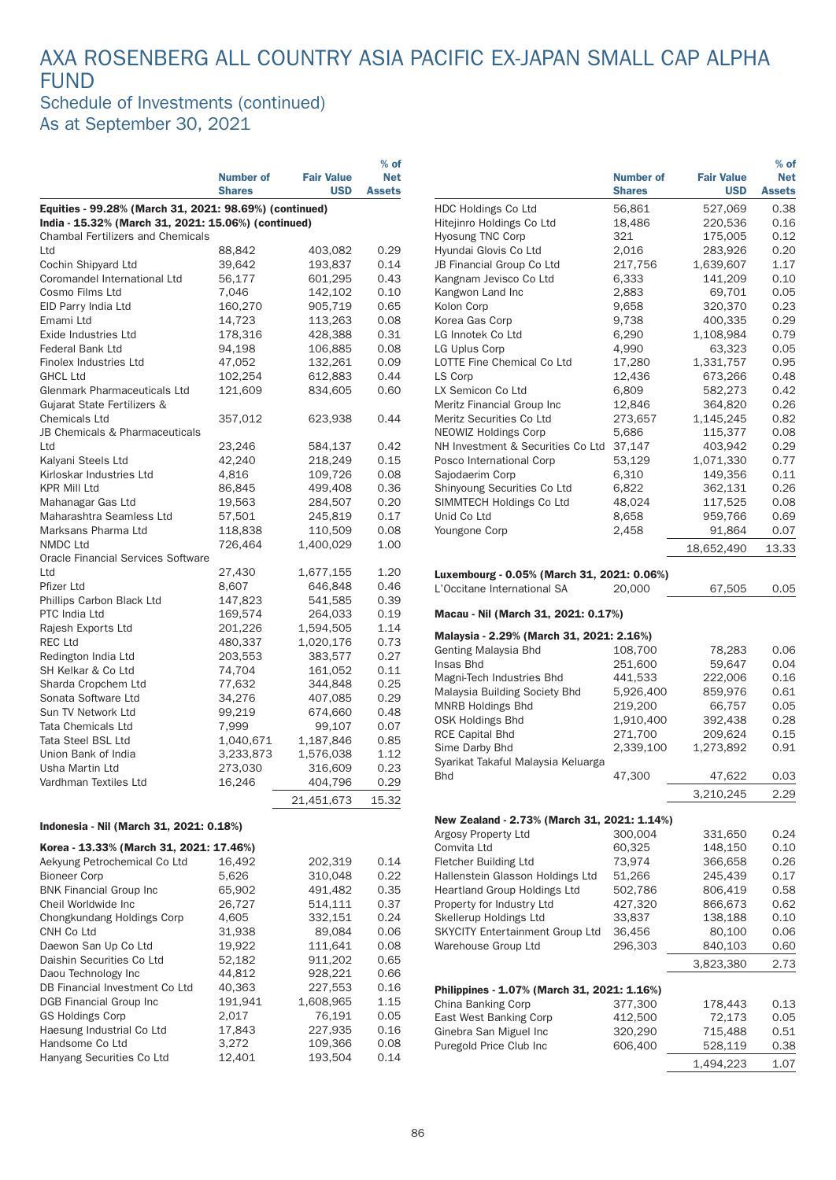# AXA ROSENBERG ALL COUNTRY ASIA PACIFIC EX-JAPAN SMALL CAP ALPHA FUND

## Schedule of Investments (continued)
## As at September 30, 2021

| | Number of Shares | Fair Value USD | % of Net Assets |
|---|---|---|---|
| **Equities - 99.28% (March 31, 2021: 98.69%) (continued)** | | | |
| **India - 15.32% (March 31, 2021: 15.06%) (continued)** | | | |
| Chambal Fertilizers and Chemicals Ltd | 88,842 | 403,082 | 0.29 |
| Cochin Shipyard Ltd | 39,642 | 193,837 | 0.14 |
| Coromandel International Ltd | 56,177 | 601,295 | 0.43 |
| Cosmo Films Ltd | 7,046 | 142,102 | 0.10 |
| EID Parry India Ltd | 160,270 | 905,719 | 0.65 |
| Emami Ltd | 14,723 | 113,263 | 0.08 |
| Exide Industries Ltd | 178,316 | 428,388 | 0.31 |
| Federal Bank Ltd | 94,198 | 106,885 | 0.08 |
| Finolex Industries Ltd | 47,052 | 132,261 | 0.09 |
| GHCL Ltd | 102,254 | 612,883 | 0.44 |
| Glenmark Pharmaceuticals Ltd | 121,609 | 834,605 | 0.60 |
| Gujarat State Fertilizers & Chemicals Ltd | 357,012 | 623,938 | 0.44 |
| JB Chemicals & Pharmaceuticals Ltd | 23,246 | 584,137 | 0.42 |
| Kalyani Steels Ltd | 42,240 | 218,249 | 0.15 |
| Kirloskar Industries Ltd | 4,816 | 109,726 | 0.08 |
| KPR Mill Ltd | 86,845 | 499,408 | 0.36 |
| Mahanagar Gas Ltd | 19,563 | 284,507 | 0.20 |
| Maharashtra Seamless Ltd | 57,501 | 245,819 | 0.17 |
| Marksans Pharma Ltd | 118,838 | 110,509 | 0.08 |
| NMDC Ltd | 726,464 | 1,400,029 | 1.00 |
| Oracle Financial Services Software Ltd | 27,430 | 1,677,155 | 1.20 |
| Pfizer Ltd | 8,607 | 646,848 | 0.46 |
| Phillips Carbon Black Ltd | 147,823 | 541,585 | 0.39 |
| PTC India Ltd | 169,574 | 264,033 | 0.19 |
| Rajesh Exports Ltd | 201,226 | 1,594,505 | 1.14 |
| REC Ltd | 480,337 | 1,020,176 | 0.73 |
| Redington India Ltd | 203,553 | 383,577 | 0.27 |
| SH Kelkar & Co Ltd | 74,704 | 161,052 | 0.11 |
| Sharda Cropchem Ltd | 77,632 | 344,848 | 0.25 |
| Sonata Software Ltd | 34,276 | 407,085 | 0.29 |
| Sun TV Network Ltd | 99,219 | 674,660 | 0.48 |
| Tata Chemicals Ltd | 7,999 | 99,107 | 0.07 |
| Tata Steel BSL Ltd | 1,040,671 | 1,187,846 | 0.85 |
| Union Bank of India | 3,233,873 | 1,576,038 | 1.12 |
| Usha Martin Ltd | 273,030 | 316,609 | 0.23 |
| Vardhman Textiles Ltd | 16,246 | 404,796 | 0.29 |
| | | 21,451,673 | 15.32 |
| **Indonesia - Nil (March 31, 2021: 0.18%)** | | | |
| **Korea - 13.33% (March 31, 2021: 17.46%)** | | | |
| Aekyung Petrochemical Co Ltd | 16,492 | 202,319 | 0.14 |
| Bioneer Corp | 5,626 | 310,048 | 0.22 |
| BNK Financial Group Inc | 65,902 | 491,482 | 0.35 |
| Cheil Worldwide Inc | 26,727 | 514,111 | 0.37 |
| Chongkundang Holdings Corp | 4,605 | 332,151 | 0.24 |
| CNH Co Ltd | 31,938 | 89,084 | 0.06 |
| Daewon San Up Co Ltd | 19,922 | 111,641 | 0.08 |
| Daishin Securities Co Ltd | 52,182 | 911,202 | 0.65 |
| Daou Technology Inc | 44,812 | 928,221 | 0.66 |
| DB Financial Investment Co Ltd | 40,363 | 227,553 | 0.16 |
| DGB Financial Group Inc | 191,941 | 1,608,965 | 1.15 |
| GS Holdings Corp | 2,017 | 76,191 | 0.05 |
| Haesung Industrial Co Ltd | 17,843 | 227,935 | 0.16 |
| Handsome Co Ltd | 3,272 | 109,366 | 0.08 |
| Hanyang Securities Co Ltd | 12,401 | 193,504 | 0.14 |
| HDC Holdings Co Ltd | 56,861 | 527,069 | 0.38 |
| Hitejinro Holdings Co Ltd | 18,486 | 220,536 | 0.16 |
| Hyosung TNC Corp | 321 | 175,005 | 0.12 |
| Hyundai Glovis Co Ltd | 2,016 | 283,926 | 0.20 |
| JB Financial Group Co Ltd | 217,756 | 1,639,607 | 1.17 |
| Kangnam Jevisco Co Ltd | 6,333 | 141,209 | 0.10 |
| Kangwon Land Inc | 2,883 | 69,701 | 0.05 |
| Kolon Corp | 9,658 | 320,370 | 0.23 |
| Korea Gas Corp | 9,738 | 400,335 | 0.29 |
| LG Innotek Co Ltd | 6,290 | 1,108,984 | 0.79 |
| LG Uplus Corp | 4,990 | 63,323 | 0.05 |
| LOTTE Fine Chemical Co Ltd | 17,280 | 1,331,757 | 0.95 |
| LS Corp | 12,436 | 673,266 | 0.48 |
| LX Semicon Co Ltd | 6,809 | 582,273 | 0.42 |
| Meritz Financial Group Inc | 12,846 | 364,820 | 0.26 |
| Meritz Securities Co Ltd | 273,657 | 1,145,245 | 0.82 |
| NEOWIZ Holdings Corp | 5,686 | 115,377 | 0.08 |
| NH Investment & Securities Co Ltd | 37,147 | 403,942 | 0.29 |
| Posco International Corp | 53,129 | 1,071,330 | 0.77 |
| Sajodaerim Corp | 6,310 | 149,356 | 0.11 |
| Shinyoung Securities Co Ltd | 6,822 | 362,131 | 0.26 |
| SIMMTECH Holdings Co Ltd | 48,024 | 117,525 | 0.08 |
| Unid Co Ltd | 8,658 | 959,766 | 0.69 |
| Youngone Corp | 2,458 | 91,864 | 0.07 |
| | | 18,652,490 | 13.33 |
| **Luxembourg - 0.05% (March 31, 2021: 0.06%)** | | | |
| L'Occitane International SA | 20,000 | 67,505 | 0.05 |
| **Macau - Nil (March 31, 2021: 0.17%)** | | | |
| **Malaysia - 2.29% (March 31, 2021: 2.16%)** | | | |
| Genting Malaysia Bhd | 108,700 | 78,283 | 0.06 |
| Insas Bhd | 251,600 | 59,647 | 0.04 |
| Magni-Tech Industries Bhd | 441,533 | 222,006 | 0.16 |
| Malaysia Building Society Bhd | 5,926,400 | 859,976 | 0.61 |
| MNRB Holdings Bhd | 219,200 | 66,757 | 0.05 |
| OSK Holdings Bhd | 1,910,400 | 392,438 | 0.28 |
| RCE Capital Bhd | 271,700 | 209,624 | 0.15 |
| Sime Darby Bhd | 2,339,100 | 1,273,892 | 0.91 |
| Syarikat Takaful Malaysia Keluarga Bhd | 47,300 | 47,622 | 0.03 |
| | | 3,210,245 | 2.29 |
| **New Zealand - 2.73% (March 31, 2021: 1.14%)** | | | |
| Argosy Property Ltd | 300,004 | 331,650 | 0.24 |
| Comvita Ltd | 60,325 | 148,150 | 0.10 |
| Fletcher Building Ltd | 73,974 | 366,658 | 0.26 |
| Hallenstein Glasson Holdings Ltd | 51,266 | 245,439 | 0.17 |
| Heartland Group Holdings Ltd | 502,786 | 806,419 | 0.58 |
| Property for Industry Ltd | 427,320 | 866,673 | 0.62 |
| Skellerup Holdings Ltd | 33,837 | 138,188 | 0.10 |
| SKYCITY Entertainment Group Ltd | 36,456 | 80,100 | 0.06 |
| Warehouse Group Ltd | 296,303 | 840,103 | 0.60 |
| | | 3,823,380 | 2.73 |
| **Philippines - 1.07% (March 31, 2021: 1.16%)** | | | |
| China Banking Corp | 377,300 | 178,443 | 0.13 |
| East West Banking Corp | 412,500 | 72,173 | 0.05 |
| Ginebra San Miguel Inc | 320,290 | 715,488 | 0.51 |
| Puregold Price Club Inc | 606,400 | 528,119 | 0.38 |
| | | 1,494,223 | 1.07 |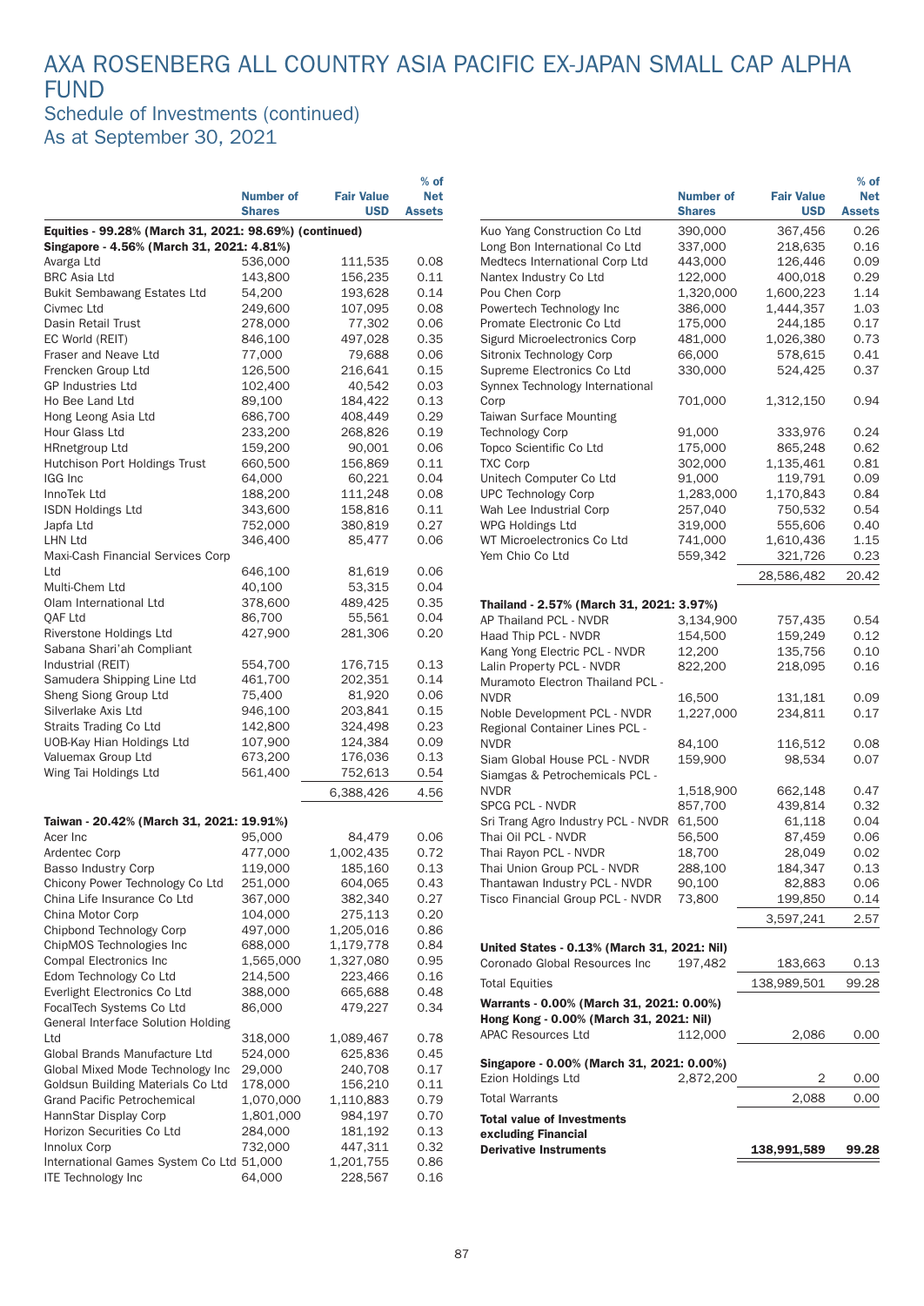# AXA ROSENBERG ALL COUNTRY ASIA PACIFIC EX-JAPAN SMALL CAP ALPHA FUND

## Schedule of Investments (continued)

## As at September 30, 2021

| | Number of Shares | Fair Value USD | % of Net Assets |
|---|---|---|---|
| **Equities - 99.28% (March 31, 2021: 98.69%) (continued)** | | | |
| **Singapore - 4.56% (March 31, 2021: 4.81%)** | | | |
| Avarga Ltd | 536,000 | 111,535 | 0.08 |
| BRC Asia Ltd | 143,800 | 156,235 | 0.11 |
| Bukit Sembawang Estates Ltd | 54,200 | 193,628 | 0.14 |
| Civmec Ltd | 249,600 | 107,095 | 0.08 |
| Dasin Retail Trust | 278,000 | 77,302 | 0.06 |
| EC World (REIT) | 846,100 | 497,028 | 0.35 |
| Fraser and Neave Ltd | 77,000 | 79,688 | 0.06 |
| Frencken Group Ltd | 126,500 | 216,641 | 0.15 |
| GP Industries Ltd | 102,400 | 40,542 | 0.03 |
| Ho Bee Land Ltd | 89,100 | 184,422 | 0.13 |
| Hong Leong Asia Ltd | 686,700 | 408,449 | 0.29 |
| Hour Glass Ltd | 233,200 | 268,826 | 0.19 |
| HRnetgroup Ltd | 159,200 | 90,001 | 0.06 |
| Hutchison Port Holdings Trust | 660,500 | 156,869 | 0.11 |
| IGG Inc | 64,000 | 60,221 | 0.04 |
| InnoTek Ltd | 188,200 | 111,248 | 0.08 |
| ISDN Holdings Ltd | 343,600 | 158,816 | 0.11 |
| Japfa Ltd | 752,000 | 380,819 | 0.27 |
| LHN Ltd | 346,400 | 85,477 | 0.06 |
| Maxi-Cash Financial Services Corp Ltd | 646,100 | 81,619 | 0.06 |
| Multi-Chem Ltd | 40,100 | 53,315 | 0.04 |
| Olam International Ltd | 378,600 | 489,425 | 0.35 |
| QAF Ltd | 86,700 | 55,561 | 0.04 |
| Riverstone Holdings Ltd | 427,900 | 281,306 | 0.20 |
| Sabana Shari'ah Compliant Industrial (REIT) | 554,700 | 176,715 | 0.13 |
| Samudera Shipping Line Ltd | 461,700 | 202,351 | 0.14 |
| Sheng Siong Group Ltd | 75,400 | 81,920 | 0.06 |
| Silverlake Axis Ltd | 946,100 | 203,841 | 0.15 |
| Straits Trading Co Ltd | 142,800 | 324,498 | 0.23 |
| UOB-Kay Hian Holdings Ltd | 107,900 | 124,384 | 0.09 |
| Valuemax Group Ltd | 673,200 | 176,036 | 0.13 |
| Wing Tai Holdings Ltd | 561,400 | 752,613 | 0.54 |
| | | 6,388,426 | 4.56 |
| **Taiwan - 20.42% (March 31, 2021: 19.91%)** | | | |
| Acer Inc | 95,000 | 84,479 | 0.06 |
| Ardentec Corp | 477,000 | 1,002,435 | 0.72 |
| Basso Industry Corp | 119,000 | 185,160 | 0.13 |
| Chicony Power Technology Co Ltd | 251,000 | 604,065 | 0.43 |
| China Life Insurance Co Ltd | 367,000 | 382,340 | 0.27 |
| China Motor Corp | 104,000 | 275,113 | 0.20 |
| Chipbond Technology Corp | 497,000 | 1,205,016 | 0.86 |
| ChipMOS Technologies Inc | 688,000 | 1,179,778 | 0.84 |
| Compal Electronics Inc | 1,565,000 | 1,327,080 | 0.95 |
| Edom Technology Co Ltd | 214,500 | 223,466 | 0.16 |
| Everlight Electronics Co Ltd | 388,000 | 665,688 | 0.48 |
| FocalTech Systems Co Ltd | 86,000 | 479,227 | 0.34 |
| General Interface Solution Holding Ltd | 318,000 | 1,089,467 | 0.78 |
| Global Brands Manufacture Ltd | 524,000 | 625,836 | 0.45 |
| Global Mixed Mode Technology Inc | 29,000 | 240,708 | 0.17 |
| Goldsun Building Materials Co Ltd | 178,000 | 156,210 | 0.11 |
| Grand Pacific Petrochemical | 1,070,000 | 1,110,883 | 0.79 |
| HannStar Display Corp | 1,801,000 | 984,197 | 0.70 |
| Horizon Securities Co Ltd | 284,000 | 181,192 | 0.13 |
| Innolux Corp | 732,000 | 447,311 | 0.32 |
| International Games System Co Ltd | 51,000 | 1,201,755 | 0.86 |
| ITE Technology Inc | 64,000 | 228,567 | 0.16 |
| Kuo Yang Construction Co Ltd | 390,000 | 367,456 | 0.26 |
| Long Bon International Co Ltd | 337,000 | 218,635 | 0.16 |
| Medtecs International Corp Ltd | 443,000 | 126,446 | 0.09 |
| Nantex Industry Co Ltd | 122,000 | 400,018 | 0.29 |
| Pou Chen Corp | 1,320,000 | 1,600,223 | 1.14 |
| Powertech Technology Inc | 386,000 | 1,444,357 | 1.03 |
| Promate Electronic Co Ltd | 175,000 | 244,185 | 0.17 |
| Sigurd Microelectronics Corp | 481,000 | 1,026,380 | 0.73 |
| Sitronix Technology Corp | 66,000 | 578,615 | 0.41 |
| Supreme Electronics Co Ltd | 330,000 | 524,425 | 0.37 |
| Synnex Technology International Corp | 701,000 | 1,312,150 | 0.94 |
| Taiwan Surface Mounting Technology Corp | 91,000 | 333,976 | 0.24 |
| Topco Scientific Co Ltd | 175,000 | 865,248 | 0.62 |
| TXC Corp | 302,000 | 1,135,461 | 0.81 |
| Unitech Computer Co Ltd | 91,000 | 119,791 | 0.09 |
| UPC Technology Corp | 1,283,000 | 1,170,843 | 0.84 |
| Wah Lee Industrial Corp | 257,040 | 750,532 | 0.54 |
| WPG Holdings Ltd | 319,000 | 555,606 | 0.40 |
| WT Microelectronics Co Ltd | 741,000 | 1,610,436 | 1.15 |
| Yem Chio Co Ltd | 559,342 | 321,726 | 0.23 |
| | | 28,586,482 | 20.42 |
| **Thailand - 2.57% (March 31, 2021: 3.97%)** | | | |
| AP Thailand PCL - NVDR | 3,134,900 | 757,435 | 0.54 |
| Haad Thip PCL - NVDR | 154,500 | 159,249 | 0.12 |
| Kang Yong Electric PCL - NVDR | 12,200 | 135,756 | 0.10 |
| Lalin Property PCL - NVDR | 822,200 | 218,095 | 0.16 |
| Muramoto Electron Thailand PCL - NVDR | 16,500 | 131,181 | 0.09 |
| Noble Development PCL - NVDR | 1,227,000 | 234,811 | 0.17 |
| Regional Container Lines PCL - NVDR | 84,100 | 116,512 | 0.08 |
| Siam Global House PCL - NVDR | 159,900 | 98,534 | 0.07 |
| Siamgas & Petrochemicals PCL - NVDR | 1,518,900 | 662,148 | 0.47 |
| SPCG PCL - NVDR | 857,700 | 439,814 | 0.32 |
| Sri Trang Agro Industry PCL - NVDR | 61,500 | 61,118 | 0.04 |
| Thai Oil PCL - NVDR | 56,500 | 87,459 | 0.06 |
| Thai Rayon PCL - NVDR | 18,700 | 28,049 | 0.02 |
| Thai Union Group PCL - NVDR | 288,100 | 184,347 | 0.13 |
| Thantawan Industry PCL - NVDR | 90,100 | 82,883 | 0.06 |
| Tisco Financial Group PCL - NVDR | 73,800 | 199,850 | 0.14 |
| | | 3,597,241 | 2.57 |
| **United States - 0.13% (March 31, 2021: Nil)** | | | |
| Coronado Global Resources Inc | 197,482 | 183,663 | 0.13 |
| Total Equities | | 138,989,501 | 99.28 |
| **Warrants - 0.00% (March 31, 2021: 0.00%)** | | | |
| **Hong Kong - 0.00% (March 31, 2021: Nil)** | | | |
| APAC Resources Ltd | 112,000 | 2,086 | 0.00 |
| **Singapore - 0.00% (March 31, 2021: 0.00%)** | | | |
| Ezion Holdings Ltd | 2,872,200 | 2 | 0.00 |
| Total Warrants | | 2,088 | 0.00 |
| **Total value of Investments excluding Financial Derivative Instruments** | | **138,991,589** | **99.28** |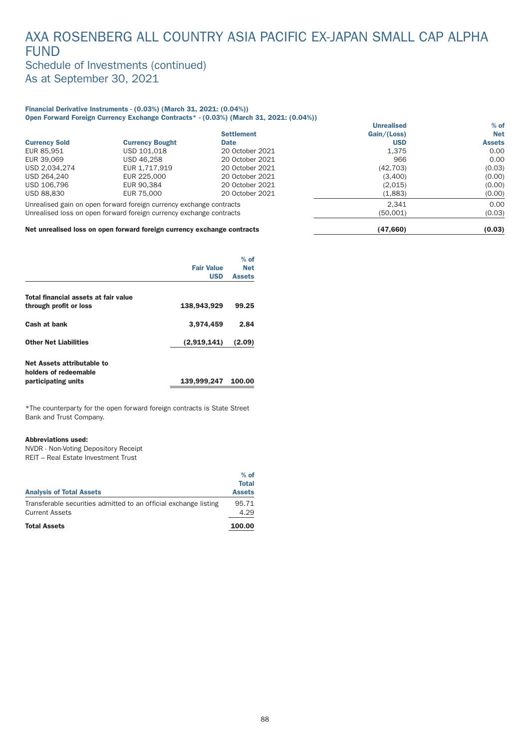# AXA ROSENBERG ALL COUNTRY ASIA PACIFIC EX-JAPAN SMALL CAP ALPHA FUND

## Schedule of Investments (continued)

## As at September 30, 2021

**Financial Derivative Instruments - (0.03%) (March 31, 2021: (0.04%))**

**Open Forward Foreign Currency Exchange Contracts* - (0.03%) (March 31, 2021: (0.04%))**

| Currency Sold | Currency Bought | Settlement Date | Unrealised Gain/(Loss) USD | % of Net Assets |
|---|---|---|---|---|
| EUR 85,951 | USD 101,018 | 20 October 2021 | 1,375 | 0.00 |
| EUR 39,069 | USD 46,258 | 20 October 2021 | 966 | 0.00 |
| USD 2,034,274 | EUR 1,717,919 | 20 October 2021 | (42,703) | (0.03) |
| USD 264,240 | EUR 225,000 | 20 October 2021 | (3,400) | (0.00) |
| USD 106,796 | EUR 90,384 | 20 October 2021 | (2,015) | (0.00) |
| USD 88,830 | EUR 75,000 | 20 October 2021 | (1,883) | (0.00) |
| Unrealised gain on open forward foreign currency exchange contracts | | | 2,341 | 0.00 |
| Unrealised loss on open forward foreign currency exchange contracts | | | (50,001) | (0.03) |
| **Net unrealised loss on open forward foreign currency exchange contracts** | | | **(47,660)** | **(0.03)** |

| | Fair Value USD | % of Net Assets |
|---|---|---|
| **Total financial assets at fair value through profit or loss** | **138,943,929** | **99.25** |
| **Cash at bank** | **3,974,459** | **2.84** |
| **Other Net Liabilities** | **(2,919,141)** | **(2.09)** |
| **Net Assets attributable to holders of redeemable participating units** | **139,999,247** | **100.00** |

*The counterparty for the open forward foreign contracts is State Street Bank and Trust Company.

**Abbreviations used:**

NVDR - Non-Voting Depository Receipt

REIT – Real Estate Investment Trust

| Analysis of Total Assets | % of Total Assets |
|---|---|
| Transferable securities admitted to an official exchange listing | 95.71 |
| Current Assets | 4.29 |
| **Total Assets** | **100.00** |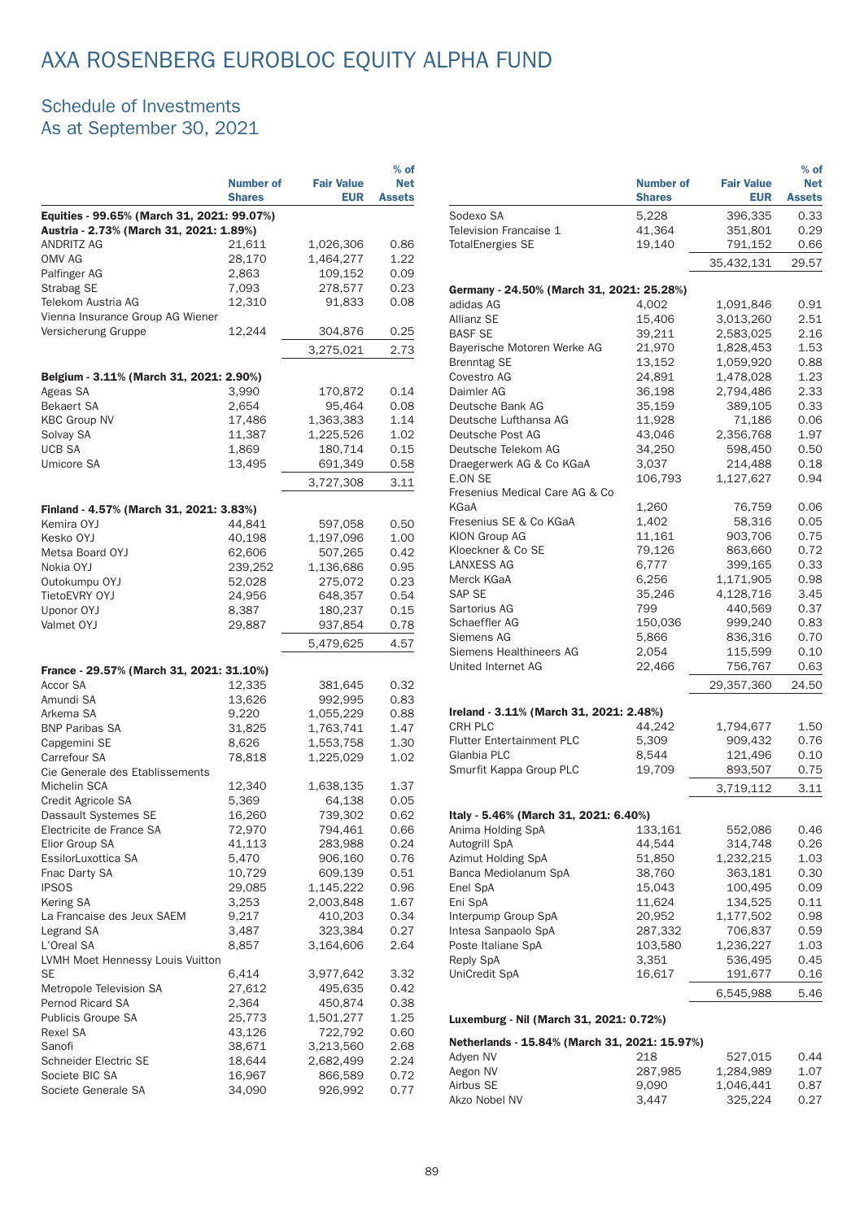# AXA ROSENBERG EUROBLOC EQUITY ALPHA FUND

## Schedule of Investments
## As at September 30, 2021

| | Number of Shares | Fair Value EUR | % of Net Assets |
|---|---|---|---|
| **Equities - 99.65% (March 31, 2021: 99.07%)** | | | |
| **Austria - 2.73% (March 31, 2021: 1.89%)** | | | |
| ANDRITZ AG | 21,611 | 1,026,306 | 0.86 |
| OMV AG | 28,170 | 1,464,277 | 1.22 |
| Palfinger AG | 2,863 | 109,152 | 0.09 |
| Strabag SE | 7,093 | 278,577 | 0.23 |
| Telekom Austria AG | 12,310 | 91,833 | 0.08 |
| Vienna Insurance Group AG Wiener Versicherung Gruppe | 12,244 | 304,876 | 0.25 |
| | | 3,275,021 | 2.73 |
| **Belgium - 3.11% (March 31, 2021: 2.90%)** | | | |
| Ageas SA | 3,990 | 170,872 | 0.14 |
| Bekaert SA | 2,654 | 95,464 | 0.08 |
| KBC Group NV | 17,486 | 1,363,383 | 1.14 |
| Solvay SA | 11,387 | 1,225,526 | 1.02 |
| UCB SA | 1,869 | 180,714 | 0.15 |
| Umicore SA | 13,495 | 691,349 | 0.58 |
| | | 3,727,308 | 3.11 |
| **Finland - 4.57% (March 31, 2021: 3.83%)** | | | |
| Kemira OYJ | 44,841 | 597,058 | 0.50 |
| Kesko OYJ | 40,198 | 1,197,096 | 1.00 |
| Metsa Board OYJ | 62,606 | 507,265 | 0.42 |
| Nokia OYJ | 239,252 | 1,136,686 | 0.95 |
| Outokumpu OYJ | 52,028 | 275,072 | 0.23 |
| TietoEVRY OYJ | 24,956 | 648,357 | 0.54 |
| Uponor OYJ | 8,387 | 180,237 | 0.15 |
| Valmet OYJ | 29,887 | 937,854 | 0.78 |
| | | 5,479,625 | 4.57 |
| **France - 29.57% (March 31, 2021: 31.10%)** | | | |
| Accor SA | 12,335 | 381,645 | 0.32 |
| Amundi SA | 13,626 | 992,995 | 0.83 |
| Arkema SA | 9,220 | 1,055,229 | 0.88 |
| BNP Paribas SA | 31,825 | 1,763,741 | 1.47 |
| Capgemini SE | 8,626 | 1,553,758 | 1.30 |
| Carrefour SA | 78,818 | 1,225,029 | 1.02 |
| Cie Generale des Etablissements Michelin SCA | 12,340 | 1,638,135 | 1.37 |
| Credit Agricole SA | 5,369 | 64,138 | 0.05 |
| Dassault Systemes SE | 16,260 | 739,302 | 0.62 |
| Electricite de France SA | 72,970 | 794,461 | 0.66 |
| Elior Group SA | 41,113 | 283,988 | 0.24 |
| EssilorLuxottica SA | 5,470 | 906,160 | 0.76 |
| Fnac Darty SA | 10,729 | 609,139 | 0.51 |
| IPSOS | 29,085 | 1,145,222 | 0.96 |
| Kering SA | 3,253 | 2,003,848 | 1.67 |
| La Francaise des Jeux SAEM | 9,217 | 410,203 | 0.34 |
| Legrand SA | 3,487 | 323,384 | 0.27 |
| L'Oreal SA | 8,857 | 3,164,606 | 2.64 |
| LVMH Moet Hennessy Louis Vuitton SE | 6,414 | 3,977,642 | 3.32 |
| Metropole Television SA | 27,612 | 495,635 | 0.42 |
| Pernod Ricard SA | 2,364 | 450,874 | 0.38 |
| Publicis Groupe SA | 25,773 | 1,501,277 | 1.25 |
| Rexel SA | 43,126 | 722,792 | 0.60 |
| Sanofi | 38,671 | 3,213,560 | 2.68 |
| Schneider Electric SE | 18,644 | 2,682,499 | 2.24 |
| Societe BIC SA | 16,967 | 866,589 | 0.72 |
| Societe Generale SA | 34,090 | 926,992 | 0.77 |
| Sodexo SA | 5,228 | 396,335 | 0.33 |
| Television Francaise 1 | 41,364 | 351,801 | 0.29 |
| TotalEnergies SE | 19,140 | 791,152 | 0.66 |
| | | 35,432,131 | 29.57 |
| **Germany - 24.50% (March 31, 2021: 25.28%)** | | | |
| adidas AG | 4,002 | 1,091,846 | 0.91 |
| Allianz SE | 15,406 | 3,013,260 | 2.51 |
| BASF SE | 39,211 | 2,583,025 | 2.16 |
| Bayerische Motoren Werke AG | 21,970 | 1,828,453 | 1.53 |
| Brenntag SE | 13,152 | 1,059,920 | 0.88 |
| Covestro AG | 24,891 | 1,478,028 | 1.23 |
| Daimler AG | 36,198 | 2,794,486 | 2.33 |
| Deutsche Bank AG | 35,159 | 389,105 | 0.33 |
| Deutsche Lufthansa AG | 11,928 | 71,186 | 0.06 |
| Deutsche Post AG | 43,046 | 2,356,768 | 1.97 |
| Deutsche Telekom AG | 34,250 | 598,450 | 0.50 |
| Draegerwerk AG & Co KGaA | 3,037 | 214,488 | 0.18 |
| E.ON SE | 106,793 | 1,127,627 | 0.94 |
| Fresenius Medical Care AG & Co KGaA | 1,260 | 76,759 | 0.06 |
| Fresenius SE & Co KGaA | 1,402 | 58,316 | 0.05 |
| KION Group AG | 11,161 | 903,706 | 0.75 |
| Kloeckner & Co SE | 79,126 | 863,660 | 0.72 |
| LANXESS AG | 6,777 | 399,165 | 0.33 |
| Merck KGaA | 6,256 | 1,171,905 | 0.98 |
| SAP SE | 35,246 | 4,128,716 | 3.45 |
| Sartorius AG | 799 | 440,569 | 0.37 |
| Schaeffler AG | 150,036 | 999,240 | 0.83 |
| Siemens AG | 5,866 | 836,316 | 0.70 |
| Siemens Healthineers AG | 2,054 | 115,599 | 0.10 |
| United Internet AG | 22,466 | 756,767 | 0.63 |
| | | 29,357,360 | 24.50 |
| **Ireland - 3.11% (March 31, 2021: 2.48%)** | | | |
| CRH PLC | 44,242 | 1,794,677 | 1.50 |
| Flutter Entertainment PLC | 5,309 | 909,432 | 0.76 |
| Glanbia PLC | 8,544 | 121,496 | 0.10 |
| Smurfit Kappa Group PLC | 19,709 | 893,507 | 0.75 |
| | | 3,719,112 | 3.11 |
| **Italy - 5.46% (March 31, 2021: 6.40%)** | | | |
| Anima Holding SpA | 133,161 | 552,086 | 0.46 |
| Autogrill SpA | 44,544 | 314,748 | 0.26 |
| Azimut Holding SpA | 51,850 | 1,232,215 | 1.03 |
| Banca Mediolanum SpA | 38,760 | 363,181 | 0.30 |
| Enel SpA | 15,043 | 100,495 | 0.09 |
| Eni SpA | 11,624 | 134,525 | 0.11 |
| Interpump Group SpA | 20,952 | 1,177,502 | 0.98 |
| Intesa Sanpaolo SpA | 287,332 | 706,837 | 0.59 |
| Poste Italiane SpA | 103,580 | 1,236,227 | 1.03 |
| Reply SpA | 3,351 | 536,495 | 0.45 |
| UniCredit SpA | 16,617 | 191,677 | 0.16 |
| | | 6,545,988 | 5.46 |
| **Luxemburg - Nil (March 31, 2021: 0.72%)** | | | |
| **Netherlands - 15.84% (March 31, 2021: 15.97%)** | | | |
| Adyen NV | 218 | 527,015 | 0.44 |
| Aegon NV | 287,985 | 1,284,989 | 1.07 |
| Airbus SE | 9,090 | 1,046,441 | 0.87 |
| Akzo Nobel NV | 3,447 | 325,224 | 0.27 |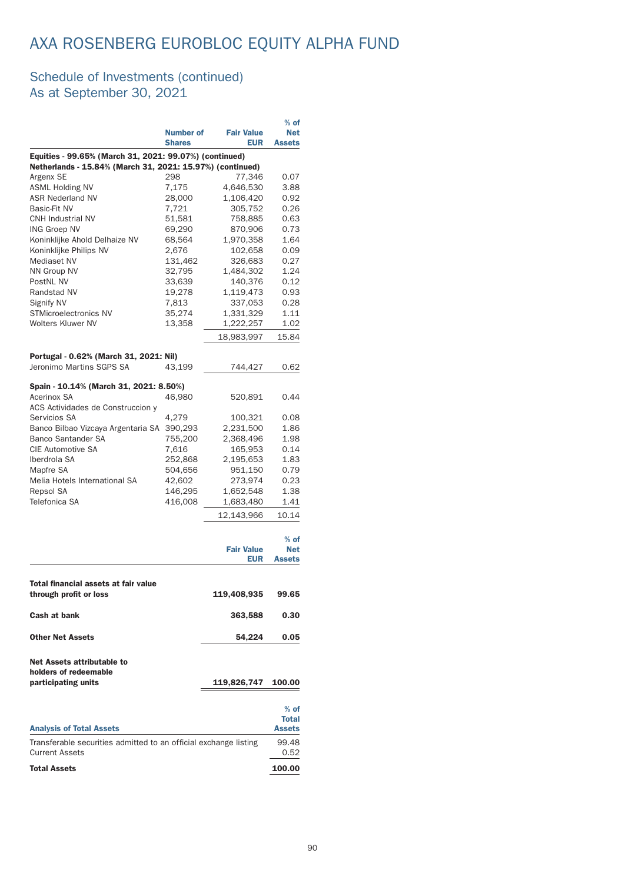# AXA ROSENBERG EUROBLOC EQUITY ALPHA FUND

## Schedule of Investments (continued)
## As at September 30, 2021

| | Number of Shares | Fair Value EUR | % of Net Assets |
|---|---|---|---|
| **Equities - 99.65% (March 31, 2021: 99.07%) (continued)** | | | |
| **Netherlands - 15.84% (March 31, 2021: 15.97%) (continued)** | | | |
| Argenx SE | 298 | 77,346 | 0.07 |
| ASML Holding NV | 7,175 | 4,646,530 | 3.88 |
| ASR Nederland NV | 28,000 | 1,106,420 | 0.92 |
| Basic-Fit NV | 7,721 | 305,752 | 0.26 |
| CNH Industrial NV | 51,581 | 758,885 | 0.63 |
| ING Groep NV | 69,290 | 870,906 | 0.73 |
| Koninklijke Ahold Delhaize NV | 68,564 | 1,970,358 | 1.64 |
| Koninklijke Philips NV | 2,676 | 102,658 | 0.09 |
| Mediaset NV | 131,462 | 326,683 | 0.27 |
| NN Group NV | 32,795 | 1,484,302 | 1.24 |
| PostNL NV | 33,639 | 140,376 | 0.12 |
| Randstad NV | 19,278 | 1,119,473 | 0.93 |
| Signify NV | 7,813 | 337,053 | 0.28 |
| STMicroelectronics NV | 35,274 | 1,331,329 | 1.11 |
| Wolters Kluwer NV | 13,358 | 1,222,257 | 1.02 |
| | | 18,983,997 | 15.84 |
| **Portugal - 0.62% (March 31, 2021: Nil)** | | | |
| Jeronimo Martins SGPS SA | 43,199 | 744,427 | 0.62 |
| **Spain - 10.14% (March 31, 2021: 8.50%)** | | | |
| Acerinox SA | 46,980 | 520,891 | 0.44 |
| ACS Actividades de Construccion y Servicios SA | 4,279 | 100,321 | 0.08 |
| Banco Bilbao Vizcaya Argentaria SA | 390,293 | 2,231,500 | 1.86 |
| Banco Santander SA | 755,200 | 2,368,496 | 1.98 |
| CIE Automotive SA | 7,616 | 165,953 | 0.14 |
| Iberdrola SA | 252,868 | 2,195,653 | 1.83 |
| Mapfre SA | 504,656 | 951,150 | 0.79 |
| Melia Hotels International SA | 42,602 | 273,974 | 0.23 |
| Repsol SA | 146,295 | 1,652,548 | 1.38 |
| Telefonica SA | 416,008 | 1,683,480 | 1.41 |
| | | 12,143,966 | 10.14 |

| | Fair Value EUR | % of Net Assets |
|---|---|---|
| **Total financial assets at fair value through profit or loss** | **119,408,935** | **99.65** |
| **Cash at bank** | **363,588** | **0.30** |
| **Other Net Assets** | **54,224** | **0.05** |
| **Net Assets attributable to holders of redeemable participating units** | **119,826,747** | **100.00** |

| Analysis of Total Assets | % of Total Assets |
|---|---|
| Transferable securities admitted to an official exchange listing | 99.48 |
| Current Assets | 0.52 |
| **Total Assets** | **100.00** |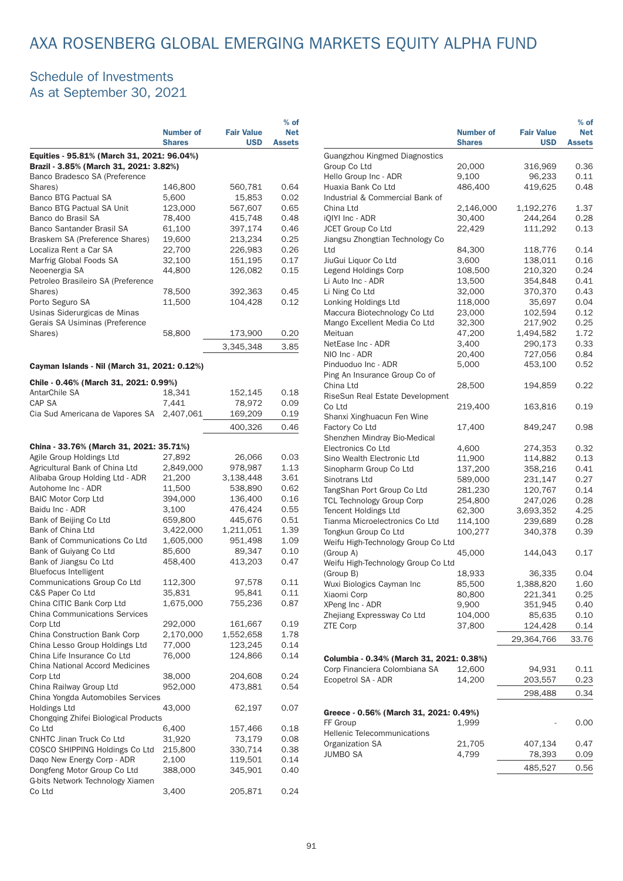# AXA ROSENBERG GLOBAL EMERGING MARKETS EQUITY ALPHA FUND

## Schedule of Investments
## As at September 30, 2021

| | Number of Shares | Fair Value USD | % of Net Assets |
|---|---|---|---|
| **Equities - 95.81% (March 31, 2021: 96.04%)** | | | |
| **Brazil - 3.85% (March 31, 2021: 3.82%)** | | | |
| Banco Bradesco SA (Preference Shares) | 146,800 | 560,781 | 0.64 |
| Banco BTG Pactual SA | 5,600 | 15,853 | 0.02 |
| Banco BTG Pactual SA Unit | 123,000 | 567,607 | 0.65 |
| Banco do Brasil SA | 78,400 | 415,748 | 0.48 |
| Banco Santander Brasil SA | 61,100 | 397,174 | 0.46 |
| Braskem SA (Preference Shares) | 19,600 | 213,234 | 0.25 |
| Localiza Rent a Car SA | 22,700 | 226,983 | 0.26 |
| Marfrig Global Foods SA | 32,100 | 151,195 | 0.17 |
| Neoenergia SA | 44,800 | 126,082 | 0.15 |
| Petroleo Brasileiro SA (Preference Shares) | 78,500 | 392,363 | 0.45 |
| Porto Seguro SA | 11,500 | 104,428 | 0.12 |
| Usinas Siderurgicas de Minas Gerais SA Usiminas (Preference Shares) | 58,800 | 173,900 | 0.20 |
| | | 3,345,348 | 3.85 |
| **Cayman Islands - Nil (March 31, 2021: 0.12%)** | | | |
| **Chile - 0.46% (March 31, 2021: 0.99%)** | | | |
| AntarChile SA | 18,341 | 152,145 | 0.18 |
| CAP SA | 7,441 | 78,972 | 0.09 |
| Cia Sud Americana de Vapores SA | 2,407,061 | 169,209 | 0.19 |
| | | 400,326 | 0.46 |
| **China - 33.76% (March 31, 2021: 35.71%)** | | | |
| Agile Group Holdings Ltd | 27,892 | 26,066 | 0.03 |
| Agricultural Bank of China Ltd | 2,849,000 | 978,987 | 1.13 |
| Alibaba Group Holding Ltd - ADR | 21,200 | 3,138,448 | 3.61 |
| Autohome Inc - ADR | 11,500 | 538,890 | 0.62 |
| BAIC Motor Corp Ltd | 394,000 | 136,400 | 0.16 |
| Baidu Inc - ADR | 3,100 | 476,424 | 0.55 |
| Bank of Beijing Co Ltd | 659,800 | 445,676 | 0.51 |
| Bank of China Ltd | 3,422,000 | 1,211,051 | 1.39 |
| Bank of Communications Co Ltd | 1,605,000 | 951,498 | 1.09 |
| Bank of Guiyang Co Ltd | 85,600 | 89,347 | 0.10 |
| Bank of Jiangsu Co Ltd | 458,400 | 413,203 | 0.47 |
| Bluefocus Intelligent Communications Group Co Ltd | 112,300 | 97,578 | 0.11 |
| C&S Paper Co Ltd | 35,831 | 95,841 | 0.11 |
| China CITIC Bank Corp Ltd | 1,675,000 | 755,236 | 0.87 |
| China Communications Services Corp Ltd | 292,000 | 161,667 | 0.19 |
| China Construction Bank Corp | 2,170,000 | 1,552,658 | 1.78 |
| China Lesso Group Holdings Ltd | 77,000 | 123,245 | 0.14 |
| China Life Insurance Co Ltd | 76,000 | 124,866 | 0.14 |
| China National Accord Medicines Corp Ltd | 38,000 | 204,608 | 0.24 |
| China Railway Group Ltd | 952,000 | 473,881 | 0.54 |
| China Yongda Automobiles Services Holdings Ltd | 43,000 | 62,197 | 0.07 |
| Chongqing Zhifei Biological Products Co Ltd | 6,400 | 157,466 | 0.18 |
| CNHTC Jinan Truck Co Ltd | 31,920 | 73,179 | 0.08 |
| COSCO SHIPPING Holdings Co Ltd | 215,800 | 330,714 | 0.38 |
| Daqo New Energy Corp - ADR | 2,100 | 119,501 | 0.14 |
| Dongfeng Motor Group Co Ltd | 388,000 | 345,901 | 0.40 |
| G-bits Network Technology Xiamen Co Ltd | 3,400 | 205,871 | 0.24 |
| Guangzhou Kingmed Diagnostics Group Co Ltd | 20,000 | 316,969 | 0.36 |
| Hello Group Inc - ADR | 9,100 | 96,233 | 0.11 |
| Huaxia Bank Co Ltd | 486,400 | 419,625 | 0.48 |
| Industrial & Commercial Bank of China Ltd | 2,146,000 | 1,192,276 | 1.37 |
| iQIYI Inc - ADR | 30,400 | 244,264 | 0.28 |
| JCET Group Co Ltd | 22,429 | 111,292 | 0.13 |
| Jiangsu Zhongtian Technology Co Ltd | 84,300 | 118,776 | 0.14 |
| JiuGui Liquor Co Ltd | 3,600 | 138,011 | 0.16 |
| Legend Holdings Corp | 108,500 | 210,320 | 0.24 |
| Li Auto Inc - ADR | 13,500 | 354,848 | 0.41 |
| Li Ning Co Ltd | 32,000 | 370,370 | 0.43 |
| Lonking Holdings Ltd | 118,000 | 35,697 | 0.04 |
| Maccura Biotechnology Co Ltd | 23,000 | 102,594 | 0.12 |
| Mango Excellent Media Co Ltd | 32,300 | 217,902 | 0.25 |
| Meituan | 47,200 | 1,494,582 | 1.72 |
| NetEase Inc - ADR | 3,400 | 290,173 | 0.33 |
| NIO Inc - ADR | 20,400 | 727,056 | 0.84 |
| Pinduoduo Inc - ADR | 5,000 | 453,100 | 0.52 |
| Ping An Insurance Group Co of China Ltd | 28,500 | 194,859 | 0.22 |
| RiseSun Real Estate Development Co Ltd | 219,400 | 163,816 | 0.19 |
| Shanxi Xinghuacun Fen Wine Factory Co Ltd | 17,400 | 849,247 | 0.98 |
| Shenzhen Mindray Bio-Medical Electronics Co Ltd | 4,600 | 274,353 | 0.32 |
| Sino Wealth Electronic Ltd | 11,900 | 114,882 | 0.13 |
| Sinopharm Group Co Ltd | 137,200 | 358,216 | 0.41 |
| Sinotrans Ltd | 589,000 | 231,147 | 0.27 |
| TangShan Port Group Co Ltd | 281,230 | 120,767 | 0.14 |
| TCL Technology Group Corp | 254,800 | 247,026 | 0.28 |
| Tencent Holdings Ltd | 62,300 | 3,693,352 | 4.25 |
| Tianma Microelectronics Co Ltd | 114,100 | 239,689 | 0.28 |
| Tongkun Group Co Ltd | 100,277 | 340,378 | 0.39 |
| Weifu High-Technology Group Co Ltd (Group A) | 45,000 | 144,043 | 0.17 |
| Weifu High-Technology Group Co Ltd (Group B) | 18,933 | 36,335 | 0.04 |
| Wuxi Biologics Cayman Inc | 85,500 | 1,388,820 | 1.60 |
| Xiaomi Corp | 80,800 | 221,341 | 0.25 |
| XPeng Inc - ADR | 9,900 | 351,945 | 0.40 |
| Zhejiang Expressway Co Ltd | 104,000 | 85,635 | 0.10 |
| ZTE Corp | 37,800 | 124,428 | 0.14 |
| | | 29,364,766 | 33.76 |
| **Columbia - 0.34% (March 31, 2021: 0.38%)** | | | |
| Corp Financiera Colombiana SA | 12,600 | 94,931 | 0.11 |
| Ecopetrol SA - ADR | 14,200 | 203,557 | 0.23 |
| | | 298,488 | 0.34 |
| **Greece - 0.56% (March 31, 2021: 0.49%)** | | | |
| FF Group | 1,999 | - | 0.00 |
| Hellenic Telecommunications Organization SA | 21,705 | 407,134 | 0.47 |
| JUMBO SA | 4,799 | 78,393 | 0.09 |
| | | 485,527 | 0.56 |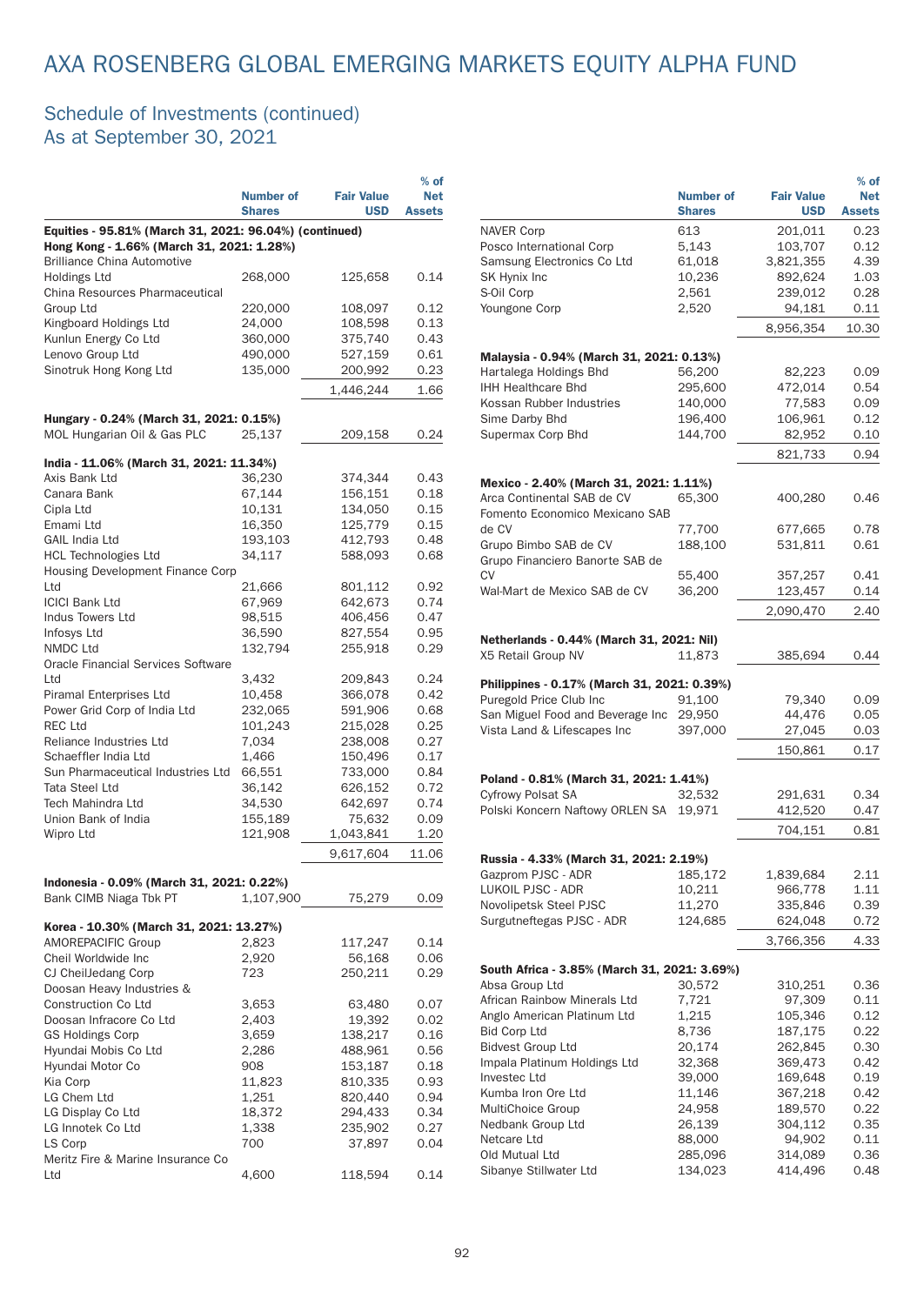# AXA ROSENBERG GLOBAL EMERGING MARKETS EQUITY ALPHA FUND

## Schedule of Investments (continued)
## As at September 30, 2021

| | Number of Shares | Fair Value USD | % of Net Assets |
|---|---|---|---|
| **Equities - 95.81% (March 31, 2021: 96.04%) (continued)** | | | |
| **Hong Kong - 1.66% (March 31, 2021: 1.28%)** | | | |
| Brilliance China Automotive Holdings Ltd | 268,000 | 125,658 | 0.14 |
| China Resources Pharmaceutical Group Ltd | 220,000 | 108,097 | 0.12 |
| Kingboard Holdings Ltd | 24,000 | 108,598 | 0.13 |
| Kunlun Energy Co Ltd | 360,000 | 375,740 | 0.43 |
| Lenovo Group Ltd | 490,000 | 527,159 | 0.61 |
| Sinotruk Hong Kong Ltd | 135,000 | 200,992 | 0.23 |
| | | 1,446,244 | 1.66 |
| **Hungary - 0.24% (March 31, 2021: 0.15%)** | | | |
| MOL Hungarian Oil & Gas PLC | 25,137 | 209,158 | 0.24 |
| **India - 11.06% (March 31, 2021: 11.34%)** | | | |
| Axis Bank Ltd | 36,230 | 374,344 | 0.43 |
| Canara Bank | 67,144 | 156,151 | 0.18 |
| Cipla Ltd | 10,131 | 134,050 | 0.15 |
| Emami Ltd | 16,350 | 125,779 | 0.15 |
| GAIL India Ltd | 193,103 | 412,793 | 0.48 |
| HCL Technologies Ltd | 34,117 | 588,093 | 0.68 |
| Housing Development Finance Corp Ltd | 21,666 | 801,112 | 0.92 |
| ICICI Bank Ltd | 67,969 | 642,673 | 0.74 |
| Indus Towers Ltd | 98,515 | 406,456 | 0.47 |
| Infosys Ltd | 36,590 | 827,554 | 0.95 |
| NMDC Ltd | 132,794 | 255,918 | 0.29 |
| Oracle Financial Services Software Ltd | 3,432 | 209,843 | 0.24 |
| Piramal Enterprises Ltd | 10,458 | 366,078 | 0.42 |
| Power Grid Corp of India Ltd | 232,065 | 591,906 | 0.68 |
| REC Ltd | 101,243 | 215,028 | 0.25 |
| Reliance Industries Ltd | 7,034 | 238,008 | 0.27 |
| Schaeffler India Ltd | 1,466 | 150,496 | 0.17 |
| Sun Pharmaceutical Industries Ltd | 66,551 | 733,000 | 0.84 |
| Tata Steel Ltd | 36,142 | 626,152 | 0.72 |
| Tech Mahindra Ltd | 34,530 | 642,697 | 0.74 |
| Union Bank of India | 155,189 | 75,632 | 0.09 |
| Wipro Ltd | 121,908 | 1,043,841 | 1.20 |
| | | 9,617,604 | 11.06 |
| **Indonesia - 0.09% (March 31, 2021: 0.22%)** | | | |
| Bank CIMB Niaga Tbk PT | 1,107,900 | 75,279 | 0.09 |
| **Korea - 10.30% (March 31, 2021: 13.27%)** | | | |
| AMOREPACIFIC Group | 2,823 | 117,247 | 0.14 |
| Cheil Worldwide Inc | 2,920 | 56,168 | 0.06 |
| CJ CheilJedang Corp | 723 | 250,211 | 0.29 |
| Doosan Heavy Industries & Construction Co Ltd | 3,653 | 63,480 | 0.07 |
| Doosan Infracore Co Ltd | 2,403 | 19,392 | 0.02 |
| GS Holdings Corp | 3,659 | 138,217 | 0.16 |
| Hyundai Mobis Co Ltd | 2,286 | 488,961 | 0.56 |
| Hyundai Motor Co | 908 | 153,187 | 0.18 |
| Kia Corp | 11,823 | 810,335 | 0.93 |
| LG Chem Ltd | 1,251 | 820,440 | 0.94 |
| LG Display Co Ltd | 18,372 | 294,433 | 0.34 |
| LG Innotek Co Ltd | 1,338 | 235,902 | 0.27 |
| LS Corp | 700 | 37,897 | 0.04 |
| Meritz Fire & Marine Insurance Co Ltd | 4,600 | 118,594 | 0.14 |
| NAVER Corp | 613 | 201,011 | 0.23 |
| Posco International Corp | 5,143 | 103,707 | 0.12 |
| Samsung Electronics Co Ltd | 61,018 | 3,821,355 | 4.39 |
| SK Hynix Inc | 10,236 | 892,624 | 1.03 |
| S-Oil Corp | 2,561 | 239,012 | 0.28 |
| Youngone Corp | 2,520 | 94,181 | 0.11 |
| | | 8,956,354 | 10.30 |
| **Malaysia - 0.94% (March 31, 2021: 0.13%)** | | | |
| Hartalega Holdings Bhd | 56,200 | 82,223 | 0.09 |
| IHH Healthcare Bhd | 295,600 | 472,014 | 0.54 |
| Kossan Rubber Industries | 140,000 | 77,583 | 0.09 |
| Sime Darby Bhd | 196,400 | 106,961 | 0.12 |
| Supermax Corp Bhd | 144,700 | 82,952 | 0.10 |
| | | 821,733 | 0.94 |
| **Mexico - 2.40% (March 31, 2021: 1.11%)** | | | |
| Arca Continental SAB de CV | 65,300 | 400,280 | 0.46 |
| Fomento Economico Mexicano SAB de CV | 77,700 | 677,665 | 0.78 |
| Grupo Bimbo SAB de CV | 188,100 | 531,811 | 0.61 |
| Grupo Financiero Banorte SAB de CV | 55,400 | 357,257 | 0.41 |
| Wal-Mart de Mexico SAB de CV | 36,200 | 123,457 | 0.14 |
| | | 2,090,470 | 2.40 |
| **Netherlands - 0.44% (March 31, 2021: Nil)** | | | |
| X5 Retail Group NV | 11,873 | 385,694 | 0.44 |
| **Philippines - 0.17% (March 31, 2021: 0.39%)** | | | |
| Puregold Price Club Inc | 91,100 | 79,340 | 0.09 |
| San Miguel Food and Beverage Inc | 29,950 | 44,476 | 0.05 |
| Vista Land & Lifescapes Inc | 397,000 | 27,045 | 0.03 |
| | | 150,861 | 0.17 |
| **Poland - 0.81% (March 31, 2021: 1.41%)** | | | |
| Cyfrowy Polsat SA | 32,532 | 291,631 | 0.34 |
| Polski Koncern Naftowy ORLEN SA | 19,971 | 412,520 | 0.47 |
| | | 704,151 | 0.81 |
| **Russia - 4.33% (March 31, 2021: 2.19%)** | | | |
| Gazprom PJSC - ADR | 185,172 | 1,839,684 | 2.11 |
| LUKOIL PJSC - ADR | 10,211 | 966,778 | 1.11 |
| Novolipetsk Steel PJSC | 11,270 | 335,846 | 0.39 |
| Surgutneftegas PJSC - ADR | 124,685 | 624,048 | 0.72 |
| | | 3,766,356 | 4.33 |
| **South Africa - 3.85% (March 31, 2021: 3.69%)** | | | |
| Absa Group Ltd | 30,572 | 310,251 | 0.36 |
| African Rainbow Minerals Ltd | 7,721 | 97,309 | 0.11 |
| Anglo American Platinum Ltd | 1,215 | 105,346 | 0.12 |
| Bid Corp Ltd | 8,736 | 187,175 | 0.22 |
| Bidvest Group Ltd | 20,174 | 262,845 | 0.30 |
| Impala Platinum Holdings Ltd | 32,368 | 369,473 | 0.42 |
| Investec Ltd | 39,000 | 169,648 | 0.19 |
| Kumba Iron Ore Ltd | 11,146 | 367,218 | 0.42 |
| MultiChoice Group | 24,958 | 189,570 | 0.22 |
| Nedbank Group Ltd | 26,139 | 304,112 | 0.35 |
| Netcare Ltd | 88,000 | 94,902 | 0.11 |
| Old Mutual Ltd | 285,096 | 314,089 | 0.36 |
| Sibanye Stillwater Ltd | 134,023 | 414,496 | 0.48 |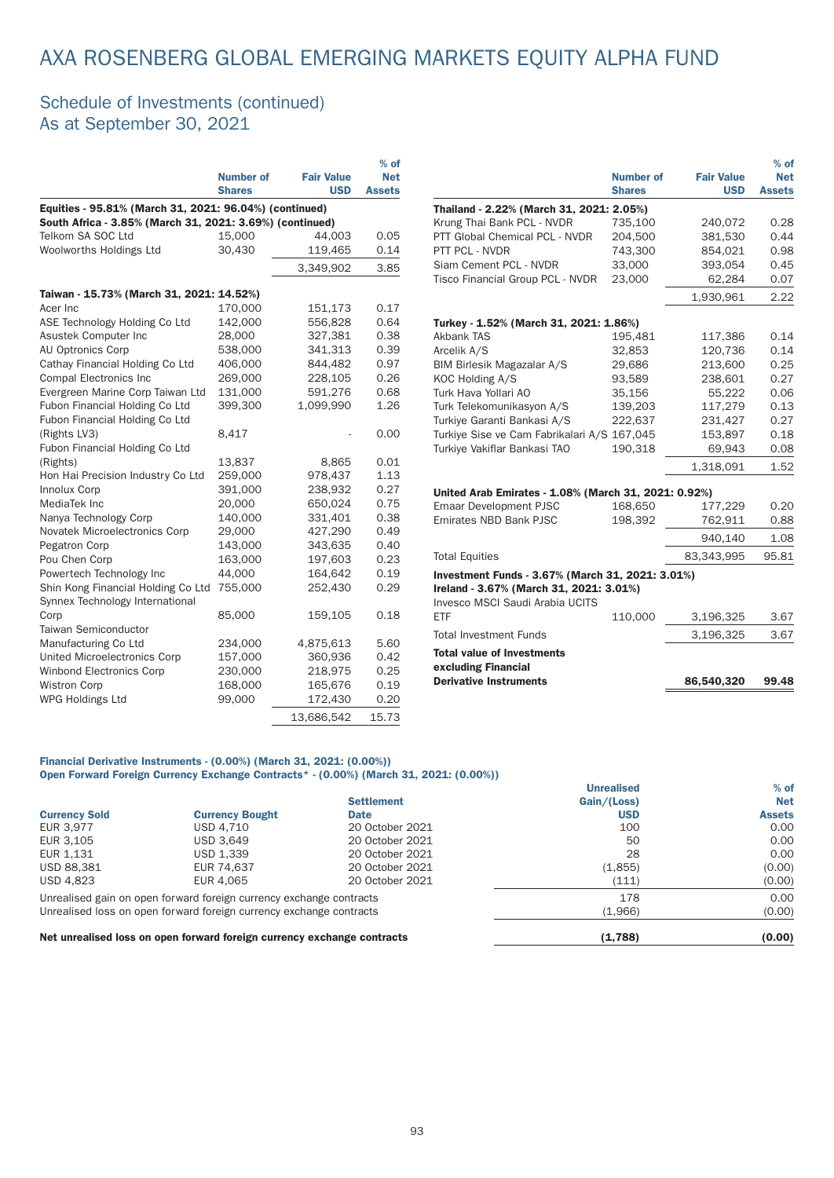# AXA ROSENBERG GLOBAL EMERGING MARKETS EQUITY ALPHA FUND

## Schedule of Investments (continued)
## As at September 30, 2021

| | Number of Shares | Fair Value USD | % of Net Assets |
|---|---|---|---|
| **Equities - 95.81% (March 31, 2021: 96.04%) (continued)** | | | |
| **South Africa - 3.85% (March 31, 2021: 3.69%) (continued)** | | | |
| Telkom SA SOC Ltd | 15,000 | 44,003 | 0.05 |
| Woolworths Holdings Ltd | 30,430 | 119,465 | 0.14 |
| | | 3,349,902 | 3.85 |
| **Taiwan - 15.73% (March 31, 2021: 14.52%)** | | | |
| Acer Inc | 170,000 | 151,173 | 0.17 |
| ASE Technology Holding Co Ltd | 142,000 | 556,828 | 0.64 |
| Asustek Computer Inc | 28,000 | 327,381 | 0.38 |
| AU Optronics Corp | 538,000 | 341,313 | 0.39 |
| Cathay Financial Holding Co Ltd | 406,000 | 844,482 | 0.97 |
| Compal Electronics Inc | 269,000 | 228,105 | 0.26 |
| Evergreen Marine Corp Taiwan Ltd | 131,000 | 591,276 | 0.68 |
| Fubon Financial Holding Co Ltd | 399,300 | 1,099,990 | 1.26 |
| Fubon Financial Holding Co Ltd (Rights LV3) | 8,417 | - | 0.00 |
| Fubon Financial Holding Co Ltd (Rights) | 13,837 | 8,865 | 0.01 |
| Hon Hai Precision Industry Co Ltd | 259,000 | 978,437 | 1.13 |
| Innolux Corp | 391,000 | 238,932 | 0.27 |
| MediaTek Inc | 20,000 | 650,024 | 0.75 |
| Nanya Technology Corp | 140,000 | 331,401 | 0.38 |
| Novatek Microelectronics Corp | 29,000 | 427,290 | 0.49 |
| Pegatron Corp | 143,000 | 343,635 | 0.40 |
| Pou Chen Corp | 163,000 | 197,603 | 0.23 |
| Powertech Technology Inc | 44,000 | 164,642 | 0.19 |
| Shin Kong Financial Holding Co Ltd | 755,000 | 252,430 | 0.29 |
| Synnex Technology International Corp | 85,000 | 159,105 | 0.18 |
| Taiwan Semiconductor Manufacturing Co Ltd | 234,000 | 4,875,613 | 5.60 |
| United Microelectronics Corp | 157,000 | 360,936 | 0.42 |
| Winbond Electronics Corp | 230,000 | 218,975 | 0.25 |
| Wistron Corp | 168,000 | 165,676 | 0.19 |
| WPG Holdings Ltd | 99,000 | 172,430 | 0.20 |
| | | 13,686,542 | 15.73 |
| **Thailand - 2.22% (March 31, 2021: 2.05%)** | | | |
| Krung Thai Bank PCL - NVDR | 735,100 | 240,072 | 0.28 |
| PTT Global Chemical PCL - NVDR | 204,500 | 381,530 | 0.44 |
| PTT PCL - NVDR | 743,300 | 854,021 | 0.98 |
| Siam Cement PCL - NVDR | 33,000 | 393,054 | 0.45 |
| Tisco Financial Group PCL - NVDR | 23,000 | 62,284 | 0.07 |
| | | 1,930,961 | 2.22 |
| **Turkey - 1.52% (March 31, 2021: 1.86%)** | | | |
| Akbank TAS | 195,481 | 117,386 | 0.14 |
| Arcelik A/S | 32,853 | 120,736 | 0.14 |
| BIM Birlesik Magazalar A/S | 29,686 | 213,600 | 0.25 |
| KOC Holding A/S | 93,589 | 238,601 | 0.27 |
| Turk Hava Yollari AO | 35,156 | 55,222 | 0.06 |
| Turk Telekomunikasyon A/S | 139,203 | 117,279 | 0.13 |
| Turkiye Garanti Bankasi A/S | 222,637 | 231,427 | 0.27 |
| Turkiye Sise ve Cam Fabrikalari A/S | 167,045 | 153,897 | 0.18 |
| Turkiye Vakiflar Bankasi TAO | 190,318 | 69,943 | 0.08 |
| | | 1,318,091 | 1.52 |
| **United Arab Emirates - 1.08% (March 31, 2021: 0.92%)** | | | |
| Emaar Development PJSC | 168,650 | 177,229 | 0.20 |
| Emirates NBD Bank PJSC | 198,392 | 762,911 | 0.88 |
| | | 940,140 | 1.08 |
| Total Equities | | 83,343,995 | 95.81 |
| **Investment Funds - 3.67% (March 31, 2021: 3.01%)** | | | |
| **Ireland - 3.67% (March 31, 2021: 3.01%)** | | | |
| Invesco MSCI Saudi Arabia UCITS ETF | 110,000 | 3,196,325 | 3.67 |
| Total Investment Funds | | 3,196,325 | 3.67 |
| **Total value of Investments excluding Financial Derivative Instruments** | | **86,540,320** | **99.48** |

**Financial Derivative Instruments - (0.00%) (March 31, 2021: (0.00%))**
**Open Forward Foreign Currency Exchange Contracts* - (0.00%) (March 31, 2021: (0.00%))**

| Currency Sold | Currency Bought | Settlement Date | Unrealised Gain/(Loss) USD | % of Net Assets |
|---|---|---|---|---|
| EUR 3,977 | USD 4,710 | 20 October 2021 | 100 | 0.00 |
| EUR 3,105 | USD 3,649 | 20 October 2021 | 50 | 0.00 |
| EUR 1,131 | USD 1,339 | 20 October 2021 | 28 | 0.00 |
| USD 88,381 | EUR 74,637 | 20 October 2021 | (1,855) | (0.00) |
| USD 4,823 | EUR 4,065 | 20 October 2021 | (111) | (0.00) |
| Unrealised gain on open forward foreign currency exchange contracts | | | 178 | 0.00 |
| Unrealised loss on open forward foreign currency exchange contracts | | | (1,966) | (0.00) |
| **Net unrealised loss on open forward foreign currency exchange contracts** | | | **(1,788)** | **(0.00)** |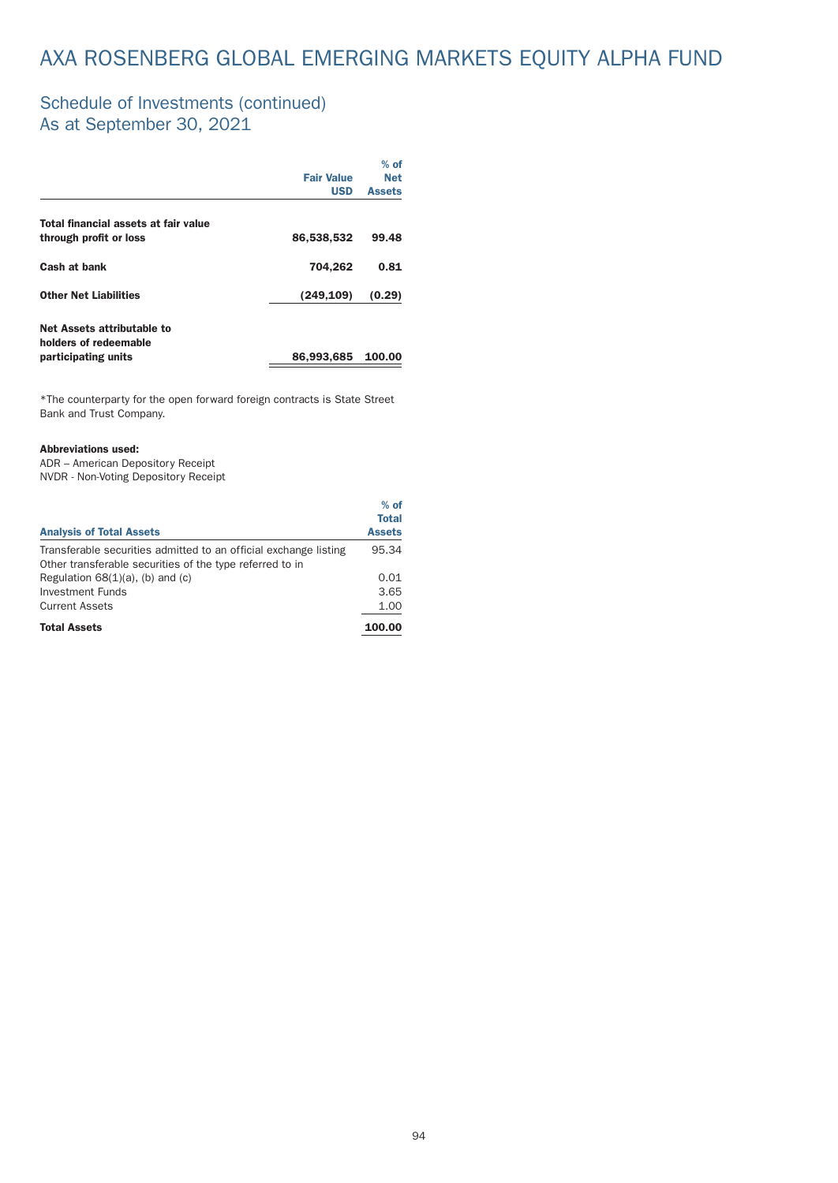# AXA ROSENBERG GLOBAL EMERGING MARKETS EQUITY ALPHA FUND

## Schedule of Investments (continued)
## As at September 30, 2021

| | Fair Value USD | % of Net Assets |
|---|---|---|
| **Total financial assets at fair value through profit or loss** | **86,538,532** | **99.48** |
| **Cash at bank** | **704,262** | **0.81** |
| **Other Net Liabilities** | **(249,109)** | **(0.29)** |
| **Net Assets attributable to holders of redeemable participating units** | **86,993,685** | **100.00** |

*The counterparty for the open forward foreign contracts is State Street Bank and Trust Company.

**Abbreviations used:**
ADR – American Depository Receipt
NVDR - Non-Voting Depository Receipt

| **Analysis of Total Assets** | % of Total Assets |
|---|---|
| Transferable securities admitted to an official exchange listing | 95.34 |
| Other transferable securities of the type referred to in Regulation 68(1)(a), (b) and (c) | 0.01 |
| Investment Funds | 3.65 |
| Current Assets | 1.00 |
| **Total Assets** | **100.00** |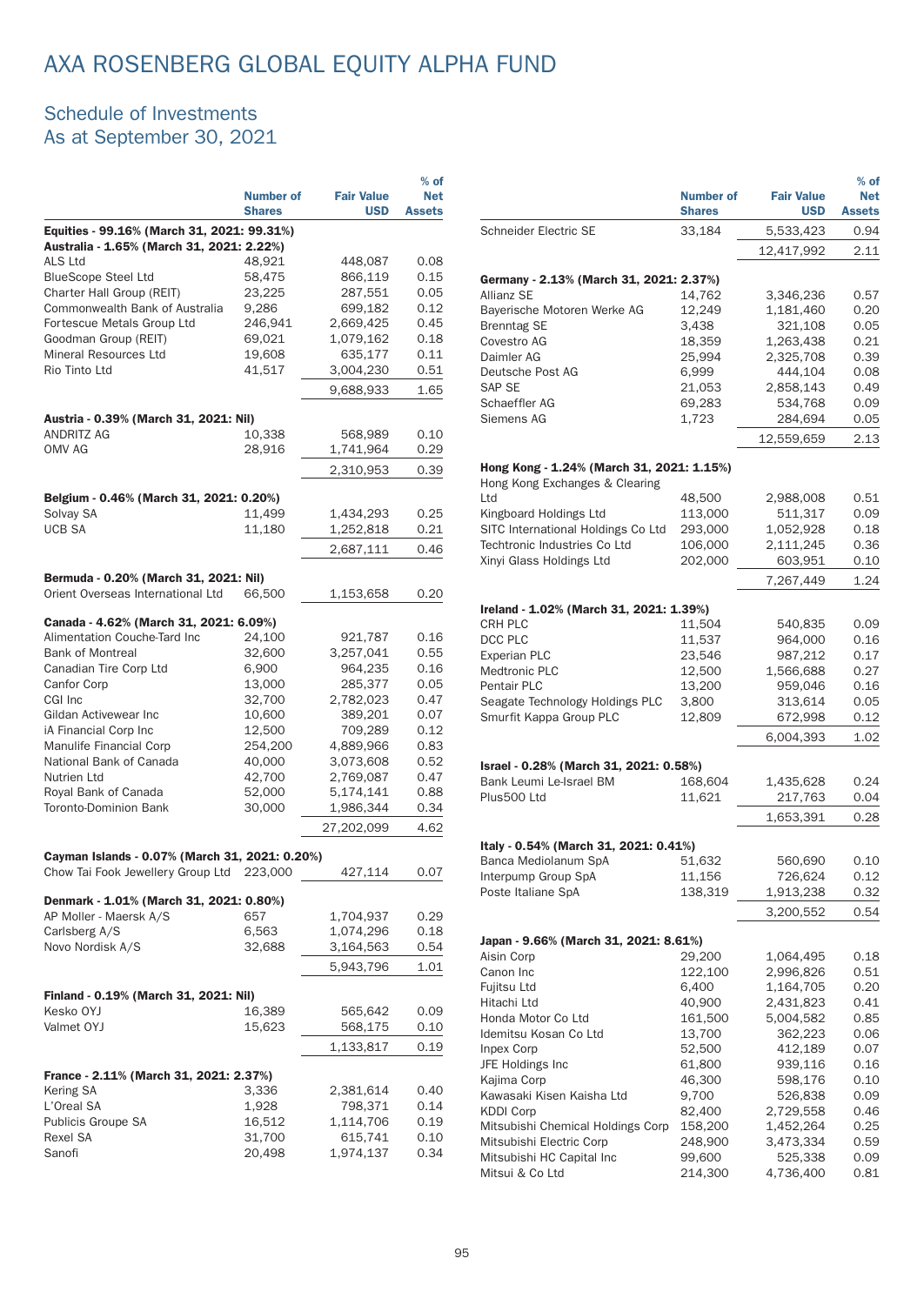# AXA ROSENBERG GLOBAL EQUITY ALPHA FUND

## Schedule of Investments
## As at September 30, 2021

| | Number of Shares | Fair Value USD | % of Net Assets |
|---|---|---|---|
| **Equities - 99.16% (March 31, 2021: 99.31%)** | | | |
| **Australia - 1.65% (March 31, 2021: 2.22%)** | | | |
| ALS Ltd | 48,921 | 448,087 | 0.08 |
| BlueScope Steel Ltd | 58,475 | 866,119 | 0.15 |
| Charter Hall Group (REIT) | 23,225 | 287,551 | 0.05 |
| Commonwealth Bank of Australia | 9,286 | 699,182 | 0.12 |
| Fortescue Metals Group Ltd | 246,941 | 2,669,425 | 0.45 |
| Goodman Group (REIT) | 69,021 | 1,079,162 | 0.18 |
| Mineral Resources Ltd | 19,608 | 635,177 | 0.11 |
| Rio Tinto Ltd | 41,517 | 3,004,230 | 0.51 |
| | | 9,688,933 | 1.65 |
| **Austria - 0.39% (March 31, 2021: Nil)** | | | |
| ANDRITZ AG | 10,338 | 568,989 | 0.10 |
| OMV AG | 28,916 | 1,741,964 | 0.29 |
| | | 2,310,953 | 0.39 |
| **Belgium - 0.46% (March 31, 2021: 0.20%)** | | | |
| Solvay SA | 11,499 | 1,434,293 | 0.25 |
| UCB SA | 11,180 | 1,252,818 | 0.21 |
| | | 2,687,111 | 0.46 |
| **Bermuda - 0.20% (March 31, 2021: Nil)** | | | |
| Orient Overseas International Ltd | 66,500 | 1,153,658 | 0.20 |
| **Canada - 4.62% (March 31, 2021: 6.09%)** | | | |
| Alimentation Couche-Tard Inc | 24,100 | 921,787 | 0.16 |
| Bank of Montreal | 32,600 | 3,257,041 | 0.55 |
| Canadian Tire Corp Ltd | 6,900 | 964,235 | 0.16 |
| Canfor Corp | 13,000 | 285,377 | 0.05 |
| CGI Inc | 32,700 | 2,782,023 | 0.47 |
| Gildan Activewear Inc | 10,600 | 389,201 | 0.07 |
| iA Financial Corp Inc | 12,500 | 709,289 | 0.12 |
| Manulife Financial Corp | 254,200 | 4,889,966 | 0.83 |
| National Bank of Canada | 40,000 | 3,073,608 | 0.52 |
| Nutrien Ltd | 42,700 | 2,769,087 | 0.47 |
| Royal Bank of Canada | 52,000 | 5,174,141 | 0.88 |
| Toronto-Dominion Bank | 30,000 | 1,986,344 | 0.34 |
| | | 27,202,099 | 4.62 |
| **Cayman Islands - 0.07% (March 31, 2021: 0.20%)** | | | |
| Chow Tai Fook Jewellery Group Ltd | 223,000 | 427,114 | 0.07 |
| **Denmark - 1.01% (March 31, 2021: 0.80%)** | | | |
| AP Moller - Maersk A/S | 657 | 1,704,937 | 0.29 |
| Carlsberg A/S | 6,563 | 1,074,296 | 0.18 |
| Novo Nordisk A/S | 32,688 | 3,164,563 | 0.54 |
| | | 5,943,796 | 1.01 |
| **Finland - 0.19% (March 31, 2021: Nil)** | | | |
| Kesko OYJ | 16,389 | 565,642 | 0.09 |
| Valmet OYJ | 15,623 | 568,175 | 0.10 |
| | | 1,133,817 | 0.19 |
| **France - 2.11% (March 31, 2021: 2.37%)** | | | |
| Kering SA | 3,336 | 2,381,614 | 0.40 |
| L'Oreal SA | 1,928 | 798,371 | 0.14 |
| Publicis Groupe SA | 16,512 | 1,114,706 | 0.19 |
| Rexel SA | 31,700 | 615,741 | 0.10 |
| Sanofi | 20,498 | 1,974,137 | 0.34 |
| Schneider Electric SE | 33,184 | 5,533,423 | 0.94 |
| | | 12,417,992 | 2.11 |
| **Germany - 2.13% (March 31, 2021: 2.37%)** | | | |
| Allianz SE | 14,762 | 3,346,236 | 0.57 |
| Bayerische Motoren Werke AG | 12,249 | 1,181,460 | 0.20 |
| Brenntag SE | 3,438 | 321,108 | 0.05 |
| Covestro AG | 18,359 | 1,263,438 | 0.21 |
| Daimler AG | 25,994 | 2,325,708 | 0.39 |
| Deutsche Post AG | 6,999 | 444,104 | 0.08 |
| SAP SE | 21,053 | 2,858,143 | 0.49 |
| Schaeffler AG | 69,283 | 534,768 | 0.09 |
| Siemens AG | 1,723 | 284,694 | 0.05 |
| | | 12,559,659 | 2.13 |
| **Hong Kong - 1.24% (March 31, 2021: 1.15%)** | | | |
| Hong Kong Exchanges & Clearing Ltd | 48,500 | 2,988,008 | 0.51 |
| Kingboard Holdings Ltd | 113,000 | 511,317 | 0.09 |
| SITC International Holdings Co Ltd | 293,000 | 1,052,928 | 0.18 |
| Techtronic Industries Co Ltd | 106,000 | 2,111,245 | 0.36 |
| Xinyi Glass Holdings Ltd | 202,000 | 603,951 | 0.10 |
| | | 7,267,449 | 1.24 |
| **Ireland - 1.02% (March 31, 2021: 1.39%)** | | | |
| CRH PLC | 11,504 | 540,835 | 0.09 |
| DCC PLC | 11,537 | 964,000 | 0.16 |
| Experian PLC | 23,546 | 987,212 | 0.17 |
| Medtronic PLC | 12,500 | 1,566,688 | 0.27 |
| Pentair PLC | 13,200 | 959,046 | 0.16 |
| Seagate Technology Holdings PLC | 3,800 | 313,614 | 0.05 |
| Smurfit Kappa Group PLC | 12,809 | 672,998 | 0.12 |
| | | 6,004,393 | 1.02 |
| **Israel - 0.28% (March 31, 2021: 0.58%)** | | | |
| Bank Leumi Le-Israel BM | 168,604 | 1,435,628 | 0.24 |
| Plus500 Ltd | 11,621 | 217,763 | 0.04 |
| | | 1,653,391 | 0.28 |
| **Italy - 0.54% (March 31, 2021: 0.41%)** | | | |
| Banca Mediolanum SpA | 51,632 | 560,690 | 0.10 |
| Interpump Group SpA | 11,156 | 726,624 | 0.12 |
| Poste Italiane SpA | 138,319 | 1,913,238 | 0.32 |
| | | 3,200,552 | 0.54 |
| **Japan - 9.66% (March 31, 2021: 8.61%)** | | | |
| Aisin Corp | 29,200 | 1,064,495 | 0.18 |
| Canon Inc | 122,100 | 2,996,826 | 0.51 |
| Fujitsu Ltd | 6,400 | 1,164,705 | 0.20 |
| Hitachi Ltd | 40,900 | 2,431,823 | 0.41 |
| Honda Motor Co Ltd | 161,500 | 5,004,582 | 0.85 |
| Idemitsu Kosan Co Ltd | 13,700 | 362,223 | 0.06 |
| Inpex Corp | 52,500 | 412,189 | 0.07 |
| JFE Holdings Inc | 61,800 | 939,116 | 0.16 |
| Kajima Corp | 46,300 | 598,176 | 0.10 |
| Kawasaki Kisen Kaisha Ltd | 9,700 | 526,838 | 0.09 |
| KDDI Corp | 82,400 | 2,729,558 | 0.46 |
| Mitsubishi Chemical Holdings Corp | 158,200 | 1,452,264 | 0.25 |
| Mitsubishi Electric Corp | 248,900 | 3,473,334 | 0.59 |
| Mitsubishi HC Capital Inc | 99,600 | 525,338 | 0.09 |
| Mitsui & Co Ltd | 214,300 | 4,736,400 | 0.81 |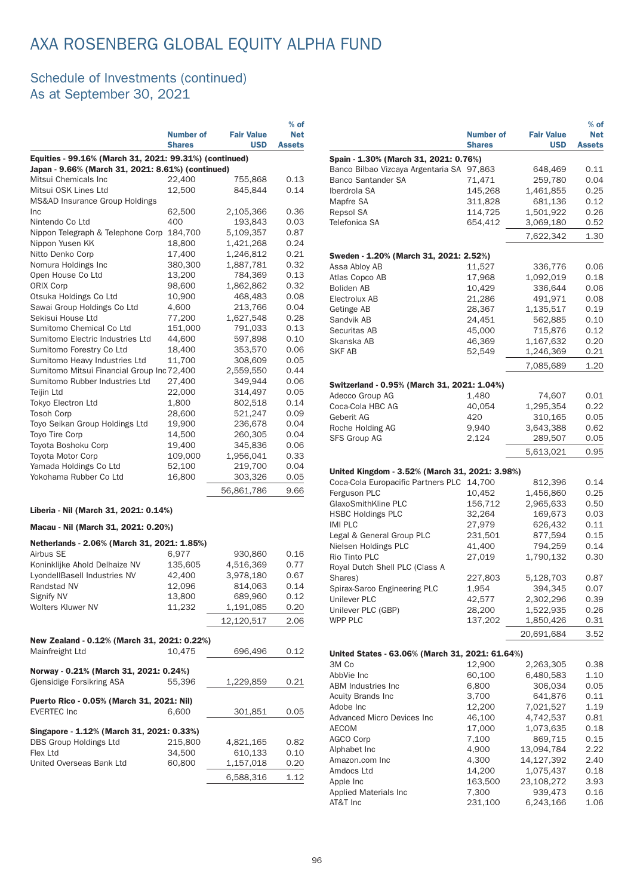# AXA ROSENBERG GLOBAL EQUITY ALPHA FUND

## Schedule of Investments (continued)
## As at September 30, 2021

| | Number of Shares | Fair Value USD | % of Net Assets |
|---|---|---|---|
| **Equities - 99.16% (March 31, 2021: 99.31%) (continued)** | | | |
| **Japan - 9.66% (March 31, 2021: 8.61%) (continued)** | | | |
| Mitsui Chemicals Inc | 22,400 | 755,868 | 0.13 |
| Mitsui OSK Lines Ltd | 12,500 | 845,844 | 0.14 |
| MS&AD Insurance Group Holdings Inc | 62,500 | 2,105,366 | 0.36 |
| Nintendo Co Ltd | 400 | 193,843 | 0.03 |
| Nippon Telegraph & Telephone Corp | 184,700 | 5,109,357 | 0.87 |
| Nippon Yusen KK | 18,800 | 1,421,268 | 0.24 |
| Nitto Denko Corp | 17,400 | 1,246,812 | 0.21 |
| Nomura Holdings Inc | 380,300 | 1,887,781 | 0.32 |
| Open House Co Ltd | 13,200 | 784,369 | 0.13 |
| ORIX Corp | 98,600 | 1,862,862 | 0.32 |
| Otsuka Holdings Co Ltd | 10,900 | 468,483 | 0.08 |
| Sawai Group Holdings Co Ltd | 4,600 | 213,766 | 0.04 |
| Sekisui House Ltd | 77,200 | 1,627,548 | 0.28 |
| Sumitomo Chemical Co Ltd | 151,000 | 791,033 | 0.13 |
| Sumitomo Electric Industries Ltd | 44,600 | 597,898 | 0.10 |
| Sumitomo Forestry Co Ltd | 18,400 | 353,570 | 0.06 |
| Sumitomo Heavy Industries Ltd | 11,700 | 308,609 | 0.05 |
| Sumitomo Mitsui Financial Group Inc | 72,400 | 2,559,550 | 0.44 |
| Sumitomo Rubber Industries Ltd | 27,400 | 349,944 | 0.06 |
| Teijin Ltd | 22,000 | 314,497 | 0.05 |
| Tokyo Electron Ltd | 1,800 | 802,518 | 0.14 |
| Tosoh Corp | 28,600 | 521,247 | 0.09 |
| Toyo Seikan Group Holdings Ltd | 19,900 | 236,678 | 0.04 |
| Toyo Tire Corp | 14,500 | 260,305 | 0.04 |
| Toyota Boshoku Corp | 19,400 | 345,836 | 0.06 |
| Toyota Motor Corp | 109,000 | 1,956,041 | 0.33 |
| Yamada Holdings Co Ltd | 52,100 | 219,700 | 0.04 |
| Yokohama Rubber Co Ltd | 16,800 | 303,326 | 0.05 |
| | | 56,861,786 | 9.66 |
| **Liberia - Nil (March 31, 2021: 0.14%)** | | | |
| **Macau - Nil (March 31, 2021: 0.20%)** | | | |
| **Netherlands - 2.06% (March 31, 2021: 1.85%)** | | | |
| Airbus SE | 6,977 | 930,860 | 0.16 |
| Koninklijke Ahold Delhaize NV | 135,605 | 4,516,369 | 0.77 |
| LyondellBasell Industries NV | 42,400 | 3,978,180 | 0.67 |
| Randstad NV | 12,096 | 814,063 | 0.14 |
| Signify NV | 13,800 | 689,960 | 0.12 |
| Wolters Kluwer NV | 11,232 | 1,191,085 | 0.20 |
| | | 12,120,517 | 2.06 |
| **New Zealand - 0.12% (March 31, 2021: 0.22%)** | | | |
| Mainfreight Ltd | 10,475 | 696,496 | 0.12 |
| **Norway - 0.21% (March 31, 2021: 0.24%)** | | | |
| Gjensidige Forsikring ASA | 55,396 | 1,229,859 | 0.21 |
| **Puerto Rico - 0.05% (March 31, 2021: Nil)** | | | |
| EVERTEC Inc | 6,600 | 301,851 | 0.05 |
| **Singapore - 1.12% (March 31, 2021: 0.33%)** | | | |
| DBS Group Holdings Ltd | 215,800 | 4,821,165 | 0.82 |
| Flex Ltd | 34,500 | 610,133 | 0.10 |
| United Overseas Bank Ltd | 60,800 | 1,157,018 | 0.20 |
| | | 6,588,316 | 1.12 |
| **Spain - 1.30% (March 31, 2021: 0.76%)** | | | |
| Banco Bilbao Vizcaya Argentaria SA | 97,863 | 648,469 | 0.11 |
| Banco Santander SA | 71,471 | 259,780 | 0.04 |
| Iberdrola SA | 145,268 | 1,461,855 | 0.25 |
| Mapfre SA | 311,828 | 681,136 | 0.12 |
| Repsol SA | 114,725 | 1,501,922 | 0.26 |
| Telefonica SA | 654,412 | 3,069,180 | 0.52 |
| | | 7,622,342 | 1.30 |
| **Sweden - 1.20% (March 31, 2021: 2.52%)** | | | |
| Assa Abloy AB | 11,527 | 336,776 | 0.06 |
| Atlas Copco AB | 17,968 | 1,092,019 | 0.18 |
| Boliden AB | 10,429 | 336,644 | 0.06 |
| Electrolux AB | 21,286 | 491,971 | 0.08 |
| Getinge AB | 28,367 | 1,135,517 | 0.19 |
| Sandvik AB | 24,451 | 562,885 | 0.10 |
| Securitas AB | 45,000 | 715,876 | 0.12 |
| Skanska AB | 46,369 | 1,167,632 | 0.20 |
| SKF AB | 52,549 | 1,246,369 | 0.21 |
| | | 7,085,689 | 1.20 |
| **Switzerland - 0.95% (March 31, 2021: 1.04%)** | | | |
| Adecco Group AG | 1,480 | 74,607 | 0.01 |
| Coca-Cola HBC AG | 40,054 | 1,295,354 | 0.22 |
| Geberit AG | 420 | 310,165 | 0.05 |
| Roche Holding AG | 9,940 | 3,643,388 | 0.62 |
| SFS Group AG | 2,124 | 289,507 | 0.05 |
| | | 5,613,021 | 0.95 |
| **United Kingdom - 3.52% (March 31, 2021: 3.98%)** | | | |
| Coca-Cola Europacific Partners PLC | 14,700 | 812,396 | 0.14 |
| Ferguson PLC | 10,452 | 1,456,860 | 0.25 |
| GlaxoSmithKline PLC | 156,712 | 2,965,633 | 0.50 |
| HSBC Holdings PLC | 32,264 | 169,673 | 0.03 |
| IMI PLC | 27,979 | 626,432 | 0.11 |
| Legal & General Group PLC | 231,501 | 877,594 | 0.15 |
| Nielsen Holdings PLC | 41,400 | 794,259 | 0.14 |
| Rio Tinto PLC | 27,019 | 1,790,132 | 0.30 |
| Royal Dutch Shell PLC (Class A Shares) | 227,803 | 5,128,703 | 0.87 |
| Spirax-Sarco Engineering PLC | 1,954 | 394,345 | 0.07 |
| Unilever PLC | 42,577 | 2,302,296 | 0.39 |
| Unilever PLC (GBP) | 28,200 | 1,522,935 | 0.26 |
| WPP PLC | 137,202 | 1,850,426 | 0.31 |
| | | 20,691,684 | 3.52 |
| **United States - 63.06% (March 31, 2021: 61.64%)** | | | |
| 3M Co | 12,900 | 2,263,305 | 0.38 |
| AbbVie Inc | 60,100 | 6,480,583 | 1.10 |
| ABM Industries Inc | 6,800 | 306,034 | 0.05 |
| Acuity Brands Inc | 3,700 | 641,876 | 0.11 |
| Adobe Inc | 12,200 | 7,021,527 | 1.19 |
| Advanced Micro Devices Inc | 46,100 | 4,742,537 | 0.81 |
| AECOM | 17,000 | 1,073,635 | 0.18 |
| AGCO Corp | 7,100 | 869,715 | 0.15 |
| Alphabet Inc | 4,900 | 13,094,784 | 2.22 |
| Amazon.com Inc | 4,300 | 14,127,392 | 2.40 |
| Amdocs Ltd | 14,200 | 1,075,437 | 0.18 |
| Apple Inc | 163,500 | 23,108,272 | 3.93 |
| Applied Materials Inc | 7,300 | 939,473 | 0.16 |
| AT&T Inc | 231,100 | 6,243,166 | 1.06 |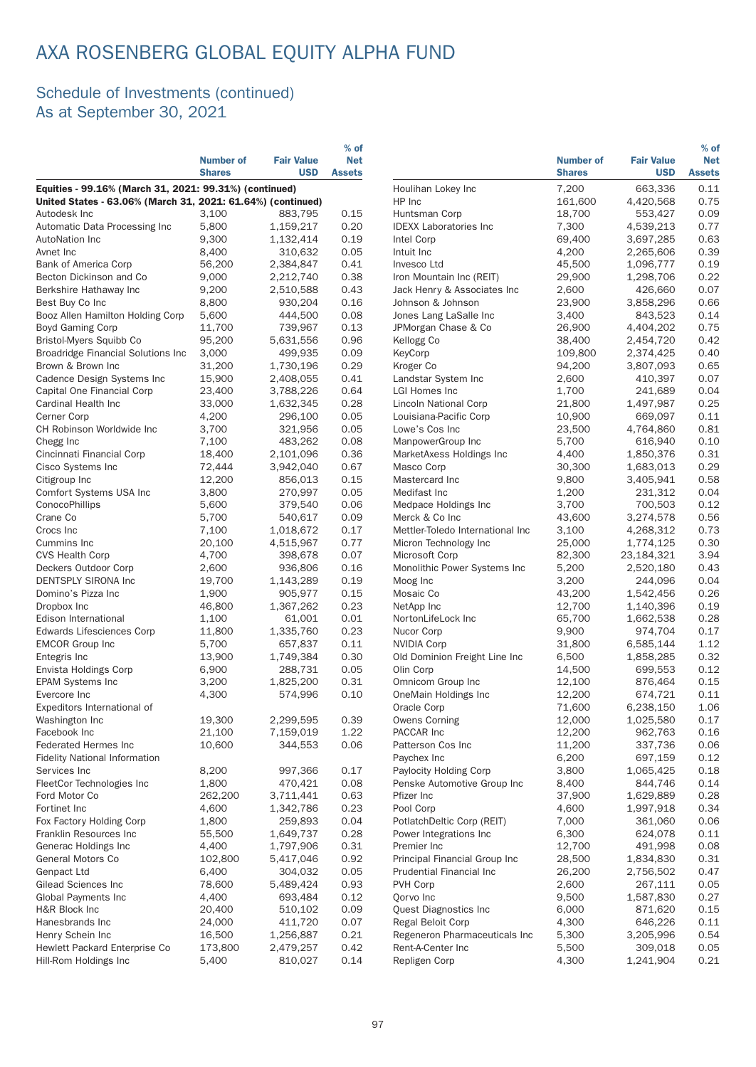# AXA ROSENBERG GLOBAL EQUITY ALPHA FUND

## Schedule of Investments (continued)
## As at September 30, 2021

| | Number of Shares | Fair Value USD | % of Net Assets |
|---|---|---|---|
| **Equities - 99.16% (March 31, 2021: 99.31%) (continued)** | | | |
| **United States - 63.06% (March 31, 2021: 61.64%) (continued)** | | | |
| Autodesk Inc | 3,100 | 883,795 | 0.15 |
| Automatic Data Processing Inc | 5,800 | 1,159,217 | 0.20 |
| AutoNation Inc | 9,300 | 1,132,414 | 0.19 |
| Avnet Inc | 8,400 | 310,632 | 0.05 |
| Bank of America Corp | 56,200 | 2,384,847 | 0.41 |
| Becton Dickinson and Co | 9,000 | 2,212,740 | 0.38 |
| Berkshire Hathaway Inc | 9,200 | 2,510,588 | 0.43 |
| Best Buy Co Inc | 8,800 | 930,204 | 0.16 |
| Booz Allen Hamilton Holding Corp | 5,600 | 444,500 | 0.08 |
| Boyd Gaming Corp | 11,700 | 739,967 | 0.13 |
| Bristol-Myers Squibb Co | 95,200 | 5,631,556 | 0.96 |
| Broadridge Financial Solutions Inc | 3,000 | 499,935 | 0.09 |
| Brown & Brown Inc | 31,200 | 1,730,196 | 0.29 |
| Cadence Design Systems Inc | 15,900 | 2,408,055 | 0.41 |
| Capital One Financial Corp | 23,400 | 3,788,226 | 0.64 |
| Cardinal Health Inc | 33,000 | 1,632,345 | 0.28 |
| Cerner Corp | 4,200 | 296,100 | 0.05 |
| CH Robinson Worldwide Inc | 3,700 | 321,956 | 0.05 |
| Chegg Inc | 7,100 | 483,262 | 0.08 |
| Cincinnati Financial Corp | 18,400 | 2,101,096 | 0.36 |
| Cisco Systems Inc | 72,444 | 3,942,040 | 0.67 |
| Citigroup Inc | 12,200 | 856,013 | 0.15 |
| Comfort Systems USA Inc | 3,800 | 270,997 | 0.05 |
| ConocoPhillips | 5,600 | 379,540 | 0.06 |
| Crane Co | 5,700 | 540,617 | 0.09 |
| Crocs Inc | 7,100 | 1,018,672 | 0.17 |
| Cummins Inc | 20,100 | 4,515,967 | 0.77 |
| CVS Health Corp | 4,700 | 398,678 | 0.07 |
| Deckers Outdoor Corp | 2,600 | 936,806 | 0.16 |
| DENTSPLY SIRONA Inc | 19,700 | 1,143,289 | 0.19 |
| Domino's Pizza Inc | 1,900 | 905,977 | 0.15 |
| Dropbox Inc | 46,800 | 1,367,262 | 0.23 |
| Edison International | 1,100 | 61,001 | 0.01 |
| Edwards Lifesciences Corp | 11,800 | 1,335,760 | 0.23 |
| EMCOR Group Inc | 5,700 | 657,837 | 0.11 |
| Entegris Inc | 13,900 | 1,749,384 | 0.30 |
| Envista Holdings Corp | 6,900 | 288,731 | 0.05 |
| EPAM Systems Inc | 3,200 | 1,825,200 | 0.31 |
| Evercore Inc | 4,300 | 574,996 | 0.10 |
| Expeditors International of Washington Inc | 19,300 | 2,299,595 | 0.39 |
| Facebook Inc | 21,100 | 7,159,019 | 1.22 |
| Federated Hermes Inc | 10,600 | 344,553 | 0.06 |
| Fidelity National Information Services Inc | 8,200 | 997,366 | 0.17 |
| FleetCor Technologies Inc | 1,800 | 470,421 | 0.08 |
| Ford Motor Co | 262,200 | 3,711,441 | 0.63 |
| Fortinet Inc | 4,600 | 1,342,786 | 0.23 |
| Fox Factory Holding Corp | 1,800 | 259,893 | 0.04 |
| Franklin Resources Inc | 55,500 | 1,649,737 | 0.28 |
| Generac Holdings Inc | 4,400 | 1,797,906 | 0.31 |
| General Motors Co | 102,800 | 5,417,046 | 0.92 |
| Genpact Ltd | 6,400 | 304,032 | 0.05 |
| Gilead Sciences Inc | 78,600 | 5,489,424 | 0.93 |
| Global Payments Inc | 4,400 | 693,484 | 0.12 |
| H&R Block Inc | 20,400 | 510,102 | 0.09 |
| Hanesbrands Inc | 24,000 | 411,720 | 0.07 |
| Henry Schein Inc | 16,500 | 1,256,887 | 0.21 |
| Hewlett Packard Enterprise Co | 173,800 | 2,479,257 | 0.42 |
| Hill-Rom Holdings Inc | 5,400 | 810,027 | 0.14 |
| Houlihan Lokey Inc | 7,200 | 663,336 | 0.11 |
| HP Inc | 161,600 | 4,420,568 | 0.75 |
| Huntsman Corp | 18,700 | 553,427 | 0.09 |
| IDEXX Laboratories Inc | 7,300 | 4,539,213 | 0.77 |
| Intel Corp | 69,400 | 3,697,285 | 0.63 |
| Intuit Inc | 4,200 | 2,265,606 | 0.39 |
| Invesco Ltd | 45,500 | 1,096,777 | 0.19 |
| Iron Mountain Inc (REIT) | 29,900 | 1,298,706 | 0.22 |
| Jack Henry & Associates Inc | 2,600 | 426,660 | 0.07 |
| Johnson & Johnson | 23,900 | 3,858,296 | 0.66 |
| Jones Lang LaSalle Inc | 3,400 | 843,523 | 0.14 |
| JPMorgan Chase & Co | 26,900 | 4,404,202 | 0.75 |
| Kellogg Co | 38,400 | 2,454,720 | 0.42 |
| KeyCorp | 109,800 | 2,374,425 | 0.40 |
| Kroger Co | 94,200 | 3,807,093 | 0.65 |
| Landstar System Inc | 2,600 | 410,397 | 0.07 |
| LGI Homes Inc | 1,700 | 241,689 | 0.04 |
| Lincoln National Corp | 21,800 | 1,497,987 | 0.25 |
| Louisiana-Pacific Corp | 10,900 | 669,097 | 0.11 |
| Lowe's Cos Inc | 23,500 | 4,764,860 | 0.81 |
| ManpowerGroup Inc | 5,700 | 616,940 | 0.10 |
| MarketAxess Holdings Inc | 4,400 | 1,850,376 | 0.31 |
| Masco Corp | 30,300 | 1,683,013 | 0.29 |
| Mastercard Inc | 9,800 | 3,405,941 | 0.58 |
| Medifast Inc | 1,200 | 231,312 | 0.04 |
| Medpace Holdings Inc | 3,700 | 700,503 | 0.12 |
| Merck & Co Inc | 43,600 | 3,274,578 | 0.56 |
| Mettler-Toledo International Inc | 3,100 | 4,268,312 | 0.73 |
| Micron Technology Inc | 25,000 | 1,774,125 | 0.30 |
| Microsoft Corp | 82,300 | 23,184,321 | 3.94 |
| Monolithic Power Systems Inc | 5,200 | 2,520,180 | 0.43 |
| Moog Inc | 3,200 | 244,096 | 0.04 |
| Mosaic Co | 43,200 | 1,542,456 | 0.26 |
| NetApp Inc | 12,700 | 1,140,396 | 0.19 |
| NortonLifeLock Inc | 65,700 | 1,662,538 | 0.28 |
| Nucor Corp | 9,900 | 974,704 | 0.17 |
| NVIDIA Corp | 31,800 | 6,585,144 | 1.12 |
| Old Dominion Freight Line Inc | 6,500 | 1,858,285 | 0.32 |
| Olin Corp | 14,500 | 699,553 | 0.12 |
| Omnicom Group Inc | 12,100 | 876,464 | 0.15 |
| OneMain Holdings Inc | 12,200 | 674,721 | 0.11 |
| Oracle Corp | 71,600 | 6,238,150 | 1.06 |
| Owens Corning | 12,000 | 1,025,580 | 0.17 |
| PACCAR Inc | 12,200 | 962,763 | 0.16 |
| Patterson Cos Inc | 11,200 | 337,736 | 0.06 |
| Paychex Inc | 6,200 | 697,159 | 0.12 |
| Paylocity Holding Corp | 3,800 | 1,065,425 | 0.18 |
| Penske Automotive Group Inc | 8,400 | 844,746 | 0.14 |
| Pfizer Inc | 37,900 | 1,629,889 | 0.28 |
| Pool Corp | 4,600 | 1,997,918 | 0.34 |
| PotlatchDeltic Corp (REIT) | 7,000 | 361,060 | 0.06 |
| Power Integrations Inc | 6,300 | 624,078 | 0.11 |
| Premier Inc | 12,700 | 491,998 | 0.08 |
| Principal Financial Group Inc | 28,500 | 1,834,830 | 0.31 |
| Prudential Financial Inc | 26,200 | 2,756,502 | 0.47 |
| PVH Corp | 2,600 | 267,111 | 0.05 |
| Qorvo Inc | 9,500 | 1,587,830 | 0.27 |
| Quest Diagnostics Inc | 6,000 | 871,620 | 0.15 |
| Regal Beloit Corp | 4,300 | 646,226 | 0.11 |
| Regeneron Pharmaceuticals Inc | 5,300 | 3,205,996 | 0.54 |
| Rent-A-Center Inc | 5,500 | 309,018 | 0.05 |
| Repligen Corp | 4,300 | 1,241,904 | 0.21 |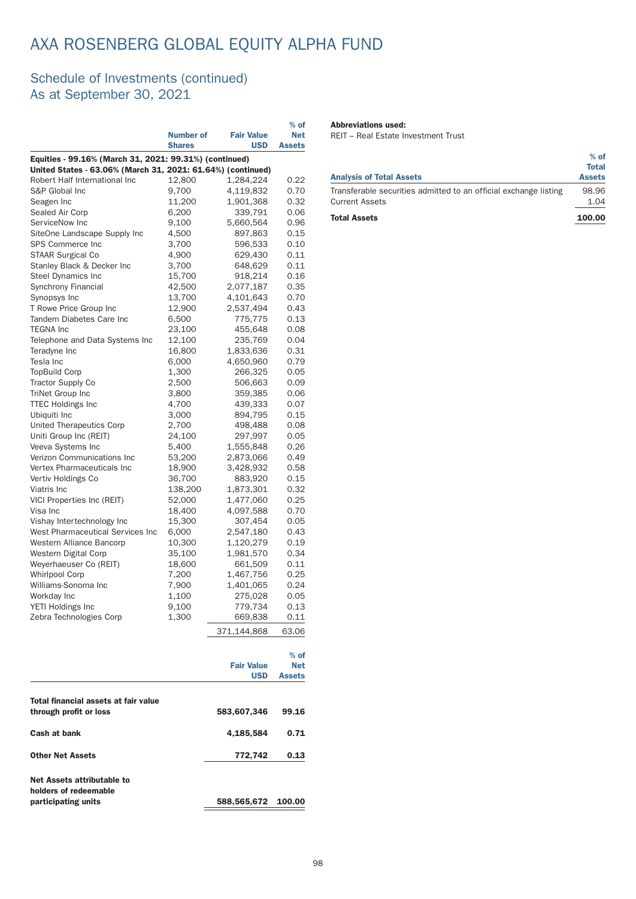# AXA ROSENBERG GLOBAL EQUITY ALPHA FUND

## Schedule of Investments (continued)
## As at September 30, 2021

| | Number of Shares | Fair Value USD | % of Net Assets |
|---|---|---|---|
| **Equities - 99.16% (March 31, 2021: 99.31%) (continued)** | | | |
| **United States - 63.06% (March 31, 2021: 61.64%) (continued)** | | | |
| Robert Half International Inc | 12,800 | 1,284,224 | 0.22 |
| S&P Global Inc | 9,700 | 4,119,832 | 0.70 |
| Seagen Inc | 11,200 | 1,901,368 | 0.32 |
| Sealed Air Corp | 6,200 | 339,791 | 0.06 |
| ServiceNow Inc | 9,100 | 5,660,564 | 0.96 |
| SiteOne Landscape Supply Inc | 4,500 | 897,863 | 0.15 |
| SPS Commerce Inc | 3,700 | 596,533 | 0.10 |
| STAAR Surgical Co | 4,900 | 629,430 | 0.11 |
| Stanley Black & Decker Inc | 3,700 | 648,629 | 0.11 |
| Steel Dynamics Inc | 15,700 | 918,214 | 0.16 |
| Synchrony Financial | 42,500 | 2,077,187 | 0.35 |
| Synopsys Inc | 13,700 | 4,101,643 | 0.70 |
| T Rowe Price Group Inc | 12,900 | 2,537,494 | 0.43 |
| Tandem Diabetes Care Inc | 6,500 | 775,775 | 0.13 |
| TEGNA Inc | 23,100 | 455,648 | 0.08 |
| Telephone and Data Systems Inc | 12,100 | 235,769 | 0.04 |
| Teradyne Inc | 16,800 | 1,833,636 | 0.31 |
| Tesla Inc | 6,000 | 4,650,960 | 0.79 |
| TopBuild Corp | 1,300 | 266,325 | 0.05 |
| Tractor Supply Co | 2,500 | 506,663 | 0.09 |
| TriNet Group Inc | 3,800 | 359,385 | 0.06 |
| TTEC Holdings Inc | 4,700 | 439,333 | 0.07 |
| Ubiquiti Inc | 3,000 | 894,795 | 0.15 |
| United Therapeutics Corp | 2,700 | 498,488 | 0.08 |
| Uniti Group Inc (REIT) | 24,100 | 297,997 | 0.05 |
| Veeva Systems Inc | 5,400 | 1,555,848 | 0.26 |
| Verizon Communications Inc | 53,200 | 2,873,066 | 0.49 |
| Vertex Pharmaceuticals Inc | 18,900 | 3,428,932 | 0.58 |
| Vertiv Holdings Co | 36,700 | 883,920 | 0.15 |
| Viatris Inc | 138,200 | 1,873,301 | 0.32 |
| VICI Properties Inc (REIT) | 52,000 | 1,477,060 | 0.25 |
| Visa Inc | 18,400 | 4,097,588 | 0.70 |
| Vishay Intertechnology Inc | 15,300 | 307,454 | 0.05 |
| West Pharmaceutical Services Inc | 6,000 | 2,547,180 | 0.43 |
| Western Alliance Bancorp | 10,300 | 1,120,279 | 0.19 |
| Western Digital Corp | 35,100 | 1,981,570 | 0.34 |
| Weyerhaeuser Co (REIT) | 18,600 | 661,509 | 0.11 |
| Whirlpool Corp | 7,200 | 1,467,756 | 0.25 |
| Williams-Sonoma Inc | 7,900 | 1,401,065 | 0.24 |
| Workday Inc | 1,100 | 275,028 | 0.05 |
| YETI Holdings Inc | 9,100 | 779,734 | 0.13 |
| Zebra Technologies Corp | 1,300 | 669,838 | 0.11 |
| | | 371,144,868 | 63.06 |

| | Fair Value USD | % of Net Assets |
|---|---|---|
| **Total financial assets at fair value through profit or loss** | **583,607,346** | **99.16** |
| **Cash at bank** | **4,185,584** | **0.71** |
| **Other Net Assets** | **772,742** | **0.13** |
| **Net Assets attributable to holders of redeemable participating units** | **588,565,672** | **100.00** |

**Abbreviations used:**

REIT – Real Estate Investment Trust

| Analysis of Total Assets | % of Total Assets |
|---|---|
| Transferable securities admitted to an official exchange listing | 98.96 |
| Current Assets | 1.04 |
| **Total Assets** | **100.00** |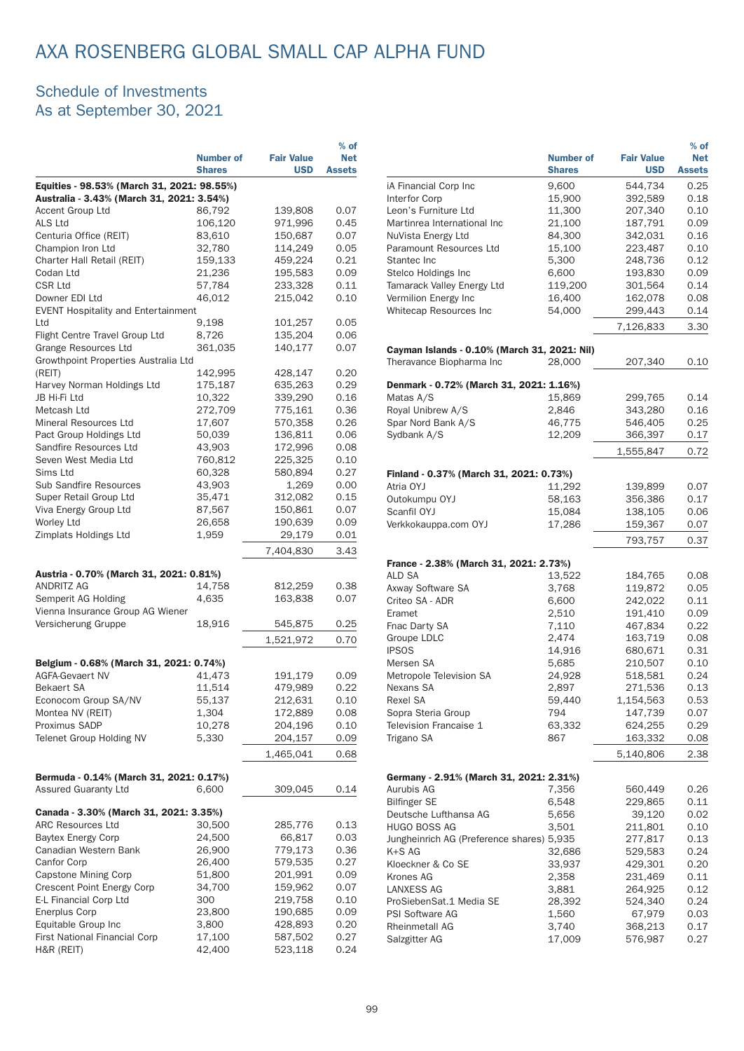# AXA ROSENBERG GLOBAL SMALL CAP ALPHA FUND

## Schedule of Investments
## As at September 30, 2021

| | Number of Shares | Fair Value USD | % of Net Assets |
|---|---|---|---|
| **Equities - 98.53% (March 31, 2021: 98.55%)** | | | |
| **Australia - 3.43% (March 31, 2021: 3.54%)** | | | |
| Accent Group Ltd | 86,792 | 139,808 | 0.07 |
| ALS Ltd | 106,120 | 971,996 | 0.45 |
| Centuria Office (REIT) | 83,610 | 150,687 | 0.07 |
| Champion Iron Ltd | 32,780 | 114,249 | 0.05 |
| Charter Hall Retail (REIT) | 159,133 | 459,224 | 0.21 |
| Codan Ltd | 21,236 | 195,583 | 0.09 |
| CSR Ltd | 57,784 | 233,328 | 0.11 |
| Downer EDI Ltd | 46,012 | 215,042 | 0.10 |
| EVENT Hospitality and Entertainment Ltd | 9,198 | 101,257 | 0.05 |
| Flight Centre Travel Group Ltd | 8,726 | 135,204 | 0.06 |
| Grange Resources Ltd | 361,035 | 140,177 | 0.07 |
| Growthpoint Properties Australia Ltd (REIT) | 142,995 | 428,147 | 0.20 |
| Harvey Norman Holdings Ltd | 175,187 | 635,263 | 0.29 |
| JB Hi-Fi Ltd | 10,322 | 339,290 | 0.16 |
| Metcash Ltd | 272,709 | 775,161 | 0.36 |
| Mineral Resources Ltd | 17,607 | 570,358 | 0.26 |
| Pact Group Holdings Ltd | 50,039 | 136,811 | 0.06 |
| Sandfire Resources Ltd | 43,903 | 172,996 | 0.08 |
| Seven West Media Ltd | 760,812 | 225,325 | 0.10 |
| Sims Ltd | 60,328 | 580,894 | 0.27 |
| Sub Sandfire Resources | 43,903 | 1,269 | 0.00 |
| Super Retail Group Ltd | 35,471 | 312,082 | 0.15 |
| Viva Energy Group Ltd | 87,567 | 150,861 | 0.07 |
| Worley Ltd | 26,658 | 190,639 | 0.09 |
| Zimplats Holdings Ltd | 1,959 | 29,179 | 0.01 |
| | | 7,404,830 | 3.43 |
| **Austria - 0.70% (March 31, 2021: 0.81%)** | | | |
| ANDRITZ AG | 14,758 | 812,259 | 0.38 |
| Semperit AG Holding | 4,635 | 163,838 | 0.07 |
| Vienna Insurance Group AG Wiener Versicherung Gruppe | 18,916 | 545,875 | 0.25 |
| | | 1,521,972 | 0.70 |
| **Belgium - 0.68% (March 31, 2021: 0.74%)** | | | |
| AGFA-Gevaert NV | 41,473 | 191,179 | 0.09 |
| Bekaert SA | 11,514 | 479,989 | 0.22 |
| Econocom Group SA/NV | 55,137 | 212,631 | 0.10 |
| Montea NV (REIT) | 1,304 | 172,889 | 0.08 |
| Proximus SADP | 10,278 | 204,196 | 0.10 |
| Telenet Group Holding NV | 5,330 | 204,157 | 0.09 |
| | | 1,465,041 | 0.68 |
| **Bermuda - 0.14% (March 31, 2021: 0.17%)** | | | |
| Assured Guaranty Ltd | 6,600 | 309,045 | 0.14 |
| **Canada - 3.30% (March 31, 2021: 3.35%)** | | | |
| ARC Resources Ltd | 30,500 | 285,776 | 0.13 |
| Baytex Energy Corp | 24,500 | 66,817 | 0.03 |
| Canadian Western Bank | 26,900 | 779,173 | 0.36 |
| Canfor Corp | 26,400 | 579,535 | 0.27 |
| Capstone Mining Corp | 51,800 | 201,991 | 0.09 |
| Crescent Point Energy Corp | 34,700 | 159,962 | 0.07 |
| E-L Financial Corp Ltd | 300 | 219,758 | 0.10 |
| Enerplus Corp | 23,800 | 190,685 | 0.09 |
| Equitable Group Inc | 3,800 | 428,893 | 0.20 |
| First National Financial Corp | 17,100 | 587,502 | 0.27 |
| H&R (REIT) | 42,400 | 523,118 | 0.24 |
| iA Financial Corp Inc | 9,600 | 544,734 | 0.25 |
| Interfor Corp | 15,900 | 392,589 | 0.18 |
| Leon's Furniture Ltd | 11,300 | 207,340 | 0.10 |
| Martinrea International Inc | 21,100 | 187,791 | 0.09 |
| NuVista Energy Ltd | 84,300 | 342,031 | 0.16 |
| Paramount Resources Ltd | 15,100 | 223,487 | 0.10 |
| Stantec Inc | 5,300 | 248,736 | 0.12 |
| Stelco Holdings Inc | 6,600 | 193,830 | 0.09 |
| Tamarack Valley Energy Ltd | 119,200 | 301,564 | 0.14 |
| Vermilion Energy Inc | 16,400 | 162,078 | 0.08 |
| Whitecap Resources Inc | 54,000 | 299,443 | 0.14 |
| | | 7,126,833 | 3.30 |
| **Cayman Islands - 0.10% (March 31, 2021: Nil)** | | | |
| Theravance Biopharma Inc | 28,000 | 207,340 | 0.10 |
| **Denmark - 0.72% (March 31, 2021: 1.16%)** | | | |
| Matas A/S | 15,869 | 299,765 | 0.14 |
| Royal Unibrew A/S | 2,846 | 343,280 | 0.16 |
| Spar Nord Bank A/S | 46,775 | 546,405 | 0.25 |
| Sydbank A/S | 12,209 | 366,397 | 0.17 |
| | | 1,555,847 | 0.72 |
| **Finland - 0.37% (March 31, 2021: 0.73%)** | | | |
| Atria OYJ | 11,292 | 139,899 | 0.07 |
| Outokumpu OYJ | 58,163 | 356,386 | 0.17 |
| Scanfil OYJ | 15,084 | 138,105 | 0.06 |
| Verkkokauppa.com OYJ | 17,286 | 159,367 | 0.07 |
| | | 793,757 | 0.37 |
| **France - 2.38% (March 31, 2021: 2.73%)** | | | |
| ALD SA | 13,522 | 184,765 | 0.08 |
| Axway Software SA | 3,768 | 119,872 | 0.05 |
| Criteo SA - ADR | 6,600 | 242,022 | 0.11 |
| Eramet | 2,510 | 191,410 | 0.09 |
| Fnac Darty SA | 7,110 | 467,834 | 0.22 |
| Groupe LDLC | 2,474 | 163,719 | 0.08 |
| IPSOS | 14,916 | 680,671 | 0.31 |
| Mersen SA | 5,685 | 210,507 | 0.10 |
| Metropole Television SA | 24,928 | 518,581 | 0.24 |
| Nexans SA | 2,897 | 271,536 | 0.13 |
| Rexel SA | 59,440 | 1,154,563 | 0.53 |
| Sopra Steria Group | 794 | 147,739 | 0.07 |
| Television Francaise 1 | 63,332 | 624,255 | 0.29 |
| Trigano SA | 867 | 163,332 | 0.08 |
| | | 5,140,806 | 2.38 |
| **Germany - 2.91% (March 31, 2021: 2.31%)** | | | |
| Aurubis AG | 7,356 | 560,449 | 0.26 |
| Bilfinger SE | 6,548 | 229,865 | 0.11 |
| Deutsche Lufthansa AG | 5,656 | 39,120 | 0.02 |
| HUGO BOSS AG | 3,501 | 211,801 | 0.10 |
| Jungheinrich AG (Preference shares) | 5,935 | 277,817 | 0.13 |
| K+S AG | 32,686 | 529,583 | 0.24 |
| Kloeckner & Co SE | 33,937 | 429,301 | 0.20 |
| Krones AG | 2,358 | 231,469 | 0.11 |
| LANXESS AG | 3,881 | 264,925 | 0.12 |
| ProSiebenSat.1 Media SE | 28,392 | 524,340 | 0.24 |
| PSI Software AG | 1,560 | 67,979 | 0.03 |
| Rheinmetall AG | 3,740 | 368,213 | 0.17 |
| Salzgitter AG | 17,009 | 576,987 | 0.27 |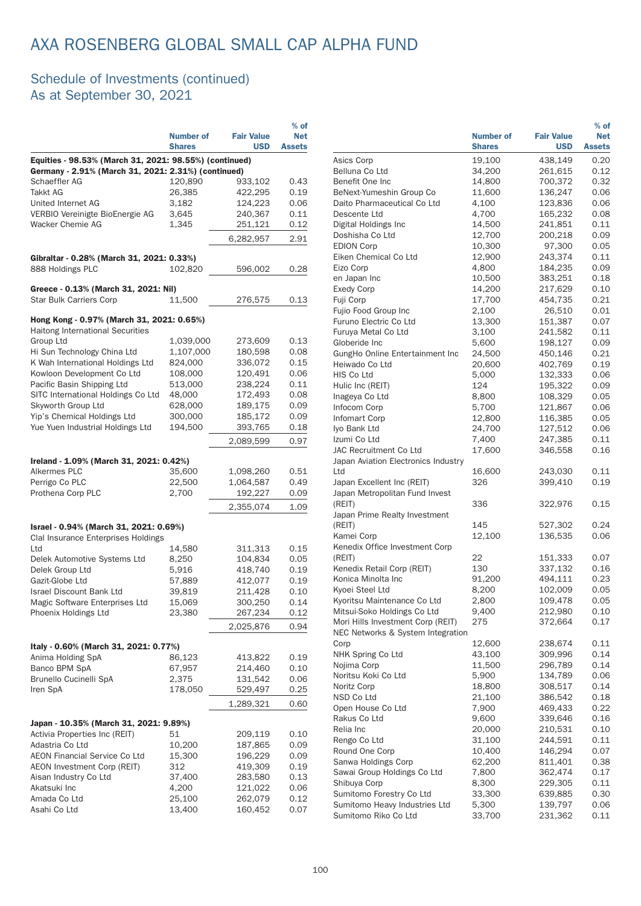# AXA ROSENBERG GLOBAL SMALL CAP ALPHA FUND

## Schedule of Investments (continued)
## As at September 30, 2021

| | Number of Shares | Fair Value USD | % of Net Assets |
|---|---|---|---|
| **Equities - 98.53% (March 31, 2021: 98.55%) (continued)** | | | |
| **Germany - 2.91% (March 31, 2021: 2.31%) (continued)** | | | |
| Schaeffler AG | 120,890 | 933,102 | 0.43 |
| Takkt AG | 26,385 | 422,295 | 0.19 |
| United Internet AG | 3,182 | 124,223 | 0.06 |
| VERBIO Vereinigte BioEnergie AG | 3,645 | 240,367 | 0.11 |
| Wacker Chemie AG | 1,345 | 251,121 | 0.12 |
| | | 6,282,957 | 2.91 |
| **Gibraltar - 0.28% (March 31, 2021: 0.33%)** | | | |
| 888 Holdings PLC | 102,820 | 596,002 | 0.28 |
| **Greece - 0.13% (March 31, 2021: Nil)** | | | |
| Star Bulk Carriers Corp | 11,500 | 276,575 | 0.13 |
| **Hong Kong - 0.97% (March 31, 2021: 0.65%)** | | | |
| Haitong International Securities Group Ltd | 1,039,000 | 273,609 | 0.13 |
| Hi Sun Technology China Ltd | 1,107,000 | 180,598 | 0.08 |
| K Wah International Holdings Ltd | 824,000 | 336,072 | 0.15 |
| Kowloon Development Co Ltd | 108,000 | 120,491 | 0.06 |
| Pacific Basin Shipping Ltd | 513,000 | 238,224 | 0.11 |
| SITC International Holdings Co Ltd | 48,000 | 172,493 | 0.08 |
| Skyworth Group Ltd | 628,000 | 189,175 | 0.09 |
| Yip's Chemical Holdings Ltd | 300,000 | 185,172 | 0.09 |
| Yue Yuen Industrial Holdings Ltd | 194,500 | 393,765 | 0.18 |
| | | 2,089,599 | 0.97 |
| **Ireland - 1.09% (March 31, 2021: 0.42%)** | | | |
| Alkermes PLC | 35,600 | 1,098,260 | 0.51 |
| Perrigo Co PLC | 22,500 | 1,064,587 | 0.49 |
| Prothena Corp PLC | 2,700 | 192,227 | 0.09 |
| | | 2,355,074 | 1.09 |
| **Israel - 0.94% (March 31, 2021: 0.69%)** | | | |
| Clal Insurance Enterprises Holdings Ltd | 14,580 | 311,313 | 0.15 |
| Delek Automotive Systems Ltd | 8,250 | 104,834 | 0.05 |
| Delek Group Ltd | 5,916 | 418,740 | 0.19 |
| Gazit-Globe Ltd | 57,889 | 412,077 | 0.19 |
| Israel Discount Bank Ltd | 39,819 | 211,428 | 0.10 |
| Magic Software Enterprises Ltd | 15,069 | 300,250 | 0.14 |
| Phoenix Holdings Ltd | 23,380 | 267,234 | 0.12 |
| | | 2,025,876 | 0.94 |
| **Italy - 0.60% (March 31, 2021: 0.77%)** | | | |
| Anima Holding SpA | 86,123 | 413,822 | 0.19 |
| Banco BPM SpA | 67,957 | 214,460 | 0.10 |
| Brunello Cucinelli SpA | 2,375 | 131,542 | 0.06 |
| Iren SpA | 178,050 | 529,497 | 0.25 |
| | | 1,289,321 | 0.60 |
| **Japan - 10.35% (March 31, 2021: 9.89%)** | | | |
| Activia Properties Inc (REIT) | 51 | 209,119 | 0.10 |
| Adastria Co Ltd | 10,200 | 187,865 | 0.09 |
| AEON Financial Service Co Ltd | 15,300 | 196,229 | 0.09 |
| AEON Investment Corp (REIT) | 312 | 419,309 | 0.19 |
| Aisan Industry Co Ltd | 37,400 | 283,580 | 0.13 |
| Akatsuki Inc | 4,200 | 121,022 | 0.06 |
| Amada Co Ltd | 25,100 | 262,079 | 0.12 |
| Asahi Co Ltd | 13,400 | 160,452 | 0.07 |
| Asics Corp | 19,100 | 438,149 | 0.20 |
| Belluna Co Ltd | 34,200 | 261,615 | 0.12 |
| Benefit One Inc | 14,800 | 700,372 | 0.32 |
| BeNext-Yumeshin Group Co | 11,600 | 136,247 | 0.06 |
| Daito Pharmaceutical Co Ltd | 4,100 | 123,836 | 0.06 |
| Descente Ltd | 4,700 | 165,232 | 0.08 |
| Digital Holdings Inc | 14,500 | 241,851 | 0.11 |
| Doshisha Co Ltd | 12,700 | 200,218 | 0.09 |
| EDION Corp | 10,300 | 97,300 | 0.05 |
| Eiken Chemical Co Ltd | 12,900 | 243,374 | 0.11 |
| Eizo Corp | 4,800 | 184,235 | 0.09 |
| en Japan Inc | 10,500 | 383,251 | 0.18 |
| Exedy Corp | 14,200 | 217,629 | 0.10 |
| Fuji Corp | 17,700 | 454,735 | 0.21 |
| Fujio Food Group Inc | 2,100 | 26,510 | 0.01 |
| Furuno Electric Co Ltd | 13,300 | 151,387 | 0.07 |
| Furuya Metal Co Ltd | 3,100 | 241,582 | 0.11 |
| Globeride Inc | 5,600 | 198,127 | 0.09 |
| GungHo Online Entertainment Inc | 24,500 | 450,146 | 0.21 |
| Heiwado Co Ltd | 20,600 | 402,769 | 0.19 |
| HIS Co Ltd | 5,000 | 132,333 | 0.06 |
| Hulic Inc (REIT) | 124 | 195,322 | 0.09 |
| Inageya Co Ltd | 8,800 | 108,329 | 0.05 |
| Infocom Corp | 5,700 | 121,867 | 0.06 |
| Infomart Corp | 12,800 | 116,385 | 0.05 |
| Iyo Bank Ltd | 24,700 | 127,512 | 0.06 |
| Izumi Co Ltd | 7,400 | 247,385 | 0.11 |
| JAC Recruitment Co Ltd | 17,600 | 346,558 | 0.16 |
| Japan Aviation Electronics Industry Ltd | 16,600 | 243,030 | 0.11 |
| Japan Excellent Inc (REIT) | 326 | 399,410 | 0.19 |
| Japan Metropolitan Fund Invest (REIT) | 336 | 322,976 | 0.15 |
| Japan Prime Realty Investment (REIT) | 145 | 527,302 | 0.24 |
| Kamei Corp | 12,100 | 136,535 | 0.06 |
| Kenedix Office Investment Corp (REIT) | 22 | 151,333 | 0.07 |
| Kenedix Retail Corp (REIT) | 130 | 337,132 | 0.16 |
| Konica Minolta Inc | 91,200 | 494,111 | 0.23 |
| Kyoei Steel Ltd | 8,200 | 102,009 | 0.05 |
| Kyoritsu Maintenance Co Ltd | 2,800 | 109,478 | 0.05 |
| Mitsui-Soko Holdings Co Ltd | 9,400 | 212,980 | 0.10 |
| Mori Hills Investment Corp (REIT) | 275 | 372,664 | 0.17 |
| NEC Networks & System Integration Corp | 12,600 | 238,674 | 0.11 |
| NHK Spring Co Ltd | 43,100 | 309,996 | 0.14 |
| Nojima Corp | 11,500 | 296,789 | 0.14 |
| Noritsu Koki Co Ltd | 5,900 | 134,789 | 0.06 |
| Noritz Corp | 18,800 | 308,517 | 0.14 |
| NSD Co Ltd | 21,100 | 386,542 | 0.18 |
| Open House Co Ltd | 7,900 | 469,433 | 0.22 |
| Rakus Co Ltd | 9,600 | 339,646 | 0.16 |
| Relia Inc | 20,000 | 210,531 | 0.10 |
| Rengo Co Ltd | 31,100 | 244,591 | 0.11 |
| Round One Corp | 10,400 | 146,294 | 0.07 |
| Sanwa Holdings Corp | 62,200 | 811,401 | 0.38 |
| Sawai Group Holdings Co Ltd | 7,800 | 362,474 | 0.17 |
| Shibuya Corp | 8,300 | 229,305 | 0.11 |
| Sumitomo Forestry Co Ltd | 33,300 | 639,885 | 0.30 |
| Sumitomo Heavy Industries Ltd | 5,300 | 139,797 | 0.06 |
| Sumitomo Riko Co Ltd | 33,700 | 231,362 | 0.11 |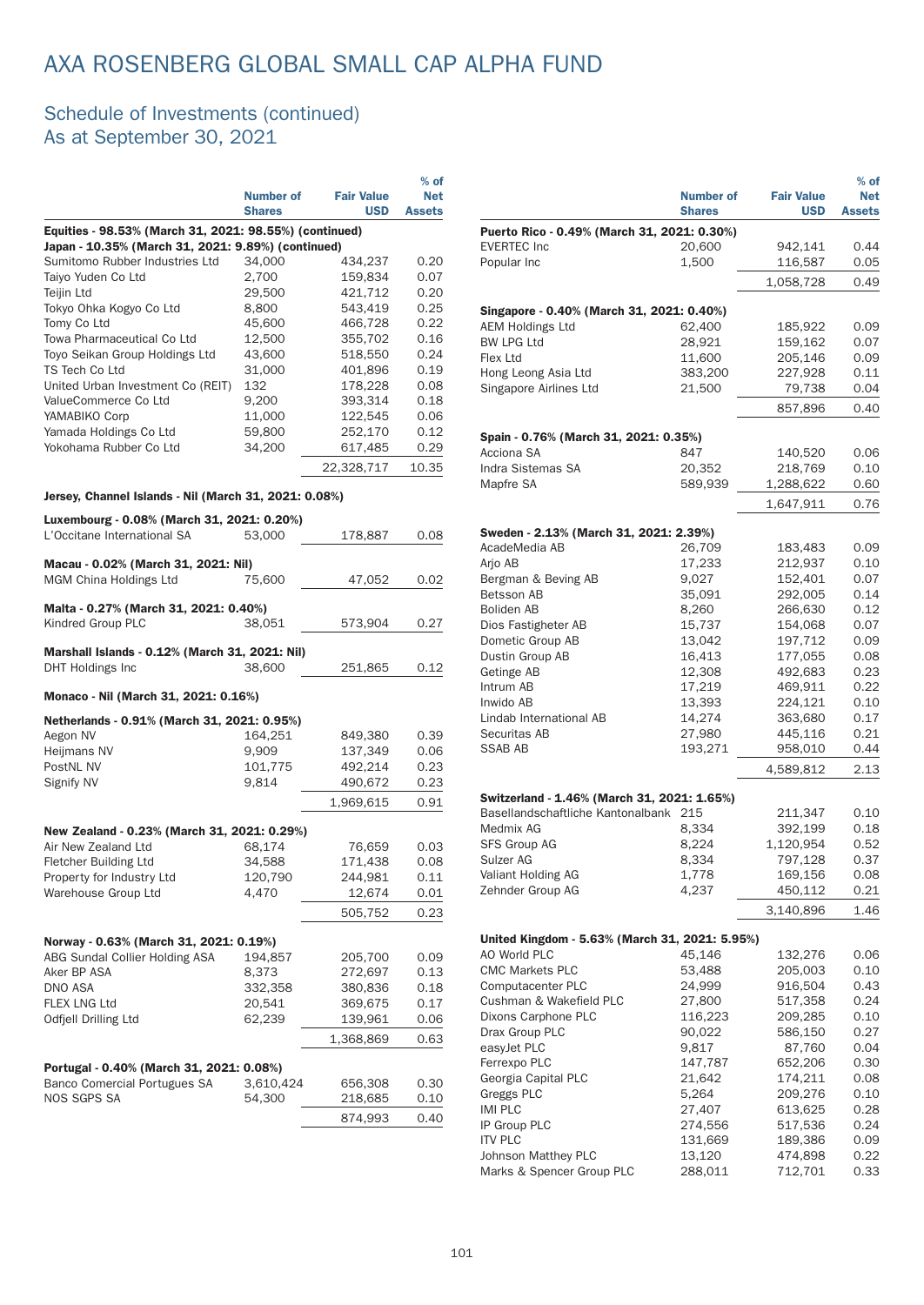# AXA ROSENBERG GLOBAL SMALL CAP ALPHA FUND

## Schedule of Investments (continued)
## As at September 30, 2021

| | Number of Shares | Fair Value USD | % of Net Assets |
|---|---|---|---|
| **Equities - 98.53% (March 31, 2021: 98.55%) (continued)** | | | |
| **Japan - 10.35% (March 31, 2021: 9.89%) (continued)** | | | |
| Sumitomo Rubber Industries Ltd | 34,000 | 434,237 | 0.20 |
| Taiyo Yuden Co Ltd | 2,700 | 159,834 | 0.07 |
| Teijin Ltd | 29,500 | 421,712 | 0.20 |
| Tokyo Ohka Kogyo Co Ltd | 8,800 | 543,419 | 0.25 |
| Tomy Co Ltd | 45,600 | 466,728 | 0.22 |
| Towa Pharmaceutical Co Ltd | 12,500 | 355,702 | 0.16 |
| Toyo Seikan Group Holdings Ltd | 43,600 | 518,550 | 0.24 |
| TS Tech Co Ltd | 31,000 | 401,896 | 0.19 |
| United Urban Investment Co (REIT) | 132 | 178,228 | 0.08 |
| ValueCommerce Co Ltd | 9,200 | 393,314 | 0.18 |
| YAMABIKO Corp | 11,000 | 122,545 | 0.06 |
| Yamada Holdings Co Ltd | 59,800 | 252,170 | 0.12 |
| Yokohama Rubber Co Ltd | 34,200 | 617,485 | 0.29 |
| | | 22,328,717 | 10.35 |
| **Jersey, Channel Islands - Nil (March 31, 2021: 0.08%)** | | | |
| **Luxembourg - 0.08% (March 31, 2021: 0.20%)** | | | |
| L'Occitane International SA | 53,000 | 178,887 | 0.08 |
| **Macau - 0.02% (March 31, 2021: Nil)** | | | |
| MGM China Holdings Ltd | 75,600 | 47,052 | 0.02 |
| **Malta - 0.27% (March 31, 2021: 0.40%)** | | | |
| Kindred Group PLC | 38,051 | 573,904 | 0.27 |
| **Marshall Islands - 0.12% (March 31, 2021: Nil)** | | | |
| DHT Holdings Inc | 38,600 | 251,865 | 0.12 |
| **Monaco - Nil (March 31, 2021: 0.16%)** | | | |
| **Netherlands - 0.91% (March 31, 2021: 0.95%)** | | | |
| Aegon NV | 164,251 | 849,380 | 0.39 |
| Heijmans NV | 9,909 | 137,349 | 0.06 |
| PostNL NV | 101,775 | 492,214 | 0.23 |
| Signify NV | 9,814 | 490,672 | 0.23 |
| | | 1,969,615 | 0.91 |
| **New Zealand - 0.23% (March 31, 2021: 0.29%)** | | | |
| Air New Zealand Ltd | 68,174 | 76,659 | 0.03 |
| Fletcher Building Ltd | 34,588 | 171,438 | 0.08 |
| Property for Industry Ltd | 120,790 | 244,981 | 0.11 |
| Warehouse Group Ltd | 4,470 | 12,674 | 0.01 |
| | | 505,752 | 0.23 |
| **Norway - 0.63% (March 31, 2021: 0.19%)** | | | |
| ABG Sundal Collier Holding ASA | 194,857 | 205,700 | 0.09 |
| Aker BP ASA | 8,373 | 272,697 | 0.13 |
| DNO ASA | 332,358 | 380,836 | 0.18 |
| FLEX LNG Ltd | 20,541 | 369,675 | 0.17 |
| Odfjell Drilling Ltd | 62,239 | 139,961 | 0.06 |
| | | 1,368,869 | 0.63 |
| **Portugal - 0.40% (March 31, 2021: 0.08%)** | | | |
| Banco Comercial Portugues SA | 3,610,424 | 656,308 | 0.30 |
| NOS SGPS SA | 54,300 | 218,685 | 0.10 |
| | | 874,993 | 0.40 |
| **Puerto Rico - 0.49% (March 31, 2021: 0.30%)** | | | |
| EVERTEC Inc | 20,600 | 942,141 | 0.44 |
| Popular Inc | 1,500 | 116,587 | 0.05 |
| | | 1,058,728 | 0.49 |
| **Singapore - 0.40% (March 31, 2021: 0.40%)** | | | |
| AEM Holdings Ltd | 62,400 | 185,922 | 0.09 |
| BW LPG Ltd | 28,921 | 159,162 | 0.07 |
| Flex Ltd | 11,600 | 205,146 | 0.09 |
| Hong Leong Asia Ltd | 383,200 | 227,928 | 0.11 |
| Singapore Airlines Ltd | 21,500 | 79,738 | 0.04 |
| | | 857,896 | 0.40 |
| **Spain - 0.76% (March 31, 2021: 0.35%)** | | | |
| Acciona SA | 847 | 140,520 | 0.06 |
| Indra Sistemas SA | 20,352 | 218,769 | 0.10 |
| Mapfre SA | 589,939 | 1,288,622 | 0.60 |
| | | 1,647,911 | 0.76 |
| **Sweden - 2.13% (March 31, 2021: 2.39%)** | | | |
| AcadeMedia AB | 26,709 | 183,483 | 0.09 |
| Arjo AB | 17,233 | 212,937 | 0.10 |
| Bergman & Beving AB | 9,027 | 152,401 | 0.07 |
| Betsson AB | 35,091 | 292,005 | 0.14 |
| Boliden AB | 8,260 | 266,630 | 0.12 |
| Dios Fastigheter AB | 15,737 | 154,068 | 0.07 |
| Dometic Group AB | 13,042 | 197,712 | 0.09 |
| Dustin Group AB | 16,413 | 177,055 | 0.08 |
| Getinge AB | 12,308 | 492,683 | 0.23 |
| Intrum AB | 17,219 | 469,911 | 0.22 |
| Inwido AB | 13,393 | 224,121 | 0.10 |
| Lindab International AB | 14,274 | 363,680 | 0.17 |
| Securitas AB | 27,980 | 445,116 | 0.21 |
| SSAB AB | 193,271 | 958,010 | 0.44 |
| | | 4,589,812 | 2.13 |
| **Switzerland - 1.46% (March 31, 2021: 1.65%)** | | | |
| Basellandschaftliche Kantonalbank | 215 | 211,347 | 0.10 |
| Medmix AG | 8,334 | 392,199 | 0.18 |
| SFS Group AG | 8,224 | 1,120,954 | 0.52 |
| Sulzer AG | 8,334 | 797,128 | 0.37 |
| Valiant Holding AG | 1,778 | 169,156 | 0.08 |
| Zehnder Group AG | 4,237 | 450,112 | 0.21 |
| | | 3,140,896 | 1.46 |
| **United Kingdom - 5.63% (March 31, 2021: 5.95%)** | | | |
| AO World PLC | 45,146 | 132,276 | 0.06 |
| CMC Markets PLC | 53,488 | 205,003 | 0.10 |
| Computacenter PLC | 24,999 | 916,504 | 0.43 |
| Cushman & Wakefield PLC | 27,800 | 517,358 | 0.24 |
| Dixons Carphone PLC | 116,223 | 209,285 | 0.10 |
| Drax Group PLC | 90,022 | 586,150 | 0.27 |
| easyJet PLC | 9,817 | 87,760 | 0.04 |
| Ferrexpo PLC | 147,787 | 652,206 | 0.30 |
| Georgia Capital PLC | 21,642 | 174,211 | 0.08 |
| Greggs PLC | 5,264 | 209,276 | 0.10 |
| IMI PLC | 27,407 | 613,625 | 0.28 |
| IP Group PLC | 274,556 | 517,536 | 0.24 |
| ITV PLC | 131,669 | 189,386 | 0.09 |
| Johnson Matthey PLC | 13,120 | 474,898 | 0.22 |
| Marks & Spencer Group PLC | 288,011 | 712,701 | 0.33 |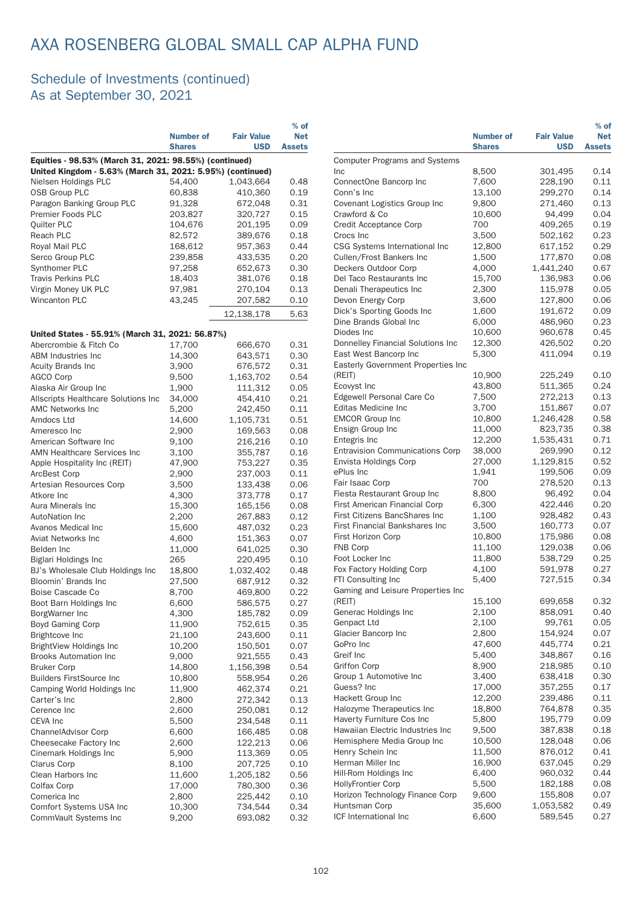# AXA ROSENBERG GLOBAL SMALL CAP ALPHA FUND

## Schedule of Investments (continued)
## As at September 30, 2021

| | Number of Shares | Fair Value USD | % of Net Assets |
|---|---|---|---|
| **Equities - 98.53% (March 31, 2021: 98.55%) (continued)** | | | |
| **United Kingdom - 5.63% (March 31, 2021: 5.95%) (continued)** | | | |
| Nielsen Holdings PLC | 54,400 | 1,043,664 | 0.48 |
| OSB Group PLC | 60,838 | 410,360 | 0.19 |
| Paragon Banking Group PLC | 91,328 | 672,048 | 0.31 |
| Premier Foods PLC | 203,827 | 320,727 | 0.15 |
| Quilter PLC | 104,676 | 201,195 | 0.09 |
| Reach PLC | 82,572 | 389,676 | 0.18 |
| Royal Mail PLC | 168,612 | 957,363 | 0.44 |
| Serco Group PLC | 239,858 | 433,535 | 0.20 |
| Synthomer PLC | 97,258 | 652,673 | 0.30 |
| Travis Perkins PLC | 18,403 | 381,076 | 0.18 |
| Virgin Money UK PLC | 97,981 | 270,104 | 0.13 |
| Wincanton PLC | 43,245 | 207,582 | 0.10 |
| | | 12,138,178 | 5.63 |
| **United States - 55.91% (March 31, 2021: 56.87%)** | | | |
| Abercrombie & Fitch Co | 17,700 | 666,670 | 0.31 |
| ABM Industries Inc | 14,300 | 643,571 | 0.30 |
| Acuity Brands Inc | 3,900 | 676,572 | 0.31 |
| AGCO Corp | 9,500 | 1,163,702 | 0.54 |
| Alaska Air Group Inc | 1,900 | 111,312 | 0.05 |
| Allscripts Healthcare Solutions Inc | 34,000 | 454,410 | 0.21 |
| AMC Networks Inc | 5,200 | 242,450 | 0.11 |
| Amdocs Ltd | 14,600 | 1,105,731 | 0.51 |
| Ameresco Inc | 2,900 | 169,563 | 0.08 |
| American Software Inc | 9,100 | 216,216 | 0.10 |
| AMN Healthcare Services Inc | 3,100 | 355,787 | 0.16 |
| Apple Hospitality Inc (REIT) | 47,900 | 753,227 | 0.35 |
| ArcBest Corp | 2,900 | 237,003 | 0.11 |
| Artesian Resources Corp | 3,500 | 133,438 | 0.06 |
| Atkore Inc | 4,300 | 373,778 | 0.17 |
| Aura Minerals Inc | 15,300 | 165,156 | 0.08 |
| AutoNation Inc | 2,200 | 267,883 | 0.12 |
| Avanos Medical Inc | 15,600 | 487,032 | 0.23 |
| Aviat Networks Inc | 4,600 | 151,363 | 0.07 |
| Belden Inc | 11,000 | 641,025 | 0.30 |
| Biglari Holdings Inc | 265 | 220,495 | 0.10 |
| BJ's Wholesale Club Holdings Inc | 18,800 | 1,032,402 | 0.48 |
| Bloomin' Brands Inc | 27,500 | 687,912 | 0.32 |
| Boise Cascade Co | 8,700 | 469,800 | 0.22 |
| Boot Barn Holdings Inc | 6,600 | 586,575 | 0.27 |
| BorgWarner Inc | 4,300 | 185,782 | 0.09 |
| Boyd Gaming Corp | 11,900 | 752,615 | 0.35 |
| Brightcove Inc | 21,100 | 243,600 | 0.11 |
| BrightView Holdings Inc | 10,200 | 150,501 | 0.07 |
| Brooks Automation Inc | 9,000 | 921,555 | 0.43 |
| Bruker Corp | 14,800 | 1,156,398 | 0.54 |
| Builders FirstSource Inc | 10,800 | 558,954 | 0.26 |
| Camping World Holdings Inc | 11,900 | 462,374 | 0.21 |
| Carter's Inc | 2,800 | 272,342 | 0.13 |
| Cerence Inc | 2,600 | 250,081 | 0.12 |
| CEVA Inc | 5,500 | 234,548 | 0.11 |
| ChannelAdvisor Corp | 6,600 | 166,485 | 0.08 |
| Cheesecake Factory Inc | 2,600 | 122,213 | 0.06 |
| Cinemark Holdings Inc | 5,900 | 113,369 | 0.05 |
| Clarus Corp | 8,100 | 207,725 | 0.10 |
| Clean Harbors Inc | 11,600 | 1,205,182 | 0.56 |
| Colfax Corp | 17,000 | 780,300 | 0.36 |
| Comerica Inc | 2,800 | 225,442 | 0.10 |
| Comfort Systems USA Inc | 10,300 | 734,544 | 0.34 |
| CommVault Systems Inc | 9,200 | 693,082 | 0.32 |
| Computer Programs and Systems Inc | 8,500 | 301,495 | 0.14 |
| ConnectOne Bancorp Inc | 7,600 | 228,190 | 0.11 |
| Conn's Inc | 13,100 | 299,270 | 0.14 |
| Covenant Logistics Group Inc | 9,800 | 271,460 | 0.13 |
| Crawford & Co | 10,600 | 94,499 | 0.04 |
| Credit Acceptance Corp | 700 | 409,265 | 0.19 |
| Crocs Inc | 3,500 | 502,162 | 0.23 |
| CSG Systems International Inc | 12,800 | 617,152 | 0.29 |
| Cullen/Frost Bankers Inc | 1,500 | 177,870 | 0.08 |
| Deckers Outdoor Corp | 4,000 | 1,441,240 | 0.67 |
| Del Taco Restaurants Inc | 15,700 | 136,983 | 0.06 |
| Denali Therapeutics Inc | 2,300 | 115,978 | 0.05 |
| Devon Energy Corp | 3,600 | 127,800 | 0.06 |
| Dick's Sporting Goods Inc | 1,600 | 191,672 | 0.09 |
| Dine Brands Global Inc | 6,000 | 486,960 | 0.23 |
| Diodes Inc | 10,600 | 960,678 | 0.45 |
| Donnelley Financial Solutions Inc | 12,300 | 426,502 | 0.20 |
| East West Bancorp Inc | 5,300 | 411,094 | 0.19 |
| Easterly Government Properties Inc (REIT) | 10,900 | 225,249 | 0.10 |
| Ecovyst Inc | 43,800 | 511,365 | 0.24 |
| Edgewell Personal Care Co | 7,500 | 272,213 | 0.13 |
| Editas Medicine Inc | 3,700 | 151,867 | 0.07 |
| EMCOR Group Inc | 10,800 | 1,246,428 | 0.58 |
| Ensign Group Inc | 11,000 | 823,735 | 0.38 |
| Entegris Inc | 12,200 | 1,535,431 | 0.71 |
| Entravision Communications Corp | 38,000 | 269,990 | 0.12 |
| Envista Holdings Corp | 27,000 | 1,129,815 | 0.52 |
| ePlus Inc | 1,941 | 199,506 | 0.09 |
| Fair Isaac Corp | 700 | 278,520 | 0.13 |
| Fiesta Restaurant Group Inc | 8,800 | 96,492 | 0.04 |
| First American Financial Corp | 6,300 | 422,446 | 0.20 |
| First Citizens BancShares Inc | 1,100 | 928,482 | 0.43 |
| First Financial Bankshares Inc | 3,500 | 160,773 | 0.07 |
| First Horizon Corp | 10,800 | 175,986 | 0.08 |
| FNB Corp | 11,100 | 129,038 | 0.06 |
| Foot Locker Inc | 11,800 | 538,729 | 0.25 |
| Fox Factory Holding Corp | 4,100 | 591,978 | 0.27 |
| FTI Consulting Inc | 5,400 | 727,515 | 0.34 |
| Gaming and Leisure Properties Inc (REIT) | 15,100 | 699,658 | 0.32 |
| Generac Holdings Inc | 2,100 | 858,091 | 0.40 |
| Genpact Ltd | 2,100 | 99,761 | 0.05 |
| Glacier Bancorp Inc | 2,800 | 154,924 | 0.07 |
| GoPro Inc | 47,600 | 445,774 | 0.21 |
| Greif Inc | 5,400 | 348,867 | 0.16 |
| Griffon Corp | 8,900 | 218,985 | 0.10 |
| Group 1 Automotive Inc | 3,400 | 638,418 | 0.30 |
| Guess? Inc | 17,000 | 357,255 | 0.17 |
| Hackett Group Inc | 12,200 | 239,486 | 0.11 |
| Halozyme Therapeutics Inc | 18,800 | 764,878 | 0.35 |
| Haverty Furniture Cos Inc | 5,800 | 195,779 | 0.09 |
| Hawaiian Electric Industries Inc | 9,500 | 387,838 | 0.18 |
| Hemisphere Media Group Inc | 10,500 | 128,048 | 0.06 |
| Henry Schein Inc | 11,500 | 876,012 | 0.41 |
| Herman Miller Inc | 16,900 | 637,045 | 0.29 |
| Hill-Rom Holdings Inc | 6,400 | 960,032 | 0.44 |
| HollyFrontier Corp | 5,500 | 182,188 | 0.08 |
| Horizon Technology Finance Corp | 9,600 | 155,808 | 0.07 |
| Huntsman Corp | 35,600 | 1,053,582 | 0.49 |
| ICF International Inc | 6,600 | 589,545 | 0.27 |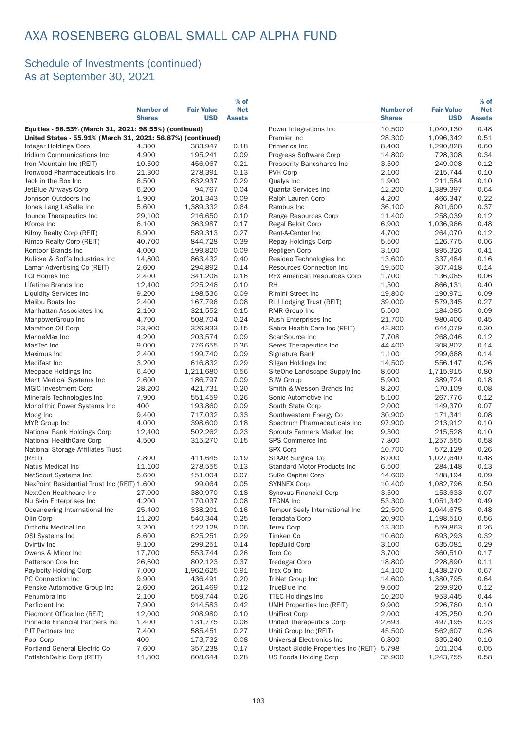# AXA ROSENBERG GLOBAL SMALL CAP ALPHA FUND

## Schedule of Investments (continued)
## As at September 30, 2021

| | Number of Shares | Fair Value USD | % of Net Assets |
|---|---|---|---|
| **Equities - 98.53% (March 31, 2021: 98.55%) (continued)** | | | |
| **United States - 55.91% (March 31, 2021: 56.87%) (continued)** | | | |
| Integer Holdings Corp | 4,300 | 383,947 | 0.18 |
| Iridium Communications Inc | 4,900 | 195,241 | 0.09 |
| Iron Mountain Inc (REIT) | 10,500 | 456,067 | 0.21 |
| Ironwood Pharmaceuticals Inc | 21,300 | 278,391 | 0.13 |
| Jack in the Box Inc | 6,500 | 632,937 | 0.29 |
| JetBlue Airways Corp | 6,200 | 94,767 | 0.04 |
| Johnson Outdoors Inc | 1,900 | 201,343 | 0.09 |
| Jones Lang LaSalle Inc | 5,600 | 1,389,332 | 0.64 |
| Jounce Therapeutics Inc | 29,100 | 216,650 | 0.10 |
| Kforce Inc | 6,100 | 363,987 | 0.17 |
| Kilroy Realty Corp (REIT) | 8,900 | 589,313 | 0.27 |
| Kimco Realty Corp (REIT) | 40,700 | 844,728 | 0.39 |
| Kontoor Brands Inc | 4,000 | 199,820 | 0.09 |
| Kulicke & Soffa Industries Inc | 14,800 | 863,432 | 0.40 |
| Lamar Advertising Co (REIT) | 2,600 | 294,892 | 0.14 |
| LGI Homes Inc | 2,400 | 341,208 | 0.16 |
| Lifetime Brands Inc | 12,400 | 225,246 | 0.10 |
| Liquidity Services Inc | 9,200 | 198,536 | 0.09 |
| Malibu Boats Inc | 2,400 | 167,796 | 0.08 |
| Manhattan Associates Inc | 2,100 | 321,552 | 0.15 |
| ManpowerGroup Inc | 4,700 | 508,704 | 0.24 |
| Marathon Oil Corp | 23,900 | 326,833 | 0.15 |
| MarineMax Inc | 4,200 | 203,574 | 0.09 |
| MasTec Inc | 9,000 | 776,655 | 0.36 |
| Maximus Inc | 2,400 | 199,740 | 0.09 |
| Medifast Inc | 3,200 | 616,832 | 0.29 |
| Medpace Holdings Inc | 6,400 | 1,211,680 | 0.56 |
| Merit Medical Systems Inc | 2,600 | 186,797 | 0.09 |
| MGIC Investment Corp | 28,200 | 421,731 | 0.20 |
| Minerals Technologies Inc | 7,900 | 551,459 | 0.26 |
| Monolithic Power Systems Inc | 400 | 193,860 | 0.09 |
| Moog Inc | 9,400 | 717,032 | 0.33 |
| MYR Group Inc | 4,000 | 398,600 | 0.18 |
| National Bank Holdings Corp | 12,400 | 502,262 | 0.23 |
| National HealthCare Corp | 4,500 | 315,270 | 0.15 |
| National Storage Affiliates Trust (REIT) | 7,800 | 411,645 | 0.19 |
| Natus Medical Inc | 11,100 | 278,555 | 0.13 |
| NetScout Systems Inc | 5,600 | 151,004 | 0.07 |
| NexPoint Residential Trust Inc (REIT) | 1,600 | 99,064 | 0.05 |
| NextGen Healthcare Inc | 27,000 | 380,970 | 0.18 |
| Nu Skin Enterprises Inc | 4,200 | 170,037 | 0.08 |
| Oceaneering International Inc | 25,400 | 338,201 | 0.16 |
| Olin Corp | 11,200 | 540,344 | 0.25 |
| Orthofix Medical Inc | 3,200 | 122,128 | 0.06 |
| OSI Systems Inc | 6,600 | 625,251 | 0.29 |
| Ovintiv Inc | 9,100 | 299,251 | 0.14 |
| Owens & Minor Inc | 17,700 | 553,744 | 0.26 |
| Patterson Cos Inc | 26,600 | 802,123 | 0.37 |
| Paylocity Holding Corp | 7,000 | 1,962,625 | 0.91 |
| PC Connection Inc | 9,900 | 436,491 | 0.20 |
| Penske Automotive Group Inc | 2,600 | 261,469 | 0.12 |
| Penumbra Inc | 2,100 | 559,744 | 0.26 |
| Perficient Inc | 7,900 | 914,583 | 0.42 |
| Piedmont Office Inc (REIT) | 12,000 | 208,980 | 0.10 |
| Pinnacle Financial Partners Inc | 1,400 | 131,775 | 0.06 |
| PJT Partners Inc | 7,400 | 585,451 | 0.27 |
| Pool Corp | 400 | 173,732 | 0.08 |
| Portland General Electric Co | 7,600 | 357,238 | 0.17 |
| PotlatchDeltic Corp (REIT) | 11,800 | 608,644 | 0.28 |
| Power Integrations Inc | 10,500 | 1,040,130 | 0.48 |
| Premier Inc | 28,300 | 1,096,342 | 0.51 |
| Primerica Inc | 8,400 | 1,290,828 | 0.60 |
| Progress Software Corp | 14,800 | 728,308 | 0.34 |
| Prosperity Bancshares Inc | 3,500 | 249,008 | 0.12 |
| PVH Corp | 2,100 | 215,744 | 0.10 |
| Qualys Inc | 1,900 | 211,584 | 0.10 |
| Quanta Services Inc | 12,200 | 1,389,397 | 0.64 |
| Ralph Lauren Corp | 4,200 | 466,347 | 0.22 |
| Rambus Inc | 36,100 | 801,600 | 0.37 |
| Range Resources Corp | 11,400 | 258,039 | 0.12 |
| Regal Beloit Corp | 6,900 | 1,036,966 | 0.48 |
| Rent-A-Center Inc | 4,700 | 264,070 | 0.12 |
| Repay Holdings Corp | 5,500 | 126,775 | 0.06 |
| Repligen Corp | 3,100 | 895,326 | 0.41 |
| Resideo Technologies Inc | 13,600 | 337,484 | 0.16 |
| Resources Connection Inc | 19,500 | 307,418 | 0.14 |
| REX American Resources Corp | 1,700 | 136,085 | 0.06 |
| RH | 1,300 | 866,131 | 0.40 |
| Rimini Street Inc | 19,800 | 190,971 | 0.09 |
| RLJ Lodging Trust (REIT) | 39,000 | 579,345 | 0.27 |
| RMR Group Inc | 5,500 | 184,085 | 0.09 |
| Rush Enterprises Inc | 21,700 | 980,406 | 0.45 |
| Sabra Health Care Inc (REIT) | 43,800 | 644,079 | 0.30 |
| ScanSource Inc | 7,708 | 268,046 | 0.12 |
| Seres Therapeutics Inc | 44,400 | 308,802 | 0.14 |
| Signature Bank | 1,100 | 299,668 | 0.14 |
| Silgan Holdings Inc | 14,500 | 556,147 | 0.26 |
| SiteOne Landscape Supply Inc | 8,600 | 1,715,915 | 0.80 |
| SJW Group | 5,900 | 389,724 | 0.18 |
| Smith & Wesson Brands Inc | 8,200 | 170,109 | 0.08 |
| Sonic Automotive Inc | 5,100 | 267,776 | 0.12 |
| South State Corp | 2,000 | 149,370 | 0.07 |
| Southwestern Energy Co | 30,900 | 171,341 | 0.08 |
| Spectrum Pharmaceuticals Inc | 97,900 | 213,912 | 0.10 |
| Sprouts Farmers Market Inc | 9,300 | 215,528 | 0.10 |
| SPS Commerce Inc | 7,800 | 1,257,555 | 0.58 |
| SPX Corp | 10,700 | 572,129 | 0.26 |
| STAAR Surgical Co | 8,000 | 1,027,640 | 0.48 |
| Standard Motor Products Inc | 6,500 | 284,148 | 0.13 |
| SuRo Capital Corp | 14,600 | 188,194 | 0.09 |
| SYNNEX Corp | 10,400 | 1,082,796 | 0.50 |
| Synovus Financial Corp | 3,500 | 153,633 | 0.07 |
| TEGNA Inc | 53,300 | 1,051,342 | 0.49 |
| Tempur Sealy International Inc | 22,500 | 1,044,675 | 0.48 |
| Teradata Corp | 20,900 | 1,198,510 | 0.56 |
| Terex Corp | 13,300 | 559,863 | 0.26 |
| Timken Co | 10,600 | 693,293 | 0.32 |
| TopBuild Corp | 3,100 | 635,081 | 0.29 |
| Toro Co | 3,700 | 360,510 | 0.17 |
| Tredegar Corp | 18,800 | 228,890 | 0.11 |
| Trex Co Inc | 14,100 | 1,438,270 | 0.67 |
| TriNet Group Inc | 14,600 | 1,380,795 | 0.64 |
| TrueBlue Inc | 9,600 | 259,920 | 0.12 |
| TTEC Holdings Inc | 10,200 | 953,445 | 0.44 |
| UMH Properties Inc (REIT) | 9,900 | 226,760 | 0.10 |
| UniFirst Corp | 2,000 | 425,250 | 0.20 |
| United Therapeutics Corp | 2,693 | 497,195 | 0.23 |
| Uniti Group Inc (REIT) | 45,500 | 562,607 | 0.26 |
| Universal Electronics Inc | 6,800 | 335,240 | 0.16 |
| Urstadt Biddle Properties Inc (REIT) | 5,798 | 101,204 | 0.05 |
| US Foods Holding Corp | 35,900 | 1,243,755 | 0.58 |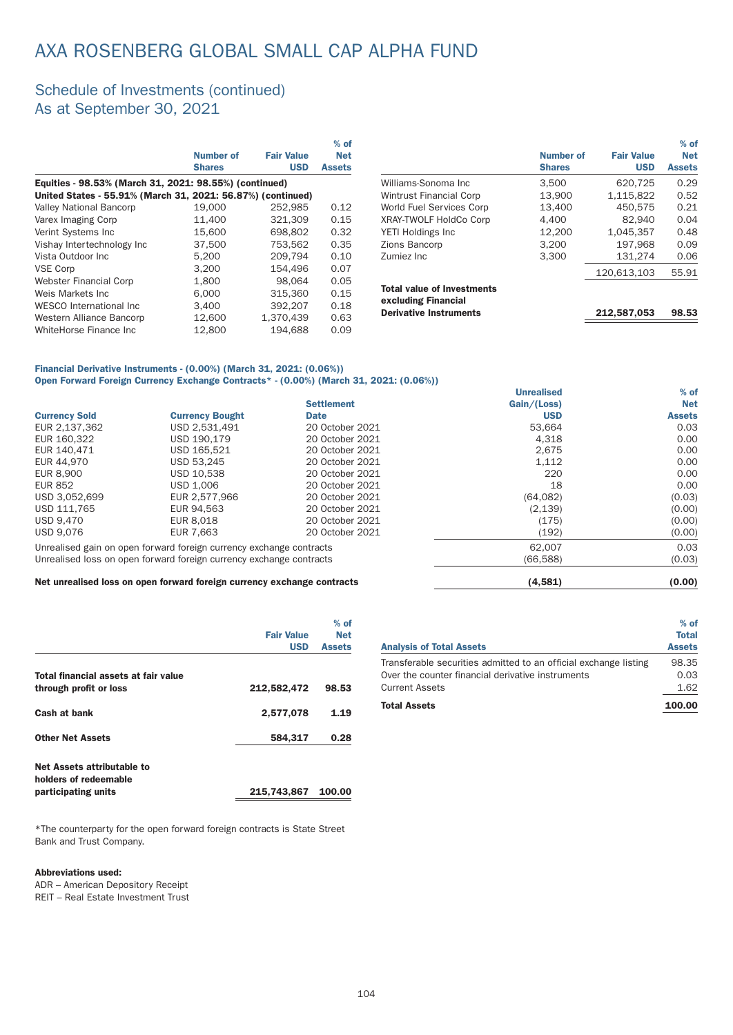# AXA ROSENBERG GLOBAL SMALL CAP ALPHA FUND

## Schedule of Investments (continued)
## As at September 30, 2021

| | Number of Shares | Fair Value USD | % of Net Assets |
|---|---|---|---|
| **Equities - 98.53% (March 31, 2021: 98.55%) (continued)** | | | |
| **United States - 55.91% (March 31, 2021: 56.87%) (continued)** | | | |
| Valley National Bancorp | 19,000 | 252,985 | 0.12 |
| Varex Imaging Corp | 11,400 | 321,309 | 0.15 |
| Verint Systems Inc | 15,600 | 698,802 | 0.32 |
| Vishay Intertechnology Inc | 37,500 | 753,562 | 0.35 |
| Vista Outdoor Inc | 5,200 | 209,794 | 0.10 |
| VSE Corp | 3,200 | 154,496 | 0.07 |
| Webster Financial Corp | 1,800 | 98,064 | 0.05 |
| Weis Markets Inc | 6,000 | 315,360 | 0.15 |
| WESCO International Inc | 3,400 | 392,207 | 0.18 |
| Western Alliance Bancorp | 12,600 | 1,370,439 | 0.63 |
| WhiteHorse Finance Inc | 12,800 | 194,688 | 0.09 |
| Williams-Sonoma Inc | 3,500 | 620,725 | 0.29 |
| Wintrust Financial Corp | 13,900 | 1,115,822 | 0.52 |
| World Fuel Services Corp | 13,400 | 450,575 | 0.21 |
| XRAY-TWOLF HoldCo Corp | 4,400 | 82,940 | 0.04 |
| YETI Holdings Inc | 12,200 | 1,045,357 | 0.48 |
| Zions Bancorp | 3,200 | 197,968 | 0.09 |
| Zumiez Inc | 3,300 | 131,274 | 0.06 |
| | | 120,613,103 | 55.91 |
| **Total value of Investments excluding Financial Derivative Instruments** | | **212,587,053** | **98.53** |

**Financial Derivative Instruments - (0.00%) (March 31, 2021: (0.06%))**
**Open Forward Foreign Currency Exchange Contracts* - (0.00%) (March 31, 2021: (0.06%))**

| Currency Sold | Currency Bought | Settlement Date | Unrealised Gain/(Loss) USD | % of Net Assets |
|---|---|---|---|---|
| EUR 2,137,362 | USD 2,531,491 | 20 October 2021 | 53,664 | 0.03 |
| EUR 160,322 | USD 190,179 | 20 October 2021 | 4,318 | 0.00 |
| EUR 140,471 | USD 165,521 | 20 October 2021 | 2,675 | 0.00 |
| EUR 44,970 | USD 53,245 | 20 October 2021 | 1,112 | 0.00 |
| EUR 8,900 | USD 10,538 | 20 October 2021 | 220 | 0.00 |
| EUR 852 | USD 1,006 | 20 October 2021 | 18 | 0.00 |
| USD 3,052,699 | EUR 2,577,966 | 20 October 2021 | (64,082) | (0.03) |
| USD 111,765 | EUR 94,563 | 20 October 2021 | (2,139) | (0.00) |
| USD 9,470 | EUR 8,018 | 20 October 2021 | (175) | (0.00) |
| USD 9,076 | EUR 7,663 | 20 October 2021 | (192) | (0.00) |
| Unrealised gain on open forward foreign currency exchange contracts | | | 62,007 | 0.03 |
| Unrealised loss on open forward foreign currency exchange contracts | | | (66,588) | (0.03) |
| **Net unrealised loss on open forward foreign currency exchange contracts** | | | **(4,581)** | **(0.00)** |

| | Fair Value USD | % of Net Assets |
|---|---|---|
| **Total financial assets at fair value through profit or loss** | **212,582,472** | **98.53** |
| **Cash at bank** | **2,577,078** | **1.19** |
| **Other Net Assets** | **584,317** | **0.28** |
| **Net Assets attributable to holders of redeemable participating units** | **215,743,867** | **100.00** |

| Analysis of Total Assets | % of Total Assets |
|---|---|
| Transferable securities admitted to an official exchange listing | 98.35 |
| Over the counter financial derivative instruments | 0.03 |
| Current Assets | 1.62 |
| **Total Assets** | **100.00** |

*The counterparty for the open forward foreign contracts is State Street Bank and Trust Company.

**Abbreviations used:**
ADR – American Depository Receipt
REIT – Real Estate Investment Trust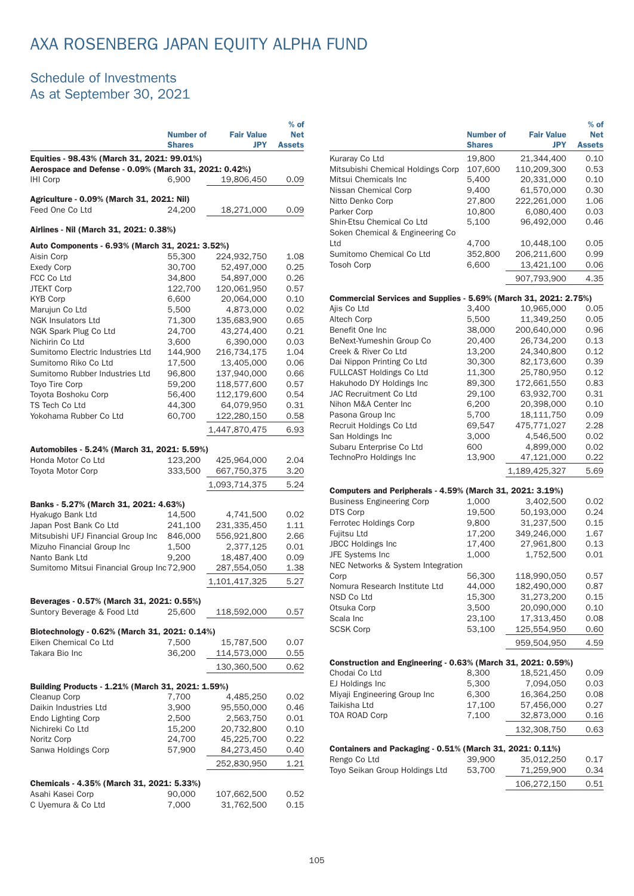# AXA ROSENBERG JAPAN EQUITY ALPHA FUND

## Schedule of Investments
As at September 30, 2021

| | Number of Shares | Fair Value JPY | % of Net Assets |
|---|---|---|---|
| **Equities - 98.43% (March 31, 2021: 99.01%)** | | | |
| **Aerospace and Defense - 0.09% (March 31, 2021: 0.42%)** | | | |
| IHI Corp | 6,900 | 19,806,450 | 0.09 |
| **Agriculture - 0.09% (March 31, 2021: Nil)** | | | |
| Feed One Co Ltd | 24,200 | 18,271,000 | 0.09 |
| **Airlines - Nil (March 31, 2021: 0.38%)** | | | |
| **Auto Components - 6.93% (March 31, 2021: 3.52%)** | | | |
| Aisin Corp | 55,300 | 224,932,750 | 1.08 |
| Exedy Corp | 30,700 | 52,497,000 | 0.25 |
| FCC Co Ltd | 34,800 | 54,897,000 | 0.26 |
| JTEKT Corp | 122,700 | 120,061,950 | 0.57 |
| KYB Corp | 6,600 | 20,064,000 | 0.10 |
| Marujun Co Ltd | 5,500 | 4,873,000 | 0.02 |
| NGK Insulators Ltd | 71,300 | 135,683,900 | 0.65 |
| NGK Spark Plug Co Ltd | 24,700 | 43,274,400 | 0.21 |
| Nichirin Co Ltd | 3,600 | 6,390,000 | 0.03 |
| Sumitomo Electric Industries Ltd | 144,900 | 216,734,175 | 1.04 |
| Sumitomo Riko Co Ltd | 17,500 | 13,405,000 | 0.06 |
| Sumitomo Rubber Industries Ltd | 96,800 | 137,940,000 | 0.66 |
| Toyo Tire Corp | 59,200 | 118,577,600 | 0.57 |
| Toyota Boshoku Corp | 56,400 | 112,179,600 | 0.54 |
| TS Tech Co Ltd | 44,300 | 64,079,950 | 0.31 |
| Yokohama Rubber Co Ltd | 60,700 | 122,280,150 | 0.58 |
| | | 1,447,870,475 | 6.93 |
| **Automobiles - 5.24% (March 31, 2021: 5.59%)** | | | |
| Honda Motor Co Ltd | 123,200 | 425,964,000 | 2.04 |
| Toyota Motor Corp | 333,500 | 667,750,375 | 3.20 |
| | | 1,093,714,375 | 5.24 |
| **Banks - 5.27% (March 31, 2021: 4.63%)** | | | |
| Hyakugo Bank Ltd | 14,500 | 4,741,500 | 0.02 |
| Japan Post Bank Co Ltd | 241,100 | 231,335,450 | 1.11 |
| Mitsubishi UFJ Financial Group Inc | 846,000 | 556,921,800 | 2.66 |
| Mizuho Financial Group Inc | 1,500 | 2,377,125 | 0.01 |
| Nanto Bank Ltd | 9,200 | 18,487,400 | 0.09 |
| Sumitomo Mitsui Financial Group Inc | 72,900 | 287,554,050 | 1.38 |
| | | 1,101,417,325 | 5.27 |
| **Beverages - 0.57% (March 31, 2021: 0.55%)** | | | |
| Suntory Beverage & Food Ltd | 25,600 | 118,592,000 | 0.57 |
| **Biotechnology - 0.62% (March 31, 2021: 0.14%)** | | | |
| Eiken Chemical Co Ltd | 7,500 | 15,787,500 | 0.07 |
| Takara Bio Inc | 36,200 | 114,573,000 | 0.55 |
| | | 130,360,500 | 0.62 |
| **Building Products - 1.21% (March 31, 2021: 1.59%)** | | | |
| Cleanup Corp | 7,700 | 4,485,250 | 0.02 |
| Daikin Industries Ltd | 3,900 | 95,550,000 | 0.46 |
| Endo Lighting Corp | 2,500 | 2,563,750 | 0.01 |
| Nichireki Co Ltd | 15,200 | 20,732,800 | 0.10 |
| Noritz Corp | 24,700 | 45,225,700 | 0.22 |
| Sanwa Holdings Corp | 57,900 | 84,273,450 | 0.40 |
| | | 252,830,950 | 1.21 |
| **Chemicals - 4.35% (March 31, 2021: 5.33%)** | | | |
| Asahi Kasei Corp | 90,000 | 107,662,500 | 0.52 |
| C Uyemura & Co Ltd | 7,000 | 31,762,500 | 0.15 |
| Kuraray Co Ltd | 19,800 | 21,344,400 | 0.10 |
| Mitsubishi Chemical Holdings Corp | 107,600 | 110,209,300 | 0.53 |
| Mitsui Chemicals Inc | 5,400 | 20,331,000 | 0.10 |
| Nissan Chemical Corp | 9,400 | 61,570,000 | 0.30 |
| Nitto Denko Corp | 27,800 | 222,261,000 | 1.06 |
| Parker Corp | 10,800 | 6,080,400 | 0.03 |
| Shin-Etsu Chemical Co Ltd | 5,100 | 96,492,000 | 0.46 |
| Soken Chemical & Engineering Co Ltd | 4,700 | 10,448,100 | 0.05 |
| Sumitomo Chemical Co Ltd | 352,800 | 206,211,600 | 0.99 |
| Tosoh Corp | 6,600 | 13,421,100 | 0.06 |
| | | 907,793,900 | 4.35 |
| **Commercial Services and Supplies - 5.69% (March 31, 2021: 2.75%)** | | | |
| Ajis Co Ltd | 3,400 | 10,965,000 | 0.05 |
| Altech Corp | 5,500 | 11,349,250 | 0.05 |
| Benefit One Inc | 38,000 | 200,640,000 | 0.96 |
| BeNext-Yumeshin Group Co | 20,400 | 26,734,200 | 0.13 |
| Creek & River Co Ltd | 13,200 | 24,340,800 | 0.12 |
| Dai Nippon Printing Co Ltd | 30,300 | 82,173,600 | 0.39 |
| FULLCAST Holdings Co Ltd | 11,300 | 25,780,950 | 0.12 |
| Hakuhodo DY Holdings Inc | 89,300 | 172,661,550 | 0.83 |
| JAC Recruitment Co Ltd | 29,100 | 63,932,700 | 0.31 |
| Nihon M&A Center Inc | 6,200 | 20,398,000 | 0.10 |
| Pasona Group Inc | 5,700 | 18,111,750 | 0.09 |
| Recruit Holdings Co Ltd | 69,547 | 475,771,027 | 2.28 |
| San Holdings Inc | 3,000 | 4,546,500 | 0.02 |
| Subaru Enterprise Co Ltd | 600 | 4,899,000 | 0.02 |
| TechnoPro Holdings Inc | 13,900 | 47,121,000 | 0.22 |
| | | 1,189,425,327 | 5.69 |
| **Computers and Peripherals - 4.59% (March 31, 2021: 3.19%)** | | | |
| Business Engineering Corp | 1,000 | 3,402,500 | 0.02 |
| DTS Corp | 19,500 | 50,193,000 | 0.24 |
| Ferrotec Holdings Corp | 9,800 | 31,237,500 | 0.15 |
| Fujitsu Ltd | 17,200 | 349,246,000 | 1.67 |
| JBCC Holdings Inc | 17,400 | 27,961,800 | 0.13 |
| JFE Systems Inc | 1,000 | 1,752,500 | 0.01 |
| NEC Networks & System Integration Corp | 56,300 | 118,990,050 | 0.57 |
| Nomura Research Institute Ltd | 44,000 | 182,490,000 | 0.87 |
| NSD Co Ltd | 15,300 | 31,273,200 | 0.15 |
| Otsuka Corp | 3,500 | 20,090,000 | 0.10 |
| Scala Inc | 23,100 | 17,313,450 | 0.08 |
| SCSK Corp | 53,100 | 125,554,950 | 0.60 |
| | | 959,504,950 | 4.59 |
| **Construction and Engineering - 0.63% (March 31, 2021: 0.59%)** | | | |
| Chodai Co Ltd | 8,300 | 18,521,450 | 0.09 |
| EJ Holdings Inc | 5,300 | 7,094,050 | 0.03 |
| Miyaji Engineering Group Inc | 6,300 | 16,364,250 | 0.08 |
| Taikisha Ltd | 17,100 | 57,456,000 | 0.27 |
| TOA ROAD Corp | 7,100 | 32,873,000 | 0.16 |
| | | 132,308,750 | 0.63 |
| **Containers and Packaging - 0.51% (March 31, 2021: 0.11%)** | | | |
| Rengo Co Ltd | 39,900 | 35,012,250 | 0.17 |
| Toyo Seikan Group Holdings Ltd | 53,700 | 71,259,900 | 0.34 |
| | | 106,272,150 | 0.51 |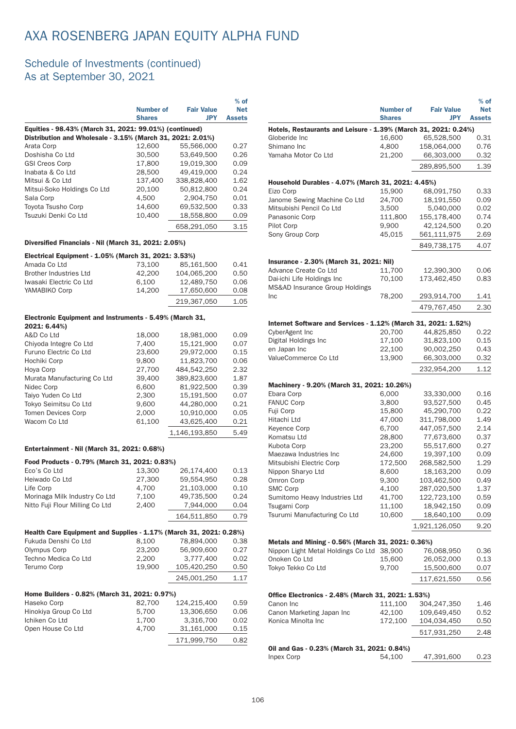# AXA ROSENBERG JAPAN EQUITY ALPHA FUND

## Schedule of Investments (continued)
## As at September 30, 2021

| | Number of Shares | Fair Value JPY | % of Net Assets |
|---|---|---|---|
| **Equities - 98.43% (March 31, 2021: 99.01%) (continued)** | | | |
| **Distribution and Wholesale - 3.15% (March 31, 2021: 2.01%)** | | | |
| Arata Corp | 12,600 | 55,566,000 | 0.27 |
| Doshisha Co Ltd | 30,500 | 53,649,500 | 0.26 |
| GSI Creos Corp | 17,800 | 19,019,300 | 0.09 |
| Inabata & Co Ltd | 28,500 | 49,419,000 | 0.24 |
| Mitsui & Co Ltd | 137,400 | 338,828,400 | 1.62 |
| Mitsui-Soko Holdings Co Ltd | 20,100 | 50,812,800 | 0.24 |
| Sala Corp | 4,500 | 2,904,750 | 0.01 |
| Toyota Tsusho Corp | 14,600 | 69,532,500 | 0.33 |
| Tsuzuki Denki Co Ltd | 10,400 | 18,558,800 | 0.09 |
| | | 658,291,050 | 3.15 |
| **Diversified Financials - Nil (March 31, 2021: 2.05%)** | | | |
| **Electrical Equipment - 1.05% (March 31, 2021: 3.53%)** | | | |
| Amada Co Ltd | 73,100 | 85,161,500 | 0.41 |
| Brother Industries Ltd | 42,200 | 104,065,200 | 0.50 |
| Iwasaki Electric Co Ltd | 6,100 | 12,489,750 | 0.06 |
| YAMABIKO Corp | 14,200 | 17,650,600 | 0.08 |
| | | 219,367,050 | 1.05 |
| **Electronic Equipment and Instruments - 5.49% (March 31, 2021: 6.44%)** | | | |
| A&D Co Ltd | 18,000 | 18,981,000 | 0.09 |
| Chiyoda Integre Co Ltd | 7,400 | 15,121,900 | 0.07 |
| Furuno Electric Co Ltd | 23,600 | 29,972,000 | 0.15 |
| Hochiki Corp | 9,800 | 11,823,700 | 0.06 |
| Hoya Corp | 27,700 | 484,542,250 | 2.32 |
| Murata Manufacturing Co Ltd | 39,400 | 389,823,600 | 1.87 |
| Nidec Corp | 6,600 | 81,922,500 | 0.39 |
| Taiyo Yuden Co Ltd | 2,300 | 15,191,500 | 0.07 |
| Tokyo Seimitsu Co Ltd | 9,600 | 44,280,000 | 0.21 |
| Tomen Devices Corp | 2,000 | 10,910,000 | 0.05 |
| Wacom Co Ltd | 61,100 | 43,625,400 | 0.21 |
| | | 1,146,193,850 | 5.49 |
| **Entertainment - Nil (March 31, 2021: 0.68%)** | | | |
| **Food Products - 0.79% (March 31, 2021: 0.83%)** | | | |
| Eco's Co Ltd | 13,300 | 26,174,400 | 0.13 |
| Heiwado Co Ltd | 27,300 | 59,554,950 | 0.28 |
| Life Corp | 4,700 | 21,103,000 | 0.10 |
| Morinaga Milk Industry Co Ltd | 7,100 | 49,735,500 | 0.24 |
| Nitto Fuji Flour Milling Co Ltd | 2,400 | 7,944,000 | 0.04 |
| | | 164,511,850 | 0.79 |
| **Health Care Equipment and Supplies - 1.17% (March 31, 2021: 0.28%)** | | | |
| Fukuda Denshi Co Ltd | 8,100 | 78,894,000 | 0.38 |
| Olympus Corp | 23,200 | 56,909,600 | 0.27 |
| Techno Medica Co Ltd | 2,200 | 3,777,400 | 0.02 |
| Terumo Corp | 19,900 | 105,420,250 | 0.50 |
| | | 245,001,250 | 1.17 |
| **Home Builders - 0.82% (March 31, 2021: 0.97%)** | | | |
| Haseko Corp | 82,700 | 124,215,400 | 0.59 |
| Hinokiya Group Co Ltd | 5,700 | 13,306,650 | 0.06 |
| Ichiken Co Ltd | 1,700 | 3,316,700 | 0.02 |
| Open House Co Ltd | 4,700 | 31,161,000 | 0.15 |
| | | 171,999,750 | 0.82 |
| **Hotels, Restaurants and Leisure - 1.39% (March 31, 2021: 0.24%)** | | | |
| Globeride Inc | 16,600 | 65,528,500 | 0.31 |
| Shimano Inc | 4,800 | 158,064,000 | 0.76 |
| Yamaha Motor Co Ltd | 21,200 | 66,303,000 | 0.32 |
| | | 289,895,500 | 1.39 |
| **Household Durables - 4.07% (March 31, 2021: 4.45%)** | | | |
| Eizo Corp | 15,900 | 68,091,750 | 0.33 |
| Janome Sewing Machine Co Ltd | 24,700 | 18,191,550 | 0.09 |
| Mitsubishi Pencil Co Ltd | 3,500 | 5,040,000 | 0.02 |
| Panasonic Corp | 111,800 | 155,178,400 | 0.74 |
| Pilot Corp | 9,900 | 42,124,500 | 0.20 |
| Sony Group Corp | 45,015 | 561,111,975 | 2.69 |
| | | 849,738,175 | 4.07 |
| **Insurance - 2.30% (March 31, 2021: Nil)** | | | |
| Advance Create Co Ltd | 11,700 | 12,390,300 | 0.06 |
| Dai-ichi Life Holdings Inc | 70,100 | 173,462,450 | 0.83 |
| MS&AD Insurance Group Holdings Inc | 78,200 | 293,914,700 | 1.41 |
| | | 479,767,450 | 2.30 |
| **Internet Software and Services - 1.12% (March 31, 2021: 1.52%)** | | | |
| CyberAgent Inc | 20,700 | 44,825,850 | 0.22 |
| Digital Holdings Inc | 17,100 | 31,823,100 | 0.15 |
| en Japan Inc | 22,100 | 90,002,250 | 0.43 |
| ValueCommerce Co Ltd | 13,900 | 66,303,000 | 0.32 |
| | | 232,954,200 | 1.12 |
| **Machinery - 9.20% (March 31, 2021: 10.26%)** | | | |
| Ebara Corp | 6,000 | 33,330,000 | 0.16 |
| FANUC Corp | 3,800 | 93,527,500 | 0.45 |
| Fuji Corp | 15,800 | 45,290,700 | 0.22 |
| Hitachi Ltd | 47,000 | 311,798,000 | 1.49 |
| Keyence Corp | 6,700 | 447,057,500 | 2.14 |
| Komatsu Ltd | 28,800 | 77,673,600 | 0.37 |
| Kubota Corp | 23,200 | 55,517,600 | 0.27 |
| Maezawa Industries Inc | 24,600 | 19,397,100 | 0.09 |
| Mitsubishi Electric Corp | 172,500 | 268,582,500 | 1.29 |
| Nippon Sharyo Ltd | 8,600 | 18,163,200 | 0.09 |
| Omron Corp | 9,300 | 103,462,500 | 0.49 |
| SMC Corp | 4,100 | 287,020,500 | 1.37 |
| Sumitomo Heavy Industries Ltd | 41,700 | 122,723,100 | 0.59 |
| Tsugami Corp | 11,100 | 18,942,150 | 0.09 |
| Tsurumi Manufacturing Co Ltd | 10,600 | 18,640,100 | 0.09 |
| | | 1,921,126,050 | 9.20 |
| **Metals and Mining - 0.56% (March 31, 2021: 0.36%)** | | | |
| Nippon Light Metal Holdings Co Ltd | 38,900 | 76,068,950 | 0.36 |
| Onoken Co Ltd | 15,600 | 26,052,000 | 0.13 |
| Tokyo Tekko Co Ltd | 9,700 | 15,500,600 | 0.07 |
| | | 117,621,550 | 0.56 |
| **Office Electronics - 2.48% (March 31, 2021: 1.53%)** | | | |
| Canon Inc | 111,100 | 304,247,350 | 1.46 |
| Canon Marketing Japan Inc | 42,100 | 109,649,450 | 0.52 |
| Konica Minolta Inc | 172,100 | 104,034,450 | 0.50 |
| | | 517,931,250 | 2.48 |
| **Oil and Gas - 0.23% (March 31, 2021: 0.84%)** | | | |
| Inpex Corp | 54,100 | 47,391,600 | 0.23 |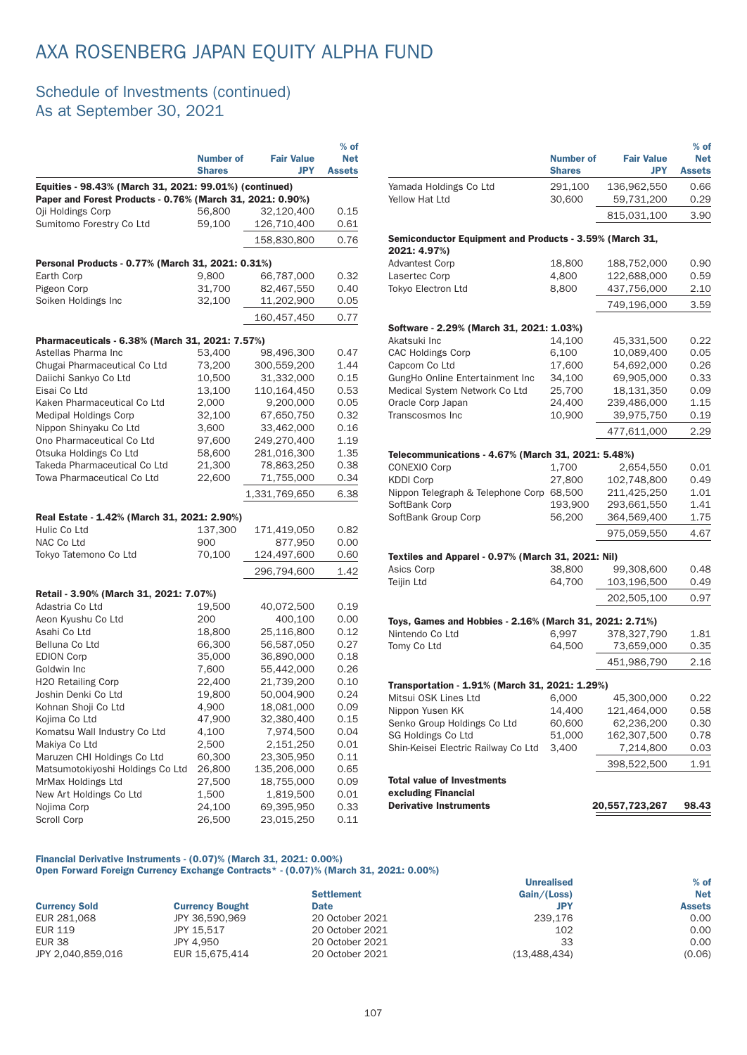# AXA ROSENBERG JAPAN EQUITY ALPHA FUND

## Schedule of Investments (continued)
## As at September 30, 2021

| | Number of Shares | Fair Value JPY | % of Net Assets |
|---|---|---|---|
| **Equities - 98.43% (March 31, 2021: 99.01%) (continued)** | | | |
| **Paper and Forest Products - 0.76% (March 31, 2021: 0.90%)** | | | |
| Oji Holdings Corp | 56,800 | 32,120,400 | 0.15 |
| Sumitomo Forestry Co Ltd | 59,100 | 126,710,400 | 0.61 |
| | | 158,830,800 | 0.76 |
| **Personal Products - 0.77% (March 31, 2021: 0.31%)** | | | |
| Earth Corp | 9,800 | 66,787,000 | 0.32 |
| Pigeon Corp | 31,700 | 82,467,550 | 0.40 |
| Soiken Holdings Inc | 32,100 | 11,202,900 | 0.05 |
| | | 160,457,450 | 0.77 |
| **Pharmaceuticals - 6.38% (March 31, 2021: 7.57%)** | | | |
| Astellas Pharma Inc | 53,400 | 98,496,300 | 0.47 |
| Chugai Pharmaceutical Co Ltd | 73,200 | 300,559,200 | 1.44 |
| Daiichi Sankyo Co Ltd | 10,500 | 31,332,000 | 0.15 |
| Eisai Co Ltd | 13,100 | 110,164,450 | 0.53 |
| Kaken Pharmaceutical Co Ltd | 2,000 | 9,200,000 | 0.05 |
| Medipal Holdings Corp | 32,100 | 67,650,750 | 0.32 |
| Nippon Shinyaku Co Ltd | 3,600 | 33,462,000 | 0.16 |
| Ono Pharmaceutical Co Ltd | 97,600 | 249,270,400 | 1.19 |
| Otsuka Holdings Co Ltd | 58,600 | 281,016,300 | 1.35 |
| Takeda Pharmaceutical Co Ltd | 21,300 | 78,863,250 | 0.38 |
| Towa Pharmaceutical Co Ltd | 22,600 | 71,755,000 | 0.34 |
| | | 1,331,769,650 | 6.38 |
| **Real Estate - 1.42% (March 31, 2021: 2.90%)** | | | |
| Hulic Co Ltd | 137,300 | 171,419,050 | 0.82 |
| NAC Co Ltd | 900 | 877,950 | 0.00 |
| Tokyo Tatemono Co Ltd | 70,100 | 124,497,600 | 0.60 |
| | | 296,794,600 | 1.42 |
| **Retail - 3.90% (March 31, 2021: 7.07%)** | | | |
| Adastria Co Ltd | 19,500 | 40,072,500 | 0.19 |
| Aeon Kyushu Co Ltd | 200 | 400,100 | 0.00 |
| Asahi Co Ltd | 18,800 | 25,116,800 | 0.12 |
| Belluna Co Ltd | 66,300 | 56,587,050 | 0.27 |
| EDION Corp | 35,000 | 36,890,000 | 0.18 |
| Goldwin Inc | 7,600 | 55,442,000 | 0.26 |
| H2O Retailing Corp | 22,400 | 21,739,200 | 0.10 |
| Joshin Denki Co Ltd | 19,800 | 50,004,900 | 0.24 |
| Kohnan Shoji Co Ltd | 4,900 | 18,081,000 | 0.09 |
| Kojima Co Ltd | 47,900 | 32,380,400 | 0.15 |
| Komatsu Wall Industry Co Ltd | 4,100 | 7,974,500 | 0.04 |
| Makiya Co Ltd | 2,500 | 2,151,250 | 0.01 |
| Maruzen CHI Holdings Co Ltd | 60,300 | 23,305,950 | 0.11 |
| Matsumotokiyoshi Holdings Co Ltd | 26,800 | 135,206,000 | 0.65 |
| MrMax Holdings Ltd | 27,500 | 18,755,000 | 0.09 |
| New Art Holdings Co Ltd | 1,500 | 1,819,500 | 0.01 |
| Nojima Corp | 24,100 | 69,395,950 | 0.33 |
| Scroll Corp | 26,500 | 23,015,250 | 0.11 |
| Yamada Holdings Co Ltd | 291,100 | 136,962,550 | 0.66 |
| Yellow Hat Ltd | 30,600 | 59,731,200 | 0.29 |
| | | 815,031,100 | 3.90 |
| **Semiconductor Equipment and Products - 3.59% (March 31, 2021: 4.97%)** | | | |
| Advantest Corp | 18,800 | 188,752,000 | 0.90 |
| Lasertec Corp | 4,800 | 122,688,000 | 0.59 |
| Tokyo Electron Ltd | 8,800 | 437,756,000 | 2.10 |
| | | 749,196,000 | 3.59 |
| **Software - 2.29% (March 31, 2021: 1.03%)** | | | |
| Akatsuki Inc | 14,100 | 45,331,500 | 0.22 |
| CAC Holdings Corp | 6,100 | 10,089,400 | 0.05 |
| Capcom Co Ltd | 17,600 | 54,692,000 | 0.26 |
| GungHo Online Entertainment Inc | 34,100 | 69,905,000 | 0.33 |
| Medical System Network Co Ltd | 25,700 | 18,131,350 | 0.09 |
| Oracle Corp Japan | 24,400 | 239,486,000 | 1.15 |
| Transcosmos Inc | 10,900 | 39,975,750 | 0.19 |
| | | 477,611,000 | 2.29 |
| **Telecommunications - 4.67% (March 31, 2021: 5.48%)** | | | |
| CONEXIO Corp | 1,700 | 2,654,550 | 0.01 |
| KDDI Corp | 27,800 | 102,748,800 | 0.49 |
| Nippon Telegraph & Telephone Corp | 68,500 | 211,425,250 | 1.01 |
| SoftBank Corp | 193,900 | 293,661,550 | 1.41 |
| SoftBank Group Corp | 56,200 | 364,569,400 | 1.75 |
| | | 975,059,550 | 4.67 |
| **Textiles and Apparel - 0.97% (March 31, 2021: Nil)** | | | |
| Asics Corp | 38,800 | 99,308,600 | 0.48 |
| Teijin Ltd | 64,700 | 103,196,500 | 0.49 |
| | | 202,505,100 | 0.97 |
| **Toys, Games and Hobbies - 2.16% (March 31, 2021: 2.71%)** | | | |
| Nintendo Co Ltd | 6,997 | 378,327,790 | 1.81 |
| Tomy Co Ltd | 64,500 | 73,659,000 | 0.35 |
| | | 451,986,790 | 2.16 |
| **Transportation - 1.91% (March 31, 2021: 1.29%)** | | | |
| Mitsui OSK Lines Ltd | 6,000 | 45,300,000 | 0.22 |
| Nippon Yusen KK | 14,400 | 121,464,000 | 0.58 |
| Senko Group Holdings Co Ltd | 60,600 | 62,236,200 | 0.30 |
| SG Holdings Co Ltd | 51,000 | 162,307,500 | 0.78 |
| Shin-Keisei Electric Railway Co Ltd | 3,400 | 7,214,800 | 0.03 |
| | | 398,522,500 | 1.91 |
| **Total value of Investments excluding Financial Derivative Instruments** | | **20,557,723,267** | **98.43** |

**Financial Derivative Instruments - (0.07)% (March 31, 2021: 0.00%)**
**Open Forward Foreign Currency Exchange Contracts* - (0.07)% (March 31, 2021: 0.00%)**

| Currency Sold | Currency Bought | Settlement Date | Unrealised Gain/(Loss) JPY | % of Net Assets |
|---|---|---|---|---|
| EUR 281,068 | JPY 36,590,969 | 20 October 2021 | 239,176 | 0.00 |
| EUR 119 | JPY 15,517 | 20 October 2021 | 102 | 0.00 |
| EUR 38 | JPY 4,950 | 20 October 2021 | 33 | 0.00 |
| JPY 2,040,859,016 | EUR 15,675,414 | 20 October 2021 | (13,488,434) | (0.06) |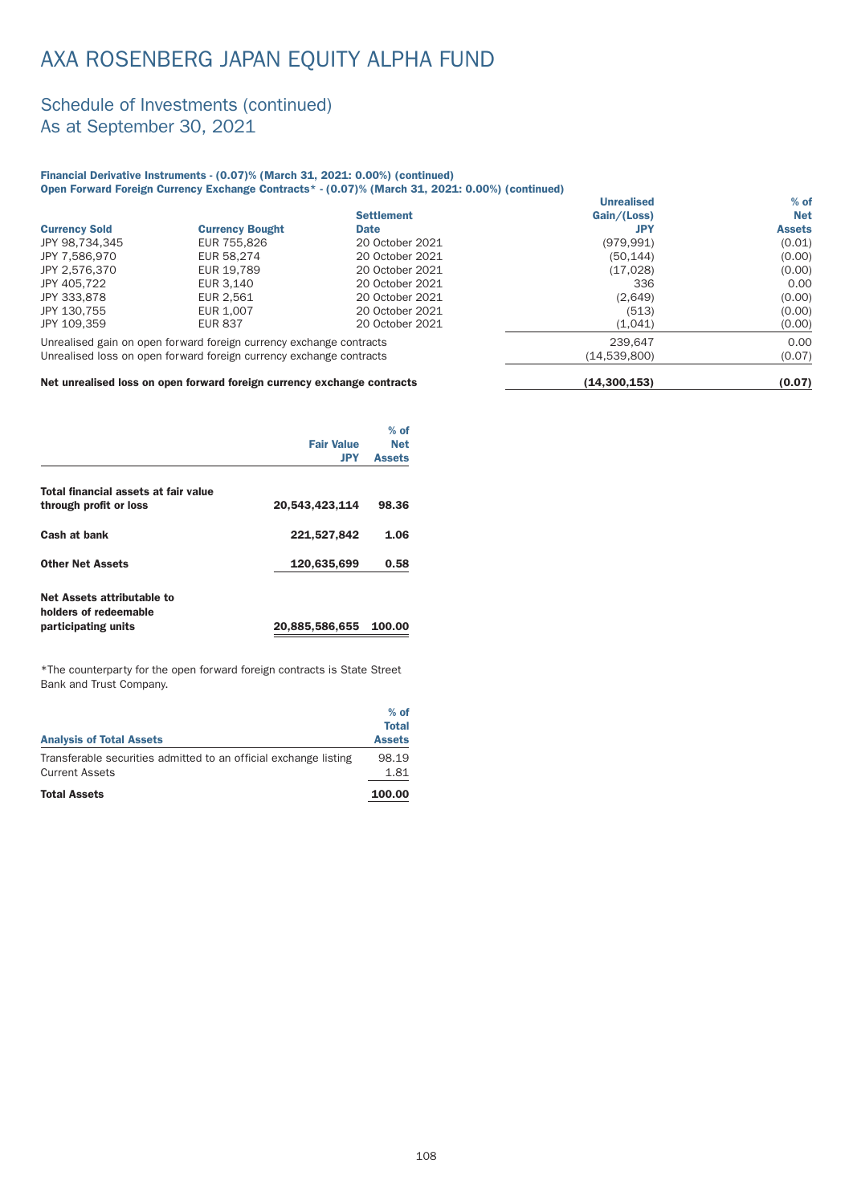# AXA ROSENBERG JAPAN EQUITY ALPHA FUND

## Schedule of Investments (continued)
## As at September 30, 2021

**Financial Derivative Instruments - (0.07)% (March 31, 2021: 0.00%) (continued)**
**Open Forward Foreign Currency Exchange Contracts* - (0.07)% (March 31, 2021: 0.00%) (continued)**

| Currency Sold | Currency Bought | Settlement Date | Unrealised Gain/(Loss) JPY | % of Net Assets |
|---|---|---|---|---|
| JPY 98,734,345 | EUR 755,826 | 20 October 2021 | (979,991) | (0.01) |
| JPY 7,586,970 | EUR 58,274 | 20 October 2021 | (50,144) | (0.00) |
| JPY 2,576,370 | EUR 19,789 | 20 October 2021 | (17,028) | (0.00) |
| JPY 405,722 | EUR 3,140 | 20 October 2021 | 336 | 0.00 |
| JPY 333,878 | EUR 2,561 | 20 October 2021 | (2,649) | (0.00) |
| JPY 130,755 | EUR 1,007 | 20 October 2021 | (513) | (0.00) |
| JPY 109,359 | EUR 837 | 20 October 2021 | (1,041) | (0.00) |
| Unrealised gain on open forward foreign currency exchange contracts | | | 239,647 | 0.00 |
| Unrealised loss on open forward foreign currency exchange contracts | | | (14,539,800) | (0.07) |
| **Net unrealised loss on open forward foreign currency exchange contracts** | | | **(14,300,153)** | **(0.07)** |

| | Fair Value JPY | % of Net Assets |
|---|---|---|
| **Total financial assets at fair value through profit or loss** | **20,543,423,114** | **98.36** |
| **Cash at bank** | **221,527,842** | **1.06** |
| **Other Net Assets** | **120,635,699** | **0.58** |
| **Net Assets attributable to holders of redeemable participating units** | **20,885,586,655** | **100.00** |

*The counterparty for the open forward foreign contracts is State Street Bank and Trust Company.

| Analysis of Total Assets | % of Total Assets |
|---|---|
| Transferable securities admitted to an official exchange listing | 98.19 |
| Current Assets | 1.81 |
| **Total Assets** | **100.00** |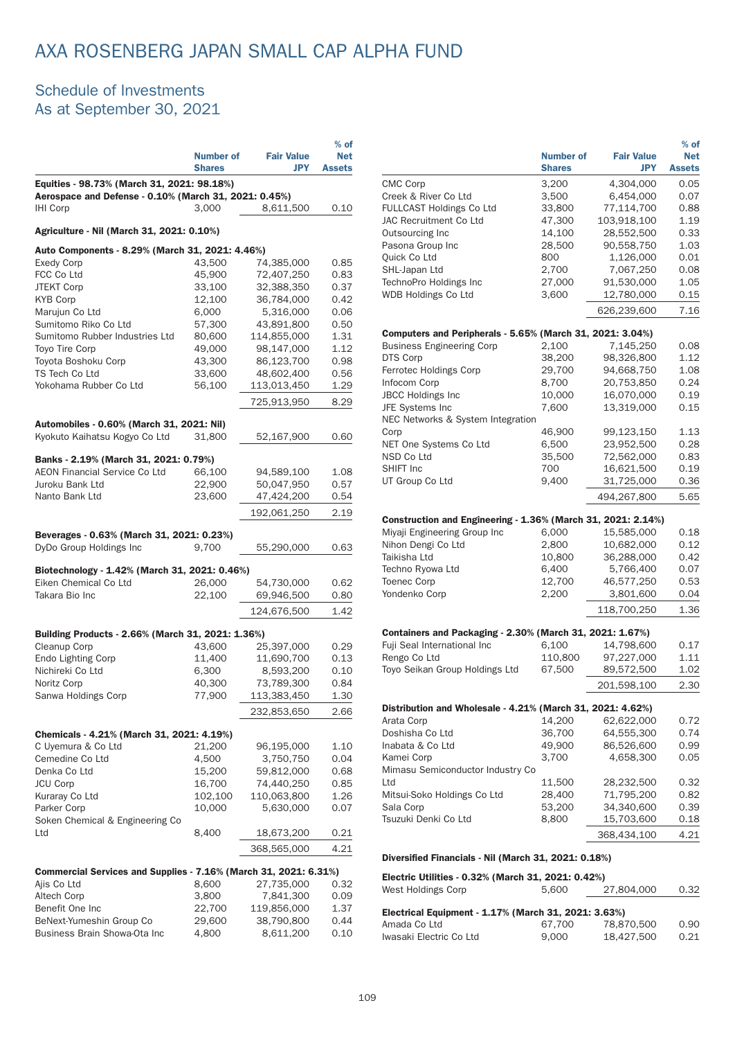# AXA ROSENBERG JAPAN SMALL CAP ALPHA FUND

## Schedule of Investments
## As at September 30, 2021

| | Number of Shares | Fair Value JPY | % of Net Assets |
|---|---|---|---|
| **Equities - 98.73% (March 31, 2021: 98.18%)** | | | |
| **Aerospace and Defense - 0.10% (March 31, 2021: 0.45%)** | | | |
| IHI Corp | 3,000 | 8,611,500 | 0.10 |
| **Agriculture - Nil (March 31, 2021: 0.10%)** | | | |
| **Auto Components - 8.29% (March 31, 2021: 4.46%)** | | | |
| Exedy Corp | 43,500 | 74,385,000 | 0.85 |
| FCC Co Ltd | 45,900 | 72,407,250 | 0.83 |
| JTEKT Corp | 33,100 | 32,388,350 | 0.37 |
| KYB Corp | 12,100 | 36,784,000 | 0.42 |
| Marujun Co Ltd | 6,000 | 5,316,000 | 0.06 |
| Sumitomo Riko Co Ltd | 57,300 | 43,891,800 | 0.50 |
| Sumitomo Rubber Industries Ltd | 80,600 | 114,855,000 | 1.31 |
| Toyo Tire Corp | 49,000 | 98,147,000 | 1.12 |
| Toyota Boshoku Corp | 43,300 | 86,123,700 | 0.98 |
| TS Tech Co Ltd | 33,600 | 48,602,400 | 0.56 |
| Yokohama Rubber Co Ltd | 56,100 | 113,013,450 | 1.29 |
| | | 725,913,950 | 8.29 |
| **Automobiles - 0.60% (March 31, 2021: Nil)** | | | |
| Kyokuto Kaihatsu Kogyo Co Ltd | 31,800 | 52,167,900 | 0.60 |
| **Banks - 2.19% (March 31, 2021: 0.79%)** | | | |
| AEON Financial Service Co Ltd | 66,100 | 94,589,100 | 1.08 |
| Juroku Bank Ltd | 22,900 | 50,047,950 | 0.57 |
| Nanto Bank Ltd | 23,600 | 47,424,200 | 0.54 |
| | | 192,061,250 | 2.19 |
| **Beverages - 0.63% (March 31, 2021: 0.23%)** | | | |
| DyDo Group Holdings Inc | 9,700 | 55,290,000 | 0.63 |
| **Biotechnology - 1.42% (March 31, 2021: 0.46%)** | | | |
| Eiken Chemical Co Ltd | 26,000 | 54,730,000 | 0.62 |
| Takara Bio Inc | 22,100 | 69,946,500 | 0.80 |
| | | 124,676,500 | 1.42 |
| **Building Products - 2.66% (March 31, 2021: 1.36%)** | | | |
| Cleanup Corp | 43,600 | 25,397,000 | 0.29 |
| Endo Lighting Corp | 11,400 | 11,690,700 | 0.13 |
| Nichireki Co Ltd | 6,300 | 8,593,200 | 0.10 |
| Noritz Corp | 40,300 | 73,789,300 | 0.84 |
| Sanwa Holdings Corp | 77,900 | 113,383,450 | 1.30 |
| | | 232,853,650 | 2.66 |
| **Chemicals - 4.21% (March 31, 2021: 4.19%)** | | | |
| C Uyemura & Co Ltd | 21,200 | 96,195,000 | 1.10 |
| Cemedine Co Ltd | 4,500 | 3,750,750 | 0.04 |
| Denka Co Ltd | 15,200 | 59,812,000 | 0.68 |
| JCU Corp | 16,700 | 74,440,250 | 0.85 |
| Kuraray Co Ltd | 102,100 | 110,063,800 | 1.26 |
| Parker Corp | 10,000 | 5,630,000 | 0.07 |
| Soken Chemical & Engineering Co Ltd | 8,400 | 18,673,200 | 0.21 |
| | | 368,565,000 | 4.21 |
| **Commercial Services and Supplies - 7.16% (March 31, 2021: 6.31%)** | | | |
| Ajis Co Ltd | 8,600 | 27,735,000 | 0.32 |
| Altech Corp | 3,800 | 7,841,300 | 0.09 |
| Benefit One Inc | 22,700 | 119,856,000 | 1.37 |
| BeNext-Yumeshin Group Co | 29,600 | 38,790,800 | 0.44 |
| Business Brain Showa-Ota Inc | 4,800 | 8,611,200 | 0.10 |
| CMC Corp | 3,200 | 4,304,000 | 0.05 |
| Creek & River Co Ltd | 3,500 | 6,454,000 | 0.07 |
| FULLCAST Holdings Co Ltd | 33,800 | 77,114,700 | 0.88 |
| JAC Recruitment Co Ltd | 47,300 | 103,918,100 | 1.19 |
| Outsourcing Inc | 14,100 | 28,552,500 | 0.33 |
| Pasona Group Inc | 28,500 | 90,558,750 | 1.03 |
| Quick Co Ltd | 800 | 1,126,000 | 0.01 |
| SHL-Japan Ltd | 2,700 | 7,067,250 | 0.08 |
| TechnoPro Holdings Inc | 27,000 | 91,530,000 | 1.05 |
| WDB Holdings Co Ltd | 3,600 | 12,780,000 | 0.15 |
| | | 626,239,600 | 7.16 |
| **Computers and Peripherals - 5.65% (March 31, 2021: 3.04%)** | | | |
| Business Engineering Corp | 2,100 | 7,145,250 | 0.08 |
| DTS Corp | 38,200 | 98,326,800 | 1.12 |
| Ferrotec Holdings Corp | 29,700 | 94,668,750 | 1.08 |
| Infocom Corp | 8,700 | 20,753,850 | 0.24 |
| JBCC Holdings Inc | 10,000 | 16,070,000 | 0.19 |
| JFE Systems Inc | 7,600 | 13,319,000 | 0.15 |
| NEC Networks & System Integration Corp | 46,900 | 99,123,150 | 1.13 |
| NET One Systems Co Ltd | 6,500 | 23,952,500 | 0.28 |
| NSD Co Ltd | 35,500 | 72,562,000 | 0.83 |
| SHIFT Inc | 700 | 16,621,500 | 0.19 |
| UT Group Co Ltd | 9,400 | 31,725,000 | 0.36 |
| | | 494,267,800 | 5.65 |
| **Construction and Engineering - 1.36% (March 31, 2021: 2.14%)** | | | |
| Miyaji Engineering Group Inc | 6,000 | 15,585,000 | 0.18 |
| Nihon Dengi Co Ltd | 2,800 | 10,682,000 | 0.12 |
| Taikisha Ltd | 10,800 | 36,288,000 | 0.42 |
| Techno Ryowa Ltd | 6,400 | 5,766,400 | 0.07 |
| Toenec Corp | 12,700 | 46,577,250 | 0.53 |
| Yondenko Corp | 2,200 | 3,801,600 | 0.04 |
| | | 118,700,250 | 1.36 |
| **Containers and Packaging - 2.30% (March 31, 2021: 1.67%)** | | | |
| Fuji Seal International Inc | 6,100 | 14,798,600 | 0.17 |
| Rengo Co Ltd | 110,800 | 97,227,000 | 1.11 |
| Toyo Seikan Group Holdings Ltd | 67,500 | 89,572,500 | 1.02 |
| | | 201,598,100 | 2.30 |
| **Distribution and Wholesale - 4.21% (March 31, 2021: 4.62%)** | | | |
| Arata Corp | 14,200 | 62,622,000 | 0.72 |
| Doshisha Co Ltd | 36,700 | 64,555,300 | 0.74 |
| Inabata & Co Ltd | 49,900 | 86,526,600 | 0.99 |
| Kamei Corp | 3,700 | 4,658,300 | 0.05 |
| Mimasu Semiconductor Industry Co Ltd | 11,500 | 28,232,500 | 0.32 |
| Mitsui-Soko Holdings Co Ltd | 28,400 | 71,795,200 | 0.82 |
| Sala Corp | 53,200 | 34,340,600 | 0.39 |
| Tsuzuki Denki Co Ltd | 8,800 | 15,703,600 | 0.18 |
| | | 368,434,100 | 4.21 |
| **Diversified Financials - Nil (March 31, 2021: 0.18%)** | | | |
| **Electric Utilities - 0.32% (March 31, 2021: 0.42%)** | | | |
| West Holdings Corp | 5,600 | 27,804,000 | 0.32 |
| **Electrical Equipment - 1.17% (March 31, 2021: 3.63%)** | | | |
| Amada Co Ltd | 67,700 | 78,870,500 | 0.90 |
| Iwasaki Electric Co Ltd | 9,000 | 18,427,500 | 0.21 |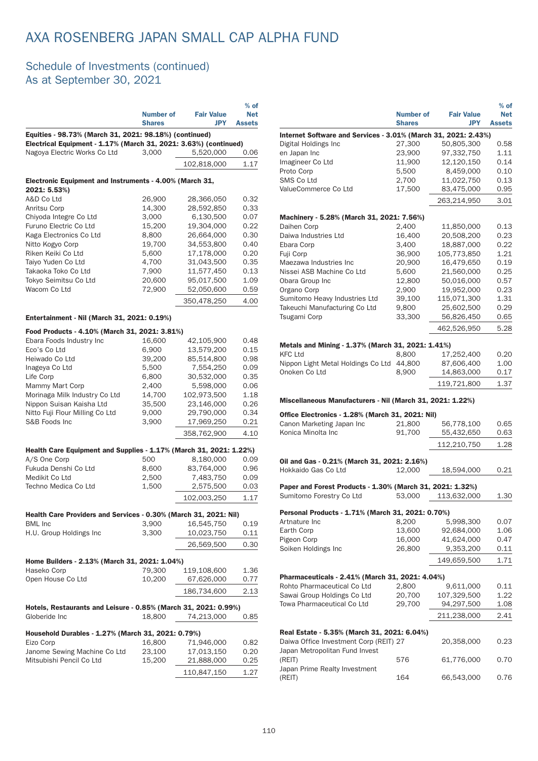# AXA ROSENBERG JAPAN SMALL CAP ALPHA FUND

## Schedule of Investments (continued)
## As at September 30, 2021

| | Number of Shares | Fair Value JPY | % of Net Assets |
|---|---|---|---|
| **Equities - 98.73% (March 31, 2021: 98.18%) (continued)** | | | |
| **Electrical Equipment - 1.17% (March 31, 2021: 3.63%) (continued)** | | | |
| Nagoya Electric Works Co Ltd | 3,000 | 5,520,000 | 0.06 |
| | | 102,818,000 | 1.17 |
| **Electronic Equipment and Instruments - 4.00% (March 31, 2021: 5.53%)** | | | |
| A&D Co Ltd | 26,900 | 28,366,050 | 0.32 |
| Anritsu Corp | 14,300 | 28,592,850 | 0.33 |
| Chiyoda Integre Co Ltd | 3,000 | 6,130,500 | 0.07 |
| Furuno Electric Co Ltd | 15,200 | 19,304,000 | 0.22 |
| Kaga Electronics Co Ltd | 8,800 | 26,664,000 | 0.30 |
| Nitto Kogyo Corp | 19,700 | 34,553,800 | 0.40 |
| Riken Keiki Co Ltd | 5,600 | 17,178,000 | 0.20 |
| Taiyo Yuden Co Ltd | 4,700 | 31,043,500 | 0.35 |
| Takaoka Toko Co Ltd | 7,900 | 11,577,450 | 0.13 |
| Tokyo Seimitsu Co Ltd | 20,600 | 95,017,500 | 1.09 |
| Wacom Co Ltd | 72,900 | 52,050,600 | 0.59 |
| | | 350,478,250 | 4.00 |
| **Entertainment - Nil (March 31, 2021: 0.19%)** | | | |
| **Food Products - 4.10% (March 31, 2021: 3.81%)** | | | |
| Ebara Foods Industry Inc | 16,600 | 42,105,900 | 0.48 |
| Eco's Co Ltd | 6,900 | 13,579,200 | 0.15 |
| Heiwado Co Ltd | 39,200 | 85,514,800 | 0.98 |
| Inageya Co Ltd | 5,500 | 7,554,250 | 0.09 |
| Life Corp | 6,800 | 30,532,000 | 0.35 |
| Mammy Mart Corp | 2,400 | 5,598,000 | 0.06 |
| Morinaga Milk Industry Co Ltd | 14,700 | 102,973,500 | 1.18 |
| Nippon Suisan Kaisha Ltd | 35,500 | 23,146,000 | 0.26 |
| Nitto Fuji Flour Milling Co Ltd | 9,000 | 29,790,000 | 0.34 |
| S&B Foods Inc | 3,900 | 17,969,250 | 0.21 |
| | | 358,762,900 | 4.10 |
| **Health Care Equipment and Supplies - 1.17% (March 31, 2021: 1.22%)** | | | |
| A/S One Corp | 500 | 8,180,000 | 0.09 |
| Fukuda Denshi Co Ltd | 8,600 | 83,764,000 | 0.96 |
| Medikit Co Ltd | 2,500 | 7,483,750 | 0.09 |
| Techno Medica Co Ltd | 1,500 | 2,575,500 | 0.03 |
| | | 102,003,250 | 1.17 |
| **Health Care Providers and Services - 0.30% (March 31, 2021: Nil)** | | | |
| BML Inc | 3,900 | 16,545,750 | 0.19 |
| H.U. Group Holdings Inc | 3,300 | 10,023,750 | 0.11 |
| | | 26,569,500 | 0.30 |
| **Home Builders - 2.13% (March 31, 2021: 1.04%)** | | | |
| Haseko Corp | 79,300 | 119,108,600 | 1.36 |
| Open House Co Ltd | 10,200 | 67,626,000 | 0.77 |
| | | 186,734,600 | 2.13 |
| **Hotels, Restaurants and Leisure - 0.85% (March 31, 2021: 0.99%)** | | | |
| Globeride Inc | 18,800 | 74,213,000 | 0.85 |
| **Household Durables - 1.27% (March 31, 2021: 0.79%)** | | | |
| Eizo Corp | 16,800 | 71,946,000 | 0.82 |
| Janome Sewing Machine Co Ltd | 23,100 | 17,013,150 | 0.20 |
| Mitsubishi Pencil Co Ltd | 15,200 | 21,888,000 | 0.25 |
| | | 110,847,150 | 1.27 |
| **Internet Software and Services - 3.01% (March 31, 2021: 2.43%)** | | | |
| Digital Holdings Inc | 27,300 | 50,805,300 | 0.58 |
| en Japan Inc | 23,900 | 97,332,750 | 1.11 |
| Imagineer Co Ltd | 11,900 | 12,120,150 | 0.14 |
| Proto Corp | 5,500 | 8,459,000 | 0.10 |
| SMS Co Ltd | 2,700 | 11,022,750 | 0.13 |
| ValueCommerce Co Ltd | 17,500 | 83,475,000 | 0.95 |
| | | 263,214,950 | 3.01 |
| **Machinery - 5.28% (March 31, 2021: 7.56%)** | | | |
| Daihen Corp | 2,400 | 11,850,000 | 0.13 |
| Daiwa Industries Ltd | 16,400 | 20,508,200 | 0.23 |
| Ebara Corp | 3,400 | 18,887,000 | 0.22 |
| Fuji Corp | 36,900 | 105,773,850 | 1.21 |
| Maezawa Industries Inc | 20,900 | 16,479,650 | 0.19 |
| Nissei ASB Machine Co Ltd | 5,600 | 21,560,000 | 0.25 |
| Obara Group Inc | 12,800 | 50,016,000 | 0.57 |
| Organo Corp | 2,900 | 19,952,000 | 0.23 |
| Sumitomo Heavy Industries Ltd | 39,100 | 115,071,300 | 1.31 |
| Takeuchi Manufacturing Co Ltd | 9,800 | 25,602,500 | 0.29 |
| Tsugami Corp | 33,300 | 56,826,450 | 0.65 |
| | | 462,526,950 | 5.28 |
| **Metals and Mining - 1.37% (March 31, 2021: 1.41%)** | | | |
| KFC Ltd | 8,800 | 17,252,400 | 0.20 |
| Nippon Light Metal Holdings Co Ltd | 44,800 | 87,606,400 | 1.00 |
| Onoken Co Ltd | 8,900 | 14,863,000 | 0.17 |
| | | 119,721,800 | 1.37 |
| **Miscellaneous Manufacturers - Nil (March 31, 2021: 1.22%)** | | | |
| **Office Electronics - 1.28% (March 31, 2021: Nil)** | | | |
| Canon Marketing Japan Inc | 21,800 | 56,778,100 | 0.65 |
| Konica Minolta Inc | 91,700 | 55,432,650 | 0.63 |
| | | 112,210,750 | 1.28 |
| **Oil and Gas - 0.21% (March 31, 2021: 2.16%)** | | | |
| Hokkaido Gas Co Ltd | 12,000 | 18,594,000 | 0.21 |
| **Paper and Forest Products - 1.30% (March 31, 2021: 1.32%)** | | | |
| Sumitomo Forestry Co Ltd | 53,000 | 113,632,000 | 1.30 |
| **Personal Products - 1.71% (March 31, 2021: 0.70%)** | | | |
| Artnature Inc | 8,200 | 5,998,300 | 0.07 |
| Earth Corp | 13,600 | 92,684,000 | 1.06 |
| Pigeon Corp | 16,000 | 41,624,000 | 0.47 |
| Soiken Holdings Inc | 26,800 | 9,353,200 | 0.11 |
| | | 149,659,500 | 1.71 |
| **Pharmaceuticals - 2.41% (March 31, 2021: 4.04%)** | | | |
| Rohto Pharmaceutical Co Ltd | 2,800 | 9,611,000 | 0.11 |
| Sawai Group Holdings Co Ltd | 20,700 | 107,329,500 | 1.22 |
| Towa Pharmaceutical Co Ltd | 29,700 | 94,297,500 | 1.08 |
| | | 211,238,000 | 2.41 |
| **Real Estate - 5.35% (March 31, 2021: 6.04%)** | | | |
| Daiwa Office Investment Corp (REIT) | 27 | 20,358,000 | 0.23 |
| Japan Metropolitan Fund Invest (REIT) | 576 | 61,776,000 | 0.70 |
| Japan Prime Realty Investment (REIT) | 164 | 66,543,000 | 0.76 |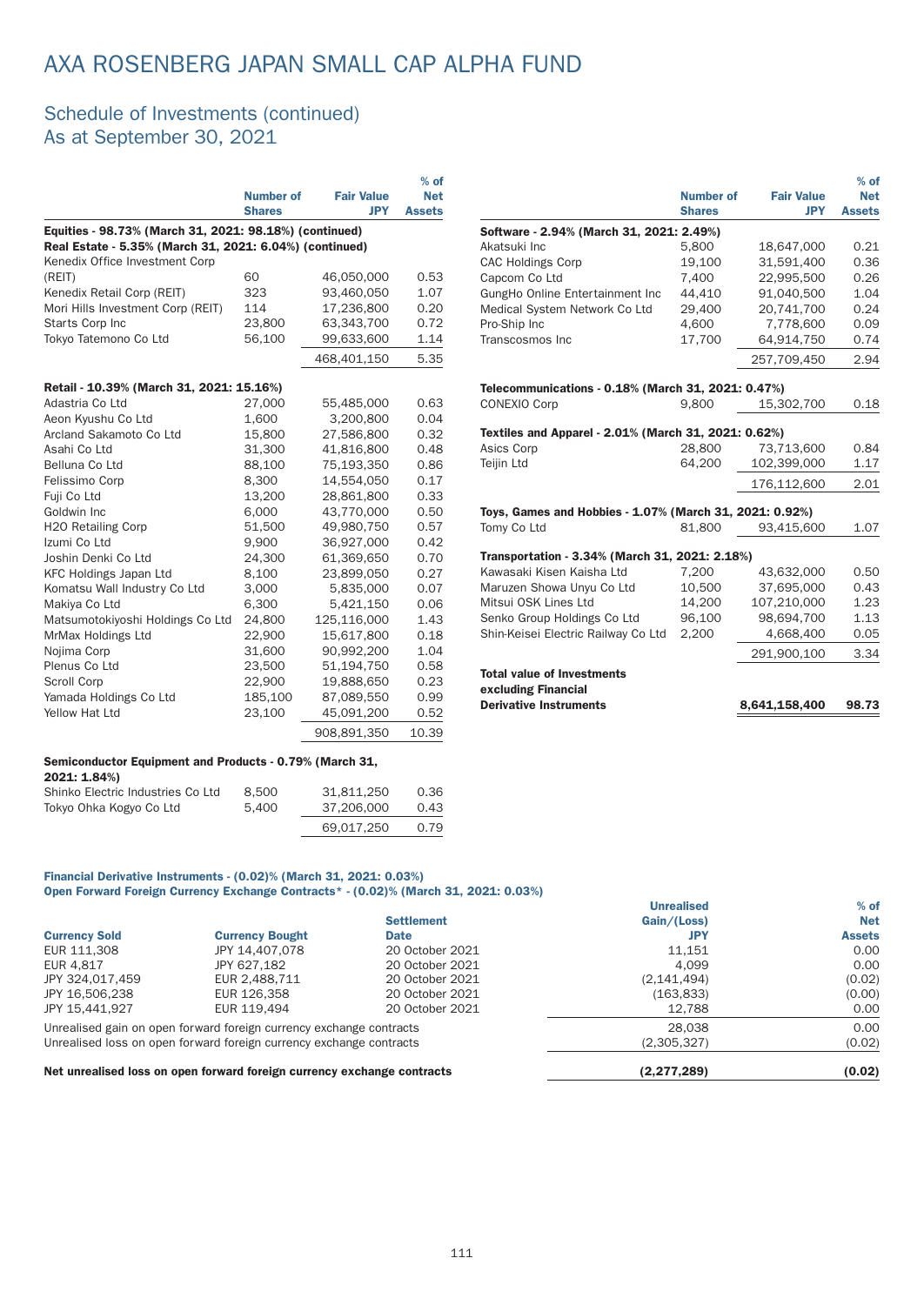# AXA ROSENBERG JAPAN SMALL CAP ALPHA FUND

## Schedule of Investments (continued)
## As at September 30, 2021

| | Number of Shares | Fair Value JPY | % of Net Assets |
|---|---|---|---|
| **Equities - 98.73% (March 31, 2021: 98.18%) (continued)** | | | |
| **Real Estate - 5.35% (March 31, 2021: 6.04%) (continued)** | | | |
| Kenedix Office Investment Corp (REIT) | 60 | 46,050,000 | 0.53 |
| Kenedix Retail Corp (REIT) | 323 | 93,460,050 | 1.07 |
| Mori Hills Investment Corp (REIT) | 114 | 17,236,800 | 0.20 |
| Starts Corp Inc | 23,800 | 63,343,700 | 0.72 |
| Tokyo Tatemono Co Ltd | 56,100 | 99,633,600 | 1.14 |
| | | 468,401,150 | 5.35 |
| **Retail - 10.39% (March 31, 2021: 15.16%)** | | | |
| Adastria Co Ltd | 27,000 | 55,485,000 | 0.63 |
| Aeon Kyushu Co Ltd | 1,600 | 3,200,800 | 0.04 |
| Arcland Sakamoto Co Ltd | 15,800 | 27,586,800 | 0.32 |
| Asahi Co Ltd | 31,300 | 41,816,800 | 0.48 |
| Belluna Co Ltd | 88,100 | 75,193,350 | 0.86 |
| Felissimo Corp | 8,300 | 14,554,050 | 0.17 |
| Fuji Co Ltd | 13,200 | 28,861,800 | 0.33 |
| Goldwin Inc | 6,000 | 43,770,000 | 0.50 |
| H2O Retailing Corp | 51,500 | 49,980,750 | 0.57 |
| Izumi Co Ltd | 9,900 | 36,927,000 | 0.42 |
| Joshin Denki Co Ltd | 24,300 | 61,369,650 | 0.70 |
| KFC Holdings Japan Ltd | 8,100 | 23,899,050 | 0.27 |
| Komatsu Wall Industry Co Ltd | 3,000 | 5,835,000 | 0.07 |
| Makiya Co Ltd | 6,300 | 5,421,150 | 0.06 |
| Matsumotokiyoshi Holdings Co Ltd | 24,800 | 125,116,000 | 1.43 |
| MrMax Holdings Ltd | 22,900 | 15,617,800 | 0.18 |
| Nojima Corp | 31,600 | 90,992,200 | 1.04 |
| Plenus Co Ltd | 23,500 | 51,194,750 | 0.58 |
| Scroll Corp | 22,900 | 19,888,650 | 0.23 |
| Yamada Holdings Co Ltd | 185,100 | 87,089,550 | 0.99 |
| Yellow Hat Ltd | 23,100 | 45,091,200 | 0.52 |
| | | 908,891,350 | 10.39 |
| **Semiconductor Equipment and Products - 0.79% (March 31, 2021: 1.84%)** | | | |
| Shinko Electric Industries Co Ltd | 8,500 | 31,811,250 | 0.36 |
| Tokyo Ohka Kogyo Co Ltd | 5,400 | 37,206,000 | 0.43 |
| | | 69,017,250 | 0.79 |
| **Software - 2.94% (March 31, 2021: 2.49%)** | | | |
| Akatsuki Inc | 5,800 | 18,647,000 | 0.21 |
| CAC Holdings Corp | 19,100 | 31,591,400 | 0.36 |
| Capcom Co Ltd | 7,400 | 22,995,500 | 0.26 |
| GungHo Online Entertainment Inc | 44,410 | 91,040,500 | 1.04 |
| Medical System Network Co Ltd | 29,400 | 20,741,700 | 0.24 |
| Pro-Ship Inc | 4,600 | 7,778,600 | 0.09 |
| Transcosmos Inc | 17,700 | 64,914,750 | 0.74 |
| | | 257,709,450 | 2.94 |
| **Telecommunications - 0.18% (March 31, 2021: 0.47%)** | | | |
| CONEXIO Corp | 9,800 | 15,302,700 | 0.18 |
| **Textiles and Apparel - 2.01% (March 31, 2021: 0.62%)** | | | |
| Asics Corp | 28,800 | 73,713,600 | 0.84 |
| Teijin Ltd | 64,200 | 102,399,000 | 1.17 |
| | | 176,112,600 | 2.01 |
| **Toys, Games and Hobbies - 1.07% (March 31, 2021: 0.92%)** | | | |
| Tomy Co Ltd | 81,800 | 93,415,600 | 1.07 |
| **Transportation - 3.34% (March 31, 2021: 2.18%)** | | | |
| Kawasaki Kisen Kaisha Ltd | 7,200 | 43,632,000 | 0.50 |
| Maruzen Showa Unyu Co Ltd | 10,500 | 37,695,000 | 0.43 |
| Mitsui OSK Lines Ltd | 14,200 | 107,210,000 | 1.23 |
| Senko Group Holdings Co Ltd | 96,100 | 98,694,700 | 1.13 |
| Shin-Keisei Electric Railway Co Ltd | 2,200 | 4,668,400 | 0.05 |
| | | 291,900,100 | 3.34 |
| **Total value of Investments excluding Financial Derivative Instruments** | | **8,641,158,400** | **98.73** |

**Financial Derivative Instruments - (0.02)% (March 31, 2021: 0.03%)**
**Open Forward Foreign Currency Exchange Contracts* - (0.02)% (March 31, 2021: 0.03%)**

| Currency Sold | Currency Bought | Settlement Date | Unrealised Gain/(Loss) JPY | % of Net Assets |
|---|---|---|---|---|
| EUR 111,308 | JPY 14,407,078 | 20 October 2021 | 11,151 | 0.00 |
| EUR 4,817 | JPY 627,182 | 20 October 2021 | 4,099 | 0.00 |
| JPY 324,017,459 | EUR 2,488,711 | 20 October 2021 | (2,141,494) | (0.02) |
| JPY 16,506,238 | EUR 126,358 | 20 October 2021 | (163,833) | (0.00) |
| JPY 15,441,927 | EUR 119,494 | 20 October 2021 | 12,788 | 0.00 |
| Unrealised gain on open forward foreign currency exchange contracts | | | 28,038 | 0.00 |
| Unrealised loss on open forward foreign currency exchange contracts | | | (2,305,327) | (0.02) |
| **Net unrealised loss on open forward foreign currency exchange contracts** | | | **(2,277,289)** | **(0.02)** |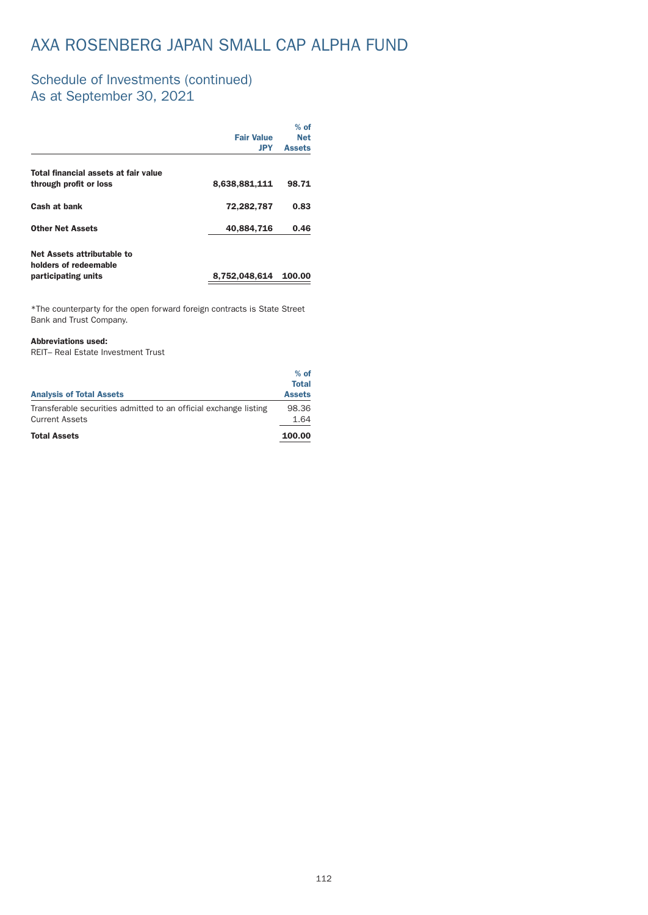# AXA ROSENBERG JAPAN SMALL CAP ALPHA FUND

## Schedule of Investments (continued)
## As at September 30, 2021

| | Fair Value JPY | % of Net Assets |
|---|---|---|
| **Total financial assets at fair value through profit or loss** | **8,638,881,111** | **98.71** |
| **Cash at bank** | **72,282,787** | **0.83** |
| **Other Net Assets** | **40,884,716** | **0.46** |
| **Net Assets attributable to holders of redeemable participating units** | **8,752,048,614** | **100.00** |

*The counterparty for the open forward foreign contracts is State Street Bank and Trust Company.

**Abbreviations used:**
REIT– Real Estate Investment Trust

| Analysis of Total Assets | % of Total Assets |
|---|---|
| Transferable securities admitted to an official exchange listing | 98.36 |
| Current Assets | 1.64 |
| **Total Assets** | **100.00** |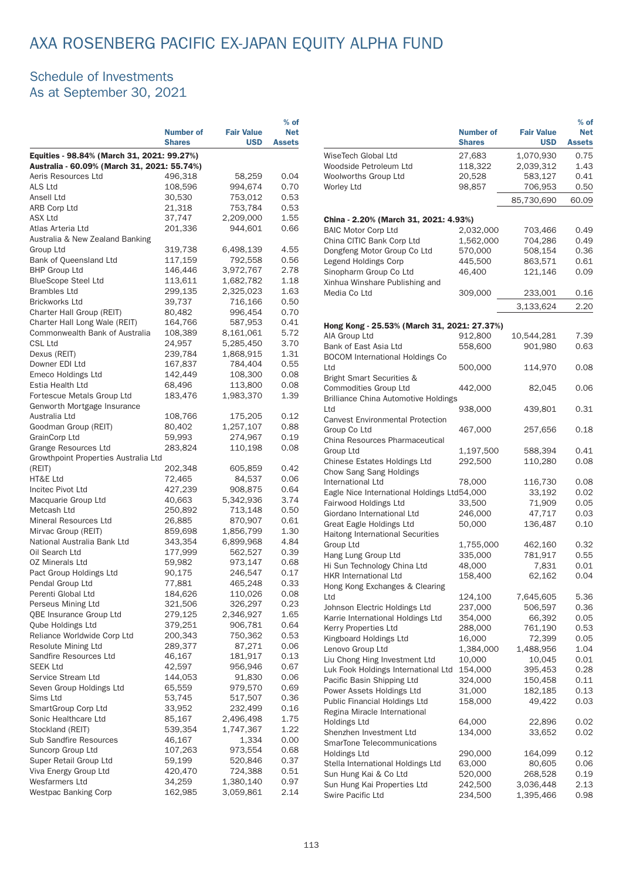# AXA ROSENBERG PACIFIC EX-JAPAN EQUITY ALPHA FUND

## Schedule of Investments
As at September 30, 2021

| | Number of Shares | Fair Value USD | % of Net Assets |
|---|---|---|---|
| **Equities - 98.84% (March 31, 2021: 99.27%)** | | | |
| **Australia - 60.09% (March 31, 2021: 55.74%)** | | | |
| Aeris Resources Ltd | 496,318 | 58,259 | 0.04 |
| ALS Ltd | 108,596 | 994,674 | 0.70 |
| Ansell Ltd | 30,530 | 753,012 | 0.53 |
| ARB Corp Ltd | 21,318 | 753,784 | 0.53 |
| ASX Ltd | 37,747 | 2,209,000 | 1.55 |
| Atlas Arteria Ltd | 201,336 | 944,601 | 0.66 |
| Australia & New Zealand Banking Group Ltd | 319,738 | 6,498,139 | 4.55 |
| Bank of Queensland Ltd | 117,159 | 792,558 | 0.56 |
| BHP Group Ltd | 146,446 | 3,972,767 | 2.78 |
| BlueScope Steel Ltd | 113,611 | 1,682,782 | 1.18 |
| Brambles Ltd | 299,135 | 2,325,023 | 1.63 |
| Brickworks Ltd | 39,737 | 716,166 | 0.50 |
| Charter Hall Group (REIT) | 80,482 | 996,454 | 0.70 |
| Charter Hall Long Wale (REIT) | 164,766 | 587,953 | 0.41 |
| Commonwealth Bank of Australia | 108,389 | 8,161,061 | 5.72 |
| CSL Ltd | 24,957 | 5,285,450 | 3.70 |
| Dexus (REIT) | 239,784 | 1,868,915 | 1.31 |
| Downer EDI Ltd | 167,837 | 784,404 | 0.55 |
| Emeco Holdings Ltd | 142,449 | 108,300 | 0.08 |
| Estia Health Ltd | 68,496 | 113,800 | 0.08 |
| Fortescue Metals Group Ltd | 183,476 | 1,983,370 | 1.39 |
| Genworth Mortgage Insurance Australia Ltd | 108,766 | 175,205 | 0.12 |
| Goodman Group (REIT) | 80,402 | 1,257,107 | 0.88 |
| GrainCorp Ltd | 59,993 | 274,967 | 0.19 |
| Grange Resources Ltd | 283,824 | 110,198 | 0.08 |
| Growthpoint Properties Australia Ltd (REIT) | 202,348 | 605,859 | 0.42 |
| HT&E Ltd | 72,465 | 84,537 | 0.06 |
| Incitec Pivot Ltd | 427,239 | 908,875 | 0.64 |
| Macquarie Group Ltd | 40,663 | 5,342,936 | 3.74 |
| Metcash Ltd | 250,892 | 713,148 | 0.50 |
| Mineral Resources Ltd | 26,885 | 870,907 | 0.61 |
| Mirvac Group (REIT) | 859,698 | 1,856,799 | 1.30 |
| National Australia Bank Ltd | 343,354 | 6,899,968 | 4.84 |
| Oil Search Ltd | 177,999 | 562,527 | 0.39 |
| OZ Minerals Ltd | 59,982 | 973,147 | 0.68 |
| Pact Group Holdings Ltd | 90,175 | 246,547 | 0.17 |
| Pendal Group Ltd | 77,881 | 465,248 | 0.33 |
| Perenti Global Ltd | 184,626 | 110,026 | 0.08 |
| Perseus Mining Ltd | 321,506 | 326,297 | 0.23 |
| QBE Insurance Group Ltd | 279,125 | 2,346,927 | 1.65 |
| Qube Holdings Ltd | 379,251 | 906,781 | 0.64 |
| Reliance Worldwide Corp Ltd | 200,343 | 750,362 | 0.53 |
| Resolute Mining Ltd | 289,377 | 87,271 | 0.06 |
| Sandfire Resources Ltd | 46,167 | 181,917 | 0.13 |
| SEEK Ltd | 42,597 | 956,946 | 0.67 |
| Service Stream Ltd | 144,053 | 91,830 | 0.06 |
| Seven Group Holdings Ltd | 65,559 | 979,570 | 0.69 |
| Sims Ltd | 53,745 | 517,507 | 0.36 |
| SmartGroup Corp Ltd | 33,952 | 232,499 | 0.16 |
| Sonic Healthcare Ltd | 85,167 | 2,496,498 | 1.75 |
| Stockland (REIT) | 539,354 | 1,747,367 | 1.22 |
| Sub Sandfire Resources | 46,167 | 1,334 | 0.00 |
| Suncorp Group Ltd | 107,263 | 973,554 | 0.68 |
| Super Retail Group Ltd | 59,199 | 520,846 | 0.37 |
| Viva Energy Group Ltd | 420,470 | 724,388 | 0.51 |
| Wesfarmers Ltd | 34,259 | 1,380,140 | 0.97 |
| Westpac Banking Corp | 162,985 | 3,059,861 | 2.14 |
| WiseTech Global Ltd | 27,683 | 1,070,930 | 0.75 |
| Woodside Petroleum Ltd | 118,322 | 2,039,312 | 1.43 |
| Woolworths Group Ltd | 20,528 | 583,127 | 0.41 |
| Worley Ltd | 98,857 | 706,953 | 0.50 |
| | | 85,730,690 | 60.09 |
| **China - 2.20% (March 31, 2021: 4.93%)** | | | |
| BAIC Motor Corp Ltd | 2,032,000 | 703,466 | 0.49 |
| China CITIC Bank Corp Ltd | 1,562,000 | 704,286 | 0.49 |
| Dongfeng Motor Group Co Ltd | 570,000 | 508,154 | 0.36 |
| Legend Holdings Corp | 445,500 | 863,571 | 0.61 |
| Sinopharm Group Co Ltd | 46,400 | 121,146 | 0.09 |
| Xinhua Winshare Publishing and Media Co Ltd | 309,000 | 233,001 | 0.16 |
| | | 3,133,624 | 2.20 |
| **Hong Kong - 25.53% (March 31, 2021: 27.37%)** | | | |
| AIA Group Ltd | 912,800 | 10,544,281 | 7.39 |
| Bank of East Asia Ltd | 558,600 | 901,980 | 0.63 |
| BOCOM International Holdings Co Ltd | 500,000 | 114,970 | 0.08 |
| Bright Smart Securities & Commodities Group Ltd | 442,000 | 82,045 | 0.06 |
| Brilliance China Automotive Holdings Ltd | 938,000 | 439,801 | 0.31 |
| Canvest Environmental Protection Group Co Ltd | 467,000 | 257,656 | 0.18 |
| China Resources Pharmaceutical Group Ltd | 1,197,500 | 588,394 | 0.41 |
| Chinese Estates Holdings Ltd | 292,500 | 110,280 | 0.08 |
| Chow Sang Sang Holdings International Ltd | 78,000 | 116,730 | 0.08 |
| Eagle Nice International Holdings Ltd | 54,000 | 33,192 | 0.02 |
| Fairwood Holdings Ltd | 33,500 | 71,909 | 0.05 |
| Giordano International Ltd | 246,000 | 47,717 | 0.03 |
| Great Eagle Holdings Ltd | 50,000 | 136,487 | 0.10 |
| Haitong International Securities Group Ltd | 1,755,000 | 462,160 | 0.32 |
| Hang Lung Group Ltd | 335,000 | 781,917 | 0.55 |
| Hi Sun Technology China Ltd | 48,000 | 7,831 | 0.01 |
| HKR International Ltd | 158,400 | 62,162 | 0.04 |
| Hong Kong Exchanges & Clearing Ltd | 124,100 | 7,645,605 | 5.36 |
| Johnson Electric Holdings Ltd | 237,000 | 506,597 | 0.36 |
| Karrie International Holdings Ltd | 354,000 | 66,392 | 0.05 |
| Kerry Properties Ltd | 288,000 | 761,190 | 0.53 |
| Kingboard Holdings Ltd | 16,000 | 72,399 | 0.05 |
| Lenovo Group Ltd | 1,384,000 | 1,488,956 | 1.04 |
| Liu Chong Hing Investment Ltd | 10,000 | 10,045 | 0.01 |
| Luk Fook Holdings International Ltd | 154,000 | 395,453 | 0.28 |
| Pacific Basin Shipping Ltd | 324,000 | 150,458 | 0.11 |
| Power Assets Holdings Ltd | 31,000 | 182,185 | 0.13 |
| Public Financial Holdings Ltd | 158,000 | 49,422 | 0.03 |
| Regina Miracle International Holdings Ltd | 64,000 | 22,896 | 0.02 |
| Shenzhen Investment Ltd | 134,000 | 33,652 | 0.02 |
| SmarTone Telecommunications Holdings Ltd | 290,000 | 164,099 | 0.12 |
| Stella International Holdings Ltd | 63,000 | 80,605 | 0.06 |
| Sun Hung Kai & Co Ltd | 520,000 | 268,528 | 0.19 |
| Sun Hung Kai Properties Ltd | 242,500 | 3,036,448 | 2.13 |
| Swire Pacific Ltd | 234,500 | 1,395,466 | 0.98 |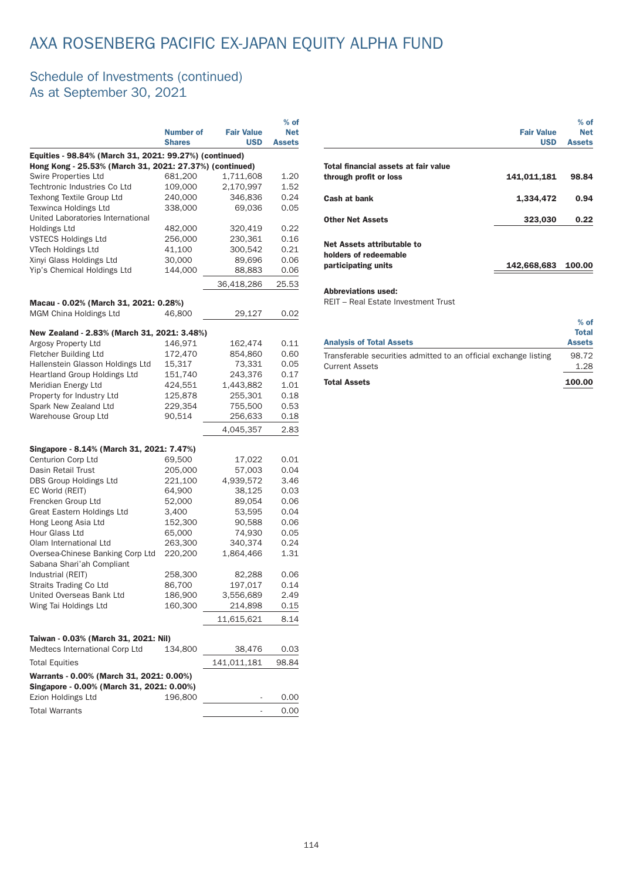# AXA ROSENBERG PACIFIC EX-JAPAN EQUITY ALPHA FUND

## Schedule of Investments (continued)
## As at September 30, 2021

| | Number of Shares | Fair Value USD | % of Net Assets |
|---|---|---|---|
| **Equities - 98.84% (March 31, 2021: 99.27%) (continued)** | | | |
| **Hong Kong - 25.53% (March 31, 2021: 27.37%) (continued)** | | | |
| Swire Properties Ltd | 681,200 | 1,711,608 | 1.20 |
| Techtronic Industries Co Ltd | 109,000 | 2,170,997 | 1.52 |
| Texhong Textile Group Ltd | 240,000 | 346,836 | 0.24 |
| Texwinca Holdings Ltd | 338,000 | 69,036 | 0.05 |
| United Laboratories International Holdings Ltd | 482,000 | 320,419 | 0.22 |
| VSTECS Holdings Ltd | 256,000 | 230,361 | 0.16 |
| VTech Holdings Ltd | 41,100 | 300,542 | 0.21 |
| Xinyi Glass Holdings Ltd | 30,000 | 89,696 | 0.06 |
| Yip's Chemical Holdings Ltd | 144,000 | 88,883 | 0.06 |
| | | 36,418,286 | 25.53 |
| **Macau - 0.02% (March 31, 2021: 0.28%)** | | | |
| MGM China Holdings Ltd | 46,800 | 29,127 | 0.02 |
| **New Zealand - 2.83% (March 31, 2021: 3.48%)** | | | |
| Argosy Property Ltd | 146,971 | 162,474 | 0.11 |
| Fletcher Building Ltd | 172,470 | 854,860 | 0.60 |
| Hallenstein Glasson Holdings Ltd | 15,317 | 73,331 | 0.05 |
| Heartland Group Holdings Ltd | 151,740 | 243,376 | 0.17 |
| Meridian Energy Ltd | 424,551 | 1,443,882 | 1.01 |
| Property for Industry Ltd | 125,878 | 255,301 | 0.18 |
| Spark New Zealand Ltd | 229,354 | 755,500 | 0.53 |
| Warehouse Group Ltd | 90,514 | 256,633 | 0.18 |
| | | 4,045,357 | 2.83 |
| **Singapore - 8.14% (March 31, 2021: 7.47%)** | | | |
| Centurion Corp Ltd | 69,500 | 17,022 | 0.01 |
| Dasin Retail Trust | 205,000 | 57,003 | 0.04 |
| DBS Group Holdings Ltd | 221,100 | 4,939,572 | 3.46 |
| EC World (REIT) | 64,900 | 38,125 | 0.03 |
| Frencken Group Ltd | 52,000 | 89,054 | 0.06 |
| Great Eastern Holdings Ltd | 3,400 | 53,595 | 0.04 |
| Hong Leong Asia Ltd | 152,300 | 90,588 | 0.06 |
| Hour Glass Ltd | 65,000 | 74,930 | 0.05 |
| Olam International Ltd | 263,300 | 340,374 | 0.24 |
| Oversea-Chinese Banking Corp Ltd | 220,200 | 1,864,466 | 1.31 |
| Sabana Shari'ah Compliant Industrial (REIT) | 258,300 | 82,288 | 0.06 |
| Straits Trading Co Ltd | 86,700 | 197,017 | 0.14 |
| United Overseas Bank Ltd | 186,900 | 3,556,689 | 2.49 |
| Wing Tai Holdings Ltd | 160,300 | 214,898 | 0.15 |
| | | 11,615,621 | 8.14 |
| **Taiwan - 0.03% (March 31, 2021: Nil)** | | | |
| Medtecs International Corp Ltd | 134,800 | 38,476 | 0.03 |
| Total Equities | | 141,011,181 | 98.84 |
| **Warrants - 0.00% (March 31, 2021: 0.00%)** | | | |
| **Singapore - 0.00% (March 31, 2021: 0.00%)** | | | |
| Ezion Holdings Ltd | 196,800 | - | 0.00 |
| Total Warrants | | - | 0.00 |

| | Fair Value USD | % of Net Assets |
|---|---|---|
| **Total financial assets at fair value through profit or loss** | **141,011,181** | **98.84** |
| **Cash at bank** | **1,334,472** | **0.94** |
| **Other Net Assets** | **323,030** | **0.22** |
| **Net Assets attributable to holders of redeemable participating units** | **142,668,683** | **100.00** |

**Abbreviations used:**

REIT – Real Estate Investment Trust

| Analysis of Total Assets | % of Total Assets |
|---|---|
| Transferable securities admitted to an official exchange listing | 98.72 |
| Current Assets | 1.28 |
| **Total Assets** | **100.00** |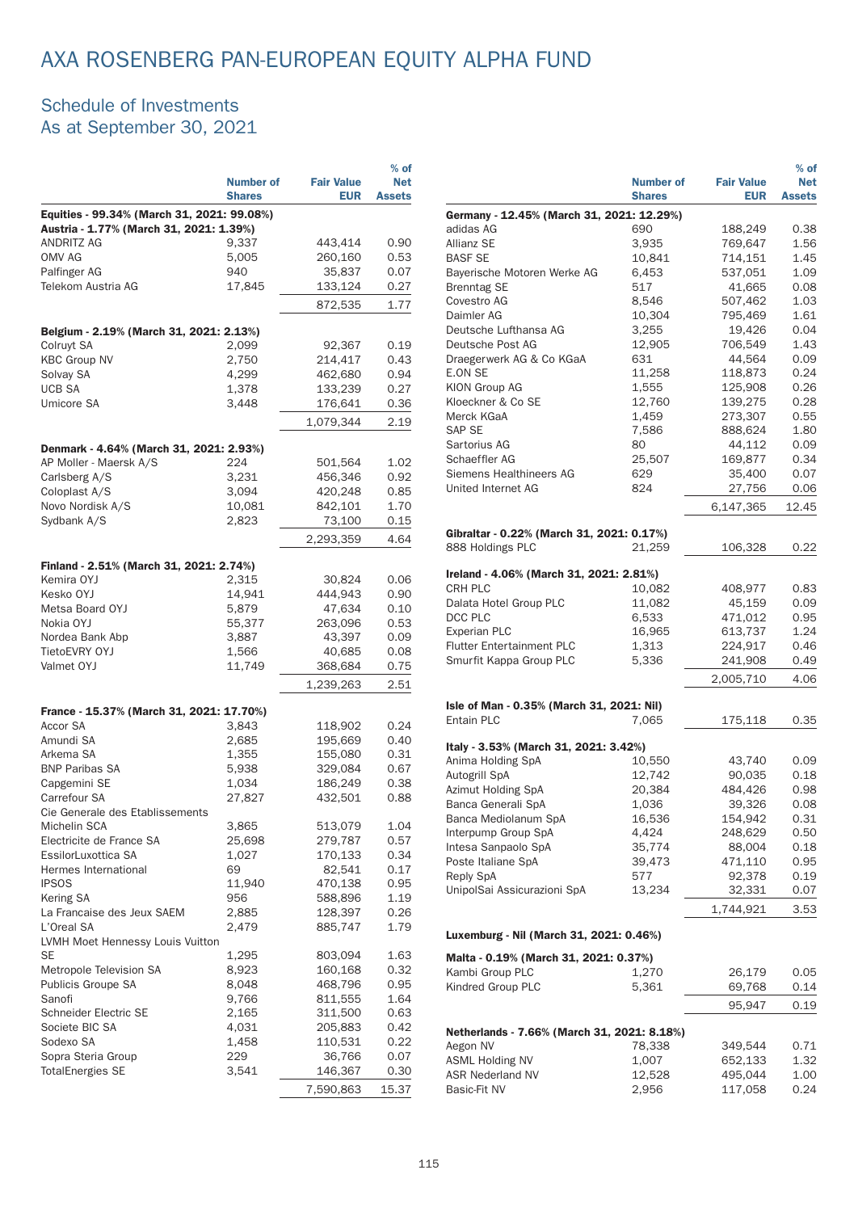# AXA ROSENBERG PAN-EUROPEAN EQUITY ALPHA FUND

## Schedule of Investments
## As at September 30, 2021

| | Number of Shares | Fair Value EUR | % of Net Assets |
|---|---|---|---|
| **Equities - 99.34% (March 31, 2021: 99.08%)** | | | |
| **Austria - 1.77% (March 31, 2021: 1.39%)** | | | |
| ANDRITZ AG | 9,337 | 443,414 | 0.90 |
| OMV AG | 5,005 | 260,160 | 0.53 |
| Palfinger AG | 940 | 35,837 | 0.07 |
| Telekom Austria AG | 17,845 | 133,124 | 0.27 |
| | | 872,535 | 1.77 |
| **Belgium - 2.19% (March 31, 2021: 2.13%)** | | | |
| Colruyt SA | 2,099 | 92,367 | 0.19 |
| KBC Group NV | 2,750 | 214,417 | 0.43 |
| Solvay SA | 4,299 | 462,680 | 0.94 |
| UCB SA | 1,378 | 133,239 | 0.27 |
| Umicore SA | 3,448 | 176,641 | 0.36 |
| | | 1,079,344 | 2.19 |
| **Denmark - 4.64% (March 31, 2021: 2.93%)** | | | |
| AP Moller - Maersk A/S | 224 | 501,564 | 1.02 |
| Carlsberg A/S | 3,231 | 456,346 | 0.92 |
| Coloplast A/S | 3,094 | 420,248 | 0.85 |
| Novo Nordisk A/S | 10,081 | 842,101 | 1.70 |
| Sydbank A/S | 2,823 | 73,100 | 0.15 |
| | | 2,293,359 | 4.64 |
| **Finland - 2.51% (March 31, 2021: 2.74%)** | | | |
| Kemira OYJ | 2,315 | 30,824 | 0.06 |
| Kesko OYJ | 14,941 | 444,943 | 0.90 |
| Metsa Board OYJ | 5,879 | 47,634 | 0.10 |
| Nokia OYJ | 55,377 | 263,096 | 0.53 |
| Nordea Bank Abp | 3,887 | 43,397 | 0.09 |
| TietoEVRY OYJ | 1,566 | 40,685 | 0.08 |
| Valmet OYJ | 11,749 | 368,684 | 0.75 |
| | | 1,239,263 | 2.51 |
| **France - 15.37% (March 31, 2021: 17.70%)** | | | |
| Accor SA | 3,843 | 118,902 | 0.24 |
| Amundi SA | 2,685 | 195,669 | 0.40 |
| Arkema SA | 1,355 | 155,080 | 0.31 |
| BNP Paribas SA | 5,938 | 329,084 | 0.67 |
| Capgemini SE | 1,034 | 186,249 | 0.38 |
| Carrefour SA | 27,827 | 432,501 | 0.88 |
| Cie Generale des Etablissements Michelin SCA | 3,865 | 513,079 | 1.04 |
| Electricite de France SA | 25,698 | 279,787 | 0.57 |
| EssilorLuxottica SA | 1,027 | 170,133 | 0.34 |
| Hermes International | 69 | 82,541 | 0.17 |
| IPSOS | 11,940 | 470,138 | 0.95 |
| Kering SA | 956 | 588,896 | 1.19 |
| La Francaise des Jeux SAEM | 2,885 | 128,397 | 0.26 |
| L'Oreal SA | 2,479 | 885,747 | 1.79 |
| LVMH Moet Hennessy Louis Vuitton SE | 1,295 | 803,094 | 1.63 |
| Metropole Television SA | 8,923 | 160,168 | 0.32 |
| Publicis Groupe SA | 8,048 | 468,796 | 0.95 |
| Sanofi | 9,766 | 811,555 | 1.64 |
| Schneider Electric SE | 2,165 | 311,500 | 0.63 |
| Societe BIC SA | 4,031 | 205,883 | 0.42 |
| Sodexo SA | 1,458 | 110,531 | 0.22 |
| Sopra Steria Group | 229 | 36,766 | 0.07 |
| TotalEnergies SE | 3,541 | 146,367 | 0.30 |
| | | 7,590,863 | 15.37 |
| **Germany - 12.45% (March 31, 2021: 12.29%)** | | | |
| adidas AG | 690 | 188,249 | 0.38 |
| Allianz SE | 3,935 | 769,647 | 1.56 |
| BASF SE | 10,841 | 714,151 | 1.45 |
| Bayerische Motoren Werke AG | 6,453 | 537,051 | 1.09 |
| Brenntag SE | 517 | 41,665 | 0.08 |
| Covestro AG | 8,546 | 507,462 | 1.03 |
| Daimler AG | 10,304 | 795,469 | 1.61 |
| Deutsche Lufthansa AG | 3,255 | 19,426 | 0.04 |
| Deutsche Post AG | 12,905 | 706,549 | 1.43 |
| Draegerwerk AG & Co KGaA | 631 | 44,564 | 0.09 |
| E.ON SE | 11,258 | 118,873 | 0.24 |
| KION Group AG | 1,555 | 125,908 | 0.26 |
| Kloeckner & Co SE | 12,760 | 139,275 | 0.28 |
| Merck KGaA | 1,459 | 273,307 | 0.55 |
| SAP SE | 7,586 | 888,624 | 1.80 |
| Sartorius AG | 80 | 44,112 | 0.09 |
| Schaeffler AG | 25,507 | 169,877 | 0.34 |
| Siemens Healthineers AG | 629 | 35,400 | 0.07 |
| United Internet AG | 824 | 27,756 | 0.06 |
| | | 6,147,365 | 12.45 |
| **Gibraltar - 0.22% (March 31, 2021: 0.17%)** | | | |
| 888 Holdings PLC | 21,259 | 106,328 | 0.22 |
| **Ireland - 4.06% (March 31, 2021: 2.81%)** | | | |
| CRH PLC | 10,082 | 408,977 | 0.83 |
| Dalata Hotel Group PLC | 11,082 | 45,159 | 0.09 |
| DCC PLC | 6,533 | 471,012 | 0.95 |
| Experian PLC | 16,965 | 613,737 | 1.24 |
| Flutter Entertainment PLC | 1,313 | 224,917 | 0.46 |
| Smurfit Kappa Group PLC | 5,336 | 241,908 | 0.49 |
| | | 2,005,710 | 4.06 |
| **Isle of Man - 0.35% (March 31, 2021: Nil)** | | | |
| Entain PLC | 7,065 | 175,118 | 0.35 |
| **Italy - 3.53% (March 31, 2021: 3.42%)** | | | |
| Anima Holding SpA | 10,550 | 43,740 | 0.09 |
| Autogrill SpA | 12,742 | 90,035 | 0.18 |
| Azimut Holding SpA | 20,384 | 484,426 | 0.98 |
| Banca Generali SpA | 1,036 | 39,326 | 0.08 |
| Banca Mediolanum SpA | 16,536 | 154,942 | 0.31 |
| Interpump Group SpA | 4,424 | 248,629 | 0.50 |
| Intesa Sanpaolo SpA | 35,774 | 88,004 | 0.18 |
| Poste Italiane SpA | 39,473 | 471,110 | 0.95 |
| Reply SpA | 577 | 92,378 | 0.19 |
| UnipolSai Assicurazioni SpA | 13,234 | 32,331 | 0.07 |
| | | 1,744,921 | 3.53 |
| **Luxemburg - Nil (March 31, 2021: 0.46%)** | | | |
| **Malta - 0.19% (March 31, 2021: 0.37%)** | | | |
| Kambi Group PLC | 1,270 | 26,179 | 0.05 |
| Kindred Group PLC | 5,361 | 69,768 | 0.14 |
| | | 95,947 | 0.19 |
| **Netherlands - 7.66% (March 31, 2021: 8.18%)** | | | |
| Aegon NV | 78,338 | 349,544 | 0.71 |
| ASML Holding NV | 1,007 | 652,133 | 1.32 |
| ASR Nederland NV | 12,528 | 495,044 | 1.00 |
| Basic-Fit NV | 2,956 | 117,058 | 0.24 |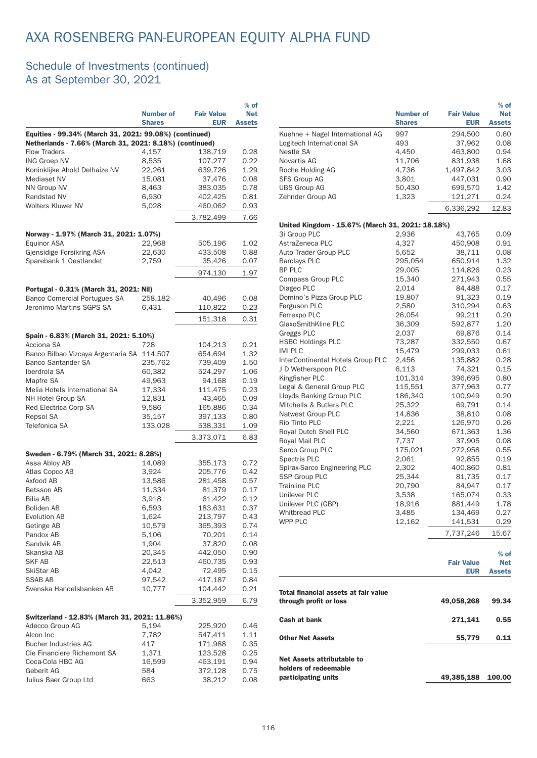# AXA ROSENBERG PAN-EUROPEAN EQUITY ALPHA FUND

## Schedule of Investments (continued)
## As at September 30, 2021

| | Number of Shares | Fair Value EUR | % of Net Assets |
|---|---|---|---|
| **Equities - 99.34% (March 31, 2021: 99.08%) (continued)** | | | |
| **Netherlands - 7.66% (March 31, 2021: 8.18%) (continued)** | | | |
| Flow Traders | 4,157 | 138,719 | 0.28 |
| ING Groep NV | 8,535 | 107,277 | 0.22 |
| Koninklijke Ahold Delhaize NV | 22,261 | 639,726 | 1.29 |
| Mediaset NV | 15,081 | 37,476 | 0.08 |
| NN Group NV | 8,463 | 383,035 | 0.78 |
| Randstad NV | 6,930 | 402,425 | 0.81 |
| Wolters Kluwer NV | 5,028 | 460,062 | 0.93 |
| | | 3,782,499 | 7.66 |
| **Norway - 1.97% (March 31, 2021: 1.07%)** | | | |
| Equinor ASA | 22,968 | 505,196 | 1.02 |
| Gjensidige Forsikring ASA | 22,630 | 433,508 | 0.88 |
| Sparebank 1 Oestlandet | 2,759 | 35,426 | 0.07 |
| | | 974,130 | 1.97 |
| **Portugal - 0.31% (March 31, 2021: Nil)** | | | |
| Banco Comercial Portugues SA | 258,182 | 40,496 | 0.08 |
| Jeronimo Martins SGPS SA | 6,431 | 110,822 | 0.23 |
| | | 151,318 | 0.31 |
| **Spain - 6.83% (March 31, 2021: 5.10%)** | | | |
| Acciona SA | 728 | 104,213 | 0.21 |
| Banco Bilbao Vizcaya Argentaria SA | 114,507 | 654,694 | 1.32 |
| Banco Santander SA | 235,762 | 739,409 | 1.50 |
| Iberdrola SA | 60,382 | 524,297 | 1.06 |
| Mapfre SA | 49,963 | 94,168 | 0.19 |
| Melia Hotels International SA | 17,334 | 111,475 | 0.23 |
| NH Hotel Group SA | 12,831 | 43,465 | 0.09 |
| Red Electrica Corp SA | 9,586 | 165,886 | 0.34 |
| Repsol SA | 35,157 | 397,133 | 0.80 |
| Telefonica SA | 133,028 | 538,331 | 1.09 |
| | | 3,373,071 | 6.83 |
| **Sweden - 6.79% (March 31, 2021: 8.28%)** | | | |
| Assa Abloy AB | 14,089 | 355,173 | 0.72 |
| Atlas Copco AB | 3,924 | 205,776 | 0.42 |
| Axfood AB | 13,586 | 281,458 | 0.57 |
| Betsson AB | 11,334 | 81,379 | 0.17 |
| Bilia AB | 3,918 | 61,422 | 0.12 |
| Boliden AB | 6,593 | 183,631 | 0.37 |
| Evolution AB | 1,624 | 213,797 | 0.43 |
| Getinge AB | 10,579 | 365,393 | 0.74 |
| Pandox AB | 5,106 | 70,201 | 0.14 |
| Sandvik AB | 1,904 | 37,820 | 0.08 |
| Skanska AB | 20,345 | 442,050 | 0.90 |
| SKF AB | 22,513 | 460,735 | 0.93 |
| SkiStar AB | 4,042 | 72,495 | 0.15 |
| SSAB AB | 97,542 | 417,187 | 0.84 |
| Svenska Handelsbanken AB | 10,777 | 104,442 | 0.21 |
| | | 3,352,959 | 6.79 |
| **Switzerland - 12.83% (March 31, 2021: 11.86%)** | | | |
| Adecco Group AG | 5,194 | 225,920 | 0.46 |
| Alcon Inc | 7,782 | 547,411 | 1.11 |
| Bucher Industries AG | 417 | 171,988 | 0.35 |
| Cie Financiere Richemont SA | 1,371 | 123,528 | 0.25 |
| Coca-Cola HBC AG | 16,599 | 463,191 | 0.94 |
| Geberit AG | 584 | 372,128 | 0.75 |
| Julius Baer Group Ltd | 663 | 38,212 | 0.08 |
| Kuehne + Nagel International AG | 997 | 294,500 | 0.60 |
| Logitech International SA | 493 | 37,962 | 0.08 |
| Nestle SA | 4,450 | 463,800 | 0.94 |
| Novartis AG | 11,706 | 831,938 | 1.68 |
| Roche Holding AG | 4,736 | 1,497,842 | 3.03 |
| SFS Group AG | 3,801 | 447,031 | 0.90 |
| UBS Group AG | 50,430 | 699,570 | 1.42 |
| Zehnder Group AG | 1,323 | 121,271 | 0.24 |
| | | 6,336,292 | 12.83 |
| **United Kingdom - 15.67% (March 31, 2021: 18.18%)** | | | |
| 3i Group PLC | 2,936 | 43,765 | 0.09 |
| AstraZeneca PLC | 4,327 | 450,908 | 0.91 |
| Auto Trader Group PLC | 5,652 | 38,711 | 0.08 |
| Barclays PLC | 295,054 | 650,914 | 1.32 |
| BP PLC | 29,005 | 114,826 | 0.23 |
| Compass Group PLC | 15,340 | 271,943 | 0.55 |
| Diageo PLC | 2,014 | 84,488 | 0.17 |
| Domino's Pizza Group PLC | 19,807 | 91,323 | 0.19 |
| Ferguson PLC | 2,580 | 310,294 | 0.63 |
| Ferrexpo PLC | 26,054 | 99,211 | 0.20 |
| GlaxoSmithKline PLC | 36,309 | 592,877 | 1.20 |
| Greggs PLC | 2,037 | 69,876 | 0.14 |
| HSBC Holdings PLC | 73,287 | 332,550 | 0.67 |
| IMI PLC | 15,479 | 299,033 | 0.61 |
| InterContinental Hotels Group PLC | 2,456 | 135,882 | 0.28 |
| J D Wetherspoon PLC | 6,113 | 74,321 | 0.15 |
| Kingfisher PLC | 101,314 | 396,695 | 0.80 |
| Legal & General Group PLC | 115,551 | 377,963 | 0.77 |
| Lloyds Banking Group PLC | 186,340 | 100,949 | 0.20 |
| Mitchells & Butlers PLC | 25,322 | 69,791 | 0.14 |
| Natwest Group PLC | 14,836 | 38,810 | 0.08 |
| Rio Tinto PLC | 2,221 | 126,970 | 0.26 |
| Royal Dutch Shell PLC | 34,560 | 671,363 | 1.36 |
| Royal Mail PLC | 7,737 | 37,905 | 0.08 |
| Serco Group PLC | 175,021 | 272,958 | 0.55 |
| Spectris PLC | 2,061 | 92,855 | 0.19 |
| Spirax-Sarco Engineering PLC | 2,302 | 400,860 | 0.81 |
| SSP Group PLC | 25,344 | 81,735 | 0.17 |
| Trainline PLC | 20,790 | 84,947 | 0.17 |
| Unilever PLC | 3,538 | 165,074 | 0.33 |
| Unilever PLC (GBP) | 18,916 | 881,449 | 1.78 |
| Whitbread PLC | 3,485 | 134,469 | 0.27 |
| WPP PLC | 12,162 | 141,531 | 0.29 |
| | | 7,737,246 | 15.67 |

| | Fair Value EUR | % of Net Assets |
|---|---|---|
| **Total financial assets at fair value through profit or loss** | **49,058,268** | **99.34** |
| **Cash at bank** | **271,141** | **0.55** |
| **Other Net Assets** | **55,779** | **0.11** |
| **Net Assets attributable to holders of redeemable participating units** | **49,385,188** | **100.00** |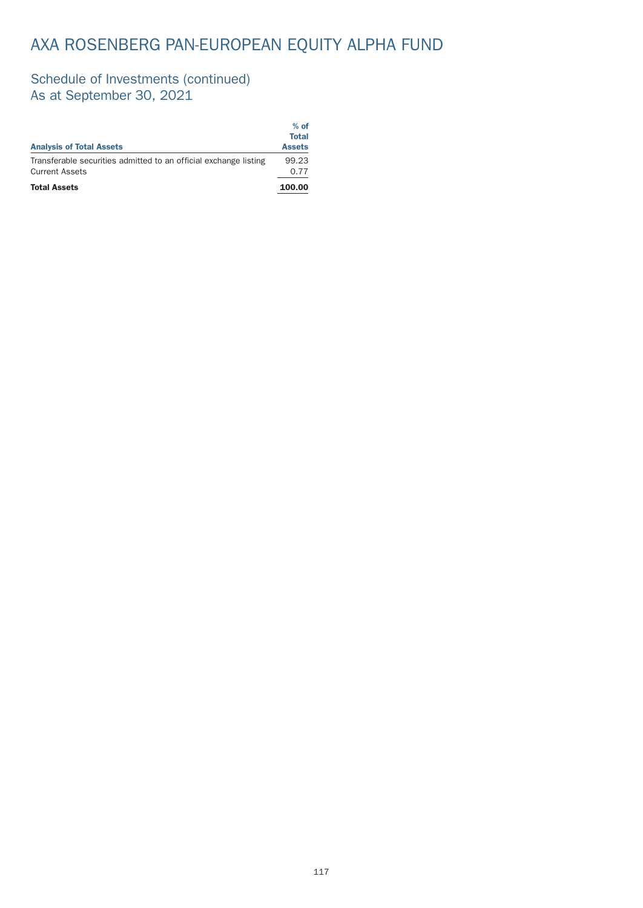# AXA ROSENBERG PAN-EUROPEAN EQUITY ALPHA FUND

## Schedule of Investments (continued)
## As at September 30, 2021

| Analysis of Total Assets | % of Total Assets |
|---|---|
| Transferable securities admitted to an official exchange listing | 99.23 |
| Current Assets | 0.77 |
| **Total Assets** | **100.00** |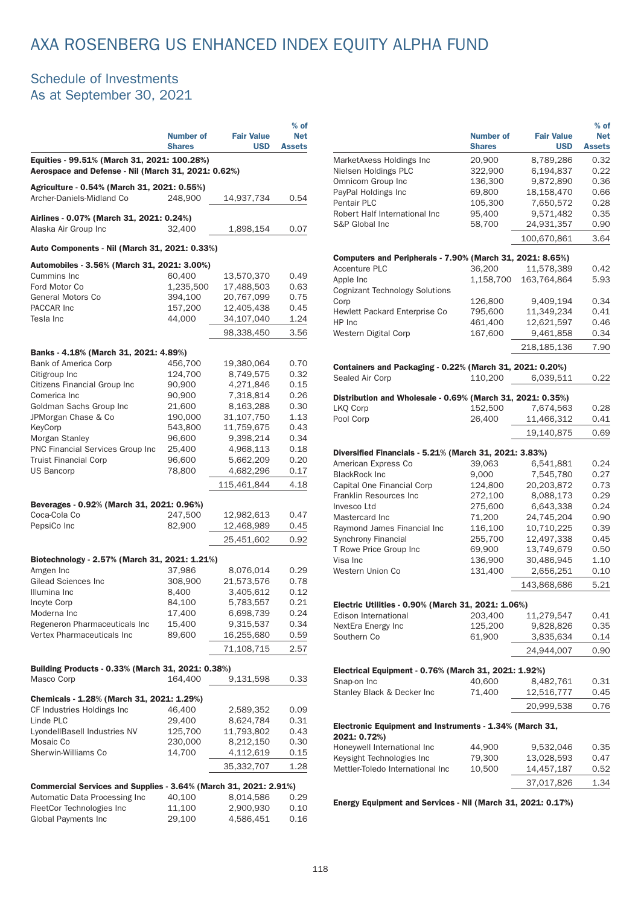# AXA ROSENBERG US ENHANCED INDEX EQUITY ALPHA FUND

## Schedule of Investments
As at September 30, 2021

| | Number of Shares | Fair Value USD | % of Net Assets |
|---|---|---|---|
| **Equities - 99.51% (March 31, 2021: 100.28%)** | | | |
| **Aerospace and Defense - Nil (March 31, 2021: 0.62%)** | | | |
| **Agriculture - 0.54% (March 31, 2021: 0.55%)** | | | |
| Archer-Daniels-Midland Co | 248,900 | 14,937,734 | 0.54 |
| **Airlines - 0.07% (March 31, 2021: 0.24%)** | | | |
| Alaska Air Group Inc | 32,400 | 1,898,154 | 0.07 |
| **Auto Components - Nil (March 31, 2021: 0.33%)** | | | |
| **Automobiles - 3.56% (March 31, 2021: 3.00%)** | | | |
| Cummins Inc | 60,400 | 13,570,370 | 0.49 |
| Ford Motor Co | 1,235,500 | 17,488,503 | 0.63 |
| General Motors Co | 394,100 | 20,767,099 | 0.75 |
| PACCAR Inc | 157,200 | 12,405,438 | 0.45 |
| Tesla Inc | 44,000 | 34,107,040 | 1.24 |
| | | 98,338,450 | 3.56 |
| **Banks - 4.18% (March 31, 2021: 4.89%)** | | | |
| Bank of America Corp | 456,700 | 19,380,064 | 0.70 |
| Citigroup Inc | 124,700 | 8,749,575 | 0.32 |
| Citizens Financial Group Inc | 90,900 | 4,271,846 | 0.15 |
| Comerica Inc | 90,900 | 7,318,814 | 0.26 |
| Goldman Sachs Group Inc | 21,600 | 8,163,288 | 0.30 |
| JPMorgan Chase & Co | 190,000 | 31,107,750 | 1.13 |
| KeyCorp | 543,800 | 11,759,675 | 0.43 |
| Morgan Stanley | 96,600 | 9,398,214 | 0.34 |
| PNC Financial Services Group Inc | 25,400 | 4,968,113 | 0.18 |
| Truist Financial Corp | 96,600 | 5,662,209 | 0.20 |
| US Bancorp | 78,800 | 4,682,296 | 0.17 |
| | | 115,461,844 | 4.18 |
| **Beverages - 0.92% (March 31, 2021: 0.96%)** | | | |
| Coca-Cola Co | 247,500 | 12,982,613 | 0.47 |
| PepsiCo Inc | 82,900 | 12,468,989 | 0.45 |
| | | 25,451,602 | 0.92 |
| **Biotechnology - 2.57% (March 31, 2021: 1.21%)** | | | |
| Amgen Inc | 37,986 | 8,076,014 | 0.29 |
| Gilead Sciences Inc | 308,900 | 21,573,576 | 0.78 |
| Illumina Inc | 8,400 | 3,405,612 | 0.12 |
| Incyte Corp | 84,100 | 5,783,557 | 0.21 |
| Moderna Inc | 17,400 | 6,698,739 | 0.24 |
| Regeneron Pharmaceuticals Inc | 15,400 | 9,315,537 | 0.34 |
| Vertex Pharmaceuticals Inc | 89,600 | 16,255,680 | 0.59 |
| | | 71,108,715 | 2.57 |
| **Building Products - 0.33% (March 31, 2021: 0.38%)** | | | |
| Masco Corp | 164,400 | 9,131,598 | 0.33 |
| **Chemicals - 1.28% (March 31, 2021: 1.29%)** | | | |
| CF Industries Holdings Inc | 46,400 | 2,589,352 | 0.09 |
| Linde PLC | 29,400 | 8,624,784 | 0.31 |
| LyondellBasell Industries NV | 125,700 | 11,793,802 | 0.43 |
| Mosaic Co | 230,000 | 8,212,150 | 0.30 |
| Sherwin-Williams Co | 14,700 | 4,112,619 | 0.15 |
| | | 35,332,707 | 1.28 |
| **Commercial Services and Supplies - 3.64% (March 31, 2021: 2.91%)** | | | |
| Automatic Data Processing Inc | 40,100 | 8,014,586 | 0.29 |
| FleetCor Technologies Inc | 11,100 | 2,900,930 | 0.10 |
| Global Payments Inc | 29,100 | 4,586,451 | 0.16 |
| MarketAxess Holdings Inc | 20,900 | 8,789,286 | 0.32 |
| Nielsen Holdings PLC | 322,900 | 6,194,837 | 0.22 |
| Omnicom Group Inc | 136,300 | 9,872,890 | 0.36 |
| PayPal Holdings Inc | 69,800 | 18,158,470 | 0.66 |
| Pentair PLC | 105,300 | 7,650,572 | 0.28 |
| Robert Half International Inc | 95,400 | 9,571,482 | 0.35 |
| S&P Global Inc | 58,700 | 24,931,357 | 0.90 |
| | | 100,670,861 | 3.64 |
| **Computers and Peripherals - 7.90% (March 31, 2021: 8.65%)** | | | |
| Accenture PLC | 36,200 | 11,578,389 | 0.42 |
| Apple Inc | 1,158,700 | 163,764,864 | 5.93 |
| Cognizant Technology Solutions Corp | 126,800 | 9,409,194 | 0.34 |
| Hewlett Packard Enterprise Co | 795,600 | 11,349,234 | 0.41 |
| HP Inc | 461,400 | 12,621,597 | 0.46 |
| Western Digital Corp | 167,600 | 9,461,858 | 0.34 |
| | | 218,185,136 | 7.90 |
| **Containers and Packaging - 0.22% (March 31, 2021: 0.20%)** | | | |
| Sealed Air Corp | 110,200 | 6,039,511 | 0.22 |
| **Distribution and Wholesale - 0.69% (March 31, 2021: 0.35%)** | | | |
| LKQ Corp | 152,500 | 7,674,563 | 0.28 |
| Pool Corp | 26,400 | 11,466,312 | 0.41 |
| | | 19,140,875 | 0.69 |
| **Diversified Financials - 5.21% (March 31, 2021: 3.83%)** | | | |
| American Express Co | 39,063 | 6,541,881 | 0.24 |
| BlackRock Inc | 9,000 | 7,545,780 | 0.27 |
| Capital One Financial Corp | 124,800 | 20,203,872 | 0.73 |
| Franklin Resources Inc | 272,100 | 8,088,173 | 0.29 |
| Invesco Ltd | 275,600 | 6,643,338 | 0.24 |
| Mastercard Inc | 71,200 | 24,745,204 | 0.90 |
| Raymond James Financial Inc | 116,100 | 10,710,225 | 0.39 |
| Synchrony Financial | 255,700 | 12,497,338 | 0.45 |
| T Rowe Price Group Inc | 69,900 | 13,749,679 | 0.50 |
| Visa Inc | 136,900 | 30,486,945 | 1.10 |
| Western Union Co | 131,400 | 2,656,251 | 0.10 |
| | | 143,868,686 | 5.21 |
| **Electric Utilities - 0.90% (March 31, 2021: 1.06%)** | | | |
| Edison International | 203,400 | 11,279,547 | 0.41 |
| NextEra Energy Inc | 125,200 | 9,828,826 | 0.35 |
| Southern Co | 61,900 | 3,835,634 | 0.14 |
| | | 24,944,007 | 0.90 |
| **Electrical Equipment - 0.76% (March 31, 2021: 1.92%)** | | | |
| Snap-on Inc | 40,600 | 8,482,761 | 0.31 |
| Stanley Black & Decker Inc | 71,400 | 12,516,777 | 0.45 |
| | | 20,999,538 | 0.76 |
| **Electronic Equipment and Instruments - 1.34% (March 31, 2021: 0.72%)** | | | |
| Honeywell International Inc | 44,900 | 9,532,046 | 0.35 |
| Keysight Technologies Inc | 79,300 | 13,028,593 | 0.47 |
| Mettler-Toledo International Inc | 10,500 | 14,457,187 | 0.52 |
| | | 37,017,826 | 1.34 |
| **Energy Equipment and Services - Nil (March 31, 2021: 0.17%)** | | | |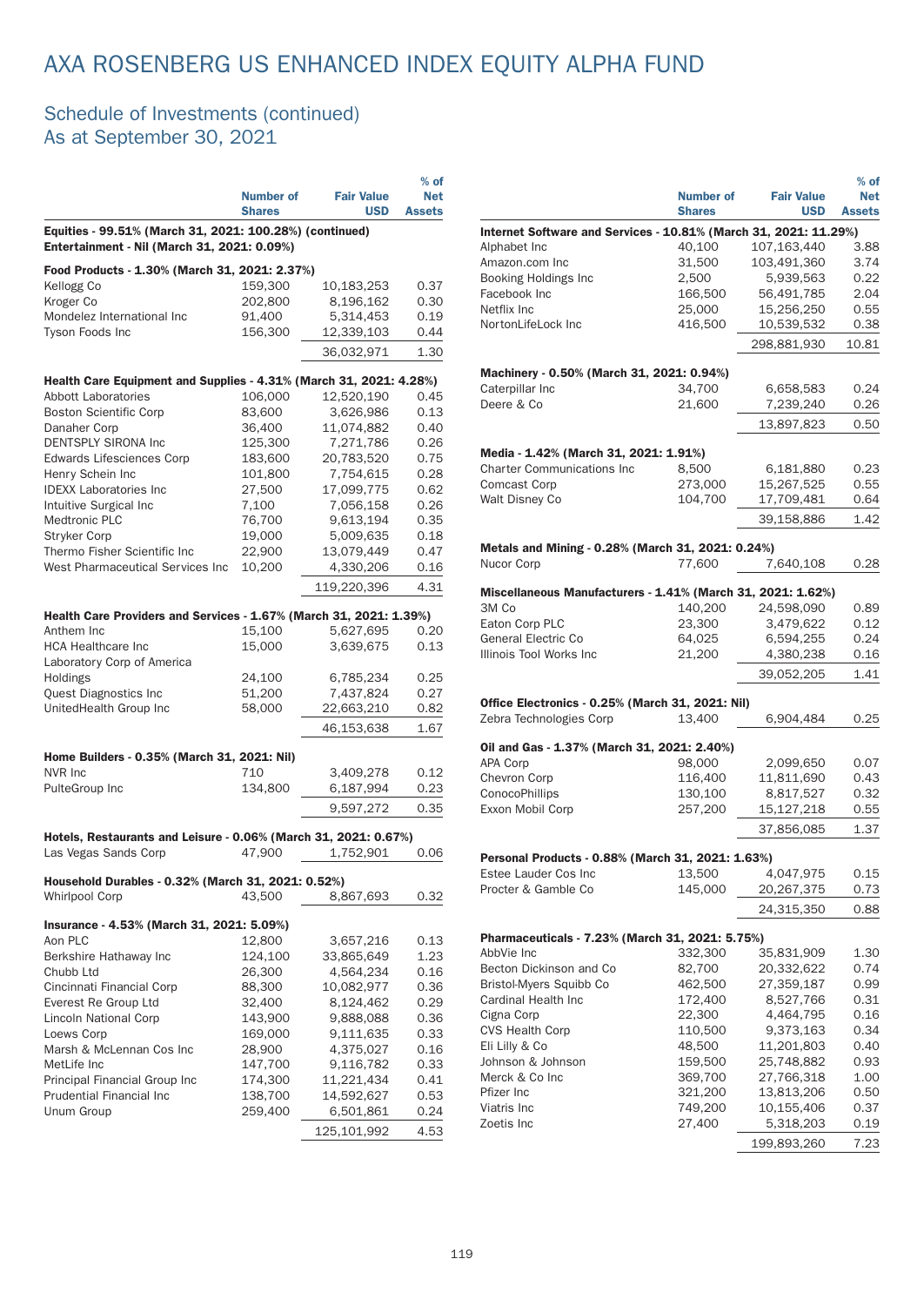# AXA ROSENBERG US ENHANCED INDEX EQUITY ALPHA FUND

## Schedule of Investments (continued)
## As at September 30, 2021

| | Number of Shares | Fair Value USD | % of Net Assets |
|---|---|---|---|
| **Equities - 99.51% (March 31, 2021: 100.28%) (continued)** | | | |
| **Entertainment - Nil (March 31, 2021: 0.09%)** | | | |
| **Food Products - 1.30% (March 31, 2021: 2.37%)** | | | |
| Kellogg Co | 159,300 | 10,183,253 | 0.37 |
| Kroger Co | 202,800 | 8,196,162 | 0.30 |
| Mondelez International Inc | 91,400 | 5,314,453 | 0.19 |
| Tyson Foods Inc | 156,300 | 12,339,103 | 0.44 |
| | | 36,032,971 | 1.30 |
| **Health Care Equipment and Supplies - 4.31% (March 31, 2021: 4.28%)** | | | |
| Abbott Laboratories | 106,000 | 12,520,190 | 0.45 |
| Boston Scientific Corp | 83,600 | 3,626,986 | 0.13 |
| Danaher Corp | 36,400 | 11,074,882 | 0.40 |
| DENTSPLY SIRONA Inc | 125,300 | 7,271,786 | 0.26 |
| Edwards Lifesciences Corp | 183,600 | 20,783,520 | 0.75 |
| Henry Schein Inc | 101,800 | 7,754,615 | 0.28 |
| IDEXX Laboratories Inc | 27,500 | 17,099,775 | 0.62 |
| Intuitive Surgical Inc | 7,100 | 7,056,158 | 0.26 |
| Medtronic PLC | 76,700 | 9,613,194 | 0.35 |
| Stryker Corp | 19,000 | 5,009,635 | 0.18 |
| Thermo Fisher Scientific Inc | 22,900 | 13,079,449 | 0.47 |
| West Pharmaceutical Services Inc | 10,200 | 4,330,206 | 0.16 |
| | | 119,220,396 | 4.31 |
| **Health Care Providers and Services - 1.67% (March 31, 2021: 1.39%)** | | | |
| Anthem Inc | 15,100 | 5,627,695 | 0.20 |
| HCA Healthcare Inc | 15,000 | 3,639,675 | 0.13 |
| Laboratory Corp of America Holdings | 24,100 | 6,785,234 | 0.25 |
| Quest Diagnostics Inc | 51,200 | 7,437,824 | 0.27 |
| UnitedHealth Group Inc | 58,000 | 22,663,210 | 0.82 |
| | | 46,153,638 | 1.67 |
| **Home Builders - 0.35% (March 31, 2021: Nil)** | | | |
| NVR Inc | 710 | 3,409,278 | 0.12 |
| PulteGroup Inc | 134,800 | 6,187,994 | 0.23 |
| | | 9,597,272 | 0.35 |
| **Hotels, Restaurants and Leisure - 0.06% (March 31, 2021: 0.67%)** | | | |
| Las Vegas Sands Corp | 47,900 | 1,752,901 | 0.06 |
| **Household Durables - 0.32% (March 31, 2021: 0.52%)** | | | |
| Whirlpool Corp | 43,500 | 8,867,693 | 0.32 |
| **Insurance - 4.53% (March 31, 2021: 5.09%)** | | | |
| Aon PLC | 12,800 | 3,657,216 | 0.13 |
| Berkshire Hathaway Inc | 124,100 | 33,865,649 | 1.23 |
| Chubb Ltd | 26,300 | 4,564,234 | 0.16 |
| Cincinnati Financial Corp | 88,300 | 10,082,977 | 0.36 |
| Everest Re Group Ltd | 32,400 | 8,124,462 | 0.29 |
| Lincoln National Corp | 143,900 | 9,888,088 | 0.36 |
| Loews Corp | 169,000 | 9,111,635 | 0.33 |
| Marsh & McLennan Cos Inc | 28,900 | 4,375,027 | 0.16 |
| MetLife Inc | 147,700 | 9,116,782 | 0.33 |
| Principal Financial Group Inc | 174,300 | 11,221,434 | 0.41 |
| Prudential Financial Inc | 138,700 | 14,592,627 | 0.53 |
| Unum Group | 259,400 | 6,501,861 | 0.24 |
| | | 125,101,992 | 4.53 |
| **Internet Software and Services - 10.81% (March 31, 2021: 11.29%)** | | | |
| Alphabet Inc | 40,100 | 107,163,440 | 3.88 |
| Amazon.com Inc | 31,500 | 103,491,360 | 3.74 |
| Booking Holdings Inc | 2,500 | 5,939,563 | 0.22 |
| Facebook Inc | 166,500 | 56,491,785 | 2.04 |
| Netflix Inc | 25,000 | 15,256,250 | 0.55 |
| NortonLifeLock Inc | 416,500 | 10,539,532 | 0.38 |
| | | 298,881,930 | 10.81 |
| **Machinery - 0.50% (March 31, 2021: 0.94%)** | | | |
| Caterpillar Inc | 34,700 | 6,658,583 | 0.24 |
| Deere & Co | 21,600 | 7,239,240 | 0.26 |
| | | 13,897,823 | 0.50 |
| **Media - 1.42% (March 31, 2021: 1.91%)** | | | |
| Charter Communications Inc | 8,500 | 6,181,880 | 0.23 |
| Comcast Corp | 273,000 | 15,267,525 | 0.55 |
| Walt Disney Co | 104,700 | 17,709,481 | 0.64 |
| | | 39,158,886 | 1.42 |
| **Metals and Mining - 0.28% (March 31, 2021: 0.24%)** | | | |
| Nucor Corp | 77,600 | 7,640,108 | 0.28 |
| **Miscellaneous Manufacturers - 1.41% (March 31, 2021: 1.62%)** | | | |
| 3M Co | 140,200 | 24,598,090 | 0.89 |
| Eaton Corp PLC | 23,300 | 3,479,622 | 0.12 |
| General Electric Co | 64,025 | 6,594,255 | 0.24 |
| Illinois Tool Works Inc | 21,200 | 4,380,238 | 0.16 |
| | | 39,052,205 | 1.41 |
| **Office Electronics - 0.25% (March 31, 2021: Nil)** | | | |
| Zebra Technologies Corp | 13,400 | 6,904,484 | 0.25 |
| **Oil and Gas - 1.37% (March 31, 2021: 2.40%)** | | | |
| APA Corp | 98,000 | 2,099,650 | 0.07 |
| Chevron Corp | 116,400 | 11,811,690 | 0.43 |
| ConocoPhillips | 130,100 | 8,817,527 | 0.32 |
| Exxon Mobil Corp | 257,200 | 15,127,218 | 0.55 |
| | | 37,856,085 | 1.37 |
| **Personal Products - 0.88% (March 31, 2021: 1.63%)** | | | |
| Estee Lauder Cos Inc | 13,500 | 4,047,975 | 0.15 |
| Procter & Gamble Co | 145,000 | 20,267,375 | 0.73 |
| | | 24,315,350 | 0.88 |
| **Pharmaceuticals - 7.23% (March 31, 2021: 5.75%)** | | | |
| AbbVie Inc | 332,300 | 35,831,909 | 1.30 |
| Becton Dickinson and Co | 82,700 | 20,332,622 | 0.74 |
| Bristol-Myers Squibb Co | 462,500 | 27,359,187 | 0.99 |
| Cardinal Health Inc | 172,400 | 8,527,766 | 0.31 |
| Cigna Corp | 22,300 | 4,464,795 | 0.16 |
| CVS Health Corp | 110,500 | 9,373,163 | 0.34 |
| Eli Lilly & Co | 48,500 | 11,201,803 | 0.40 |
| Johnson & Johnson | 159,500 | 25,748,882 | 0.93 |
| Merck & Co Inc | 369,700 | 27,766,318 | 1.00 |
| Pfizer Inc | 321,200 | 13,813,206 | 0.50 |
| Viatris Inc | 749,200 | 10,155,406 | 0.37 |
| Zoetis Inc | 27,400 | 5,318,203 | 0.19 |
| | | 199,893,260 | 7.23 |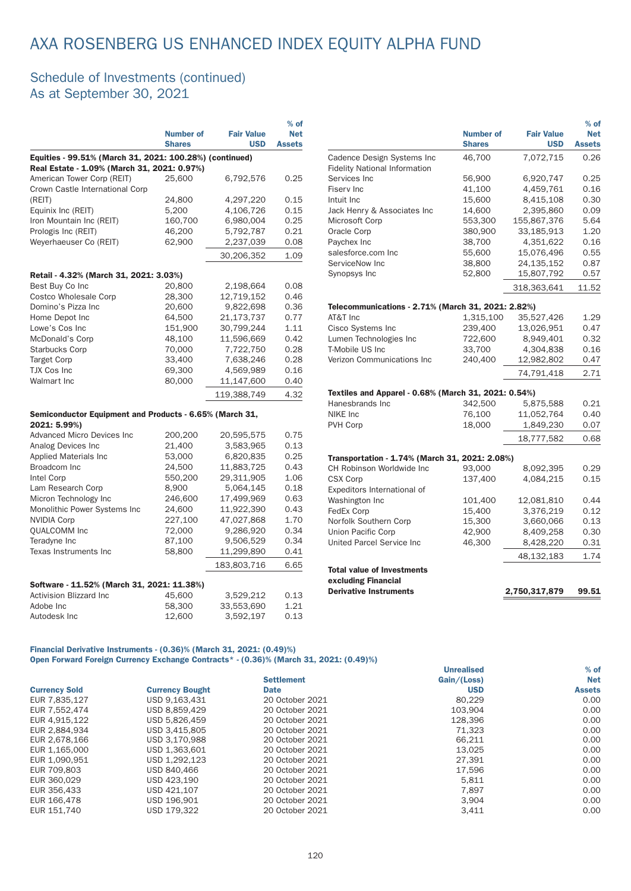# AXA ROSENBERG US ENHANCED INDEX EQUITY ALPHA FUND

## Schedule of Investments (continued)
## As at September 30, 2021

| | Number of Shares | Fair Value USD | % of Net Assets |
|---|---|---|---|
| **Equities - 99.51% (March 31, 2021: 100.28%) (continued)** | | | |
| **Real Estate - 1.09% (March 31, 2021: 0.97%)** | | | |
| American Tower Corp (REIT) | 25,600 | 6,792,576 | 0.25 |
| Crown Castle International Corp (REIT) | 24,800 | 4,297,220 | 0.15 |
| Equinix Inc (REIT) | 5,200 | 4,106,726 | 0.15 |
| Iron Mountain Inc (REIT) | 160,700 | 6,980,004 | 0.25 |
| Prologis Inc (REIT) | 46,200 | 5,792,787 | 0.21 |
| Weyerhaeuser Co (REIT) | 62,900 | 2,237,039 | 0.08 |
| | | 30,206,352 | 1.09 |
| **Retail - 4.32% (March 31, 2021: 3.03%)** | | | |
| Best Buy Co Inc | 20,800 | 2,198,664 | 0.08 |
| Costco Wholesale Corp | 28,300 | 12,719,152 | 0.46 |
| Domino's Pizza Inc | 20,600 | 9,822,698 | 0.36 |
| Home Depot Inc | 64,500 | 21,173,737 | 0.77 |
| Lowe's Cos Inc | 151,900 | 30,799,244 | 1.11 |
| McDonald's Corp | 48,100 | 11,596,669 | 0.42 |
| Starbucks Corp | 70,000 | 7,722,750 | 0.28 |
| Target Corp | 33,400 | 7,638,246 | 0.28 |
| TJX Cos Inc | 69,300 | 4,569,989 | 0.16 |
| Walmart Inc | 80,000 | 11,147,600 | 0.40 |
| | | 119,388,749 | 4.32 |
| **Semiconductor Equipment and Products - 6.65% (March 31, 2021: 5.99%)** | | | |
| Advanced Micro Devices Inc | 200,200 | 20,595,575 | 0.75 |
| Analog Devices Inc | 21,400 | 3,583,965 | 0.13 |
| Applied Materials Inc | 53,000 | 6,820,835 | 0.25 |
| Broadcom Inc | 24,500 | 11,883,725 | 0.43 |
| Intel Corp | 550,200 | 29,311,905 | 1.06 |
| Lam Research Corp | 8,900 | 5,064,145 | 0.18 |
| Micron Technology Inc | 246,600 | 17,499,969 | 0.63 |
| Monolithic Power Systems Inc | 24,600 | 11,922,390 | 0.43 |
| NVIDIA Corp | 227,100 | 47,027,868 | 1.70 |
| QUALCOMM Inc | 72,000 | 9,286,920 | 0.34 |
| Teradyne Inc | 87,100 | 9,506,529 | 0.34 |
| Texas Instruments Inc | 58,800 | 11,299,890 | 0.41 |
| | | 183,803,716 | 6.65 |
| **Software - 11.52% (March 31, 2021: 11.38%)** | | | |
| Activision Blizzard Inc | 45,600 | 3,529,212 | 0.13 |
| Adobe Inc | 58,300 | 33,553,690 | 1.21 |
| Autodesk Inc | 12,600 | 3,592,197 | 0.13 |
| Cadence Design Systems Inc | 46,700 | 7,072,715 | 0.26 |
| Fidelity National Information Services Inc | 56,900 | 6,920,747 | 0.25 |
| Fiserv Inc | 41,100 | 4,459,761 | 0.16 |
| Intuit Inc | 15,600 | 8,415,108 | 0.30 |
| Jack Henry & Associates Inc | 14,600 | 2,395,860 | 0.09 |
| Microsoft Corp | 553,300 | 155,867,376 | 5.64 |
| Oracle Corp | 380,900 | 33,185,913 | 1.20 |
| Paychex Inc | 38,700 | 4,351,622 | 0.16 |
| salesforce.com Inc | 55,600 | 15,076,496 | 0.55 |
| ServiceNow Inc | 38,800 | 24,135,152 | 0.87 |
| Synopsys Inc | 52,800 | 15,807,792 | 0.57 |
| | | 318,363,641 | 11.52 |
| **Telecommunications - 2.71% (March 31, 2021: 2.82%)** | | | |
| AT&T Inc | 1,315,100 | 35,527,426 | 1.29 |
| Cisco Systems Inc | 239,400 | 13,026,951 | 0.47 |
| Lumen Technologies Inc | 722,600 | 8,949,401 | 0.32 |
| T-Mobile US Inc | 33,700 | 4,304,838 | 0.16 |
| Verizon Communications Inc | 240,400 | 12,982,802 | 0.47 |
| | | 74,791,418 | 2.71 |
| **Textiles and Apparel - 0.68% (March 31, 2021: 0.54%)** | | | |
| Hanesbrands Inc | 342,500 | 5,875,588 | 0.21 |
| NIKE Inc | 76,100 | 11,052,764 | 0.40 |
| PVH Corp | 18,000 | 1,849,230 | 0.07 |
| | | 18,777,582 | 0.68 |
| **Transportation - 1.74% (March 31, 2021: 2.08%)** | | | |
| CH Robinson Worldwide Inc | 93,000 | 8,092,395 | 0.29 |
| CSX Corp | 137,400 | 4,084,215 | 0.15 |
| Expeditors International of Washington Inc | 101,400 | 12,081,810 | 0.44 |
| FedEx Corp | 15,400 | 3,376,219 | 0.12 |
| Norfolk Southern Corp | 15,300 | 3,660,066 | 0.13 |
| Union Pacific Corp | 42,900 | 8,409,258 | 0.30 |
| United Parcel Service Inc | 46,300 | 8,428,220 | 0.31 |
| | | 48,132,183 | 1.74 |
| **Total value of Investments excluding Financial Derivative Instruments** | | **2,750,317,879** | **99.51** |

**Financial Derivative Instruments - (0.36)% (March 31, 2021: (0.49)%)**
**Open Forward Foreign Currency Exchange Contracts* - (0.36)% (March 31, 2021: (0.49)%)**

| Currency Sold | Currency Bought | Settlement Date | Unrealised Gain/(Loss) USD | % of Net Assets |
|---|---|---|---|---|
| EUR 7,835,127 | USD 9,163,431 | 20 October 2021 | 80,229 | 0.00 |
| EUR 7,552,474 | USD 8,859,429 | 20 October 2021 | 103,904 | 0.00 |
| EUR 4,915,122 | USD 5,826,459 | 20 October 2021 | 128,396 | 0.00 |
| EUR 2,884,934 | USD 3,415,805 | 20 October 2021 | 71,323 | 0.00 |
| EUR 2,678,166 | USD 3,170,988 | 20 October 2021 | 66,211 | 0.00 |
| EUR 1,165,000 | USD 1,363,601 | 20 October 2021 | 13,025 | 0.00 |
| EUR 1,090,951 | USD 1,292,123 | 20 October 2021 | 27,391 | 0.00 |
| EUR 709,803 | USD 840,466 | 20 October 2021 | 17,596 | 0.00 |
| EUR 360,029 | USD 423,190 | 20 October 2021 | 5,811 | 0.00 |
| EUR 356,433 | USD 421,107 | 20 October 2021 | 7,897 | 0.00 |
| EUR 166,478 | USD 196,901 | 20 October 2021 | 3,904 | 0.00 |
| EUR 151,740 | USD 179,322 | 20 October 2021 | 3,411 | 0.00 |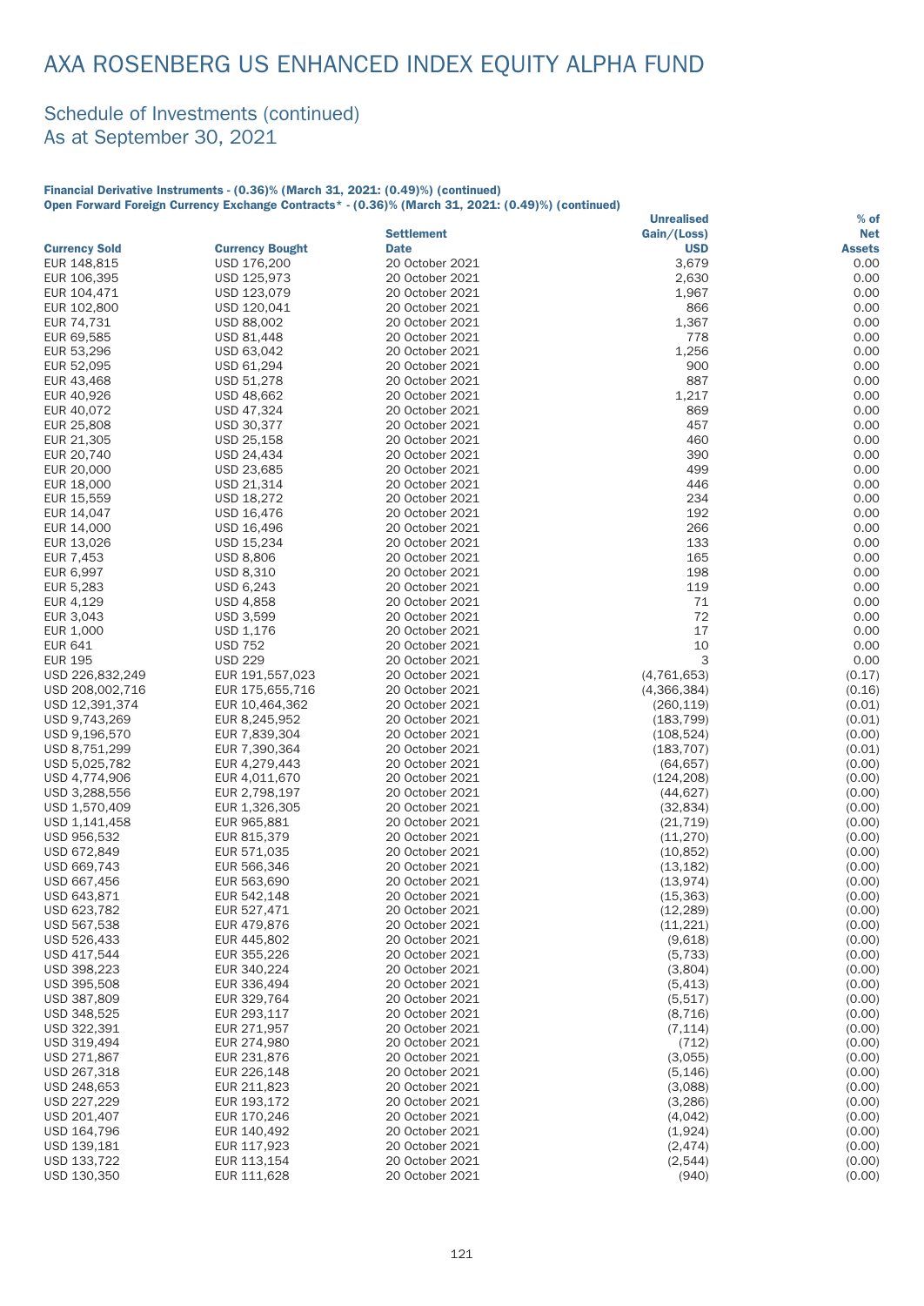# AXA ROSENBERG US ENHANCED INDEX EQUITY ALPHA FUND

## Schedule of Investments (continued)
## As at September 30, 2021

**Financial Derivative Instruments - (0.36)% (March 31, 2021: (0.49)%) (continued)**
**Open Forward Foreign Currency Exchange Contracts* - (0.36)% (March 31, 2021: (0.49)%) (continued)**

| Currency Sold | Currency Bought | Settlement Date | Unrealised Gain/(Loss) USD | % of Net Assets |
|---|---|---|---|---|
| EUR 148,815 | USD 176,200 | 20 October 2021 | 3,679 | 0.00 |
| EUR 106,395 | USD 125,973 | 20 October 2021 | 2,630 | 0.00 |
| EUR 104,471 | USD 123,079 | 20 October 2021 | 1,967 | 0.00 |
| EUR 102,800 | USD 120,041 | 20 October 2021 | 866 | 0.00 |
| EUR 74,731 | USD 88,002 | 20 October 2021 | 1,367 | 0.00 |
| EUR 69,585 | USD 81,448 | 20 October 2021 | 778 | 0.00 |
| EUR 53,296 | USD 63,042 | 20 October 2021 | 1,256 | 0.00 |
| EUR 52,095 | USD 61,294 | 20 October 2021 | 900 | 0.00 |
| EUR 43,468 | USD 51,278 | 20 October 2021 | 887 | 0.00 |
| EUR 40,926 | USD 48,662 | 20 October 2021 | 1,217 | 0.00 |
| EUR 40,072 | USD 47,324 | 20 October 2021 | 869 | 0.00 |
| EUR 25,808 | USD 30,377 | 20 October 2021 | 457 | 0.00 |
| EUR 21,305 | USD 25,158 | 20 October 2021 | 460 | 0.00 |
| EUR 20,740 | USD 24,434 | 20 October 2021 | 390 | 0.00 |
| EUR 20,000 | USD 23,685 | 20 October 2021 | 499 | 0.00 |
| EUR 18,000 | USD 21,314 | 20 October 2021 | 446 | 0.00 |
| EUR 15,559 | USD 18,272 | 20 October 2021 | 234 | 0.00 |
| EUR 14,047 | USD 16,476 | 20 October 2021 | 192 | 0.00 |
| EUR 14,000 | USD 16,496 | 20 October 2021 | 266 | 0.00 |
| EUR 13,026 | USD 15,234 | 20 October 2021 | 133 | 0.00 |
| EUR 7,453 | USD 8,806 | 20 October 2021 | 165 | 0.00 |
| EUR 6,997 | USD 8,310 | 20 October 2021 | 198 | 0.00 |
| EUR 5,283 | USD 6,243 | 20 October 2021 | 119 | 0.00 |
| EUR 4,129 | USD 4,858 | 20 October 2021 | 71 | 0.00 |
| EUR 3,043 | USD 3,599 | 20 October 2021 | 72 | 0.00 |
| EUR 1,000 | USD 1,176 | 20 October 2021 | 17 | 0.00 |
| EUR 641 | USD 752 | 20 October 2021 | 10 | 0.00 |
| EUR 195 | USD 229 | 20 October 2021 | 3 | 0.00 |
| USD 226,832,249 | EUR 191,557,023 | 20 October 2021 | (4,761,653) | (0.17) |
| USD 208,002,716 | EUR 175,655,716 | 20 October 2021 | (4,366,384) | (0.16) |
| USD 12,391,374 | EUR 10,464,362 | 20 October 2021 | (260,119) | (0.01) |
| USD 9,743,269 | EUR 8,245,952 | 20 October 2021 | (183,799) | (0.01) |
| USD 9,196,570 | EUR 7,839,304 | 20 October 2021 | (108,524) | (0.00) |
| USD 8,751,299 | EUR 7,390,364 | 20 October 2021 | (183,707) | (0.01) |
| USD 5,025,782 | EUR 4,279,443 | 20 October 2021 | (64,657) | (0.00) |
| USD 4,774,906 | EUR 4,011,670 | 20 October 2021 | (124,208) | (0.00) |
| USD 3,288,556 | EUR 2,798,197 | 20 October 2021 | (44,627) | (0.00) |
| USD 1,570,409 | EUR 1,326,305 | 20 October 2021 | (32,834) | (0.00) |
| USD 1,141,458 | EUR 965,881 | 20 October 2021 | (21,719) | (0.00) |
| USD 956,532 | EUR 815,379 | 20 October 2021 | (11,270) | (0.00) |
| USD 672,849 | EUR 571,035 | 20 October 2021 | (10,852) | (0.00) |
| USD 669,743 | EUR 566,346 | 20 October 2021 | (13,182) | (0.00) |
| USD 667,456 | EUR 563,690 | 20 October 2021 | (13,974) | (0.00) |
| USD 643,871 | EUR 542,148 | 20 October 2021 | (15,363) | (0.00) |
| USD 623,782 | EUR 527,471 | 20 October 2021 | (12,289) | (0.00) |
| USD 567,538 | EUR 479,876 | 20 October 2021 | (11,221) | (0.00) |
| USD 526,433 | EUR 445,802 | 20 October 2021 | (9,618) | (0.00) |
| USD 417,544 | EUR 355,226 | 20 October 2021 | (5,733) | (0.00) |
| USD 398,223 | EUR 340,224 | 20 October 2021 | (3,804) | (0.00) |
| USD 395,508 | EUR 336,494 | 20 October 2021 | (5,413) | (0.00) |
| USD 387,809 | EUR 329,764 | 20 October 2021 | (5,517) | (0.00) |
| USD 348,525 | EUR 293,117 | 20 October 2021 | (8,716) | (0.00) |
| USD 322,391 | EUR 271,957 | 20 October 2021 | (7,114) | (0.00) |
| USD 319,494 | EUR 274,980 | 20 October 2021 | (712) | (0.00) |
| USD 271,867 | EUR 231,876 | 20 October 2021 | (3,055) | (0.00) |
| USD 267,318 | EUR 226,148 | 20 October 2021 | (5,146) | (0.00) |
| USD 248,653 | EUR 211,823 | 20 October 2021 | (3,088) | (0.00) |
| USD 227,229 | EUR 193,172 | 20 October 2021 | (3,286) | (0.00) |
| USD 201,407 | EUR 170,246 | 20 October 2021 | (4,042) | (0.00) |
| USD 164,796 | EUR 140,492 | 20 October 2021 | (1,924) | (0.00) |
| USD 139,181 | EUR 117,923 | 20 October 2021 | (2,474) | (0.00) |
| USD 133,722 | EUR 113,154 | 20 October 2021 | (2,544) | (0.00) |
| USD 130,350 | EUR 111,628 | 20 October 2021 | (940) | (0.00) |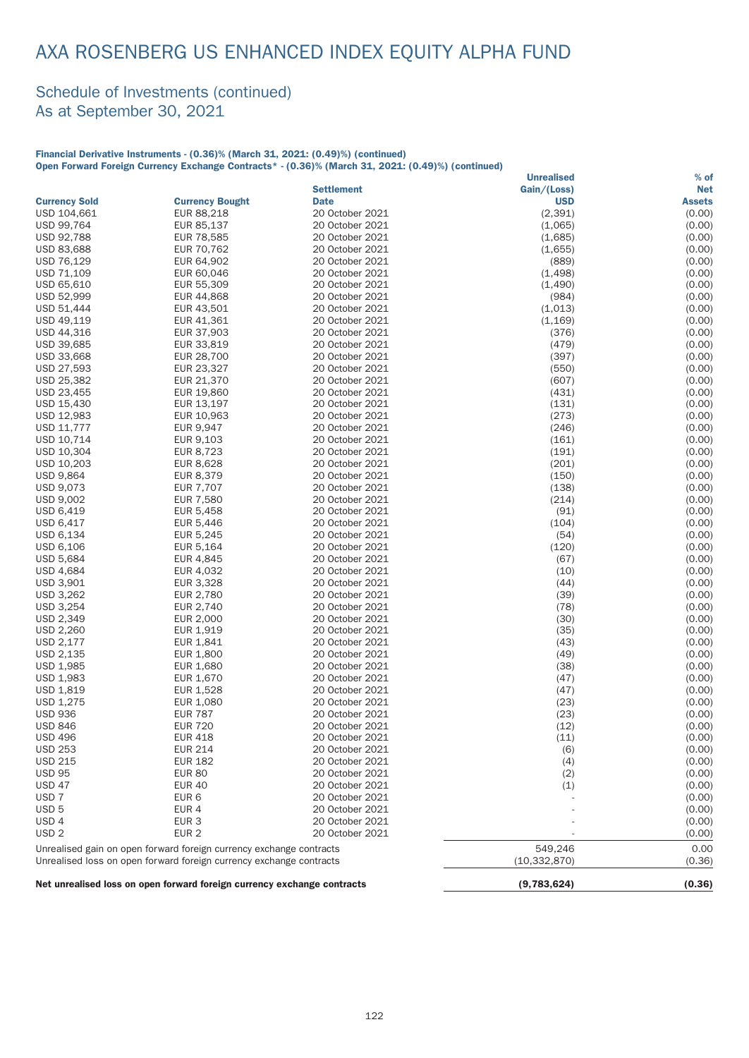# AXA ROSENBERG US ENHANCED INDEX EQUITY ALPHA FUND

## Schedule of Investments (continued)
## As at September 30, 2021

**Financial Derivative Instruments - (0.36)% (March 31, 2021: (0.49)%) (continued)**
**Open Forward Foreign Currency Exchange Contracts* - (0.36)% (March 31, 2021: (0.49)%) (continued)**

| Currency Sold | Currency Bought | Settlement Date | Unrealised Gain/(Loss) USD | % of Net Assets |
|---|---|---|---|---|
| USD 104,661 | EUR 88,218 | 20 October 2021 | (2,391) | (0.00) |
| USD 99,764 | EUR 85,137 | 20 October 2021 | (1,065) | (0.00) |
| USD 92,788 | EUR 78,585 | 20 October 2021 | (1,685) | (0.00) |
| USD 83,688 | EUR 70,762 | 20 October 2021 | (1,655) | (0.00) |
| USD 76,129 | EUR 64,902 | 20 October 2021 | (889) | (0.00) |
| USD 71,109 | EUR 60,046 | 20 October 2021 | (1,498) | (0.00) |
| USD 65,610 | EUR 55,309 | 20 October 2021 | (1,490) | (0.00) |
| USD 52,999 | EUR 44,868 | 20 October 2021 | (984) | (0.00) |
| USD 51,444 | EUR 43,501 | 20 October 2021 | (1,013) | (0.00) |
| USD 49,119 | EUR 41,361 | 20 October 2021 | (1,169) | (0.00) |
| USD 44,316 | EUR 37,903 | 20 October 2021 | (376) | (0.00) |
| USD 39,685 | EUR 33,819 | 20 October 2021 | (479) | (0.00) |
| USD 33,668 | EUR 28,700 | 20 October 2021 | (397) | (0.00) |
| USD 27,593 | EUR 23,327 | 20 October 2021 | (550) | (0.00) |
| USD 25,382 | EUR 21,370 | 20 October 2021 | (607) | (0.00) |
| USD 23,455 | EUR 19,860 | 20 October 2021 | (431) | (0.00) |
| USD 15,430 | EUR 13,197 | 20 October 2021 | (131) | (0.00) |
| USD 12,983 | EUR 10,963 | 20 October 2021 | (273) | (0.00) |
| USD 11,777 | EUR 9,947 | 20 October 2021 | (246) | (0.00) |
| USD 10,714 | EUR 9,103 | 20 October 2021 | (161) | (0.00) |
| USD 10,304 | EUR 8,723 | 20 October 2021 | (191) | (0.00) |
| USD 10,203 | EUR 8,628 | 20 October 2021 | (201) | (0.00) |
| USD 9,864 | EUR 8,379 | 20 October 2021 | (150) | (0.00) |
| USD 9,073 | EUR 7,707 | 20 October 2021 | (138) | (0.00) |
| USD 9,002 | EUR 7,580 | 20 October 2021 | (214) | (0.00) |
| USD 6,419 | EUR 5,458 | 20 October 2021 | (91) | (0.00) |
| USD 6,417 | EUR 5,446 | 20 October 2021 | (104) | (0.00) |
| USD 6,134 | EUR 5,245 | 20 October 2021 | (54) | (0.00) |
| USD 6,106 | EUR 5,164 | 20 October 2021 | (120) | (0.00) |
| USD 5,684 | EUR 4,845 | 20 October 2021 | (67) | (0.00) |
| USD 4,684 | EUR 4,032 | 20 October 2021 | (10) | (0.00) |
| USD 3,901 | EUR 3,328 | 20 October 2021 | (44) | (0.00) |
| USD 3,262 | EUR 2,780 | 20 October 2021 | (39) | (0.00) |
| USD 3,254 | EUR 2,740 | 20 October 2021 | (78) | (0.00) |
| USD 2,349 | EUR 2,000 | 20 October 2021 | (30) | (0.00) |
| USD 2,260 | EUR 1,919 | 20 October 2021 | (35) | (0.00) |
| USD 2,177 | EUR 1,841 | 20 October 2021 | (43) | (0.00) |
| USD 2,135 | EUR 1,800 | 20 October 2021 | (49) | (0.00) |
| USD 1,985 | EUR 1,680 | 20 October 2021 | (38) | (0.00) |
| USD 1,983 | EUR 1,670 | 20 October 2021 | (47) | (0.00) |
| USD 1,819 | EUR 1,528 | 20 October 2021 | (47) | (0.00) |
| USD 1,275 | EUR 1,080 | 20 October 2021 | (23) | (0.00) |
| USD 936 | EUR 787 | 20 October 2021 | (23) | (0.00) |
| USD 846 | EUR 720 | 20 October 2021 | (12) | (0.00) |
| USD 496 | EUR 418 | 20 October 2021 | (11) | (0.00) |
| USD 253 | EUR 214 | 20 October 2021 | (6) | (0.00) |
| USD 215 | EUR 182 | 20 October 2021 | (4) | (0.00) |
| USD 95 | EUR 80 | 20 October 2021 | (2) | (0.00) |
| USD 47 | EUR 40 | 20 October 2021 | (1) | (0.00) |
| USD 7 | EUR 6 | 20 October 2021 | - | (0.00) |
| USD 5 | EUR 4 | 20 October 2021 | - | (0.00) |
| USD 4 | EUR 3 | 20 October 2021 | - | (0.00) |
| USD 2 | EUR 2 | 20 October 2021 | - | (0.00) |
| Unrealised gain on open forward foreign currency exchange contracts | | | 549,246 | 0.00 |
| Unrealised loss on open forward foreign currency exchange contracts | | | (10,332,870) | (0.36) |
| **Net unrealised loss on open forward foreign currency exchange contracts** | | | **(9,783,624)** | **(0.36)** |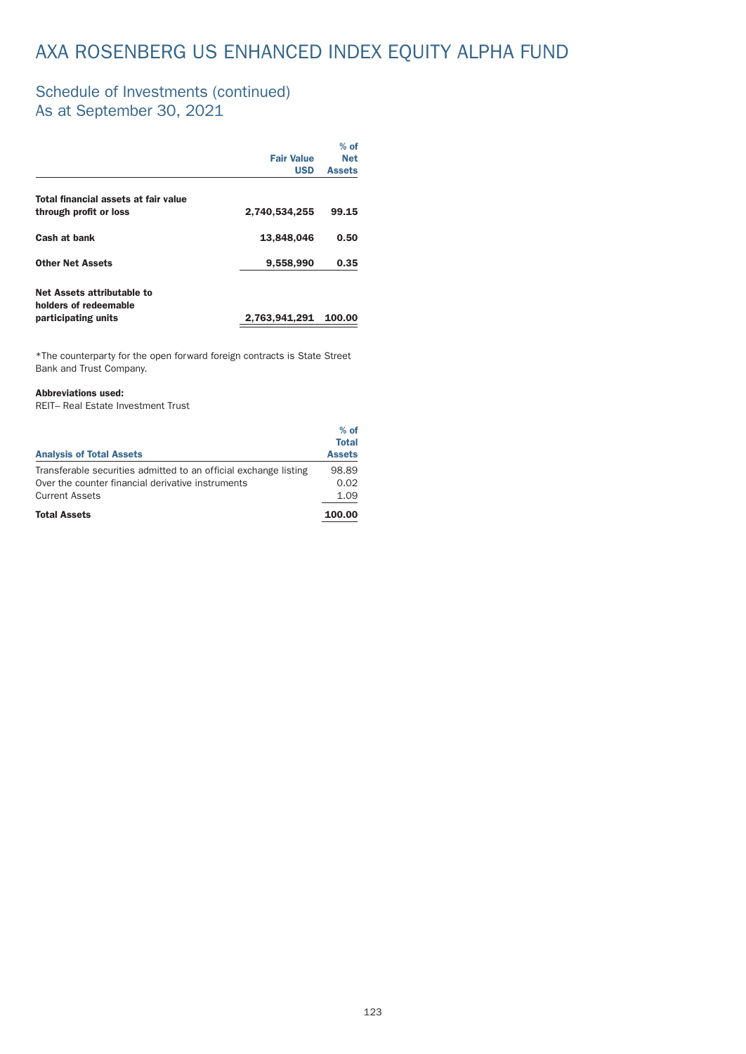# AXA ROSENBERG US ENHANCED INDEX EQUITY ALPHA FUND

## Schedule of Investments (continued)
## As at September 30, 2021

| | Fair Value USD | % of Net Assets |
|---|---|---|
| **Total financial assets at fair value through profit or loss** | **2,740,534,255** | **99.15** |
| **Cash at bank** | **13,848,046** | **0.50** |
| **Other Net Assets** | **9,558,990** | **0.35** |
| **Net Assets attributable to holders of redeemable participating units** | **2,763,941,291** | **100.00** |

*The counterparty for the open forward foreign contracts is State Street Bank and Trust Company.

**Abbreviations used:**
REIT– Real Estate Investment Trust

| Analysis of Total Assets | % of Total Assets |
|---|---|
| Transferable securities admitted to an official exchange listing | 98.89 |
| Over the counter financial derivative instruments | 0.02 |
| Current Assets | 1.09 |
| **Total Assets** | **100.00** |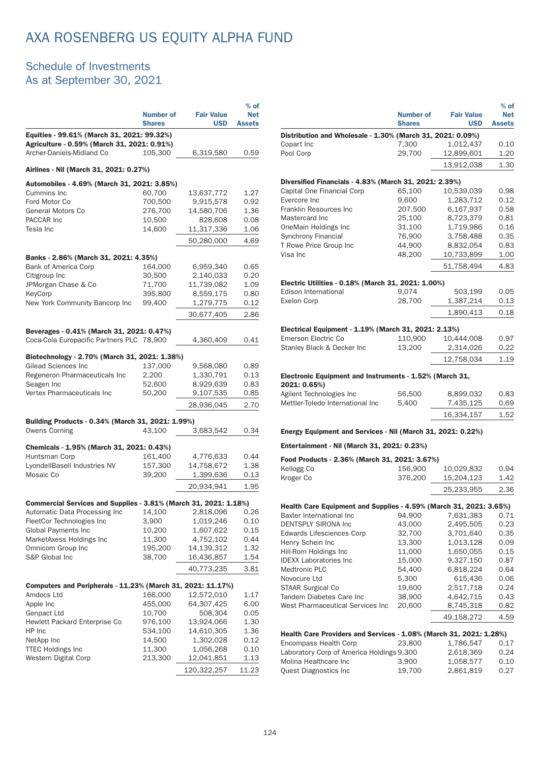# AXA ROSENBERG US EQUITY ALPHA FUND

## Schedule of Investments
## As at September 30, 2021

| | Number of Shares | Fair Value USD | % of Net Assets |
|---|---|---|---|
| **Equities - 99.61% (March 31, 2021: 99.32%)** | | | |
| **Agriculture - 0.59% (March 31, 2021: 0.91%)** | | | |
| Archer-Daniels-Midland Co | 105,300 | 6,319,580 | 0.59 |
| **Airlines - Nil (March 31, 2021: 0.27%)** | | | |
| **Automobiles - 4.69% (March 31, 2021: 3.85%)** | | | |
| Cummins Inc | 60,700 | 13,637,772 | 1.27 |
| Ford Motor Co | 700,500 | 9,915,578 | 0.92 |
| General Motors Co | 276,700 | 14,580,706 | 1.36 |
| PACCAR Inc | 10,500 | 828,608 | 0.08 |
| Tesla Inc | 14,600 | 11,317,336 | 1.06 |
| | | 50,280,000 | 4.69 |
| **Banks - 2.86% (March 31, 2021: 4.35%)** | | | |
| Bank of America Corp | 164,000 | 6,959,340 | 0.65 |
| Citigroup Inc | 30,500 | 2,140,033 | 0.20 |
| JPMorgan Chase & Co | 71,700 | 11,739,082 | 1.09 |
| KeyCorp | 395,800 | 8,559,175 | 0.80 |
| New York Community Bancorp Inc | 99,400 | 1,279,775 | 0.12 |
| | | 30,677,405 | 2.86 |
| **Beverages - 0.41% (March 31, 2021: 0.47%)** | | | |
| Coca-Cola Europacific Partners PLC | 78,900 | 4,360,409 | 0.41 |
| **Biotechnology - 2.70% (March 31, 2021: 1.38%)** | | | |
| Gilead Sciences Inc | 137,000 | 9,568,080 | 0.89 |
| Regeneron Pharmaceuticals Inc | 2,200 | 1,330,791 | 0.13 |
| Seagen Inc | 52,600 | 8,929,639 | 0.83 |
| Vertex Pharmaceuticals Inc | 50,200 | 9,107,535 | 0.85 |
| | | 28,936,045 | 2.70 |
| **Building Products - 0.34% (March 31, 2021: 1.99%)** | | | |
| Owens Corning | 43,100 | 3,683,542 | 0.34 |
| **Chemicals - 1.95% (March 31, 2021: 0.43%)** | | | |
| Huntsman Corp | 161,400 | 4,776,633 | 0.44 |
| LyondellBasell Industries NV | 157,300 | 14,758,672 | 1.38 |
| Mosaic Co | 39,200 | 1,399,636 | 0.13 |
| | | 20,934,941 | 1.95 |
| **Commercial Services and Supplies - 3.81% (March 31, 2021: 1.18%)** | | | |
| Automatic Data Processing Inc | 14,100 | 2,818,096 | 0.26 |
| FleetCor Technologies Inc | 3,900 | 1,019,246 | 0.10 |
| Global Payments Inc | 10,200 | 1,607,622 | 0.15 |
| MarketAxess Holdings Inc | 11,300 | 4,752,102 | 0.44 |
| Omnicom Group Inc | 195,200 | 14,139,312 | 1.32 |
| S&P Global Inc | 38,700 | 16,436,857 | 1.54 |
| | | 40,773,235 | 3.81 |
| **Computers and Peripherals - 11.23% (March 31, 2021: 11.17%)** | | | |
| Amdocs Ltd | 166,000 | 12,572,010 | 1.17 |
| Apple Inc | 455,000 | 64,307,425 | 6.00 |
| Genpact Ltd | 10,700 | 508,304 | 0.05 |
| Hewlett Packard Enterprise Co | 976,100 | 13,924,066 | 1.30 |
| HP Inc | 534,100 | 14,610,305 | 1.36 |
| NetApp Inc | 14,500 | 1,302,028 | 0.12 |
| TTEC Holdings Inc | 11,300 | 1,056,268 | 0.10 |
| Western Digital Corp | 213,300 | 12,041,851 | 1.13 |
| | | 120,322,257 | 11.23 |
| **Distribution and Wholesale - 1.30% (March 31, 2021: 0.09%)** | | | |
| Copart Inc | 7,300 | 1,012,437 | 0.10 |
| Pool Corp | 29,700 | 12,899,601 | 1.20 |
| | | 13,912,038 | 1.30 |
| **Diversified Financials - 4.83% (March 31, 2021: 2.39%)** | | | |
| Capital One Financial Corp | 65,100 | 10,539,039 | 0.98 |
| Evercore Inc | 9,600 | 1,283,712 | 0.12 |
| Franklin Resources Inc | 207,500 | 6,167,937 | 0.58 |
| Mastercard Inc | 25,100 | 8,723,379 | 0.81 |
| OneMain Holdings Inc | 31,100 | 1,719,986 | 0.16 |
| Synchrony Financial | 76,900 | 3,758,488 | 0.35 |
| T Rowe Price Group Inc | 44,900 | 8,832,054 | 0.83 |
| Visa Inc | 48,200 | 10,733,899 | 1.00 |
| | | 51,758,494 | 4.83 |
| **Electric Utilities - 0.18% (March 31, 2021: 1.00%)** | | | |
| Edison International | 9,074 | 503,199 | 0.05 |
| Exelon Corp | 28,700 | 1,387,214 | 0.13 |
| | | 1,890,413 | 0.18 |
| **Electrical Equipment - 1.19% (March 31, 2021: 2.13%)** | | | |
| Emerson Electric Co | 110,900 | 10,444,008 | 0.97 |
| Stanley Black & Decker Inc | 13,200 | 2,314,026 | 0.22 |
| | | 12,758,034 | 1.19 |
| **Electronic Equipment and Instruments - 1.52% (March 31, 2021: 0.65%)** | | | |
| Agilent Technologies Inc | 56,500 | 8,899,032 | 0.83 |
| Mettler-Toledo International Inc | 5,400 | 7,435,125 | 0.69 |
| | | 16,334,157 | 1.52 |
| **Energy Equipment and Services - Nil (March 31, 2021: 0.22%)** | | | |
| **Entertainment - Nil (March 31, 2021: 0.23%)** | | | |
| **Food Products - 2.36% (March 31, 2021: 3.67%)** | | | |
| Kellogg Co | 156,900 | 10,029,832 | 0.94 |
| Kroger Co | 376,200 | 15,204,123 | 1.42 |
| | | 25,233,955 | 2.36 |
| **Health Care Equipment and Supplies - 4.59% (March 31, 2021: 3.65%)** | | | |
| Baxter International Inc | 94,900 | 7,631,383 | 0.71 |
| DENTSPLY SIRONA Inc | 43,000 | 2,495,505 | 0.23 |
| Edwards Lifesciences Corp | 32,700 | 3,701,640 | 0.35 |
| Henry Schein Inc | 13,300 | 1,013,128 | 0.09 |
| Hill-Rom Holdings Inc | 11,000 | 1,650,055 | 0.15 |
| IDEXX Laboratories Inc | 15,000 | 9,327,150 | 0.87 |
| Medtronic PLC | 54,400 | 6,818,224 | 0.64 |
| Novocure Ltd | 5,300 | 615,436 | 0.06 |
| STAAR Surgical Co | 19,600 | 2,517,718 | 0.24 |
| Tandem Diabetes Care Inc | 38,900 | 4,642,715 | 0.43 |
| West Pharmaceutical Services Inc | 20,600 | 8,745,318 | 0.82 |
| | | 49,158,272 | 4.59 |
| **Health Care Providers and Services - 1.08% (March 31, 2021: 1.28%)** | | | |
| Encompass Health Corp | 23,800 | 1,786,547 | 0.17 |
| Laboratory Corp of America Holdings | 9,300 | 2,618,369 | 0.24 |
| Molina Healthcare Inc | 3,900 | 1,058,577 | 0.10 |
| Quest Diagnostics Inc | 19,700 | 2,861,819 | 0.27 |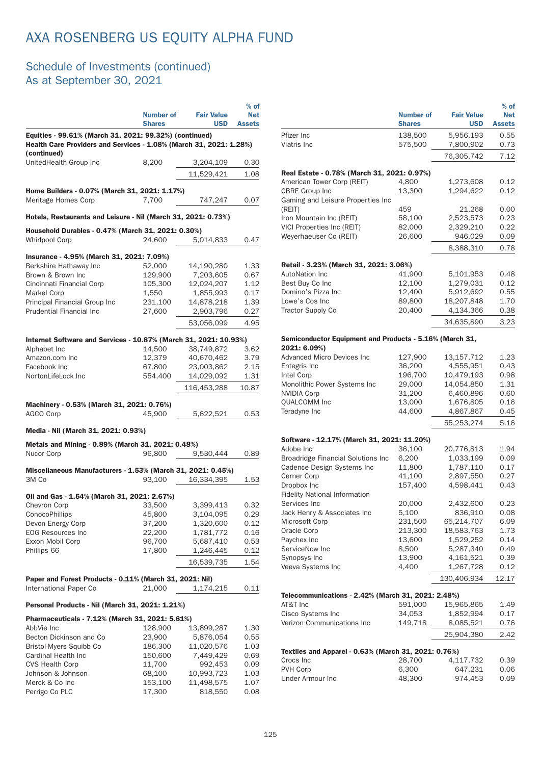# AXA ROSENBERG US EQUITY ALPHA FUND

## Schedule of Investments (continued)
## As at September 30, 2021

| | Number of Shares | Fair Value USD | % of Net Assets |
|---|---|---|---|
| **Equities - 99.61% (March 31, 2021: 99.32%) (continued)** | | | |
| **Health Care Providers and Services - 1.08% (March 31, 2021: 1.28%) (continued)** | | | |
| UnitedHealth Group Inc | 8,200 | 3,204,109 | 0.30 |
| | | 11,529,421 | 1.08 |
| **Home Builders - 0.07% (March 31, 2021: 1.17%)** | | | |
| Meritage Homes Corp | 7,700 | 747,247 | 0.07 |
| **Hotels, Restaurants and Leisure - Nil (March 31, 2021: 0.73%)** | | | |
| **Household Durables - 0.47% (March 31, 2021: 0.30%)** | | | |
| Whirlpool Corp | 24,600 | 5,014,833 | 0.47 |
| **Insurance - 4.95% (March 31, 2021: 7.09%)** | | | |
| Berkshire Hathaway Inc | 52,000 | 14,190,280 | 1.33 |
| Brown & Brown Inc | 129,900 | 7,203,605 | 0.67 |
| Cincinnati Financial Corp | 105,300 | 12,024,207 | 1.12 |
| Markel Corp | 1,550 | 1,855,993 | 0.17 |
| Principal Financial Group Inc | 231,100 | 14,878,218 | 1.39 |
| Prudential Financial Inc | 27,600 | 2,903,796 | 0.27 |
| | | 53,056,099 | 4.95 |
| **Internet Software and Services - 10.87% (March 31, 2021: 10.93%)** | | | |
| Alphabet Inc | 14,500 | 38,749,872 | 3.62 |
| Amazon.com Inc | 12,379 | 40,670,462 | 3.79 |
| Facebook Inc | 67,800 | 23,003,862 | 2.15 |
| NortonLifeLock Inc | 554,400 | 14,029,092 | 1.31 |
| | | 116,453,288 | 10.87 |
| **Machinery - 0.53% (March 31, 2021: 0.76%)** | | | |
| AGCO Corp | 45,900 | 5,622,521 | 0.53 |
| **Media - Nil (March 31, 2021: 0.93%)** | | | |
| **Metals and Mining - 0.89% (March 31, 2021: 0.48%)** | | | |
| Nucor Corp | 96,800 | 9,530,444 | 0.89 |
| **Miscellaneous Manufacturers - 1.53% (March 31, 2021: 0.45%)** | | | |
| 3M Co | 93,100 | 16,334,395 | 1.53 |
| **Oil and Gas - 1.54% (March 31, 2021: 2.67%)** | | | |
| Chevron Corp | 33,500 | 3,399,413 | 0.32 |
| ConocoPhillips | 45,800 | 3,104,095 | 0.29 |
| Devon Energy Corp | 37,200 | 1,320,600 | 0.12 |
| EOG Resources Inc | 22,200 | 1,781,772 | 0.16 |
| Exxon Mobil Corp | 96,700 | 5,687,410 | 0.53 |
| Phillips 66 | 17,800 | 1,246,445 | 0.12 |
| | | 16,539,735 | 1.54 |
| **Paper and Forest Products - 0.11% (March 31, 2021: Nil)** | | | |
| International Paper Co | 21,000 | 1,174,215 | 0.11 |
| **Personal Products - Nil (March 31, 2021: 1.21%)** | | | |
| **Pharmaceuticals - 7.12% (March 31, 2021: 5.61%)** | | | |
| AbbVie Inc | 128,900 | 13,899,287 | 1.30 |
| Becton Dickinson and Co | 23,900 | 5,876,054 | 0.55 |
| Bristol-Myers Squibb Co | 186,300 | 11,020,576 | 1.03 |
| Cardinal Health Inc | 150,600 | 7,449,429 | 0.69 |
| CVS Health Corp | 11,700 | 992,453 | 0.09 |
| Johnson & Johnson | 68,100 | 10,993,723 | 1.03 |
| Merck & Co Inc | 153,100 | 11,498,575 | 1.07 |
| Perrigo Co PLC | 17,300 | 818,550 | 0.08 |
| Pfizer Inc | 138,500 | 5,956,193 | 0.55 |
| Viatris Inc | 575,500 | 7,800,902 | 0.73 |
| | | 76,305,742 | 7.12 |
| **Real Estate - 0.78% (March 31, 2021: 0.97%)** | | | |
| American Tower Corp (REIT) | 4,800 | 1,273,608 | 0.12 |
| CBRE Group Inc | 13,300 | 1,294,622 | 0.12 |
| Gaming and Leisure Properties Inc (REIT) | 459 | 21,268 | 0.00 |
| Iron Mountain Inc (REIT) | 58,100 | 2,523,573 | 0.23 |
| VICI Properties Inc (REIT) | 82,000 | 2,329,210 | 0.22 |
| Weyerhaeuser Co (REIT) | 26,600 | 946,029 | 0.09 |
| | | 8,388,310 | 0.78 |
| **Retail - 3.23% (March 31, 2021: 3.06%)** | | | |
| AutoNation Inc | 41,900 | 5,101,953 | 0.48 |
| Best Buy Co Inc | 12,100 | 1,279,031 | 0.12 |
| Domino's Pizza Inc | 12,400 | 5,912,692 | 0.55 |
| Lowe's Cos Inc | 89,800 | 18,207,848 | 1.70 |
| Tractor Supply Co | 20,400 | 4,134,366 | 0.38 |
| | | 34,635,890 | 3.23 |
| **Semiconductor Equipment and Products - 5.16% (March 31, 2021: 6.09%)** | | | |
| Advanced Micro Devices Inc | 127,900 | 13,157,712 | 1.23 |
| Entegris Inc | 36,200 | 4,555,951 | 0.43 |
| Intel Corp | 196,700 | 10,479,193 | 0.98 |
| Monolithic Power Systems Inc | 29,000 | 14,054,850 | 1.31 |
| NVIDIA Corp | 31,200 | 6,460,896 | 0.60 |
| QUALCOMM Inc | 13,000 | 1,676,805 | 0.16 |
| Teradyne Inc | 44,600 | 4,867,867 | 0.45 |
| | | 55,253,274 | 5.16 |
| **Software - 12.17% (March 31, 2021: 11.20%)** | | | |
| Adobe Inc | 36,100 | 20,776,813 | 1.94 |
| Broadridge Financial Solutions Inc | 6,200 | 1,033,199 | 0.09 |
| Cadence Design Systems Inc | 11,800 | 1,787,110 | 0.17 |
| Cerner Corp | 41,100 | 2,897,550 | 0.27 |
| Dropbox Inc | 157,400 | 4,598,441 | 0.43 |
| Fidelity National Information Services Inc | 20,000 | 2,432,600 | 0.23 |
| Jack Henry & Associates Inc | 5,100 | 836,910 | 0.08 |
| Microsoft Corp | 231,500 | 65,214,707 | 6.09 |
| Oracle Corp | 213,300 | 18,583,763 | 1.73 |
| Paychex Inc | 13,600 | 1,529,252 | 0.14 |
| ServiceNow Inc | 8,500 | 5,287,340 | 0.49 |
| Synopsys Inc | 13,900 | 4,161,521 | 0.39 |
| Veeva Systems Inc | 4,400 | 1,267,728 | 0.12 |
| | | 130,406,934 | 12.17 |
| **Telecommunications - 2.42% (March 31, 2021: 2.48%)** | | | |
| AT&T Inc | 591,000 | 15,965,865 | 1.49 |
| Cisco Systems Inc | 34,053 | 1,852,994 | 0.17 |
| Verizon Communications Inc | 149,718 | 8,085,521 | 0.76 |
| | | 25,904,380 | 2.42 |
| **Textiles and Apparel - 0.63% (March 31, 2021: 0.76%)** | | | |
| Crocs Inc | 28,700 | 4,117,732 | 0.39 |
| PVH Corp | 6,300 | 647,231 | 0.06 |
| Under Armour Inc | 48,300 | 974,453 | 0.09 |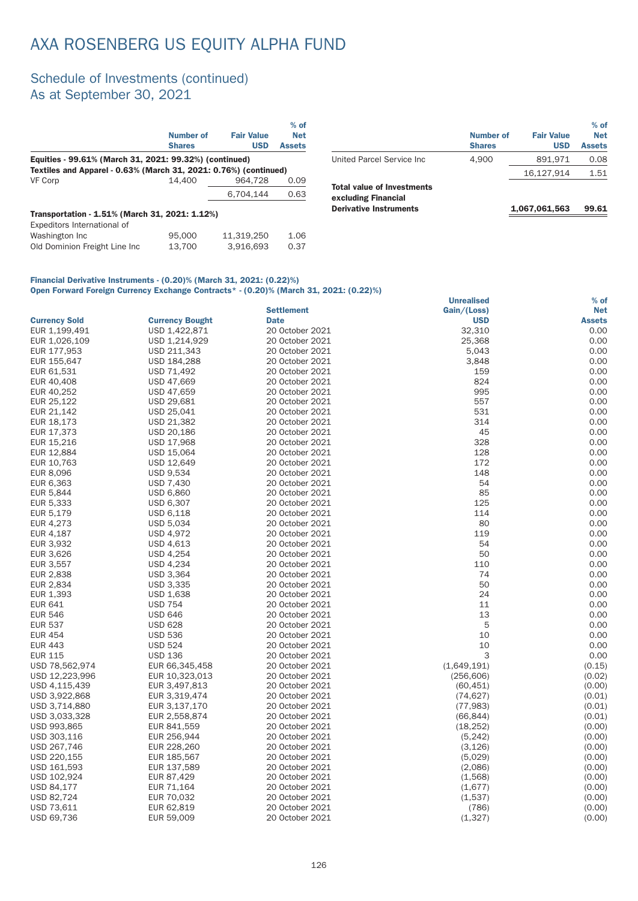# AXA ROSENBERG US EQUITY ALPHA FUND

## Schedule of Investments (continued)
## As at September 30, 2021

| | Number of Shares | Fair Value USD | % of Net Assets |
|---|---|---|---|
| **Equities - 99.61% (March 31, 2021: 99.32%) (continued)** | | | |
| **Textiles and Apparel - 0.63% (March 31, 2021: 0.76%) (continued)** | | | |
| VF Corp | 14,400 | 964,728 | 0.09 |
| | | 6,704,144 | 0.63 |
| **Transportation - 1.51% (March 31, 2021: 1.12%)** | | | |
| Expeditors International of Washington Inc | 95,000 | 11,319,250 | 1.06 |
| Old Dominion Freight Line Inc | 13,700 | 3,916,693 | 0.37 |
| United Parcel Service Inc | 4,900 | 891,971 | 0.08 |
| | | 16,127,914 | 1.51 |
| **Total value of Investments excluding Financial Derivative Instruments** | | **1,067,061,563** | **99.61** |

**Financial Derivative Instruments - (0.20)% (March 31, 2021: (0.22)%)**
**Open Forward Foreign Currency Exchange Contracts* - (0.20)% (March 31, 2021: (0.22)%)**

| Currency Sold | Currency Bought | Settlement Date | Unrealised Gain/(Loss) USD | % of Net Assets |
|---|---|---|---|---|
| EUR 1,199,491 | USD 1,422,871 | 20 October 2021 | 32,310 | 0.00 |
| EUR 1,026,109 | USD 1,214,929 | 20 October 2021 | 25,368 | 0.00 |
| EUR 177,953 | USD 211,343 | 20 October 2021 | 5,043 | 0.00 |
| EUR 155,647 | USD 184,288 | 20 October 2021 | 3,848 | 0.00 |
| EUR 61,531 | USD 71,492 | 20 October 2021 | 159 | 0.00 |
| EUR 40,408 | USD 47,669 | 20 October 2021 | 824 | 0.00 |
| EUR 40,252 | USD 47,659 | 20 October 2021 | 995 | 0.00 |
| EUR 25,122 | USD 29,681 | 20 October 2021 | 557 | 0.00 |
| EUR 21,142 | USD 25,041 | 20 October 2021 | 531 | 0.00 |
| EUR 18,173 | USD 21,382 | 20 October 2021 | 314 | 0.00 |
| EUR 17,373 | USD 20,186 | 20 October 2021 | 45 | 0.00 |
| EUR 15,216 | USD 17,968 | 20 October 2021 | 328 | 0.00 |
| EUR 12,884 | USD 15,064 | 20 October 2021 | 128 | 0.00 |
| EUR 10,763 | USD 12,649 | 20 October 2021 | 172 | 0.00 |
| EUR 8,096 | USD 9,534 | 20 October 2021 | 148 | 0.00 |
| EUR 6,363 | USD 7,430 | 20 October 2021 | 54 | 0.00 |
| EUR 5,844 | USD 6,860 | 20 October 2021 | 85 | 0.00 |
| EUR 5,333 | USD 6,307 | 20 October 2021 | 125 | 0.00 |
| EUR 5,179 | USD 6,118 | 20 October 2021 | 114 | 0.00 |
| EUR 4,273 | USD 5,034 | 20 October 2021 | 80 | 0.00 |
| EUR 4,187 | USD 4,972 | 20 October 2021 | 119 | 0.00 |
| EUR 3,932 | USD 4,613 | 20 October 2021 | 54 | 0.00 |
| EUR 3,626 | USD 4,254 | 20 October 2021 | 50 | 0.00 |
| EUR 3,557 | USD 4,234 | 20 October 2021 | 110 | 0.00 |
| EUR 2,838 | USD 3,364 | 20 October 2021 | 74 | 0.00 |
| EUR 2,834 | USD 3,335 | 20 October 2021 | 50 | 0.00 |
| EUR 1,393 | USD 1,638 | 20 October 2021 | 24 | 0.00 |
| EUR 641 | USD 754 | 20 October 2021 | 11 | 0.00 |
| EUR 546 | USD 646 | 20 October 2021 | 13 | 0.00 |
| EUR 537 | USD 628 | 20 October 2021 | 5 | 0.00 |
| EUR 454 | USD 536 | 20 October 2021 | 10 | 0.00 |
| EUR 443 | USD 524 | 20 October 2021 | 10 | 0.00 |
| EUR 115 | USD 136 | 20 October 2021 | 3 | 0.00 |
| USD 78,562,974 | EUR 66,345,458 | 20 October 2021 | (1,649,191) | (0.15) |
| USD 12,223,996 | EUR 10,323,013 | 20 October 2021 | (256,606) | (0.02) |
| USD 4,115,439 | EUR 3,497,813 | 20 October 2021 | (60,451) | (0.00) |
| USD 3,922,868 | EUR 3,319,474 | 20 October 2021 | (74,627) | (0.01) |
| USD 3,714,880 | EUR 3,137,170 | 20 October 2021 | (77,983) | (0.01) |
| USD 3,033,328 | EUR 2,558,874 | 20 October 2021 | (66,844) | (0.01) |
| USD 993,865 | EUR 841,559 | 20 October 2021 | (18,252) | (0.00) |
| USD 303,116 | EUR 256,944 | 20 October 2021 | (5,242) | (0.00) |
| USD 267,746 | EUR 228,260 | 20 October 2021 | (3,126) | (0.00) |
| USD 220,155 | EUR 185,567 | 20 October 2021 | (5,029) | (0.00) |
| USD 161,593 | EUR 137,589 | 20 October 2021 | (2,086) | (0.00) |
| USD 102,924 | EUR 87,429 | 20 October 2021 | (1,568) | (0.00) |
| USD 84,177 | EUR 71,164 | 20 October 2021 | (1,677) | (0.00) |
| USD 82,724 | EUR 70,032 | 20 October 2021 | (1,537) | (0.00) |
| USD 73,611 | EUR 62,819 | 20 October 2021 | (786) | (0.00) |
| USD 69,736 | EUR 59,009 | 20 October 2021 | (1,327) | (0.00) |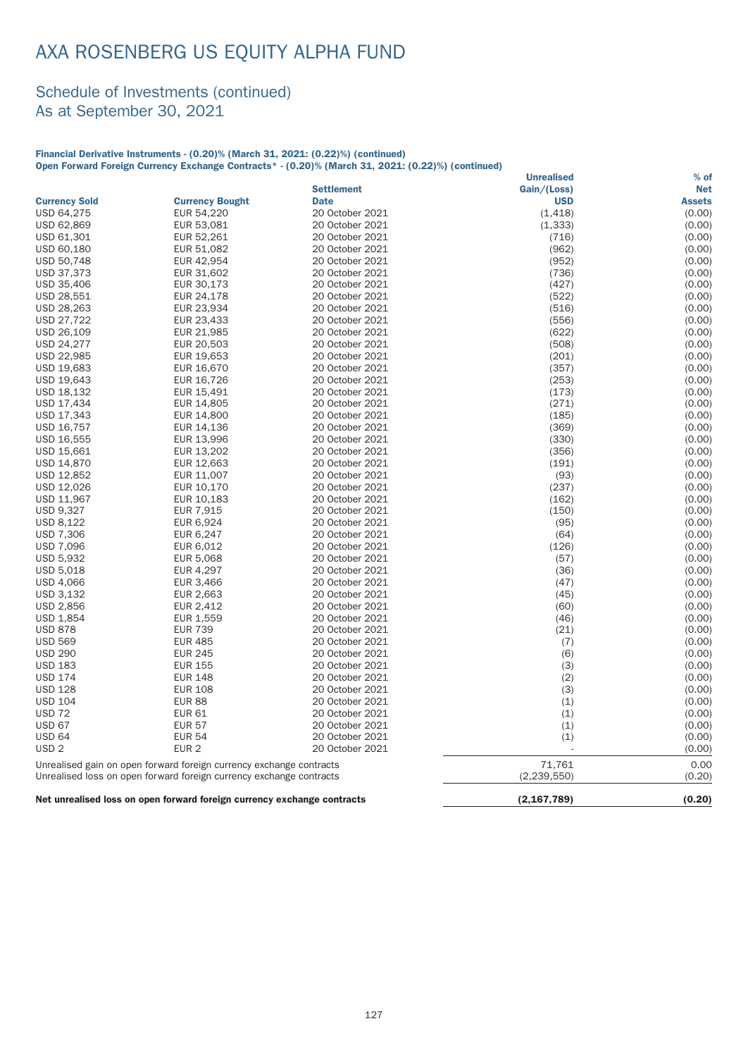# AXA ROSENBERG US EQUITY ALPHA FUND

## Schedule of Investments (continued)
## As at September 30, 2021

**Financial Derivative Instruments - (0.20)% (March 31, 2021: (0.22)%) (continued)**
**Open Forward Foreign Currency Exchange Contracts* - (0.20)% (March 31, 2021: (0.22)%) (continued)**

| Currency Sold | Currency Bought | Settlement Date | Unrealised Gain/(Loss) USD | % of Net Assets |
|---|---|---|---|---|
| USD 64,275 | EUR 54,220 | 20 October 2021 | (1,418) | (0.00) |
| USD 62,869 | EUR 53,081 | 20 October 2021 | (1,333) | (0.00) |
| USD 61,301 | EUR 52,261 | 20 October 2021 | (716) | (0.00) |
| USD 60,180 | EUR 51,082 | 20 October 2021 | (962) | (0.00) |
| USD 50,748 | EUR 42,954 | 20 October 2021 | (952) | (0.00) |
| USD 37,373 | EUR 31,602 | 20 October 2021 | (736) | (0.00) |
| USD 35,406 | EUR 30,173 | 20 October 2021 | (427) | (0.00) |
| USD 28,551 | EUR 24,178 | 20 October 2021 | (522) | (0.00) |
| USD 28,263 | EUR 23,934 | 20 October 2021 | (516) | (0.00) |
| USD 27,722 | EUR 23,433 | 20 October 2021 | (556) | (0.00) |
| USD 26,109 | EUR 21,985 | 20 October 2021 | (622) | (0.00) |
| USD 24,277 | EUR 20,503 | 20 October 2021 | (508) | (0.00) |
| USD 22,985 | EUR 19,653 | 20 October 2021 | (201) | (0.00) |
| USD 19,683 | EUR 16,670 | 20 October 2021 | (357) | (0.00) |
| USD 19,643 | EUR 16,726 | 20 October 2021 | (253) | (0.00) |
| USD 18,132 | EUR 15,491 | 20 October 2021 | (173) | (0.00) |
| USD 17,434 | EUR 14,805 | 20 October 2021 | (271) | (0.00) |
| USD 17,343 | EUR 14,800 | 20 October 2021 | (185) | (0.00) |
| USD 16,757 | EUR 14,136 | 20 October 2021 | (369) | (0.00) |
| USD 16,555 | EUR 13,996 | 20 October 2021 | (330) | (0.00) |
| USD 15,661 | EUR 13,202 | 20 October 2021 | (356) | (0.00) |
| USD 14,870 | EUR 12,663 | 20 October 2021 | (191) | (0.00) |
| USD 12,852 | EUR 11,007 | 20 October 2021 | (93) | (0.00) |
| USD 12,026 | EUR 10,170 | 20 October 2021 | (237) | (0.00) |
| USD 11,967 | EUR 10,183 | 20 October 2021 | (162) | (0.00) |
| USD 9,327 | EUR 7,915 | 20 October 2021 | (150) | (0.00) |
| USD 8,122 | EUR 6,924 | 20 October 2021 | (95) | (0.00) |
| USD 7,306 | EUR 6,247 | 20 October 2021 | (64) | (0.00) |
| USD 7,096 | EUR 6,012 | 20 October 2021 | (126) | (0.00) |
| USD 5,932 | EUR 5,068 | 20 October 2021 | (57) | (0.00) |
| USD 5,018 | EUR 4,297 | 20 October 2021 | (36) | (0.00) |
| USD 4,066 | EUR 3,466 | 20 October 2021 | (47) | (0.00) |
| USD 3,132 | EUR 2,663 | 20 October 2021 | (45) | (0.00) |
| USD 2,856 | EUR 2,412 | 20 October 2021 | (60) | (0.00) |
| USD 1,854 | EUR 1,559 | 20 October 2021 | (46) | (0.00) |
| USD 878 | EUR 739 | 20 October 2021 | (21) | (0.00) |
| USD 569 | EUR 485 | 20 October 2021 | (7) | (0.00) |
| USD 290 | EUR 245 | 20 October 2021 | (6) | (0.00) |
| USD 183 | EUR 155 | 20 October 2021 | (3) | (0.00) |
| USD 174 | EUR 148 | 20 October 2021 | (2) | (0.00) |
| USD 128 | EUR 108 | 20 October 2021 | (3) | (0.00) |
| USD 104 | EUR 88 | 20 October 2021 | (1) | (0.00) |
| USD 72 | EUR 61 | 20 October 2021 | (1) | (0.00) |
| USD 67 | EUR 57 | 20 October 2021 | (1) | (0.00) |
| USD 64 | EUR 54 | 20 October 2021 | (1) | (0.00) |
| USD 2 | EUR 2 | 20 October 2021 | - | (0.00) |
| Unrealised gain on open forward foreign currency exchange contracts | | | 71,761 | 0.00 |
| Unrealised loss on open forward foreign currency exchange contracts | | | (2,239,550) | (0.20) |
| **Net unrealised loss on open forward foreign currency exchange contracts** | | | **(2,167,789)** | **(0.20)** |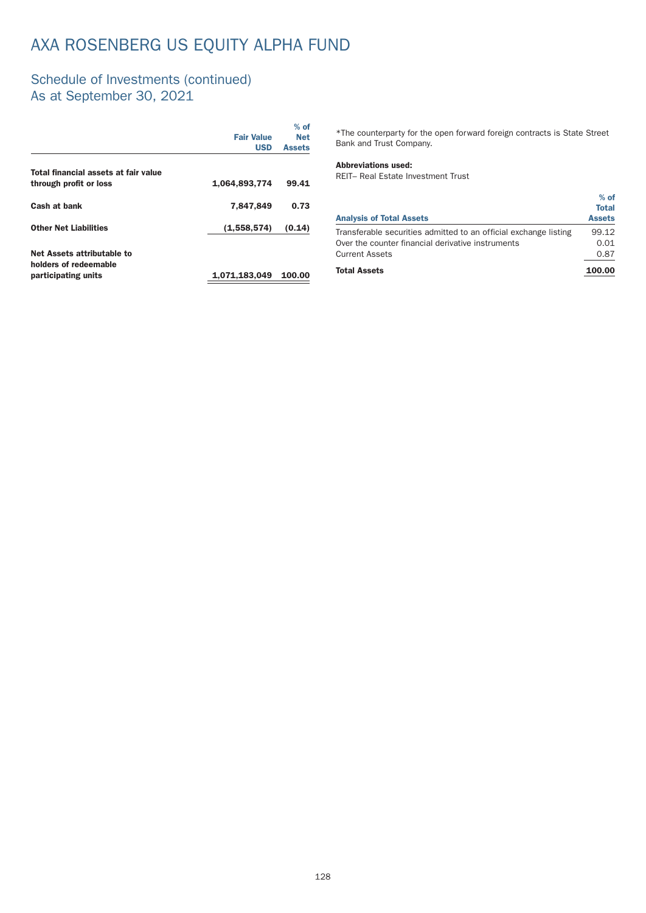# AXA ROSENBERG US EQUITY ALPHA FUND

## Schedule of Investments (continued)
## As at September 30, 2021

| | Fair Value USD | % of Net Assets |
|---|---|---|
| **Total financial assets at fair value through profit or loss** | **1,064,893,774** | **99.41** |
| **Cash at bank** | **7,847,849** | **0.73** |
| **Other Net Liabilities** | **(1,558,574)** | **(0.14)** |
| **Net Assets attributable to holders of redeemable participating units** | **1,071,183,049** | **100.00** |

*The counterparty for the open forward foreign contracts is State Street Bank and Trust Company.

**Abbreviations used:**
REIT– Real Estate Investment Trust

| Analysis of Total Assets | % of Total Assets |
|---|---|
| Transferable securities admitted to an official exchange listing | 99.12 |
| Over the counter financial derivative instruments | 0.01 |
| Current Assets | 0.87 |
| **Total Assets** | **100.00** |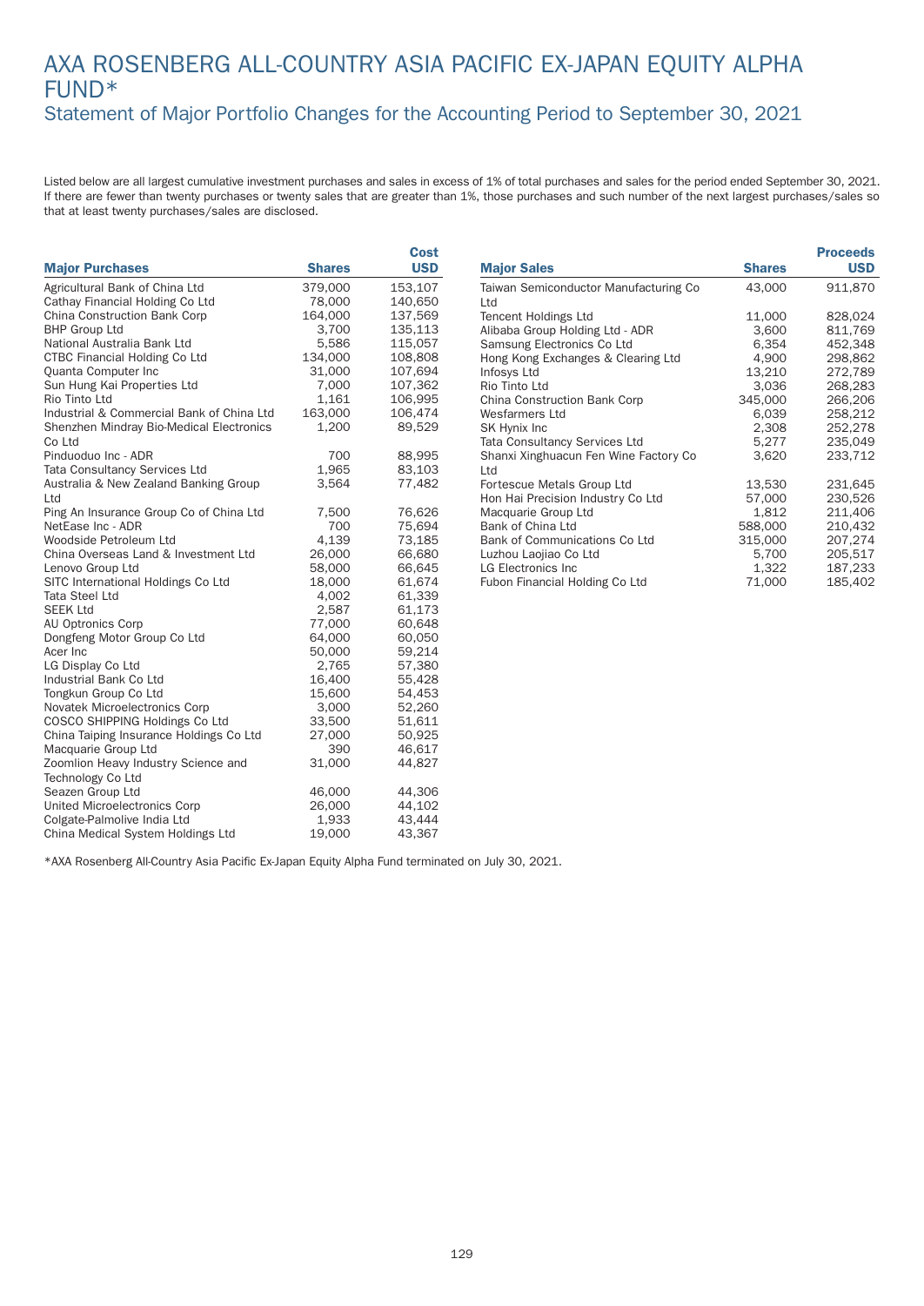# AXA ROSENBERG ALL-COUNTRY ASIA PACIFIC EX-JAPAN EQUITY ALPHA FUND*

## Statement of Major Portfolio Changes for the Accounting Period to September 30, 2021

Listed below are all largest cumulative investment purchases and sales in excess of 1% of total purchases and sales for the period ended September 30, 2021. If there are fewer than twenty purchases or twenty sales that are greater than 1%, those purchases and such number of the next largest purchases/sales so that at least twenty purchases/sales are disclosed.

| Major Purchases | Shares | Cost USD |
|---|---|---|
| Agricultural Bank of China Ltd | 379,000 | 153,107 |
| Cathay Financial Holding Co Ltd | 78,000 | 140,650 |
| China Construction Bank Corp | 164,000 | 137,569 |
| BHP Group Ltd | 3,700 | 135,113 |
| National Australia Bank Ltd | 5,586 | 115,057 |
| CTBC Financial Holding Co Ltd | 134,000 | 108,808 |
| Quanta Computer Inc | 31,000 | 107,694 |
| Sun Hung Kai Properties Ltd | 7,000 | 107,362 |
| Rio Tinto Ltd | 1,161 | 106,995 |
| Industrial & Commercial Bank of China Ltd | 163,000 | 106,474 |
| Shenzhen Mindray Bio-Medical Electronics Co Ltd | 1,200 | 89,529 |
| Pinduoduo Inc - ADR | 700 | 88,995 |
| Tata Consultancy Services Ltd | 1,965 | 83,103 |
| Australia & New Zealand Banking Group Ltd | 3,564 | 77,482 |
| Ping An Insurance Group Co of China Ltd | 7,500 | 76,626 |
| NetEase Inc - ADR | 700 | 75,694 |
| Woodside Petroleum Ltd | 4,139 | 73,185 |
| China Overseas Land & Investment Ltd | 26,000 | 66,680 |
| Lenovo Group Ltd | 58,000 | 66,645 |
| SITC International Holdings Co Ltd | 18,000 | 61,674 |
| Tata Steel Ltd | 4,002 | 61,339 |
| SEEK Ltd | 2,587 | 61,173 |
| AU Optronics Corp | 77,000 | 60,648 |
| Dongfeng Motor Group Co Ltd | 64,000 | 60,050 |
| Acer Inc | 50,000 | 59,214 |
| LG Display Co Ltd | 2,765 | 57,380 |
| Industrial Bank Co Ltd | 16,400 | 55,428 |
| Tongkun Group Co Ltd | 15,600 | 54,453 |
| Novatek Microelectronics Corp | 3,000 | 52,260 |
| COSCO SHIPPING Holdings Co Ltd | 33,500 | 51,611 |
| China Taiping Insurance Holdings Co Ltd | 27,000 | 50,925 |
| Macquarie Group Ltd | 390 | 46,617 |
| Zoomlion Heavy Industry Science and Technology Co Ltd | 31,000 | 44,827 |
| Seazen Group Ltd | 46,000 | 44,306 |
| United Microelectronics Corp | 26,000 | 44,102 |
| Colgate-Palmolive India Ltd | 1,933 | 43,444 |
| China Medical System Holdings Ltd | 19,000 | 43,367 |

| Major Sales | Shares | Proceeds USD |
|---|---|---|
| Taiwan Semiconductor Manufacturing Co Ltd | 43,000 | 911,870 |
| Tencent Holdings Ltd | 11,000 | 828,024 |
| Alibaba Group Holding Ltd - ADR | 3,600 | 811,769 |
| Samsung Electronics Co Ltd | 6,354 | 452,348 |
| Hong Kong Exchanges & Clearing Ltd | 4,900 | 298,862 |
| Infosys Ltd | 13,210 | 272,789 |
| Rio Tinto Ltd | 3,036 | 268,283 |
| China Construction Bank Corp | 345,000 | 266,206 |
| Wesfarmers Ltd | 6,039 | 258,212 |
| SK Hynix Inc | 2,308 | 252,278 |
| Tata Consultancy Services Ltd | 5,277 | 235,049 |
| Shanxi Xinghuacun Fen Wine Factory Co Ltd | 3,620 | 233,712 |
| Fortescue Metals Group Ltd | 13,530 | 231,645 |
| Hon Hai Precision Industry Co Ltd | 57,000 | 230,526 |
| Macquarie Group Ltd | 1,812 | 211,406 |
| Bank of China Ltd | 588,000 | 210,432 |
| Bank of Communications Co Ltd | 315,000 | 207,274 |
| Luzhou Laojiao Co Ltd | 5,700 | 205,517 |
| LG Electronics Inc | 1,322 | 187,233 |
| Fubon Financial Holding Co Ltd | 71,000 | 185,402 |

*AXA Rosenberg All-Country Asia Pacific Ex-Japan Equity Alpha Fund terminated on July 30, 2021.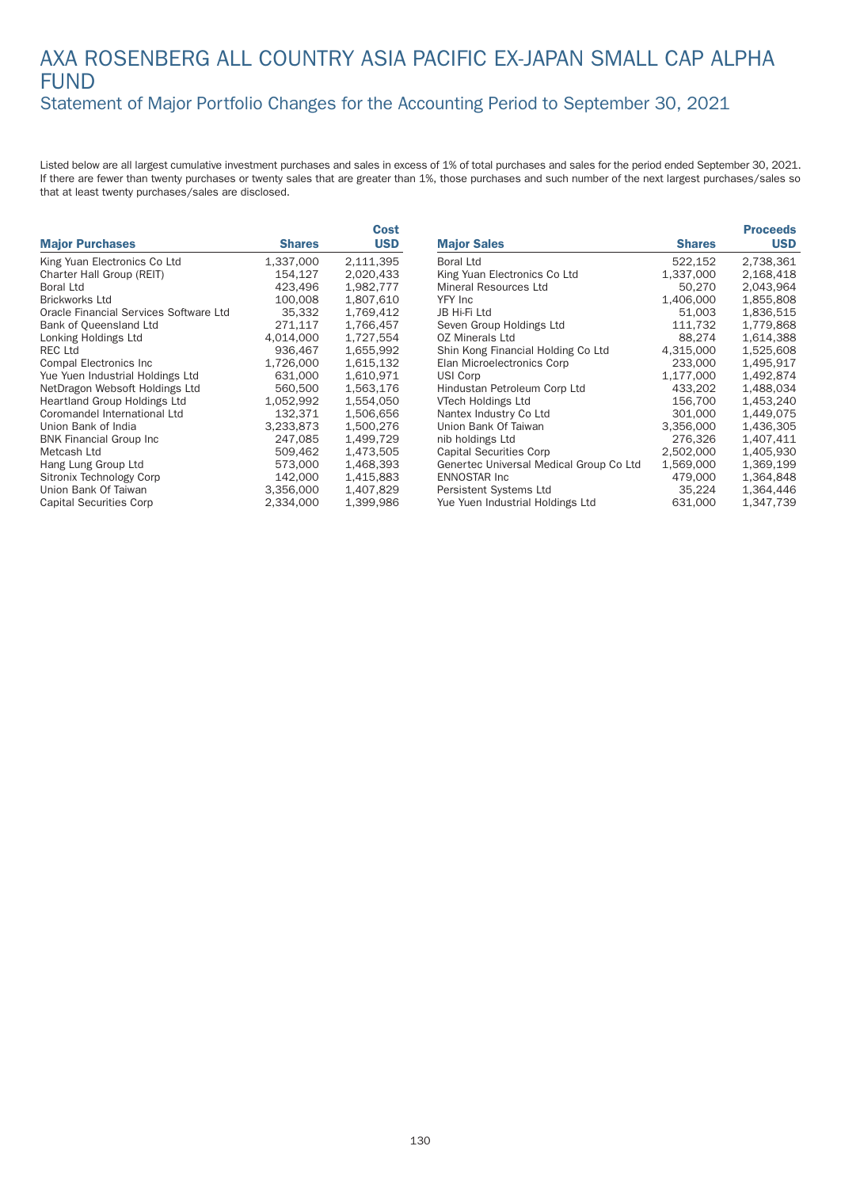# AXA ROSENBERG ALL COUNTRY ASIA PACIFIC EX-JAPAN SMALL CAP ALPHA FUND

## Statement of Major Portfolio Changes for the Accounting Period to September 30, 2021

Listed below are all largest cumulative investment purchases and sales in excess of 1% of total purchases and sales for the period ended September 30, 2021. If there are fewer than twenty purchases or twenty sales that are greater than 1%, those purchases and such number of the next largest purchases/sales so that at least twenty purchases/sales are disclosed.

| Major Purchases | Shares | Cost USD |
|---|---|---|
| King Yuan Electronics Co Ltd | 1,337,000 | 2,111,395 |
| Charter Hall Group (REIT) | 154,127 | 2,020,433 |
| Boral Ltd | 423,496 | 1,982,777 |
| Brickworks Ltd | 100,008 | 1,807,610 |
| Oracle Financial Services Software Ltd | 35,332 | 1,769,412 |
| Bank of Queensland Ltd | 271,117 | 1,766,457 |
| Lonking Holdings Ltd | 4,014,000 | 1,727,554 |
| REC Ltd | 936,467 | 1,655,992 |
| Compal Electronics Inc | 1,726,000 | 1,615,132 |
| Yue Yuen Industrial Holdings Ltd | 631,000 | 1,610,971 |
| NetDragon Websoft Holdings Ltd | 560,500 | 1,563,176 |
| Heartland Group Holdings Ltd | 1,052,992 | 1,554,050 |
| Coromandel International Ltd | 132,371 | 1,506,656 |
| Union Bank of India | 3,233,873 | 1,500,276 |
| BNK Financial Group Inc | 247,085 | 1,499,729 |
| Metcash Ltd | 509,462 | 1,473,505 |
| Hang Lung Group Ltd | 573,000 | 1,468,393 |
| Sitronix Technology Corp | 142,000 | 1,415,883 |
| Union Bank Of Taiwan | 3,356,000 | 1,407,829 |
| Capital Securities Corp | 2,334,000 | 1,399,986 |

| Major Sales | Shares | Proceeds USD |
|---|---|---|
| Boral Ltd | 522,152 | 2,738,361 |
| King Yuan Electronics Co Ltd | 1,337,000 | 2,168,418 |
| Mineral Resources Ltd | 50,270 | 2,043,964 |
| YFY Inc | 1,406,000 | 1,855,808 |
| JB Hi-Fi Ltd | 51,003 | 1,836,515 |
| Seven Group Holdings Ltd | 111,732 | 1,779,868 |
| OZ Minerals Ltd | 88,274 | 1,614,388 |
| Shin Kong Financial Holding Co Ltd | 4,315,000 | 1,525,608 |
| Elan Microelectronics Corp | 233,000 | 1,495,917 |
| USI Corp | 1,177,000 | 1,492,874 |
| Hindustan Petroleum Corp Ltd | 433,202 | 1,488,034 |
| VTech Holdings Ltd | 156,700 | 1,453,240 |
| Nantex Industry Co Ltd | 301,000 | 1,449,075 |
| Union Bank Of Taiwan | 3,356,000 | 1,436,305 |
| nib holdings Ltd | 276,326 | 1,407,411 |
| Capital Securities Corp | 2,502,000 | 1,405,930 |
| Genertec Universal Medical Group Co Ltd | 1,569,000 | 1,369,199 |
| ENNOSTAR Inc | 479,000 | 1,364,848 |
| Persistent Systems Ltd | 35,224 | 1,364,446 |
| Yue Yuen Industrial Holdings Ltd | 631,000 | 1,347,739 |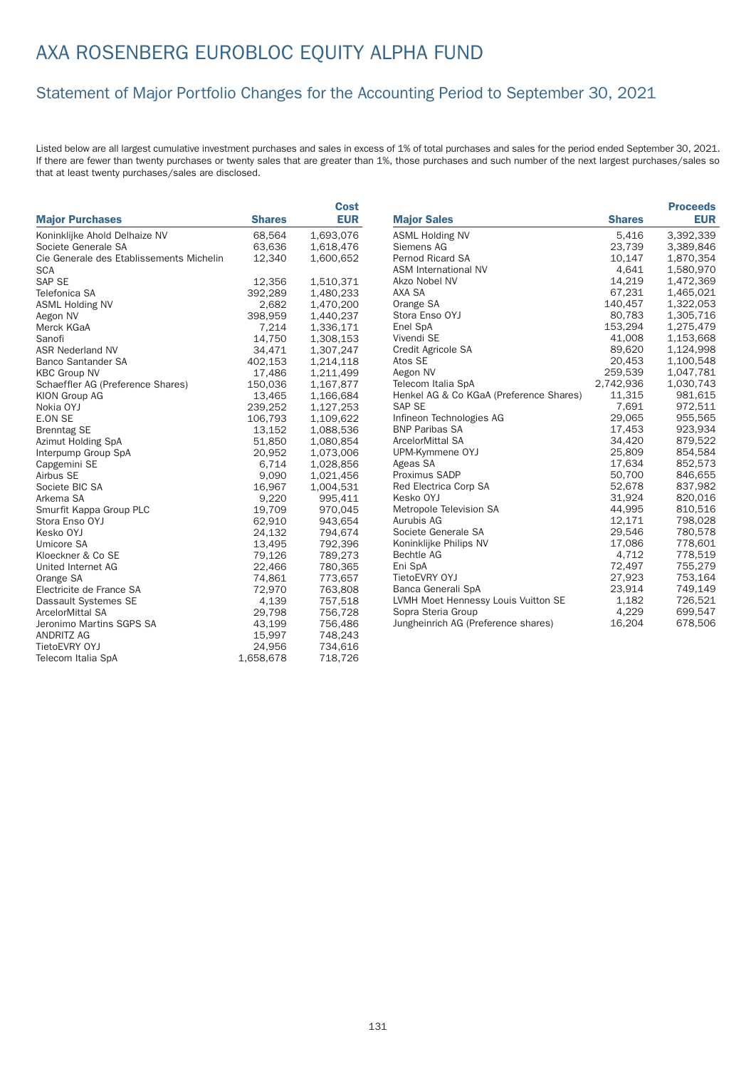# AXA ROSENBERG EUROBLOC EQUITY ALPHA FUND

## Statement of Major Portfolio Changes for the Accounting Period to September 30, 2021

Listed below are all largest cumulative investment purchases and sales in excess of 1% of total purchases and sales for the period ended September 30, 2021. If there are fewer than twenty purchases or twenty sales that are greater than 1%, those purchases and such number of the next largest purchases/sales so that at least twenty purchases/sales are disclosed.

| Major Purchases | Shares | Cost EUR |
|---|---|---|
| Koninklijke Ahold Delhaize NV | 68,564 | 1,693,076 |
| Societe Generale SA | 63,636 | 1,618,476 |
| Cie Generale des Etablissements Michelin SCA | 12,340 | 1,600,652 |
| SAP SE | 12,356 | 1,510,371 |
| Telefonica SA | 392,289 | 1,480,233 |
| ASML Holding NV | 2,682 | 1,470,200 |
| Aegon NV | 398,959 | 1,440,237 |
| Merck KGaA | 7,214 | 1,336,171 |
| Sanofi | 14,750 | 1,308,153 |
| ASR Nederland NV | 34,471 | 1,307,247 |
| Banco Santander SA | 402,153 | 1,214,118 |
| KBC Group NV | 17,486 | 1,211,499 |
| Schaeffler AG (Preference Shares) | 150,036 | 1,167,877 |
| KION Group AG | 13,465 | 1,166,684 |
| Nokia OYJ | 239,252 | 1,127,253 |
| E.ON SE | 106,793 | 1,109,622 |
| Brenntag SE | 13,152 | 1,088,536 |
| Azimut Holding SpA | 51,850 | 1,080,854 |
| Interpump Group SpA | 20,952 | 1,073,006 |
| Capgemini SE | 6,714 | 1,028,856 |
| Airbus SE | 9,090 | 1,021,456 |
| Societe BIC SA | 16,967 | 1,004,531 |
| Arkema SA | 9,220 | 995,411 |
| Smurfit Kappa Group PLC | 19,709 | 970,045 |
| Stora Enso OYJ | 62,910 | 943,654 |
| Kesko OYJ | 24,132 | 794,674 |
| Umicore SA | 13,495 | 792,396 |
| Kloeckner & Co SE | 79,126 | 789,273 |
| United Internet AG | 22,466 | 780,365 |
| Orange SA | 74,861 | 773,657 |
| Electricite de France SA | 72,970 | 763,808 |
| Dassault Systemes SE | 4,139 | 757,518 |
| ArcelorMittal SA | 29,798 | 756,728 |
| Jeronimo Martins SGPS SA | 43,199 | 756,486 |
| ANDRITZ AG | 15,997 | 748,243 |
| TietoEVRY OYJ | 24,956 | 734,616 |
| Telecom Italia SpA | 1,658,678 | 718,726 |

| Major Sales | Shares | Proceeds EUR |
|---|---|---|
| ASML Holding NV | 5,416 | 3,392,339 |
| Siemens AG | 23,739 | 3,389,846 |
| Pernod Ricard SA | 10,147 | 1,870,354 |
| ASM International NV | 4,641 | 1,580,970 |
| Akzo Nobel NV | 14,219 | 1,472,369 |
| AXA SA | 67,231 | 1,465,021 |
| Orange SA | 140,457 | 1,322,053 |
| Stora Enso OYJ | 80,783 | 1,305,716 |
| Enel SpA | 153,294 | 1,275,479 |
| Vivendi SE | 41,008 | 1,153,668 |
| Credit Agricole SA | 89,620 | 1,124,998 |
| Atos SE | 20,453 | 1,100,548 |
| Aegon NV | 259,539 | 1,047,781 |
| Telecom Italia SpA | 2,742,936 | 1,030,743 |
| Henkel AG & Co KGaA (Preference Shares) | 11,315 | 981,615 |
| SAP SE | 7,691 | 972,511 |
| Infineon Technologies AG | 29,065 | 955,565 |
| BNP Paribas SA | 17,453 | 923,934 |
| ArcelorMittal SA | 34,420 | 879,522 |
| UPM-Kymmene OYJ | 25,809 | 854,584 |
| Ageas SA | 17,634 | 852,573 |
| Proximus SADP | 50,700 | 846,655 |
| Red Electrica Corp SA | 52,678 | 837,982 |
| Kesko OYJ | 31,924 | 820,016 |
| Metropole Television SA | 44,995 | 810,516 |
| Aurubis AG | 12,171 | 798,028 |
| Societe Generale SA | 29,546 | 780,578 |
| Koninklijke Philips NV | 17,086 | 778,601 |
| Bechtle AG | 4,712 | 778,519 |
| Eni SpA | 72,497 | 755,279 |
| TietoEVRY OYJ | 27,923 | 753,164 |
| Banca Generali SpA | 23,914 | 749,149 |
| LVMH Moet Hennessy Louis Vuitton SE | 1,182 | 726,521 |
| Sopra Steria Group | 4,229 | 699,547 |
| Jungheinrich AG (Preference shares) | 16,204 | 678,506 |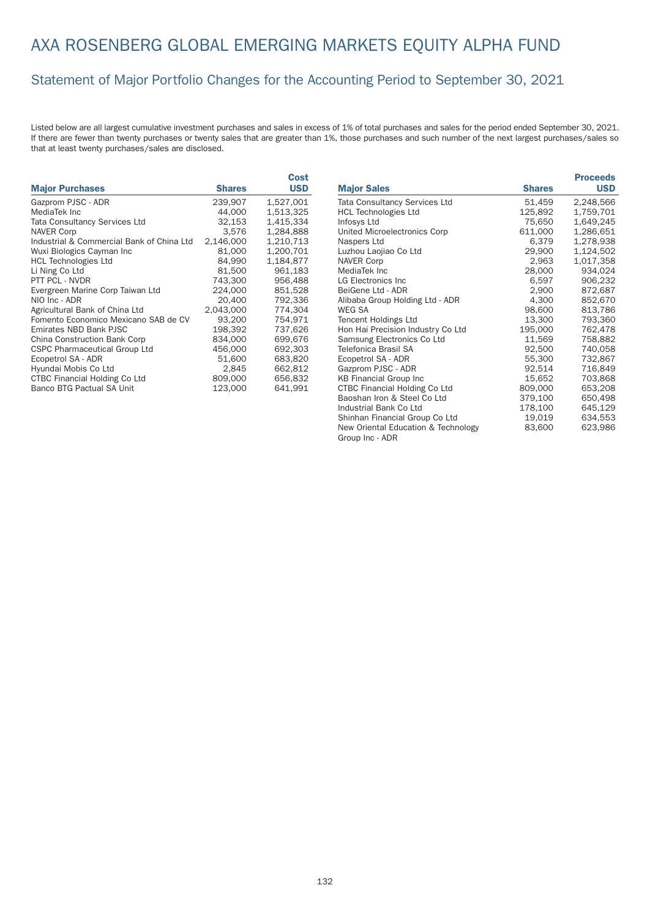# AXA ROSENBERG GLOBAL EMERGING MARKETS EQUITY ALPHA FUND

## Statement of Major Portfolio Changes for the Accounting Period to September 30, 2021

Listed below are all largest cumulative investment purchases and sales in excess of 1% of total purchases and sales for the period ended September 30, 2021. If there are fewer than twenty purchases or twenty sales that are greater than 1%, those purchases and such number of the next largest purchases/sales so that at least twenty purchases/sales are disclosed.

| Major Purchases | Shares | Cost USD |
|---|---|---|
| Gazprom PJSC - ADR | 239,907 | 1,527,001 |
| MediaTek Inc | 44,000 | 1,513,325 |
| Tata Consultancy Services Ltd | 32,153 | 1,415,334 |
| NAVER Corp | 3,576 | 1,284,888 |
| Industrial & Commercial Bank of China Ltd | 2,146,000 | 1,210,713 |
| Wuxi Biologics Cayman Inc | 81,000 | 1,200,701 |
| HCL Technologies Ltd | 84,990 | 1,184,877 |
| Li Ning Co Ltd | 81,500 | 961,183 |
| PTT PCL - NVDR | 743,300 | 956,488 |
| Evergreen Marine Corp Taiwan Ltd | 224,000 | 851,528 |
| NIO Inc - ADR | 20,400 | 792,336 |
| Agricultural Bank of China Ltd | 2,043,000 | 774,304 |
| Fomento Economico Mexicano SAB de CV | 93,200 | 754,971 |
| Emirates NBD Bank PJSC | 198,392 | 737,626 |
| China Construction Bank Corp | 834,000 | 699,676 |
| CSPC Pharmaceutical Group Ltd | 456,000 | 692,303 |
| Ecopetrol SA - ADR | 51,600 | 683,820 |
| Hyundai Mobis Co Ltd | 2,845 | 662,812 |
| CTBC Financial Holding Co Ltd | 809,000 | 656,832 |
| Banco BTG Pactual SA Unit | 123,000 | 641,991 |

| Major Sales | Shares | Proceeds USD |
|---|---|---|
| Tata Consultancy Services Ltd | 51,459 | 2,248,566 |
| HCL Technologies Ltd | 125,892 | 1,759,701 |
| Infosys Ltd | 75,650 | 1,649,245 |
| United Microelectronics Corp | 611,000 | 1,286,651 |
| Naspers Ltd | 6,379 | 1,278,938 |
| Luzhou Laojiao Co Ltd | 29,900 | 1,124,502 |
| NAVER Corp | 2,963 | 1,017,358 |
| MediaTek Inc | 28,000 | 934,024 |
| LG Electronics Inc | 6,597 | 906,232 |
| BeiGene Ltd - ADR | 2,900 | 872,687 |
| Alibaba Group Holding Ltd - ADR | 4,300 | 852,670 |
| WEG SA | 98,600 | 813,786 |
| Tencent Holdings Ltd | 13,300 | 793,360 |
| Hon Hai Precision Industry Co Ltd | 195,000 | 762,478 |
| Samsung Electronics Co Ltd | 11,569 | 758,882 |
| Telefonica Brasil SA | 92,500 | 740,058 |
| Ecopetrol SA - ADR | 55,300 | 732,867 |
| Gazprom PJSC - ADR | 92,514 | 716,849 |
| KB Financial Group Inc | 15,652 | 703,868 |
| CTBC Financial Holding Co Ltd | 809,000 | 653,208 |
| Baoshan Iron & Steel Co Ltd | 379,100 | 650,498 |
| Industrial Bank Co Ltd | 178,100 | 645,129 |
| Shinhan Financial Group Co Ltd | 19,019 | 634,553 |
| New Oriental Education & Technology Group Inc - ADR | 83,600 | 623,986 |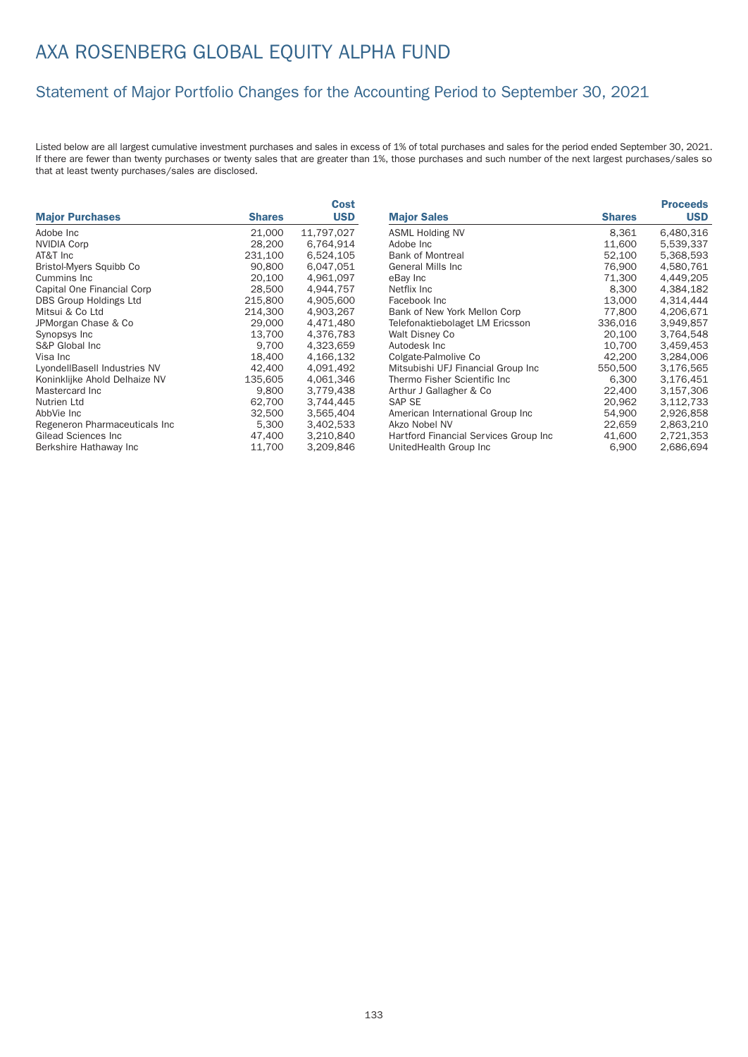# AXA ROSENBERG GLOBAL EQUITY ALPHA FUND

## Statement of Major Portfolio Changes for the Accounting Period to September 30, 2021

Listed below are all largest cumulative investment purchases and sales in excess of 1% of total purchases and sales for the period ended September 30, 2021. If there are fewer than twenty purchases or twenty sales that are greater than 1%, those purchases and such number of the next largest purchases/sales so that at least twenty purchases/sales are disclosed.

| Major Purchases | Shares | Cost USD |
|---|---|---|
| Adobe Inc | 21,000 | 11,797,027 |
| NVIDIA Corp | 28,200 | 6,764,914 |
| AT&T Inc | 231,100 | 6,524,105 |
| Bristol-Myers Squibb Co | 90,800 | 6,047,051 |
| Cummins Inc | 20,100 | 4,961,097 |
| Capital One Financial Corp | 28,500 | 4,944,757 |
| DBS Group Holdings Ltd | 215,800 | 4,905,600 |
| Mitsui & Co Ltd | 214,300 | 4,903,267 |
| JPMorgan Chase & Co | 29,000 | 4,471,480 |
| Synopsys Inc | 13,700 | 4,376,783 |
| S&P Global Inc | 9,700 | 4,323,659 |
| Visa Inc | 18,400 | 4,166,132 |
| LyondellBasell Industries NV | 42,400 | 4,091,492 |
| Koninklijke Ahold Delhaize NV | 135,605 | 4,061,346 |
| Mastercard Inc | 9,800 | 3,779,438 |
| Nutrien Ltd | 62,700 | 3,744,445 |
| AbbVie Inc | 32,500 | 3,565,404 |
| Regeneron Pharmaceuticals Inc | 5,300 | 3,402,533 |
| Gilead Sciences Inc | 47,400 | 3,210,840 |
| Berkshire Hathaway Inc | 11,700 | 3,209,846 |

| Major Sales | Shares | Proceeds USD |
|---|---|---|
| ASML Holding NV | 8,361 | 6,480,316 |
| Adobe Inc | 11,600 | 5,539,337 |
| Bank of Montreal | 52,100 | 5,368,593 |
| General Mills Inc | 76,900 | 4,580,761 |
| eBay Inc | 71,300 | 4,449,205 |
| Netflix Inc | 8,300 | 4,384,182 |
| Facebook Inc | 13,000 | 4,314,444 |
| Bank of New York Mellon Corp | 77,800 | 4,206,671 |
| Telefonaktiebolaget LM Ericsson | 336,016 | 3,949,857 |
| Walt Disney Co | 20,100 | 3,764,548 |
| Autodesk Inc | 10,700 | 3,459,453 |
| Colgate-Palmolive Co | 42,200 | 3,284,006 |
| Mitsubishi UFJ Financial Group Inc | 550,500 | 3,176,565 |
| Thermo Fisher Scientific Inc | 6,300 | 3,176,451 |
| Arthur J Gallagher & Co | 22,400 | 3,157,306 |
| SAP SE | 20,962 | 3,112,733 |
| American International Group Inc | 54,900 | 2,926,858 |
| Akzo Nobel NV | 22,659 | 2,863,210 |
| Hartford Financial Services Group Inc | 41,600 | 2,721,353 |
| UnitedHealth Group Inc | 6,900 | 2,686,694 |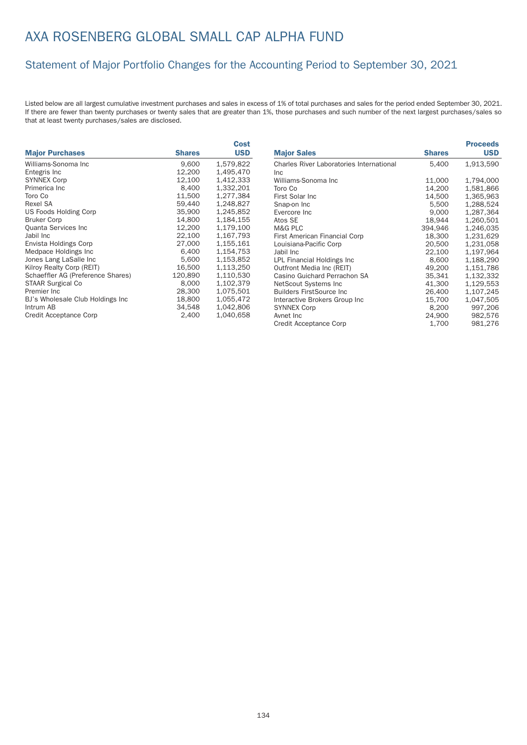# AXA ROSENBERG GLOBAL SMALL CAP ALPHA FUND

## Statement of Major Portfolio Changes for the Accounting Period to September 30, 2021

Listed below are all largest cumulative investment purchases and sales in excess of 1% of total purchases and sales for the period ended September 30, 2021. If there are fewer than twenty purchases or twenty sales that are greater than 1%, those purchases and such number of the next largest purchases/sales so that at least twenty purchases/sales are disclosed.

| Major Purchases | Shares | Cost USD |
|---|---|---|
| Williams-Sonoma Inc | 9,600 | 1,579,822 |
| Entegris Inc | 12,200 | 1,495,470 |
| SYNNEX Corp | 12,100 | 1,412,333 |
| Primerica Inc | 8,400 | 1,332,201 |
| Toro Co | 11,500 | 1,277,384 |
| Rexel SA | 59,440 | 1,248,827 |
| US Foods Holding Corp | 35,900 | 1,245,852 |
| Bruker Corp | 14,800 | 1,184,155 |
| Quanta Services Inc | 12,200 | 1,179,100 |
| Jabil Inc | 22,100 | 1,167,793 |
| Envista Holdings Corp | 27,000 | 1,155,161 |
| Medpace Holdings Inc | 6,400 | 1,154,753 |
| Jones Lang LaSalle Inc | 5,600 | 1,153,852 |
| Kilroy Realty Corp (REIT) | 16,500 | 1,113,250 |
| Schaeffler AG (Preference Shares) | 120,890 | 1,110,530 |
| STAAR Surgical Co | 8,000 | 1,102,379 |
| Premier Inc | 28,300 | 1,075,501 |
| BJ's Wholesale Club Holdings Inc | 18,800 | 1,055,472 |
| Intrum AB | 34,548 | 1,042,806 |
| Credit Acceptance Corp | 2,400 | 1,040,658 |

| Major Sales | Shares | Proceeds USD |
|---|---|---|
| Charles River Laboratories International Inc | 5,400 | 1,913,590 |
| Williams-Sonoma Inc | 11,000 | 1,794,000 |
| Toro Co | 14,200 | 1,581,866 |
| First Solar Inc | 14,500 | 1,365,963 |
| Snap-on Inc | 5,500 | 1,288,524 |
| Evercore Inc | 9,000 | 1,287,364 |
| Atos SE | 18,944 | 1,260,501 |
| M&G PLC | 394,946 | 1,246,035 |
| First American Financial Corp | 18,300 | 1,231,629 |
| Louisiana-Pacific Corp | 20,500 | 1,231,058 |
| Jabil Inc | 22,100 | 1,197,964 |
| LPL Financial Holdings Inc | 8,600 | 1,188,290 |
| Outfront Media Inc (REIT) | 49,200 | 1,151,786 |
| Casino Guichard Perrachon SA | 35,341 | 1,132,332 |
| NetScout Systems Inc | 41,300 | 1,129,553 |
| Builders FirstSource Inc | 26,400 | 1,107,245 |
| Interactive Brokers Group Inc | 15,700 | 1,047,505 |
| SYNNEX Corp | 8,200 | 997,206 |
| Avnet Inc | 24,900 | 982,576 |
| Credit Acceptance Corp | 1,700 | 981,276 |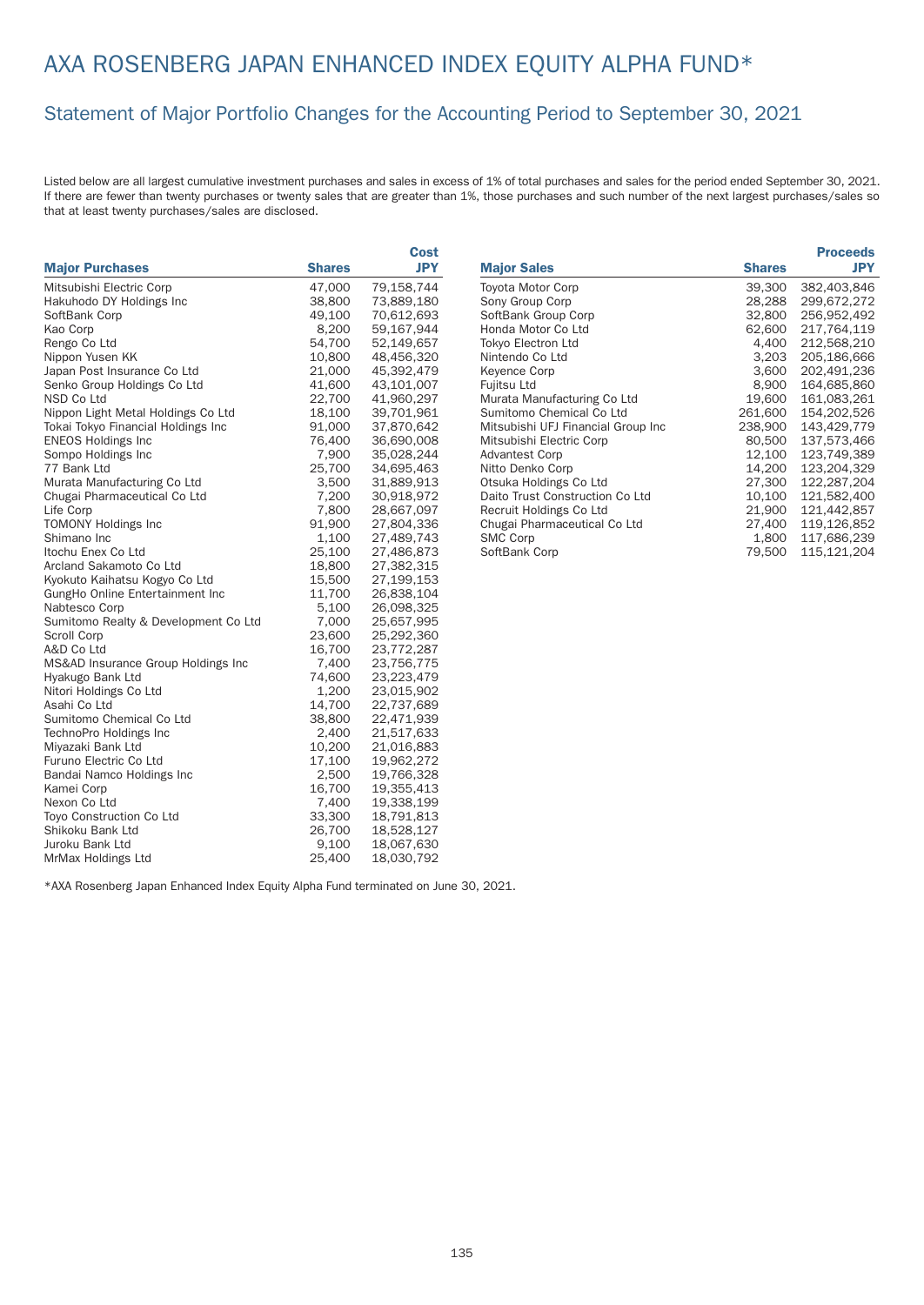# AXA ROSENBERG JAPAN ENHANCED INDEX EQUITY ALPHA FUND*

## Statement of Major Portfolio Changes for the Accounting Period to September 30, 2021

Listed below are all largest cumulative investment purchases and sales in excess of 1% of total purchases and sales for the period ended September 30, 2021. If there are fewer than twenty purchases or twenty sales that are greater than 1%, those purchases and such number of the next largest purchases/sales so that at least twenty purchases/sales are disclosed.

| Major Purchases | Shares | Cost JPY |
|---|---|---|
| Mitsubishi Electric Corp | 47,000 | 79,158,744 |
| Hakuhodo DY Holdings Inc | 38,800 | 73,889,180 |
| SoftBank Corp | 49,100 | 70,612,693 |
| Kao Corp | 8,200 | 59,167,944 |
| Rengo Co Ltd | 54,700 | 52,149,657 |
| Nippon Yusen KK | 10,800 | 48,456,320 |
| Japan Post Insurance Co Ltd | 21,000 | 45,392,479 |
| Senko Group Holdings Co Ltd | 41,600 | 43,101,007 |
| NSD Co Ltd | 22,700 | 41,960,297 |
| Nippon Light Metal Holdings Co Ltd | 18,100 | 39,701,961 |
| Tokai Tokyo Financial Holdings Inc | 91,000 | 37,870,642 |
| ENEOS Holdings Inc | 76,400 | 36,690,008 |
| Sompo Holdings Inc | 7,900 | 35,028,244 |
| 77 Bank Ltd | 25,700 | 34,695,463 |
| Murata Manufacturing Co Ltd | 3,500 | 31,889,913 |
| Chugai Pharmaceutical Co Ltd | 7,200 | 30,918,972 |
| Life Corp | 7,800 | 28,667,097 |
| TOMONY Holdings Inc | 91,900 | 27,804,336 |
| Shimano Inc | 1,100 | 27,489,743 |
| Itochu Enex Co Ltd | 25,100 | 27,486,873 |
| Arcland Sakamoto Co Ltd | 18,800 | 27,382,315 |
| Kyokuto Kaihatsu Kogyo Co Ltd | 15,500 | 27,199,153 |
| GungHo Online Entertainment Inc | 11,700 | 26,838,104 |
| Nabtesco Corp | 5,100 | 26,098,325 |
| Sumitomo Realty & Development Co Ltd | 7,000 | 25,657,995 |
| Scroll Corp | 23,600 | 25,292,360 |
| A&D Co Ltd | 16,700 | 23,772,287 |
| MS&AD Insurance Group Holdings Inc | 7,400 | 23,756,775 |
| Hyakugo Bank Ltd | 74,600 | 23,223,479 |
| Nitori Holdings Co Ltd | 1,200 | 23,015,902 |
| Asahi Co Ltd | 14,700 | 22,737,689 |
| Sumitomo Chemical Co Ltd | 38,800 | 22,471,939 |
| TechnoPro Holdings Inc | 2,400 | 21,517,633 |
| Miyazaki Bank Ltd | 10,200 | 21,016,883 |
| Furuno Electric Co Ltd | 17,100 | 19,962,272 |
| Bandai Namco Holdings Inc | 2,500 | 19,766,328 |
| Kamei Corp | 16,700 | 19,355,413 |
| Nexon Co Ltd | 7,400 | 19,338,199 |
| Toyo Construction Co Ltd | 33,300 | 18,791,813 |
| Shikoku Bank Ltd | 26,700 | 18,528,127 |
| Juroku Bank Ltd | 9,100 | 18,067,630 |
| MrMax Holdings Ltd | 25,400 | 18,030,792 |

| Major Sales | Shares | Proceeds JPY |
|---|---|---|
| Toyota Motor Corp | 39,300 | 382,403,846 |
| Sony Group Corp | 28,288 | 299,672,272 |
| SoftBank Group Corp | 32,800 | 256,952,492 |
| Honda Motor Co Ltd | 62,600 | 217,764,119 |
| Tokyo Electron Ltd | 4,400 | 212,568,210 |
| Nintendo Co Ltd | 3,203 | 205,186,666 |
| Keyence Corp | 3,600 | 202,491,236 |
| Fujitsu Ltd | 8,900 | 164,685,860 |
| Murata Manufacturing Co Ltd | 19,600 | 161,083,261 |
| Sumitomo Chemical Co Ltd | 261,600 | 154,202,526 |
| Mitsubishi UFJ Financial Group Inc | 238,900 | 143,429,779 |
| Mitsubishi Electric Corp | 80,500 | 137,573,466 |
| Advantest Corp | 12,100 | 123,749,389 |
| Nitto Denko Corp | 14,200 | 123,204,329 |
| Otsuka Holdings Co Ltd | 27,300 | 122,287,204 |
| Daito Trust Construction Co Ltd | 10,100 | 121,582,400 |
| Recruit Holdings Co Ltd | 21,900 | 121,442,857 |
| Chugai Pharmaceutical Co Ltd | 27,400 | 119,126,852 |
| SMC Corp | 1,800 | 117,686,239 |
| SoftBank Corp | 79,500 | 115,121,204 |

*AXA Rosenberg Japan Enhanced Index Equity Alpha Fund terminated on June 30, 2021.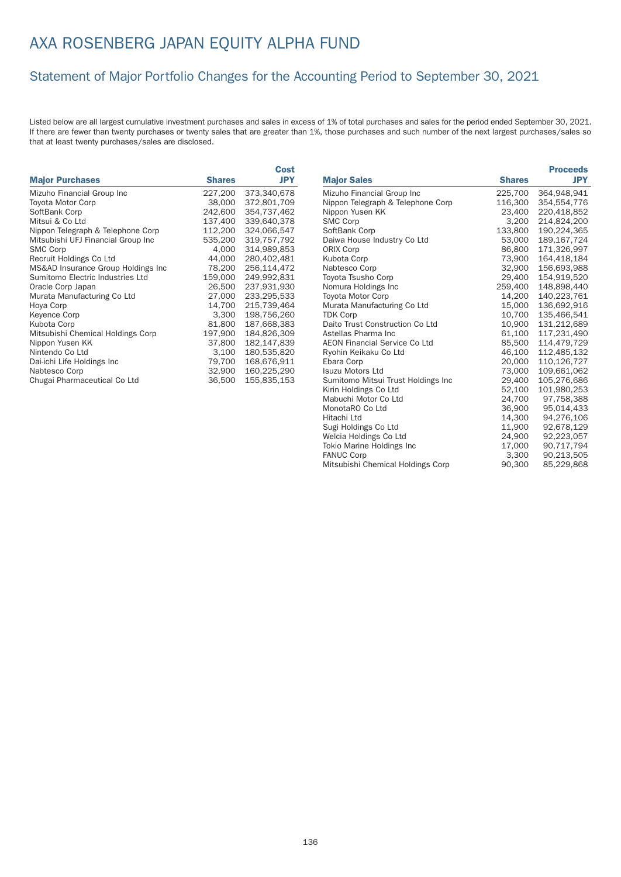# AXA ROSENBERG JAPAN EQUITY ALPHA FUND

## Statement of Major Portfolio Changes for the Accounting Period to September 30, 2021

Listed below are all largest cumulative investment purchases and sales in excess of 1% of total purchases and sales for the period ended September 30, 2021. If there are fewer than twenty purchases or twenty sales that are greater than 1%, those purchases and such number of the next largest purchases/sales so that at least twenty purchases/sales are disclosed.

| Major Purchases | Shares | Cost JPY |
|---|---|---|
| Mizuho Financial Group Inc | 227,200 | 373,340,678 |
| Toyota Motor Corp | 38,000 | 372,801,709 |
| SoftBank Corp | 242,600 | 354,737,462 |
| Mitsui & Co Ltd | 137,400 | 339,640,378 |
| Nippon Telegraph & Telephone Corp | 112,200 | 324,066,547 |
| Mitsubishi UFJ Financial Group Inc | 535,200 | 319,757,792 |
| SMC Corp | 4,000 | 314,989,853 |
| Recruit Holdings Co Ltd | 44,000 | 280,402,481 |
| MS&AD Insurance Group Holdings Inc | 78,200 | 256,114,472 |
| Sumitomo Electric Industries Ltd | 159,000 | 249,992,831 |
| Oracle Corp Japan | 26,500 | 237,931,930 |
| Murata Manufacturing Co Ltd | 27,000 | 233,295,533 |
| Hoya Corp | 14,700 | 215,739,464 |
| Keyence Corp | 3,300 | 198,756,260 |
| Kubota Corp | 81,800 | 187,668,383 |
| Mitsubishi Chemical Holdings Corp | 197,900 | 184,826,309 |
| Nippon Yusen KK | 37,800 | 182,147,839 |
| Nintendo Co Ltd | 3,100 | 180,535,820 |
| Dai-ichi Life Holdings Inc | 79,700 | 168,676,911 |
| Nabtesco Corp | 32,900 | 160,225,290 |
| Chugai Pharmaceutical Co Ltd | 36,500 | 155,835,153 |

| Major Sales | Shares | Proceeds JPY |
|---|---|---|
| Mizuho Financial Group Inc | 225,700 | 364,948,941 |
| Nippon Telegraph & Telephone Corp | 116,300 | 354,554,776 |
| Nippon Yusen KK | 23,400 | 220,418,852 |
| SMC Corp | 3,200 | 214,824,200 |
| SoftBank Corp | 133,800 | 190,224,365 |
| Daiwa House Industry Co Ltd | 53,000 | 189,167,724 |
| ORIX Corp | 86,800 | 171,326,997 |
| Kubota Corp | 73,900 | 164,418,184 |
| Nabtesco Corp | 32,900 | 156,693,988 |
| Toyota Tsusho Corp | 29,400 | 154,919,520 |
| Nomura Holdings Inc | 259,400 | 148,898,440 |
| Toyota Motor Corp | 14,200 | 140,223,761 |
| Murata Manufacturing Co Ltd | 15,000 | 136,692,916 |
| TDK Corp | 10,700 | 135,466,541 |
| Daito Trust Construction Co Ltd | 10,900 | 131,212,689 |
| Astellas Pharma Inc | 61,100 | 117,231,490 |
| AEON Financial Service Co Ltd | 85,500 | 114,479,729 |
| Ryohin Keikaku Co Ltd | 46,100 | 112,485,132 |
| Ebara Corp | 20,000 | 110,126,727 |
| Isuzu Motors Ltd | 73,000 | 109,661,062 |
| Sumitomo Mitsui Trust Holdings Inc | 29,400 | 105,276,686 |
| Kirin Holdings Co Ltd | 52,100 | 101,980,253 |
| Mabuchi Motor Co Ltd | 24,700 | 97,758,388 |
| MonotaRO Co Ltd | 36,900 | 95,014,433 |
| Hitachi Ltd | 14,300 | 94,276,106 |
| Sugi Holdings Co Ltd | 11,900 | 92,678,129 |
| Welcia Holdings Co Ltd | 24,900 | 92,223,057 |
| Tokio Marine Holdings Inc | 17,000 | 90,717,794 |
| FANUC Corp | 3,300 | 90,213,505 |
| Mitsubishi Chemical Holdings Corp | 90,300 | 85,229,868 |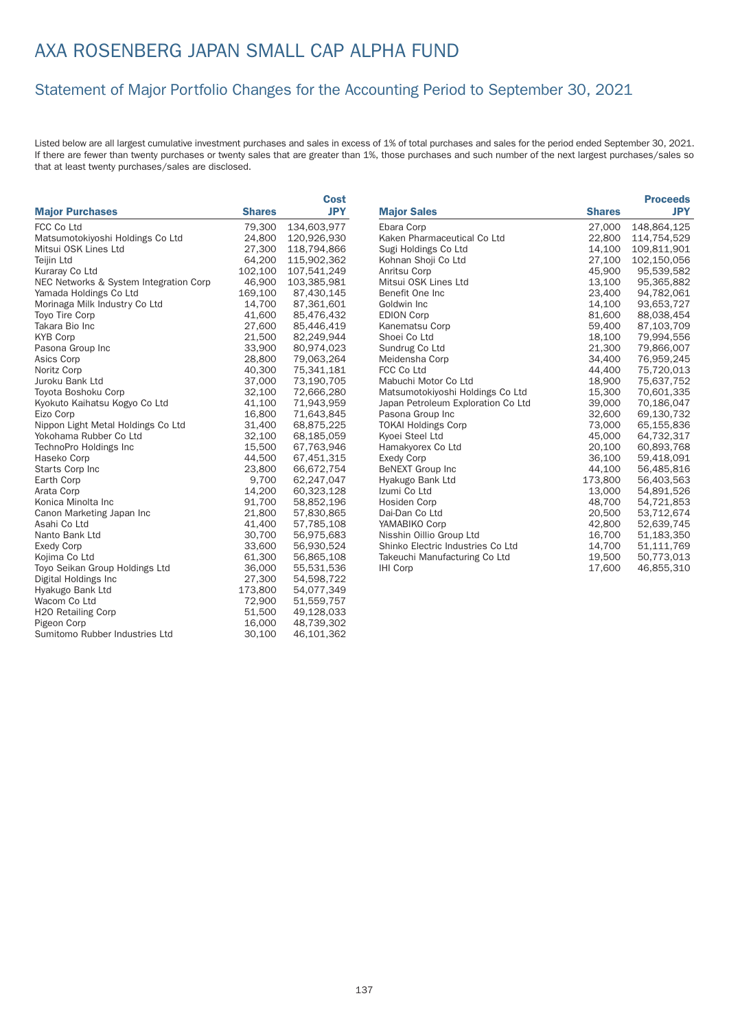# AXA ROSENBERG JAPAN SMALL CAP ALPHA FUND

## Statement of Major Portfolio Changes for the Accounting Period to September 30, 2021

Listed below are all largest cumulative investment purchases and sales in excess of 1% of total purchases and sales for the period ended September 30, 2021. If there are fewer than twenty purchases or twenty sales that are greater than 1%, those purchases and such number of the next largest purchases/sales so that at least twenty purchases/sales are disclosed.

| Major Purchases | Shares | Cost JPY |
|---|---|---|
| FCC Co Ltd | 79,300 | 134,603,977 |
| Matsumotokiyoshi Holdings Co Ltd | 24,800 | 120,926,930 |
| Mitsui OSK Lines Ltd | 27,300 | 118,794,866 |
| Teijin Ltd | 64,200 | 115,902,362 |
| Kuraray Co Ltd | 102,100 | 107,541,249 |
| NEC Networks & System Integration Corp | 46,900 | 103,385,981 |
| Yamada Holdings Co Ltd | 169,100 | 87,430,145 |
| Morinaga Milk Industry Co Ltd | 14,700 | 87,361,601 |
| Toyo Tire Corp | 41,600 | 85,476,432 |
| Takara Bio Inc | 27,600 | 85,446,419 |
| KYB Corp | 21,500 | 82,249,944 |
| Pasona Group Inc | 33,900 | 80,974,023 |
| Asics Corp | 28,800 | 79,063,264 |
| Noritz Corp | 40,300 | 75,341,181 |
| Juroku Bank Ltd | 37,000 | 73,190,705 |
| Toyota Boshoku Corp | 32,100 | 72,666,280 |
| Kyokuto Kaihatsu Kogyo Co Ltd | 41,100 | 71,943,959 |
| Eizo Corp | 16,800 | 71,643,845 |
| Nippon Light Metal Holdings Co Ltd | 31,400 | 68,875,225 |
| Yokohama Rubber Co Ltd | 32,100 | 68,185,059 |
| TechnoPro Holdings Inc | 15,500 | 67,763,946 |
| Haseko Corp | 44,500 | 67,451,315 |
| Starts Corp Inc | 23,800 | 66,672,754 |
| Earth Corp | 9,700 | 62,247,047 |
| Arata Corp | 14,200 | 60,323,128 |
| Konica Minolta Inc | 91,700 | 58,852,196 |
| Canon Marketing Japan Inc | 21,800 | 57,830,865 |
| Asahi Co Ltd | 41,400 | 57,785,108 |
| Nanto Bank Ltd | 30,700 | 56,975,683 |
| Exedy Corp | 33,600 | 56,930,524 |
| Kojima Co Ltd | 61,300 | 56,865,108 |
| Toyo Seikan Group Holdings Ltd | 36,000 | 55,531,536 |
| Digital Holdings Inc | 27,300 | 54,598,722 |
| Hyakugo Bank Ltd | 173,800 | 54,077,349 |
| Wacom Co Ltd | 72,900 | 51,559,757 |
| H2O Retailing Corp | 51,500 | 49,128,033 |
| Pigeon Corp | 16,000 | 48,739,302 |
| Sumitomo Rubber Industries Ltd | 30,100 | 46,101,362 |

| Major Sales | Shares | Proceeds JPY |
|---|---|---|
| Ebara Corp | 27,000 | 148,864,125 |
| Kaken Pharmaceutical Co Ltd | 22,800 | 114,754,529 |
| Sugi Holdings Co Ltd | 14,100 | 109,811,901 |
| Kohnan Shoji Co Ltd | 27,100 | 102,150,056 |
| Anritsu Corp | 45,900 | 95,539,582 |
| Mitsui OSK Lines Ltd | 13,100 | 95,365,882 |
| Benefit One Inc | 23,400 | 94,782,061 |
| Goldwin Inc | 14,100 | 93,653,727 |
| EDION Corp | 81,600 | 88,038,454 |
| Kanematsu Corp | 59,400 | 87,103,709 |
| Shoei Co Ltd | 18,100 | 79,994,556 |
| Sundrug Co Ltd | 21,300 | 79,866,007 |
| Meidensha Corp | 34,400 | 76,959,245 |
| FCC Co Ltd | 44,400 | 75,720,013 |
| Mabuchi Motor Co Ltd | 18,900 | 75,637,752 |
| Matsumotokiyoshi Holdings Co Ltd | 15,300 | 70,601,335 |
| Japan Petroleum Exploration Co Ltd | 39,000 | 70,186,047 |
| Pasona Group Inc | 32,600 | 69,130,732 |
| TOKAI Holdings Corp | 73,000 | 65,155,836 |
| Kyoei Steel Ltd | 45,000 | 64,732,317 |
| Hamakyorex Co Ltd | 20,100 | 60,893,768 |
| Exedy Corp | 36,100 | 59,418,091 |
| BeNEXT Group Inc | 44,100 | 56,485,816 |
| Hyakugo Bank Ltd | 173,800 | 56,403,563 |
| Izumi Co Ltd | 13,000 | 54,891,526 |
| Hosiden Corp | 48,700 | 54,721,853 |
| Dai-Dan Co Ltd | 20,500 | 53,712,674 |
| YAMABIKO Corp | 42,800 | 52,639,745 |
| Nisshin Oillio Group Ltd | 16,700 | 51,183,350 |
| Shinko Electric Industries Co Ltd | 14,700 | 51,111,769 |
| Takeuchi Manufacturing Co Ltd | 19,500 | 50,773,013 |
| IHI Corp | 17,600 | 46,855,310 |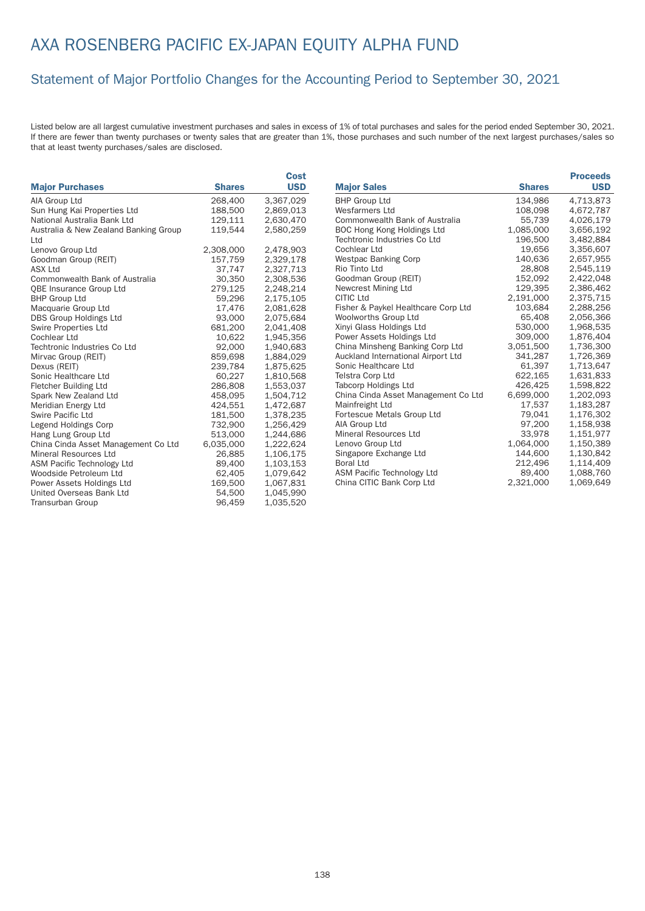# AXA ROSENBERG PACIFIC EX-JAPAN EQUITY ALPHA FUND

## Statement of Major Portfolio Changes for the Accounting Period to September 30, 2021

Listed below are all largest cumulative investment purchases and sales in excess of 1% of total purchases and sales for the period ended September 30, 2021. If there are fewer than twenty purchases or twenty sales that are greater than 1%, those purchases and such number of the next largest purchases/sales so that at least twenty purchases/sales are disclosed.

| Major Purchases | Shares | Cost USD |
|---|---|---|
| AIA Group Ltd | 268,400 | 3,367,029 |
| Sun Hung Kai Properties Ltd | 188,500 | 2,869,013 |
| National Australia Bank Ltd | 129,111 | 2,630,470 |
| Australia & New Zealand Banking Group Ltd | 119,544 | 2,580,259 |
| Lenovo Group Ltd | 2,308,000 | 2,478,903 |
| Goodman Group (REIT) | 157,759 | 2,329,178 |
| ASX Ltd | 37,747 | 2,327,713 |
| Commonwealth Bank of Australia | 30,350 | 2,308,536 |
| QBE Insurance Group Ltd | 279,125 | 2,248,214 |
| BHP Group Ltd | 59,296 | 2,175,105 |
| Macquarie Group Ltd | 17,476 | 2,081,628 |
| DBS Group Holdings Ltd | 93,000 | 2,075,684 |
| Swire Properties Ltd | 681,200 | 2,041,408 |
| Cochlear Ltd | 10,622 | 1,945,356 |
| Techtronic Industries Co Ltd | 92,000 | 1,940,683 |
| Mirvac Group (REIT) | 859,698 | 1,884,029 |
| Dexus (REIT) | 239,784 | 1,875,625 |
| Sonic Healthcare Ltd | 60,227 | 1,810,568 |
| Fletcher Building Ltd | 286,808 | 1,553,037 |
| Spark New Zealand Ltd | 458,095 | 1,504,712 |
| Meridian Energy Ltd | 424,551 | 1,472,687 |
| Swire Pacific Ltd | 181,500 | 1,378,235 |
| Legend Holdings Corp | 732,900 | 1,256,429 |
| Hang Lung Group Ltd | 513,000 | 1,244,686 |
| China Cinda Asset Management Co Ltd | 6,035,000 | 1,222,624 |
| Mineral Resources Ltd | 26,885 | 1,106,175 |
| ASM Pacific Technology Ltd | 89,400 | 1,103,153 |
| Woodside Petroleum Ltd | 62,405 | 1,079,642 |
| Power Assets Holdings Ltd | 169,500 | 1,067,831 |
| United Overseas Bank Ltd | 54,500 | 1,045,990 |
| Transurban Group | 96,459 | 1,035,520 |

| Major Sales | Shares | Proceeds USD |
|---|---|---|
| BHP Group Ltd | 134,986 | 4,713,873 |
| Wesfarmers Ltd | 108,098 | 4,672,787 |
| Commonwealth Bank of Australia | 55,739 | 4,026,179 |
| BOC Hong Kong Holdings Ltd | 1,085,000 | 3,656,192 |
| Techtronic Industries Co Ltd | 196,500 | 3,482,884 |
| Cochlear Ltd | 19,656 | 3,356,607 |
| Westpac Banking Corp | 140,636 | 2,657,955 |
| Rio Tinto Ltd | 28,808 | 2,545,119 |
| Goodman Group (REIT) | 152,092 | 2,422,048 |
| Newcrest Mining Ltd | 129,395 | 2,386,462 |
| CITIC Ltd | 2,191,000 | 2,375,715 |
| Fisher & Paykel Healthcare Corp Ltd | 103,684 | 2,288,256 |
| Woolworths Group Ltd | 65,408 | 2,056,366 |
| Xinyi Glass Holdings Ltd | 530,000 | 1,968,535 |
| Power Assets Holdings Ltd | 309,000 | 1,876,404 |
| China Minsheng Banking Corp Ltd | 3,051,500 | 1,736,300 |
| Auckland International Airport Ltd | 341,287 | 1,726,369 |
| Sonic Healthcare Ltd | 61,397 | 1,713,647 |
| Telstra Corp Ltd | 622,165 | 1,631,833 |
| Tabcorp Holdings Ltd | 426,425 | 1,598,822 |
| China Cinda Asset Management Co Ltd | 6,699,000 | 1,202,093 |
| Mainfreight Ltd | 17,537 | 1,183,287 |
| Fortescue Metals Group Ltd | 79,041 | 1,176,302 |
| AIA Group Ltd | 97,200 | 1,158,938 |
| Mineral Resources Ltd | 33,978 | 1,151,977 |
| Lenovo Group Ltd | 1,064,000 | 1,150,389 |
| Singapore Exchange Ltd | 144,600 | 1,130,842 |
| Boral Ltd | 212,496 | 1,114,409 |
| ASM Pacific Technology Ltd | 89,400 | 1,088,760 |
| China CITIC Bank Corp Ltd | 2,321,000 | 1,069,649 |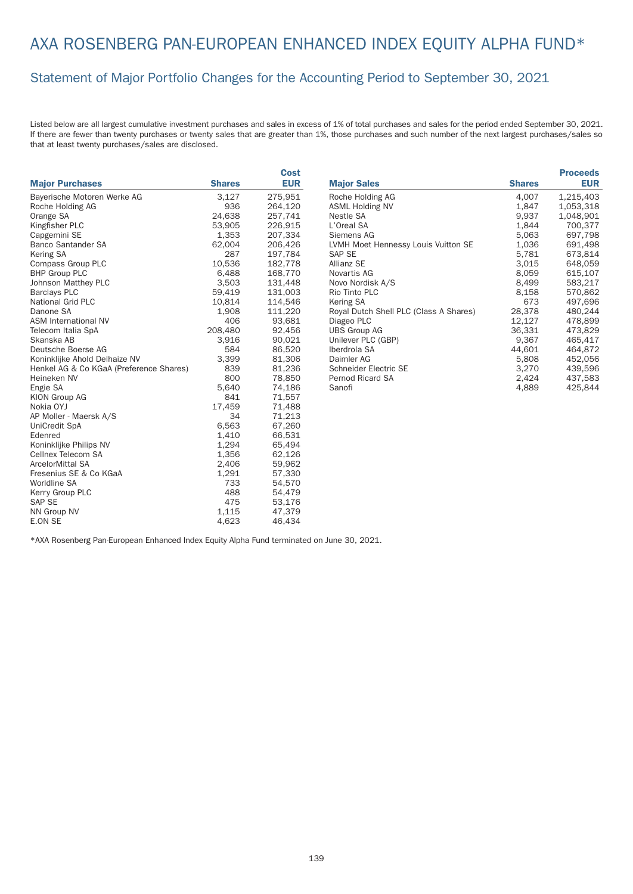# AXA ROSENBERG PAN-EUROPEAN ENHANCED INDEX EQUITY ALPHA FUND*

## Statement of Major Portfolio Changes for the Accounting Period to September 30, 2021

Listed below are all largest cumulative investment purchases and sales in excess of 1% of total purchases and sales for the period ended September 30, 2021. If there are fewer than twenty purchases or twenty sales that are greater than 1%, those purchases and such number of the next largest purchases/sales so that at least twenty purchases/sales are disclosed.

| Major Purchases | Shares | Cost EUR |
|---|---|---|
| Bayerische Motoren Werke AG | 3,127 | 275,951 |
| Roche Holding AG | 936 | 264,120 |
| Orange SA | 24,638 | 257,741 |
| Kingfisher PLC | 53,905 | 226,915 |
| Capgemini SE | 1,353 | 207,334 |
| Banco Santander SA | 62,004 | 206,426 |
| Kering SA | 287 | 197,784 |
| Compass Group PLC | 10,536 | 182,778 |
| BHP Group PLC | 6,488 | 168,770 |
| Johnson Matthey PLC | 3,503 | 131,448 |
| Barclays PLC | 59,419 | 131,003 |
| National Grid PLC | 10,814 | 114,546 |
| Danone SA | 1,908 | 111,220 |
| ASM International NV | 406 | 93,681 |
| Telecom Italia SpA | 208,480 | 92,456 |
| Skanska AB | 3,916 | 90,021 |
| Deutsche Boerse AG | 584 | 86,520 |
| Koninklijke Ahold Delhaize NV | 3,399 | 81,306 |
| Henkel AG & Co KGaA (Preference Shares) | 839 | 81,236 |
| Heineken NV | 800 | 78,850 |
| Engie SA | 5,640 | 74,186 |
| KION Group AG | 841 | 71,557 |
| Nokia OYJ | 17,459 | 71,488 |
| AP Moller - Maersk A/S | 34 | 71,213 |
| UniCredit SpA | 6,563 | 67,260 |
| Edenred | 1,410 | 66,531 |
| Koninklijke Philips NV | 1,294 | 65,494 |
| Cellnex Telecom SA | 1,356 | 62,126 |
| ArcelorMittal SA | 2,406 | 59,962 |
| Fresenius SE & Co KGaA | 1,291 | 57,330 |
| Worldline SA | 733 | 54,570 |
| Kerry Group PLC | 488 | 54,479 |
| SAP SE | 475 | 53,176 |
| NN Group NV | 1,115 | 47,379 |
| E.ON SE | 4,623 | 46,434 |

| Major Sales | Shares | Proceeds EUR |
|---|---|---|
| Roche Holding AG | 4,007 | 1,215,403 |
| ASML Holding NV | 1,847 | 1,053,318 |
| Nestle SA | 9,937 | 1,048,901 |
| L'Oreal SA | 1,844 | 700,377 |
| Siemens AG | 5,063 | 697,798 |
| LVMH Moet Hennessy Louis Vuitton SE | 1,036 | 691,498 |
| SAP SE | 5,781 | 673,814 |
| Allianz SE | 3,015 | 648,059 |
| Novartis AG | 8,059 | 615,107 |
| Novo Nordisk A/S | 8,499 | 583,217 |
| Rio Tinto PLC | 8,158 | 570,862 |
| Kering SA | 673 | 497,696 |
| Royal Dutch Shell PLC (Class A Shares) | 28,378 | 480,244 |
| Diageo PLC | 12,127 | 478,899 |
| UBS Group AG | 36,331 | 473,829 |
| Unilever PLC (GBP) | 9,367 | 465,417 |
| Iberdrola SA | 44,601 | 464,872 |
| Daimler AG | 5,808 | 452,056 |
| Schneider Electric SE | 3,270 | 439,596 |
| Pernod Ricard SA | 2,424 | 437,583 |
| Sanofi | 4,889 | 425,844 |

*AXA Rosenberg Pan-European Enhanced Index Equity Alpha Fund terminated on June 30, 2021.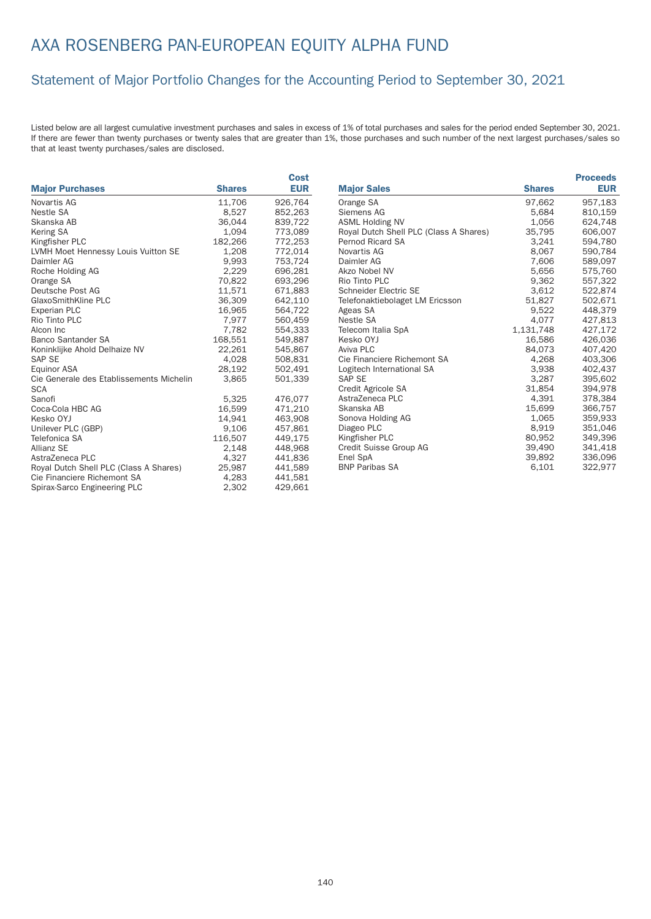# AXA ROSENBERG PAN-EUROPEAN EQUITY ALPHA FUND

## Statement of Major Portfolio Changes for the Accounting Period to September 30, 2021

Listed below are all largest cumulative investment purchases and sales in excess of 1% of total purchases and sales for the period ended September 30, 2021. If there are fewer than twenty purchases or twenty sales that are greater than 1%, those purchases and such number of the next largest purchases/sales so that at least twenty purchases/sales are disclosed.

| Major Purchases | Shares | Cost EUR |
|---|---|---|
| Novartis AG | 11,706 | 926,764 |
| Nestle SA | 8,527 | 852,263 |
| Skanska AB | 36,044 | 839,722 |
| Kering SA | 1,094 | 773,089 |
| Kingfisher PLC | 182,266 | 772,253 |
| LVMH Moet Hennessy Louis Vuitton SE | 1,208 | 772,014 |
| Daimler AG | 9,993 | 753,724 |
| Roche Holding AG | 2,229 | 696,281 |
| Orange SA | 70,822 | 693,296 |
| Deutsche Post AG | 11,571 | 671,883 |
| GlaxoSmithKline PLC | 36,309 | 642,110 |
| Experian PLC | 16,965 | 564,722 |
| Rio Tinto PLC | 7,977 | 560,459 |
| Alcon Inc | 7,782 | 554,333 |
| Banco Santander SA | 168,551 | 549,887 |
| Koninklijke Ahold Delhaize NV | 22,261 | 545,867 |
| SAP SE | 4,028 | 508,831 |
| Equinor ASA | 28,192 | 502,491 |
| Cie Generale des Etablissements Michelin SCA | 3,865 | 501,339 |
| Sanofi | 5,325 | 476,077 |
| Coca-Cola HBC AG | 16,599 | 471,210 |
| Kesko OYJ | 14,941 | 463,908 |
| Unilever PLC (GBP) | 9,106 | 457,861 |
| Telefonica SA | 116,507 | 449,175 |
| Allianz SE | 2,148 | 448,968 |
| AstraZeneca PLC | 4,327 | 441,836 |
| Royal Dutch Shell PLC (Class A Shares) | 25,987 | 441,589 |
| Cie Financiere Richemont SA | 4,283 | 441,581 |
| Spirax-Sarco Engineering PLC | 2,302 | 429,661 |

| Major Sales | Shares | Proceeds EUR |
|---|---|---|
| Orange SA | 97,662 | 957,183 |
| Siemens AG | 5,684 | 810,159 |
| ASML Holding NV | 1,056 | 624,748 |
| Royal Dutch Shell PLC (Class A Shares) | 35,795 | 606,007 |
| Pernod Ricard SA | 3,241 | 594,780 |
| Novartis AG | 8,067 | 590,784 |
| Daimler AG | 7,606 | 589,097 |
| Akzo Nobel NV | 5,656 | 575,760 |
| Rio Tinto PLC | 9,362 | 557,322 |
| Schneider Electric SE | 3,612 | 522,874 |
| Telefonaktiebolaget LM Ericsson | 51,827 | 502,671 |
| Ageas SA | 9,522 | 448,379 |
| Nestle SA | 4,077 | 427,813 |
| Telecom Italia SpA | 1,131,748 | 427,172 |
| Kesko OYJ | 16,586 | 426,036 |
| Aviva PLC | 84,073 | 407,420 |
| Cie Financiere Richemont SA | 4,268 | 403,306 |
| Logitech International SA | 3,938 | 402,437 |
| SAP SE | 3,287 | 395,602 |
| Credit Agricole SA | 31,854 | 394,978 |
| AstraZeneca PLC | 4,391 | 378,384 |
| Skanska AB | 15,699 | 366,757 |
| Sonova Holding AG | 1,065 | 359,933 |
| Diageo PLC | 8,919 | 351,046 |
| Kingfisher PLC | 80,952 | 349,396 |
| Credit Suisse Group AG | 39,490 | 341,418 |
| Enel SpA | 39,892 | 336,096 |
| BNP Paribas SA | 6,101 | 322,977 |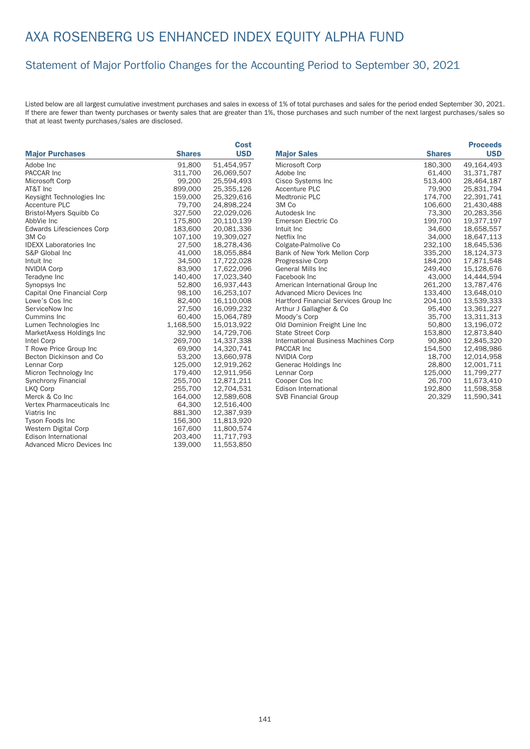# AXA ROSENBERG US ENHANCED INDEX EQUITY ALPHA FUND

## Statement of Major Portfolio Changes for the Accounting Period to September 30, 2021

Listed below are all largest cumulative investment purchases and sales in excess of 1% of total purchases and sales for the period ended September 30, 2021. If there are fewer than twenty purchases or twenty sales that are greater than 1%, those purchases and such number of the next largest purchases/sales so that at least twenty purchases/sales are disclosed.

| Major Purchases | Shares | Cost USD |
|---|---|---|
| Adobe Inc | 91,800 | 51,454,957 |
| PACCAR Inc | 311,700 | 26,069,507 |
| Microsoft Corp | 99,200 | 25,594,493 |
| AT&T Inc | 899,000 | 25,355,126 |
| Keysight Technologies Inc | 159,000 | 25,329,616 |
| Accenture PLC | 79,700 | 24,898,224 |
| Bristol-Myers Squibb Co | 327,500 | 22,029,026 |
| AbbVie Inc | 175,800 | 20,110,139 |
| Edwards Lifesciences Corp | 183,600 | 20,081,336 |
| 3M Co | 107,100 | 19,309,027 |
| IDEXX Laboratories Inc | 27,500 | 18,278,436 |
| S&P Global Inc | 41,000 | 18,055,884 |
| Intuit Inc | 34,500 | 17,722,028 |
| NVIDIA Corp | 83,900 | 17,622,096 |
| Teradyne Inc | 140,400 | 17,023,340 |
| Synopsys Inc | 52,800 | 16,937,443 |
| Capital One Financial Corp | 98,100 | 16,253,107 |
| Lowe's Cos Inc | 82,400 | 16,110,008 |
| ServiceNow Inc | 27,500 | 16,099,232 |
| Cummins Inc | 60,400 | 15,064,789 |
| Lumen Technologies Inc | 1,168,500 | 15,013,922 |
| MarketAxess Holdings Inc | 32,900 | 14,729,706 |
| Intel Corp | 269,700 | 14,337,338 |
| T Rowe Price Group Inc | 69,900 | 14,320,741 |
| Becton Dickinson and Co | 53,200 | 13,660,978 |
| Lennar Corp | 125,000 | 12,919,262 |
| Micron Technology Inc | 179,400 | 12,911,956 |
| Synchrony Financial | 255,700 | 12,871,211 |
| LKQ Corp | 255,700 | 12,704,531 |
| Merck & Co Inc | 164,000 | 12,589,608 |
| Vertex Pharmaceuticals Inc | 64,300 | 12,516,400 |
| Viatris Inc | 881,300 | 12,387,939 |
| Tyson Foods Inc | 156,300 | 11,813,920 |
| Western Digital Corp | 167,600 | 11,800,574 |
| Edison International | 203,400 | 11,717,793 |
| Advanced Micro Devices Inc | 139,000 | 11,553,850 |

| Major Sales | Shares | Proceeds USD |
|---|---|---|
| Microsoft Corp | 180,300 | 49,164,493 |
| Adobe Inc | 61,400 | 31,371,787 |
| Cisco Systems Inc | 513,400 | 28,464,187 |
| Accenture PLC | 79,900 | 25,831,794 |
| Medtronic PLC | 174,700 | 22,391,741 |
| 3M Co | 106,600 | 21,430,488 |
| Autodesk Inc | 73,300 | 20,283,356 |
| Emerson Electric Co | 199,700 | 19,377,197 |
| Intuit Inc | 34,600 | 18,658,557 |
| Netflix Inc | 34,000 | 18,647,113 |
| Colgate-Palmolive Co | 232,100 | 18,645,536 |
| Bank of New York Mellon Corp | 335,200 | 18,124,373 |
| Progressive Corp | 184,200 | 17,871,548 |
| General Mills Inc | 249,400 | 15,128,676 |
| Facebook Inc | 43,000 | 14,444,594 |
| American International Group Inc | 261,200 | 13,787,476 |
| Advanced Micro Devices Inc | 133,400 | 13,648,010 |
| Hartford Financial Services Group Inc | 204,100 | 13,539,333 |
| Arthur J Gallagher & Co | 95,400 | 13,361,227 |
| Moody's Corp | 35,700 | 13,311,313 |
| Old Dominion Freight Line Inc | 50,800 | 13,196,072 |
| State Street Corp | 153,800 | 12,873,840 |
| International Business Machines Corp | 90,800 | 12,845,320 |
| PACCAR Inc | 154,500 | 12,498,986 |
| NVIDIA Corp | 18,700 | 12,014,958 |
| Generac Holdings Inc | 28,800 | 12,001,711 |
| Lennar Corp | 125,000 | 11,799,277 |
| Cooper Cos Inc | 26,700 | 11,673,410 |
| Edison International | 192,800 | 11,598,358 |
| SVB Financial Group | 20,329 | 11,590,341 |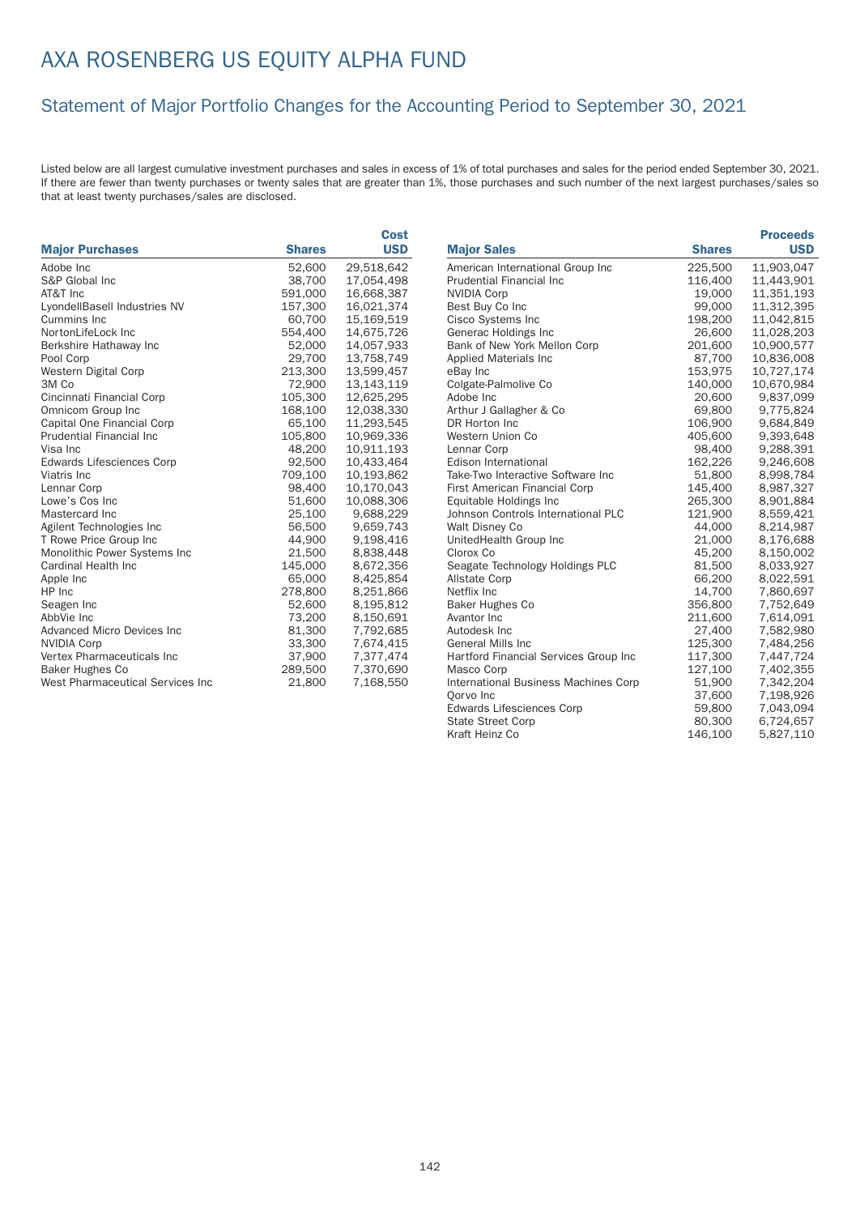# AXA ROSENBERG US EQUITY ALPHA FUND

## Statement of Major Portfolio Changes for the Accounting Period to September 30, 2021

Listed below are all largest cumulative investment purchases and sales in excess of 1% of total purchases and sales for the period ended September 30, 2021. If there are fewer than twenty purchases or twenty sales that are greater than 1%, those purchases and such number of the next largest purchases/sales so that at least twenty purchases/sales are disclosed.

| Major Purchases | Shares | Cost USD |
|---|---|---|
| Adobe Inc | 52,600 | 29,518,642 |
| S&P Global Inc | 38,700 | 17,054,498 |
| AT&T Inc | 591,000 | 16,668,387 |
| LyondellBasell Industries NV | 157,300 | 16,021,374 |
| Cummins Inc | 60,700 | 15,169,519 |
| NortonLifeLock Inc | 554,400 | 14,675,726 |
| Berkshire Hathaway Inc | 52,000 | 14,057,933 |
| Pool Corp | 29,700 | 13,758,749 |
| Western Digital Corp | 213,300 | 13,599,457 |
| 3M Co | 72,900 | 13,143,119 |
| Cincinnati Financial Corp | 105,300 | 12,625,295 |
| Omnicom Group Inc | 168,100 | 12,038,330 |
| Capital One Financial Corp | 65,100 | 11,293,545 |
| Prudential Financial Inc | 105,800 | 10,969,336 |
| Visa Inc | 48,200 | 10,911,193 |
| Edwards Lifesciences Corp | 92,500 | 10,433,464 |
| Viatris Inc | 709,100 | 10,193,862 |
| Lennar Corp | 98,400 | 10,170,043 |
| Lowe's Cos Inc | 51,600 | 10,088,306 |
| Mastercard Inc | 25,100 | 9,688,229 |
| Agilent Technologies Inc | 56,500 | 9,659,743 |
| T Rowe Price Group Inc | 44,900 | 9,198,416 |
| Monolithic Power Systems Inc | 21,500 | 8,838,448 |
| Cardinal Health Inc | 145,000 | 8,672,356 |
| Apple Inc | 65,000 | 8,425,854 |
| HP Inc | 278,800 | 8,251,866 |
| Seagen Inc | 52,600 | 8,195,812 |
| AbbVie Inc | 73,200 | 8,150,691 |
| Advanced Micro Devices Inc | 81,300 | 7,792,685 |
| NVIDIA Corp | 33,300 | 7,674,415 |
| Vertex Pharmaceuticals Inc | 37,900 | 7,377,474 |
| Baker Hughes Co | 289,500 | 7,370,690 |
| West Pharmaceutical Services Inc | 21,800 | 7,168,550 |

| Major Sales | Shares | Proceeds USD |
|---|---|---|
| American International Group Inc | 225,500 | 11,903,047 |
| Prudential Financial Inc | 116,400 | 11,443,901 |
| NVIDIA Corp | 19,000 | 11,351,193 |
| Best Buy Co Inc | 99,000 | 11,312,395 |
| Cisco Systems Inc | 198,200 | 11,042,815 |
| Generac Holdings Inc | 26,600 | 11,028,203 |
| Bank of New York Mellon Corp | 201,600 | 10,900,577 |
| Applied Materials Inc | 87,700 | 10,836,008 |
| eBay Inc | 153,975 | 10,727,174 |
| Colgate-Palmolive Co | 140,000 | 10,670,984 |
| Adobe Inc | 20,600 | 9,837,099 |
| Arthur J Gallagher & Co | 69,800 | 9,775,824 |
| DR Horton Inc | 106,900 | 9,684,849 |
| Western Union Co | 405,600 | 9,393,648 |
| Lennar Corp | 98,400 | 9,288,391 |
| Edison International | 162,226 | 9,246,608 |
| Take-Two Interactive Software Inc | 51,800 | 8,998,784 |
| First American Financial Corp | 145,400 | 8,987,327 |
| Equitable Holdings Inc | 265,300 | 8,901,884 |
| Johnson Controls International PLC | 121,900 | 8,559,421 |
| Walt Disney Co | 44,000 | 8,214,987 |
| UnitedHealth Group Inc | 21,000 | 8,176,688 |
| Clorox Co | 45,200 | 8,150,002 |
| Seagate Technology Holdings PLC | 81,500 | 8,033,927 |
| Allstate Corp | 66,200 | 8,022,591 |
| Netflix Inc | 14,700 | 7,860,697 |
| Baker Hughes Co | 356,800 | 7,752,649 |
| Avantor Inc | 211,600 | 7,614,091 |
| Autodesk Inc | 27,400 | 7,582,980 |
| General Mills Inc | 125,300 | 7,484,256 |
| Hartford Financial Services Group Inc | 117,300 | 7,447,724 |
| Masco Corp | 127,100 | 7,402,355 |
| International Business Machines Corp | 51,900 | 7,342,204 |
| Qorvo Inc | 37,600 | 7,198,926 |
| Edwards Lifesciences Corp | 59,800 | 7,043,094 |
| State Street Corp | 80,300 | 6,724,657 |
| Kraft Heinz Co | 146,100 | 5,827,110 |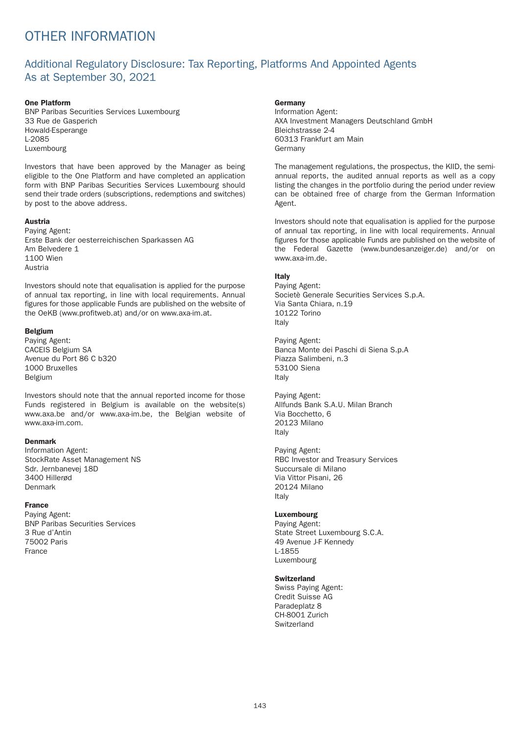# OTHER INFORMATION

## Additional Regulatory Disclosure: Tax Reporting, Platforms And Appointed Agents As at September 30, 2021

**One Platform**
BNP Paribas Securities Services Luxembourg
33 Rue de Gasperich
Howald-Esperange
L-2085
Luxembourg

Investors that have been approved by the Manager as being eligible to the One Platform and have completed an application form with BNP Paribas Securities Services Luxembourg should send their trade orders (subscriptions, redemptions and switches) by post to the above address.

**Austria**
Paying Agent:
Erste Bank der oesterreichischen Sparkassen AG
Am Belvedere 1
1100 Wien
Austria

Investors should note that equalisation is applied for the purpose of annual tax reporting, in line with local requirements. Annual figures for those applicable Funds are published on the website of the OeKB (www.profitweb.at) and/or on www.axa-im.at.

**Belgium**
Paying Agent:
CACEIS Belgium SA
Avenue du Port 86 C b320
1000 Bruxelles
Belgium

Investors should note that the annual reported income for those Funds registered in Belgium is available on the website(s) www.axa.be and/or www.axa-im.be, the Belgian website of www.axa-im.com.

**Denmark**
Information Agent:
StockRate Asset Management NS
Sdr. Jernbanevej 18D
3400 Hillerød
Denmark

**France**
Paying Agent:
BNP Paribas Securities Services
3 Rue d'Antin
75002 Paris
France

**Germany**
Information Agent:
AXA Investment Managers Deutschland GmbH
Bleichstrasse 2-4
60313 Frankfurt am Main
Germany

The management regulations, the prospectus, the KIID, the semi-annual reports, the audited annual reports as well as a copy listing the changes in the portfolio during the period under review can be obtained free of charge from the German Information Agent.

Investors should note that equalisation is applied for the purpose of annual tax reporting, in line with local requirements. Annual figures for those applicable Funds are published on the website of the Federal Gazette (www.bundesanzeiger.de) and/or on www.axa-im.de.

**Italy**
Paying Agent:
Societè Generale Securities Services S.p.A.
Via Santa Chiara, n.19
10122 Torino
Italy

Paying Agent:
Banca Monte dei Paschi di Siena S.p.A
Piazza Salimbeni, n.3
53100 Siena
Italy

Paying Agent:
Allfunds Bank S.A.U. Milan Branch
Via Bocchetto, 6
20123 Milano
Italy

Paying Agent:
RBC Investor and Treasury Services
Succursale di Milano
Via Vittor Pisani, 26
20124 Milano
Italy

**Luxembourg**
Paying Agent:
State Street Luxembourg S.C.A.
49 Avenue J-F Kennedy
L-1855
Luxembourg

**Switzerland**
Swiss Paying Agent:
Credit Suisse AG
Paradeplatz 8
CH-8001 Zurich
Switzerland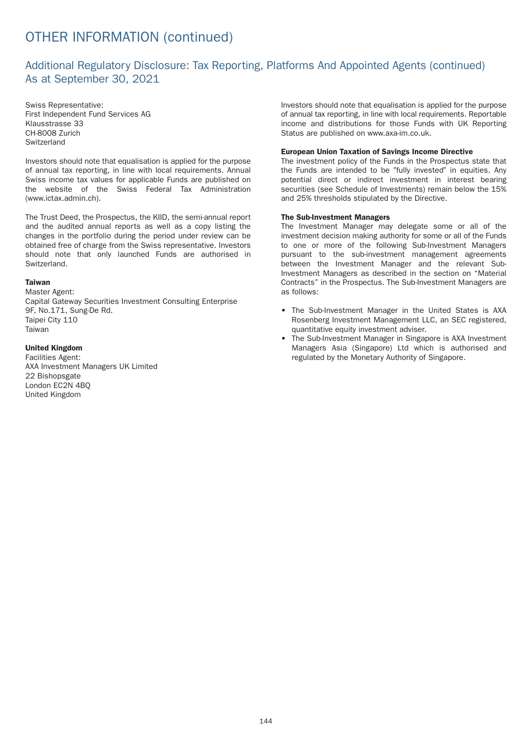# OTHER INFORMATION (continued)

## Additional Regulatory Disclosure: Tax Reporting, Platforms And Appointed Agents (continued)
## As at September 30, 2021

Swiss Representative:
First Independent Fund Services AG
Klausstrasse 33
CH-8008 Zurich
Switzerland

Investors should note that equalisation is applied for the purpose of annual tax reporting, in line with local requirements. Annual Swiss income tax values for applicable Funds are published on the website of the Swiss Federal Tax Administration (www.ictax.admin.ch).

The Trust Deed, the Prospectus, the KIID, the semi-annual report and the audited annual reports as well as a copy listing the changes in the portfolio during the period under review can be obtained free of charge from the Swiss representative. Investors should note that only launched Funds are authorised in Switzerland.

**Taiwan**

Master Agent:
Capital Gateway Securities Investment Consulting Enterprise
9F, No.171, Sung-De Rd.
Taipei City 110
Taiwan

**United Kingdom**

Facilities Agent:
AXA Investment Managers UK Limited
22 Bishopsgate
London EC2N 4BQ
United Kingdom

Investors should note that equalisation is applied for the purpose of annual tax reporting, in line with local requirements. Reportable income and distributions for those Funds with UK Reporting Status are published on www.axa-im.co.uk.

**European Union Taxation of Savings Income Directive**

The investment policy of the Funds in the Prospectus state that the Funds are intended to be "fully invested" in equities. Any potential direct or indirect investment in interest bearing securities (see Schedule of Investments) remain below the 15% and 25% thresholds stipulated by the Directive.

**The Sub-Investment Managers**

The Investment Manager may delegate some or all of the investment decision making authority for some or all of the Funds to one or more of the following Sub-Investment Managers pursuant to the sub-investment management agreements between the Investment Manager and the relevant Sub-Investment Managers as described in the section on "Material Contracts" in the Prospectus. The Sub-Investment Managers are as follows:

- The Sub-Investment Manager in the United States is AXA Rosenberg Investment Management LLC, an SEC registered, quantitative equity investment adviser.
- The Sub-Investment Manager in Singapore is AXA Investment Managers Asia (Singapore) Ltd which is authorised and regulated by the Monetary Authority of Singapore.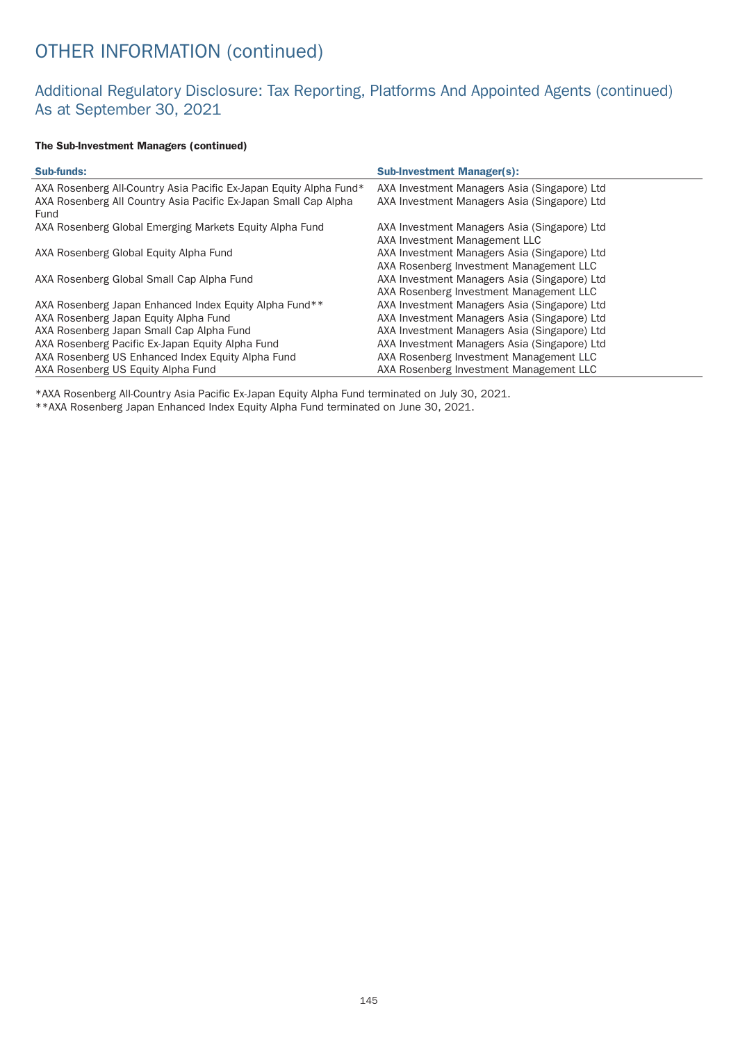# OTHER INFORMATION (continued)

## Additional Regulatory Disclosure: Tax Reporting, Platforms And Appointed Agents (continued)
## As at September 30, 2021

**The Sub-Investment Managers (continued)**

| Sub-funds: | Sub-Investment Manager(s): |
|---|---|
| AXA Rosenberg All-Country Asia Pacific Ex-Japan Equity Alpha Fund* | AXA Investment Managers Asia (Singapore) Ltd |
| AXA Rosenberg All Country Asia Pacific Ex-Japan Small Cap Alpha Fund | AXA Investment Managers Asia (Singapore) Ltd |
| AXA Rosenberg Global Emerging Markets Equity Alpha Fund | AXA Investment Managers Asia (Singapore) Ltd<br>AXA Investment Management LLC |
| AXA Rosenberg Global Equity Alpha Fund | AXA Investment Managers Asia (Singapore) Ltd<br>AXA Rosenberg Investment Management LLC |
| AXA Rosenberg Global Small Cap Alpha Fund | AXA Investment Managers Asia (Singapore) Ltd<br>AXA Rosenberg Investment Management LLC |
| AXA Rosenberg Japan Enhanced Index Equity Alpha Fund** | AXA Investment Managers Asia (Singapore) Ltd |
| AXA Rosenberg Japan Equity Alpha Fund | AXA Investment Managers Asia (Singapore) Ltd |
| AXA Rosenberg Japan Small Cap Alpha Fund | AXA Investment Managers Asia (Singapore) Ltd |
| AXA Rosenberg Pacific Ex-Japan Equity Alpha Fund | AXA Investment Managers Asia (Singapore) Ltd |
| AXA Rosenberg US Enhanced Index Equity Alpha Fund | AXA Rosenberg Investment Management LLC |
| AXA Rosenberg US Equity Alpha Fund | AXA Rosenberg Investment Management LLC |

*AXA Rosenberg All-Country Asia Pacific Ex-Japan Equity Alpha Fund terminated on July 30, 2021.

**AXA Rosenberg Japan Enhanced Index Equity Alpha Fund terminated on June 30, 2021.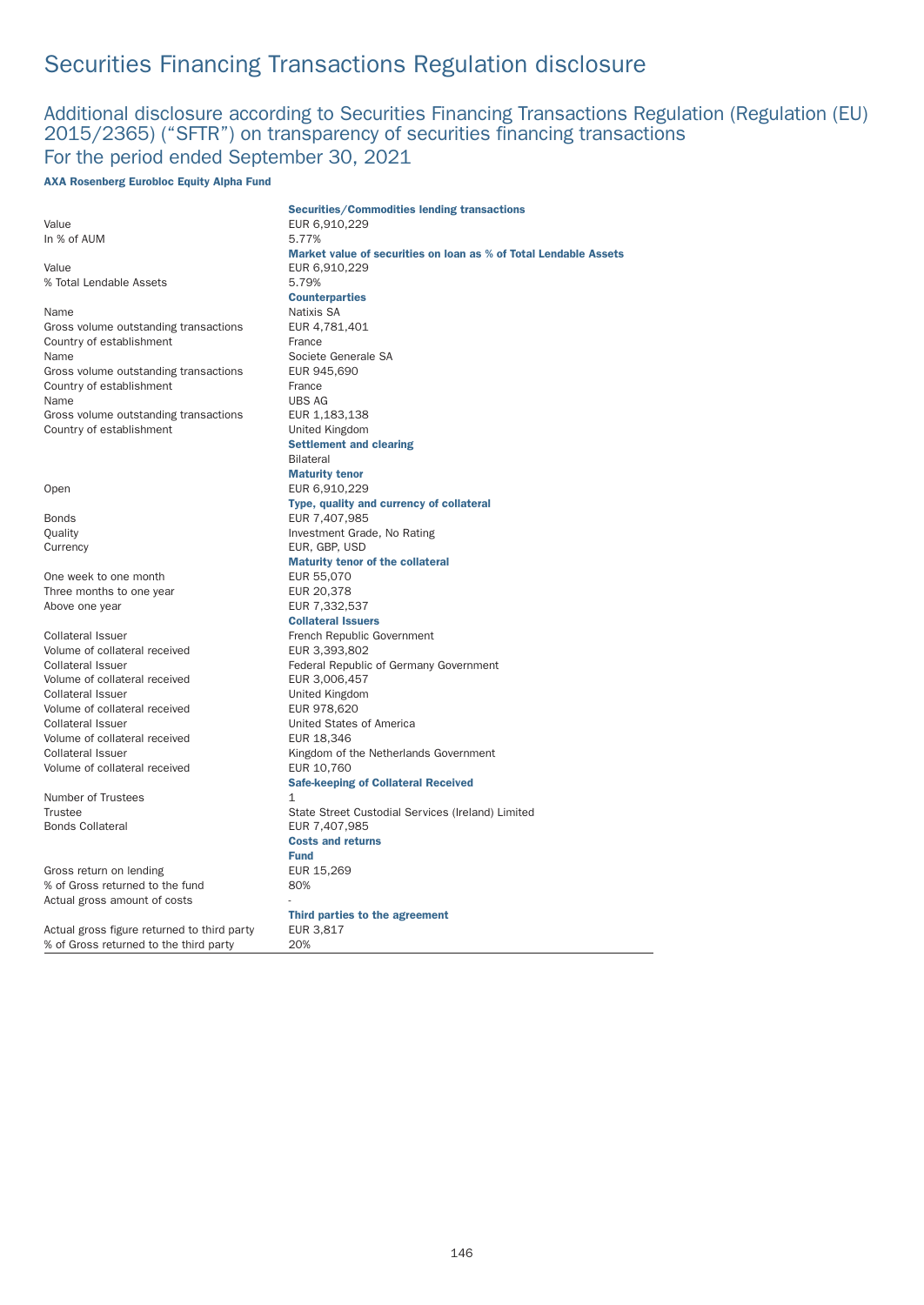# Securities Financing Transactions Regulation disclosure

## Additional disclosure according to Securities Financing Transactions Regulation (Regulation (EU) 2015/2365) ("SFTR") on transparency of securities financing transactions

## For the period ended September 30, 2021

**AXA Rosenberg Eurobloc Equity Alpha Fund**

| | |
|---|---|
| | **Securities/Commodities lending transactions** |
| Value | EUR 6,910,229 |
| In % of AUM | 5.77% |
| | **Market value of securities on loan as % of Total Lendable Assets** |
| Value | EUR 6,910,229 |
| % Total Lendable Assets | 5.79% |
| | **Counterparties** |
| Name | Natixis SA |
| Gross volume outstanding transactions | EUR 4,781,401 |
| Country of establishment | France |
| Name | Societe Generale SA |
| Gross volume outstanding transactions | EUR 945,690 |
| Country of establishment | France |
| Name | UBS AG |
| Gross volume outstanding transactions | EUR 1,183,138 |
| Country of establishment | United Kingdom |
| | **Settlement and clearing** |
| | Bilateral |
| | **Maturity tenor** |
| Open | EUR 6,910,229 |
| | **Type, quality and currency of collateral** |
| Bonds | EUR 7,407,985 |
| Quality | Investment Grade, No Rating |
| Currency | EUR, GBP, USD |
| | **Maturity tenor of the collateral** |
| One week to one month | EUR 55,070 |
| Three months to one year | EUR 20,378 |
| Above one year | EUR 7,332,537 |
| | **Collateral Issuers** |
| Collateral Issuer | French Republic Government |
| Volume of collateral received | EUR 3,393,802 |
| Collateral Issuer | Federal Republic of Germany Government |
| Volume of collateral received | EUR 3,006,457 |
| Collateral Issuer | United Kingdom |
| Volume of collateral received | EUR 978,620 |
| Collateral Issuer | United States of America |
| Volume of collateral received | EUR 18,346 |
| Collateral Issuer | Kingdom of the Netherlands Government |
| Volume of collateral received | EUR 10,760 |
| | **Safe-keeping of Collateral Received** |
| Number of Trustees | 1 |
| Trustee | State Street Custodial Services (Ireland) Limited |
| Bonds Collateral | EUR 7,407,985 |
| | **Costs and returns** |
| | **Fund** |
| Gross return on lending | EUR 15,269 |
| % of Gross returned to the fund | 80% |
| Actual gross amount of costs | - |
| | **Third parties to the agreement** |
| Actual gross figure returned to third party | EUR 3,817 |
| % of Gross returned to the third party | 20% |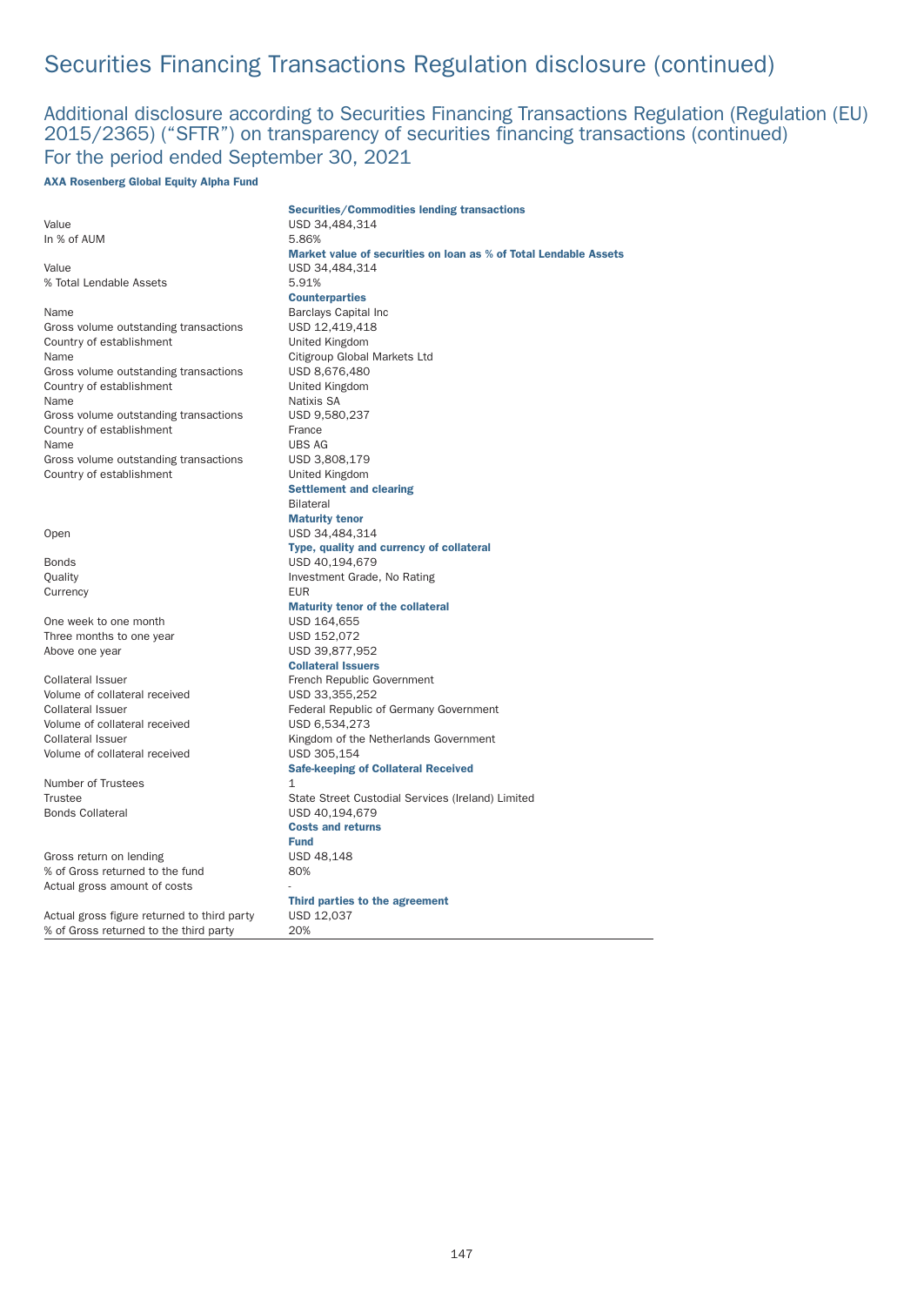# Securities Financing Transactions Regulation disclosure (continued)

## Additional disclosure according to Securities Financing Transactions Regulation (Regulation (EU) 2015/2365) ("SFTR") on transparency of securities financing transactions (continued)

## For the period ended September 30, 2021

**AXA Rosenberg Global Equity Alpha Fund**

| | |
|---|---|
| | **Securities/Commodities lending transactions** |
| Value | USD 34,484,314 |
| In % of AUM | 5.86% |
| | **Market value of securities on loan as % of Total Lendable Assets** |
| Value | USD 34,484,314 |
| % Total Lendable Assets | 5.91% |
| | **Counterparties** |
| Name | Barclays Capital Inc |
| Gross volume outstanding transactions | USD 12,419,418 |
| Country of establishment | United Kingdom |
| Name | Citigroup Global Markets Ltd |
| Gross volume outstanding transactions | USD 8,676,480 |
| Country of establishment | United Kingdom |
| Name | Natixis SA |
| Gross volume outstanding transactions | USD 9,580,237 |
| Country of establishment | France |
| Name | UBS AG |
| Gross volume outstanding transactions | USD 3,808,179 |
| Country of establishment | United Kingdom |
| | **Settlement and clearing** |
| | Bilateral |
| | **Maturity tenor** |
| Open | USD 34,484,314 |
| | **Type, quality and currency of collateral** |
| Bonds | USD 40,194,679 |
| Quality | Investment Grade, No Rating |
| Currency | EUR |
| | **Maturity tenor of the collateral** |
| One week to one month | USD 164,655 |
| Three months to one year | USD 152,072 |
| Above one year | USD 39,877,952 |
| | **Collateral Issuers** |
| Collateral Issuer | French Republic Government |
| Volume of collateral received | USD 33,355,252 |
| Collateral Issuer | Federal Republic of Germany Government |
| Volume of collateral received | USD 6,534,273 |
| Collateral Issuer | Kingdom of the Netherlands Government |
| Volume of collateral received | USD 305,154 |
| | **Safe-keeping of Collateral Received** |
| Number of Trustees | 1 |
| Trustee | State Street Custodial Services (Ireland) Limited |
| Bonds Collateral | USD 40,194,679 |
| | **Costs and returns** |
| | **Fund** |
| Gross return on lending | USD 48,148 |
| % of Gross returned to the fund | 80% |
| Actual gross amount of costs | - |
| | **Third parties to the agreement** |
| Actual gross figure returned to third party | USD 12,037 |
| % of Gross returned to the third party | 20% |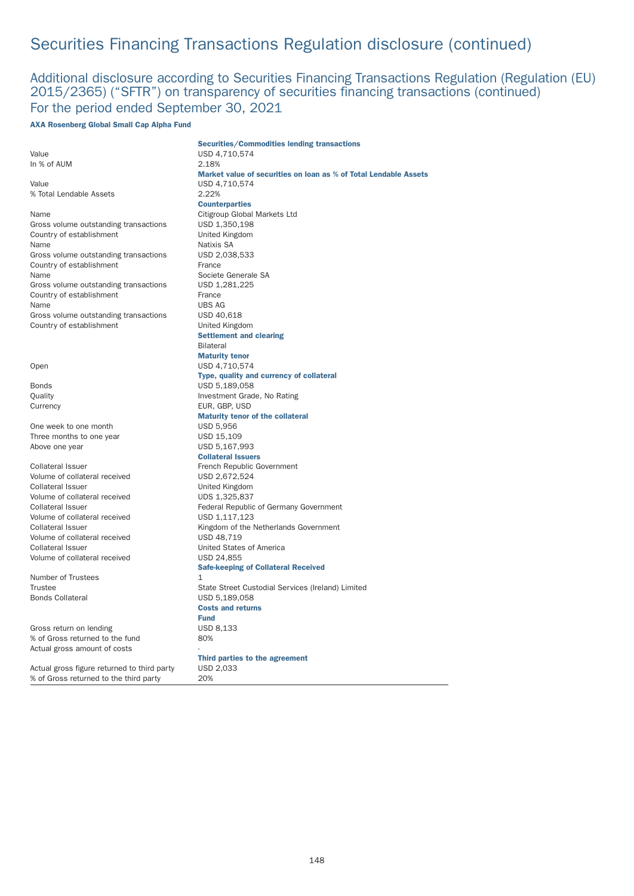# Securities Financing Transactions Regulation disclosure (continued)

## Additional disclosure according to Securities Financing Transactions Regulation (Regulation (EU) 2015/2365) ("SFTR") on transparency of securities financing transactions (continued)

## For the period ended September 30, 2021

**AXA Rosenberg Global Small Cap Alpha Fund**

| | **Securities/Commodities lending transactions** |
|---|---|
| Value | USD 4,710,574 |
| In % of AUM | 2.18% |
| | **Market value of securities on loan as % of Total Lendable Assets** |
| Value | USD 4,710,574 |
| % Total Lendable Assets | 2.22% |
| | **Counterparties** |
| Name | Citigroup Global Markets Ltd |
| Gross volume outstanding transactions | USD 1,350,198 |
| Country of establishment | United Kingdom |
| Name | Natixis SA |
| Gross volume outstanding transactions | USD 2,038,533 |
| Country of establishment | France |
| Name | Societe Generale SA |
| Gross volume outstanding transactions | USD 1,281,225 |
| Country of establishment | France |
| Name | UBS AG |
| Gross volume outstanding transactions | USD 40,618 |
| Country of establishment | United Kingdom |
| | **Settlement and clearing** |
| | Bilateral |
| | **Maturity tenor** |
| Open | USD 4,710,574 |
| | **Type, quality and currency of collateral** |
| Bonds | USD 5,189,058 |
| Quality | Investment Grade, No Rating |
| Currency | EUR, GBP, USD |
| | **Maturity tenor of the collateral** |
| One week to one month | USD 5,956 |
| Three months to one year | USD 15,109 |
| Above one year | USD 5,167,993 |
| | **Collateral Issuers** |
| Collateral Issuer | French Republic Government |
| Volume of collateral received | USD 2,672,524 |
| Collateral Issuer | United Kingdom |
| Volume of collateral received | UDS 1,325,837 |
| Collateral Issuer | Federal Republic of Germany Government |
| Volume of collateral received | USD 1,117,123 |
| Collateral Issuer | Kingdom of the Netherlands Government |
| Volume of collateral received | USD 48,719 |
| Collateral Issuer | United States of America |
| Volume of collateral received | USD 24,855 |
| | **Safe-keeping of Collateral Received** |
| Number of Trustees | 1 |
| Trustee | State Street Custodial Services (Ireland) Limited |
| Bonds Collateral | USD 5,189,058 |
| | **Costs and returns** |
| | **Fund** |
| Gross return on lending | USD 8,133 |
| % of Gross returned to the fund | 80% |
| Actual gross amount of costs | - |
| | **Third parties to the agreement** |
| Actual gross figure returned to third party | USD 2,033 |
| % of Gross returned to the third party | 20% |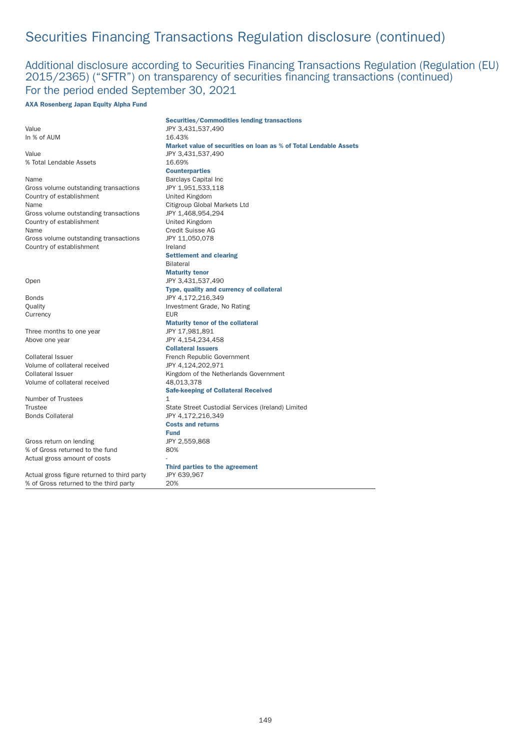# Securities Financing Transactions Regulation disclosure (continued)

## Additional disclosure according to Securities Financing Transactions Regulation (Regulation (EU) 2015/2365) ("SFTR") on transparency of securities financing transactions (continued)
## For the period ended September 30, 2021

**AXA Rosenberg Japan Equity Alpha Fund**

| | **Securities/Commodities lending transactions** |
|---|---|
| Value | JPY 3,431,537,490 |
| In % of AUM | 16.43% |
| | **Market value of securities on loan as % of Total Lendable Assets** |
| Value | JPY 3,431,537,490 |
| % Total Lendable Assets | 16.69% |
| | **Counterparties** |
| Name | Barclays Capital Inc |
| Gross volume outstanding transactions | JPY 1,951,533,118 |
| Country of establishment | United Kingdom |
| Name | Citigroup Global Markets Ltd |
| Gross volume outstanding transactions | JPY 1,468,954,294 |
| Country of establishment | United Kingdom |
| Name | Credit Suisse AG |
| Gross volume outstanding transactions | JPY 11,050,078 |
| Country of establishment | Ireland |
| | **Settlement and clearing** |
| | Bilateral |
| | **Maturity tenor** |
| Open | JPY 3,431,537,490 |
| | **Type, quality and currency of collateral** |
| Bonds | JPY 4,172,216,349 |
| Quality | Investment Grade, No Rating |
| Currency | EUR |
| | **Maturity tenor of the collateral** |
| Three months to one year | JPY 17,981,891 |
| Above one year | JPY 4,154,234,458 |
| | **Collateral Issuers** |
| Collateral Issuer | French Republic Government |
| Volume of collateral received | JPY 4,124,202,971 |
| Collateral Issuer | Kingdom of the Netherlands Government |
| Volume of collateral received | 48,013,378 |
| | **Safe-keeping of Collateral Received** |
| Number of Trustees | 1 |
| Trustee | State Street Custodial Services (Ireland) Limited |
| Bonds Collateral | JPY 4,172,216,349 |
| | **Costs and returns** |
| | **Fund** |
| Gross return on lending | JPY 2,559,868 |
| % of Gross returned to the fund | 80% |
| Actual gross amount of costs | - |
| | **Third parties to the agreement** |
| Actual gross figure returned to third party | JPY 639,967 |
| % of Gross returned to the third party | 20% |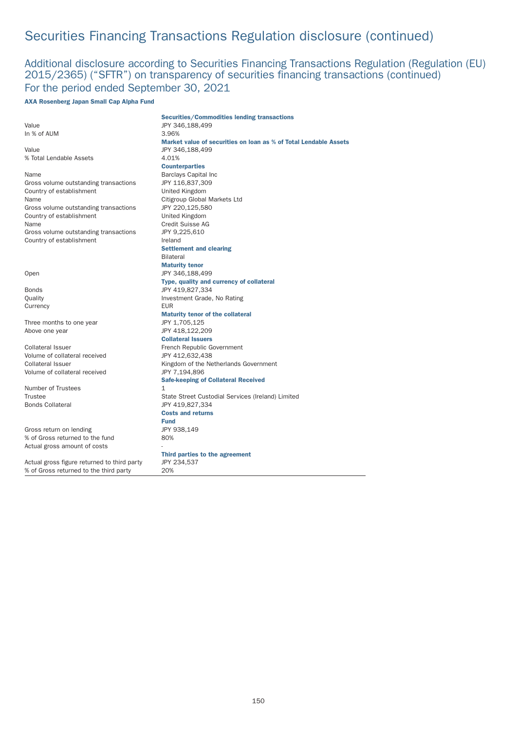# Securities Financing Transactions Regulation disclosure (continued)

## Additional disclosure according to Securities Financing Transactions Regulation (Regulation (EU) 2015/2365) ("SFTR") on transparency of securities financing transactions (continued)
## For the period ended September 30, 2021

**AXA Rosenberg Japan Small Cap Alpha Fund**

| | **Securities/Commodities lending transactions** |
|---|---|
| Value | JPY 346,188,499 |
| In % of AUM | 3.96% |
| | **Market value of securities on loan as % of Total Lendable Assets** |
| Value | JPY 346,188,499 |
| % Total Lendable Assets | 4.01% |
| | **Counterparties** |
| Name | Barclays Capital Inc |
| Gross volume outstanding transactions | JPY 116,837,309 |
| Country of establishment | United Kingdom |
| Name | Citigroup Global Markets Ltd |
| Gross volume outstanding transactions | JPY 220,125,580 |
| Country of establishment | United Kingdom |
| Name | Credit Suisse AG |
| Gross volume outstanding transactions | JPY 9,225,610 |
| Country of establishment | Ireland |
| | **Settlement and clearing** |
| | Bilateral |
| | **Maturity tenor** |
| Open | JPY 346,188,499 |
| | **Type, quality and currency of collateral** |
| Bonds | JPY 419,827,334 |
| Quality | Investment Grade, No Rating |
| Currency | EUR |
| | **Maturity tenor of the collateral** |
| Three months to one year | JPY 1,705,125 |
| Above one year | JPY 418,122,209 |
| | **Collateral Issuers** |
| Collateral Issuer | French Republic Government |
| Volume of collateral received | JPY 412,632,438 |
| Collateral Issuer | Kingdom of the Netherlands Government |
| Volume of collateral received | JPY 7,194,896 |
| | **Safe-keeping of Collateral Received** |
| Number of Trustees | 1 |
| Trustee | State Street Custodial Services (Ireland) Limited |
| Bonds Collateral | JPY 419,827,334 |
| | **Costs and returns** |
| | **Fund** |
| Gross return on lending | JPY 938,149 |
| % of Gross returned to the fund | 80% |
| Actual gross amount of costs | - |
| | **Third parties to the agreement** |
| Actual gross figure returned to third party | JPY 234,537 |
| % of Gross returned to the third party | 20% |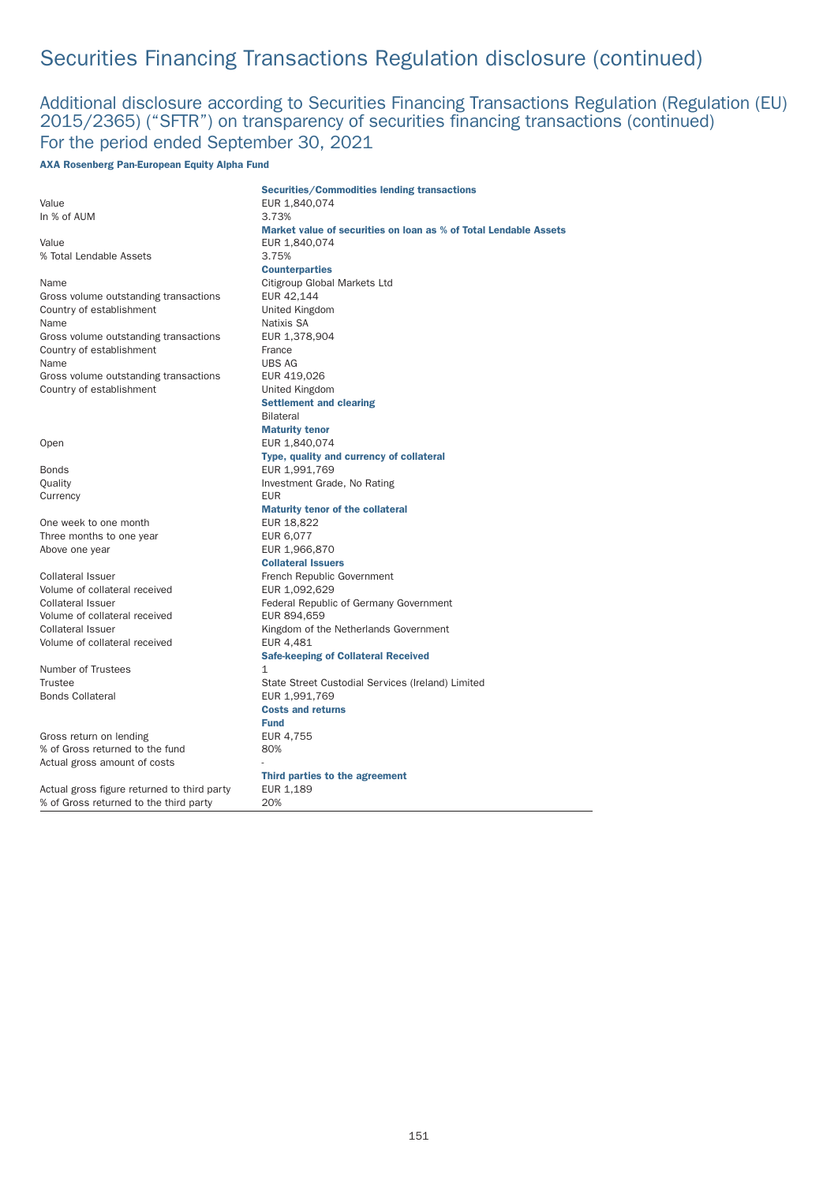# Securities Financing Transactions Regulation disclosure (continued)

## Additional disclosure according to Securities Financing Transactions Regulation (Regulation (EU) 2015/2365) ("SFTR") on transparency of securities financing transactions (continued)
## For the period ended September 30, 2021

**AXA Rosenberg Pan-European Equity Alpha Fund**

| | **Securities/Commodities lending transactions** |
|---|---|
| Value | EUR 1,840,074 |
| In % of AUM | 3.73% |
| | **Market value of securities on loan as % of Total Lendable Assets** |
| Value | EUR 1,840,074 |
| % Total Lendable Assets | 3.75% |
| | **Counterparties** |
| Name | Citigroup Global Markets Ltd |
| Gross volume outstanding transactions | EUR 42,144 |
| Country of establishment | United Kingdom |
| Name | Natixis SA |
| Gross volume outstanding transactions | EUR 1,378,904 |
| Country of establishment | France |
| Name | UBS AG |
| Gross volume outstanding transactions | EUR 419,026 |
| Country of establishment | United Kingdom |
| | **Settlement and clearing** |
| | Bilateral |
| | **Maturity tenor** |
| Open | EUR 1,840,074 |
| | **Type, quality and currency of collateral** |
| Bonds | EUR 1,991,769 |
| Quality | Investment Grade, No Rating |
| Currency | EUR |
| | **Maturity tenor of the collateral** |
| One week to one month | EUR 18,822 |
| Three months to one year | EUR 6,077 |
| Above one year | EUR 1,966,870 |
| | **Collateral Issuers** |
| Collateral Issuer | French Republic Government |
| Volume of collateral received | EUR 1,092,629 |
| Collateral Issuer | Federal Republic of Germany Government |
| Volume of collateral received | EUR 894,659 |
| Collateral Issuer | Kingdom of the Netherlands Government |
| Volume of collateral received | EUR 4,481 |
| | **Safe-keeping of Collateral Received** |
| Number of Trustees | 1 |
| Trustee | State Street Custodial Services (Ireland) Limited |
| Bonds Collateral | EUR 1,991,769 |
| | **Costs and returns** |
| | **Fund** |
| Gross return on lending | EUR 4,755 |
| % of Gross returned to the fund | 80% |
| Actual gross amount of costs | - |
| | **Third parties to the agreement** |
| Actual gross figure returned to third party | EUR 1,189 |
| % of Gross returned to the third party | 20% |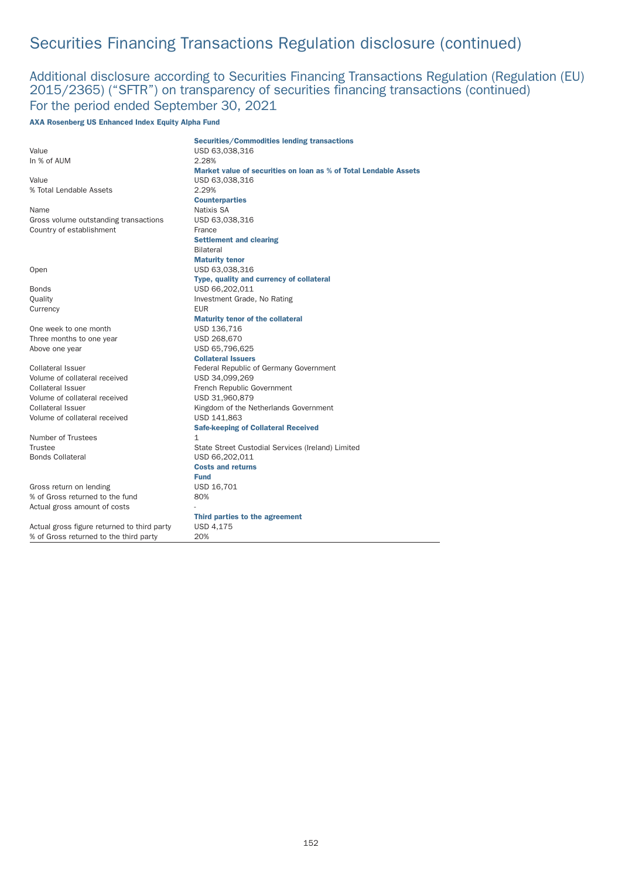# Securities Financing Transactions Regulation disclosure (continued)

## Additional disclosure according to Securities Financing Transactions Regulation (Regulation (EU) 2015/2365) ("SFTR") on transparency of securities financing transactions (continued)
## For the period ended September 30, 2021

**AXA Rosenberg US Enhanced Index Equity Alpha Fund**

| | |
|---|---|
| | **Securities/Commodities lending transactions** |
| Value | USD 63,038,316 |
| In % of AUM | 2.28% |
| | **Market value of securities on loan as % of Total Lendable Assets** |
| Value | USD 63,038,316 |
| % Total Lendable Assets | 2.29% |
| | **Counterparties** |
| Name | Natixis SA |
| Gross volume outstanding transactions | USD 63,038,316 |
| Country of establishment | France |
| | **Settlement and clearing** |
| | Bilateral |
| | **Maturity tenor** |
| Open | USD 63,038,316 |
| | **Type, quality and currency of collateral** |
| Bonds | USD 66,202,011 |
| Quality | Investment Grade, No Rating |
| Currency | EUR |
| | **Maturity tenor of the collateral** |
| One week to one month | USD 136,716 |
| Three months to one year | USD 268,670 |
| Above one year | USD 65,796,625 |
| | **Collateral Issuers** |
| Collateral Issuer | Federal Republic of Germany Government |
| Volume of collateral received | USD 34,099,269 |
| Collateral Issuer | French Republic Government |
| Volume of collateral received | USD 31,960,879 |
| Collateral Issuer | Kingdom of the Netherlands Government |
| Volume of collateral received | USD 141,863 |
| | **Safe-keeping of Collateral Received** |
| Number of Trustees | 1 |
| Trustee | State Street Custodial Services (Ireland) Limited |
| Bonds Collateral | USD 66,202,011 |
| | **Costs and returns** |
| | **Fund** |
| Gross return on lending | USD 16,701 |
| % of Gross returned to the fund | 80% |
| Actual gross amount of costs | - |
| | **Third parties to the agreement** |
| Actual gross figure returned to third party | USD 4,175 |
| % of Gross returned to the third party | 20% |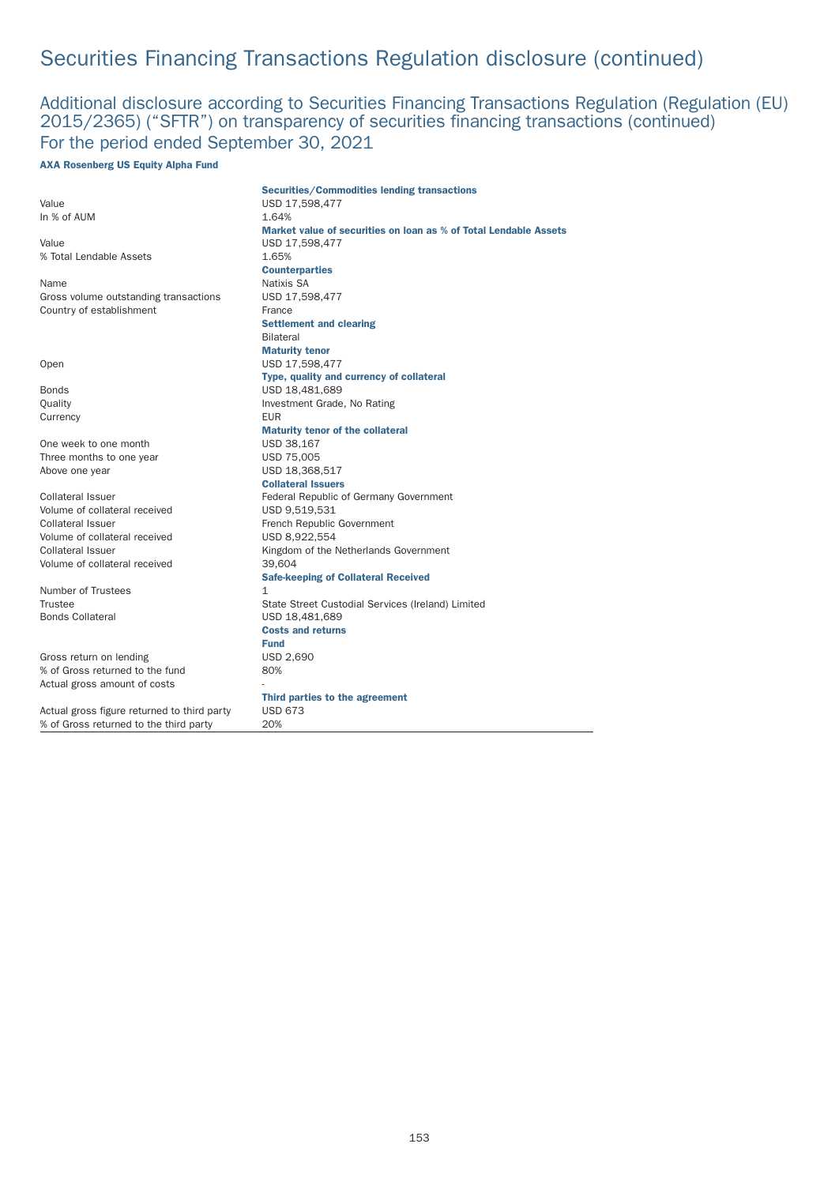# Securities Financing Transactions Regulation disclosure (continued)

## Additional disclosure according to Securities Financing Transactions Regulation (Regulation (EU) 2015/2365) ("SFTR") on transparency of securities financing transactions (continued)
## For the period ended September 30, 2021

**AXA Rosenberg US Equity Alpha Fund**

| | |
|---|---|
| | **Securities/Commodities lending transactions** |
| Value | USD 17,598,477 |
| In % of AUM | 1.64% |
| | **Market value of securities on loan as % of Total Lendable Assets** |
| Value | USD 17,598,477 |
| % Total Lendable Assets | 1.65% |
| | **Counterparties** |
| Name | Natixis SA |
| Gross volume outstanding transactions | USD 17,598,477 |
| Country of establishment | France |
| | **Settlement and clearing** |
| | Bilateral |
| | **Maturity tenor** |
| Open | USD 17,598,477 |
| | **Type, quality and currency of collateral** |
| Bonds | USD 18,481,689 |
| Quality | Investment Grade, No Rating |
| Currency | EUR |
| | **Maturity tenor of the collateral** |
| One week to one month | USD 38,167 |
| Three months to one year | USD 75,005 |
| Above one year | USD 18,368,517 |
| | **Collateral Issuers** |
| Collateral Issuer | Federal Republic of Germany Government |
| Volume of collateral received | USD 9,519,531 |
| Collateral Issuer | French Republic Government |
| Volume of collateral received | USD 8,922,554 |
| Collateral Issuer | Kingdom of the Netherlands Government |
| Volume of collateral received | 39,604 |
| | **Safe-keeping of Collateral Received** |
| Number of Trustees | 1 |
| Trustee | State Street Custodial Services (Ireland) Limited |
| Bonds Collateral | USD 18,481,689 |
| | **Costs and returns** |
| | **Fund** |
| Gross return on lending | USD 2,690 |
| % of Gross returned to the fund | 80% |
| Actual gross amount of costs | - |
| | **Third parties to the agreement** |
| Actual gross figure returned to third party | USD 673 |
| % of Gross returned to the third party | 20% |